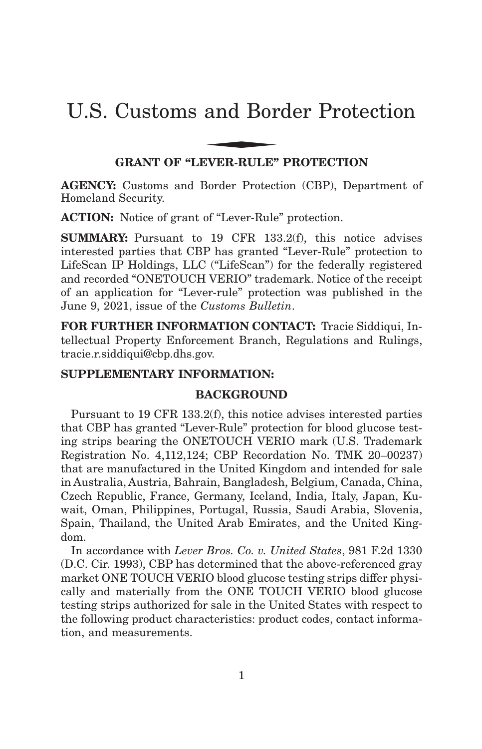# U.S. Customs and Border Protection

## GRANT OF "LEVER-RULE" PROTECTION

**AGENCY:** Customs and Border Protection (CBP), Department of Homeland Security.

**ACTION:** Notice of grant of "Lever-Rule" protection.

**SUMMARY:** Pursuant to 19 CFR 133.2(f), this notice advises interested parties that CBP has granted "Lever-Rule" protection to LifeScan IP Holdings, LLC ("LifeScan") for the federally registered and recorded "ONETOUCH VERIO" trademark. Notice of the receipt of an application for "Lever-rule" protection was published in the June 9, 2021, issue of the *Customs Bulletin*.

**FOR FURTHER INFORMATION CONTACT:** Tracie Siddiqui, Intellectual Property Enforcement Branch, Regulations and Rulings, tracie.r.siddiqui@cbp.dhs.gov.

**SUPPLEMENTARY INFORMATION:**

### BACKGROUND

Pursuant to 19 CFR 133.2(f), this notice advises interested parties that CBP has granted "Lever-Rule" protection for blood glucose testing strips bearing the ONETOUCH VERIO mark (U.S. Trademark Registration No. 4,112,124; CBP Recordation No. TMK 20–00237) that are manufactured in the United Kingdom and intended for sale in Australia, Austria, Bahrain, Bangladesh, Belgium, Canada, China, Czech Republic, France, Germany, Iceland, India, Italy, Japan, Kuwait, Oman, Philippines, Portugal, Russia, Saudi Arabia, Slovenia, Spain, Thailand, the United Arab Emirates, and the United Kingdom.

In accordance with *Lever Bros. Co. v. United States*, 981 F.2d 1330 (D.C. Cir. 1993), CBP has determined that the above-referenced gray market ONE TOUCH VERIO blood glucose testing strips differ physically and materially from the ONE TOUCH VERIO blood glucose testing strips authorized for sale in the United States with respect to the following product characteristics: product codes, contact information, and measurements.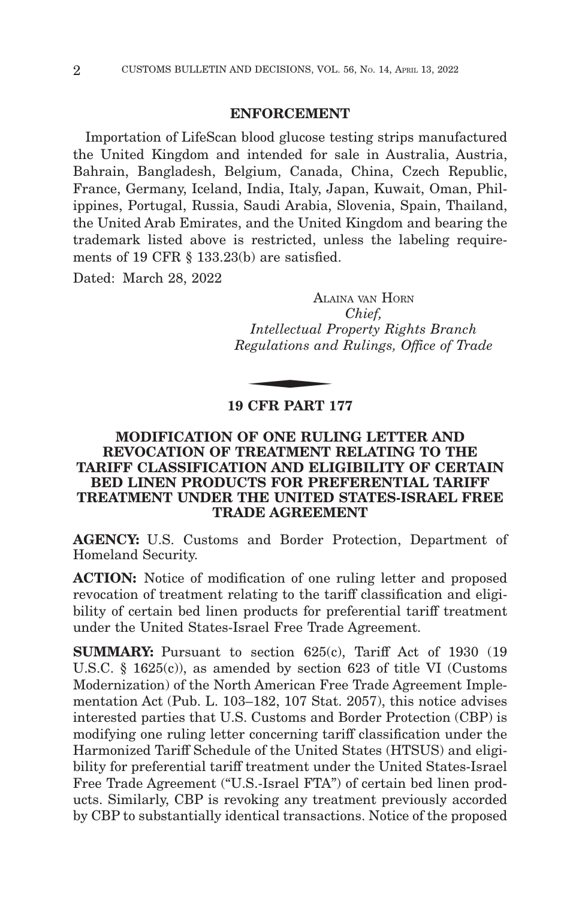## ENFORCEMENT

Importation of LifeScan blood glucose testing strips manufactured the United Kingdom and intended for sale in Australia, Austria, Bahrain, Bangladesh, Belgium, Canada, China, Czech Republic, France, Germany, Iceland, India, Italy, Japan, Kuwait, Oman, Philippines, Portugal, Russia, Saudi Arabia, Slovenia, Spain, Thailand, the United Arab Emirates, and the United Kingdom and bearing the trademark listed above is restricted, unless the labeling requirements of 19 CFR § 133.23(b) are satisfied.

Dated: March 28, 2022

ALAINA VAN HORN
*Chief,*
*Intellectual Property Rights Branch*
*Regulations and Rulings, Office of Trade*

## 19 CFR PART 177

## MODIFICATION OF ONE RULING LETTER AND REVOCATION OF TREATMENT RELATING TO THE TARIFF CLASSIFICATION AND ELIGIBILITY OF CERTAIN BED LINEN PRODUCTS FOR PREFERENTIAL TARIFF TREATMENT UNDER THE UNITED STATES-ISRAEL FREE TRADE AGREEMENT

**AGENCY:** U.S. Customs and Border Protection, Department of Homeland Security.

**ACTION:** Notice of modification of one ruling letter and proposed revocation of treatment relating to the tariff classification and eligibility of certain bed linen products for preferential tariff treatment under the United States-Israel Free Trade Agreement.

**SUMMARY:** Pursuant to section 625(c), Tariff Act of 1930 (19 U.S.C. § 1625(c)), as amended by section 623 of title VI (Customs Modernization) of the North American Free Trade Agreement Implementation Act (Pub. L. 103–182, 107 Stat. 2057), this notice advises interested parties that U.S. Customs and Border Protection (CBP) is modifying one ruling letter concerning tariff classification under the Harmonized Tariff Schedule of the United States (HTSUS) and eligibility for preferential tariff treatment under the United States-Israel Free Trade Agreement ("U.S.-Israel FTA") of certain bed linen products. Similarly, CBP is revoking any treatment previously accorded by CBP to substantially identical transactions. Notice of the proposed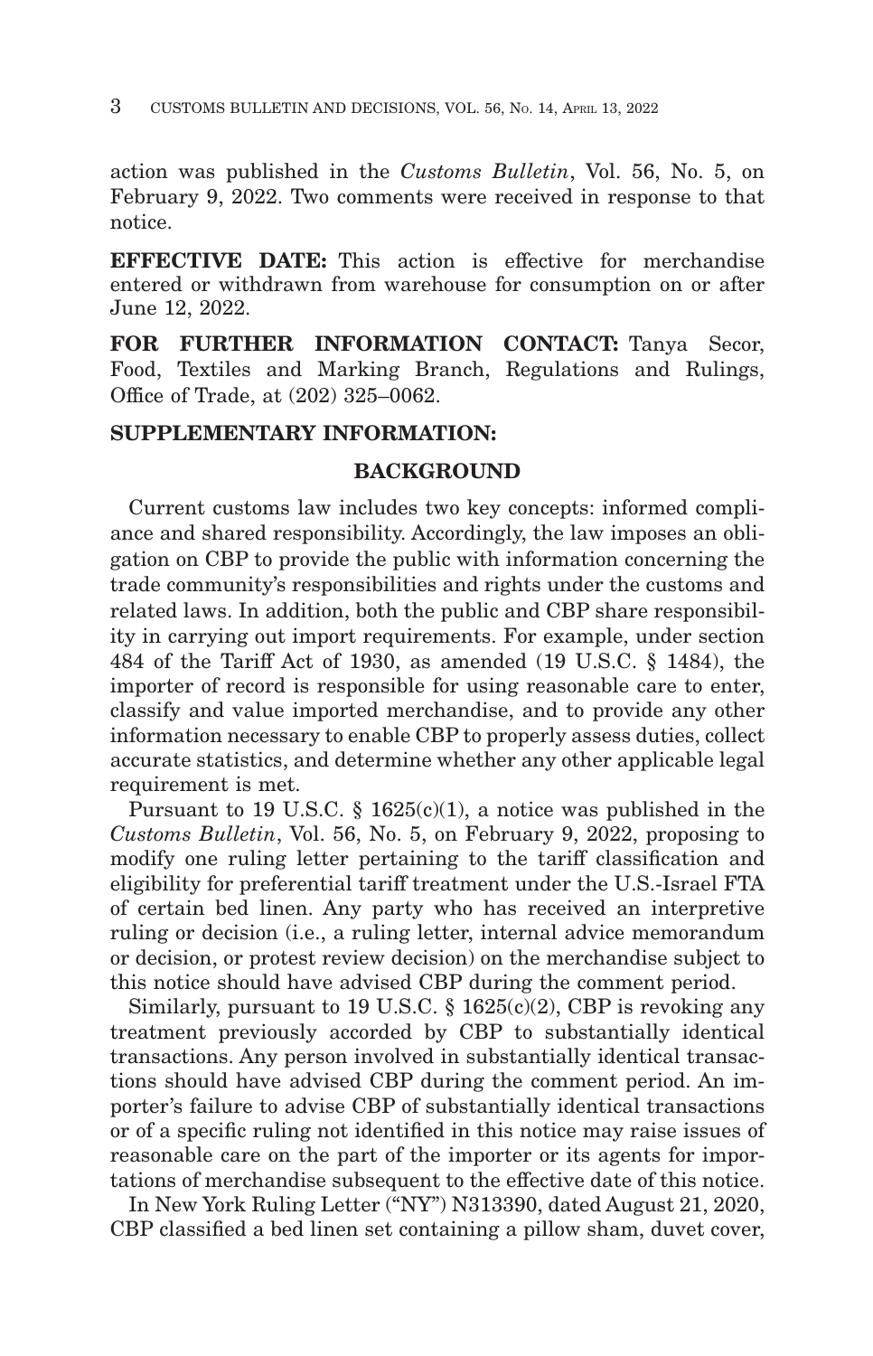action was published in the *Customs Bulletin*, Vol. 56, No. 5, on February 9, 2022. Two comments were received in response to that notice.

**EFFECTIVE DATE:** This action is effective for merchandise entered or withdrawn from warehouse for consumption on or after June 12, 2022.

**FOR FURTHER INFORMATION CONTACT:** Tanya Secor, Food, Textiles and Marking Branch, Regulations and Rulings, Office of Trade, at (202) 325–0062.

**SUPPLEMENTARY INFORMATION:**

## BACKGROUND

Current customs law includes two key concepts: informed compliance and shared responsibility. Accordingly, the law imposes an obligation on CBP to provide the public with information concerning the trade community's responsibilities and rights under the customs and related laws. In addition, both the public and CBP share responsibility in carrying out import requirements. For example, under section 484 of the Tariff Act of 1930, as amended (19 U.S.C. § 1484), the importer of record is responsible for using reasonable care to enter, classify and value imported merchandise, and to provide any other information necessary to enable CBP to properly assess duties, collect accurate statistics, and determine whether any other applicable legal requirement is met.

Pursuant to 19 U.S.C. § 1625(c)(1), a notice was published in the *Customs Bulletin*, Vol. 56, No. 5, on February 9, 2022, proposing to modify one ruling letter pertaining to the tariff classification and eligibility for preferential tariff treatment under the U.S.-Israel FTA of certain bed linen. Any party who has received an interpretive ruling or decision (i.e., a ruling letter, internal advice memorandum or decision, or protest review decision) on the merchandise subject to this notice should have advised CBP during the comment period.

Similarly, pursuant to 19 U.S.C. § 1625(c)(2), CBP is revoking any treatment previously accorded by CBP to substantially identical transactions. Any person involved in substantially identical transactions should have advised CBP during the comment period. An importer's failure to advise CBP of substantially identical transactions or of a specific ruling not identified in this notice may raise issues of reasonable care on the part of the importer or its agents for importations of merchandise subsequent to the effective date of this notice.

In New York Ruling Letter ("NY") N313390, dated August 21, 2020, CBP classified a bed linen set containing a pillow sham, duvet cover,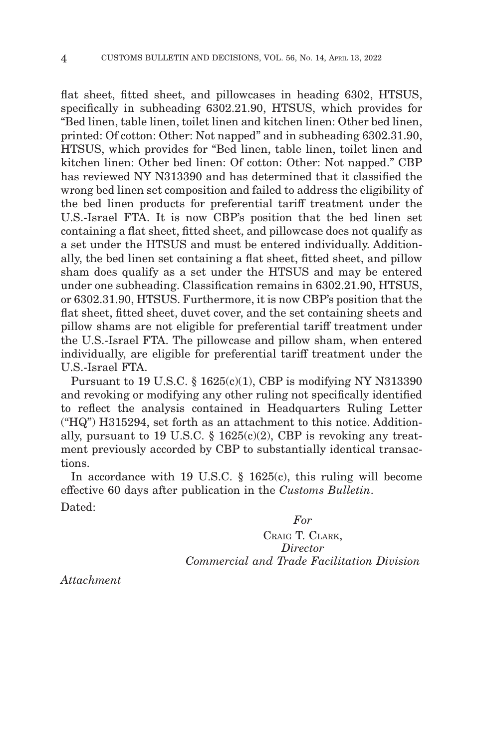flat sheet, fitted sheet, and pillowcases in heading 6302, HTSUS, specifically in subheading 6302.21.90, HTSUS, which provides for "Bed linen, table linen, toilet linen and kitchen linen: Other bed linen, printed: Of cotton: Other: Not napped" and in subheading 6302.31.90, HTSUS, which provides for "Bed linen, table linen, toilet linen and kitchen linen: Other bed linen: Of cotton: Other: Not napped." CBP has reviewed NY N313390 and has determined that it classified the wrong bed linen set composition and failed to address the eligibility of the bed linen products for preferential tariff treatment under the U.S.-Israel FTA. It is now CBP's position that the bed linen set containing a flat sheet, fitted sheet, and pillowcase does not qualify as a set under the HTSUS and must be entered individually. Additionally, the bed linen set containing a flat sheet, fitted sheet, and pillow sham does qualify as a set under the HTSUS and may be entered under one subheading. Classification remains in 6302.21.90, HTSUS, or 6302.31.90, HTSUS. Furthermore, it is now CBP's position that the flat sheet, fitted sheet, duvet cover, and the set containing sheets and pillow shams are not eligible for preferential tariff treatment under the U.S.-Israel FTA. The pillowcase and pillow sham, when entered individually, are eligible for preferential tariff treatment under the U.S.-Israel FTA.

Pursuant to 19 U.S.C. § 1625(c)(1), CBP is modifying NY N313390 and revoking or modifying any other ruling not specifically identified to reflect the analysis contained in Headquarters Ruling Letter ("HQ") H315294, set forth as an attachment to this notice. Additionally, pursuant to 19 U.S.C. § 1625(c)(2), CBP is revoking any treatment previously accorded by CBP to substantially identical transactions.

In accordance with 19 U.S.C. § 1625(c), this ruling will become effective 60 days after publication in the *Customs Bulletin*.

Dated:

*For*

CRAIG T. CLARK,
*Director*
*Commercial and Trade Facilitation Division*

*Attachment*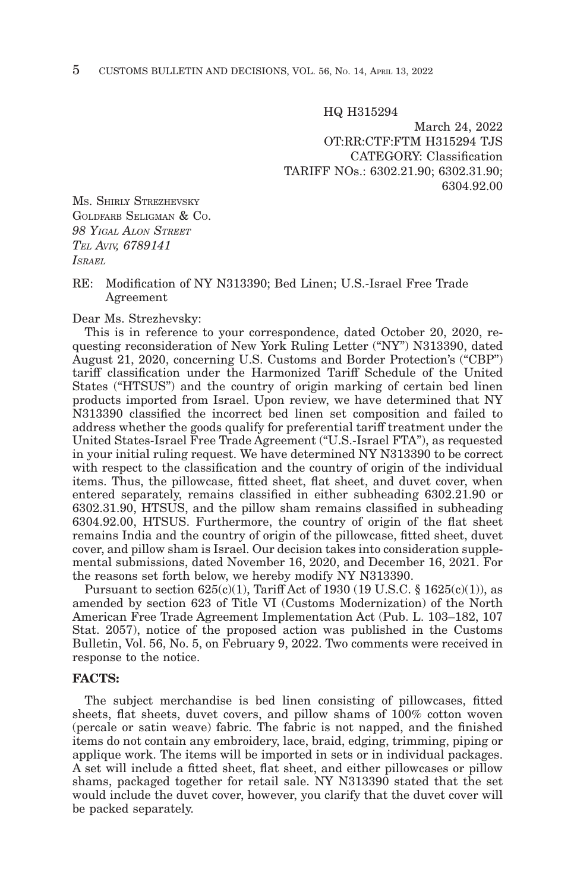HQ H315294

March 24, 2022

OT:RR:CTF:FTM H315294 TJS

CATEGORY: Classification

TARIFF NOs.: 6302.21.90; 6302.31.90; 6304.92.00

MS. SHIRLY STREZHEVSKY
GOLDFARB SELIGMAN & CO.
*98 YIGAL ALON STREET*
*TEL AVIV, 6789141*
*ISRAEL*

RE: Modification of NY N313390; Bed Linen; U.S.-Israel Free Trade Agreement

Dear Ms. Strezhevsky:

This is in reference to your correspondence, dated October 20, 2020, requesting reconsideration of New York Ruling Letter ("NY") N313390, dated August 21, 2020, concerning U.S. Customs and Border Protection's ("CBP") tariff classification under the Harmonized Tariff Schedule of the United States ("HTSUS") and the country of origin marking of certain bed linen products imported from Israel. Upon review, we have determined that NY N313390 classified the incorrect bed linen set composition and failed to address whether the goods qualify for preferential tariff treatment under the United States-Israel Free Trade Agreement ("U.S.-Israel FTA"), as requested in your initial ruling request. We have determined NY N313390 to be correct with respect to the classification and the country of origin of the individual items. Thus, the pillowcase, fitted sheet, flat sheet, and duvet cover, when entered separately, remains classified in either subheading 6302.21.90 or 6302.31.90, HTSUS, and the pillow sham remains classified in subheading 6304.92.00, HTSUS. Furthermore, the country of origin of the flat sheet remains India and the country of origin of the pillowcase, fitted sheet, duvet cover, and pillow sham is Israel. Our decision takes into consideration supplemental submissions, dated November 16, 2020, and December 16, 2021. For the reasons set forth below, we hereby modify NY N313390.

Pursuant to section 625(c)(1), Tariff Act of 1930 (19 U.S.C. § 1625(c)(1)), as amended by section 623 of Title VI (Customs Modernization) of the North American Free Trade Agreement Implementation Act (Pub. L. 103–182, 107 Stat. 2057), notice of the proposed action was published in the Customs Bulletin, Vol. 56, No. 5, on February 9, 2022. Two comments were received in response to the notice.

**FACTS:**

The subject merchandise is bed linen consisting of pillowcases, fitted sheets, flat sheets, duvet covers, and pillow shams of 100% cotton woven (percale or satin weave) fabric. The fabric is not napped, and the finished items do not contain any embroidery, lace, braid, edging, trimming, piping or applique work. The items will be imported in sets or in individual packages. A set will include a fitted sheet, flat sheet, and either pillowcases or pillow shams, packaged together for retail sale. NY N313390 stated that the set would include the duvet cover, however, you clarify that the duvet cover will be packed separately.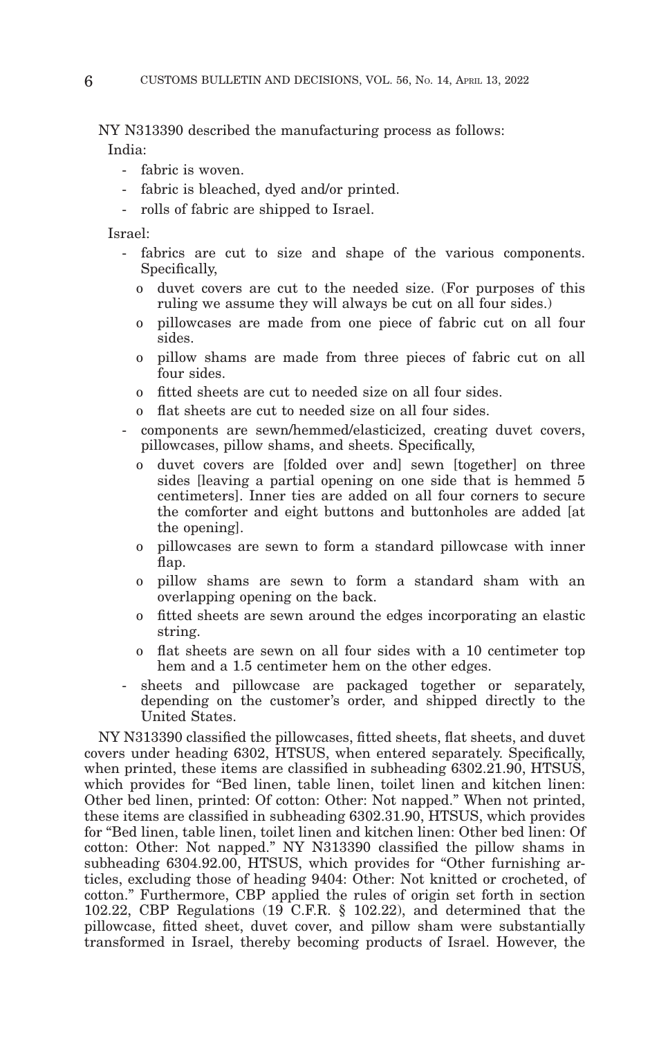NY N313390 described the manufacturing process as follows:

India:

- fabric is woven.
- fabric is bleached, dyed and/or printed.
- rolls of fabric are shipped to Israel.

Israel:

- fabrics are cut to size and shape of the various components. Specifically,
  - o duvet covers are cut to the needed size. (For purposes of this ruling we assume they will always be cut on all four sides.)
  - o pillowcases are made from one piece of fabric cut on all four sides.
  - o pillow shams are made from three pieces of fabric cut on all four sides.
  - o fitted sheets are cut to needed size on all four sides.
  - o flat sheets are cut to needed size on all four sides.
- components are sewn/hemmed/elasticized, creating duvet covers, pillowcases, pillow shams, and sheets. Specifically,
  - o duvet covers are [folded over and] sewn [together] on three sides [leaving a partial opening on one side that is hemmed 5 centimeters]. Inner ties are added on all four corners to secure the comforter and eight buttons and buttonholes are added [at the opening].
  - o pillowcases are sewn to form a standard pillowcase with inner flap.
  - o pillow shams are sewn to form a standard sham with an overlapping opening on the back.
  - o fitted sheets are sewn around the edges incorporating an elastic string.
  - o flat sheets are sewn on all four sides with a 10 centimeter top hem and a 1.5 centimeter hem on the other edges.
- sheets and pillowcase are packaged together or separately, depending on the customer's order, and shipped directly to the United States.

NY N313390 classified the pillowcases, fitted sheets, flat sheets, and duvet covers under heading 6302, HTSUS, when entered separately. Specifically, when printed, these items are classified in subheading 6302.21.90, HTSUS, which provides for "Bed linen, table linen, toilet linen and kitchen linen: Other bed linen, printed: Of cotton: Other: Not napped." When not printed, these items are classified in subheading 6302.31.90, HTSUS, which provides for "Bed linen, table linen, toilet linen and kitchen linen: Other bed linen: Of cotton: Other: Not napped." NY N313390 classified the pillow shams in subheading 6304.92.00, HTSUS, which provides for "Other furnishing articles, excluding those of heading 9404: Other: Not knitted or crocheted, of cotton." Furthermore, CBP applied the rules of origin set forth in section 102.22, CBP Regulations (19 C.F.R. § 102.22), and determined that the pillowcase, fitted sheet, duvet cover, and pillow sham were substantially transformed in Israel, thereby becoming products of Israel. However, the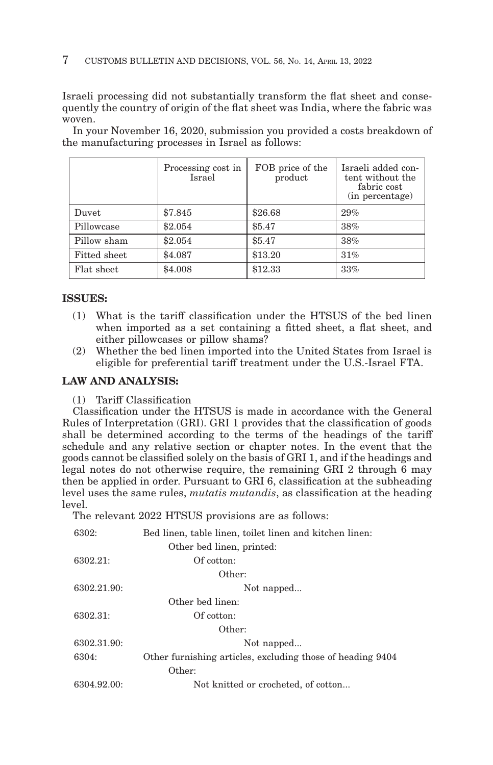Israeli processing did not substantially transform the flat sheet and consequently the country of origin of the flat sheet was India, where the fabric was woven.

In your November 16, 2020, submission you provided a costs breakdown of the manufacturing processes in Israel as follows:

| | Processing cost in Israel | FOB price of the product | Israeli added content without the fabric cost (in percentage) |
|---|---|---|---|
| Duvet | $7.845 | $26.68 | 29% |
| Pillowcase | $2.054 | $5.47 | 38% |
| Pillow sham | $2.054 | $5.47 | 38% |
| Fitted sheet | $4.087 | $13.20 | 31% |
| Flat sheet | $4.008 | $12.33 | 33% |

**ISSUES:**

(1) What is the tariff classification under the HTSUS of the bed linen when imported as a set containing a fitted sheet, a flat sheet, and either pillowcases or pillow shams?

(2) Whether the bed linen imported into the United States from Israel is eligible for preferential tariff treatment under the U.S.-Israel FTA.

**LAW AND ANALYSIS:**

(1) Tariff Classification

Classification under the HTSUS is made in accordance with the General Rules of Interpretation (GRI). GRI 1 provides that the classification of goods shall be determined according to the terms of the headings of the tariff schedule and any relative section or chapter notes. In the event that the goods cannot be classified solely on the basis of GRI 1, and if the headings and legal notes do not otherwise require, the remaining GRI 2 through 6 may then be applied in order. Pursuant to GRI 6, classification at the subheading level uses the same rules, *mutatis mutandis*, as classification at the heading level.

The relevant 2022 HTSUS provisions are as follows:

| | |
|---|---|
| 6302: | Bed linen, table linen, toilet linen and kitchen linen: |
| | Other bed linen, printed: |
| 6302.21: | Of cotton: |
| | Other: |
| 6302.21.90: | Not napped... |
| | Other bed linen: |
| 6302.31: | Of cotton: |
| | Other: |
| 6302.31.90: | Not napped... |
| 6304: | Other furnishing articles, excluding those of heading 9404 |
| | Other: |
| 6304.92.00: | Not knitted or crocheted, of cotton... |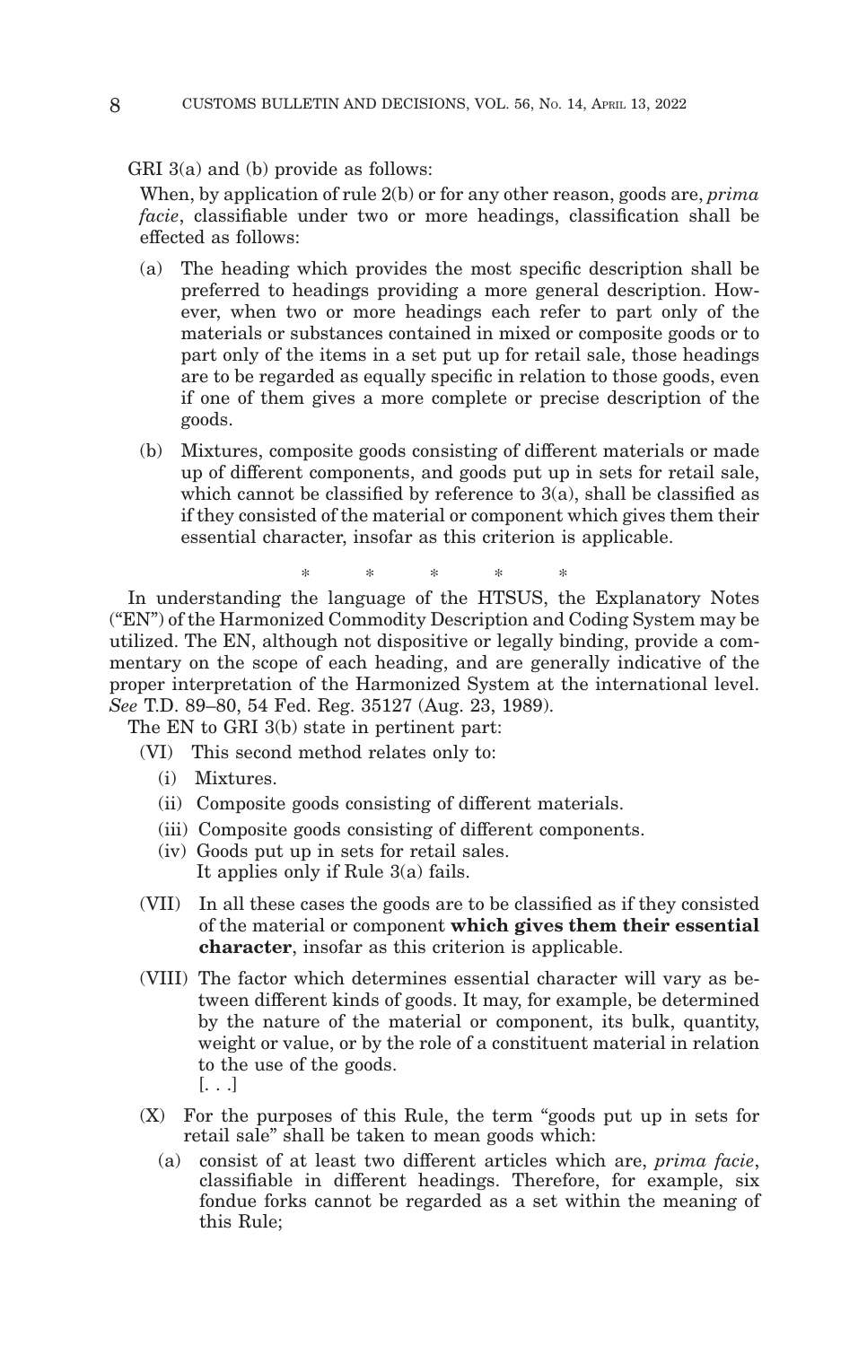GRI 3(a) and (b) provide as follows:

> When, by application of rule 2(b) or for any other reason, goods are, *prima facie*, classifiable under two or more headings, classification shall be effected as follows:
>
> (a) The heading which provides the most specific description shall be preferred to headings providing a more general description. However, when two or more headings each refer to part only of the materials or substances contained in mixed or composite goods or to part only of the items in a set put up for retail sale, those headings are to be regarded as equally specific in relation to those goods, even if one of them gives a more complete or precise description of the goods.
>
> (b) Mixtures, composite goods consisting of different materials or made up of different components, and goods put up in sets for retail sale, which cannot be classified by reference to 3(a), shall be classified as if they consisted of the material or component which gives them their essential character, insofar as this criterion is applicable.

\* \* \* \* \*

In understanding the language of the HTSUS, the Explanatory Notes ("EN") of the Harmonized Commodity Description and Coding System may be utilized. The EN, although not dispositive or legally binding, provide a commentary on the scope of each heading, and are generally indicative of the proper interpretation of the Harmonized System at the international level. *See* T.D. 89–80, 54 Fed. Reg. 35127 (Aug. 23, 1989).

The EN to GRI 3(b) state in pertinent part:

> (VI) This second method relates only to:
>
> (i) Mixtures.
>
> (ii) Composite goods consisting of different materials.
>
> (iii) Composite goods consisting of different components.
>
> (iv) Goods put up in sets for retail sales.
>
> It applies only if Rule 3(a) fails.
>
> (VII) In all these cases the goods are to be classified as if they consisted of the material or component **which gives them their essential character**, insofar as this criterion is applicable.
>
> (VIII) The factor which determines essential character will vary as between different kinds of goods. It may, for example, be determined by the nature of the material or component, its bulk, quantity, weight or value, or by the role of a constituent material in relation to the use of the goods.
>
> [. . .]
>
> (X) For the purposes of this Rule, the term "goods put up in sets for retail sale" shall be taken to mean goods which:
>
> (a) consist of at least two different articles which are, *prima facie*, classifiable in different headings. Therefore, for example, six fondue forks cannot be regarded as a set within the meaning of this Rule;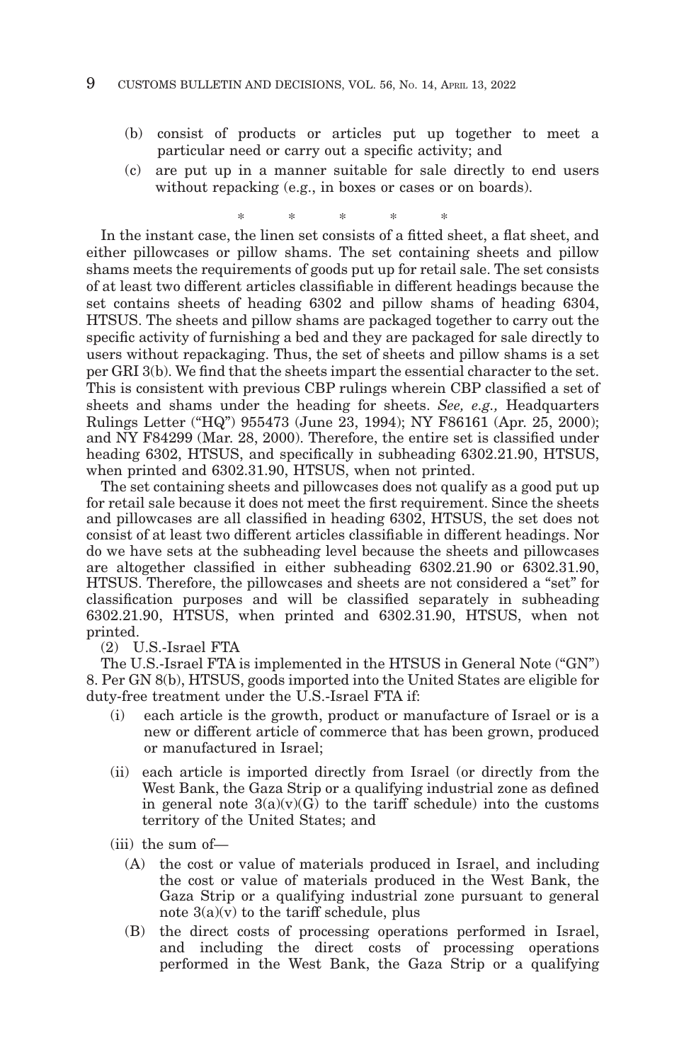(b) consist of products or articles put up together to meet a particular need or carry out a specific activity; and

(c) are put up in a manner suitable for sale directly to end users without repacking (e.g., in boxes or cases or on boards).

\* \* \* \* \*

In the instant case, the linen set consists of a fitted sheet, a flat sheet, and either pillowcases or pillow shams. The set containing sheets and pillow shams meets the requirements of goods put up for retail sale. The set consists of at least two different articles classifiable in different headings because the set contains sheets of heading 6302 and pillow shams of heading 6304, HTSUS. The sheets and pillow shams are packaged together to carry out the specific activity of furnishing a bed and they are packaged for sale directly to users without repackaging. Thus, the set of sheets and pillow shams is a set per GRI 3(b). We find that the sheets impart the essential character to the set. This is consistent with previous CBP rulings wherein CBP classified a set of sheets and shams under the heading for sheets. *See, e.g.,* Headquarters Rulings Letter ("HQ") 955473 (June 23, 1994); NY F86161 (Apr. 25, 2000); and NY F84299 (Mar. 28, 2000). Therefore, the entire set is classified under heading 6302, HTSUS, and specifically in subheading 6302.21.90, HTSUS, when printed and 6302.31.90, HTSUS, when not printed.

The set containing sheets and pillowcases does not qualify as a good put up for retail sale because it does not meet the first requirement. Since the sheets and pillowcases are all classified in heading 6302, HTSUS, the set does not consist of at least two different articles classifiable in different headings. Nor do we have sets at the subheading level because the sheets and pillowcases are altogether classified in either subheading 6302.21.90 or 6302.31.90, HTSUS. Therefore, the pillowcases and sheets are not considered a "set" for classification purposes and will be classified separately in subheading 6302.21.90, HTSUS, when printed and 6302.31.90, HTSUS, when not printed.

(2) U.S.-Israel FTA

The U.S.-Israel FTA is implemented in the HTSUS in General Note ("GN") 8. Per GN 8(b), HTSUS, goods imported into the United States are eligible for duty-free treatment under the U.S.-Israel FTA if:

(i) each article is the growth, product or manufacture of Israel or is a new or different article of commerce that has been grown, produced or manufactured in Israel;

(ii) each article is imported directly from Israel (or directly from the West Bank, the Gaza Strip or a qualifying industrial zone as defined in general note 3(a)(v)(G) to the tariff schedule) into the customs territory of the United States; and

(iii) the sum of—

(A) the cost or value of materials produced in Israel, and including the cost or value of materials produced in the West Bank, the Gaza Strip or a qualifying industrial zone pursuant to general note 3(a)(v) to the tariff schedule, plus

(B) the direct costs of processing operations performed in Israel, and including the direct costs of processing operations performed in the West Bank, the Gaza Strip or a qualifying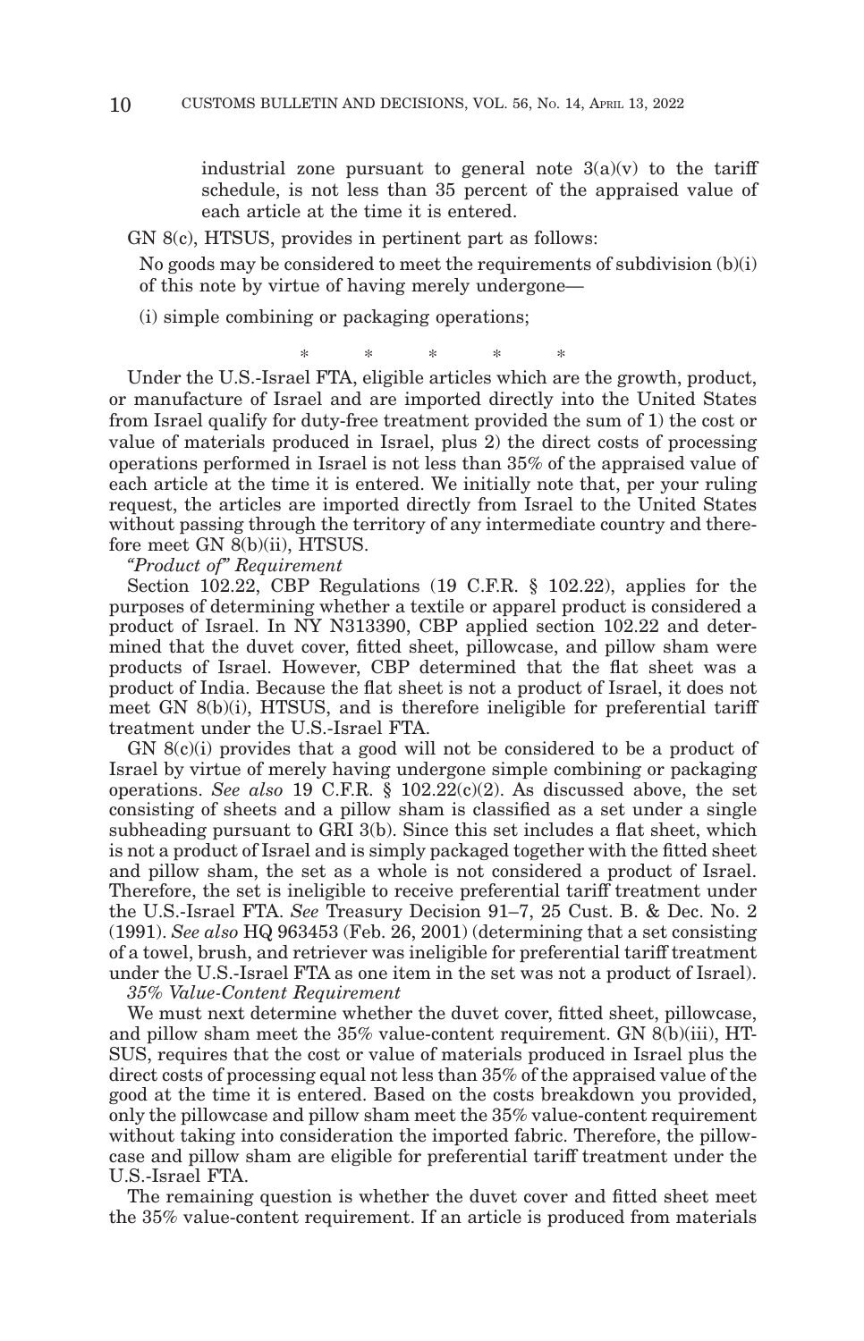industrial zone pursuant to general note 3(a)(v) to the tariff schedule, is not less than 35 percent of the appraised value of each article at the time it is entered.

GN 8(c), HTSUS, provides in pertinent part as follows:

> No goods may be considered to meet the requirements of subdivision (b)(i) of this note by virtue of having merely undergone—
>
> (i) simple combining or packaging operations;

\* \* \* \* \*

Under the U.S.-Israel FTA, eligible articles which are the growth, product, or manufacture of Israel and are imported directly into the United States from Israel qualify for duty-free treatment provided the sum of 1) the cost or value of materials produced in Israel, plus 2) the direct costs of processing operations performed in Israel is not less than 35% of the appraised value of each article at the time it is entered. We initially note that, per your ruling request, the articles are imported directly from Israel to the United States without passing through the territory of any intermediate country and therefore meet GN 8(b)(ii), HTSUS.

*"Product of" Requirement*

Section 102.22, CBP Regulations (19 C.F.R. § 102.22), applies for the purposes of determining whether a textile or apparel product is considered a product of Israel. In NY N313390, CBP applied section 102.22 and determined that the duvet cover, fitted sheet, pillowcase, and pillow sham were products of Israel. However, CBP determined that the flat sheet was a product of India. Because the flat sheet is not a product of Israel, it does not meet GN 8(b)(i), HTSUS, and is therefore ineligible for preferential tariff treatment under the U.S.-Israel FTA.

GN 8(c)(i) provides that a good will not be considered to be a product of Israel by virtue of merely having undergone simple combining or packaging operations. *See also* 19 C.F.R. § 102.22(c)(2). As discussed above, the set consisting of sheets and a pillow sham is classified as a set under a single subheading pursuant to GRI 3(b). Since this set includes a flat sheet, which is not a product of Israel and is simply packaged together with the fitted sheet and pillow sham, the set as a whole is not considered a product of Israel. Therefore, the set is ineligible to receive preferential tariff treatment under the U.S.-Israel FTA. *See* Treasury Decision 91–7, 25 Cust. B. & Dec. No. 2 (1991). *See also* HQ 963453 (Feb. 26, 2001) (determining that a set consisting of a towel, brush, and retriever was ineligible for preferential tariff treatment under the U.S.-Israel FTA as one item in the set was not a product of Israel).

*35% Value-Content Requirement*

We must next determine whether the duvet cover, fitted sheet, pillowcase, and pillow sham meet the 35% value-content requirement. GN 8(b)(iii), HTSUS, requires that the cost or value of materials produced in Israel plus the direct costs of processing equal not less than 35% of the appraised value of the good at the time it is entered. Based on the costs breakdown you provided, only the pillowcase and pillow sham meet the 35% value-content requirement without taking into consideration the imported fabric. Therefore, the pillowcase and pillow sham are eligible for preferential tariff treatment under the U.S.-Israel FTA.

The remaining question is whether the duvet cover and fitted sheet meet the 35% value-content requirement. If an article is produced from materials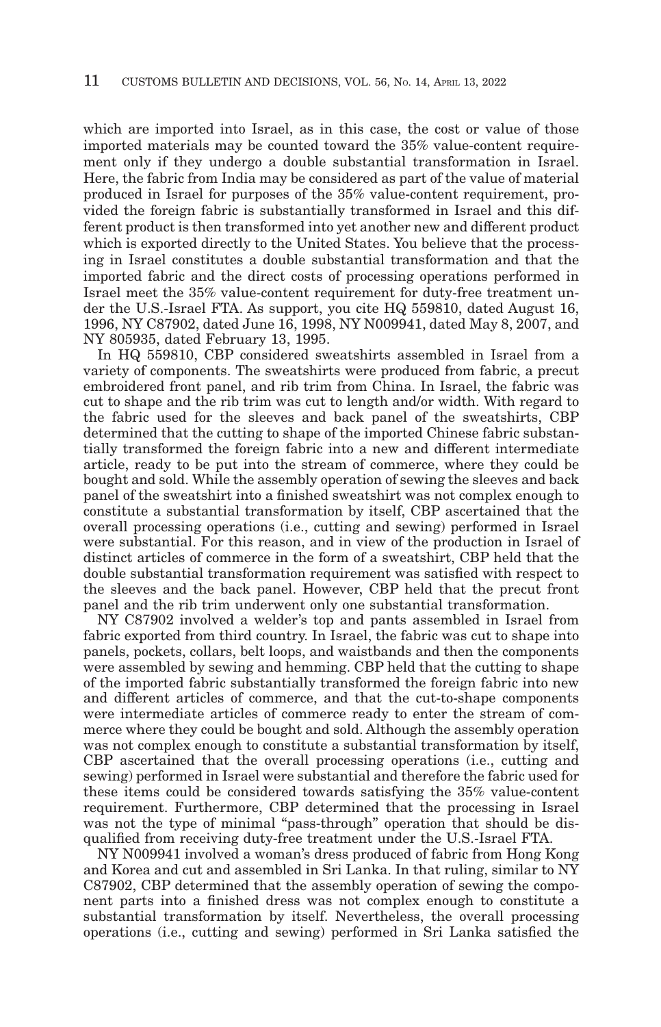which are imported into Israel, as in this case, the cost or value of those imported materials may be counted toward the 35% value-content requirement only if they undergo a double substantial transformation in Israel. Here, the fabric from India may be considered as part of the value of material produced in Israel for purposes of the 35% value-content requirement, provided the foreign fabric is substantially transformed in Israel and this different product is then transformed into yet another new and different product which is exported directly to the United States. You believe that the processing in Israel constitutes a double substantial transformation and that the imported fabric and the direct costs of processing operations performed in Israel meet the 35% value-content requirement for duty-free treatment under the U.S.-Israel FTA. As support, you cite HQ 559810, dated August 16, 1996, NY C87902, dated June 16, 1998, NY N009941, dated May 8, 2007, and NY 805935, dated February 13, 1995.

In HQ 559810, CBP considered sweatshirts assembled in Israel from a variety of components. The sweatshirts were produced from fabric, a precut embroidered front panel, and rib trim from China. In Israel, the fabric was cut to shape and the rib trim was cut to length and/or width. With regard to the fabric used for the sleeves and back panel of the sweatshirts, CBP determined that the cutting to shape of the imported Chinese fabric substantially transformed the foreign fabric into a new and different intermediate article, ready to be put into the stream of commerce, where they could be bought and sold. While the assembly operation of sewing the sleeves and back panel of the sweatshirt into a finished sweatshirt was not complex enough to constitute a substantial transformation by itself, CBP ascertained that the overall processing operations (i.e., cutting and sewing) performed in Israel were substantial. For this reason, and in view of the production in Israel of distinct articles of commerce in the form of a sweatshirt, CBP held that the double substantial transformation requirement was satisfied with respect to the sleeves and the back panel. However, CBP held that the precut front panel and the rib trim underwent only one substantial transformation.

NY C87902 involved a welder's top and pants assembled in Israel from fabric exported from third country. In Israel, the fabric was cut to shape into panels, pockets, collars, belt loops, and waistbands and then the components were assembled by sewing and hemming. CBP held that the cutting to shape of the imported fabric substantially transformed the foreign fabric into new and different articles of commerce, and that the cut-to-shape components were intermediate articles of commerce ready to enter the stream of commerce where they could be bought and sold. Although the assembly operation was not complex enough to constitute a substantial transformation by itself, CBP ascertained that the overall processing operations (i.e., cutting and sewing) performed in Israel were substantial and therefore the fabric used for these items could be considered towards satisfying the 35% value-content requirement. Furthermore, CBP determined that the processing in Israel was not the type of minimal "pass-through" operation that should be disqualified from receiving duty-free treatment under the U.S.-Israel FTA.

NY N009941 involved a woman's dress produced of fabric from Hong Kong and Korea and cut and assembled in Sri Lanka. In that ruling, similar to NY C87902, CBP determined that the assembly operation of sewing the component parts into a finished dress was not complex enough to constitute a substantial transformation by itself. Nevertheless, the overall processing operations (i.e., cutting and sewing) performed in Sri Lanka satisfied the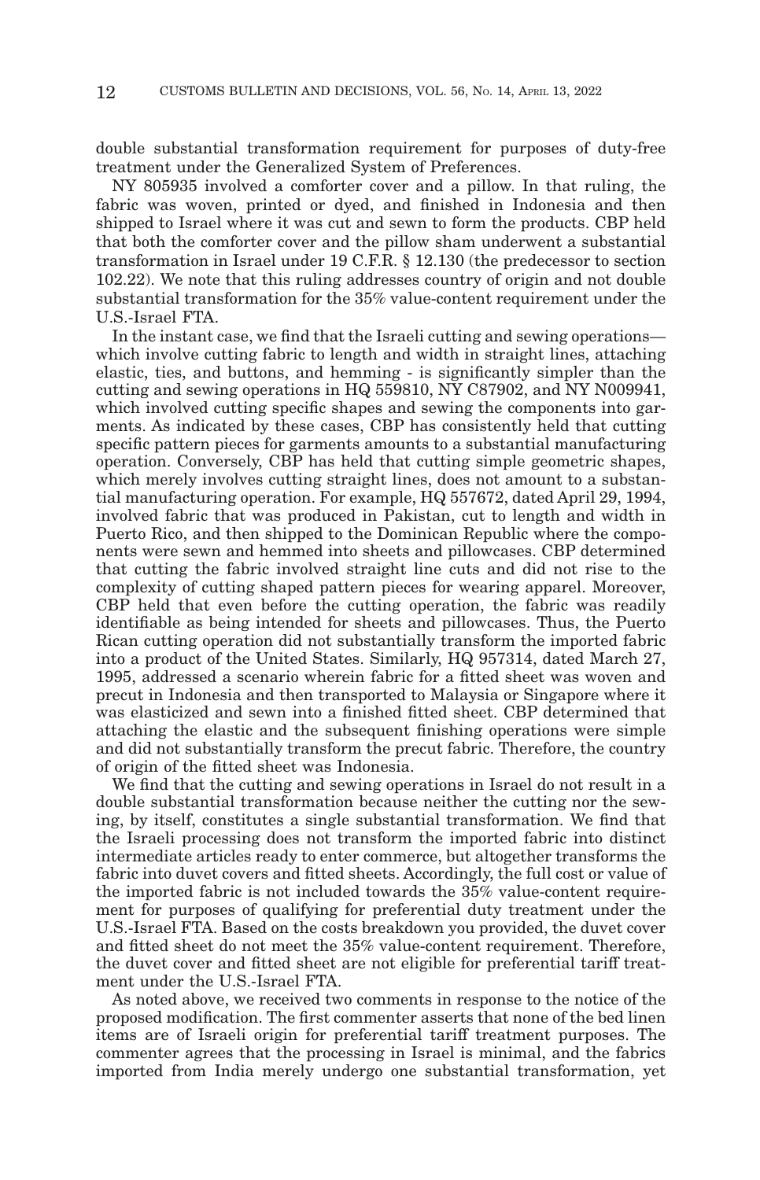double substantial transformation requirement for purposes of duty-free treatment under the Generalized System of Preferences.

NY 805935 involved a comforter cover and a pillow. In that ruling, the fabric was woven, printed or dyed, and finished in Indonesia and then shipped to Israel where it was cut and sewn to form the products. CBP held that both the comforter cover and the pillow sham underwent a substantial transformation in Israel under 19 C.F.R. § 12.130 (the predecessor to section 102.22). We note that this ruling addresses country of origin and not double substantial transformation for the 35% value-content requirement under the U.S.-Israel FTA.

In the instant case, we find that the Israeli cutting and sewing operations—which involve cutting fabric to length and width in straight lines, attaching elastic, ties, and buttons, and hemming - is significantly simpler than the cutting and sewing operations in HQ 559810, NY C87902, and NY N009941, which involved cutting specific shapes and sewing the components into garments. As indicated by these cases, CBP has consistently held that cutting specific pattern pieces for garments amounts to a substantial manufacturing operation. Conversely, CBP has held that cutting simple geometric shapes, which merely involves cutting straight lines, does not amount to a substantial manufacturing operation. For example, HQ 557672, dated April 29, 1994, involved fabric that was produced in Pakistan, cut to length and width in Puerto Rico, and then shipped to the Dominican Republic where the components were sewn and hemmed into sheets and pillowcases. CBP determined that cutting the fabric involved straight line cuts and did not rise to the complexity of cutting shaped pattern pieces for wearing apparel. Moreover, CBP held that even before the cutting operation, the fabric was readily identifiable as being intended for sheets and pillowcases. Thus, the Puerto Rican cutting operation did not substantially transform the imported fabric into a product of the United States. Similarly, HQ 957314, dated March 27, 1995, addressed a scenario wherein fabric for a fitted sheet was woven and precut in Indonesia and then transported to Malaysia or Singapore where it was elasticized and sewn into a finished fitted sheet. CBP determined that attaching the elastic and the subsequent finishing operations were simple and did not substantially transform the precut fabric. Therefore, the country of origin of the fitted sheet was Indonesia.

We find that the cutting and sewing operations in Israel do not result in a double substantial transformation because neither the cutting nor the sewing, by itself, constitutes a single substantial transformation. We find that the Israeli processing does not transform the imported fabric into distinct intermediate articles ready to enter commerce, but altogether transforms the fabric into duvet covers and fitted sheets. Accordingly, the full cost or value of the imported fabric is not included towards the 35% value-content requirement for purposes of qualifying for preferential duty treatment under the U.S.-Israel FTA. Based on the costs breakdown you provided, the duvet cover and fitted sheet do not meet the 35% value-content requirement. Therefore, the duvet cover and fitted sheet are not eligible for preferential tariff treatment under the U.S.-Israel FTA.

As noted above, we received two comments in response to the notice of the proposed modification. The first commenter asserts that none of the bed linen items are of Israeli origin for preferential tariff treatment purposes. The commenter agrees that the processing in Israel is minimal, and the fabrics imported from India merely undergo one substantial transformation, yet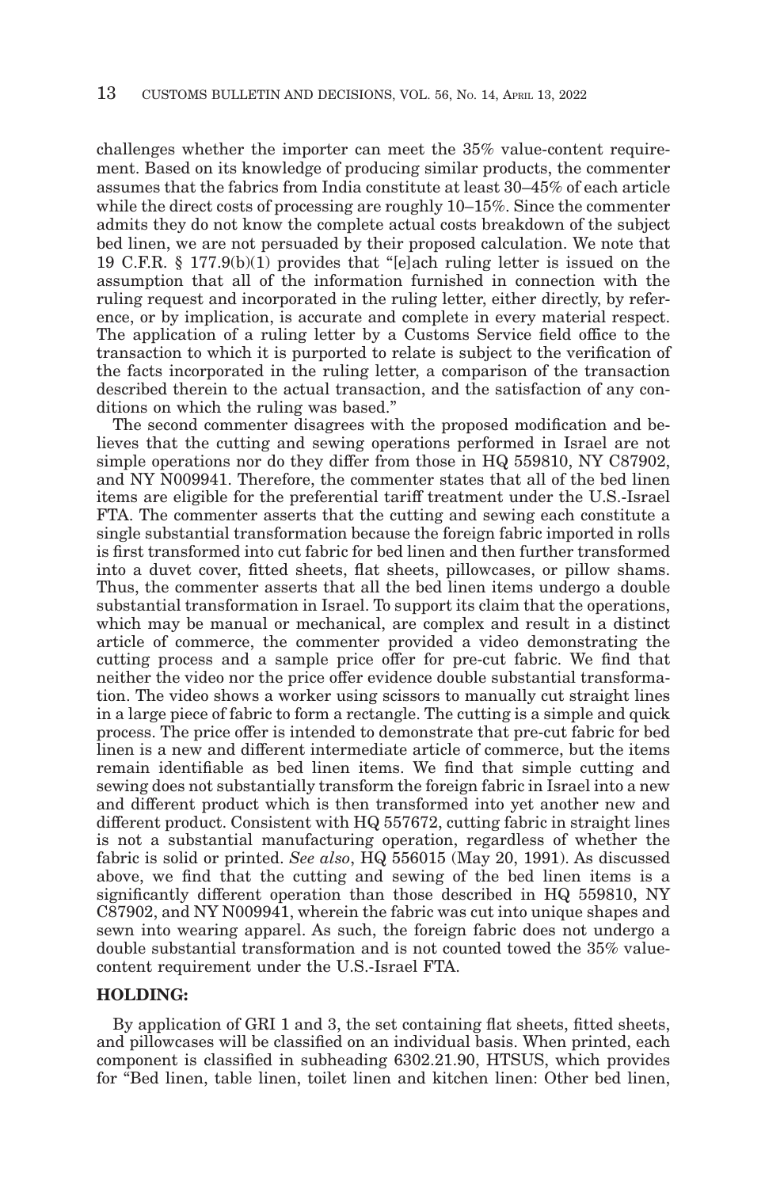challenges whether the importer can meet the 35% value-content requirement. Based on its knowledge of producing similar products, the commenter assumes that the fabrics from India constitute at least 30–45% of each article while the direct costs of processing are roughly 10–15%. Since the commenter admits they do not know the complete actual costs breakdown of the subject bed linen, we are not persuaded by their proposed calculation. We note that 19 C.F.R. § 177.9(b)(1) provides that "[e]ach ruling letter is issued on the assumption that all of the information furnished in connection with the ruling request and incorporated in the ruling letter, either directly, by reference, or by implication, is accurate and complete in every material respect. The application of a ruling letter by a Customs Service field office to the transaction to which it is purported to relate is subject to the verification of the facts incorporated in the ruling letter, a comparison of the transaction described therein to the actual transaction, and the satisfaction of any conditions on which the ruling was based."

The second commenter disagrees with the proposed modification and believes that the cutting and sewing operations performed in Israel are not simple operations nor do they differ from those in HQ 559810, NY C87902, and NY N009941. Therefore, the commenter states that all of the bed linen items are eligible for the preferential tariff treatment under the U.S.-Israel FTA. The commenter asserts that the cutting and sewing each constitute a single substantial transformation because the foreign fabric imported in rolls is first transformed into cut fabric for bed linen and then further transformed into a duvet cover, fitted sheets, flat sheets, pillowcases, or pillow shams. Thus, the commenter asserts that all the bed linen items undergo a double substantial transformation in Israel. To support its claim that the operations, which may be manual or mechanical, are complex and result in a distinct article of commerce, the commenter provided a video demonstrating the cutting process and a sample price offer for pre-cut fabric. We find that neither the video nor the price offer evidence double substantial transformation. The video shows a worker using scissors to manually cut straight lines in a large piece of fabric to form a rectangle. The cutting is a simple and quick process. The price offer is intended to demonstrate that pre-cut fabric for bed linen is a new and different intermediate article of commerce, but the items remain identifiable as bed linen items. We find that simple cutting and sewing does not substantially transform the foreign fabric in Israel into a new and different product which is then transformed into yet another new and different product. Consistent with HQ 557672, cutting fabric in straight lines is not a substantial manufacturing operation, regardless of whether the fabric is solid or printed. *See also*, HQ 556015 (May 20, 1991). As discussed above, we find that the cutting and sewing of the bed linen items is a significantly different operation than those described in HQ 559810, NY C87902, and NY N009941, wherein the fabric was cut into unique shapes and sewn into wearing apparel. As such, the foreign fabric does not undergo a double substantial transformation and is not counted towed the 35% value-content requirement under the U.S.-Israel FTA.

## HOLDING:

By application of GRI 1 and 3, the set containing flat sheets, fitted sheets, and pillowcases will be classified on an individual basis. When printed, each component is classified in subheading 6302.21.90, HTSUS, which provides for "Bed linen, table linen, toilet linen and kitchen linen: Other bed linen,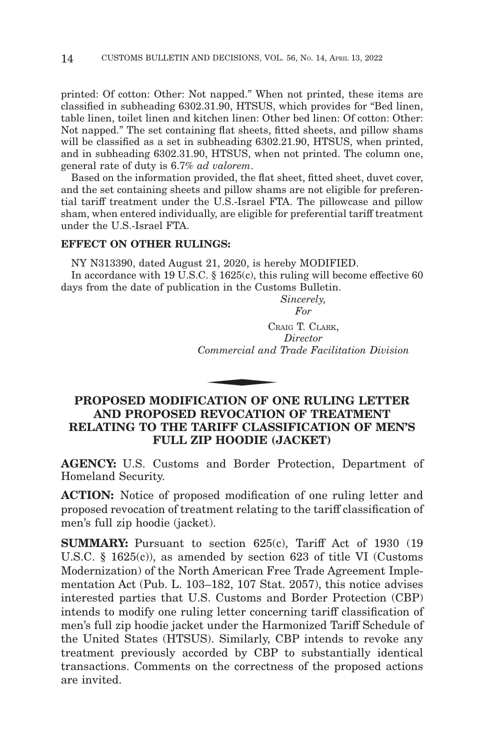printed: Of cotton: Other: Not napped." When not printed, these items are classified in subheading 6302.31.90, HTSUS, which provides for "Bed linen, table linen, toilet linen and kitchen linen: Other bed linen: Of cotton: Other: Not napped." The set containing flat sheets, fitted sheets, and pillow shams will be classified as a set in subheading 6302.21.90, HTSUS, when printed, and in subheading 6302.31.90, HTSUS, when not printed. The column one, general rate of duty is 6.7% *ad valorem*.

Based on the information provided, the flat sheet, fitted sheet, duvet cover, and the set containing sheets and pillow shams are not eligible for preferential tariff treatment under the U.S.-Israel FTA. The pillowcase and pillow sham, when entered individually, are eligible for preferential tariff treatment under the U.S.-Israel FTA.

**EFFECT ON OTHER RULINGS:**

NY N313390, dated August 21, 2020, is hereby MODIFIED.

In accordance with 19 U.S.C. § 1625(c), this ruling will become effective 60 days from the date of publication in the Customs Bulletin.

*Sincerely,*
*For*

CRAIG T. CLARK,
*Director*
*Commercial and Trade Facilitation Division*

## PROPOSED MODIFICATION OF ONE RULING LETTER AND PROPOSED REVOCATION OF TREATMENT RELATING TO THE TARIFF CLASSIFICATION OF MEN'S FULL ZIP HOODIE (JACKET)

**AGENCY:** U.S. Customs and Border Protection, Department of Homeland Security.

**ACTION:** Notice of proposed modification of one ruling letter and proposed revocation of treatment relating to the tariff classification of men's full zip hoodie (jacket).

**SUMMARY:** Pursuant to section 625(c), Tariff Act of 1930 (19 U.S.C. § 1625(c)), as amended by section 623 of title VI (Customs Modernization) of the North American Free Trade Agreement Implementation Act (Pub. L. 103–182, 107 Stat. 2057), this notice advises interested parties that U.S. Customs and Border Protection (CBP) intends to modify one ruling letter concerning tariff classification of men's full zip hoodie jacket under the Harmonized Tariff Schedule of the United States (HTSUS). Similarly, CBP intends to revoke any treatment previously accorded by CBP to substantially identical transactions. Comments on the correctness of the proposed actions are invited.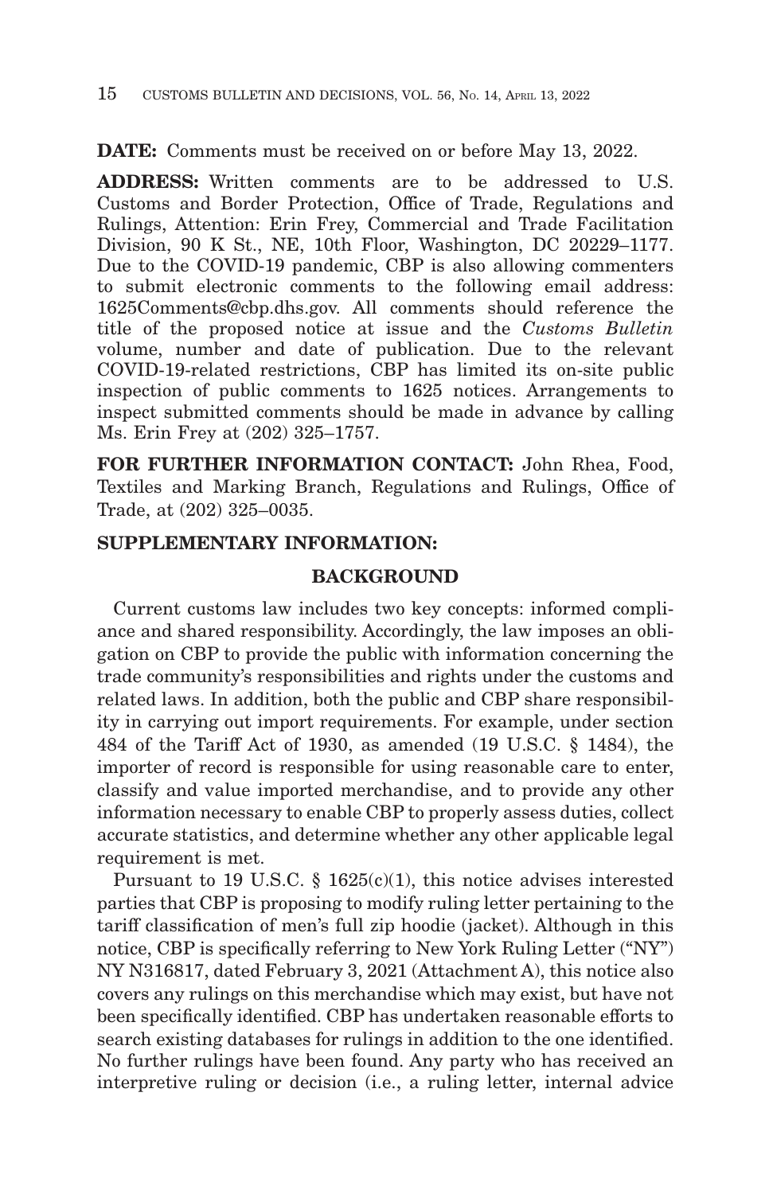**DATE:** Comments must be received on or before May 13, 2022.

**ADDRESS:** Written comments are to be addressed to U.S. Customs and Border Protection, Office of Trade, Regulations and Rulings, Attention: Erin Frey, Commercial and Trade Facilitation Division, 90 K St., NE, 10th Floor, Washington, DC 20229–1177. Due to the COVID-19 pandemic, CBP is also allowing commenters to submit electronic comments to the following email address: 1625Comments@cbp.dhs.gov. All comments should reference the title of the proposed notice at issue and the *Customs Bulletin* volume, number and date of publication. Due to the relevant COVID-19-related restrictions, CBP has limited its on-site public inspection of public comments to 1625 notices. Arrangements to inspect submitted comments should be made in advance by calling Ms. Erin Frey at (202) 325–1757.

**FOR FURTHER INFORMATION CONTACT:** John Rhea, Food, Textiles and Marking Branch, Regulations and Rulings, Office of Trade, at (202) 325–0035.

**SUPPLEMENTARY INFORMATION:**

## BACKGROUND

Current customs law includes two key concepts: informed compliance and shared responsibility. Accordingly, the law imposes an obligation on CBP to provide the public with information concerning the trade community's responsibilities and rights under the customs and related laws. In addition, both the public and CBP share responsibility in carrying out import requirements. For example, under section 484 of the Tariff Act of 1930, as amended (19 U.S.C. § 1484), the importer of record is responsible for using reasonable care to enter, classify and value imported merchandise, and to provide any other information necessary to enable CBP to properly assess duties, collect accurate statistics, and determine whether any other applicable legal requirement is met.

Pursuant to 19 U.S.C. § 1625(c)(1), this notice advises interested parties that CBP is proposing to modify ruling letter pertaining to the tariff classification of men's full zip hoodie (jacket). Although in this notice, CBP is specifically referring to New York Ruling Letter ("NY") NY N316817, dated February 3, 2021 (Attachment A), this notice also covers any rulings on this merchandise which may exist, but have not been specifically identified. CBP has undertaken reasonable efforts to search existing databases for rulings in addition to the one identified. No further rulings have been found. Any party who has received an interpretive ruling or decision (i.e., a ruling letter, internal advice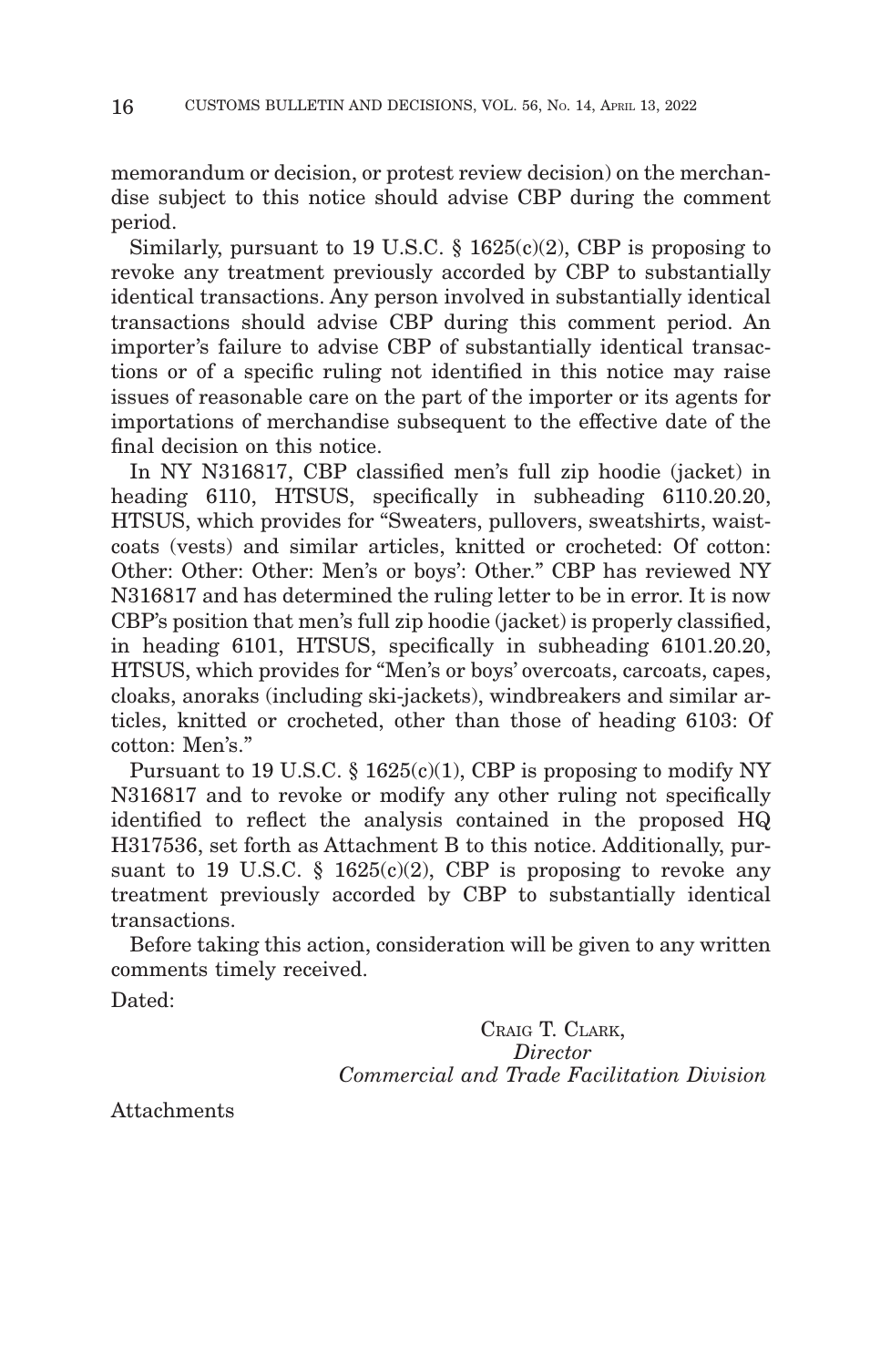memorandum or decision, or protest review decision) on the merchandise subject to this notice should advise CBP during the comment period.

Similarly, pursuant to 19 U.S.C. § 1625(c)(2), CBP is proposing to revoke any treatment previously accorded by CBP to substantially identical transactions. Any person involved in substantially identical transactions should advise CBP during this comment period. An importer's failure to advise CBP of substantially identical transactions or of a specific ruling not identified in this notice may raise issues of reasonable care on the part of the importer or its agents for importations of merchandise subsequent to the effective date of the final decision on this notice.

In NY N316817, CBP classified men's full zip hoodie (jacket) in heading 6110, HTSUS, specifically in subheading 6110.20.20, HTSUS, which provides for "Sweaters, pullovers, sweatshirts, waistcoats (vests) and similar articles, knitted or crocheted: Of cotton: Other: Other: Other: Men's or boys': Other." CBP has reviewed NY N316817 and has determined the ruling letter to be in error. It is now CBP's position that men's full zip hoodie (jacket) is properly classified, in heading 6101, HTSUS, specifically in subheading 6101.20.20, HTSUS, which provides for "Men's or boys' overcoats, carcoats, capes, cloaks, anoraks (including ski-jackets), windbreakers and similar articles, knitted or crocheted, other than those of heading 6103: Of cotton: Men's."

Pursuant to 19 U.S.C. § 1625(c)(1), CBP is proposing to modify NY N316817 and to revoke or modify any other ruling not specifically identified to reflect the analysis contained in the proposed HQ H317536, set forth as Attachment B to this notice. Additionally, pursuant to 19 U.S.C. § 1625(c)(2), CBP is proposing to revoke any treatment previously accorded by CBP to substantially identical transactions.

Before taking this action, consideration will be given to any written comments timely received.

Dated:

CRAIG T. CLARK,
*Director*
*Commercial and Trade Facilitation Division*

Attachments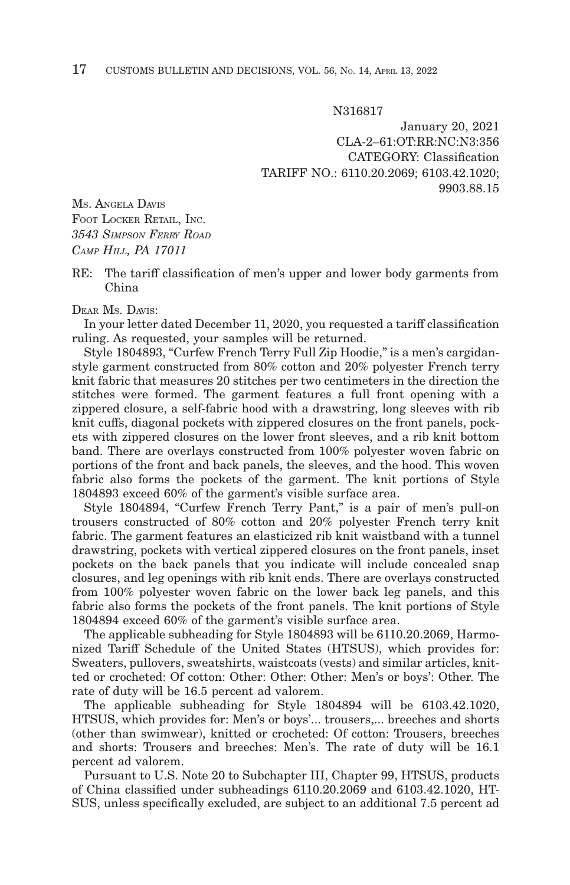N316817

January 20, 2021
CLA-2–61:OT:RR:NC:N3:356
CATEGORY: Classification
TARIFF NO.: 6110.20.2069; 6103.42.1020;
9903.88.15

MS. ANGELA DAVIS
FOOT LOCKER RETAIL, INC.
*3543 SIMPSON FERRY ROAD*
*CAMP HILL, PA 17011*

RE: The tariff classification of men's upper and lower body garments from China

DEAR MS. DAVIS:

In your letter dated December 11, 2020, you requested a tariff classification ruling. As requested, your samples will be returned.

Style 1804893, "Curfew French Terry Full Zip Hoodie," is a men's cargidan-style garment constructed from 80% cotton and 20% polyester French terry knit fabric that measures 20 stitches per two centimeters in the direction the stitches were formed. The garment features a full front opening with a zippered closure, a self-fabric hood with a drawstring, long sleeves with rib knit cuffs, diagonal pockets with zippered closures on the front panels, pockets with zippered closures on the lower front sleeves, and a rib knit bottom band. There are overlays constructed from 100% polyester woven fabric on portions of the front and back panels, the sleeves, and the hood. This woven fabric also forms the pockets of the garment. The knit portions of Style 1804893 exceed 60% of the garment's visible surface area.

Style 1804894, "Curfew French Terry Pant," is a pair of men's pull-on trousers constructed of 80% cotton and 20% polyester French terry knit fabric. The garment features an elasticized rib knit waistband with a tunnel drawstring, pockets with vertical zippered closures on the front panels, inset pockets on the back panels that you indicate will include concealed snap closures, and leg openings with rib knit ends. There are overlays constructed from 100% polyester woven fabric on the lower back leg panels, and this fabric also forms the pockets of the front panels. The knit portions of Style 1804894 exceed 60% of the garment's visible surface area.

The applicable subheading for Style 1804893 will be 6110.20.2069, Harmonized Tariff Schedule of the United States (HTSUS), which provides for: Sweaters, pullovers, sweatshirts, waistcoats (vests) and similar articles, knitted or crocheted: Of cotton: Other: Other: Other: Men's or boys': Other. The rate of duty will be 16.5 percent ad valorem.

The applicable subheading for Style 1804894 will be 6103.42.1020, HTSUS, which provides for: Men's or boys'... trousers,... breeches and shorts (other than swimwear), knitted or crocheted: Of cotton: Trousers, breeches and shorts: Trousers and breeches: Men's. The rate of duty will be 16.1 percent ad valorem.

Pursuant to U.S. Note 20 to Subchapter III, Chapter 99, HTSUS, products of China classified under subheadings 6110.20.2069 and 6103.42.1020, HTSUS, unless specifically excluded, are subject to an additional 7.5 percent ad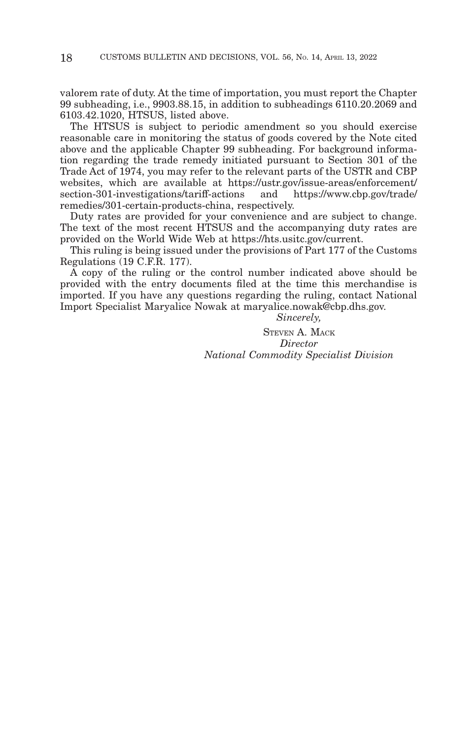valorem rate of duty. At the time of importation, you must report the Chapter 99 subheading, i.e., 9903.88.15, in addition to subheadings 6110.20.2069 and 6103.42.1020, HTSUS, listed above.

The HTSUS is subject to periodic amendment so you should exercise reasonable care in monitoring the status of goods covered by the Note cited above and the applicable Chapter 99 subheading. For background information regarding the trade remedy initiated pursuant to Section 301 of the Trade Act of 1974, you may refer to the relevant parts of the USTR and CBP websites, which are available at https://ustr.gov/issue-areas/enforcement/section-301-investigations/tariff-actions and https://www.cbp.gov/trade/remedies/301-certain-products-china, respectively.

Duty rates are provided for your convenience and are subject to change. The text of the most recent HTSUS and the accompanying duty rates are provided on the World Wide Web at https://hts.usitc.gov/current.

This ruling is being issued under the provisions of Part 177 of the Customs Regulations (19 C.F.R. 177).

A copy of the ruling or the control number indicated above should be provided with the entry documents filed at the time this merchandise is imported. If you have any questions regarding the ruling, contact National Import Specialist Maryalice Nowak at maryalice.nowak@cbp.dhs.gov.

*Sincerely,*

STEVEN A. MACK
*Director*
*National Commodity Specialist Division*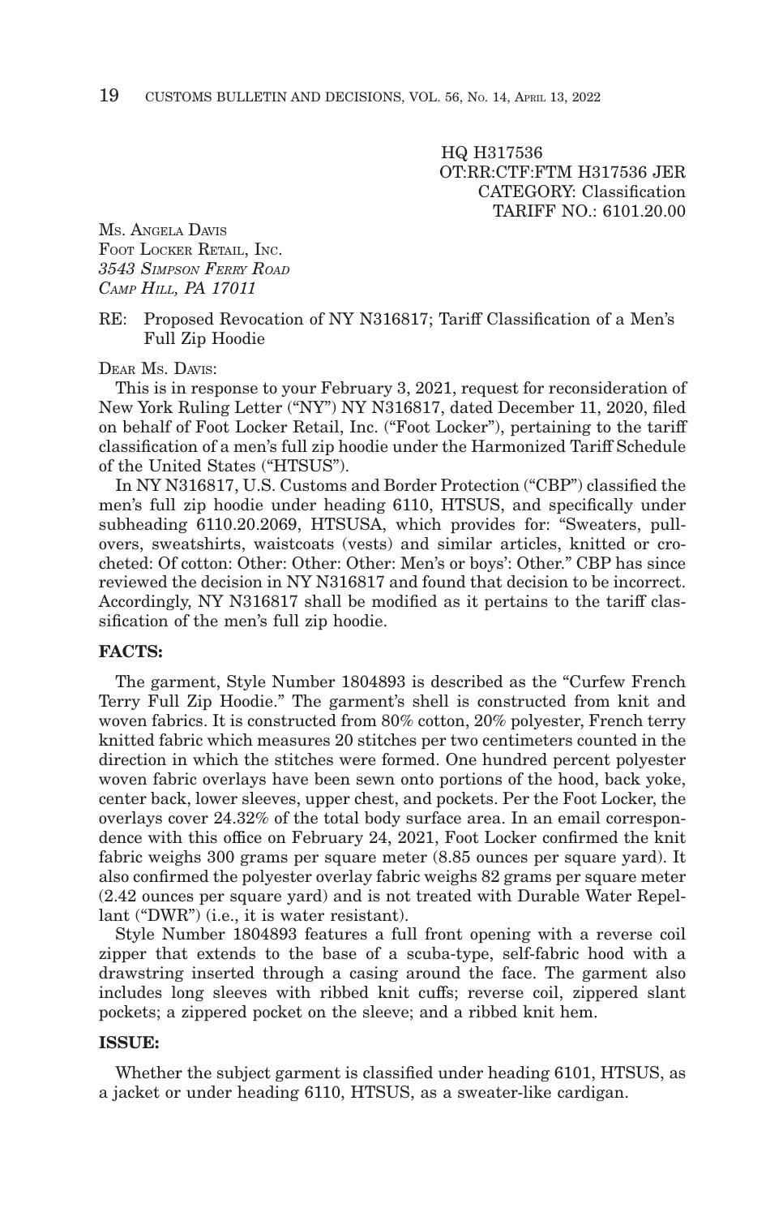HQ H317536
OT:RR:CTF:FTM H317536 JER
CATEGORY: Classification
TARIFF NO.: 6101.20.00

MS. ANGELA DAVIS
FOOT LOCKER RETAIL, INC.
*3543 SIMPSON FERRY ROAD*
*CAMP HILL, PA 17011*

RE: Proposed Revocation of NY N316817; Tariff Classification of a Men's Full Zip Hoodie

DEAR MS. DAVIS:

This is in response to your February 3, 2021, request for reconsideration of New York Ruling Letter ("NY") NY N316817, dated December 11, 2020, filed on behalf of Foot Locker Retail, Inc. ("Foot Locker"), pertaining to the tariff classification of a men's full zip hoodie under the Harmonized Tariff Schedule of the United States ("HTSUS").

In NY N316817, U.S. Customs and Border Protection ("CBP") classified the men's full zip hoodie under heading 6110, HTSUS, and specifically under subheading 6110.20.2069, HTSUSA, which provides for: "Sweaters, pullovers, sweatshirts, waistcoats (vests) and similar articles, knitted or crocheted: Of cotton: Other: Other: Other: Men's or boys': Other." CBP has since reviewed the decision in NY N316817 and found that decision to be incorrect. Accordingly, NY N316817 shall be modified as it pertains to the tariff classification of the men's full zip hoodie.

**FACTS:**

The garment, Style Number 1804893 is described as the "Curfew French Terry Full Zip Hoodie." The garment's shell is constructed from knit and woven fabrics. It is constructed from 80% cotton, 20% polyester, French terry knitted fabric which measures 20 stitches per two centimeters counted in the direction in which the stitches were formed. One hundred percent polyester woven fabric overlays have been sewn onto portions of the hood, back yoke, center back, lower sleeves, upper chest, and pockets. Per the Foot Locker, the overlays cover 24.32% of the total body surface area. In an email correspondence with this office on February 24, 2021, Foot Locker confirmed the knit fabric weighs 300 grams per square meter (8.85 ounces per square yard). It also confirmed the polyester overlay fabric weighs 82 grams per square meter (2.42 ounces per square yard) and is not treated with Durable Water Repellant ("DWR") (i.e., it is water resistant).

Style Number 1804893 features a full front opening with a reverse coil zipper that extends to the base of a scuba-type, self-fabric hood with a drawstring inserted through a casing around the face. The garment also includes long sleeves with ribbed knit cuffs; reverse coil, zippered slant pockets; a zippered pocket on the sleeve; and a ribbed knit hem.

**ISSUE:**

Whether the subject garment is classified under heading 6101, HTSUS, as a jacket or under heading 6110, HTSUS, as a sweater-like cardigan.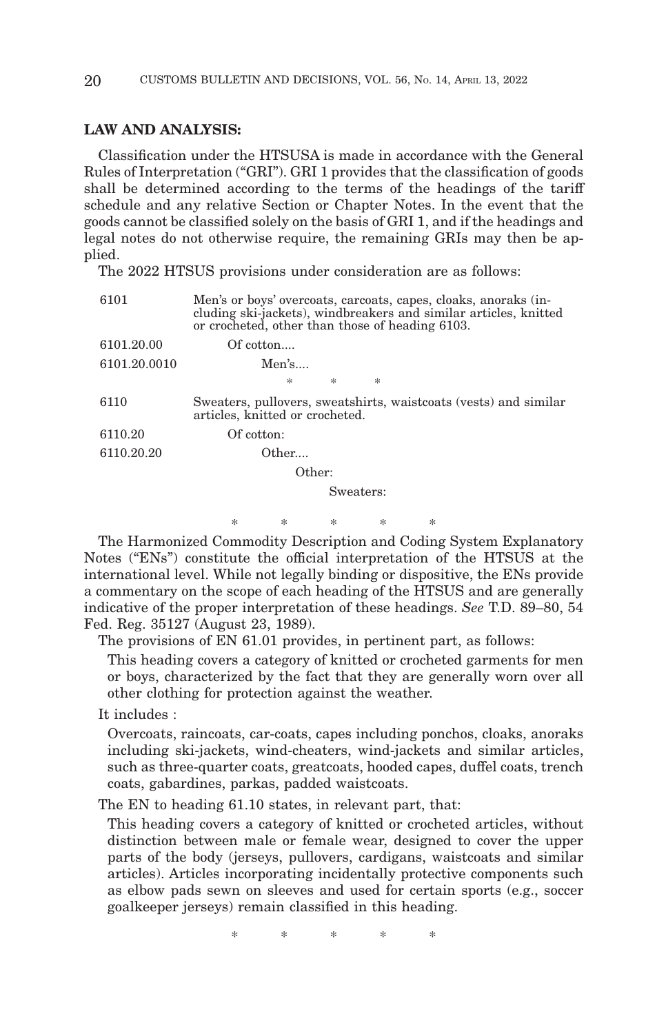**LAW AND ANALYSIS:**

Classification under the HTSUSA is made in accordance with the General Rules of Interpretation ("GRI"). GRI 1 provides that the classification of goods shall be determined according to the terms of the headings of the tariff schedule and any relative Section or Chapter Notes. In the event that the goods cannot be classified solely on the basis of GRI 1, and if the headings and legal notes do not otherwise require, the remaining GRIs may then be applied.

The 2022 HTSUS provisions under consideration are as follows:

| | |
|---|---|
| 6101 | Men's or boys' overcoats, carcoats, capes, cloaks, anoraks (including ski-jackets), windbreakers and similar articles, knitted or crocheted, other than those of heading 6103. |
| 6101.20.00 | Of cotton.... |
| 6101.20.0010 | Men's.... |
| | * * * |
| 6110 | Sweaters, pullovers, sweatshirts, waistcoats (vests) and similar articles, knitted or crocheted. |
| 6110.20 | Of cotton: |
| 6110.20.20 | Other.... |
| | Other: |
| | Sweaters: |

\* \* \* \* \*

The Harmonized Commodity Description and Coding System Explanatory Notes ("ENs") constitute the official interpretation of the HTSUS at the international level. While not legally binding or dispositive, the ENs provide a commentary on the scope of each heading of the HTSUS and are generally indicative of the proper interpretation of these headings. *See* T.D. 89–80, 54 Fed. Reg. 35127 (August 23, 1989).

The provisions of EN 61.01 provides, in pertinent part, as follows:

> This heading covers a category of knitted or crocheted garments for men or boys, characterized by the fact that they are generally worn over all other clothing for protection against the weather.

It includes :

> Overcoats, raincoats, car-coats, capes including ponchos, cloaks, anoraks including ski-jackets, wind-cheaters, wind-jackets and similar articles, such as three-quarter coats, greatcoats, hooded capes, duffel coats, trench coats, gabardines, parkas, padded waistcoats.

The EN to heading 61.10 states, in relevant part, that:

> This heading covers a category of knitted or crocheted articles, without distinction between male or female wear, designed to cover the upper parts of the body (jerseys, pullovers, cardigans, waistcoats and similar articles). Articles incorporating incidentally protective components such as elbow pads sewn on sleeves and used for certain sports (e.g., soccer goalkeeper jerseys) remain classified in this heading.

\* \* \* \* \*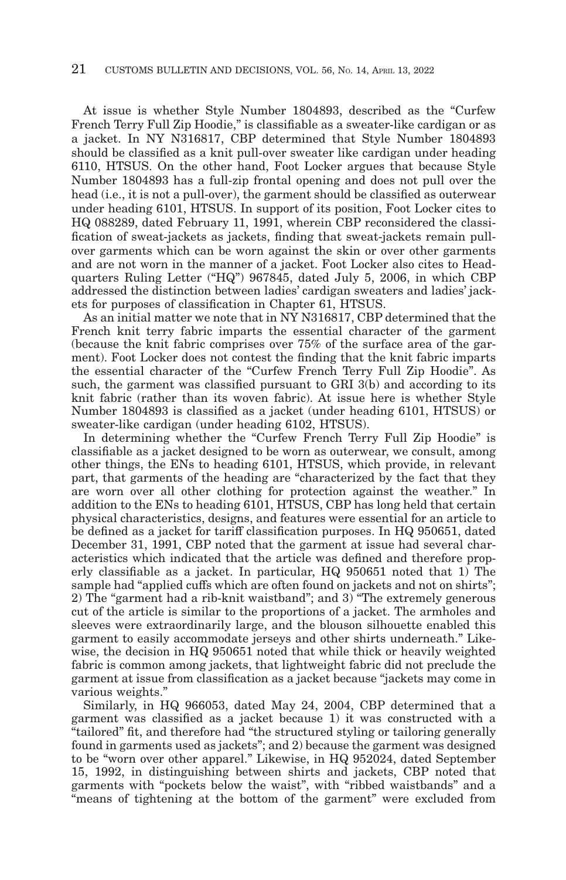At issue is whether Style Number 1804893, described as the "Curfew French Terry Full Zip Hoodie," is classifiable as a sweater-like cardigan or as a jacket. In NY N316817, CBP determined that Style Number 1804893 should be classified as a knit pull-over sweater like cardigan under heading 6110, HTSUS. On the other hand, Foot Locker argues that because Style Number 1804893 has a full-zip frontal opening and does not pull over the head (i.e., it is not a pull-over), the garment should be classified as outerwear under heading 6101, HTSUS. In support of its position, Foot Locker cites to HQ 088289, dated February 11, 1991, wherein CBP reconsidered the classification of sweat-jackets as jackets, finding that sweat-jackets remain pull-over garments which can be worn against the skin or over other garments and are not worn in the manner of a jacket. Foot Locker also cites to Headquarters Ruling Letter ("HQ") 967845, dated July 5, 2006, in which CBP addressed the distinction between ladies' cardigan sweaters and ladies' jackets for purposes of classification in Chapter 61, HTSUS.

As an initial matter we note that in NY N316817, CBP determined that the French knit terry fabric imparts the essential character of the garment (because the knit fabric comprises over 75% of the surface area of the garment). Foot Locker does not contest the finding that the knit fabric imparts the essential character of the "Curfew French Terry Full Zip Hoodie". As such, the garment was classified pursuant to GRI 3(b) and according to its knit fabric (rather than its woven fabric). At issue here is whether Style Number 1804893 is classified as a jacket (under heading 6101, HTSUS) or sweater-like cardigan (under heading 6102, HTSUS).

In determining whether the "Curfew French Terry Full Zip Hoodie" is classifiable as a jacket designed to be worn as outerwear, we consult, among other things, the ENs to heading 6101, HTSUS, which provide, in relevant part, that garments of the heading are "characterized by the fact that they are worn over all other clothing for protection against the weather." In addition to the ENs to heading 6101, HTSUS, CBP has long held that certain physical characteristics, designs, and features were essential for an article to be defined as a jacket for tariff classification purposes. In HQ 950651, dated December 31, 1991, CBP noted that the garment at issue had several characteristics which indicated that the article was defined and therefore properly classifiable as a jacket. In particular, HQ 950651 noted that 1) The sample had "applied cuffs which are often found on jackets and not on shirts"; 2) The "garment had a rib-knit waistband"; and 3) "The extremely generous cut of the article is similar to the proportions of a jacket. The armholes and sleeves were extraordinarily large, and the blouson silhouette enabled this garment to easily accommodate jerseys and other shirts underneath." Likewise, the decision in HQ 950651 noted that while thick or heavily weighted fabric is common among jackets, that lightweight fabric did not preclude the garment at issue from classification as a jacket because "jackets may come in various weights."

Similarly, in HQ 966053, dated May 24, 2004, CBP determined that a garment was classified as a jacket because 1) it was constructed with a "tailored" fit, and therefore had "the structured styling or tailoring generally found in garments used as jackets"; and 2) because the garment was designed to be "worn over other apparel." Likewise, in HQ 952024, dated September 15, 1992, in distinguishing between shirts and jackets, CBP noted that garments with "pockets below the waist", with "ribbed waistbands" and a "means of tightening at the bottom of the garment" were excluded from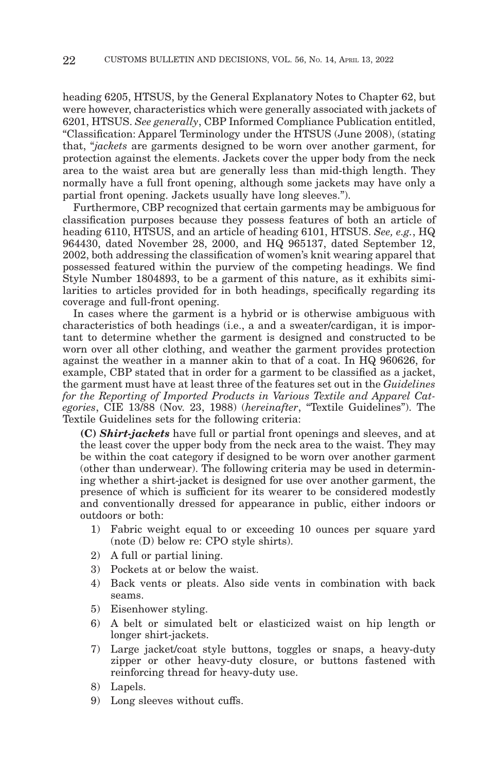heading 6205, HTSUS, by the General Explanatory Notes to Chapter 62, but were however, characteristics which were generally associated with jackets of 6201, HTSUS. *See generally*, CBP Informed Compliance Publication entitled, "Classification: Apparel Terminology under the HTSUS (June 2008), (stating that, "*jackets* are garments designed to be worn over another garment, for protection against the elements. Jackets cover the upper body from the neck area to the waist area but are generally less than mid-thigh length. They normally have a full front opening, although some jackets may have only a partial front opening. Jackets usually have long sleeves.").

Furthermore, CBP recognized that certain garments may be ambiguous for classification purposes because they possess features of both an article of heading 6110, HTSUS, and an article of heading 6101, HTSUS. *See, e.g.*, HQ 964430, dated November 28, 2000, and HQ 965137, dated September 12, 2002, both addressing the classification of women's knit wearing apparel that possessed featured within the purview of the competing headings. We find Style Number 1804893, to be a garment of this nature, as it exhibits similarities to articles provided for in both headings, specifically regarding its coverage and full-front opening.

In cases where the garment is a hybrid or is otherwise ambiguous with characteristics of both headings (i.e., a and a sweater/cardigan, it is important to determine whether the garment is designed and constructed to be worn over all other clothing, and weather the garment provides protection against the weather in a manner akin to that of a coat. In HQ 960626, for example, CBP stated that in order for a garment to be classified as a jacket, the garment must have at least three of the features set out in the *Guidelines for the Reporting of Imported Products in Various Textile and Apparel Categories*, CIE 13/88 (Nov. 23, 1988) (*hereinafter*, "Textile Guidelines"). The Textile Guidelines sets for the following criteria:

> **(C)** ***Shirt-jackets*** have full or partial front openings and sleeves, and at the least cover the upper body from the neck area to the waist. They may be within the coat category if designed to be worn over another garment (other than underwear). The following criteria may be used in determining whether a shirt-jacket is designed for use over another garment, the presence of which is sufficient for its wearer to be considered modestly and conventionally dressed for appearance in public, either indoors or outdoors or both:
>
> 1) Fabric weight equal to or exceeding 10 ounces per square yard (note (D) below re: CPO style shirts).
> 2) A full or partial lining.
> 3) Pockets at or below the waist.
> 4) Back vents or pleats. Also side vents in combination with back seams.
> 5) Eisenhower styling.
> 6) A belt or simulated belt or elasticized waist on hip length or longer shirt-jackets.
> 7) Large jacket/coat style buttons, toggles or snaps, a heavy-duty zipper or other heavy-duty closure, or buttons fastened with reinforcing thread for heavy-duty use.
> 8) Lapels.
> 9) Long sleeves without cuffs.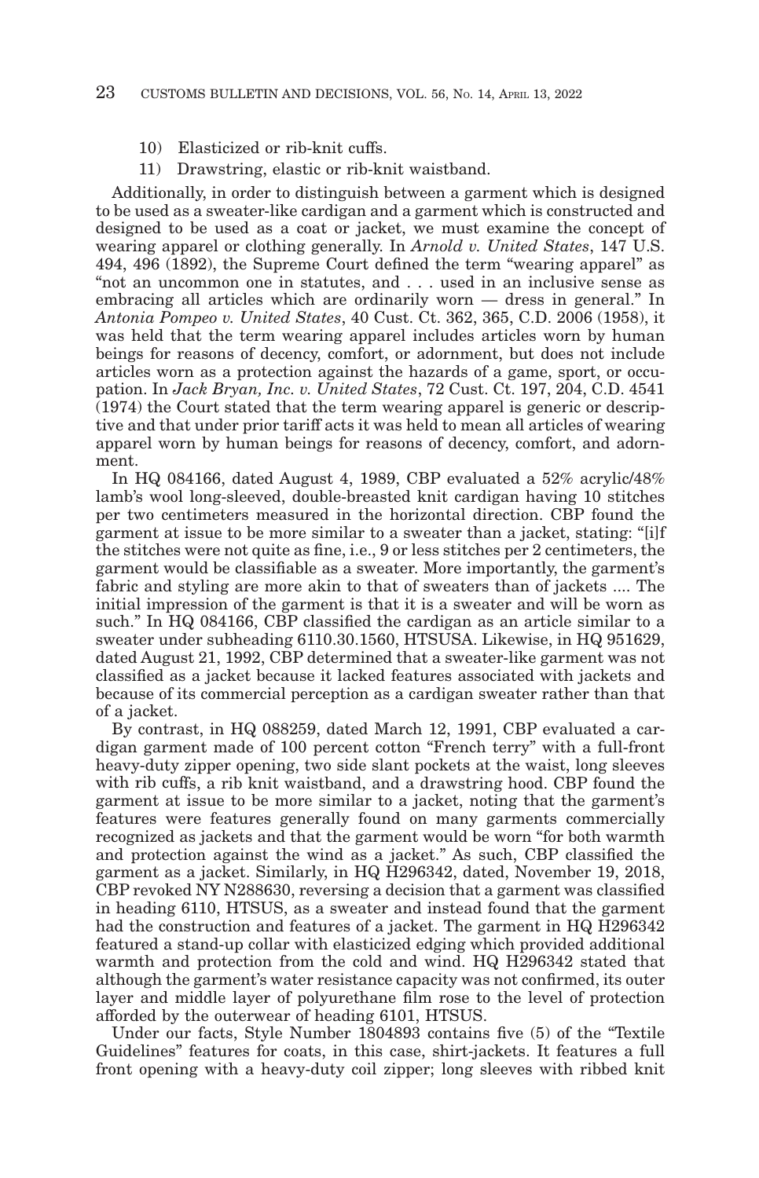10) Elasticized or rib-knit cuffs.
11) Drawstring, elastic or rib-knit waistband.

Additionally, in order to distinguish between a garment which is designed to be used as a sweater-like cardigan and a garment which is constructed and designed to be used as a coat or jacket, we must examine the concept of wearing apparel or clothing generally. In *Arnold v. United States*, 147 U.S. 494, 496 (1892), the Supreme Court defined the term "wearing apparel" as "not an uncommon one in statutes, and . . . used in an inclusive sense as embracing all articles which are ordinarily worn — dress in general." In *Antonia Pompeo v. United States*, 40 Cust. Ct. 362, 365, C.D. 2006 (1958), it was held that the term wearing apparel includes articles worn by human beings for reasons of decency, comfort, or adornment, but does not include articles worn as a protection against the hazards of a game, sport, or occupation. In *Jack Bryan, Inc. v. United States*, 72 Cust. Ct. 197, 204, C.D. 4541 (1974) the Court stated that the term wearing apparel is generic or descriptive and that under prior tariff acts it was held to mean all articles of wearing apparel worn by human beings for reasons of decency, comfort, and adornment.

In HQ 084166, dated August 4, 1989, CBP evaluated a 52% acrylic/48% lamb's wool long-sleeved, double-breasted knit cardigan having 10 stitches per two centimeters measured in the horizontal direction. CBP found the garment at issue to be more similar to a sweater than a jacket, stating: "[i]f the stitches were not quite as fine, i.e., 9 or less stitches per 2 centimeters, the garment would be classifiable as a sweater. More importantly, the garment's fabric and styling are more akin to that of sweaters than of jackets .... The initial impression of the garment is that it is a sweater and will be worn as such." In HQ 084166, CBP classified the cardigan as an article similar to a sweater under subheading 6110.30.1560, HTSUSA. Likewise, in HQ 951629, dated August 21, 1992, CBP determined that a sweater-like garment was not classified as a jacket because it lacked features associated with jackets and because of its commercial perception as a cardigan sweater rather than that of a jacket.

By contrast, in HQ 088259, dated March 12, 1991, CBP evaluated a cardigan garment made of 100 percent cotton "French terry" with a full-front heavy-duty zipper opening, two side slant pockets at the waist, long sleeves with rib cuffs, a rib knit waistband, and a drawstring hood. CBP found the garment at issue to be more similar to a jacket, noting that the garment's features were features generally found on many garments commercially recognized as jackets and that the garment would be worn "for both warmth and protection against the wind as a jacket." As such, CBP classified the garment as a jacket. Similarly, in HQ H296342, dated, November 19, 2018, CBP revoked NY N288630, reversing a decision that a garment was classified in heading 6110, HTSUS, as a sweater and instead found that the garment had the construction and features of a jacket. The garment in HQ H296342 featured a stand-up collar with elasticized edging which provided additional warmth and protection from the cold and wind. HQ H296342 stated that although the garment's water resistance capacity was not confirmed, its outer layer and middle layer of polyurethane film rose to the level of protection afforded by the outerwear of heading 6101, HTSUS.

Under our facts, Style Number 1804893 contains five (5) of the "Textile Guidelines" features for coats, in this case, shirt-jackets. It features a full front opening with a heavy-duty coil zipper; long sleeves with ribbed knit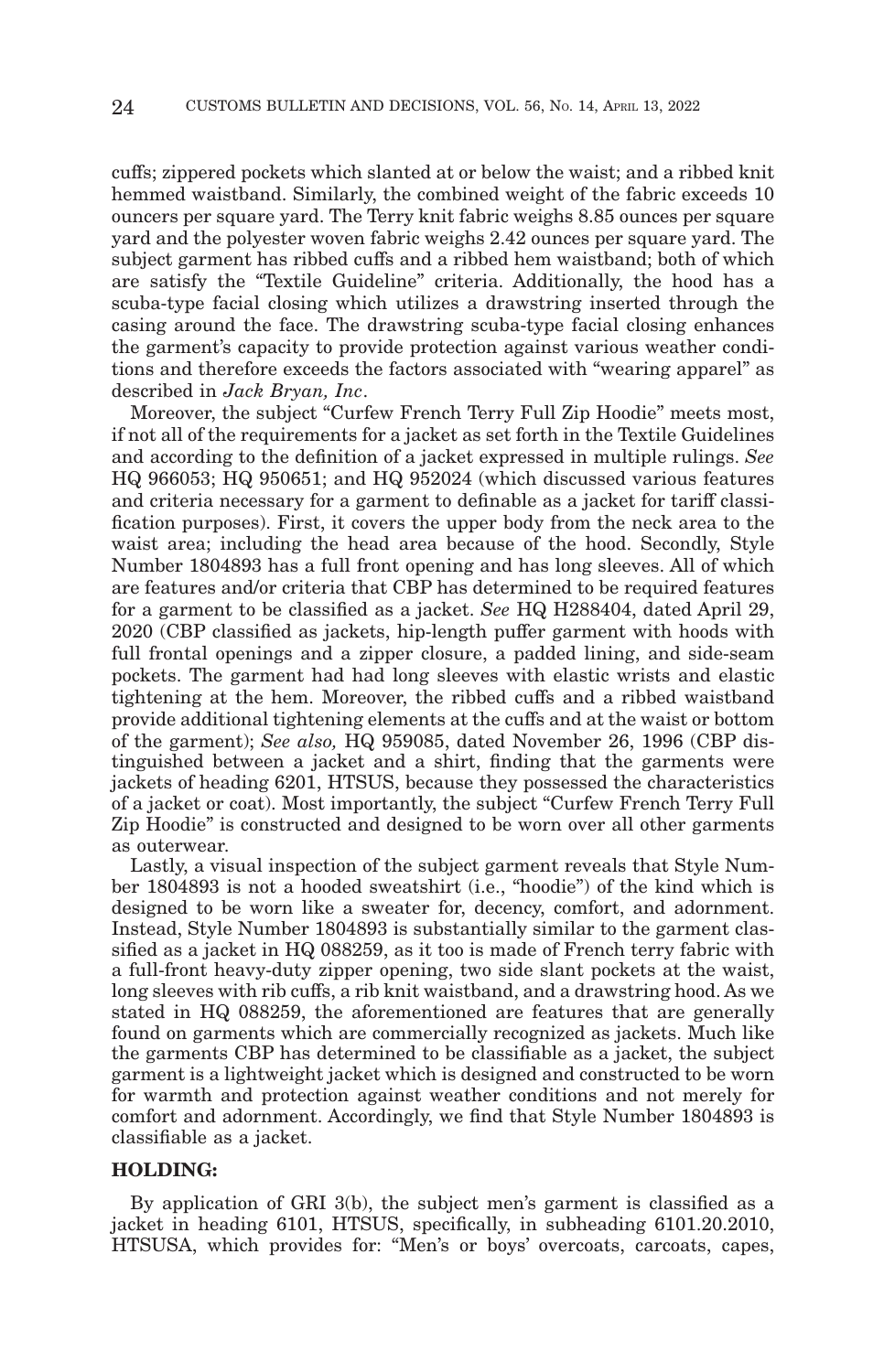cuffs; zippered pockets which slanted at or below the waist; and a ribbed knit hemmed waistband. Similarly, the combined weight of the fabric exceeds 10 ouncers per square yard. The Terry knit fabric weighs 8.85 ounces per square yard and the polyester woven fabric weighs 2.42 ounces per square yard. The subject garment has ribbed cuffs and a ribbed hem waistband; both of which are satisfy the "Textile Guideline" criteria. Additionally, the hood has a scuba-type facial closing which utilizes a drawstring inserted through the casing around the face. The drawstring scuba-type facial closing enhances the garment's capacity to provide protection against various weather conditions and therefore exceeds the factors associated with "wearing apparel" as described in *Jack Bryan, Inc*.

Moreover, the subject "Curfew French Terry Full Zip Hoodie" meets most, if not all of the requirements for a jacket as set forth in the Textile Guidelines and according to the definition of a jacket expressed in multiple rulings. *See* HQ 966053; HQ 950651; and HQ 952024 (which discussed various features and criteria necessary for a garment to definable as a jacket for tariff classification purposes). First, it covers the upper body from the neck area to the waist area; including the head area because of the hood. Secondly, Style Number 1804893 has a full front opening and has long sleeves. All of which are features and/or criteria that CBP has determined to be required features for a garment to be classified as a jacket. *See* HQ H288404, dated April 29, 2020 (CBP classified as jackets, hip-length puffer garment with hoods with full frontal openings and a zipper closure, a padded lining, and side-seam pockets. The garment had had long sleeves with elastic wrists and elastic tightening at the hem. Moreover, the ribbed cuffs and a ribbed waistband provide additional tightening elements at the cuffs and at the waist or bottom of the garment); *See also,* HQ 959085, dated November 26, 1996 (CBP distinguished between a jacket and a shirt, finding that the garments were jackets of heading 6201, HTSUS, because they possessed the characteristics of a jacket or coat). Most importantly, the subject "Curfew French Terry Full Zip Hoodie" is constructed and designed to be worn over all other garments as outerwear.

Lastly, a visual inspection of the subject garment reveals that Style Number 1804893 is not a hooded sweatshirt (i.e., "hoodie") of the kind which is designed to be worn like a sweater for, decency, comfort, and adornment. Instead, Style Number 1804893 is substantially similar to the garment classified as a jacket in HQ 088259, as it too is made of French terry fabric with a full-front heavy-duty zipper opening, two side slant pockets at the waist, long sleeves with rib cuffs, a rib knit waistband, and a drawstring hood. As we stated in HQ 088259, the aforementioned are features that are generally found on garments which are commercially recognized as jackets. Much like the garments CBP has determined to be classifiable as a jacket, the subject garment is a lightweight jacket which is designed and constructed to be worn for warmth and protection against weather conditions and not merely for comfort and adornment. Accordingly, we find that Style Number 1804893 is classifiable as a jacket.

**HOLDING:**

By application of GRI 3(b), the subject men's garment is classified as a jacket in heading 6101, HTSUS, specifically, in subheading 6101.20.2010, HTSUSA, which provides for: "Men's or boys' overcoats, carcoats, capes,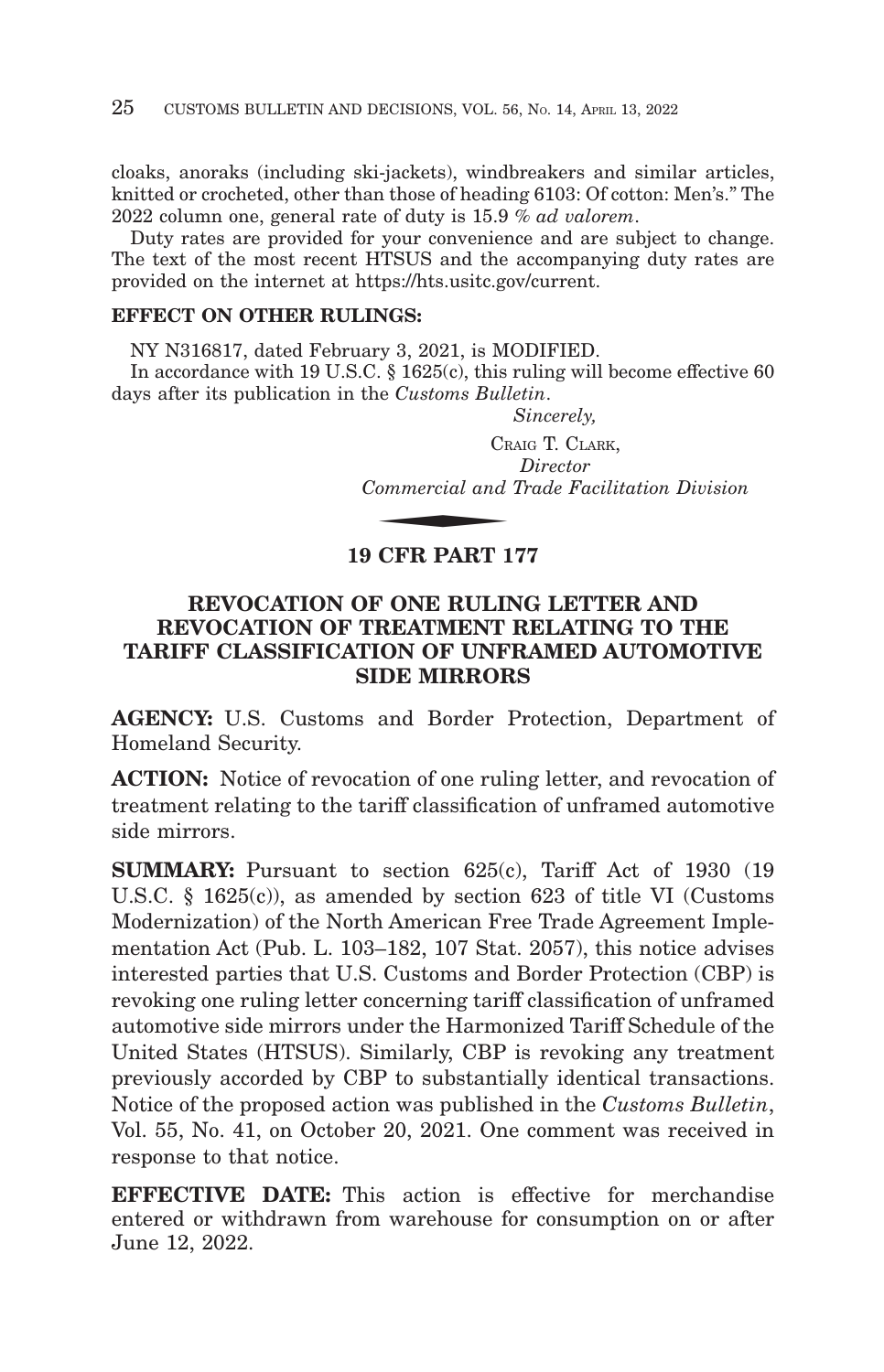cloaks, anoraks (including ski-jackets), windbreakers and similar articles, knitted or crocheted, other than those of heading 6103: Of cotton: Men's." The 2022 column one, general rate of duty is 15.9 % *ad valorem*.

Duty rates are provided for your convenience and are subject to change. The text of the most recent HTSUS and the accompanying duty rates are provided on the internet at https://hts.usitc.gov/current.

**EFFECT ON OTHER RULINGS:**

NY N316817, dated February 3, 2021, is MODIFIED.

In accordance with 19 U.S.C. § 1625(c), this ruling will become effective 60 days after its publication in the *Customs Bulletin*.

*Sincerely,*

CRAIG T. CLARK,
*Director*
*Commercial and Trade Facilitation Division*

## 19 CFR PART 177

## REVOCATION OF ONE RULING LETTER AND REVOCATION OF TREATMENT RELATING TO THE TARIFF CLASSIFICATION OF UNFRAMED AUTOMOTIVE SIDE MIRRORS

**AGENCY:** U.S. Customs and Border Protection, Department of Homeland Security.

**ACTION:** Notice of revocation of one ruling letter, and revocation of treatment relating to the tariff classification of unframed automotive side mirrors.

**SUMMARY:** Pursuant to section 625(c), Tariff Act of 1930 (19 U.S.C. § 1625(c)), as amended by section 623 of title VI (Customs Modernization) of the North American Free Trade Agreement Implementation Act (Pub. L. 103–182, 107 Stat. 2057), this notice advises interested parties that U.S. Customs and Border Protection (CBP) is revoking one ruling letter concerning tariff classification of unframed automotive side mirrors under the Harmonized Tariff Schedule of the United States (HTSUS). Similarly, CBP is revoking any treatment previously accorded by CBP to substantially identical transactions. Notice of the proposed action was published in the *Customs Bulletin*, Vol. 55, No. 41, on October 20, 2021. One comment was received in response to that notice.

**EFFECTIVE DATE:** This action is effective for merchandise entered or withdrawn from warehouse for consumption on or after June 12, 2022.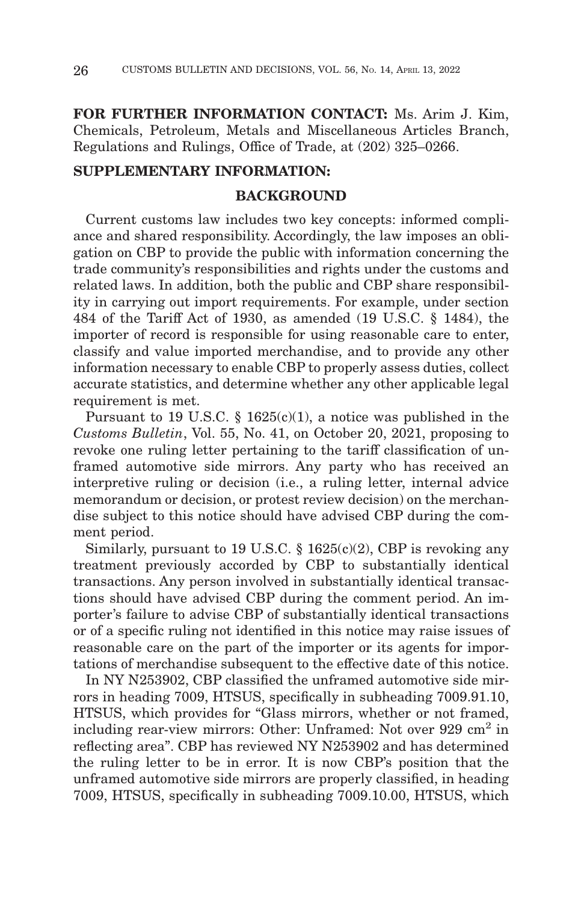**FOR FURTHER INFORMATION CONTACT:** Ms. Arim J. Kim, Chemicals, Petroleum, Metals and Miscellaneous Articles Branch, Regulations and Rulings, Office of Trade, at (202) 325–0266.

## SUPPLEMENTARY INFORMATION:

### BACKGROUND

Current customs law includes two key concepts: informed compliance and shared responsibility. Accordingly, the law imposes an obligation on CBP to provide the public with information concerning the trade community's responsibilities and rights under the customs and related laws. In addition, both the public and CBP share responsibility in carrying out import requirements. For example, under section 484 of the Tariff Act of 1930, as amended (19 U.S.C. § 1484), the importer of record is responsible for using reasonable care to enter, classify and value imported merchandise, and to provide any other information necessary to enable CBP to properly assess duties, collect accurate statistics, and determine whether any other applicable legal requirement is met.

Pursuant to 19 U.S.C. § 1625(c)(1), a notice was published in the *Customs Bulletin*, Vol. 55, No. 41, on October 20, 2021, proposing to revoke one ruling letter pertaining to the tariff classification of unframed automotive side mirrors. Any party who has received an interpretive ruling or decision (i.e., a ruling letter, internal advice memorandum or decision, or protest review decision) on the merchandise subject to this notice should have advised CBP during the comment period.

Similarly, pursuant to 19 U.S.C. § 1625(c)(2), CBP is revoking any treatment previously accorded by CBP to substantially identical transactions. Any person involved in substantially identical transactions should have advised CBP during the comment period. An importer's failure to advise CBP of substantially identical transactions or of a specific ruling not identified in this notice may raise issues of reasonable care on the part of the importer or its agents for importations of merchandise subsequent to the effective date of this notice.

In NY N253902, CBP classified the unframed automotive side mirrors in heading 7009, HTSUS, specifically in subheading 7009.91.10, HTSUS, which provides for "Glass mirrors, whether or not framed, including rear-view mirrors: Other: Unframed: Not over 929 $cm^2$ in reflecting area". CBP has reviewed NY N253902 and has determined the ruling letter to be in error. It is now CBP's position that the unframed automotive side mirrors are properly classified, in heading 7009, HTSUS, specifically in subheading 7009.10.00, HTSUS, which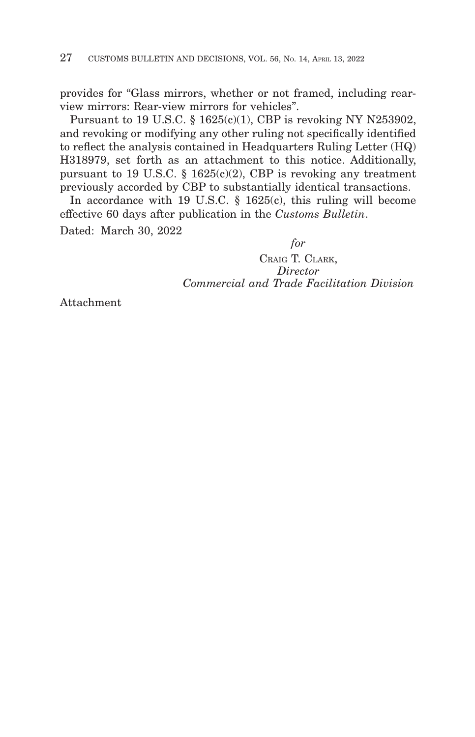provides for "Glass mirrors, whether or not framed, including rear-view mirrors: Rear-view mirrors for vehicles".

Pursuant to 19 U.S.C. § 1625(c)(1), CBP is revoking NY N253902, and revoking or modifying any other ruling not specifically identified to reflect the analysis contained in Headquarters Ruling Letter (HQ) H318979, set forth as an attachment to this notice. Additionally, pursuant to 19 U.S.C. § 1625(c)(2), CBP is revoking any treatment previously accorded by CBP to substantially identical transactions.

In accordance with 19 U.S.C. § 1625(c), this ruling will become effective 60 days after publication in the *Customs Bulletin*.

Dated: March 30, 2022

*for*
CRAIG T. CLARK,
*Director*
*Commercial and Trade Facilitation Division*

Attachment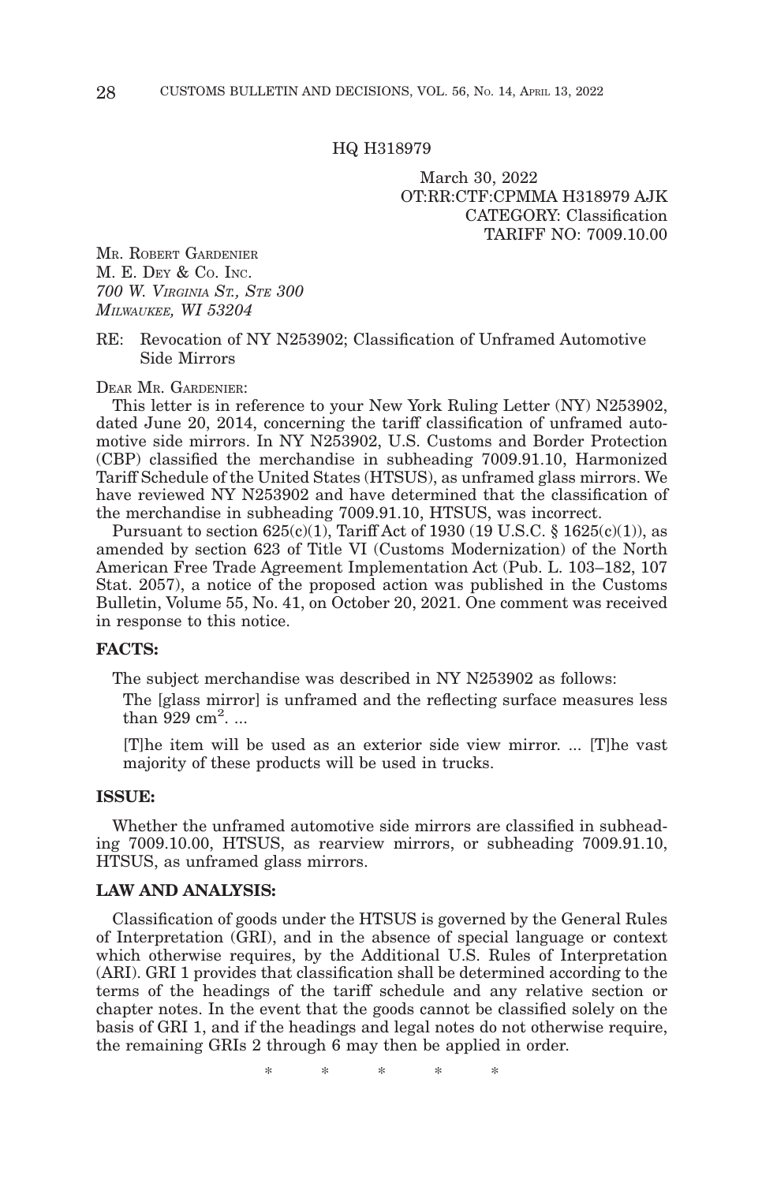HQ H318979

March 30, 2022
OT:RR:CTF:CPMMA H318979 AJK
CATEGORY: Classification
TARIFF NO: 7009.10.00

MR. ROBERT GARDENIER
M. E. DEY & CO. INC.
*700 W. VIRGINIA ST., STE 300*
*MILWAUKEE, WI 53204*

RE: Revocation of NY N253902; Classification of Unframed Automotive Side Mirrors

DEAR MR. GARDENIER:

This letter is in reference to your New York Ruling Letter (NY) N253902, dated June 20, 2014, concerning the tariff classification of unframed automotive side mirrors. In NY N253902, U.S. Customs and Border Protection (CBP) classified the merchandise in subheading 7009.91.10, Harmonized Tariff Schedule of the United States (HTSUS), as unframed glass mirrors. We have reviewed NY N253902 and have determined that the classification of the merchandise in subheading 7009.91.10, HTSUS, was incorrect.

Pursuant to section 625(c)(1), Tariff Act of 1930 (19 U.S.C. § 1625(c)(1)), as amended by section 623 of Title VI (Customs Modernization) of the North American Free Trade Agreement Implementation Act (Pub. L. 103–182, 107 Stat. 2057), a notice of the proposed action was published in the Customs Bulletin, Volume 55, No. 41, on October 20, 2021. One comment was received in response to this notice.

**FACTS:**

The subject merchandise was described in NY N253902 as follows:

> The [glass mirror] is unframed and the reflecting surface measures less than 929 $cm^2$. ...
>
> [T]he item will be used as an exterior side view mirror. ... [T]he vast majority of these products will be used in trucks.

**ISSUE:**

Whether the unframed automotive side mirrors are classified in subheading 7009.10.00, HTSUS, as rearview mirrors, or subheading 7009.91.10, HTSUS, as unframed glass mirrors.

**LAW AND ANALYSIS:**

Classification of goods under the HTSUS is governed by the General Rules of Interpretation (GRI), and in the absence of special language or context which otherwise requires, by the Additional U.S. Rules of Interpretation (ARI). GRI 1 provides that classification shall be determined according to the terms of the headings of the tariff schedule and any relative section or chapter notes. In the event that the goods cannot be classified solely on the basis of GRI 1, and if the headings and legal notes do not otherwise require, the remaining GRIs 2 through 6 may then be applied in order.

\* \* \* \* \*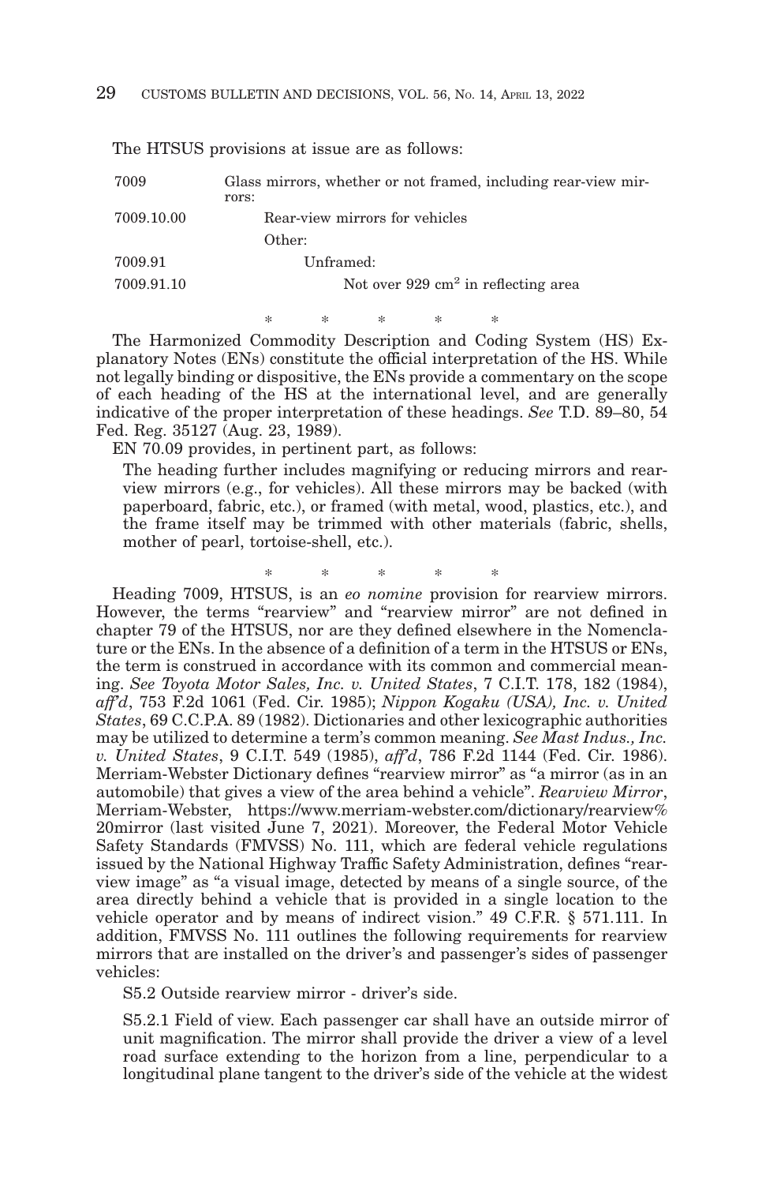The HTSUS provisions at issue are as follows:

| | |
|---|---|
| 7009 | Glass mirrors, whether or not framed, including rear-view mirrors: |
| 7009.10.00 | Rear-view mirrors for vehicles |
| | Other: |
| 7009.91 | Unframed: |
| 7009.91.10 | Not over 929 cm$^2$ in reflecting area |

\* \* \* \* \*

The Harmonized Commodity Description and Coding System (HS) Explanatory Notes (ENs) constitute the official interpretation of the HS. While not legally binding or dispositive, the ENs provide a commentary on the scope of each heading of the HS at the international level, and are generally indicative of the proper interpretation of these headings. *See* T.D. 89–80, 54 Fed. Reg. 35127 (Aug. 23, 1989).

EN 70.09 provides, in pertinent part, as follows:

> The heading further includes magnifying or reducing mirrors and rear-view mirrors (e.g., for vehicles). All these mirrors may be backed (with paperboard, fabric, etc.), or framed (with metal, wood, plastics, etc.), and the frame itself may be trimmed with other materials (fabric, shells, mother of pearl, tortoise-shell, etc.).

\* \* \* \* \*

Heading 7009, HTSUS, is an *eo nomine* provision for rearview mirrors. However, the terms "rearview" and "rearview mirror" are not defined in chapter 79 of the HTSUS, nor are they defined elsewhere in the Nomenclature or the ENs. In the absence of a definition of a term in the HTSUS or ENs, the term is construed in accordance with its common and commercial meaning. *See Toyota Motor Sales, Inc. v. United States*, 7 C.I.T. 178, 182 (1984), *aff'd*, 753 F.2d 1061 (Fed. Cir. 1985); *Nippon Kogaku (USA), Inc. v. United States*, 69 C.C.P.A. 89 (1982). Dictionaries and other lexicographic authorities may be utilized to determine a term's common meaning. *See Mast Indus., Inc. v. United States*, 9 C.I.T. 549 (1985), *aff'd*, 786 F.2d 1144 (Fed. Cir. 1986). Merriam-Webster Dictionary defines "rearview mirror" as "a mirror (as in an automobile) that gives a view of the area behind a vehicle". *Rearview Mirror*, Merriam-Webster, https://www.merriam-webster.com/dictionary/rearview%20mirror (last visited June 7, 2021). Moreover, the Federal Motor Vehicle Safety Standards (FMVSS) No. 111, which are federal vehicle regulations issued by the National Highway Traffic Safety Administration, defines "rearview image" as "a visual image, detected by means of a single source, of the area directly behind a vehicle that is provided in a single location to the vehicle operator and by means of indirect vision." 49 C.F.R. § 571.111. In addition, FMVSS No. 111 outlines the following requirements for rearview mirrors that are installed on the driver's and passenger's sides of passenger vehicles:

> S5.2 Outside rearview mirror - driver's side.
>
> S5.2.1 Field of view. Each passenger car shall have an outside mirror of unit magnification. The mirror shall provide the driver a view of a level road surface extending to the horizon from a line, perpendicular to a longitudinal plane tangent to the driver's side of the vehicle at the widest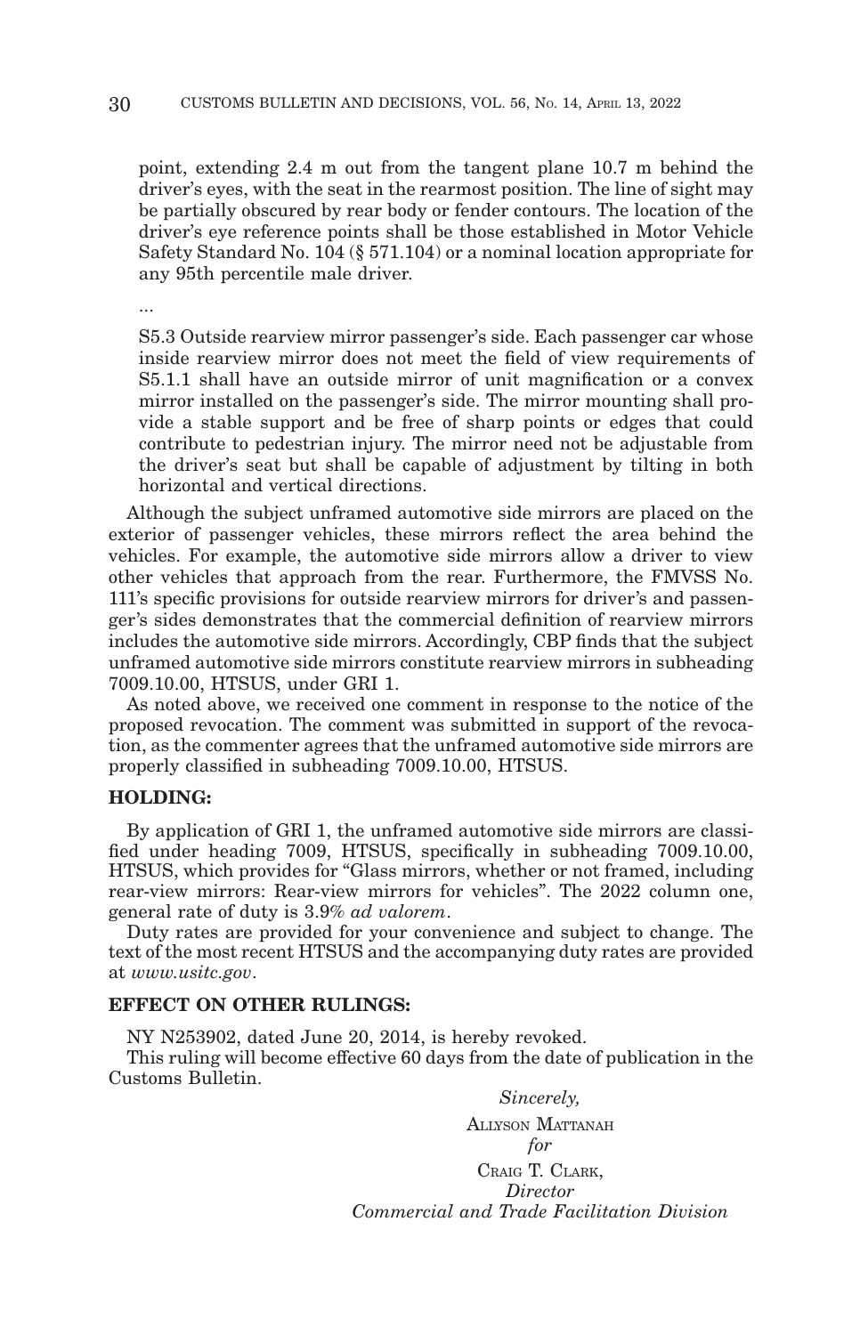point, extending 2.4 m out from the tangent plane 10.7 m behind the driver's eyes, with the seat in the rearmost position. The line of sight may be partially obscured by rear body or fender contours. The location of the driver's eye reference points shall be those established in Motor Vehicle Safety Standard No. 104 (§ 571.104) or a nominal location appropriate for any 95th percentile male driver.

...

S5.3 Outside rearview mirror passenger's side. Each passenger car whose inside rearview mirror does not meet the field of view requirements of S5.1.1 shall have an outside mirror of unit magnification or a convex mirror installed on the passenger's side. The mirror mounting shall provide a stable support and be free of sharp points or edges that could contribute to pedestrian injury. The mirror need not be adjustable from the driver's seat but shall be capable of adjustment by tilting in both horizontal and vertical directions.

Although the subject unframed automotive side mirrors are placed on the exterior of passenger vehicles, these mirrors reflect the area behind the vehicles. For example, the automotive side mirrors allow a driver to view other vehicles that approach from the rear. Furthermore, the FMVSS No. 111's specific provisions for outside rearview mirrors for driver's and passenger's sides demonstrates that the commercial definition of rearview mirrors includes the automotive side mirrors. Accordingly, CBP finds that the subject unframed automotive side mirrors constitute rearview mirrors in subheading 7009.10.00, HTSUS, under GRI 1.

As noted above, we received one comment in response to the notice of the proposed revocation. The comment was submitted in support of the revocation, as the commenter agrees that the unframed automotive side mirrors are properly classified in subheading 7009.10.00, HTSUS.

**HOLDING:**

By application of GRI 1, the unframed automotive side mirrors are classified under heading 7009, HTSUS, specifically in subheading 7009.10.00, HTSUS, which provides for "Glass mirrors, whether or not framed, including rear-view mirrors: Rear-view mirrors for vehicles". The 2022 column one, general rate of duty is 3.9% *ad valorem*.

Duty rates are provided for your convenience and subject to change. The text of the most recent HTSUS and the accompanying duty rates are provided at *www.usitc.gov*.

**EFFECT ON OTHER RULINGS:**

NY N253902, dated June 20, 2014, is hereby revoked.

This ruling will become effective 60 days from the date of publication in the Customs Bulletin.

*Sincerely,*

ALLYSON MATTANAH
*for*
CRAIG T. CLARK,
*Director*
*Commercial and Trade Facilitation Division*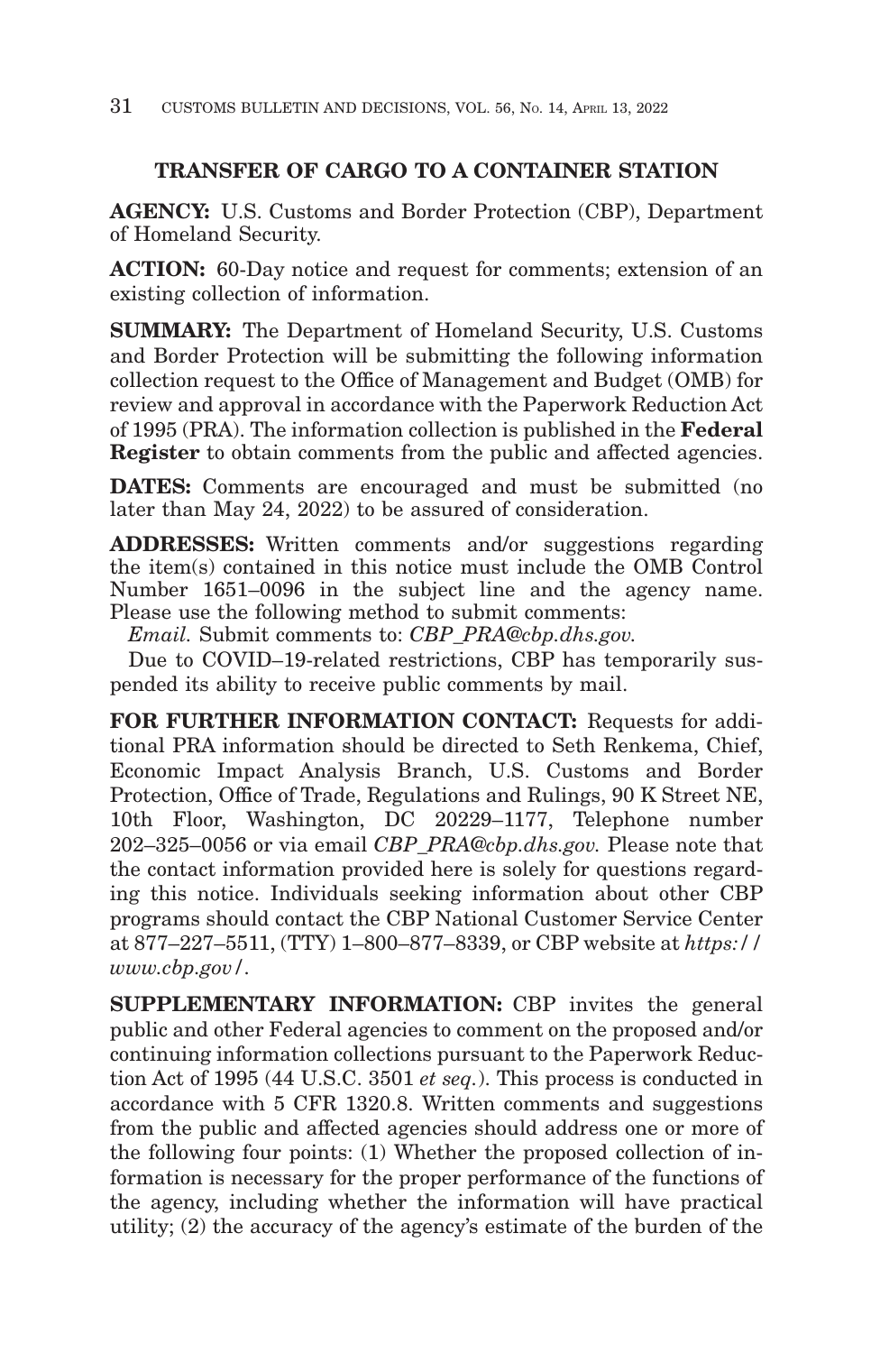## TRANSFER OF CARGO TO A CONTAINER STATION

**AGENCY:** U.S. Customs and Border Protection (CBP), Department of Homeland Security.

**ACTION:** 60-Day notice and request for comments; extension of an existing collection of information.

**SUMMARY:** The Department of Homeland Security, U.S. Customs and Border Protection will be submitting the following information collection request to the Office of Management and Budget (OMB) for review and approval in accordance with the Paperwork Reduction Act of 1995 (PRA). The information collection is published in the **Federal Register** to obtain comments from the public and affected agencies.

**DATES:** Comments are encouraged and must be submitted (no later than May 24, 2022) to be assured of consideration.

**ADDRESSES:** Written comments and/or suggestions regarding the item(s) contained in this notice must include the OMB Control Number 1651–0096 in the subject line and the agency name. Please use the following method to submit comments:

*Email.* Submit comments to: *CBP_PRA@cbp.dhs.gov.*

Due to COVID–19-related restrictions, CBP has temporarily suspended its ability to receive public comments by mail.

**FOR FURTHER INFORMATION CONTACT:** Requests for additional PRA information should be directed to Seth Renkema, Chief, Economic Impact Analysis Branch, U.S. Customs and Border Protection, Office of Trade, Regulations and Rulings, 90 K Street NE, 10th Floor, Washington, DC 20229–1177, Telephone number 202–325–0056 or via email *CBP_PRA@cbp.dhs.gov.* Please note that the contact information provided here is solely for questions regarding this notice. Individuals seeking information about other CBP programs should contact the CBP National Customer Service Center at 877–227–5511, (TTY) 1–800–877–8339, or CBP website at *https://www.cbp.gov/*.

**SUPPLEMENTARY INFORMATION:** CBP invites the general public and other Federal agencies to comment on the proposed and/or continuing information collections pursuant to the Paperwork Reduction Act of 1995 (44 U.S.C. 3501 *et seq.*). This process is conducted in accordance with 5 CFR 1320.8. Written comments and suggestions from the public and affected agencies should address one or more of the following four points: (1) Whether the proposed collection of information is necessary for the proper performance of the functions of the agency, including whether the information will have practical utility; (2) the accuracy of the agency's estimate of the burden of the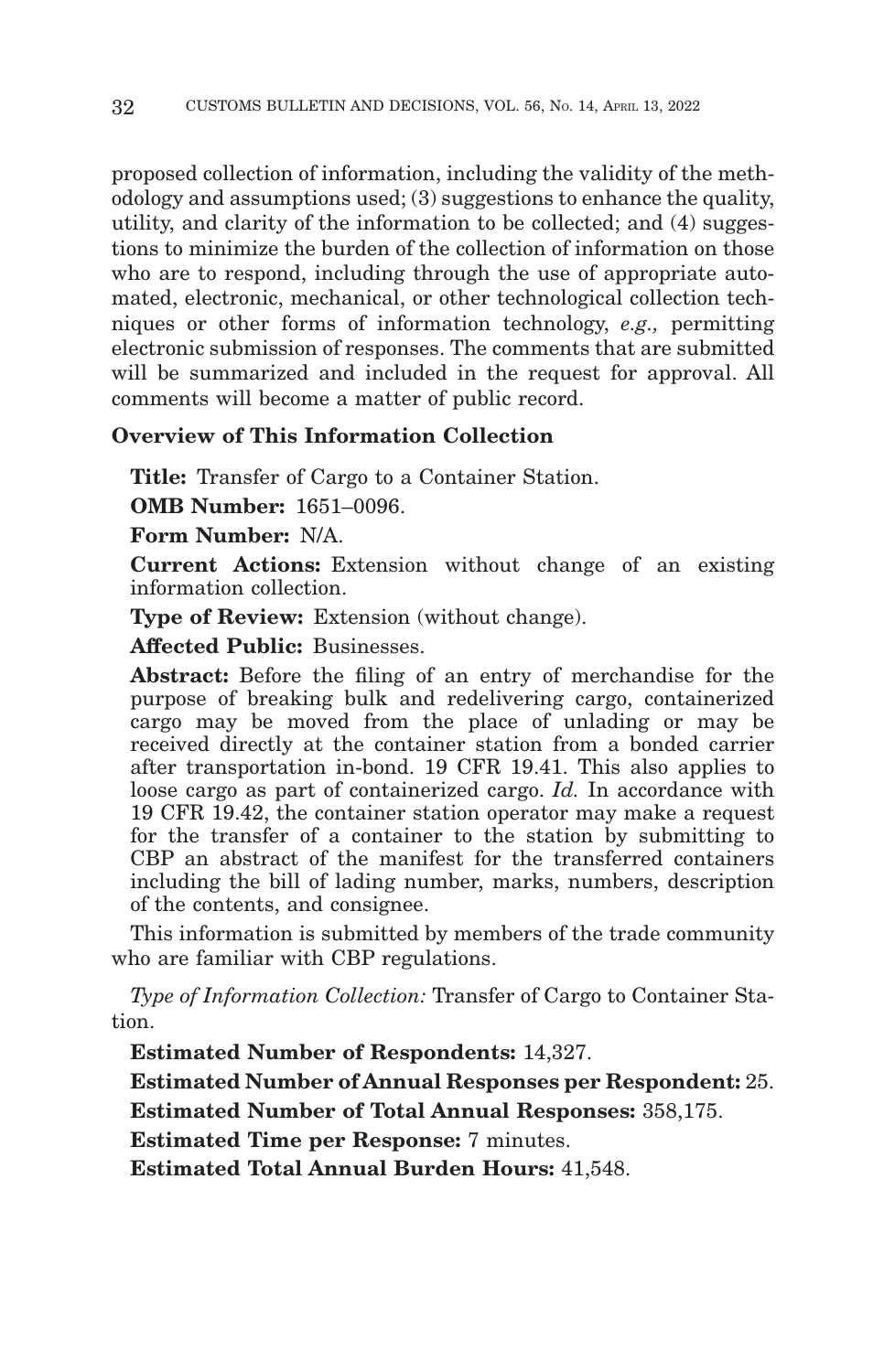proposed collection of information, including the validity of the methodology and assumptions used; (3) suggestions to enhance the quality, utility, and clarity of the information to be collected; and (4) suggestions to minimize the burden of the collection of information on those who are to respond, including through the use of appropriate automated, electronic, mechanical, or other technological collection techniques or other forms of information technology, *e.g.,* permitting electronic submission of responses. The comments that are submitted will be summarized and included in the request for approval. All comments will become a matter of public record.

**Overview of This Information Collection**

**Title:** Transfer of Cargo to a Container Station.

**OMB Number:** 1651–0096.

**Form Number:** N/A.

**Current Actions:** Extension without change of an existing information collection.

**Type of Review:** Extension (without change).

**Affected Public:** Businesses.

**Abstract:** Before the filing of an entry of merchandise for the purpose of breaking bulk and redelivering cargo, containerized cargo may be moved from the place of unlading or may be received directly at the container station from a bonded carrier after transportation in-bond. 19 CFR 19.41. This also applies to loose cargo as part of containerized cargo. *Id.* In accordance with 19 CFR 19.42, the container station operator may make a request for the transfer of a container to the station by submitting to CBP an abstract of the manifest for the transferred containers including the bill of lading number, marks, numbers, description of the contents, and consignee.

This information is submitted by members of the trade community who are familiar with CBP regulations.

*Type of Information Collection:* Transfer of Cargo to Container Station.

**Estimated Number of Respondents:** 14,327.

**Estimated Number of Annual Responses per Respondent:** 25.

**Estimated Number of Total Annual Responses:** 358,175.

**Estimated Time per Response:** 7 minutes.

**Estimated Total Annual Burden Hours:** 41,548.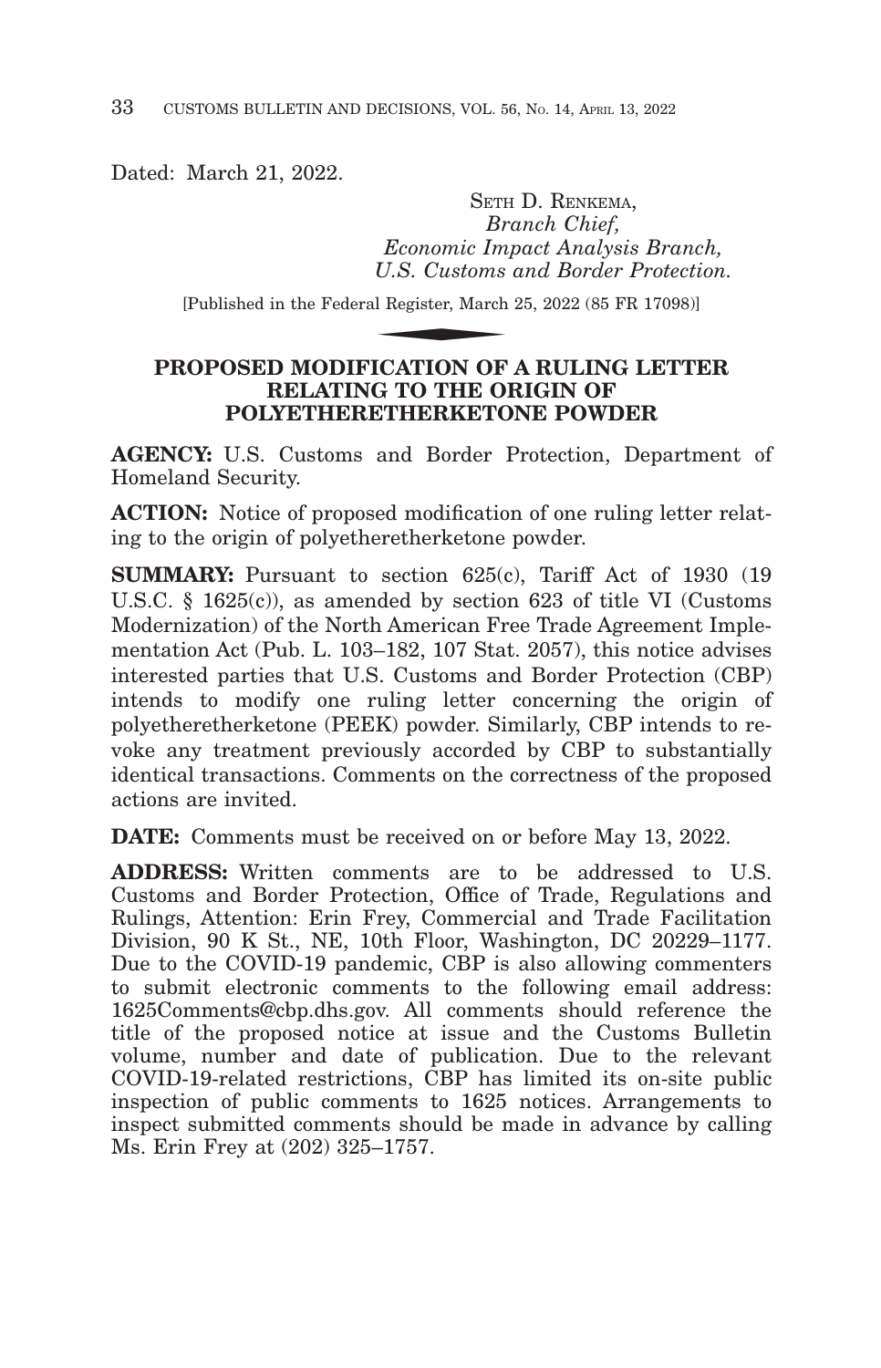Dated: March 21, 2022.

SETH D. RENKEMA,
*Branch Chief,*
*Economic Impact Analysis Branch,*
*U.S. Customs and Border Protection.*

[Published in the Federal Register, March 25, 2022 (85 FR 17098)]

## PROPOSED MODIFICATION OF A RULING LETTER RELATING TO THE ORIGIN OF POLYETHERETHERKETONE POWDER

**AGENCY:** U.S. Customs and Border Protection, Department of Homeland Security.

**ACTION:** Notice of proposed modification of one ruling letter relating to the origin of polyetheretherketone powder.

**SUMMARY:** Pursuant to section 625(c), Tariff Act of 1930 (19 U.S.C. § 1625(c)), as amended by section 623 of title VI (Customs Modernization) of the North American Free Trade Agreement Implementation Act (Pub. L. 103–182, 107 Stat. 2057), this notice advises interested parties that U.S. Customs and Border Protection (CBP) intends to modify one ruling letter concerning the origin of polyetheretherketone (PEEK) powder. Similarly, CBP intends to revoke any treatment previously accorded by CBP to substantially identical transactions. Comments on the correctness of the proposed actions are invited.

**DATE:** Comments must be received on or before May 13, 2022.

**ADDRESS:** Written comments are to be addressed to U.S. Customs and Border Protection, Office of Trade, Regulations and Rulings, Attention: Erin Frey, Commercial and Trade Facilitation Division, 90 K St., NE, 10th Floor, Washington, DC 20229–1177. Due to the COVID-19 pandemic, CBP is also allowing commenters to submit electronic comments to the following email address: 1625Comments@cbp.dhs.gov. All comments should reference the title of the proposed notice at issue and the Customs Bulletin volume, number and date of publication. Due to the relevant COVID-19-related restrictions, CBP has limited its on-site public inspection of public comments to 1625 notices. Arrangements to inspect submitted comments should be made in advance by calling Ms. Erin Frey at (202) 325–1757.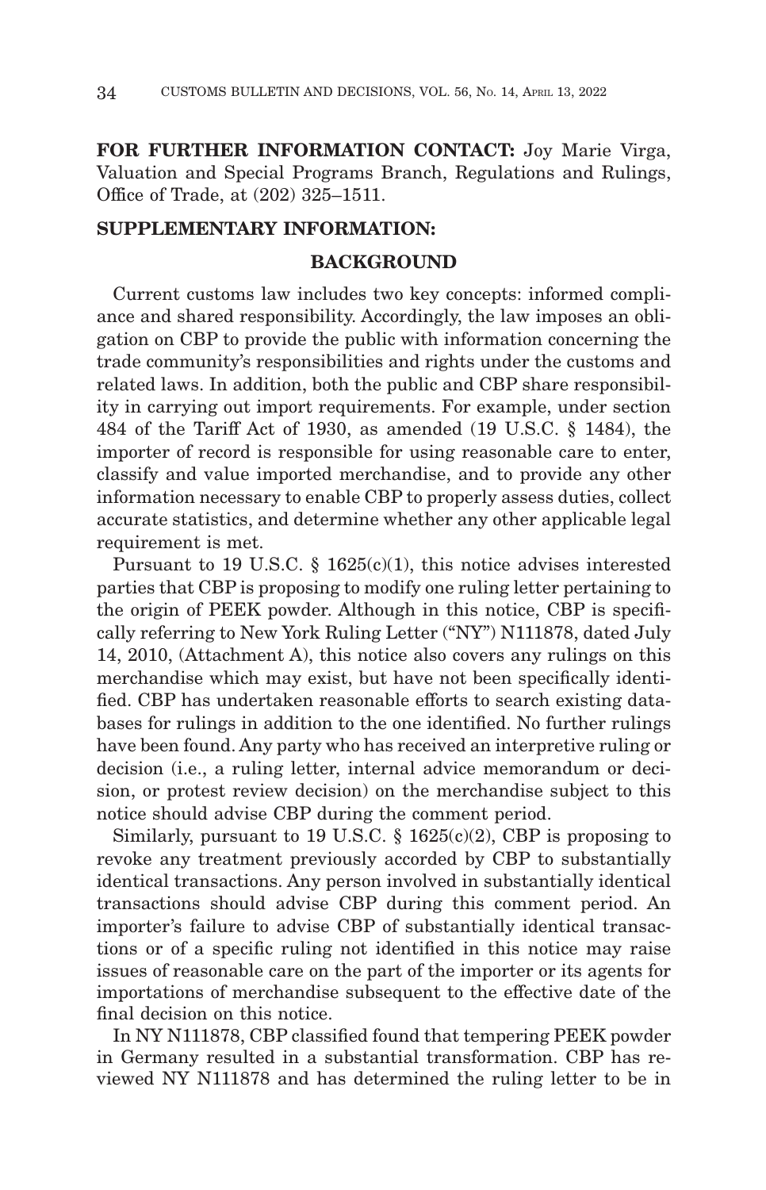**FOR FURTHER INFORMATION CONTACT:** Joy Marie Virga, Valuation and Special Programs Branch, Regulations and Rulings, Office of Trade, at (202) 325–1511.

**SUPPLEMENTARY INFORMATION:**

## BACKGROUND

Current customs law includes two key concepts: informed compliance and shared responsibility. Accordingly, the law imposes an obligation on CBP to provide the public with information concerning the trade community's responsibilities and rights under the customs and related laws. In addition, both the public and CBP share responsibility in carrying out import requirements. For example, under section 484 of the Tariff Act of 1930, as amended (19 U.S.C. § 1484), the importer of record is responsible for using reasonable care to enter, classify and value imported merchandise, and to provide any other information necessary to enable CBP to properly assess duties, collect accurate statistics, and determine whether any other applicable legal requirement is met.

Pursuant to 19 U.S.C. § 1625(c)(1), this notice advises interested parties that CBP is proposing to modify one ruling letter pertaining to the origin of PEEK powder. Although in this notice, CBP is specifically referring to New York Ruling Letter ("NY") N111878, dated July 14, 2010, (Attachment A), this notice also covers any rulings on this merchandise which may exist, but have not been specifically identified. CBP has undertaken reasonable efforts to search existing databases for rulings in addition to the one identified. No further rulings have been found. Any party who has received an interpretive ruling or decision (i.e., a ruling letter, internal advice memorandum or decision, or protest review decision) on the merchandise subject to this notice should advise CBP during the comment period.

Similarly, pursuant to 19 U.S.C. § 1625(c)(2), CBP is proposing to revoke any treatment previously accorded by CBP to substantially identical transactions. Any person involved in substantially identical transactions should advise CBP during this comment period. An importer's failure to advise CBP of substantially identical transactions or of a specific ruling not identified in this notice may raise issues of reasonable care on the part of the importer or its agents for importations of merchandise subsequent to the effective date of the final decision on this notice.

In NY N111878, CBP classified found that tempering PEEK powder in Germany resulted in a substantial transformation. CBP has reviewed NY N111878 and has determined the ruling letter to be in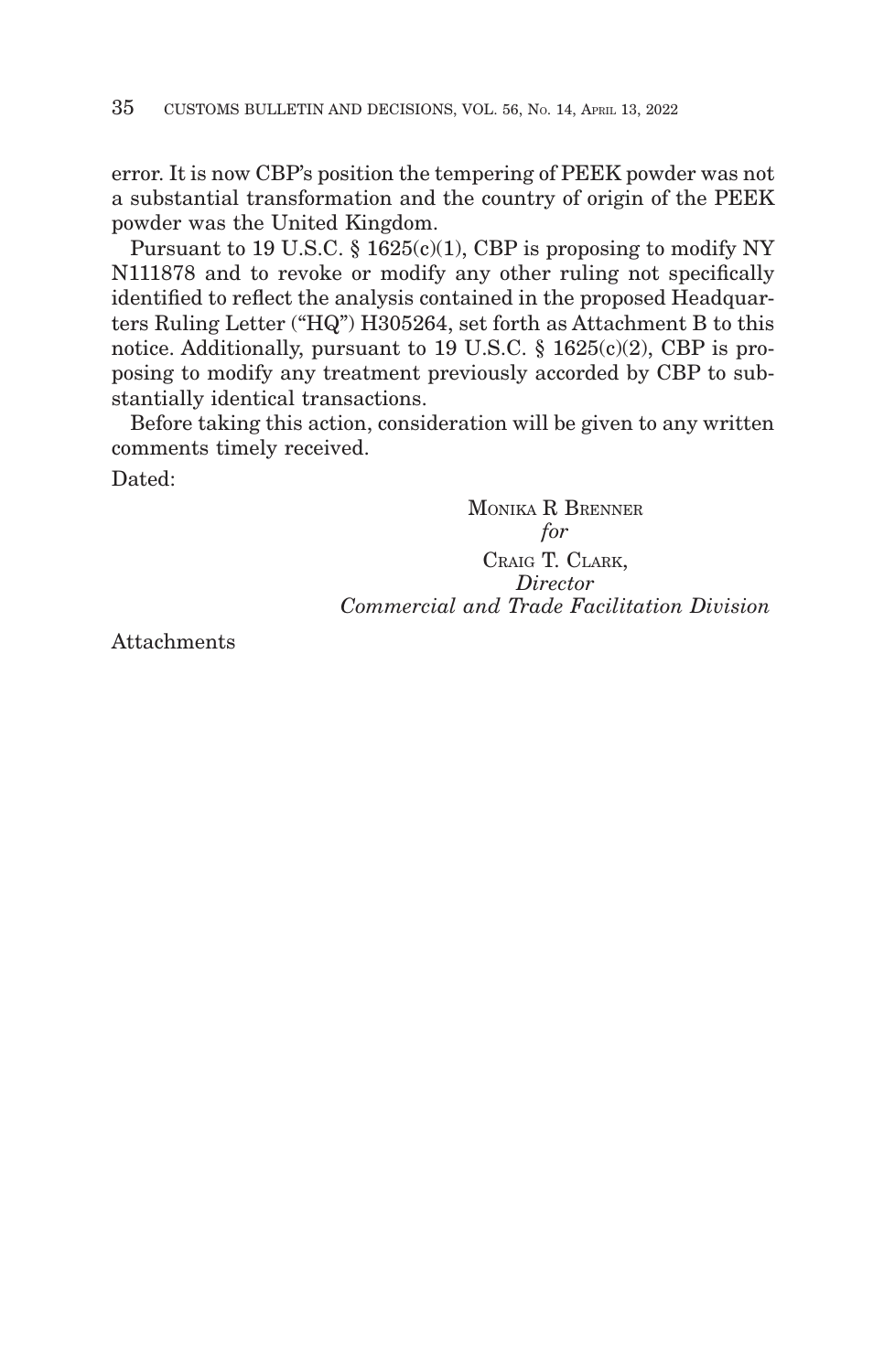error. It is now CBP's position the tempering of PEEK powder was not a substantial transformation and the country of origin of the PEEK powder was the United Kingdom.

Pursuant to 19 U.S.C. § 1625(c)(1), CBP is proposing to modify NY N111878 and to revoke or modify any other ruling not specifically identified to reflect the analysis contained in the proposed Headquarters Ruling Letter ("HQ") H305264, set forth as Attachment B to this notice. Additionally, pursuant to 19 U.S.C. § 1625(c)(2), CBP is proposing to modify any treatment previously accorded by CBP to substantially identical transactions.

Before taking this action, consideration will be given to any written comments timely received.

Dated:

MONIKA R BRENNER
*for*
CRAIG T. CLARK,
*Director*
*Commercial and Trade Facilitation Division*

Attachments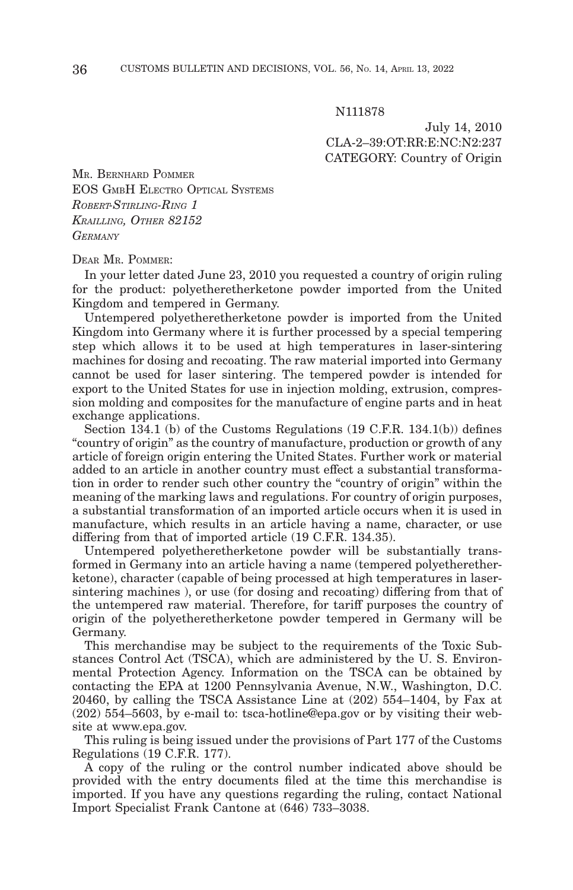N111878

July 14, 2010
CLA-2–39:OT:RR:E:NC:N2:237
CATEGORY: Country of Origin

MR. BERNHARD POMMER
EOS GMBH ELECTRO OPTICAL SYSTEMS
*ROBERT-STIRLING-RING 1*
*KRAILLING, OTHER 82152*
*GERMANY*

DEAR MR. POMMER:

In your letter dated June 23, 2010 you requested a country of origin ruling for the product: polyetheretherketone powder imported from the United Kingdom and tempered in Germany.

Untempered polyetheretherketone powder is imported from the United Kingdom into Germany where it is further processed by a special tempering step which allows it to be used at high temperatures in laser-sintering machines for dosing and recoating. The raw material imported into Germany cannot be used for laser sintering. The tempered powder is intended for export to the United States for use in injection molding, extrusion, compression molding and composites for the manufacture of engine parts and in heat exchange applications.

Section 134.1 (b) of the Customs Regulations (19 C.F.R. 134.1(b)) defines "country of origin" as the country of manufacture, production or growth of any article of foreign origin entering the United States. Further work or material added to an article in another country must effect a substantial transformation in order to render such other country the "country of origin" within the meaning of the marking laws and regulations. For country of origin purposes, a substantial transformation of an imported article occurs when it is used in manufacture, which results in an article having a name, character, or use differing from that of imported article (19 C.F.R. 134.35).

Untempered polyetheretherketone powder will be substantially transformed in Germany into an article having a name (tempered polyetheretherketone), character (capable of being processed at high temperatures in laser-sintering machines ), or use (for dosing and recoating) differing from that of the untempered raw material. Therefore, for tariff purposes the country of origin of the polyetheretherketone powder tempered in Germany will be Germany.

This merchandise may be subject to the requirements of the Toxic Substances Control Act (TSCA), which are administered by the U. S. Environmental Protection Agency. Information on the TSCA can be obtained by contacting the EPA at 1200 Pennsylvania Avenue, N.W., Washington, D.C. 20460, by calling the TSCA Assistance Line at (202) 554–1404, by Fax at (202) 554–5603, by e-mail to: tsca-hotline@epa.gov or by visiting their website at www.epa.gov.

This ruling is being issued under the provisions of Part 177 of the Customs Regulations (19 C.F.R. 177).

A copy of the ruling or the control number indicated above should be provided with the entry documents filed at the time this merchandise is imported. If you have any questions regarding the ruling, contact National Import Specialist Frank Cantone at (646) 733–3038.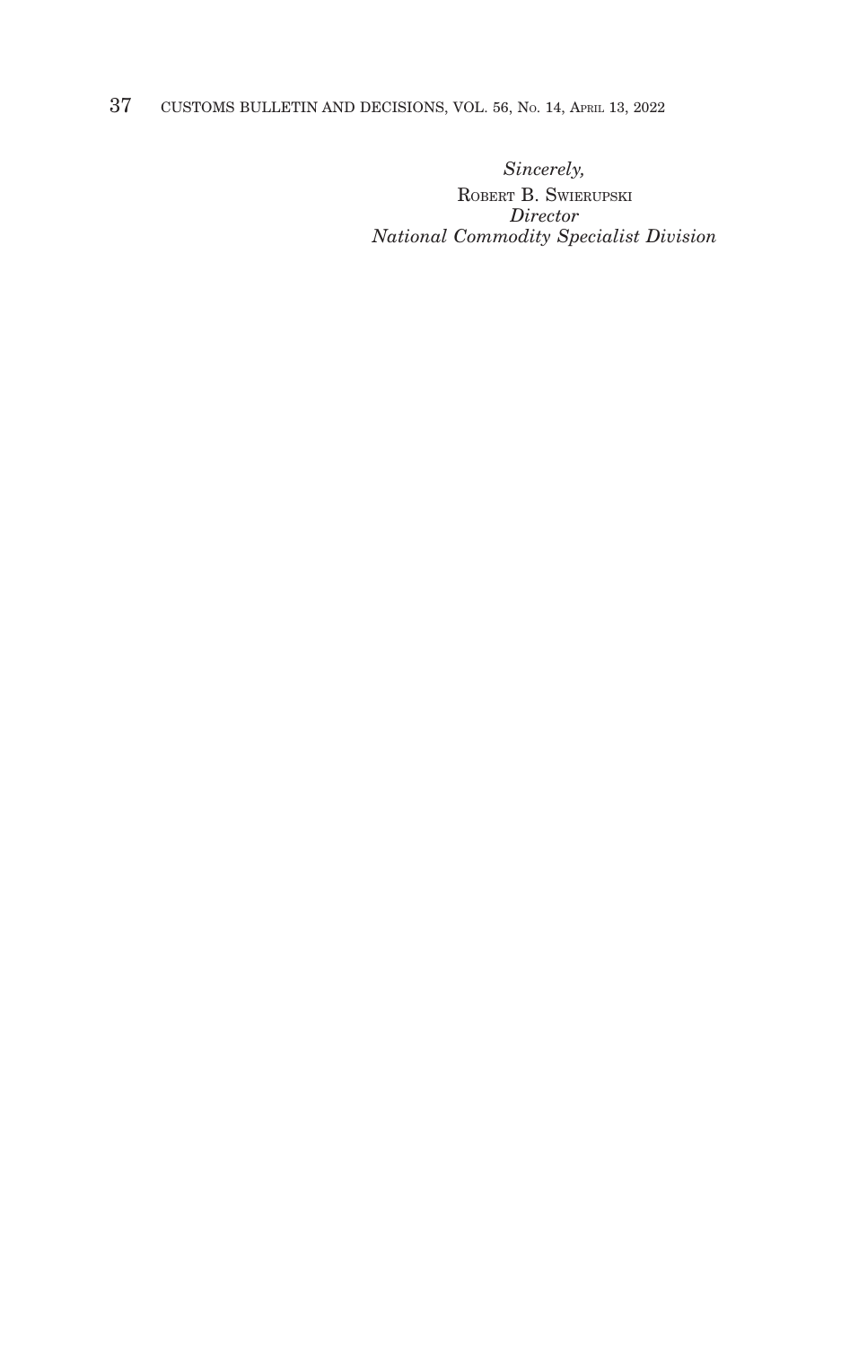*Sincerely,*

ROBERT B. SWIERUPSKI

*Director*

*National Commodity Specialist Division*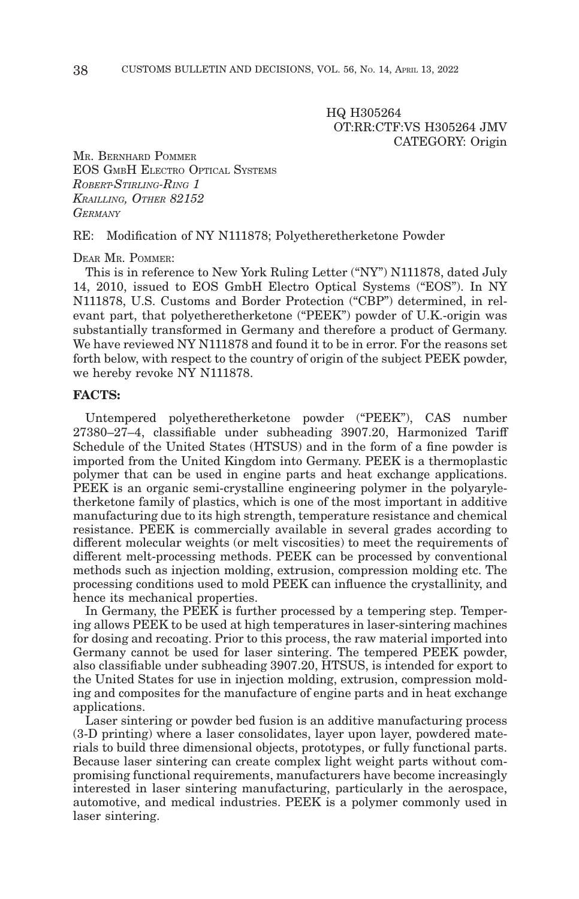HQ H305264
OT:RR:CTF:VS H305264 JMV
CATEGORY: Origin

MR. BERNHARD POMMER
EOS GMBH ELECTRO OPTICAL SYSTEMS
*ROBERT-STIRLING-RING 1*
*KRAILLING, OTHER 82152*
*GERMANY*

RE: Modification of NY N111878; Polyetheretherketone Powder

DEAR MR. POMMER:

This is in reference to New York Ruling Letter ("NY") N111878, dated July 14, 2010, issued to EOS GmbH Electro Optical Systems ("EOS"). In NY N111878, U.S. Customs and Border Protection ("CBP") determined, in relevant part, that polyetheretherketone ("PEEK") powder of U.K.-origin was substantially transformed in Germany and therefore a product of Germany. We have reviewed NY N111878 and found it to be in error. For the reasons set forth below, with respect to the country of origin of the subject PEEK powder, we hereby revoke NY N111878.

**FACTS:**

Untempered polyetheretherketone powder ("PEEK"), CAS number 27380–27–4, classifiable under subheading 3907.20, Harmonized Tariff Schedule of the United States (HTSUS) and in the form of a fine powder is imported from the United Kingdom into Germany. PEEK is a thermoplastic polymer that can be used in engine parts and heat exchange applications. PEEK is an organic semi-crystalline engineering polymer in the polyaryletherketone family of plastics, which is one of the most important in additive manufacturing due to its high strength, temperature resistance and chemical resistance. PEEK is commercially available in several grades according to different molecular weights (or melt viscosities) to meet the requirements of different melt-processing methods. PEEK can be processed by conventional methods such as injection molding, extrusion, compression molding etc. The processing conditions used to mold PEEK can influence the crystallinity, and hence its mechanical properties.

In Germany, the PEEK is further processed by a tempering step. Tempering allows PEEK to be used at high temperatures in laser-sintering machines for dosing and recoating. Prior to this process, the raw material imported into Germany cannot be used for laser sintering. The tempered PEEK powder, also classifiable under subheading 3907.20, HTSUS, is intended for export to the United States for use in injection molding, extrusion, compression molding and composites for the manufacture of engine parts and in heat exchange applications.

Laser sintering or powder bed fusion is an additive manufacturing process (3-D printing) where a laser consolidates, layer upon layer, powdered materials to build three dimensional objects, prototypes, or fully functional parts. Because laser sintering can create complex light weight parts without compromising functional requirements, manufacturers have become increasingly interested in laser sintering manufacturing, particularly in the aerospace, automotive, and medical industries. PEEK is a polymer commonly used in laser sintering.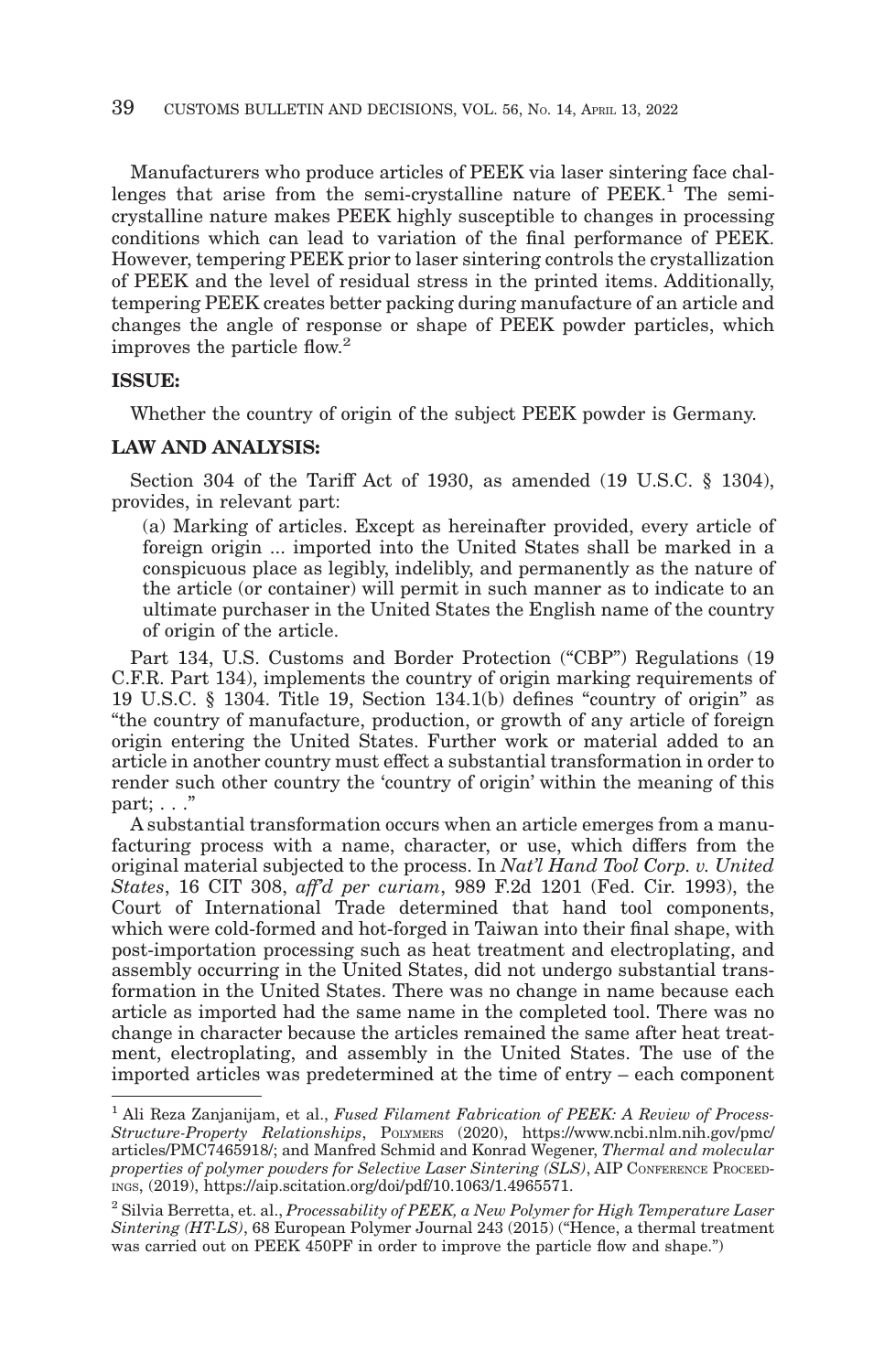Manufacturers who produce articles of PEEK via laser sintering face challenges that arise from the semi-crystalline nature of PEEK.[1] The semi-crystalline nature makes PEEK highly susceptible to changes in processing conditions which can lead to variation of the final performance of PEEK. However, tempering PEEK prior to laser sintering controls the crystallization of PEEK and the level of residual stress in the printed items. Additionally, tempering PEEK creates better packing during manufacture of an article and changes the angle of response or shape of PEEK powder particles, which improves the particle flow.[2]

**ISSUE:**

Whether the country of origin of the subject PEEK powder is Germany.

**LAW AND ANALYSIS:**

Section 304 of the Tariff Act of 1930, as amended (19 U.S.C. § 1304), provides, in relevant part:

> (a) Marking of articles. Except as hereinafter provided, every article of foreign origin ... imported into the United States shall be marked in a conspicuous place as legibly, indelibly, and permanently as the nature of the article (or container) will permit in such manner as to indicate to an ultimate purchaser in the United States the English name of the country of origin of the article.

Part 134, U.S. Customs and Border Protection ("CBP") Regulations (19 C.F.R. Part 134), implements the country of origin marking requirements of 19 U.S.C. § 1304. Title 19, Section 134.1(b) defines "country of origin" as "the country of manufacture, production, or growth of any article of foreign origin entering the United States. Further work or material added to an article in another country must effect a substantial transformation in order to render such other country the 'country of origin' within the meaning of this part; . . ."

A substantial transformation occurs when an article emerges from a manufacturing process with a name, character, or use, which differs from the original material subjected to the process. In *Nat'l Hand Tool Corp. v. United States*, 16 CIT 308, *aff'd per curiam*, 989 F.2d 1201 (Fed. Cir. 1993), the Court of International Trade determined that hand tool components, which were cold-formed and hot-forged in Taiwan into their final shape, with post-importation processing such as heat treatment and electroplating, and assembly occurring in the United States, did not undergo substantial transformation in the United States. There was no change in name because each article as imported had the same name in the completed tool. There was no change in character because the articles remained the same after heat treatment, electroplating, and assembly in the United States. The use of the imported articles was predetermined at the time of entry – each component

---

[1] Ali Reza Zanjanijam, et al., *Fused Filament Fabrication of PEEK: A Review of Process-Structure-Property Relationships*, Polymers (2020), https://www.ncbi.nlm.nih.gov/pmc/articles/PMC7465918/; and Manfred Schmid and Konrad Wegener, *Thermal and molecular properties of polymer powders for Selective Laser Sintering (SLS)*, AIP Conference Proceedings, (2019), https://aip.scitation.org/doi/pdf/10.1063/1.4965571.

[2] Silvia Berretta, et. al., *Processability of PEEK, a New Polymer for High Temperature Laser Sintering (HT-LS)*, 68 European Polymer Journal 243 (2015) ("Hence, a thermal treatment was carried out on PEEK 450PF in order to improve the particle flow and shape.")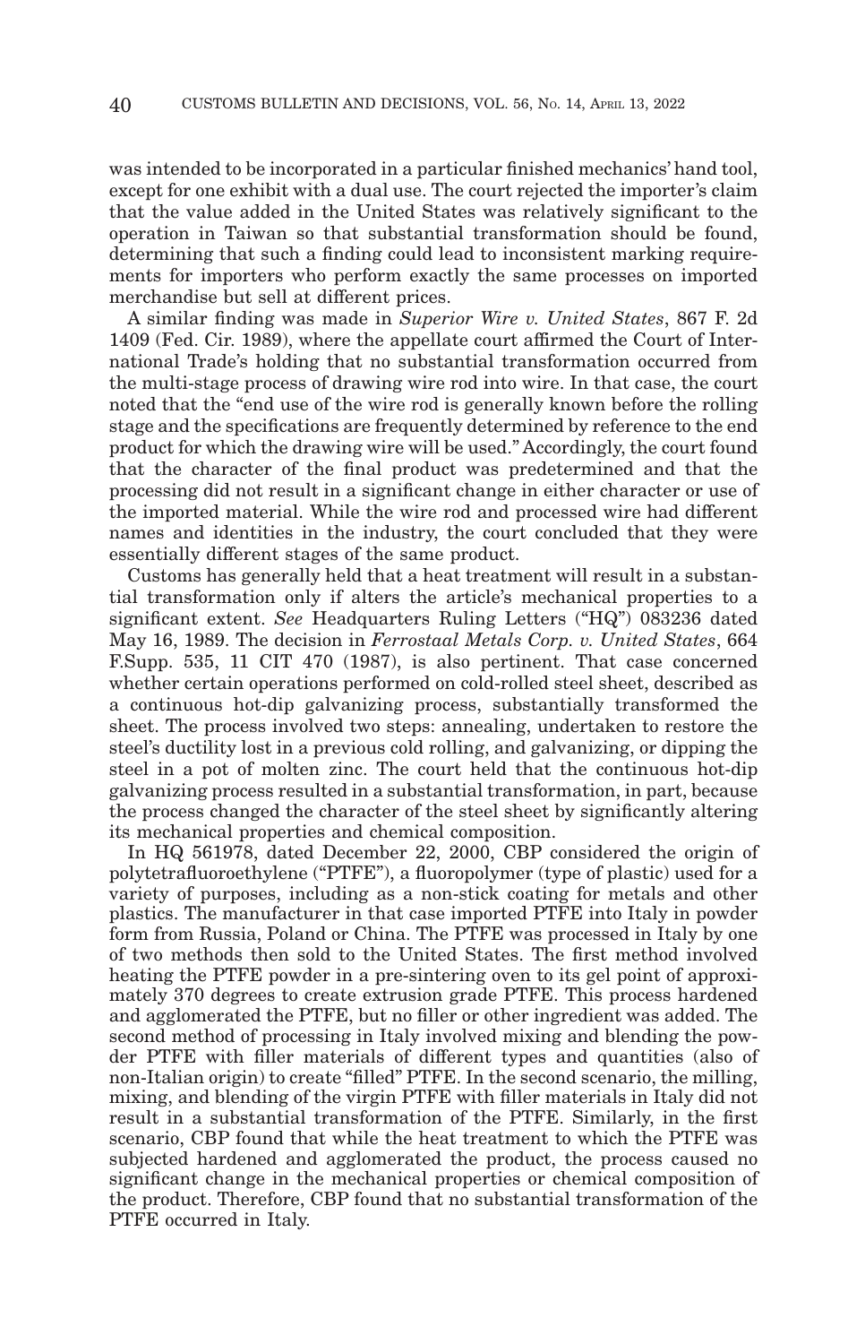was intended to be incorporated in a particular finished mechanics' hand tool, except for one exhibit with a dual use. The court rejected the importer's claim that the value added in the United States was relatively significant to the operation in Taiwan so that substantial transformation should be found, determining that such a finding could lead to inconsistent marking requirements for importers who perform exactly the same processes on imported merchandise but sell at different prices.

A similar finding was made in *Superior Wire v. United States*, 867 F. 2d 1409 (Fed. Cir. 1989), where the appellate court affirmed the Court of International Trade's holding that no substantial transformation occurred from the multi-stage process of drawing wire rod into wire. In that case, the court noted that the "end use of the wire rod is generally known before the rolling stage and the specifications are frequently determined by reference to the end product for which the drawing wire will be used." Accordingly, the court found that the character of the final product was predetermined and that the processing did not result in a significant change in either character or use of the imported material. While the wire rod and processed wire had different names and identities in the industry, the court concluded that they were essentially different stages of the same product.

Customs has generally held that a heat treatment will result in a substantial transformation only if alters the article's mechanical properties to a significant extent. *See* Headquarters Ruling Letters ("HQ") 083236 dated May 16, 1989. The decision in *Ferrostaal Metals Corp. v. United States*, 664 F.Supp. 535, 11 CIT 470 (1987), is also pertinent. That case concerned whether certain operations performed on cold-rolled steel sheet, described as a continuous hot-dip galvanizing process, substantially transformed the sheet. The process involved two steps: annealing, undertaken to restore the steel's ductility lost in a previous cold rolling, and galvanizing, or dipping the steel in a pot of molten zinc. The court held that the continuous hot-dip galvanizing process resulted in a substantial transformation, in part, because the process changed the character of the steel sheet by significantly altering its mechanical properties and chemical composition.

In HQ 561978, dated December 22, 2000, CBP considered the origin of polytetrafluoroethylene ("PTFE"), a fluoropolymer (type of plastic) used for a variety of purposes, including as a non-stick coating for metals and other plastics. The manufacturer in that case imported PTFE into Italy in powder form from Russia, Poland or China. The PTFE was processed in Italy by one of two methods then sold to the United States. The first method involved heating the PTFE powder in a pre-sintering oven to its gel point of approximately 370 degrees to create extrusion grade PTFE. This process hardened and agglomerated the PTFE, but no filler or other ingredient was added. The second method of processing in Italy involved mixing and blending the powder PTFE with filler materials of different types and quantities (also of non-Italian origin) to create "filled" PTFE. In the second scenario, the milling, mixing, and blending of the virgin PTFE with filler materials in Italy did not result in a substantial transformation of the PTFE. Similarly, in the first scenario, CBP found that while the heat treatment to which the PTFE was subjected hardened and agglomerated the product, the process caused no significant change in the mechanical properties or chemical composition of the product. Therefore, CBP found that no substantial transformation of the PTFE occurred in Italy.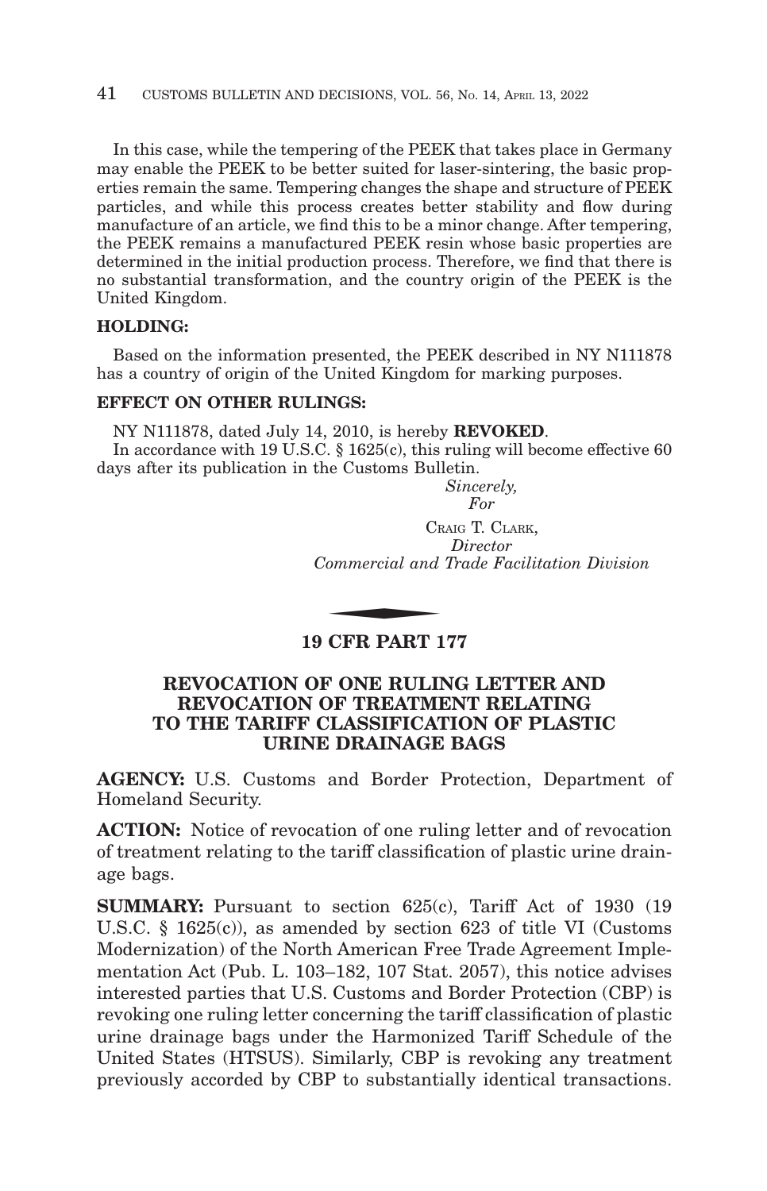In this case, while the tempering of the PEEK that takes place in Germany may enable the PEEK to be better suited for laser-sintering, the basic properties remain the same. Tempering changes the shape and structure of PEEK particles, and while this process creates better stability and flow during manufacture of an article, we find this to be a minor change. After tempering, the PEEK remains a manufactured PEEK resin whose basic properties are determined in the initial production process. Therefore, we find that there is no substantial transformation, and the country origin of the PEEK is the United Kingdom.

**HOLDING:**

Based on the information presented, the PEEK described in NY N111878 has a country of origin of the United Kingdom for marking purposes.

**EFFECT ON OTHER RULINGS:**

NY N111878, dated July 14, 2010, is hereby **REVOKED**.

In accordance with 19 U.S.C. § 1625(c), this ruling will become effective 60 days after its publication in the Customs Bulletin.

*Sincerely,*
*For*

CRAIG T. CLARK,
*Director*
*Commercial and Trade Facilitation Division*

## 19 CFR PART 177

## REVOCATION OF ONE RULING LETTER AND REVOCATION OF TREATMENT RELATING TO THE TARIFF CLASSIFICATION OF PLASTIC URINE DRAINAGE BAGS

**AGENCY:** U.S. Customs and Border Protection, Department of Homeland Security.

**ACTION:** Notice of revocation of one ruling letter and of revocation of treatment relating to the tariff classification of plastic urine drainage bags.

**SUMMARY:** Pursuant to section 625(c), Tariff Act of 1930 (19 U.S.C. § 1625(c)), as amended by section 623 of title VI (Customs Modernization) of the North American Free Trade Agreement Implementation Act (Pub. L. 103–182, 107 Stat. 2057), this notice advises interested parties that U.S. Customs and Border Protection (CBP) is revoking one ruling letter concerning the tariff classification of plastic urine drainage bags under the Harmonized Tariff Schedule of the United States (HTSUS). Similarly, CBP is revoking any treatment previously accorded by CBP to substantially identical transactions.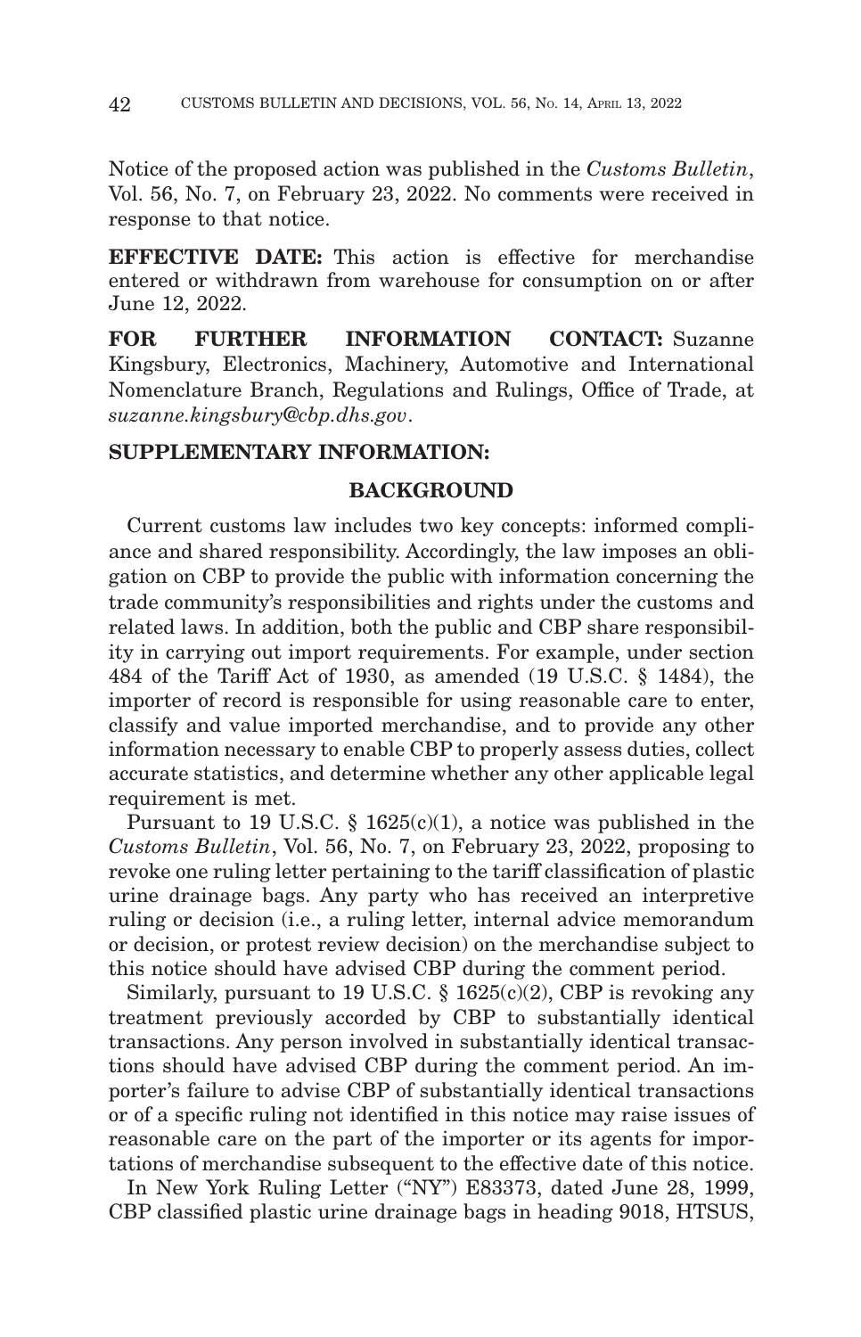Notice of the proposed action was published in the *Customs Bulletin*, Vol. 56, No. 7, on February 23, 2022. No comments were received in response to that notice.

**EFFECTIVE DATE:** This action is effective for merchandise entered or withdrawn from warehouse for consumption on or after June 12, 2022.

**FOR FURTHER INFORMATION CONTACT:** Suzanne Kingsbury, Electronics, Machinery, Automotive and International Nomenclature Branch, Regulations and Rulings, Office of Trade, at *suzanne.kingsbury@cbp.dhs.gov*.

**SUPPLEMENTARY INFORMATION:**

## BACKGROUND

Current customs law includes two key concepts: informed compliance and shared responsibility. Accordingly, the law imposes an obligation on CBP to provide the public with information concerning the trade community's responsibilities and rights under the customs and related laws. In addition, both the public and CBP share responsibility in carrying out import requirements. For example, under section 484 of the Tariff Act of 1930, as amended (19 U.S.C. § 1484), the importer of record is responsible for using reasonable care to enter, classify and value imported merchandise, and to provide any other information necessary to enable CBP to properly assess duties, collect accurate statistics, and determine whether any other applicable legal requirement is met.

Pursuant to 19 U.S.C. § 1625(c)(1), a notice was published in the *Customs Bulletin*, Vol. 56, No. 7, on February 23, 2022, proposing to revoke one ruling letter pertaining to the tariff classification of plastic urine drainage bags. Any party who has received an interpretive ruling or decision (i.e., a ruling letter, internal advice memorandum or decision, or protest review decision) on the merchandise subject to this notice should have advised CBP during the comment period.

Similarly, pursuant to 19 U.S.C. § 1625(c)(2), CBP is revoking any treatment previously accorded by CBP to substantially identical transactions. Any person involved in substantially identical transactions should have advised CBP during the comment period. An importer's failure to advise CBP of substantially identical transactions or of a specific ruling not identified in this notice may raise issues of reasonable care on the part of the importer or its agents for importations of merchandise subsequent to the effective date of this notice.

In New York Ruling Letter ("NY") E83373, dated June 28, 1999, CBP classified plastic urine drainage bags in heading 9018, HTSUS,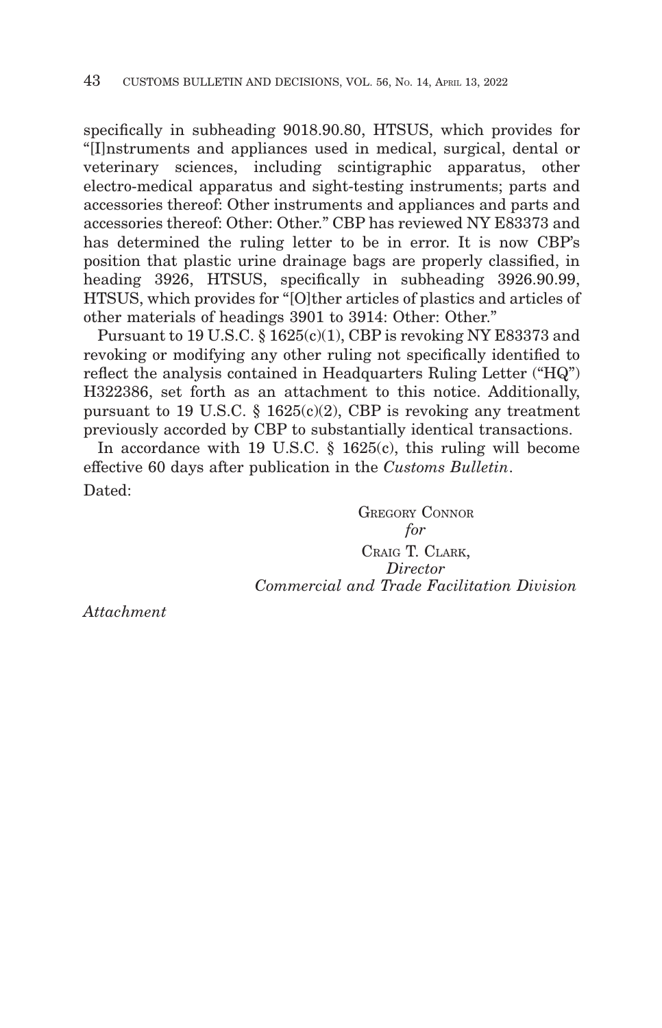specifically in subheading 9018.90.80, HTSUS, which provides for "[I]nstruments and appliances used in medical, surgical, dental or veterinary sciences, including scintigraphic apparatus, other electro-medical apparatus and sight-testing instruments; parts and accessories thereof: Other instruments and appliances and parts and accessories thereof: Other: Other." CBP has reviewed NY E83373 and has determined the ruling letter to be in error. It is now CBP's position that plastic urine drainage bags are properly classified, in heading 3926, HTSUS, specifically in subheading 3926.90.99, HTSUS, which provides for "[O]ther articles of plastics and articles of other materials of headings 3901 to 3914: Other: Other."

Pursuant to 19 U.S.C. § 1625(c)(1), CBP is revoking NY E83373 and revoking or modifying any other ruling not specifically identified to reflect the analysis contained in Headquarters Ruling Letter ("HQ") H322386, set forth as an attachment to this notice. Additionally, pursuant to 19 U.S.C. § 1625(c)(2), CBP is revoking any treatment previously accorded by CBP to substantially identical transactions.

In accordance with 19 U.S.C. § 1625(c), this ruling will become effective 60 days after publication in the *Customs Bulletin*.

Dated:

GREGORY CONNOR
*for*
CRAIG T. CLARK,
*Director*
*Commercial and Trade Facilitation Division*

*Attachment*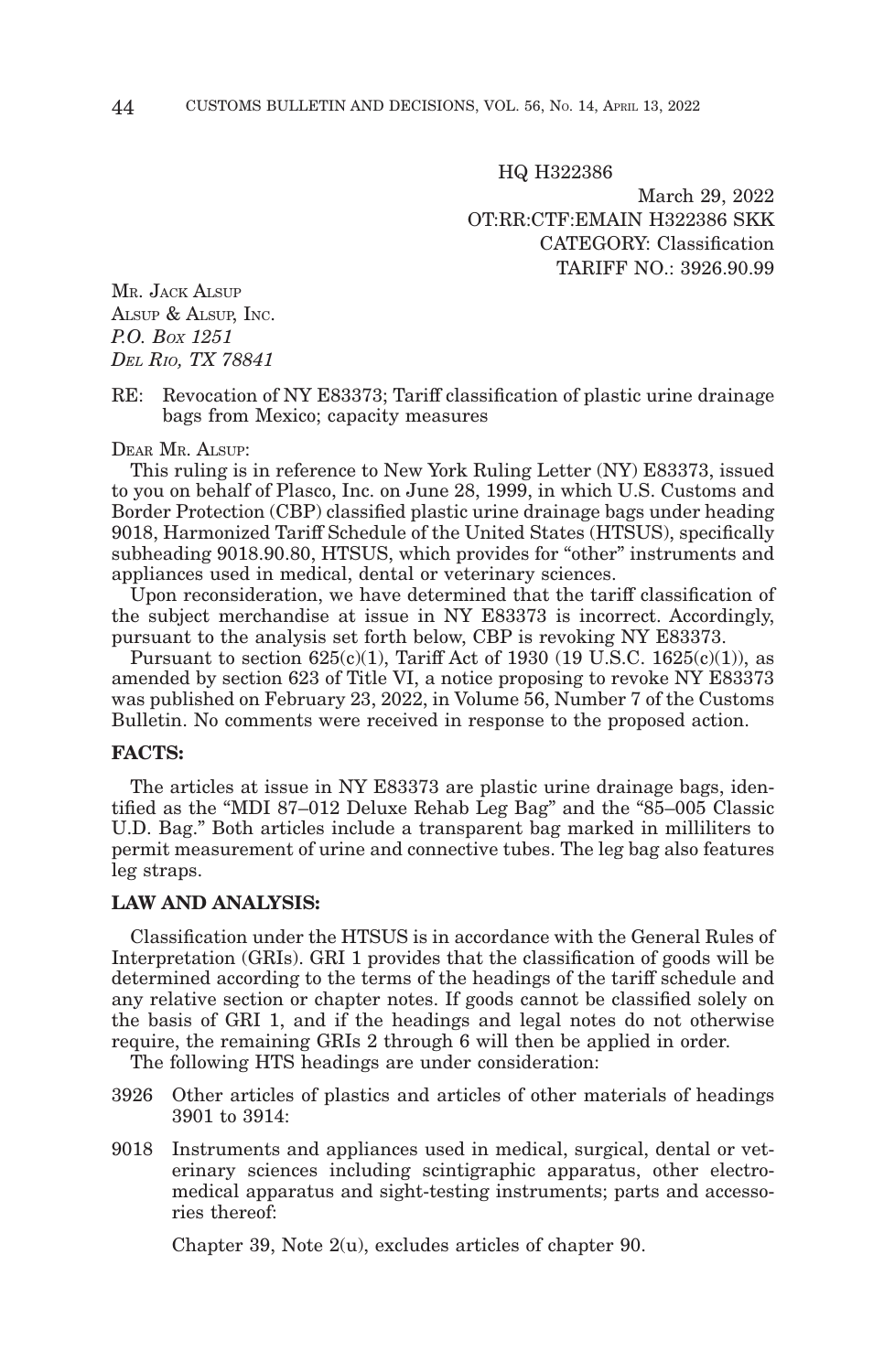HQ H322386

March 29, 2022
OT:RR:CTF:EMAIN H322386 SKK
CATEGORY: Classification
TARIFF NO.: 3926.90.99

MR. JACK ALSUP
ALSUP & ALSUP, INC.
*P.O. BOX 1251*
*DEL RIO, TX 78841*

RE: Revocation of NY E83373; Tariff classification of plastic urine drainage bags from Mexico; capacity measures

DEAR MR. ALSUP:

This ruling is in reference to New York Ruling Letter (NY) E83373, issued to you on behalf of Plasco, Inc. on June 28, 1999, in which U.S. Customs and Border Protection (CBP) classified plastic urine drainage bags under heading 9018, Harmonized Tariff Schedule of the United States (HTSUS), specifically subheading 9018.90.80, HTSUS, which provides for "other" instruments and appliances used in medical, dental or veterinary sciences.

Upon reconsideration, we have determined that the tariff classification of the subject merchandise at issue in NY E83373 is incorrect. Accordingly, pursuant to the analysis set forth below, CBP is revoking NY E83373.

Pursuant to section 625(c)(1), Tariff Act of 1930 (19 U.S.C. 1625(c)(1)), as amended by section 623 of Title VI, a notice proposing to revoke NY E83373 was published on February 23, 2022, in Volume 56, Number 7 of the Customs Bulletin. No comments were received in response to the proposed action.

**FACTS:**

The articles at issue in NY E83373 are plastic urine drainage bags, identified as the "MDI 87–012 Deluxe Rehab Leg Bag" and the "85–005 Classic U.D. Bag." Both articles include a transparent bag marked in milliliters to permit measurement of urine and connective tubes. The leg bag also features leg straps.

**LAW AND ANALYSIS:**

Classification under the HTSUS is in accordance with the General Rules of Interpretation (GRIs). GRI 1 provides that the classification of goods will be determined according to the terms of the headings of the tariff schedule and any relative section or chapter notes. If goods cannot be classified solely on the basis of GRI 1, and if the headings and legal notes do not otherwise require, the remaining GRIs 2 through 6 will then be applied in order.

The following HTS headings are under consideration:

3926 Other articles of plastics and articles of other materials of headings 3901 to 3914:

9018 Instruments and appliances used in medical, surgical, dental or veterinary sciences including scintigraphic apparatus, other electro-medical apparatus and sight-testing instruments; parts and accessories thereof:

Chapter 39, Note 2(u), excludes articles of chapter 90.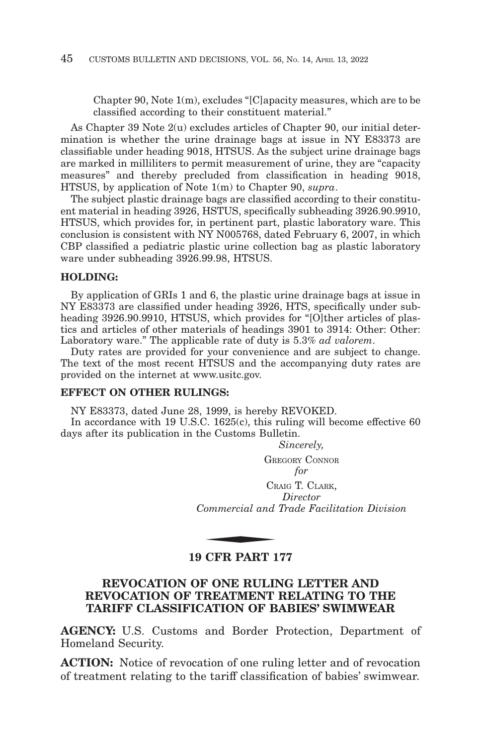Chapter 90, Note 1(m), excludes "[C]apacity measures, which are to be classified according to their constituent material."

As Chapter 39 Note 2(u) excludes articles of Chapter 90, our initial determination is whether the urine drainage bags at issue in NY E83373 are classifiable under heading 9018, HTSUS. As the subject urine drainage bags are marked in milliliters to permit measurement of urine, they are "capacity measures" and thereby precluded from classification in heading 9018, HTSUS, by application of Note 1(m) to Chapter 90, *supra*.

The subject plastic drainage bags are classified according to their constituent material in heading 3926, HSTUS, specifically subheading 3926.90.9910, HTSUS, which provides for, in pertinent part, plastic laboratory ware. This conclusion is consistent with NY N005768, dated February 6, 2007, in which CBP classified a pediatric plastic urine collection bag as plastic laboratory ware under subheading 3926.99.98, HTSUS.

**HOLDING:**

By application of GRIs 1 and 6, the plastic urine drainage bags at issue in NY E83373 are classified under heading 3926, HTS, specifically under subheading 3926.90.9910, HTSUS, which provides for "[O]ther articles of plastics and articles of other materials of headings 3901 to 3914: Other: Other: Laboratory ware." The applicable rate of duty is 5.3% *ad valorem*.

Duty rates are provided for your convenience and are subject to change. The text of the most recent HTSUS and the accompanying duty rates are provided on the internet at www.usitc.gov.

**EFFECT ON OTHER RULINGS:**

NY E83373, dated June 28, 1999, is hereby REVOKED.

In accordance with 19 U.S.C. 1625(c), this ruling will become effective 60 days after its publication in the Customs Bulletin.

*Sincerely,*

GREGORY CONNOR
*for*
CRAIG T. CLARK,
*Director*
*Commercial and Trade Facilitation Division*

## 19 CFR PART 177

## REVOCATION OF ONE RULING LETTER AND REVOCATION OF TREATMENT RELATING TO THE TARIFF CLASSIFICATION OF BABIES' SWIMWEAR

**AGENCY:** U.S. Customs and Border Protection, Department of Homeland Security.

**ACTION:** Notice of revocation of one ruling letter and of revocation of treatment relating to the tariff classification of babies' swimwear.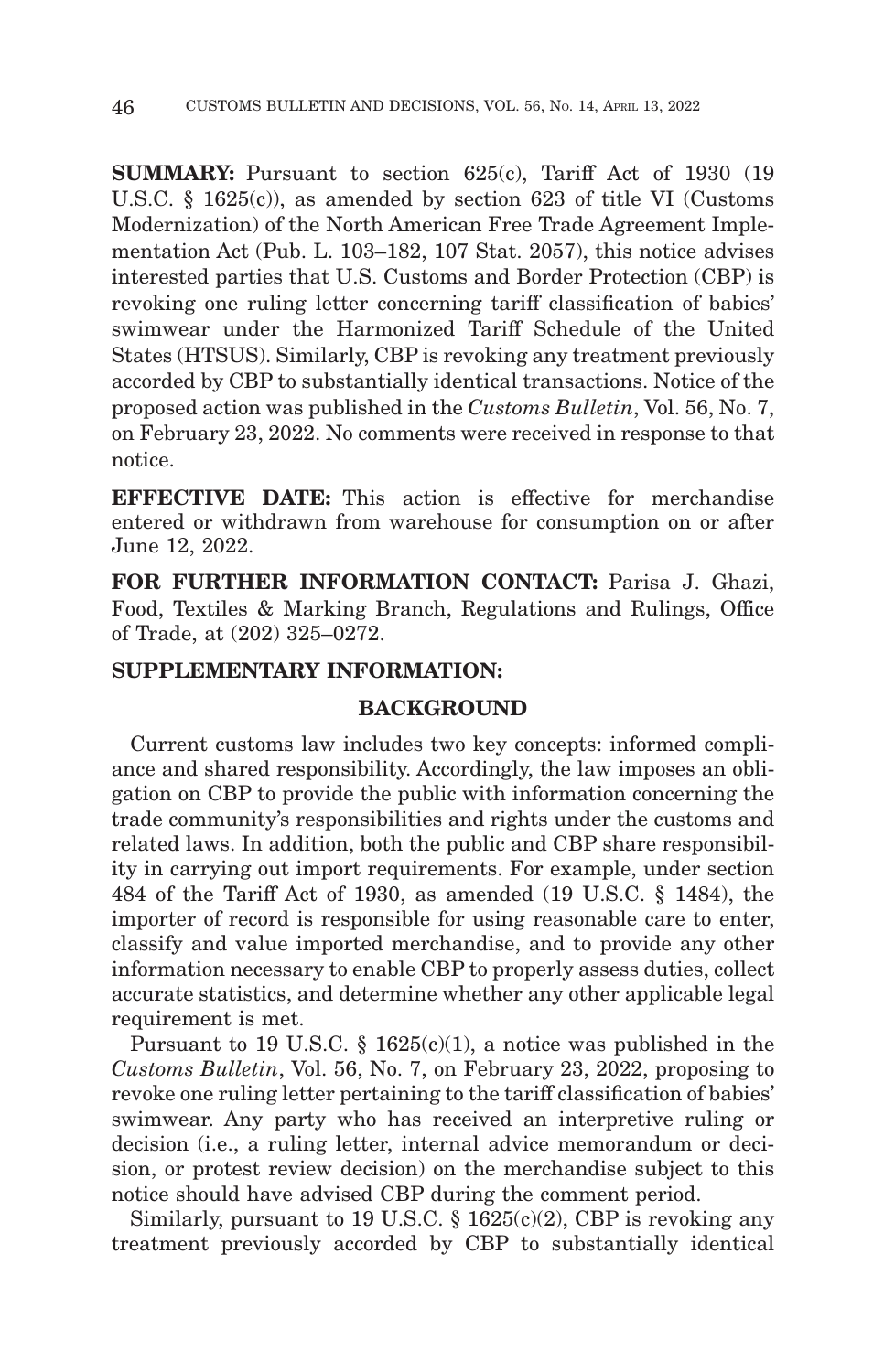**SUMMARY:** Pursuant to section 625(c), Tariff Act of 1930 (19 U.S.C. § 1625(c)), as amended by section 623 of title VI (Customs Modernization) of the North American Free Trade Agreement Implementation Act (Pub. L. 103–182, 107 Stat. 2057), this notice advises interested parties that U.S. Customs and Border Protection (CBP) is revoking one ruling letter concerning tariff classification of babies' swimwear under the Harmonized Tariff Schedule of the United States (HTSUS). Similarly, CBP is revoking any treatment previously accorded by CBP to substantially identical transactions. Notice of the proposed action was published in the *Customs Bulletin*, Vol. 56, No. 7, on February 23, 2022. No comments were received in response to that notice.

**EFFECTIVE DATE:** This action is effective for merchandise entered or withdrawn from warehouse for consumption on or after June 12, 2022.

**FOR FURTHER INFORMATION CONTACT:** Parisa J. Ghazi, Food, Textiles & Marking Branch, Regulations and Rulings, Office of Trade, at (202) 325–0272.

**SUPPLEMENTARY INFORMATION:**

## BACKGROUND

Current customs law includes two key concepts: informed compliance and shared responsibility. Accordingly, the law imposes an obligation on CBP to provide the public with information concerning the trade community's responsibilities and rights under the customs and related laws. In addition, both the public and CBP share responsibility in carrying out import requirements. For example, under section 484 of the Tariff Act of 1930, as amended (19 U.S.C. § 1484), the importer of record is responsible for using reasonable care to enter, classify and value imported merchandise, and to provide any other information necessary to enable CBP to properly assess duties, collect accurate statistics, and determine whether any other applicable legal requirement is met.

Pursuant to 19 U.S.C. § 1625(c)(1), a notice was published in the *Customs Bulletin*, Vol. 56, No. 7, on February 23, 2022, proposing to revoke one ruling letter pertaining to the tariff classification of babies' swimwear. Any party who has received an interpretive ruling or decision (i.e., a ruling letter, internal advice memorandum or decision, or protest review decision) on the merchandise subject to this notice should have advised CBP during the comment period.

Similarly, pursuant to 19 U.S.C. § 1625(c)(2), CBP is revoking any treatment previously accorded by CBP to substantially identical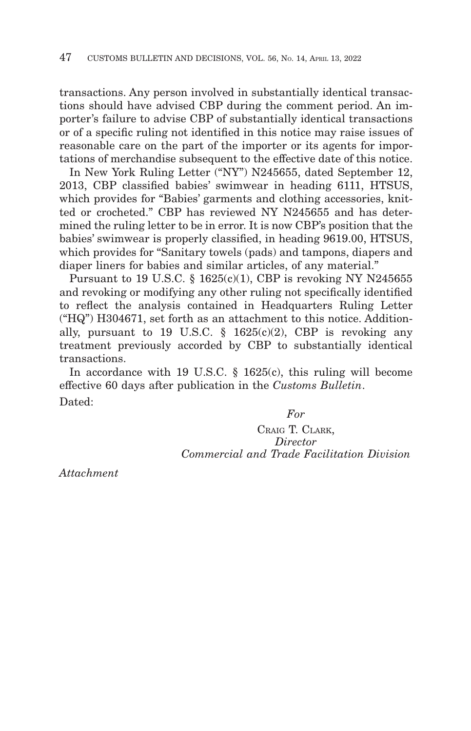transactions. Any person involved in substantially identical transactions should have advised CBP during the comment period. An importer's failure to advise CBP of substantially identical transactions or of a specific ruling not identified in this notice may raise issues of reasonable care on the part of the importer or its agents for importations of merchandise subsequent to the effective date of this notice.

In New York Ruling Letter ("NY") N245655, dated September 12, 2013, CBP classified babies' swimwear in heading 6111, HTSUS, which provides for "Babies' garments and clothing accessories, knitted or crocheted." CBP has reviewed NY N245655 and has determined the ruling letter to be in error. It is now CBP's position that the babies' swimwear is properly classified, in heading 9619.00, HTSUS, which provides for "Sanitary towels (pads) and tampons, diapers and diaper liners for babies and similar articles, of any material."

Pursuant to 19 U.S.C. § 1625(c)(1), CBP is revoking NY N245655 and revoking or modifying any other ruling not specifically identified to reflect the analysis contained in Headquarters Ruling Letter ("HQ") H304671, set forth as an attachment to this notice. Additionally, pursuant to 19 U.S.C. § 1625(c)(2), CBP is revoking any treatment previously accorded by CBP to substantially identical transactions.

In accordance with 19 U.S.C. § 1625(c), this ruling will become effective 60 days after publication in the *Customs Bulletin*.

Dated:

*For*

CRAIG T. CLARK,
*Director*
*Commercial and Trade Facilitation Division*

*Attachment*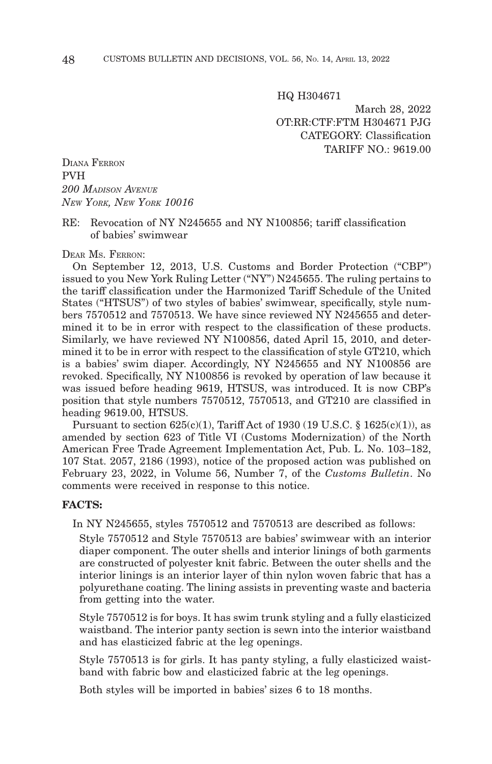HQ H304671

March 28, 2022

OT:RR:CTF:FTM H304671 PJG

CATEGORY: Classification

TARIFF NO.: 9619.00

DIANA FERRON
PVH
*200 MADISON AVENUE*
*NEW YORK, NEW YORK 10016*

RE: Revocation of NY N245655 and NY N100856; tariff classification of babies' swimwear

DEAR MS. FERRON:

On September 12, 2013, U.S. Customs and Border Protection ("CBP") issued to you New York Ruling Letter ("NY") N245655. The ruling pertains to the tariff classification under the Harmonized Tariff Schedule of the United States ("HTSUS") of two styles of babies' swimwear, specifically, style numbers 7570512 and 7570513. We have since reviewed NY N245655 and determined it to be in error with respect to the classification of these products. Similarly, we have reviewed NY N100856, dated April 15, 2010, and determined it to be in error with respect to the classification of style GT210, which is a babies' swim diaper. Accordingly, NY N245655 and NY N100856 are revoked. Specifically, NY N100856 is revoked by operation of law because it was issued before heading 9619, HTSUS, was introduced. It is now CBP's position that style numbers 7570512, 7570513, and GT210 are classified in heading 9619.00, HTSUS.

Pursuant to section 625(c)(1), Tariff Act of 1930 (19 U.S.C. § 1625(c)(1)), as amended by section 623 of Title VI (Customs Modernization) of the North American Free Trade Agreement Implementation Act, Pub. L. No. 103–182, 107 Stat. 2057, 2186 (1993), notice of the proposed action was published on February 23, 2022, in Volume 56, Number 7, of the *Customs Bulletin*. No comments were received in response to this notice.

**FACTS:**

In NY N245655, styles 7570512 and 7570513 are described as follows:

Style 7570512 and Style 7570513 are babies' swimwear with an interior diaper component. The outer shells and interior linings of both garments are constructed of polyester knit fabric. Between the outer shells and the interior linings is an interior layer of thin nylon woven fabric that has a polyurethane coating. The lining assists in preventing waste and bacteria from getting into the water.

Style 7570512 is for boys. It has swim trunk styling and a fully elasticized waistband. The interior panty section is sewn into the interior waistband and has elasticized fabric at the leg openings.

Style 7570513 is for girls. It has panty styling, a fully elasticized waistband with fabric bow and elasticized fabric at the leg openings.

Both styles will be imported in babies' sizes 6 to 18 months.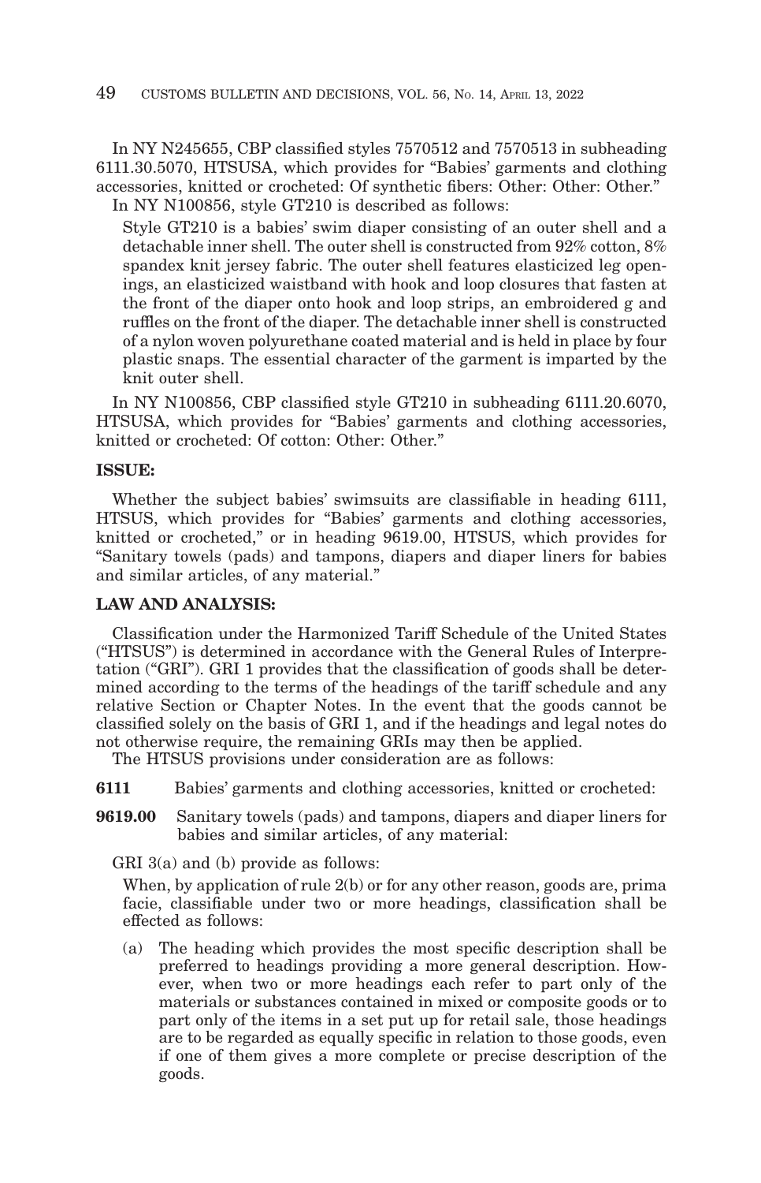In NY N245655, CBP classified styles 7570512 and 7570513 in subheading 6111.30.5070, HTSUSA, which provides for "Babies' garments and clothing accessories, knitted or crocheted: Of synthetic fibers: Other: Other: Other."

In NY N100856, style GT210 is described as follows:

> Style GT210 is a babies' swim diaper consisting of an outer shell and a detachable inner shell. The outer shell is constructed from 92% cotton, 8% spandex knit jersey fabric. The outer shell features elasticized leg openings, an elasticized waistband with hook and loop closures that fasten at the front of the diaper onto hook and loop strips, an embroidered g and ruffles on the front of the diaper. The detachable inner shell is constructed of a nylon woven polyurethane coated material and is held in place by four plastic snaps. The essential character of the garment is imparted by the knit outer shell.

In NY N100856, CBP classified style GT210 in subheading 6111.20.6070, HTSUSA, which provides for "Babies' garments and clothing accessories, knitted or crocheted: Of cotton: Other: Other."

**ISSUE:**

Whether the subject babies' swimsuits are classifiable in heading 6111, HTSUS, which provides for "Babies' garments and clothing accessories, knitted or crocheted," or in heading 9619.00, HTSUS, which provides for "Sanitary towels (pads) and tampons, diapers and diaper liners for babies and similar articles, of any material."

**LAW AND ANALYSIS:**

Classification under the Harmonized Tariff Schedule of the United States ("HTSUS") is determined in accordance with the General Rules of Interpretation ("GRI"). GRI 1 provides that the classification of goods shall be determined according to the terms of the headings of the tariff schedule and any relative Section or Chapter Notes. In the event that the goods cannot be classified solely on the basis of GRI 1, and if the headings and legal notes do not otherwise require, the remaining GRIs may then be applied.

The HTSUS provisions under consideration are as follows:

**6111** Babies' garments and clothing accessories, knitted or crocheted:

**9619.00** Sanitary towels (pads) and tampons, diapers and diaper liners for babies and similar articles, of any material:

GRI 3(a) and (b) provide as follows:

> When, by application of rule 2(b) or for any other reason, goods are, prima facie, classifiable under two or more headings, classification shall be effected as follows:
>
> (a) The heading which provides the most specific description shall be preferred to headings providing a more general description. However, when two or more headings each refer to part only of the materials or substances contained in mixed or composite goods or to part only of the items in a set put up for retail sale, those headings are to be regarded as equally specific in relation to those goods, even if one of them gives a more complete or precise description of the goods.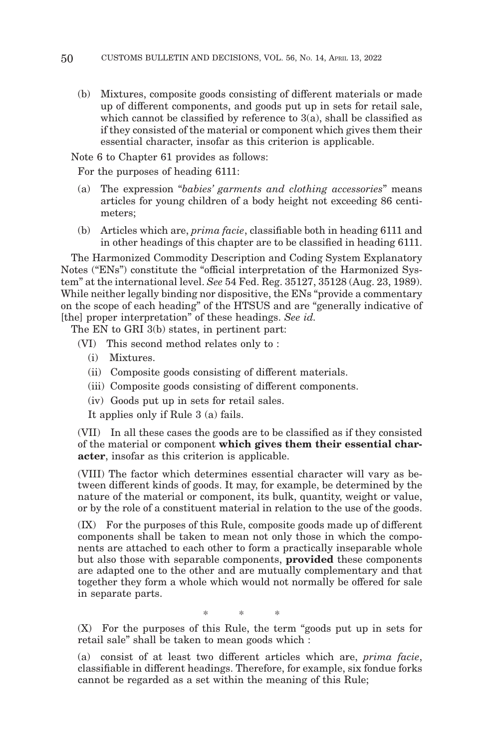(b) Mixtures, composite goods consisting of different materials or made up of different components, and goods put up in sets for retail sale, which cannot be classified by reference to 3(a), shall be classified as if they consisted of the material or component which gives them their essential character, insofar as this criterion is applicable.

Note 6 to Chapter 61 provides as follows:

For the purposes of heading 6111:

(a) The expression "*babies' garments and clothing accessories*" means articles for young children of a body height not exceeding 86 centimeters;

(b) Articles which are, *prima facie*, classifiable both in heading 6111 and in other headings of this chapter are to be classified in heading 6111.

The Harmonized Commodity Description and Coding System Explanatory Notes ("ENs") constitute the "official interpretation of the Harmonized System" at the international level. *See* 54 Fed. Reg. 35127, 35128 (Aug. 23, 1989). While neither legally binding nor dispositive, the ENs "provide a commentary on the scope of each heading" of the HTSUS and are "generally indicative of [the] proper interpretation" of these headings. *See id.*

The EN to GRI 3(b) states, in pertinent part:

(VI) This second method relates only to :

(i) Mixtures.

(ii) Composite goods consisting of different materials.

(iii) Composite goods consisting of different components.

(iv) Goods put up in sets for retail sales.

It applies only if Rule 3 (a) fails.

(VII) In all these cases the goods are to be classified as if they consisted of the material or component **which gives them their essential character**, insofar as this criterion is applicable.

(VIII) The factor which determines essential character will vary as between different kinds of goods. It may, for example, be determined by the nature of the material or component, its bulk, quantity, weight or value, or by the role of a constituent material in relation to the use of the goods.

(IX) For the purposes of this Rule, composite goods made up of different components shall be taken to mean not only those in which the components are attached to each other to form a practically inseparable whole but also those with separable components, **provided** these components are adapted one to the other and are mutually complementary and that together they form a whole which would not normally be offered for sale in separate parts.

\* \* \*

(X) For the purposes of this Rule, the term "goods put up in sets for retail sale" shall be taken to mean goods which :

(a) consist of at least two different articles which are, *prima facie*, classifiable in different headings. Therefore, for example, six fondue forks cannot be regarded as a set within the meaning of this Rule;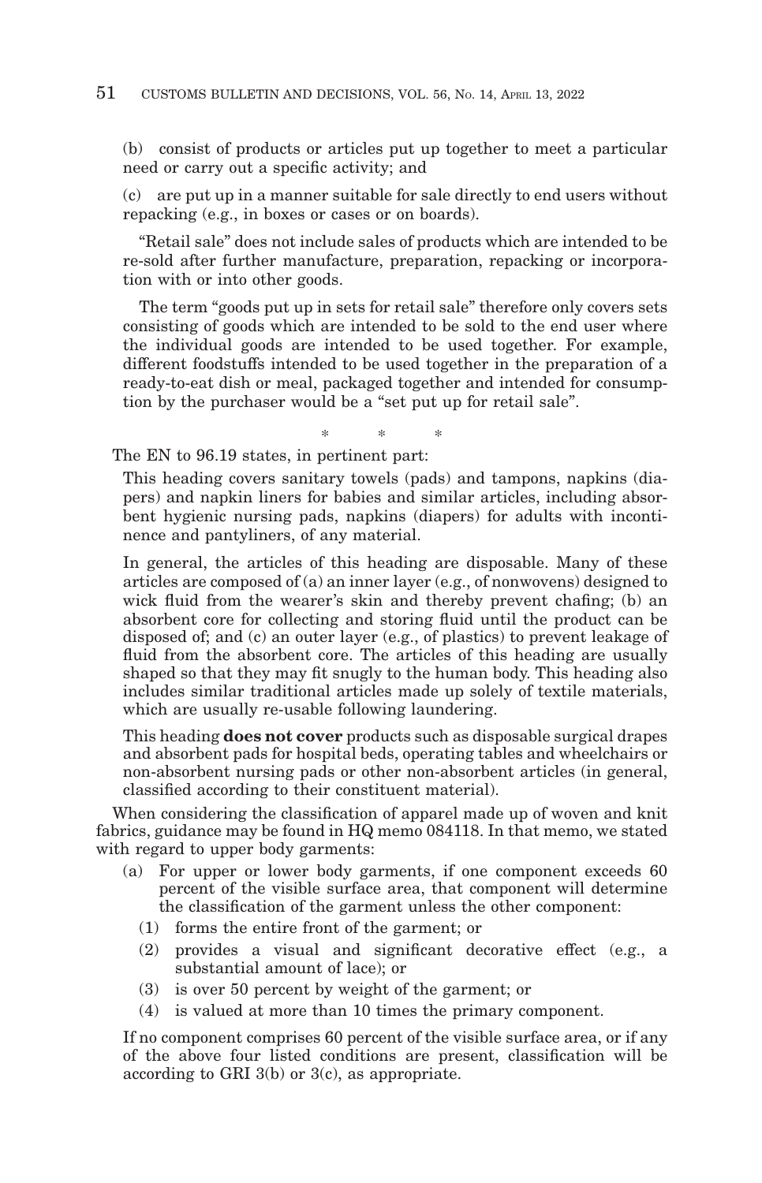(b) consist of products or articles put up together to meet a particular need or carry out a specific activity; and

(c) are put up in a manner suitable for sale directly to end users without repacking (e.g., in boxes or cases or on boards).

"Retail sale" does not include sales of products which are intended to be re-sold after further manufacture, preparation, repacking or incorporation with or into other goods.

The term "goods put up in sets for retail sale" therefore only covers sets consisting of goods which are intended to be sold to the end user where the individual goods are intended to be used together. For example, different foodstuffs intended to be used together in the preparation of a ready-to-eat dish or meal, packaged together and intended for consumption by the purchaser would be a "set put up for retail sale".

\* \* \*

The EN to 96.19 states, in pertinent part:

> This heading covers sanitary towels (pads) and tampons, napkins (diapers) and napkin liners for babies and similar articles, including absorbent hygienic nursing pads, napkins (diapers) for adults with incontinence and pantyliners, of any material.
>
> In general, the articles of this heading are disposable. Many of these articles are composed of (a) an inner layer (e.g., of nonwovens) designed to wick fluid from the wearer's skin and thereby prevent chafing; (b) an absorbent core for collecting and storing fluid until the product can be disposed of; and (c) an outer layer (e.g., of plastics) to prevent leakage of fluid from the absorbent core. The articles of this heading are usually shaped so that they may fit snugly to the human body. This heading also includes similar traditional articles made up solely of textile materials, which are usually re-usable following laundering.
>
> This heading **does not cover** products such as disposable surgical drapes and absorbent pads for hospital beds, operating tables and wheelchairs or non-absorbent nursing pads or other non-absorbent articles (in general, classified according to their constituent material).

When considering the classification of apparel made up of woven and knit fabrics, guidance may be found in HQ memo 084118. In that memo, we stated with regard to upper body garments:

> (a) For upper or lower body garments, if one component exceeds 60 percent of the visible surface area, that component will determine the classification of the garment unless the other component:
> (1) forms the entire front of the garment; or
> (2) provides a visual and significant decorative effect (e.g., a substantial amount of lace); or
> (3) is over 50 percent by weight of the garment; or
> (4) is valued at more than 10 times the primary component.
>
> If no component comprises 60 percent of the visible surface area, or if any of the above four listed conditions are present, classification will be according to GRI 3(b) or 3(c), as appropriate.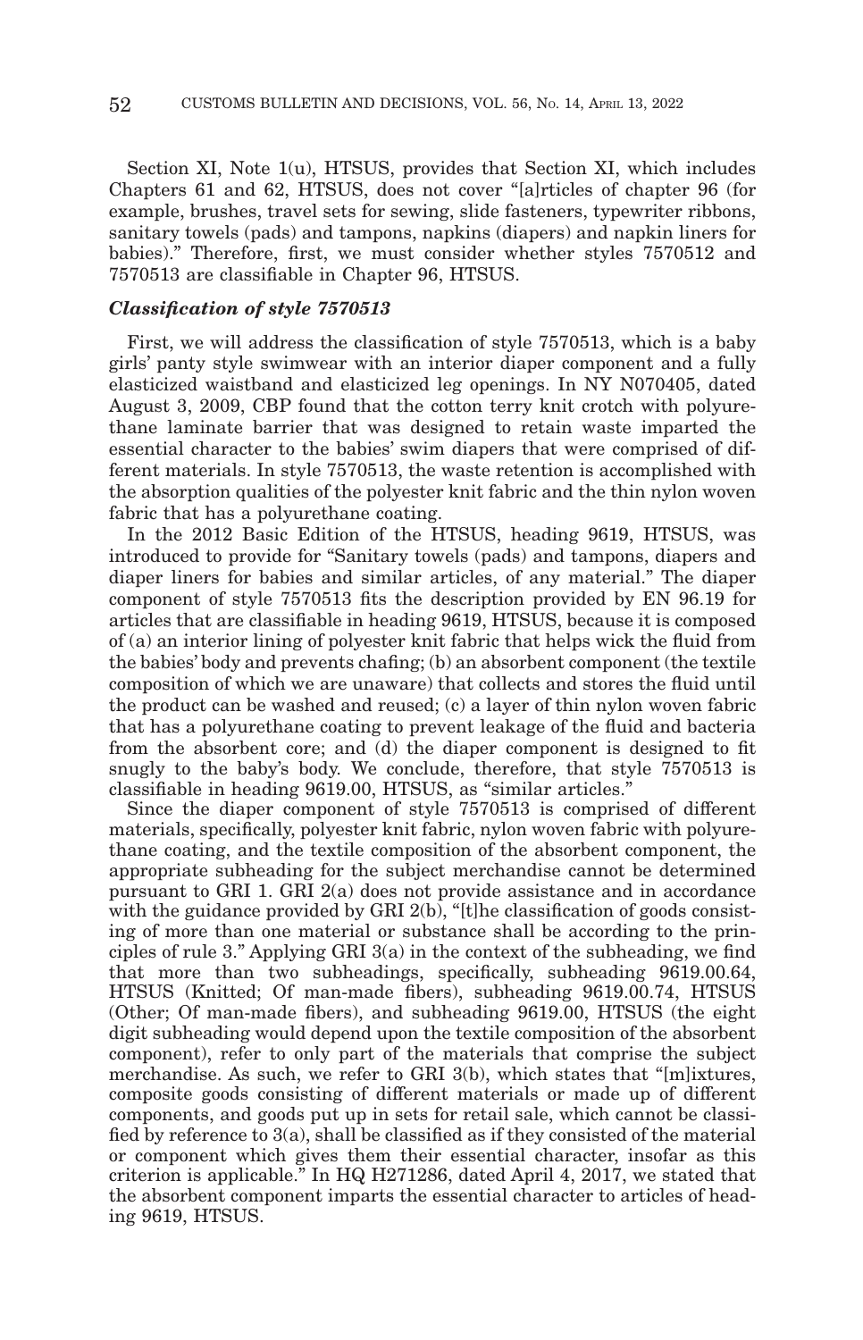Section XI, Note 1(u), HTSUS, provides that Section XI, which includes Chapters 61 and 62, HTSUS, does not cover "[a]rticles of chapter 96 (for example, brushes, travel sets for sewing, slide fasteners, typewriter ribbons, sanitary towels (pads) and tampons, napkins (diapers) and napkin liners for babies)." Therefore, first, we must consider whether styles 7570512 and 7570513 are classifiable in Chapter 96, HTSUS.

### *Classification of style 7570513*

First, we will address the classification of style 7570513, which is a baby girls' panty style swimwear with an interior diaper component and a fully elasticized waistband and elasticized leg openings. In NY N070405, dated August 3, 2009, CBP found that the cotton terry knit crotch with polyurethane laminate barrier that was designed to retain waste imparted the essential character to the babies' swim diapers that were comprised of different materials. In style 7570513, the waste retention is accomplished with the absorption qualities of the polyester knit fabric and the thin nylon woven fabric that has a polyurethane coating.

In the 2012 Basic Edition of the HTSUS, heading 9619, HTSUS, was introduced to provide for "Sanitary towels (pads) and tampons, diapers and diaper liners for babies and similar articles, of any material." The diaper component of style 7570513 fits the description provided by EN 96.19 for articles that are classifiable in heading 9619, HTSUS, because it is composed of (a) an interior lining of polyester knit fabric that helps wick the fluid from the babies' body and prevents chafing; (b) an absorbent component (the textile composition of which we are unaware) that collects and stores the fluid until the product can be washed and reused; (c) a layer of thin nylon woven fabric that has a polyurethane coating to prevent leakage of the fluid and bacteria from the absorbent core; and (d) the diaper component is designed to fit snugly to the baby's body. We conclude, therefore, that style 7570513 is classifiable in heading 9619.00, HTSUS, as "similar articles."

Since the diaper component of style 7570513 is comprised of different materials, specifically, polyester knit fabric, nylon woven fabric with polyurethane coating, and the textile composition of the absorbent component, the appropriate subheading for the subject merchandise cannot be determined pursuant to GRI 1. GRI 2(a) does not provide assistance and in accordance with the guidance provided by GRI 2(b), "[t]he classification of goods consisting of more than one material or substance shall be according to the principles of rule 3." Applying GRI 3(a) in the context of the subheading, we find that more than two subheadings, specifically, subheading 9619.00.64, HTSUS (Knitted; Of man-made fibers), subheading 9619.00.74, HTSUS (Other; Of man-made fibers), and subheading 9619.00, HTSUS (the eight digit subheading would depend upon the textile composition of the absorbent component), refer to only part of the materials that comprise the subject merchandise. As such, we refer to GRI 3(b), which states that "[m]ixtures, composite goods consisting of different materials or made up of different components, and goods put up in sets for retail sale, which cannot be classified by reference to 3(a), shall be classified as if they consisted of the material or component which gives them their essential character, insofar as this criterion is applicable." In HQ H271286, dated April 4, 2017, we stated that the absorbent component imparts the essential character to articles of heading 9619, HTSUS.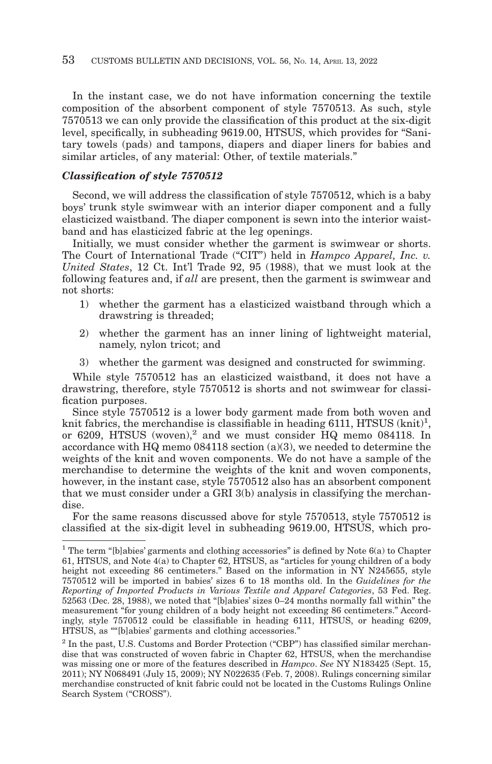In the instant case, we do not have information concerning the textile composition of the absorbent component of style 7570513. As such, style 7570513 we can only provide the classification of this product at the six-digit level, specifically, in subheading 9619.00, HTSUS, which provides for "Sanitary towels (pads) and tampons, diapers and diaper liners for babies and similar articles, of any material: Other, of textile materials."

### *Classification of style 7570512*

Second, we will address the classification of style 7570512, which is a baby boys' trunk style swimwear with an interior diaper component and a fully elasticized waistband. The diaper component is sewn into the interior waistband and has elasticized fabric at the leg openings.

Initially, we must consider whether the garment is swimwear or shorts. The Court of International Trade ("CIT") held in *Hampco Apparel, Inc. v. United States*, 12 Ct. Int'l Trade 92, 95 (1988), that we must look at the following features and, if *all* are present, then the garment is swimwear and not shorts:

1) whether the garment has a elasticized waistband through which a drawstring is threaded;
2) whether the garment has an inner lining of lightweight material, namely, nylon tricot; and
3) whether the garment was designed and constructed for swimming.

While style 7570512 has an elasticized waistband, it does not have a drawstring, therefore, style 7570512 is shorts and not swimwear for classification purposes.

Since style 7570512 is a lower body garment made from both woven and knit fabrics, the merchandise is classifiable in heading 6111, HTSUS (knit)[1], or 6209, HTSUS (woven),[2] and we must consider HQ memo 084118. In accordance with HQ memo 084118 section (a)(3), we needed to determine the weights of the knit and woven components. We do not have a sample of the merchandise to determine the weights of the knit and woven components, however, in the instant case, style 7570512 also has an absorbent component that we must consider under a GRI 3(b) analysis in classifying the merchandise.

For the same reasons discussed above for style 7570513, style 7570512 is classified at the six-digit level in subheading 9619.00, HTSUS, which pro-

---

[1] The term "[b]abies' garments and clothing accessories" is defined by Note 6(a) to Chapter 61, HTSUS, and Note 4(a) to Chapter 62, HTSUS, as "articles for young children of a body height not exceeding 86 centimeters." Based on the information in NY N245655, style 7570512 will be imported in babies' sizes 6 to 18 months old. In the *Guidelines for the Reporting of Imported Products in Various Textile and Apparel Categories*, 53 Fed. Reg. 52563 (Dec. 28, 1988), we noted that "[b]abies' sizes 0–24 months normally fall within" the measurement "for young children of a body height not exceeding 86 centimeters." Accordingly, style 7570512 could be classifiable in heading 6111, HTSUS, or heading 6209, HTSUS, as ""[b]abies' garments and clothing accessories."

[2] In the past, U.S. Customs and Border Protection ("CBP") has classified similar merchandise that was constructed of woven fabric in Chapter 62, HTSUS, when the merchandise was missing one or more of the features described in *Hampco*. *See* NY N183425 (Sept. 15, 2011); NY N068491 (July 15, 2009); NY N022635 (Feb. 7, 2008). Rulings concerning similar merchandise constructed of knit fabric could not be located in the Customs Rulings Online Search System ("CROSS").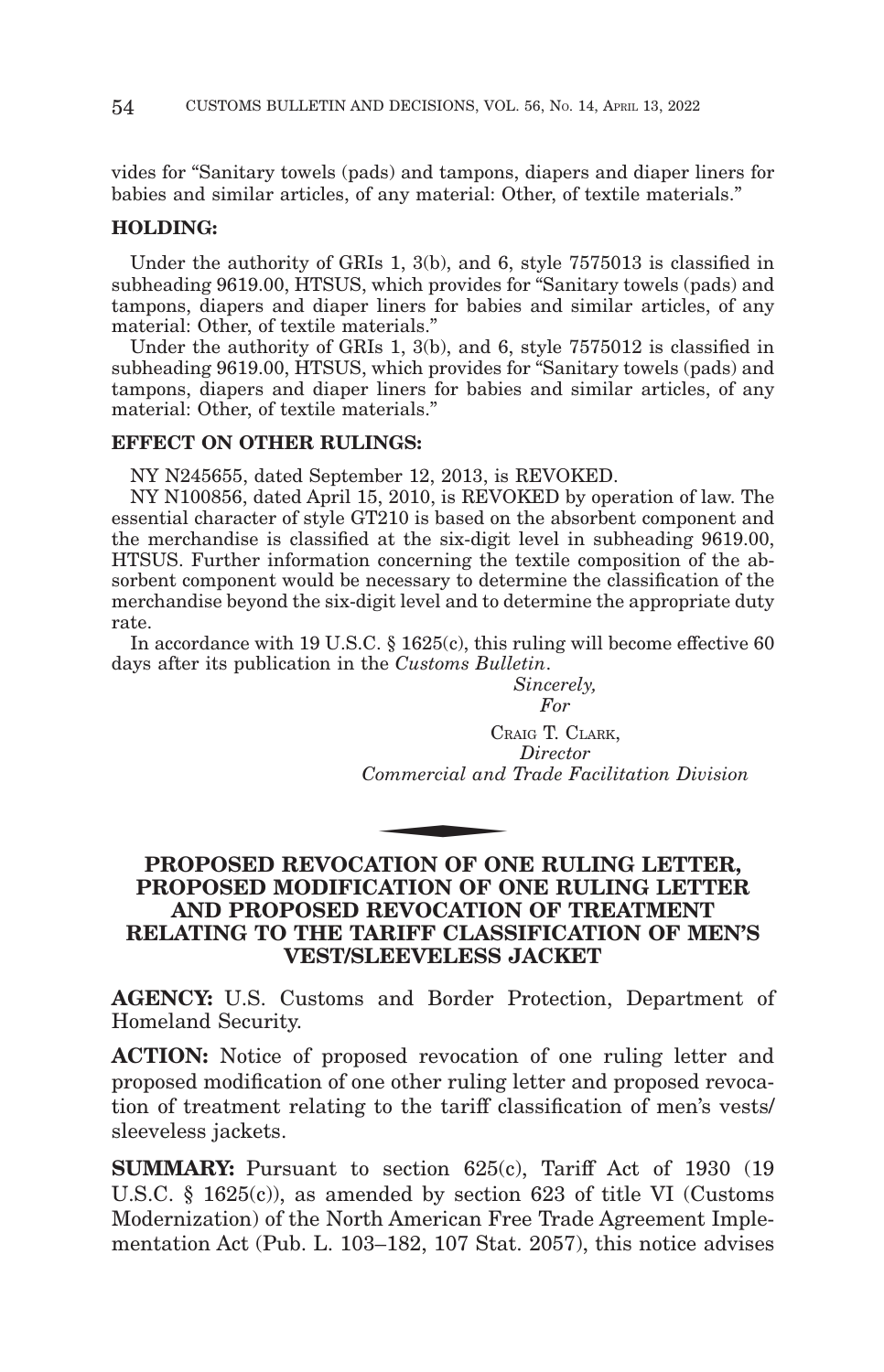vides for "Sanitary towels (pads) and tampons, diapers and diaper liners for babies and similar articles, of any material: Other, of textile materials."

**HOLDING:**

Under the authority of GRIs 1, 3(b), and 6, style 7575013 is classified in subheading 9619.00, HTSUS, which provides for "Sanitary towels (pads) and tampons, diapers and diaper liners for babies and similar articles, of any material: Other, of textile materials."

Under the authority of GRIs 1, 3(b), and 6, style 7575012 is classified in subheading 9619.00, HTSUS, which provides for "Sanitary towels (pads) and tampons, diapers and diaper liners for babies and similar articles, of any material: Other, of textile materials."

**EFFECT ON OTHER RULINGS:**

NY N245655, dated September 12, 2013, is REVOKED.

NY N100856, dated April 15, 2010, is REVOKED by operation of law. The essential character of style GT210 is based on the absorbent component and the merchandise is classified at the six-digit level in subheading 9619.00, HTSUS. Further information concerning the textile composition of the absorbent component would be necessary to determine the classification of the merchandise beyond the six-digit level and to determine the appropriate duty rate.

In accordance with 19 U.S.C. § 1625(c), this ruling will become effective 60 days after its publication in the *Customs Bulletin*.

*Sincerely,*
*For*

CRAIG T. CLARK,
*Director*
*Commercial and Trade Facilitation Division*

## PROPOSED REVOCATION OF ONE RULING LETTER, PROPOSED MODIFICATION OF ONE RULING LETTER AND PROPOSED REVOCATION OF TREATMENT RELATING TO THE TARIFF CLASSIFICATION OF MEN'S VEST/SLEEVELESS JACKET

**AGENCY:** U.S. Customs and Border Protection, Department of Homeland Security.

**ACTION:** Notice of proposed revocation of one ruling letter and proposed modification of one other ruling letter and proposed revocation of treatment relating to the tariff classification of men's vests/ sleeveless jackets.

**SUMMARY:** Pursuant to section 625(c), Tariff Act of 1930 (19 U.S.C. § 1625(c)), as amended by section 623 of title VI (Customs Modernization) of the North American Free Trade Agreement Implementation Act (Pub. L. 103–182, 107 Stat. 2057), this notice advises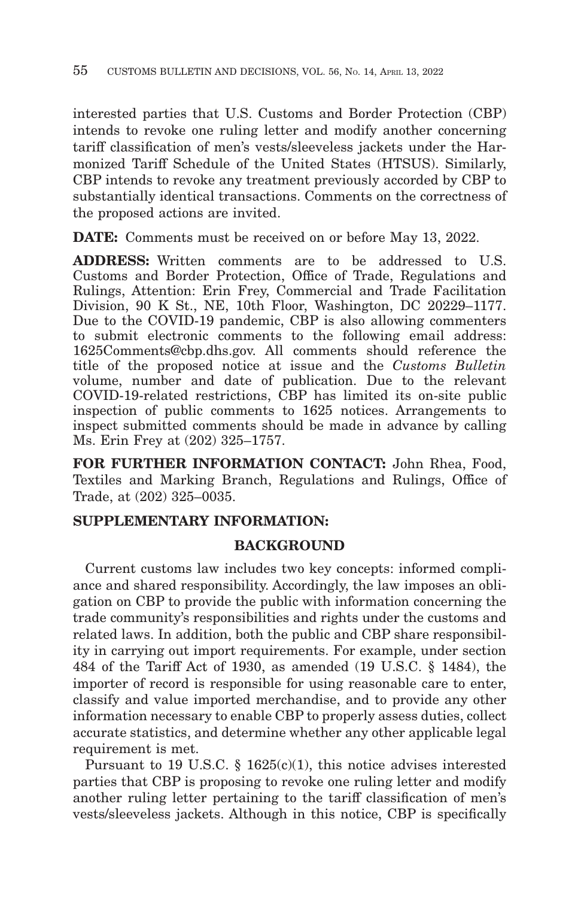interested parties that U.S. Customs and Border Protection (CBP) intends to revoke one ruling letter and modify another concerning tariff classification of men's vests/sleeveless jackets under the Harmonized Tariff Schedule of the United States (HTSUS). Similarly, CBP intends to revoke any treatment previously accorded by CBP to substantially identical transactions. Comments on the correctness of the proposed actions are invited.

**DATE:** Comments must be received on or before May 13, 2022.

**ADDRESS:** Written comments are to be addressed to U.S. Customs and Border Protection, Office of Trade, Regulations and Rulings, Attention: Erin Frey, Commercial and Trade Facilitation Division, 90 K St., NE, 10th Floor, Washington, DC 20229–1177. Due to the COVID-19 pandemic, CBP is also allowing commenters to submit electronic comments to the following email address: 1625Comments@cbp.dhs.gov. All comments should reference the title of the proposed notice at issue and the *Customs Bulletin* volume, number and date of publication. Due to the relevant COVID-19-related restrictions, CBP has limited its on-site public inspection of public comments to 1625 notices. Arrangements to inspect submitted comments should be made in advance by calling Ms. Erin Frey at (202) 325–1757.

**FOR FURTHER INFORMATION CONTACT:** John Rhea, Food, Textiles and Marking Branch, Regulations and Rulings, Office of Trade, at (202) 325–0035.

**SUPPLEMENTARY INFORMATION:**

**BACKGROUND**

Current customs law includes two key concepts: informed compliance and shared responsibility. Accordingly, the law imposes an obligation on CBP to provide the public with information concerning the trade community's responsibilities and rights under the customs and related laws. In addition, both the public and CBP share responsibility in carrying out import requirements. For example, under section 484 of the Tariff Act of 1930, as amended (19 U.S.C. § 1484), the importer of record is responsible for using reasonable care to enter, classify and value imported merchandise, and to provide any other information necessary to enable CBP to properly assess duties, collect accurate statistics, and determine whether any other applicable legal requirement is met.

Pursuant to 19 U.S.C. § 1625(c)(1), this notice advises interested parties that CBP is proposing to revoke one ruling letter and modify another ruling letter pertaining to the tariff classification of men's vests/sleeveless jackets. Although in this notice, CBP is specifically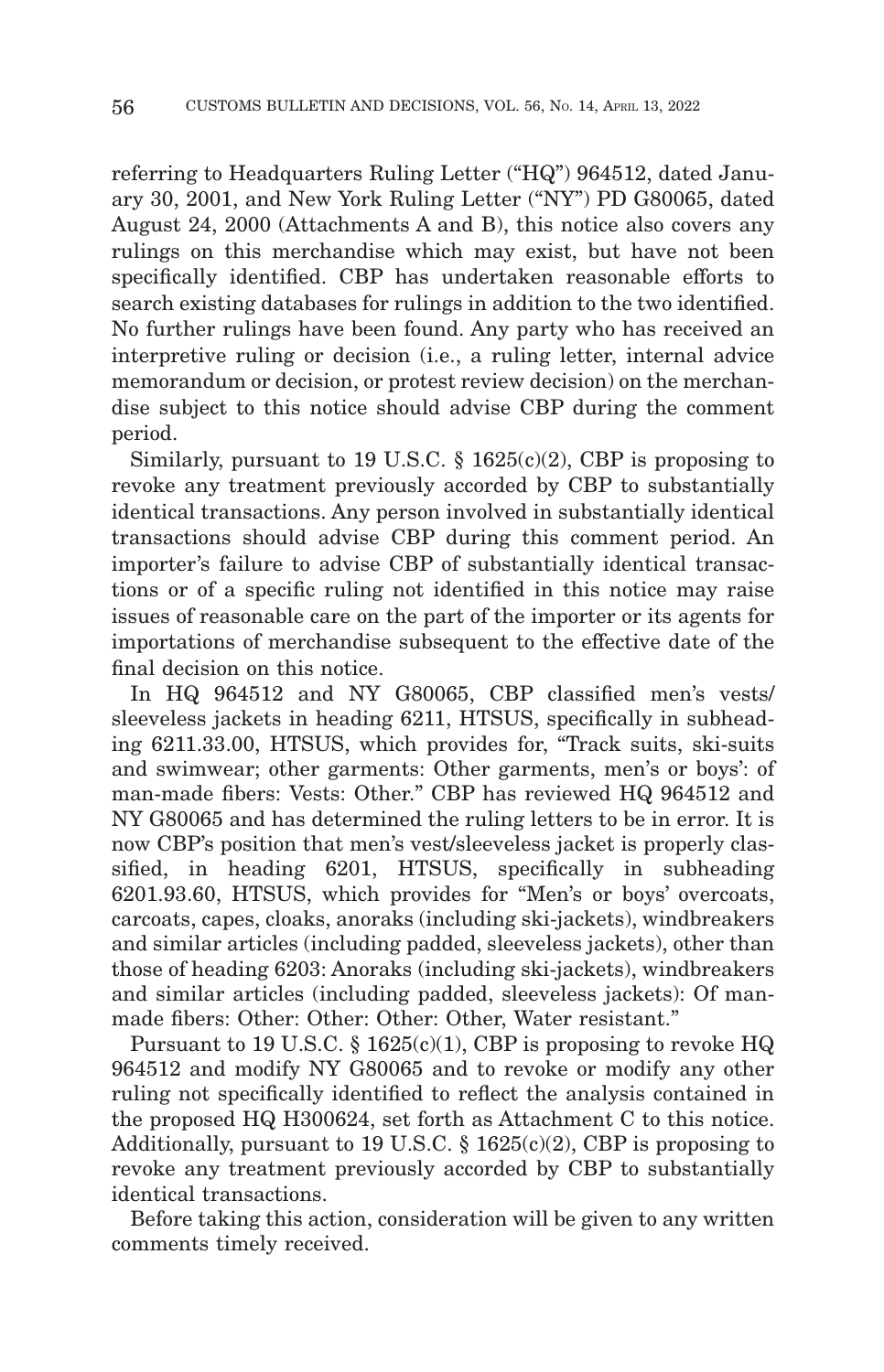referring to Headquarters Ruling Letter ("HQ") 964512, dated January 30, 2001, and New York Ruling Letter ("NY") PD G80065, dated August 24, 2000 (Attachments A and B), this notice also covers any rulings on this merchandise which may exist, but have not been specifically identified. CBP has undertaken reasonable efforts to search existing databases for rulings in addition to the two identified. No further rulings have been found. Any party who has received an interpretive ruling or decision (i.e., a ruling letter, internal advice memorandum or decision, or protest review decision) on the merchandise subject to this notice should advise CBP during the comment period.

Similarly, pursuant to 19 U.S.C. § 1625(c)(2), CBP is proposing to revoke any treatment previously accorded by CBP to substantially identical transactions. Any person involved in substantially identical transactions should advise CBP during this comment period. An importer's failure to advise CBP of substantially identical transactions or of a specific ruling not identified in this notice may raise issues of reasonable care on the part of the importer or its agents for importations of merchandise subsequent to the effective date of the final decision on this notice.

In HQ 964512 and NY G80065, CBP classified men's vests/sleeveless jackets in heading 6211, HTSUS, specifically in subheading 6211.33.00, HTSUS, which provides for, "Track suits, ski-suits and swimwear; other garments: Other garments, men's or boys': of man-made fibers: Vests: Other." CBP has reviewed HQ 964512 and NY G80065 and has determined the ruling letters to be in error. It is now CBP's position that men's vest/sleeveless jacket is properly classified, in heading 6201, HTSUS, specifically in subheading 6201.93.60, HTSUS, which provides for "Men's or boys' overcoats, carcoats, capes, cloaks, anoraks (including ski-jackets), windbreakers and similar articles (including padded, sleeveless jackets), other than those of heading 6203: Anoraks (including ski-jackets), windbreakers and similar articles (including padded, sleeveless jackets): Of man-made fibers: Other: Other: Other: Other, Water resistant."

Pursuant to 19 U.S.C. § 1625(c)(1), CBP is proposing to revoke HQ 964512 and modify NY G80065 and to revoke or modify any other ruling not specifically identified to reflect the analysis contained in the proposed HQ H300624, set forth as Attachment C to this notice. Additionally, pursuant to 19 U.S.C. § 1625(c)(2), CBP is proposing to revoke any treatment previously accorded by CBP to substantially identical transactions.

Before taking this action, consideration will be given to any written comments timely received.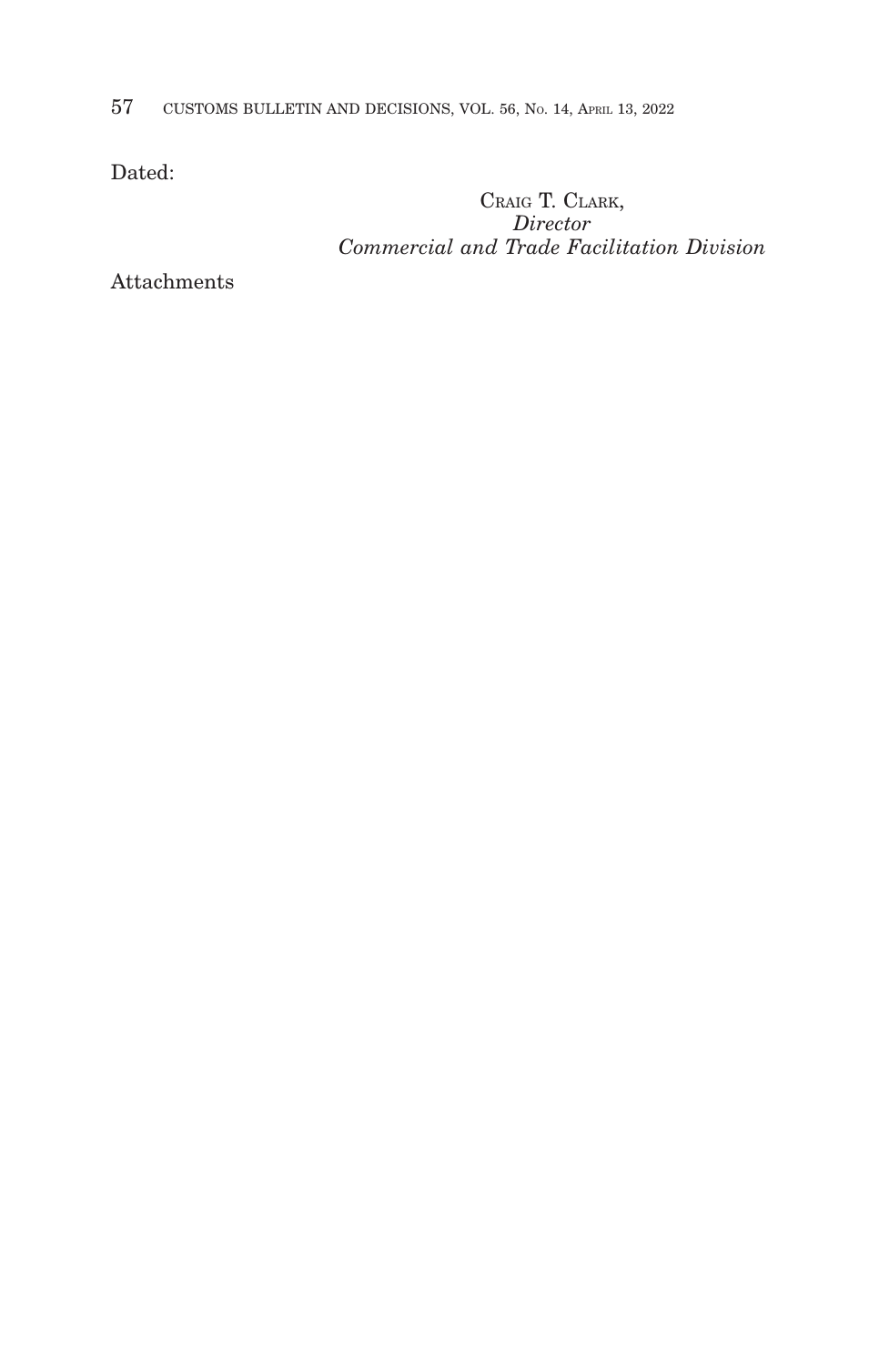Dated:

CRAIG T. CLARK,
*Director*
*Commercial and Trade Facilitation Division*

Attachments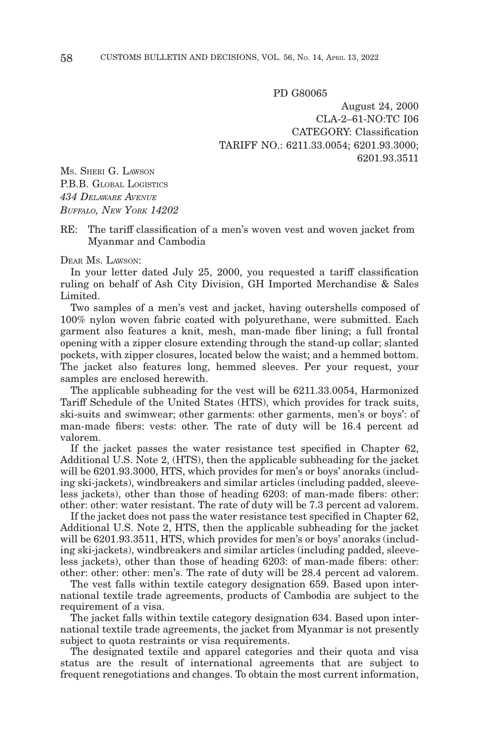PD G80065

August 24, 2000  
CLA-2–61-NO:TC I06  
CATEGORY: Classification  
TARIFF NO.: 6211.33.0054; 6201.93.3000; 6201.93.3511

MS. SHERI G. LAWSON  
P.B.B. GLOBAL LOGISTICS  
*434 DELAWARE AVENUE*  
*BUFFALO, NEW YORK 14202*

RE: The tariff classification of a men's woven vest and woven jacket from Myanmar and Cambodia

DEAR MS. LAWSON:

In your letter dated July 25, 2000, you requested a tariff classification ruling on behalf of Ash City Division, GH Imported Merchandise & Sales Limited.

Two samples of a men's vest and jacket, having outershells composed of 100% nylon woven fabric coated with polyurethane, were submitted. Each garment also features a knit, mesh, man-made fiber lining; a full frontal opening with a zipper closure extending through the stand-up collar; slanted pockets, with zipper closures, located below the waist; and a hemmed bottom. The jacket also features long, hemmed sleeves. Per your request, your samples are enclosed herewith.

The applicable subheading for the vest will be 6211.33.0054, Harmonized Tariff Schedule of the United States (HTS), which provides for track suits, ski-suits and swimwear; other garments: other garments, men's or boys': of man-made fibers: vests: other. The rate of duty will be 16.4 percent ad valorem.

If the jacket passes the water resistance test specified in Chapter 62, Additional U.S. Note 2, (HTS), then the applicable subheading for the jacket will be 6201.93.3000, HTS, which provides for men's or boys' anoraks (including ski-jackets), windbreakers and similar articles (including padded, sleeveless jackets), other than those of heading 6203: of man-made fibers: other: other: other: water resistant. The rate of duty will be 7.3 percent ad valorem.

If the jacket does not pass the water resistance test specified in Chapter 62, Additional U.S. Note 2, HTS, then the applicable subheading for the jacket will be 6201.93.3511, HTS, which provides for men's or boys' anoraks (including ski-jackets), windbreakers and similar articles (including padded, sleeveless jackets), other than those of heading 6203: of man-made fibers: other: other: other: other: men's. The rate of duty will be 28.4 percent ad valorem.

The vest falls within textile category designation 659. Based upon international textile trade agreements, products of Cambodia are subject to the requirement of a visa.

The jacket falls within textile category designation 634. Based upon international textile trade agreements, the jacket from Myanmar is not presently subject to quota restraints or visa requirements.

The designated textile and apparel categories and their quota and visa status are the result of international agreements that are subject to frequent renegotiations and changes. To obtain the most current information,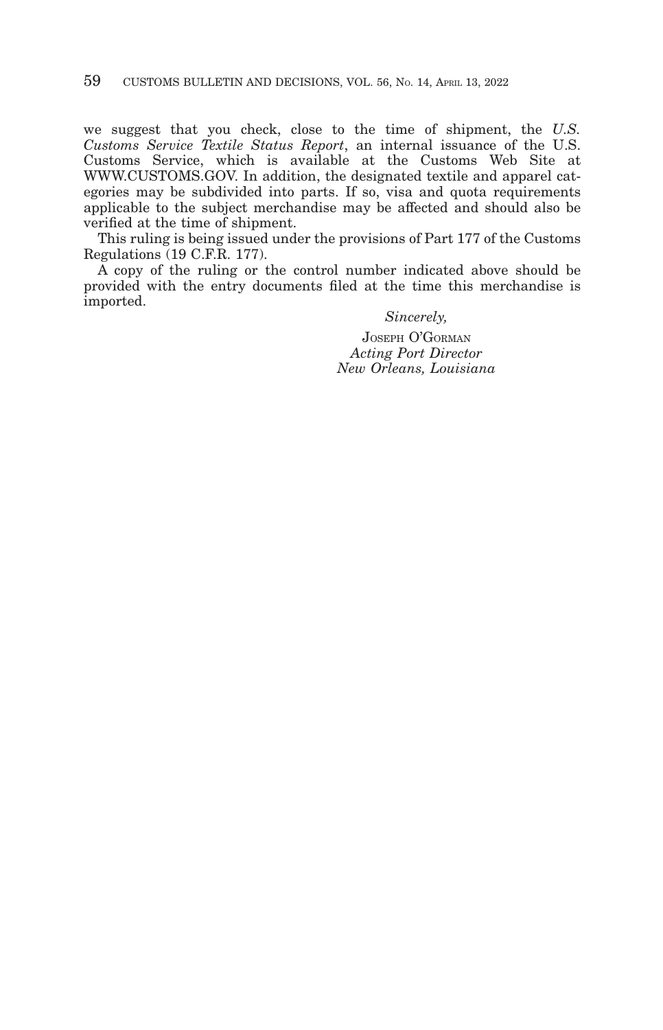we suggest that you check, close to the time of shipment, the *U.S. Customs Service Textile Status Report*, an internal issuance of the U.S. Customs Service, which is available at the Customs Web Site at WWW.CUSTOMS.GOV. In addition, the designated textile and apparel categories may be subdivided into parts. If so, visa and quota requirements applicable to the subject merchandise may be affected and should also be verified at the time of shipment.

This ruling is being issued under the provisions of Part 177 of the Customs Regulations (19 C.F.R. 177).

A copy of the ruling or the control number indicated above should be provided with the entry documents filed at the time this merchandise is imported.

*Sincerely,*

JOSEPH O'GORMAN
*Acting Port Director*
*New Orleans, Louisiana*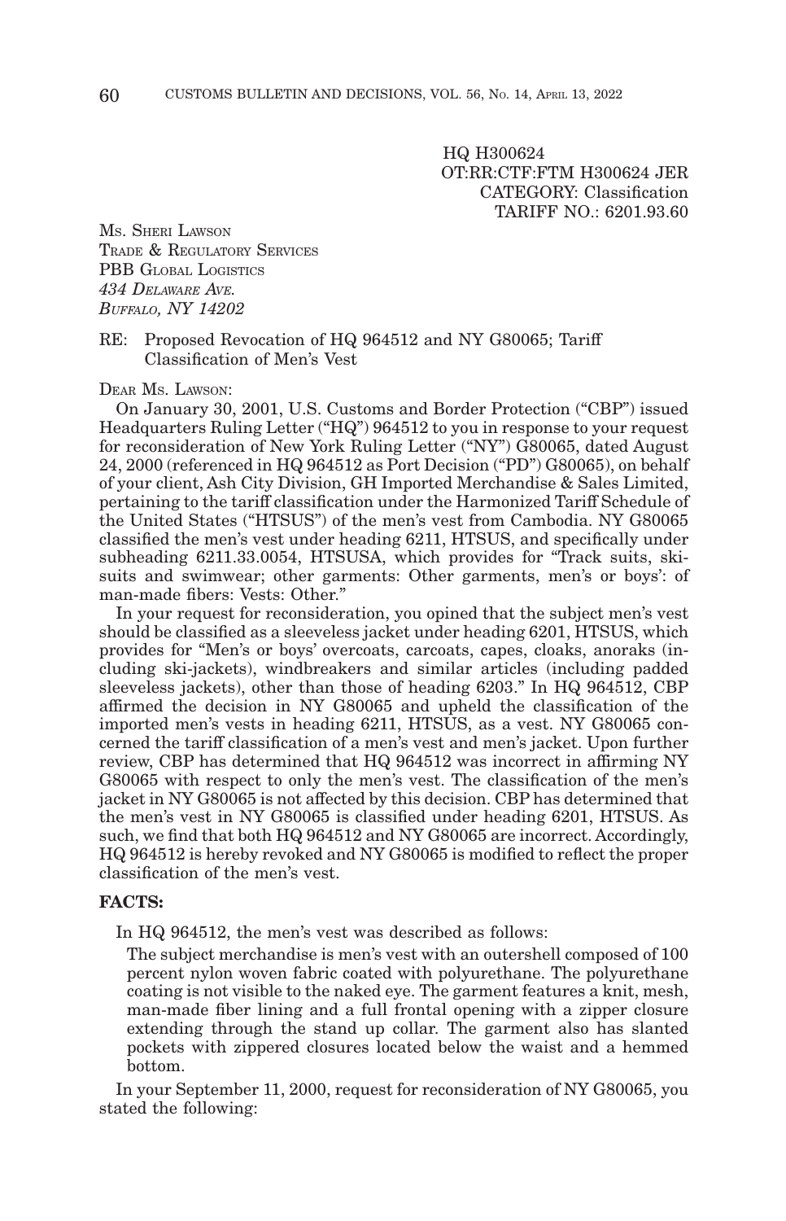HQ H300624
OT:RR:CTF:FTM H300624 JER
CATEGORY: Classification
TARIFF NO.: 6201.93.60

MS. SHERI LAWSON
TRADE & REGULATORY SERVICES
PBB GLOBAL LOGISTICS
*434 DELAWARE AVE.*
*BUFFALO, NY 14202*

RE: Proposed Revocation of HQ 964512 and NY G80065; Tariff Classification of Men's Vest

DEAR MS. LAWSON:

On January 30, 2001, U.S. Customs and Border Protection ("CBP") issued Headquarters Ruling Letter ("HQ") 964512 to you in response to your request for reconsideration of New York Ruling Letter ("NY") G80065, dated August 24, 2000 (referenced in HQ 964512 as Port Decision ("PD") G80065), on behalf of your client, Ash City Division, GH Imported Merchandise & Sales Limited, pertaining to the tariff classification under the Harmonized Tariff Schedule of the United States ("HTSUS") of the men's vest from Cambodia. NY G80065 classified the men's vest under heading 6211, HTSUS, and specifically under subheading 6211.33.0054, HTSUSA, which provides for "Track suits, ski-suits and swimwear; other garments: Other garments, men's or boys': of man-made fibers: Vests: Other."

In your request for reconsideration, you opined that the subject men's vest should be classified as a sleeveless jacket under heading 6201, HTSUS, which provides for "Men's or boys' overcoats, carcoats, capes, cloaks, anoraks (including ski-jackets), windbreakers and similar articles (including padded sleeveless jackets), other than those of heading 6203." In HQ 964512, CBP affirmed the decision in NY G80065 and upheld the classification of the imported men's vests in heading 6211, HTSUS, as a vest. NY G80065 concerned the tariff classification of a men's vest and men's jacket. Upon further review, CBP has determined that HQ 964512 was incorrect in affirming NY G80065 with respect to only the men's vest. The classification of the men's jacket in NY G80065 is not affected by this decision. CBP has determined that the men's vest in NY G80065 is classified under heading 6201, HTSUS. As such, we find that both HQ 964512 and NY G80065 are incorrect. Accordingly, HQ 964512 is hereby revoked and NY G80065 is modified to reflect the proper classification of the men's vest.

**FACTS:**

In HQ 964512, the men's vest was described as follows:

> The subject merchandise is men's vest with an outershell composed of 100 percent nylon woven fabric coated with polyurethane. The polyurethane coating is not visible to the naked eye. The garment features a knit, mesh, man-made fiber lining and a full frontal opening with a zipper closure extending through the stand up collar. The garment also has slanted pockets with zippered closures located below the waist and a hemmed bottom.

In your September 11, 2000, request for reconsideration of NY G80065, you stated the following: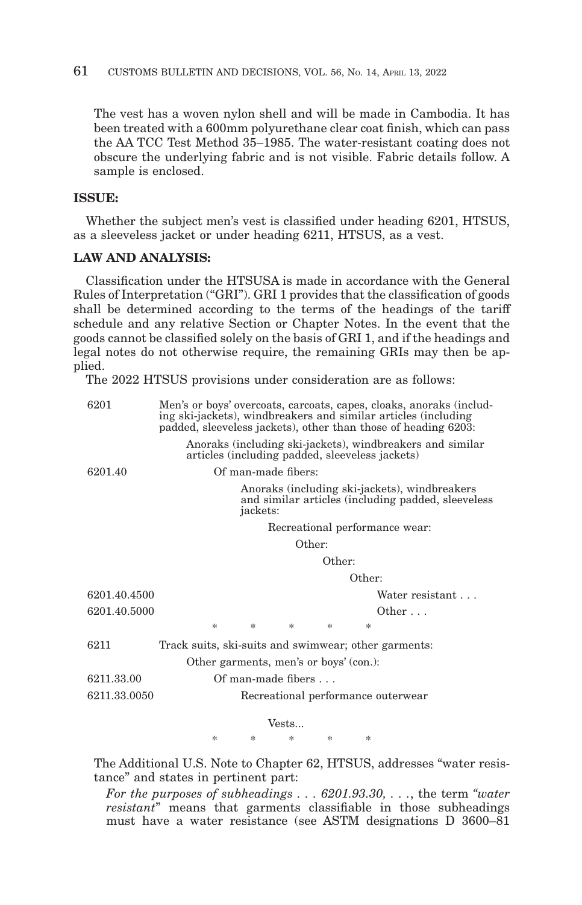The vest has a woven nylon shell and will be made in Cambodia. It has been treated with a 600mm polyurethane clear coat finish, which can pass the AA TCC Test Method 35–1985. The water-resistant coating does not obscure the underlying fabric and is not visible. Fabric details follow. A sample is enclosed.

**ISSUE:**

Whether the subject men's vest is classified under heading 6201, HTSUS, as a sleeveless jacket or under heading 6211, HTSUS, as a vest.

**LAW AND ANALYSIS:**

Classification under the HTSUSA is made in accordance with the General Rules of Interpretation ("GRI"). GRI 1 provides that the classification of goods shall be determined according to the terms of the headings of the tariff schedule and any relative Section or Chapter Notes. In the event that the goods cannot be classified solely on the basis of GRI 1, and if the headings and legal notes do not otherwise require, the remaining GRIs may then be applied.

The 2022 HTSUS provisions under consideration are as follows:

| | |
|---|---|
| 6201 | Men's or boys' overcoats, carcoats, capes, cloaks, anoraks (including ski-jackets), windbreakers and similar articles (including padded, sleeveless jackets), other than those of heading 6203: |
| | Anoraks (including ski-jackets), windbreakers and similar articles (including padded, sleeveless jackets) |
| 6201.40 | Of man-made fibers: |
| | Anoraks (including ski-jackets), windbreakers and similar articles (including padded, sleeveless jackets: |
| | Recreational performance wear: |
| | Other: |
| | Other: |
| | Other: |
| 6201.40.4500 | Water resistant . . . |
| 6201.40.5000 | Other . . . |
| | * * * * * |
| 6211 | Track suits, ski-suits and swimwear; other garments: |
| | Other garments, men's or boys' (con.): |
| 6211.33.00 | Of man-made fibers . . . |
| 6211.33.0050 | Recreational performance outerwear |
| | Vests... |
| | * * * * * |

The Additional U.S. Note to Chapter 62, HTSUS, addresses "water resistance" and states in pertinent part:

*For the purposes of subheadings . . . 6201.93.30, . . .*, the term *"water resistant"* means that garments classifiable in those subheadings must have a water resistance (see ASTM designations D 3600–81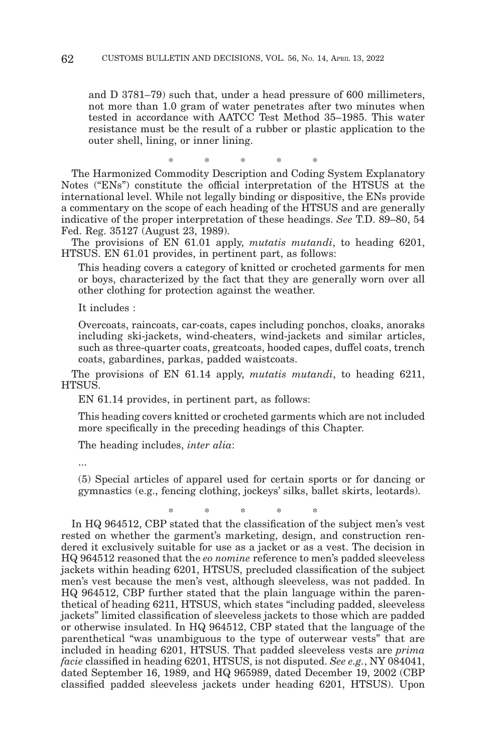and D 3781–79) such that, under a head pressure of 600 millimeters, not more than 1.0 gram of water penetrates after two minutes when tested in accordance with AATCC Test Method 35–1985. This water resistance must be the result of a rubber or plastic application to the outer shell, lining, or inner lining.

\* \* \* \* \*

The Harmonized Commodity Description and Coding System Explanatory Notes ("ENs") constitute the official interpretation of the HTSUS at the international level. While not legally binding or dispositive, the ENs provide a commentary on the scope of each heading of the HTSUS and are generally indicative of the proper interpretation of these headings. *See* T.D. 89–80, 54 Fed. Reg. 35127 (August 23, 1989).

The provisions of EN 61.01 apply, *mutatis mutandi*, to heading 6201, HTSUS. EN 61.01 provides, in pertinent part, as follows:

> This heading covers a category of knitted or crocheted garments for men or boys, characterized by the fact that they are generally worn over all other clothing for protection against the weather.
>
> It includes :
>
> Overcoats, raincoats, car-coats, capes including ponchos, cloaks, anoraks including ski-jackets, wind-cheaters, wind-jackets and similar articles, such as three-quarter coats, greatcoats, hooded capes, duffel coats, trench coats, gabardines, parkas, padded waistcoats.

The provisions of EN 61.14 apply, *mutatis mutandi*, to heading 6211, HTSUS.

EN 61.14 provides, in pertinent part, as follows:

> This heading covers knitted or crocheted garments which are not included more specifically in the preceding headings of this Chapter.
>
> The heading includes, *inter alia*:
>
> ...
>
> (5) Special articles of apparel used for certain sports or for dancing or gymnastics (e.g., fencing clothing, jockeys' silks, ballet skirts, leotards).

\* \* \* \* \*

In HQ 964512, CBP stated that the classification of the subject men's vest rested on whether the garment's marketing, design, and construction rendered it exclusively suitable for use as a jacket or as a vest. The decision in HQ 964512 reasoned that the *eo nomine* reference to men's padded sleeveless jackets within heading 6201, HTSUS, precluded classification of the subject men's vest because the men's vest, although sleeveless, was not padded. In HQ 964512, CBP further stated that the plain language within the parenthetical of heading 6211, HTSUS, which states "including padded, sleeveless jackets" limited classification of sleeveless jackets to those which are padded or otherwise insulated. In HQ 964512, CBP stated that the language of the parenthetical "was unambiguous to the type of outerwear vests" that are included in heading 6201, HTSUS. That padded sleeveless vests are *prima facie* classified in heading 6201, HTSUS, is not disputed. *See e.g.*, NY 084041, dated September 16, 1989, and HQ 965989, dated December 19, 2002 (CBP classified padded sleeveless jackets under heading 6201, HTSUS). Upon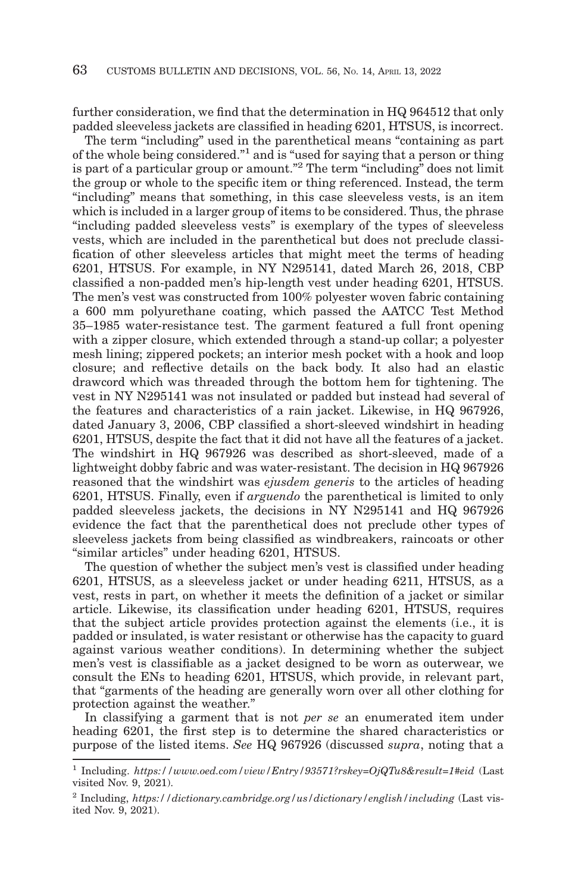further consideration, we find that the determination in HQ 964512 that only padded sleeveless jackets are classified in heading 6201, HTSUS, is incorrect.

The term "including" used in the parenthetical means "containing as part of the whole being considered."[1] and is "used for saying that a person or thing is part of a particular group or amount."[2] The term "including" does not limit the group or whole to the specific item or thing referenced. Instead, the term "including" means that something, in this case sleeveless vests, is an item which is included in a larger group of items to be considered. Thus, the phrase "including padded sleeveless vests" is exemplary of the types of sleeveless vests, which are included in the parenthetical but does not preclude classification of other sleeveless articles that might meet the terms of heading 6201, HTSUS. For example, in NY N295141, dated March 26, 2018, CBP classified a non-padded men's hip-length vest under heading 6201, HTSUS. The men's vest was constructed from 100% polyester woven fabric containing a 600 mm polyurethane coating, which passed the AATCC Test Method 35–1985 water-resistance test. The garment featured a full front opening with a zipper closure, which extended through a stand-up collar; a polyester mesh lining; zippered pockets; an interior mesh pocket with a hook and loop closure; and reflective details on the back body. It also had an elastic drawcord which was threaded through the bottom hem for tightening. The vest in NY N295141 was not insulated or padded but instead had several of the features and characteristics of a rain jacket. Likewise, in HQ 967926, dated January 3, 2006, CBP classified a short-sleeved windshirt in heading 6201, HTSUS, despite the fact that it did not have all the features of a jacket. The windshirt in HQ 967926 was described as short-sleeved, made of a lightweight dobby fabric and was water-resistant. The decision in HQ 967926 reasoned that the windshirt was *ejusdem generis* to the articles of heading 6201, HTSUS. Finally, even if *arguendo* the parenthetical is limited to only padded sleeveless jackets, the decisions in NY N295141 and HQ 967926 evidence the fact that the parenthetical does not preclude other types of sleeveless jackets from being classified as windbreakers, raincoats or other "similar articles" under heading 6201, HTSUS.

The question of whether the subject men's vest is classified under heading 6201, HTSUS, as a sleeveless jacket or under heading 6211, HTSUS, as a vest, rests in part, on whether it meets the definition of a jacket or similar article. Likewise, its classification under heading 6201, HTSUS, requires that the subject article provides protection against the elements (i.e., it is padded or insulated, is water resistant or otherwise has the capacity to guard against various weather conditions). In determining whether the subject men's vest is classifiable as a jacket designed to be worn as outerwear, we consult the ENs to heading 6201, HTSUS, which provide, in relevant part, that "garments of the heading are generally worn over all other clothing for protection against the weather."

In classifying a garment that is not *per se* an enumerated item under heading 6201, the first step is to determine the shared characteristics or purpose of the listed items. *See* HQ 967926 (discussed *supra*, noting that a

---

[1] Including. *https://www.oed.com/view/Entry/93571?rskey=OjQTu8&result=1#eid* (Last visited Nov. 9, 2021).

[2] Including, *https://dictionary.cambridge.org/us/dictionary/english/including* (Last visited Nov. 9, 2021).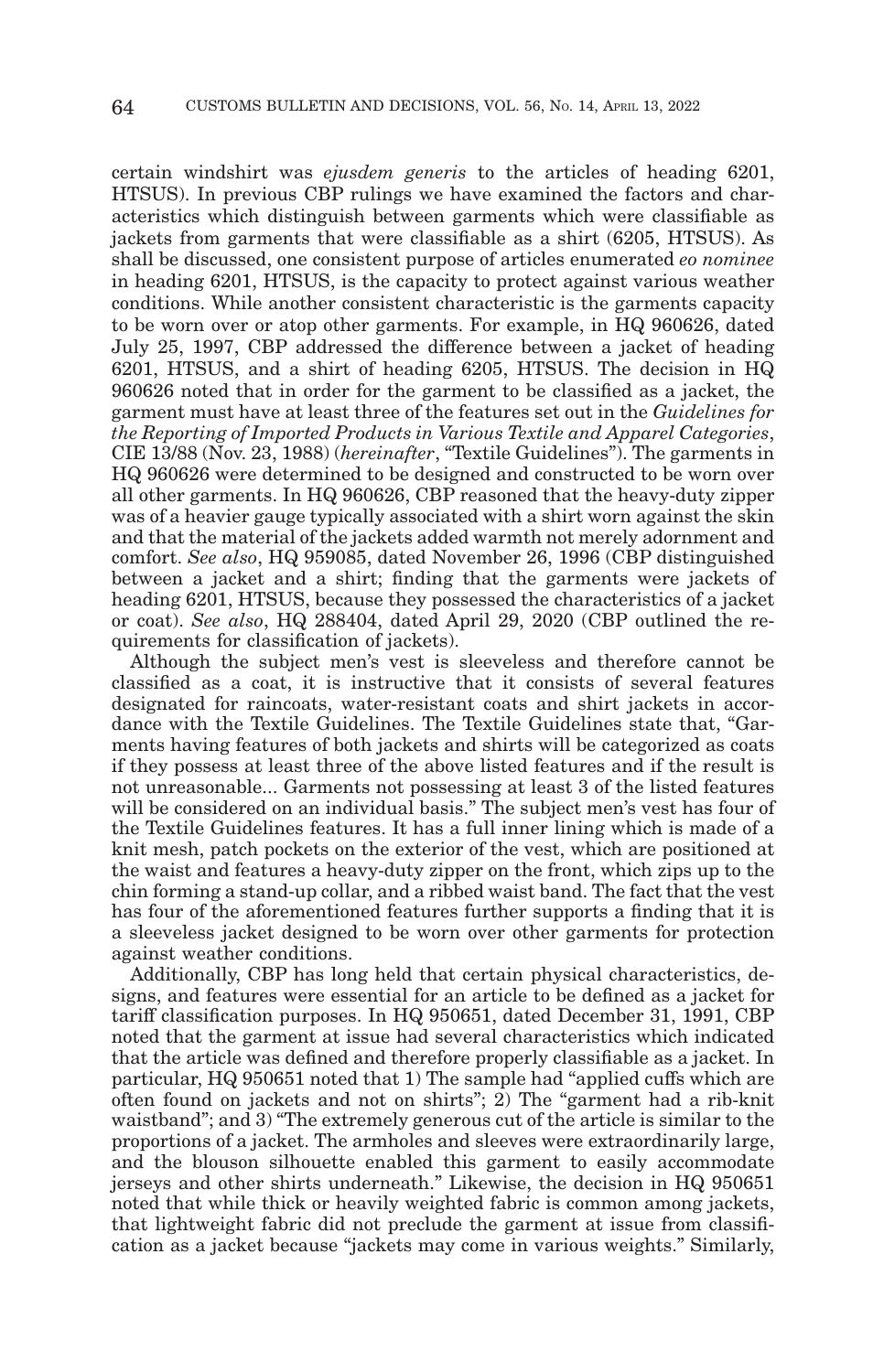certain windshirt was *ejusdem generis* to the articles of heading 6201, HTSUS). In previous CBP rulings we have examined the factors and characteristics which distinguish between garments which were classifiable as jackets from garments that were classifiable as a shirt (6205, HTSUS). As shall be discussed, one consistent purpose of articles enumerated *eo nominee* in heading 6201, HTSUS, is the capacity to protect against various weather conditions. While another consistent characteristic is the garments capacity to be worn over or atop other garments. For example, in HQ 960626, dated July 25, 1997, CBP addressed the difference between a jacket of heading 6201, HTSUS, and a shirt of heading 6205, HTSUS. The decision in HQ 960626 noted that in order for the garment to be classified as a jacket, the garment must have at least three of the features set out in the *Guidelines for the Reporting of Imported Products in Various Textile and Apparel Categories*, CIE 13/88 (Nov. 23, 1988) (*hereinafter*, "Textile Guidelines"). The garments in HQ 960626 were determined to be designed and constructed to be worn over all other garments. In HQ 960626, CBP reasoned that the heavy-duty zipper was of a heavier gauge typically associated with a shirt worn against the skin and that the material of the jackets added warmth not merely adornment and comfort. *See also*, HQ 959085, dated November 26, 1996 (CBP distinguished between a jacket and a shirt; finding that the garments were jackets of heading 6201, HTSUS, because they possessed the characteristics of a jacket or coat). *See also*, HQ 288404, dated April 29, 2020 (CBP outlined the requirements for classification of jackets).

Although the subject men's vest is sleeveless and therefore cannot be classified as a coat, it is instructive that it consists of several features designated for raincoats, water-resistant coats and shirt jackets in accordance with the Textile Guidelines. The Textile Guidelines state that, "Garments having features of both jackets and shirts will be categorized as coats if they possess at least three of the above listed features and if the result is not unreasonable... Garments not possessing at least 3 of the listed features will be considered on an individual basis." The subject men's vest has four of the Textile Guidelines features. It has a full inner lining which is made of a knit mesh, patch pockets on the exterior of the vest, which are positioned at the waist and features a heavy-duty zipper on the front, which zips up to the chin forming a stand-up collar, and a ribbed waist band. The fact that the vest has four of the aforementioned features further supports a finding that it is a sleeveless jacket designed to be worn over other garments for protection against weather conditions.

Additionally, CBP has long held that certain physical characteristics, designs, and features were essential for an article to be defined as a jacket for tariff classification purposes. In HQ 950651, dated December 31, 1991, CBP noted that the garment at issue had several characteristics which indicated that the article was defined and therefore properly classifiable as a jacket. In particular, HQ 950651 noted that 1) The sample had "applied cuffs which are often found on jackets and not on shirts"; 2) The "garment had a rib-knit waistband"; and 3) "The extremely generous cut of the article is similar to the proportions of a jacket. The armholes and sleeves were extraordinarily large, and the blouson silhouette enabled this garment to easily accommodate jerseys and other shirts underneath." Likewise, the decision in HQ 950651 noted that while thick or heavily weighted fabric is common among jackets, that lightweight fabric did not preclude the garment at issue from classification as a jacket because "jackets may come in various weights." Similarly,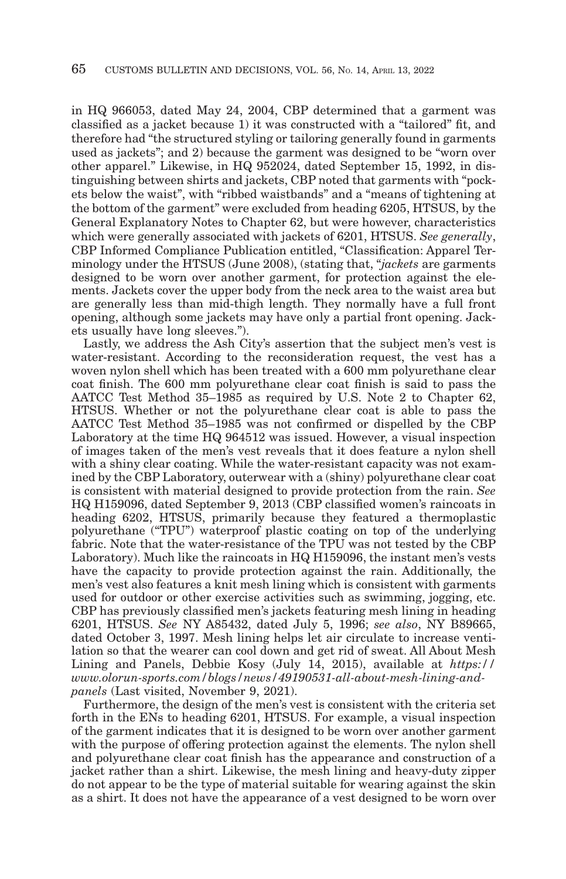in HQ 966053, dated May 24, 2004, CBP determined that a garment was classified as a jacket because 1) it was constructed with a "tailored" fit, and therefore had "the structured styling or tailoring generally found in garments used as jackets"; and 2) because the garment was designed to be "worn over other apparel." Likewise, in HQ 952024, dated September 15, 1992, in distinguishing between shirts and jackets, CBP noted that garments with "pockets below the waist", with "ribbed waistbands" and a "means of tightening at the bottom of the garment" were excluded from heading 6205, HTSUS, by the General Explanatory Notes to Chapter 62, but were however, characteristics which were generally associated with jackets of 6201, HTSUS. *See generally*, CBP Informed Compliance Publication entitled, "Classification: Apparel Terminology under the HTSUS (June 2008), (stating that, "*jackets* are garments designed to be worn over another garment, for protection against the elements. Jackets cover the upper body from the neck area to the waist area but are generally less than mid-thigh length. They normally have a full front opening, although some jackets may have only a partial front opening. Jackets usually have long sleeves.").

Lastly, we address the Ash City's assertion that the subject men's vest is water-resistant. According to the reconsideration request, the vest has a woven nylon shell which has been treated with a 600 mm polyurethane clear coat finish. The 600 mm polyurethane clear coat finish is said to pass the AATCC Test Method 35–1985 as required by U.S. Note 2 to Chapter 62, HTSUS. Whether or not the polyurethane clear coat is able to pass the AATCC Test Method 35–1985 was not confirmed or dispelled by the CBP Laboratory at the time HQ 964512 was issued. However, a visual inspection of images taken of the men's vest reveals that it does feature a nylon shell with a shiny clear coating. While the water-resistant capacity was not examined by the CBP Laboratory, outerwear with a (shiny) polyurethane clear coat is consistent with material designed to provide protection from the rain. *See* HQ H159096, dated September 9, 2013 (CBP classified women's raincoats in heading 6202, HTSUS, primarily because they featured a thermoplastic polyurethane ("TPU") waterproof plastic coating on top of the underlying fabric. Note that the water-resistance of the TPU was not tested by the CBP Laboratory). Much like the raincoats in HQ H159096, the instant men's vests have the capacity to provide protection against the rain. Additionally, the men's vest also features a knit mesh lining which is consistent with garments used for outdoor or other exercise activities such as swimming, jogging, etc. CBP has previously classified men's jackets featuring mesh lining in heading 6201, HTSUS. *See* NY A85432, dated July 5, 1996; *see also*, NY B89665, dated October 3, 1997. Mesh lining helps let air circulate to increase ventilation so that the wearer can cool down and get rid of sweat. All About Mesh Lining and Panels, Debbie Kosy (July 14, 2015), available at *https://www.olorun-sports.com/blogs/news/49190531-all-about-mesh-lining-and-panels* (Last visited, November 9, 2021).

Furthermore, the design of the men's vest is consistent with the criteria set forth in the ENs to heading 6201, HTSUS. For example, a visual inspection of the garment indicates that it is designed to be worn over another garment with the purpose of offering protection against the elements. The nylon shell and polyurethane clear coat finish has the appearance and construction of a jacket rather than a shirt. Likewise, the mesh lining and heavy-duty zipper do not appear to be the type of material suitable for wearing against the skin as a shirt. It does not have the appearance of a vest designed to be worn over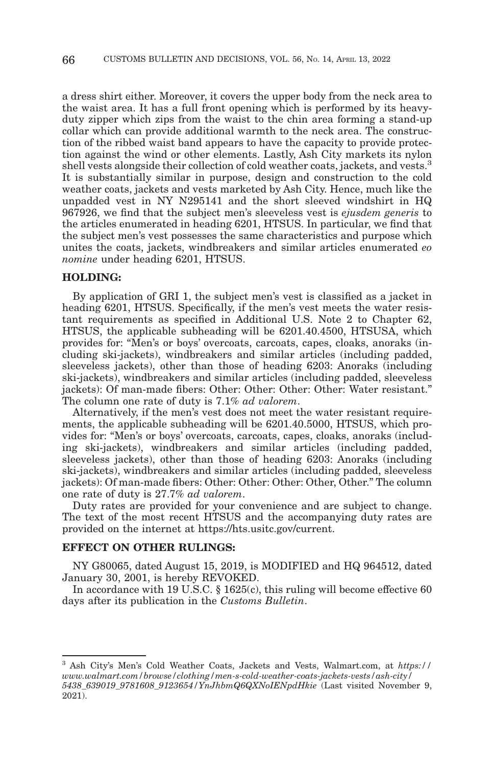a dress shirt either. Moreover, it covers the upper body from the neck area to the waist area. It has a full front opening which is performed by its heavy-duty zipper which zips from the waist to the chin area forming a stand-up collar which can provide additional warmth to the neck area. The construction of the ribbed waist band appears to have the capacity to provide protection against the wind or other elements. Lastly, Ash City markets its nylon shell vests alongside their collection of cold weather coats, jackets, and vests.[3] It is substantially similar in purpose, design and construction to the cold weather coats, jackets and vests marketed by Ash City. Hence, much like the unpadded vest in NY N295141 and the short sleeved windshirt in HQ 967926, we find that the subject men's sleeveless vest is *ejusdem generis* to the articles enumerated in heading 6201, HTSUS. In particular, we find that the subject men's vest possesses the same characteristics and purpose which unites the coats, jackets, windbreakers and similar articles enumerated *eo nomine* under heading 6201, HTSUS.

**HOLDING:**

By application of GRI 1, the subject men's vest is classified as a jacket in heading 6201, HTSUS. Specifically, if the men's vest meets the water resistant requirements as specified in Additional U.S. Note 2 to Chapter 62, HTSUS, the applicable subheading will be 6201.40.4500, HTSUSA, which provides for: "Men's or boys' overcoats, carcoats, capes, cloaks, anoraks (including ski-jackets), windbreakers and similar articles (including padded, sleeveless jackets), other than those of heading 6203: Anoraks (including ski-jackets), windbreakers and similar articles (including padded, sleeveless jackets): Of man-made fibers: Other: Other: Other: Other: Water resistant." The column one rate of duty is 7.1% *ad valorem*.

Alternatively, if the men's vest does not meet the water resistant requirements, the applicable subheading will be 6201.40.5000, HTSUS, which provides for: "Men's or boys' overcoats, carcoats, capes, cloaks, anoraks (including ski-jackets), windbreakers and similar articles (including padded, sleeveless jackets), other than those of heading 6203: Anoraks (including ski-jackets), windbreakers and similar articles (including padded, sleeveless jackets): Of man-made fibers: Other: Other: Other: Other, Other." The column one rate of duty is 27.7% *ad valorem*.

Duty rates are provided for your convenience and are subject to change. The text of the most recent HTSUS and the accompanying duty rates are provided on the internet at https://hts.usitc.gov/current.

**EFFECT ON OTHER RULINGS:**

NY G80065, dated August 15, 2019, is MODIFIED and HQ 964512, dated January 30, 2001, is hereby REVOKED.

In accordance with 19 U.S.C. § 1625(c), this ruling will become effective 60 days after its publication in the *Customs Bulletin*.

---

[3] Ash City's Men's Cold Weather Coats, Jackets and Vests, Walmart.com, at *https://www.walmart.com/browse/clothing/men-s-cold-weather-coats-jackets-vests/ash-city/5438_639019_9781608_9123654/YnJhbmQ6QXNoIENpdHkie* (Last visited November 9, 2021).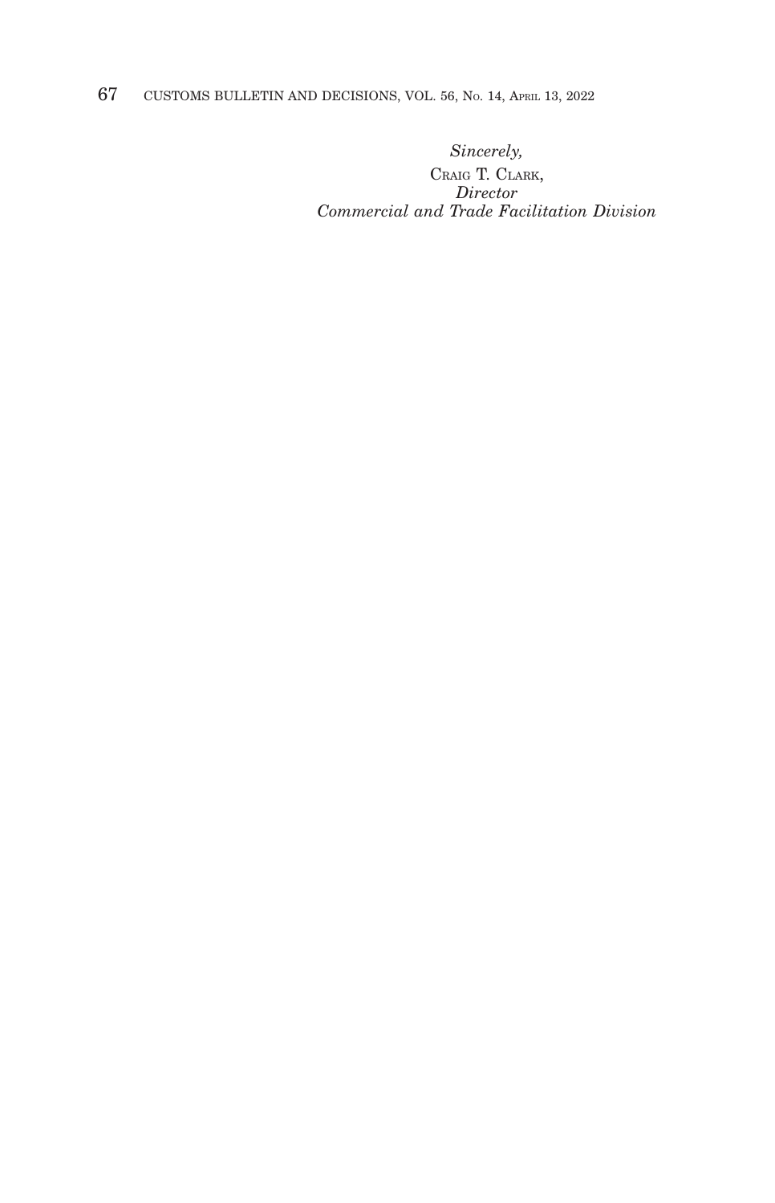*Sincerely,*

CRAIG T. CLARK,
*Director*
*Commercial and Trade Facilitation Division*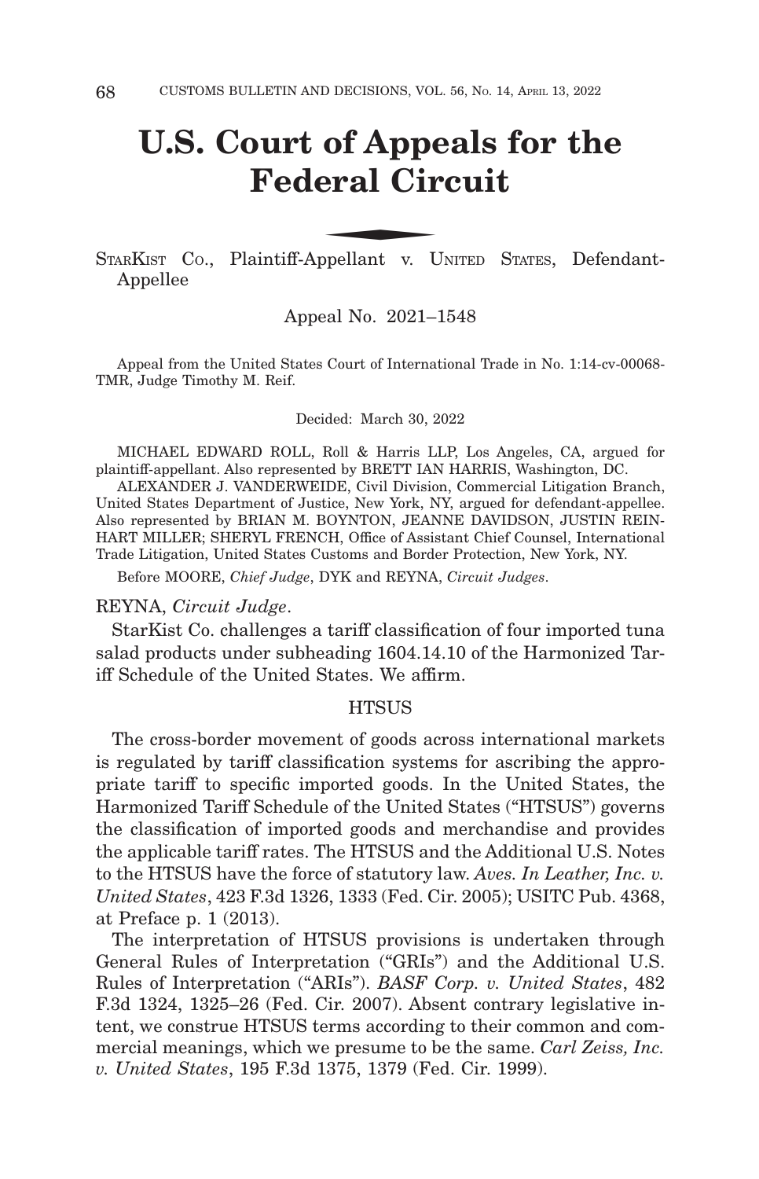# U.S. Court of Appeals for the Federal Circuit

STARKIST CO., Plaintiff-Appellant v. UNITED STATES, Defendant-Appellee

Appeal No. 2021–1548

Appeal from the United States Court of International Trade in No. 1:14-cv-00068-TMR, Judge Timothy M. Reif.

Decided: March 30, 2022

MICHAEL EDWARD ROLL, Roll & Harris LLP, Los Angeles, CA, argued for plaintiff-appellant. Also represented by BRETT IAN HARRIS, Washington, DC.

ALEXANDER J. VANDERWEIDE, Civil Division, Commercial Litigation Branch, United States Department of Justice, New York, NY, argued for defendant-appellee. Also represented by BRIAN M. BOYNTON, JEANNE DAVIDSON, JUSTIN REINHART MILLER; SHERYL FRENCH, Office of Assistant Chief Counsel, International Trade Litigation, United States Customs and Border Protection, New York, NY.

Before MOORE, *Chief Judge*, DYK and REYNA, *Circuit Judges*.

REYNA, *Circuit Judge*.

StarKist Co. challenges a tariff classification of four imported tuna salad products under subheading 1604.14.10 of the Harmonized Tariff Schedule of the United States. We affirm.

## HTSUS

The cross-border movement of goods across international markets is regulated by tariff classification systems for ascribing the appropriate tariff to specific imported goods. In the United States, the Harmonized Tariff Schedule of the United States ("HTSUS") governs the classification of imported goods and merchandise and provides the applicable tariff rates. The HTSUS and the Additional U.S. Notes to the HTSUS have the force of statutory law. *Aves. In Leather, Inc. v. United States*, 423 F.3d 1326, 1333 (Fed. Cir. 2005); USITC Pub. 4368, at Preface p. 1 (2013).

The interpretation of HTSUS provisions is undertaken through General Rules of Interpretation ("GRIs") and the Additional U.S. Rules of Interpretation ("ARIs"). *BASF Corp. v. United States*, 482 F.3d 1324, 1325–26 (Fed. Cir. 2007). Absent contrary legislative intent, we construe HTSUS terms according to their common and commercial meanings, which we presume to be the same. *Carl Zeiss, Inc. v. United States*, 195 F.3d 1375, 1379 (Fed. Cir. 1999).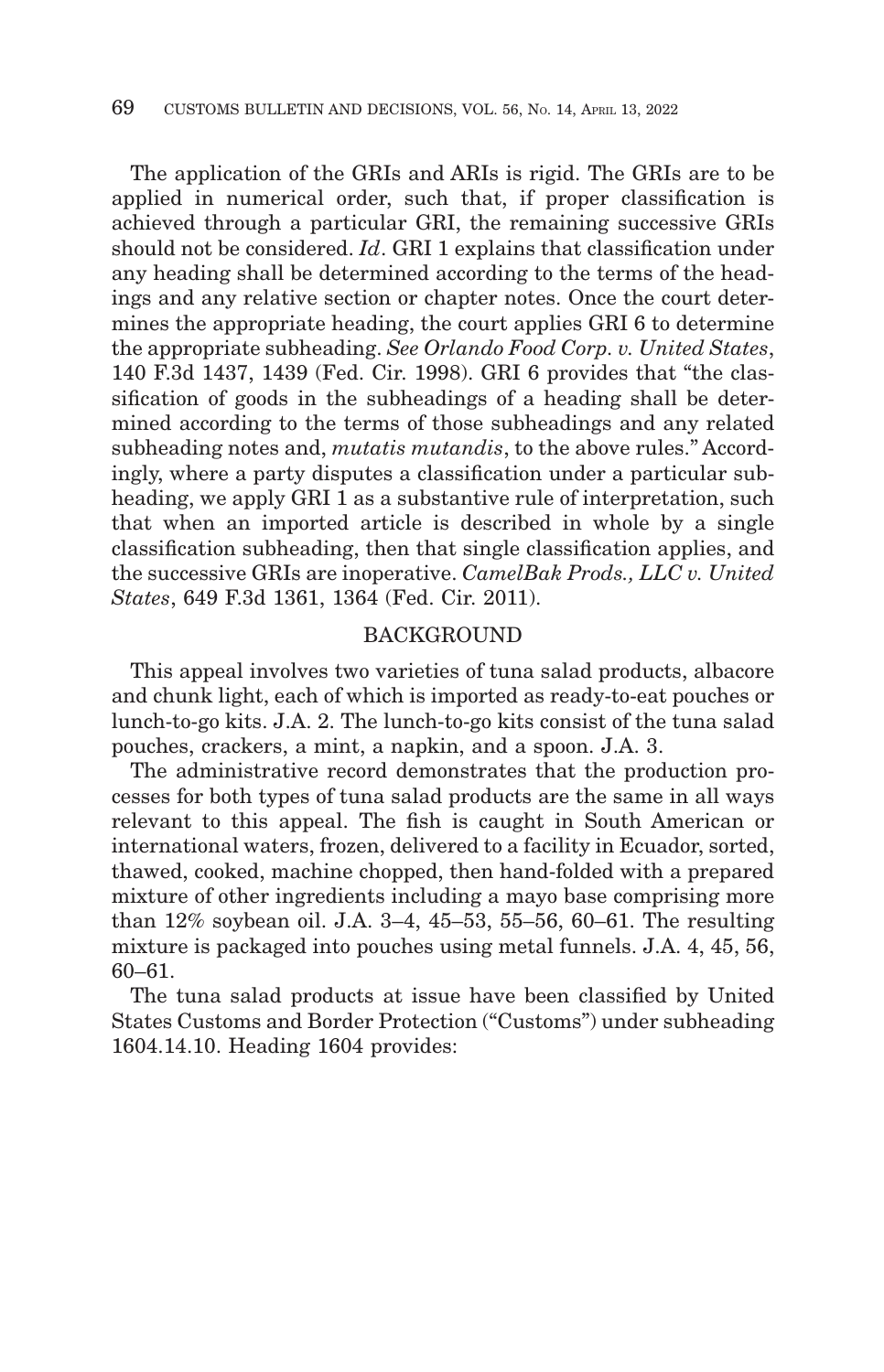The application of the GRIs and ARIs is rigid. The GRIs are to be applied in numerical order, such that, if proper classification is achieved through a particular GRI, the remaining successive GRIs should not be considered. *Id*. GRI 1 explains that classification under any heading shall be determined according to the terms of the headings and any relative section or chapter notes. Once the court determines the appropriate heading, the court applies GRI 6 to determine the appropriate subheading. *See Orlando Food Corp. v. United States*, 140 F.3d 1437, 1439 (Fed. Cir. 1998). GRI 6 provides that "the classification of goods in the subheadings of a heading shall be determined according to the terms of those subheadings and any related subheading notes and, *mutatis mutandis*, to the above rules." Accordingly, where a party disputes a classification under a particular subheading, we apply GRI 1 as a substantive rule of interpretation, such that when an imported article is described in whole by a single classification subheading, then that single classification applies, and the successive GRIs are inoperative. *CamelBak Prods., LLC v. United States*, 649 F.3d 1361, 1364 (Fed. Cir. 2011).

## BACKGROUND

This appeal involves two varieties of tuna salad products, albacore and chunk light, each of which is imported as ready-to-eat pouches or lunch-to-go kits. J.A. 2. The lunch-to-go kits consist of the tuna salad pouches, crackers, a mint, a napkin, and a spoon. J.A. 3.

The administrative record demonstrates that the production processes for both types of tuna salad products are the same in all ways relevant to this appeal. The fish is caught in South American or international waters, frozen, delivered to a facility in Ecuador, sorted, thawed, cooked, machine chopped, then hand-folded with a prepared mixture of other ingredients including a mayo base comprising more than 12% soybean oil. J.A. 3–4, 45–53, 55–56, 60–61. The resulting mixture is packaged into pouches using metal funnels. J.A. 4, 45, 56, 60–61.

The tuna salad products at issue have been classified by United States Customs and Border Protection ("Customs") under subheading 1604.14.10. Heading 1604 provides: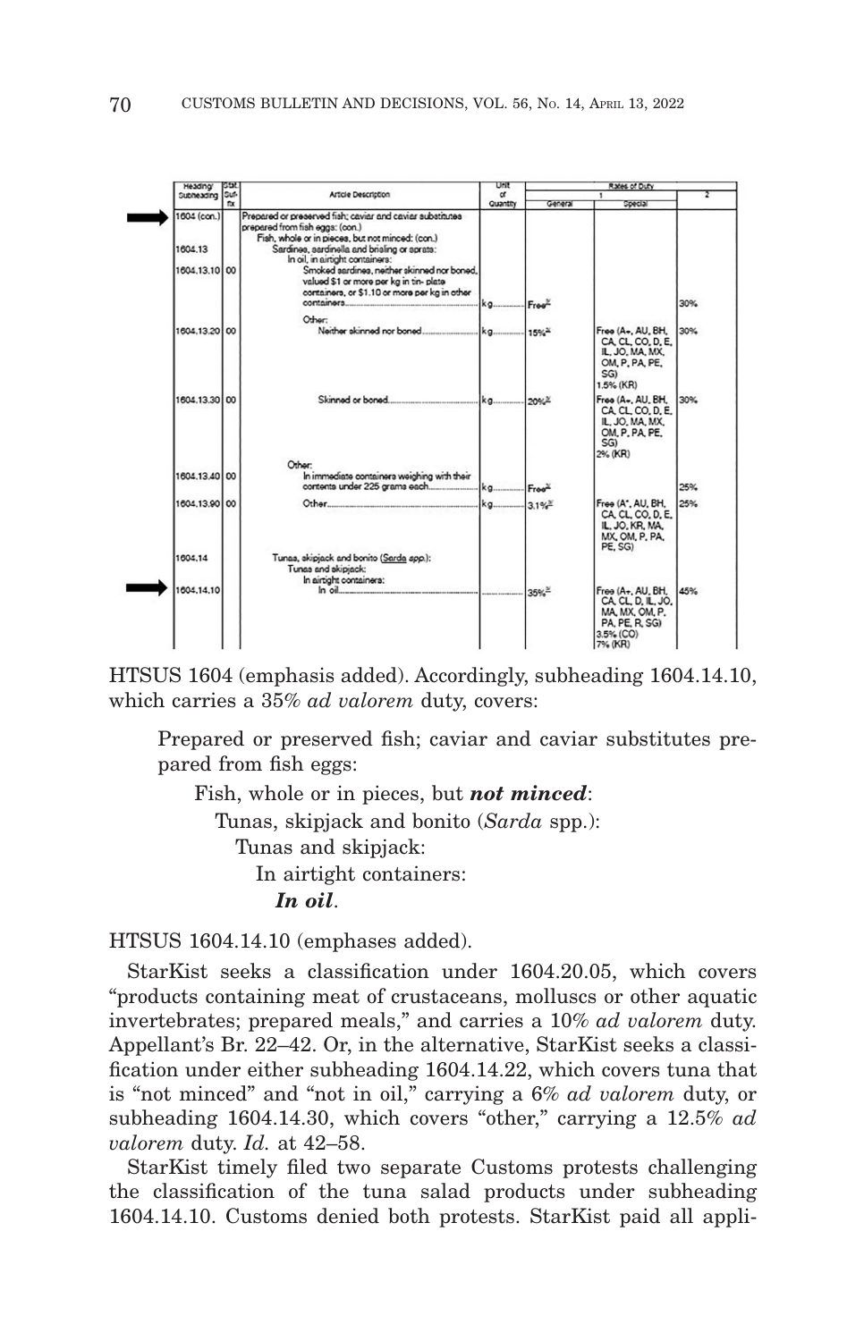| Heading/ Subheading | Stat. Suf- fix | Article Description | Unit of Quantity | Rates of Duty 1 General | Special | 2 |
|---|---|---|---|---|---|---|
| 1604 (con.) | | Prepared or preserved fish; caviar and caviar substitutes prepared from fish eggs: (con.) | | | | |
| | | Fish, whole or in pieces, but not minced: (con.) | | | | |
| 1604.13 | | Sardines, sardinella and brisling or sprats: | | | | |
| | | In oil, in airtight containers: | | | | |
| 1604.13.10 | 00 | Smoked sardines, neither skinned nor boned, valued $1 or more per kg in tin- plate containers, or $1.10 or more per kg in other containers | kg | Free | | 30% |
| | | Other: | | | | |
| 1604.13.20 | 00 | Neither skinned nor boned | kg | 15% | Free (A+, AU, BH, CA, CL, CO, D, E, IL, JO, MA, MX, OM, P, PA, PE, SG) 1.5% (KR) | 30% |
| 1604.13.30 | 00 | Skinned or boned | kg | 20% | Free (A+, AU, BH, CA, CL, CO, D, E, IL, JO, MA, MX, OM, P, PA, PE, SG) 2% (KR) | 30% |
| | | Other: | | | | |
| 1604.13.40 | 00 | In immediate containers weighing with their contents under 225 grams each | kg | Free | | 25% |
| 1604.13.90 | 00 | Other | kg | 3.1% | Free (A*, AU, BH, CA, CL, CO, D, E, IL, JO, KR, MA, MX, OM, P, PA, PE, SG) | 25% |
| 1604.14 | | Tunas, skipjack and bonito (*Sarda* spp.): | | | | |
| | | Tunas and skipjack: | | | | |
| | | In airtight containers: | | | | |
| 1604.14.10 | | In oil | | 35% | Free (A+, AU, BH, CA, CL, D, IL, JO, MA, MX, OM, P, PA, PE, R, SG) 3.5% (CO) 7% (KR) | 45% |

HTSUS 1604 (emphasis added). Accordingly, subheading 1604.14.10, which carries a 35% *ad valorem* duty, covers:

> Prepared or preserved fish; caviar and caviar substitutes prepared from fish eggs:
>
> Fish, whole or in pieces, but ***not minced***:
>
> Tunas, skipjack and bonito (*Sarda* spp.):
>
> Tunas and skipjack:
>
> In airtight containers:
>
> ***In oil***.

HTSUS 1604.14.10 (emphases added).

StarKist seeks a classification under 1604.20.05, which covers "products containing meat of crustaceans, molluscs or other aquatic invertebrates; prepared meals," and carries a 10% *ad valorem* duty. Appellant's Br. 22–42. Or, in the alternative, StarKist seeks a classification under either subheading 1604.14.22, which covers tuna that is "not minced" and "not in oil," carrying a 6% *ad valorem* duty, or subheading 1604.14.30, which covers "other," carrying a 12.5% *ad valorem* duty. *Id.* at 42–58.

StarKist timely filed two separate Customs protests challenging the classification of the tuna salad products under subheading 1604.14.10. Customs denied both protests. StarKist paid all appli-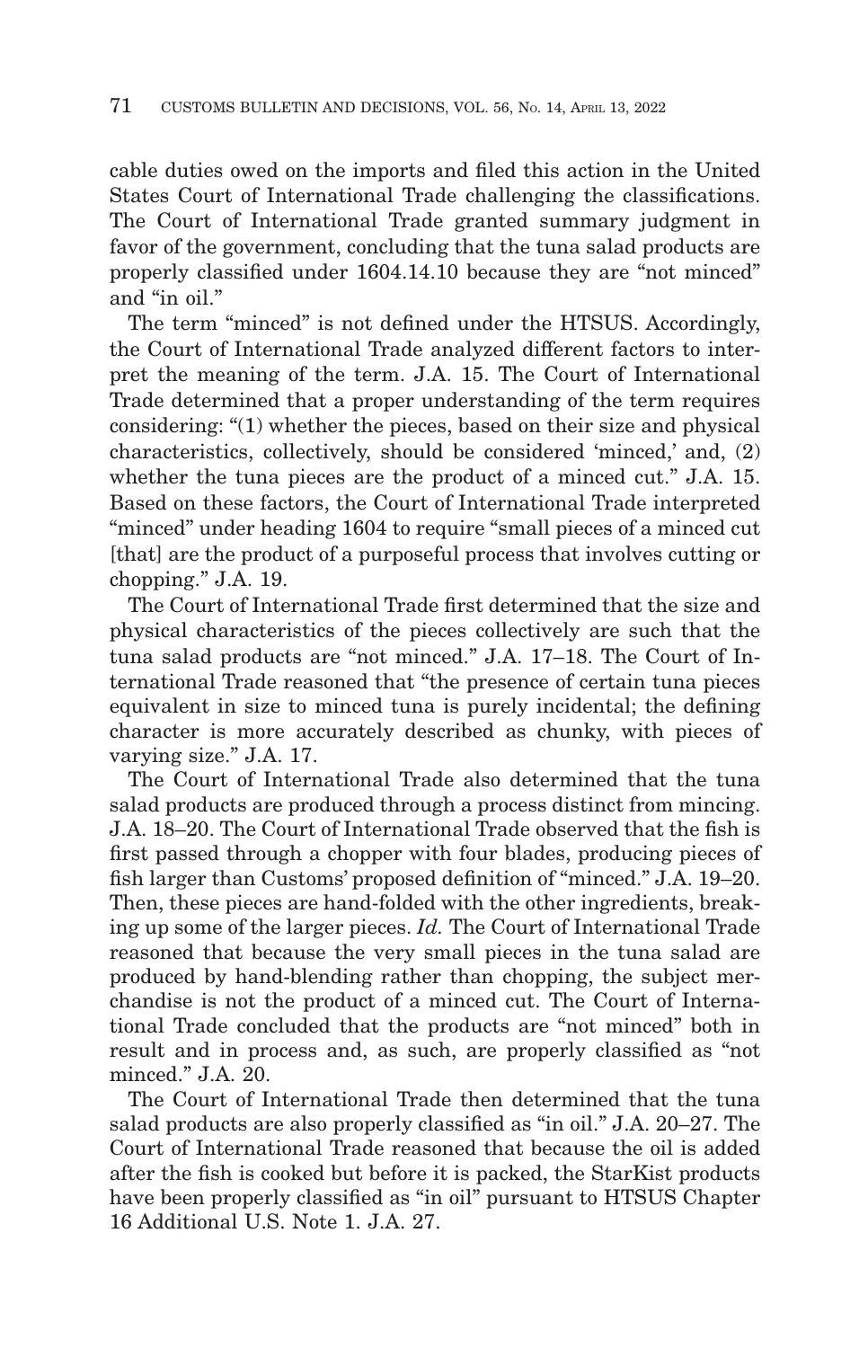cable duties owed on the imports and filed this action in the United States Court of International Trade challenging the classifications. The Court of International Trade granted summary judgment in favor of the government, concluding that the tuna salad products are properly classified under 1604.14.10 because they are "not minced" and "in oil."

The term "minced" is not defined under the HTSUS. Accordingly, the Court of International Trade analyzed different factors to interpret the meaning of the term. J.A. 15. The Court of International Trade determined that a proper understanding of the term requires considering: "(1) whether the pieces, based on their size and physical characteristics, collectively, should be considered 'minced,' and, (2) whether the tuna pieces are the product of a minced cut." J.A. 15. Based on these factors, the Court of International Trade interpreted "minced" under heading 1604 to require "small pieces of a minced cut [that] are the product of a purposeful process that involves cutting or chopping." J.A. 19.

The Court of International Trade first determined that the size and physical characteristics of the pieces collectively are such that the tuna salad products are "not minced." J.A. 17–18. The Court of International Trade reasoned that "the presence of certain tuna pieces equivalent in size to minced tuna is purely incidental; the defining character is more accurately described as chunky, with pieces of varying size." J.A. 17.

The Court of International Trade also determined that the tuna salad products are produced through a process distinct from mincing. J.A. 18–20. The Court of International Trade observed that the fish is first passed through a chopper with four blades, producing pieces of fish larger than Customs' proposed definition of "minced." J.A. 19–20. Then, these pieces are hand-folded with the other ingredients, breaking up some of the larger pieces. *Id.* The Court of International Trade reasoned that because the very small pieces in the tuna salad are produced by hand-blending rather than chopping, the subject merchandise is not the product of a minced cut. The Court of International Trade concluded that the products are "not minced" both in result and in process and, as such, are properly classified as "not minced." J.A. 20.

The Court of International Trade then determined that the tuna salad products are also properly classified as "in oil." J.A. 20–27. The Court of International Trade reasoned that because the oil is added after the fish is cooked but before it is packed, the StarKist products have been properly classified as "in oil" pursuant to HTSUS Chapter 16 Additional U.S. Note 1. J.A. 27.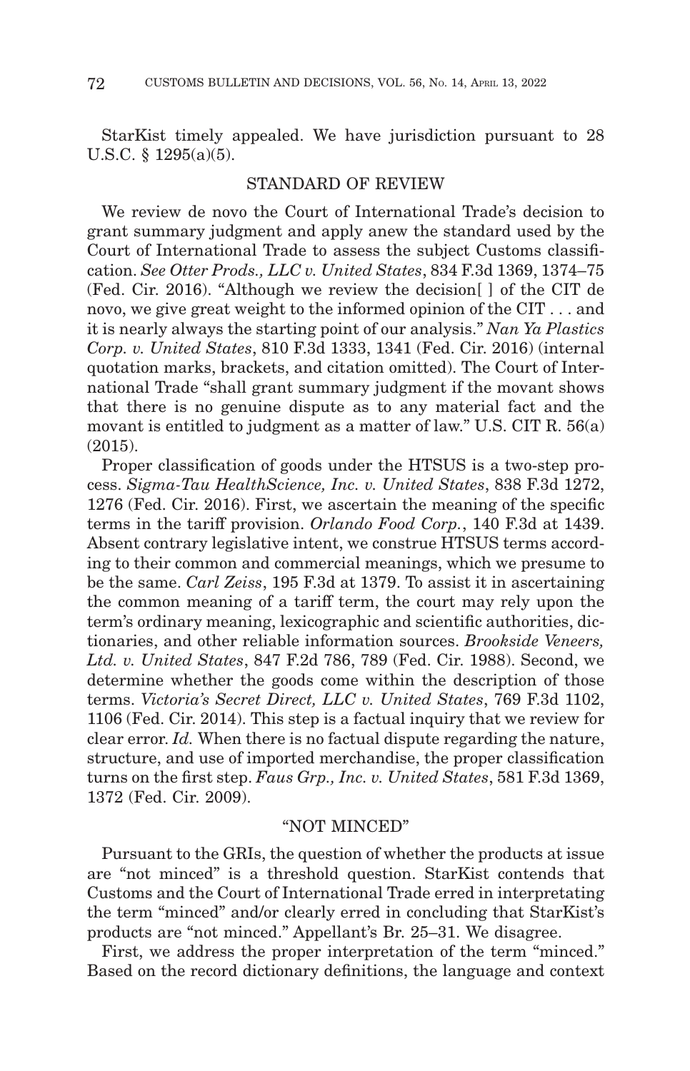StarKist timely appealed. We have jurisdiction pursuant to 28 U.S.C. § 1295(a)(5).

## STANDARD OF REVIEW

We review de novo the Court of International Trade's decision to grant summary judgment and apply anew the standard used by the Court of International Trade to assess the subject Customs classification. *See Otter Prods., LLC v. United States*, 834 F.3d 1369, 1374–75 (Fed. Cir. 2016). "Although we review the decision[ ] of the CIT de novo, we give great weight to the informed opinion of the CIT . . . and it is nearly always the starting point of our analysis." *Nan Ya Plastics Corp. v. United States*, 810 F.3d 1333, 1341 (Fed. Cir. 2016) (internal quotation marks, brackets, and citation omitted). The Court of International Trade "shall grant summary judgment if the movant shows that there is no genuine dispute as to any material fact and the movant is entitled to judgment as a matter of law." U.S. CIT R. 56(a) (2015).

Proper classification of goods under the HTSUS is a two-step process. *Sigma-Tau HealthScience, Inc. v. United States*, 838 F.3d 1272, 1276 (Fed. Cir. 2016). First, we ascertain the meaning of the specific terms in the tariff provision. *Orlando Food Corp.*, 140 F.3d at 1439. Absent contrary legislative intent, we construe HTSUS terms according to their common and commercial meanings, which we presume to be the same. *Carl Zeiss*, 195 F.3d at 1379. To assist it in ascertaining the common meaning of a tariff term, the court may rely upon the term's ordinary meaning, lexicographic and scientific authorities, dictionaries, and other reliable information sources. *Brookside Veneers, Ltd. v. United States*, 847 F.2d 786, 789 (Fed. Cir. 1988). Second, we determine whether the goods come within the description of those terms. *Victoria's Secret Direct, LLC v. United States*, 769 F.3d 1102, 1106 (Fed. Cir. 2014). This step is a factual inquiry that we review for clear error. *Id.* When there is no factual dispute regarding the nature, structure, and use of imported merchandise, the proper classification turns on the first step. *Faus Grp., Inc. v. United States*, 581 F.3d 1369, 1372 (Fed. Cir. 2009).

## "NOT MINCED"

Pursuant to the GRIs, the question of whether the products at issue are "not minced" is a threshold question. StarKist contends that Customs and the Court of International Trade erred in interpretating the term "minced" and/or clearly erred in concluding that StarKist's products are "not minced." Appellant's Br. 25–31. We disagree.

First, we address the proper interpretation of the term "minced." Based on the record dictionary definitions, the language and context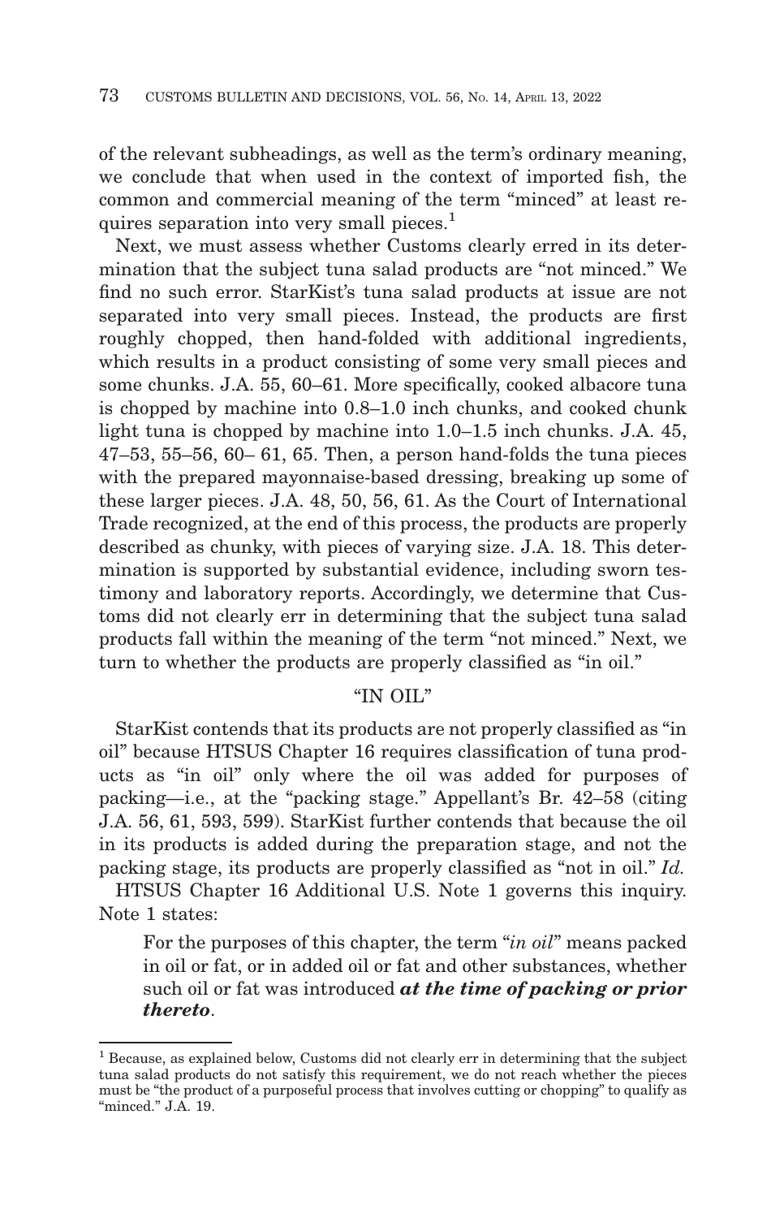of the relevant subheadings, as well as the term's ordinary meaning, we conclude that when used in the context of imported fish, the common and commercial meaning of the term "minced" at least requires separation into very small pieces.[1]

Next, we must assess whether Customs clearly erred in its determination that the subject tuna salad products are "not minced." We find no such error. StarKist's tuna salad products at issue are not separated into very small pieces. Instead, the products are first roughly chopped, then hand-folded with additional ingredients, which results in a product consisting of some very small pieces and some chunks. J.A. 55, 60–61. More specifically, cooked albacore tuna is chopped by machine into 0.8–1.0 inch chunks, and cooked chunk light tuna is chopped by machine into 1.0–1.5 inch chunks. J.A. 45, 47–53, 55–56, 60– 61, 65. Then, a person hand-folds the tuna pieces with the prepared mayonnaise-based dressing, breaking up some of these larger pieces. J.A. 48, 50, 56, 61. As the Court of International Trade recognized, at the end of this process, the products are properly described as chunky, with pieces of varying size. J.A. 18. This determination is supported by substantial evidence, including sworn testimony and laboratory reports. Accordingly, we determine that Customs did not clearly err in determining that the subject tuna salad products fall within the meaning of the term "not minced." Next, we turn to whether the products are properly classified as "in oil."

"IN OIL"

StarKist contends that its products are not properly classified as "in oil" because HTSUS Chapter 16 requires classification of tuna products as "in oil" only where the oil was added for purposes of packing—i.e., at the "packing stage." Appellant's Br. 42–58 (citing J.A. 56, 61, 593, 599). StarKist further contends that because the oil in its products is added during the preparation stage, and not the packing stage, its products are properly classified as "not in oil." *Id.*

HTSUS Chapter 16 Additional U.S. Note 1 governs this inquiry. Note 1 states:

> For the purposes of this chapter, the term "*in oil*" means packed in oil or fat, or in added oil or fat and other substances, whether such oil or fat was introduced ***at the time of packing or prior thereto***.

[1] Because, as explained below, Customs did not clearly err in determining that the subject tuna salad products do not satisfy this requirement, we do not reach whether the pieces must be "the product of a purposeful process that involves cutting or chopping" to qualify as "minced." J.A. 19.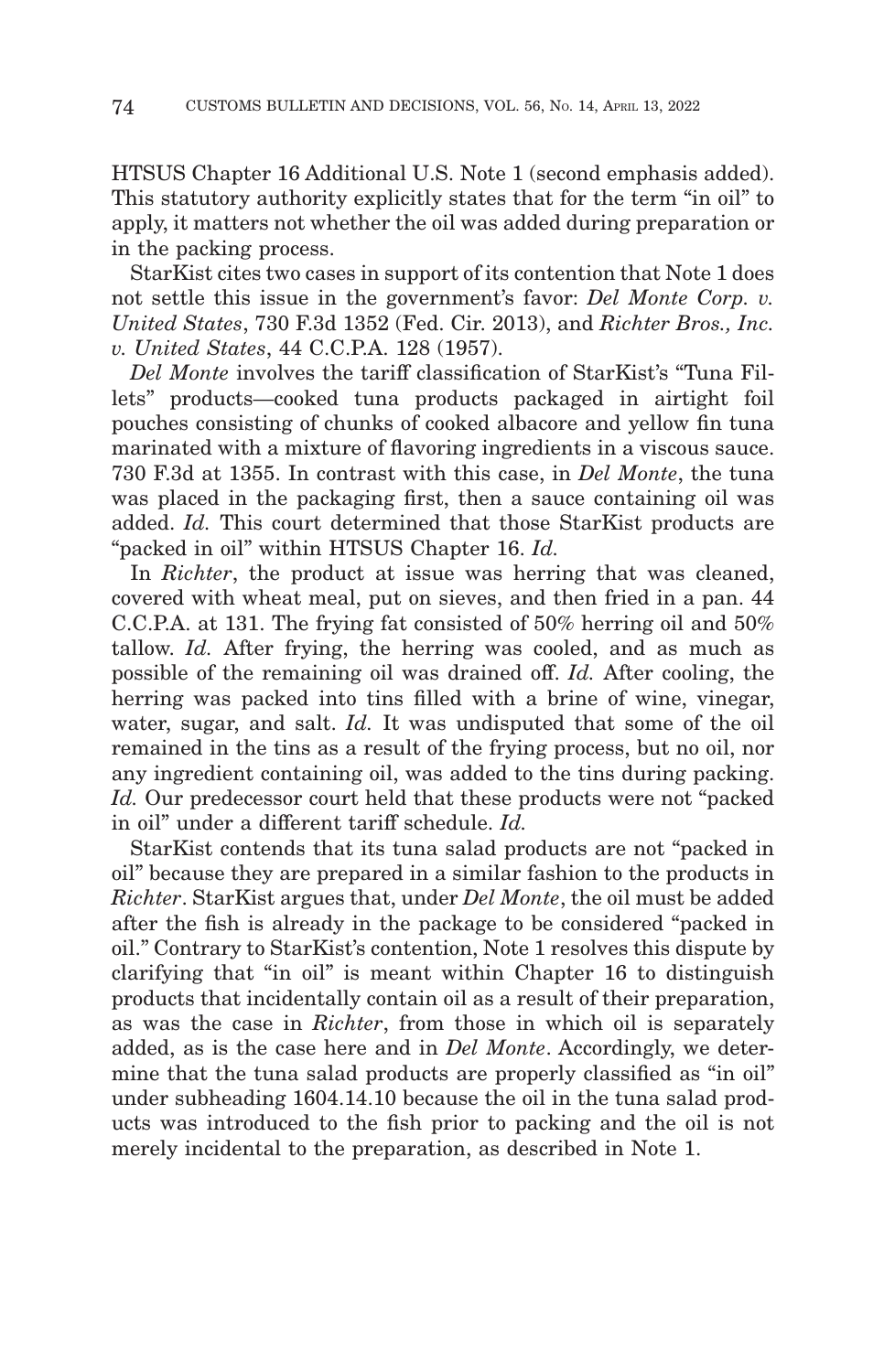HTSUS Chapter 16 Additional U.S. Note 1 (second emphasis added). This statutory authority explicitly states that for the term "in oil" to apply, it matters not whether the oil was added during preparation or in the packing process.

StarKist cites two cases in support of its contention that Note 1 does not settle this issue in the government's favor: *Del Monte Corp. v. United States*, 730 F.3d 1352 (Fed. Cir. 2013), and *Richter Bros., Inc. v. United States*, 44 C.C.P.A. 128 (1957).

*Del Monte* involves the tariff classification of StarKist's "Tuna Fillets" products—cooked tuna products packaged in airtight foil pouches consisting of chunks of cooked albacore and yellow fin tuna marinated with a mixture of flavoring ingredients in a viscous sauce. 730 F.3d at 1355. In contrast with this case, in *Del Monte*, the tuna was placed in the packaging first, then a sauce containing oil was added. *Id.* This court determined that those StarKist products are "packed in oil" within HTSUS Chapter 16. *Id.*

In *Richter*, the product at issue was herring that was cleaned, covered with wheat meal, put on sieves, and then fried in a pan. 44 C.C.P.A. at 131. The frying fat consisted of 50% herring oil and 50% tallow. *Id.* After frying, the herring was cooled, and as much as possible of the remaining oil was drained off. *Id.* After cooling, the herring was packed into tins filled with a brine of wine, vinegar, water, sugar, and salt. *Id.* It was undisputed that some of the oil remained in the tins as a result of the frying process, but no oil, nor any ingredient containing oil, was added to the tins during packing. *Id.* Our predecessor court held that these products were not "packed in oil" under a different tariff schedule. *Id.*

StarKist contends that its tuna salad products are not "packed in oil" because they are prepared in a similar fashion to the products in *Richter*. StarKist argues that, under *Del Monte*, the oil must be added after the fish is already in the package to be considered "packed in oil." Contrary to StarKist's contention, Note 1 resolves this dispute by clarifying that "in oil" is meant within Chapter 16 to distinguish products that incidentally contain oil as a result of their preparation, as was the case in *Richter*, from those in which oil is separately added, as is the case here and in *Del Monte*. Accordingly, we determine that the tuna salad products are properly classified as "in oil" under subheading 1604.14.10 because the oil in the tuna salad products was introduced to the fish prior to packing and the oil is not merely incidental to the preparation, as described in Note 1.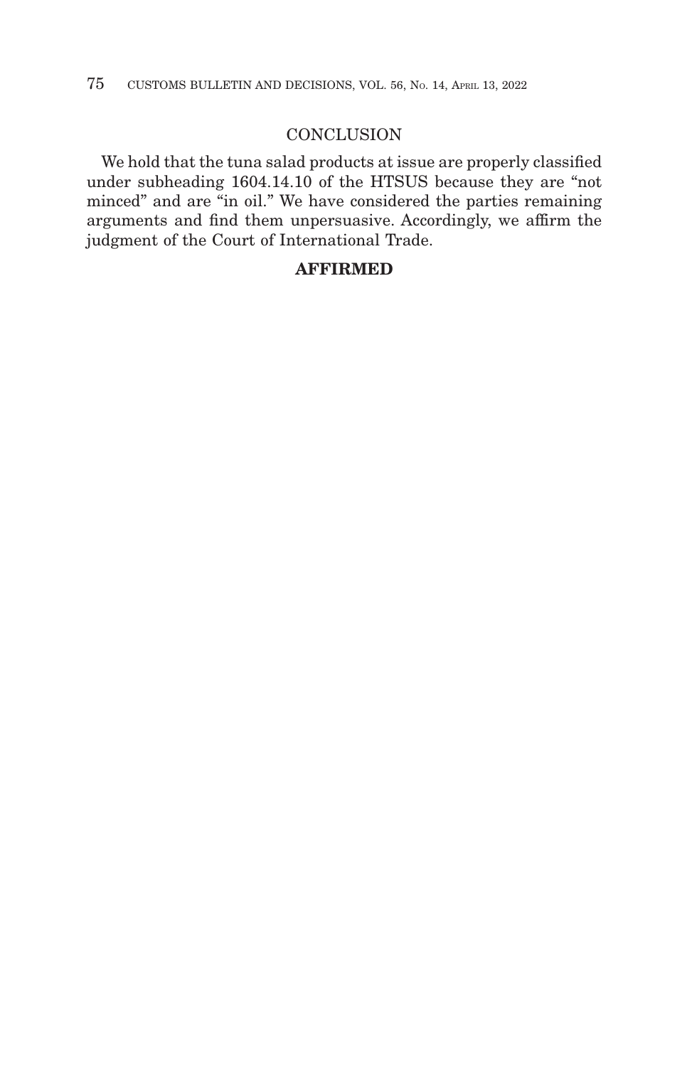## CONCLUSION

We hold that the tuna salad products at issue are properly classified under subheading 1604.14.10 of the HTSUS because they are "not minced" and are "in oil." We have considered the parties remaining arguments and find them unpersuasive. Accordingly, we affirm the judgment of the Court of International Trade.

**AFFIRMED**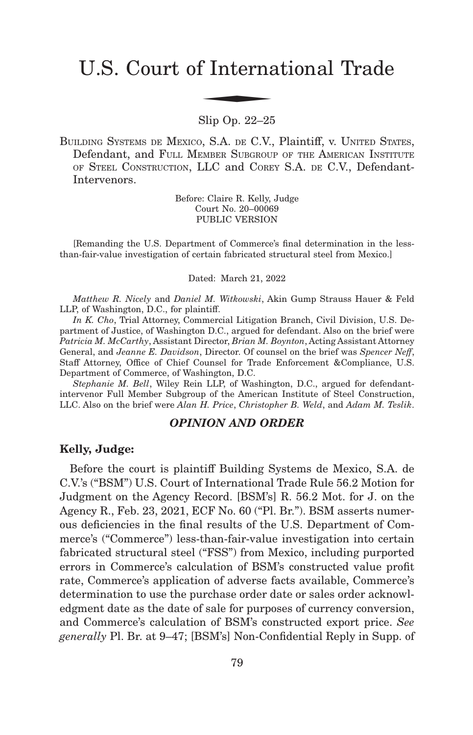# U.S. Court of International Trade

Slip Op. 22–25

Building Systems de Mexico, S.A. de C.V., Plaintiff, v. United States, Defendant, and Full Member Subgroup of the American Institute of Steel Construction, LLC and Corey S.A. de C.V., Defendant-Intervenors.

Before: Claire R. Kelly, Judge
Court No. 20–00069
PUBLIC VERSION

[Remanding the U.S. Department of Commerce's final determination in the less-than-fair-value investigation of certain fabricated structural steel from Mexico.]

Dated: March 21, 2022

*Matthew R. Nicely* and *Daniel M. Witkowski*, Akin Gump Strauss Hauer & Feld LLP, of Washington, D.C., for plaintiff.

*In K. Cho*, Trial Attorney, Commercial Litigation Branch, Civil Division, U.S. Department of Justice, of Washington D.C., argued for defendant. Also on the brief were *Patricia M. McCarthy*, Assistant Director, *Brian M. Boynton*, Acting Assistant Attorney General, and *Jeanne E. Davidson*, Director. Of counsel on the brief was *Spencer Neff*, Staff Attorney, Office of Chief Counsel for Trade Enforcement &Compliance, U.S. Department of Commerce, of Washington, D.C.

*Stephanie M. Bell*, Wiley Rein LLP, of Washington, D.C., argued for defendant-intervenor Full Member Subgroup of the American Institute of Steel Construction, LLC. Also on the brief were *Alan H. Price*, *Christopher B. Weld*, and *Adam M. Teslik*.

## *OPINION AND ORDER*

### Kelly, Judge:

Before the court is plaintiff Building Systems de Mexico, S.A. de C.V.'s ("BSM") U.S. Court of International Trade Rule 56.2 Motion for Judgment on the Agency Record. [BSM's] R. 56.2 Mot. for J. on the Agency R., Feb. 23, 2021, ECF No. 60 ("Pl. Br."). BSM asserts numerous deficiencies in the final results of the U.S. Department of Commerce's ("Commerce") less-than-fair-value investigation into certain fabricated structural steel ("FSS") from Mexico, including purported errors in Commerce's calculation of BSM's constructed value profit rate, Commerce's application of adverse facts available, Commerce's determination to use the purchase order date or sales order acknowledgment date as the date of sale for purposes of currency conversion, and Commerce's calculation of BSM's constructed export price. *See generally* Pl. Br. at 9–47; [BSM's] Non-Confidential Reply in Supp. of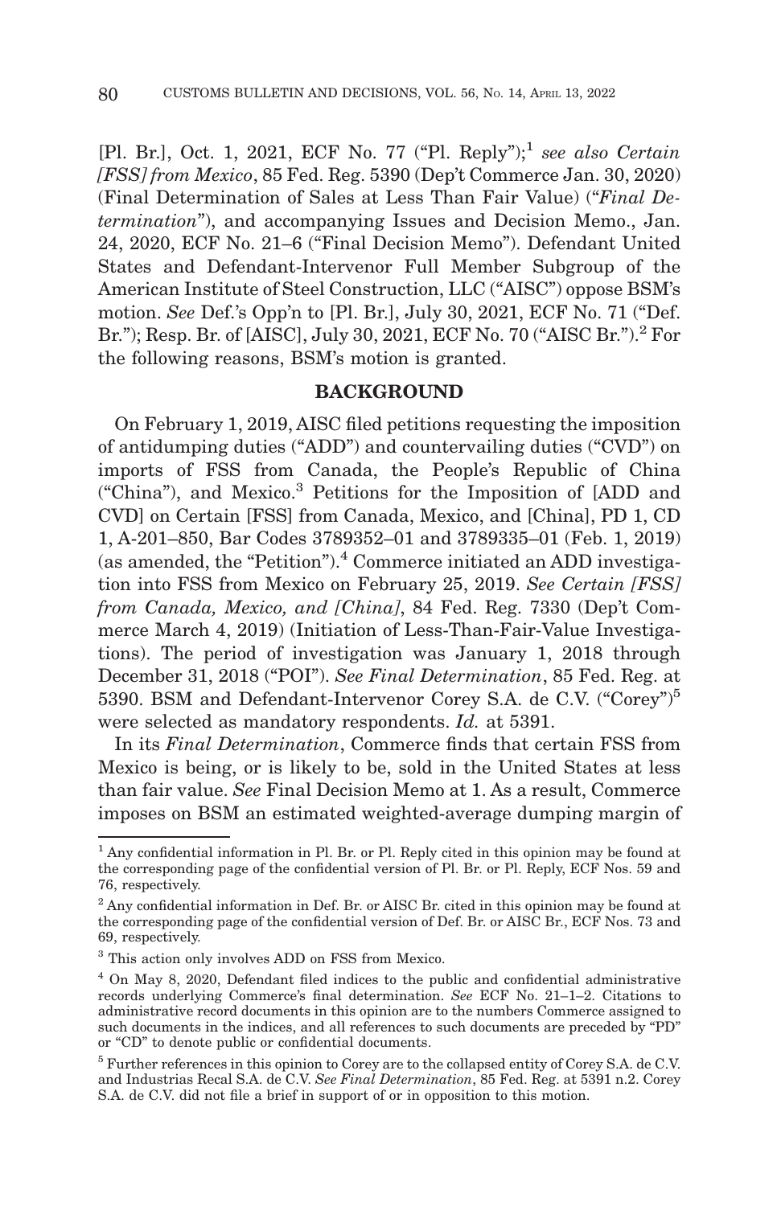[Pl. Br.], Oct. 1, 2021, ECF No. 77 ("Pl. Reply");[1] *see also Certain [FSS] from Mexico*, 85 Fed. Reg. 5390 (Dep't Commerce Jan. 30, 2020) (Final Determination of Sales at Less Than Fair Value) ("*Final Determination*"), and accompanying Issues and Decision Memo., Jan. 24, 2020, ECF No. 21–6 ("Final Decision Memo"). Defendant United States and Defendant-Intervenor Full Member Subgroup of the American Institute of Steel Construction, LLC ("AISC") oppose BSM's motion. *See* Def.'s Opp'n to [Pl. Br.], July 30, 2021, ECF No. 71 ("Def. Br."); Resp. Br. of [AISC], July 30, 2021, ECF No. 70 ("AISC Br.").[2] For the following reasons, BSM's motion is granted.

## BACKGROUND

On February 1, 2019, AISC filed petitions requesting the imposition of antidumping duties ("ADD") and countervailing duties ("CVD") on imports of FSS from Canada, the People's Republic of China ("China"), and Mexico.[3] Petitions for the Imposition of [ADD and CVD] on Certain [FSS] from Canada, Mexico, and [China], PD 1, CD 1, A-201–850, Bar Codes 3789352–01 and 3789335–01 (Feb. 1, 2019) (as amended, the "Petition").[4] Commerce initiated an ADD investigation into FSS from Mexico on February 25, 2019. *See Certain [FSS] from Canada, Mexico, and [China]*, 84 Fed. Reg. 7330 (Dep't Commerce March 4, 2019) (Initiation of Less-Than-Fair-Value Investigations). The period of investigation was January 1, 2018 through December 31, 2018 ("POI"). *See Final Determination*, 85 Fed. Reg. at 5390. BSM and Defendant-Intervenor Corey S.A. de C.V. ("Corey")[5] were selected as mandatory respondents. *Id.* at 5391.

In its *Final Determination*, Commerce finds that certain FSS from Mexico is being, or is likely to be, sold in the United States at less than fair value. *See* Final Decision Memo at 1. As a result, Commerce imposes on BSM an estimated weighted-average dumping margin of

---

[1] Any confidential information in Pl. Br. or Pl. Reply cited in this opinion may be found at the corresponding page of the confidential version of Pl. Br. or Pl. Reply, ECF Nos. 59 and 76, respectively.

[2] Any confidential information in Def. Br. or AISC Br. cited in this opinion may be found at the corresponding page of the confidential version of Def. Br. or AISC Br., ECF Nos. 73 and 69, respectively.

[3] This action only involves ADD on FSS from Mexico.

[4] On May 8, 2020, Defendant filed indices to the public and confidential administrative records underlying Commerce's final determination. *See* ECF No. 21–1–2. Citations to administrative record documents in this opinion are to the numbers Commerce assigned to such documents in the indices, and all references to such documents are preceded by "PD" or "CD" to denote public or confidential documents.

[5] Further references in this opinion to Corey are to the collapsed entity of Corey S.A. de C.V. and Industrias Recal S.A. de C.V. *See Final Determination*, 85 Fed. Reg. at 5391 n.2. Corey S.A. de C.V. did not file a brief in support of or in opposition to this motion.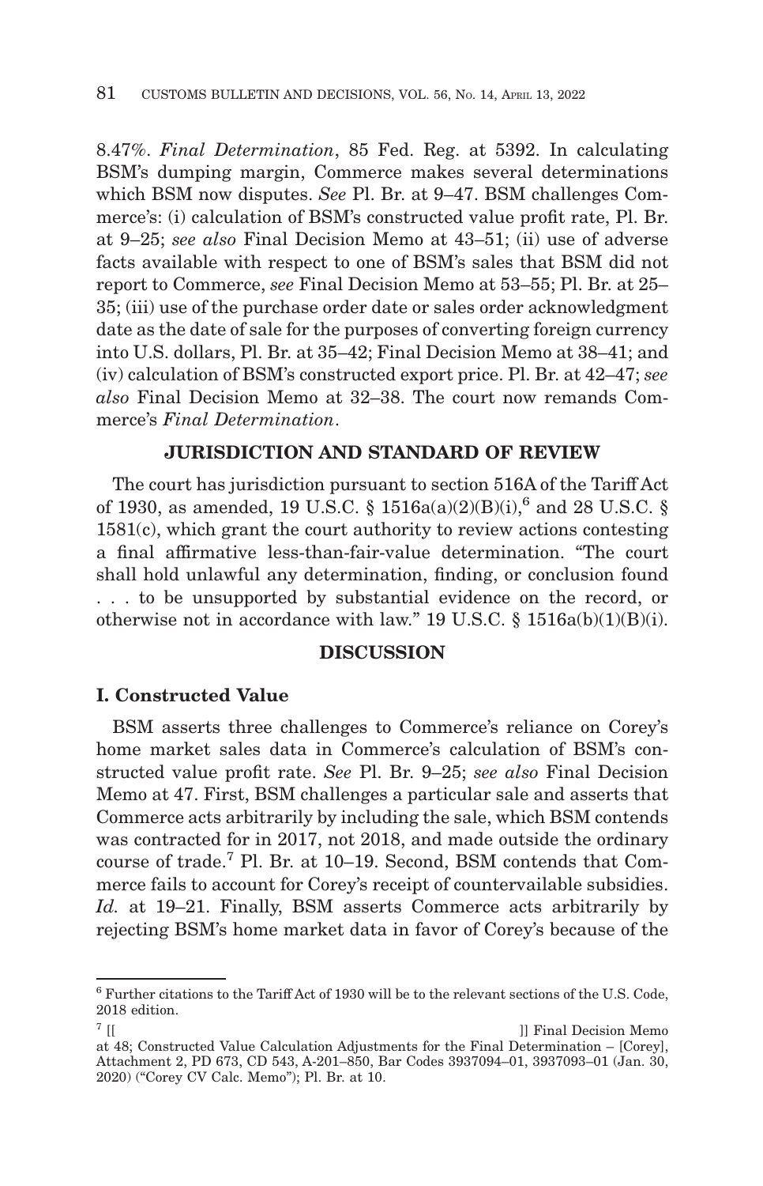8.47%. *Final Determination*, 85 Fed. Reg. at 5392. In calculating BSM's dumping margin, Commerce makes several determinations which BSM now disputes. *See* Pl. Br. at 9–47. BSM challenges Commerce's: (i) calculation of BSM's constructed value profit rate, Pl. Br. at 9–25; *see also* Final Decision Memo at 43–51; (ii) use of adverse facts available with respect to one of BSM's sales that BSM did not report to Commerce, *see* Final Decision Memo at 53–55; Pl. Br. at 25–35; (iii) use of the purchase order date or sales order acknowledgment date as the date of sale for the purposes of converting foreign currency into U.S. dollars, Pl. Br. at 35–42; Final Decision Memo at 38–41; and (iv) calculation of BSM's constructed export price. Pl. Br. at 42–47; *see also* Final Decision Memo at 32–38. The court now remands Commerce's *Final Determination*.

## JURISDICTION AND STANDARD OF REVIEW

The court has jurisdiction pursuant to section 516A of the Tariff Act of 1930, as amended, 19 U.S.C. § 1516a(a)(2)(B)(i),[6] and 28 U.S.C. § 1581(c), which grant the court authority to review actions contesting a final affirmative less-than-fair-value determination. "The court shall hold unlawful any determination, finding, or conclusion found . . . to be unsupported by substantial evidence on the record, or otherwise not in accordance with law." 19 U.S.C. § 1516a(b)(1)(B)(i).

## DISCUSSION

### I. Constructed Value

BSM asserts three challenges to Commerce's reliance on Corey's home market sales data in Commerce's calculation of BSM's constructed value profit rate. *See* Pl. Br. 9–25; *see also* Final Decision Memo at 47. First, BSM challenges a particular sale and asserts that Commerce acts arbitrarily by including the sale, which BSM contends was contracted for in 2017, not 2018, and made outside the ordinary course of trade.[7] Pl. Br. at 10–19. Second, BSM contends that Commerce fails to account for Corey's receipt of countervailable subsidies. *Id.* at 19–21. Finally, BSM asserts Commerce acts arbitrarily by rejecting BSM's home market data in favor of Corey's because of the

---

[6] Further citations to the Tariff Act of 1930 will be to the relevant sections of the U.S. Code, 2018 edition.

[7] [[ ]] Final Decision Memo at 48; Constructed Value Calculation Adjustments for the Final Determination – [Corey], Attachment 2, PD 673, CD 543, A-201–850, Bar Codes 3937094–01, 3937093–01 (Jan. 30, 2020) ("Corey CV Calc. Memo"); Pl. Br. at 10.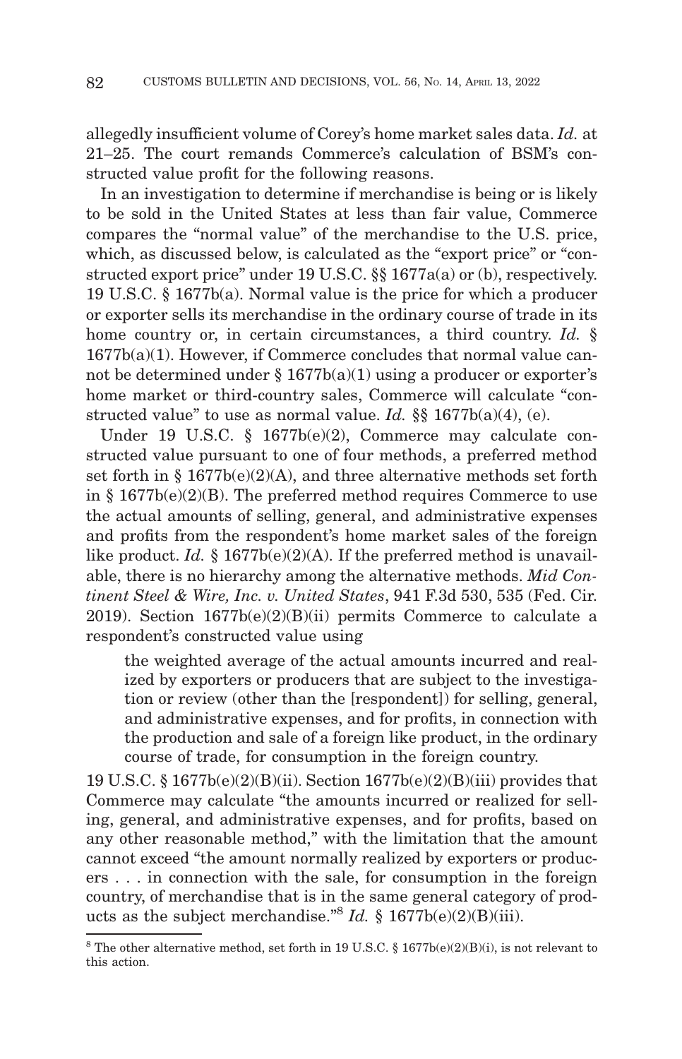allegedly insufficient volume of Corey's home market sales data. *Id.* at 21–25. The court remands Commerce's calculation of BSM's constructed value profit for the following reasons.

In an investigation to determine if merchandise is being or is likely to be sold in the United States at less than fair value, Commerce compares the "normal value" of the merchandise to the U.S. price, which, as discussed below, is calculated as the "export price" or "constructed export price" under 19 U.S.C. §§ 1677a(a) or (b), respectively. 19 U.S.C. § 1677b(a). Normal value is the price for which a producer or exporter sells its merchandise in the ordinary course of trade in its home country or, in certain circumstances, a third country. *Id.* § 1677b(a)(1). However, if Commerce concludes that normal value cannot be determined under § 1677b(a)(1) using a producer or exporter's home market or third-country sales, Commerce will calculate "constructed value" to use as normal value. *Id.* §§ 1677b(a)(4), (e).

Under 19 U.S.C. § 1677b(e)(2), Commerce may calculate constructed value pursuant to one of four methods, a preferred method set forth in § 1677b(e)(2)(A), and three alternative methods set forth in § 1677b(e)(2)(B). The preferred method requires Commerce to use the actual amounts of selling, general, and administrative expenses and profits from the respondent's home market sales of the foreign like product. *Id.* § 1677b(e)(2)(A). If the preferred method is unavailable, there is no hierarchy among the alternative methods. *Mid Continent Steel & Wire, Inc. v. United States*, 941 F.3d 530, 535 (Fed. Cir. 2019). Section 1677b(e)(2)(B)(ii) permits Commerce to calculate a respondent's constructed value using

> the weighted average of the actual amounts incurred and realized by exporters or producers that are subject to the investigation or review (other than the [respondent]) for selling, general, and administrative expenses, and for profits, in connection with the production and sale of a foreign like product, in the ordinary course of trade, for consumption in the foreign country.

19 U.S.C. § 1677b(e)(2)(B)(ii). Section 1677b(e)(2)(B)(iii) provides that Commerce may calculate "the amounts incurred or realized for selling, general, and administrative expenses, and for profits, based on any other reasonable method," with the limitation that the amount cannot exceed "the amount normally realized by exporters or producers . . . in connection with the sale, for consumption in the foreign country, of merchandise that is in the same general category of products as the subject merchandise."[8] *Id.* § 1677b(e)(2)(B)(iii).

---

[8] The other alternative method, set forth in 19 U.S.C. § 1677b(e)(2)(B)(i), is not relevant to this action.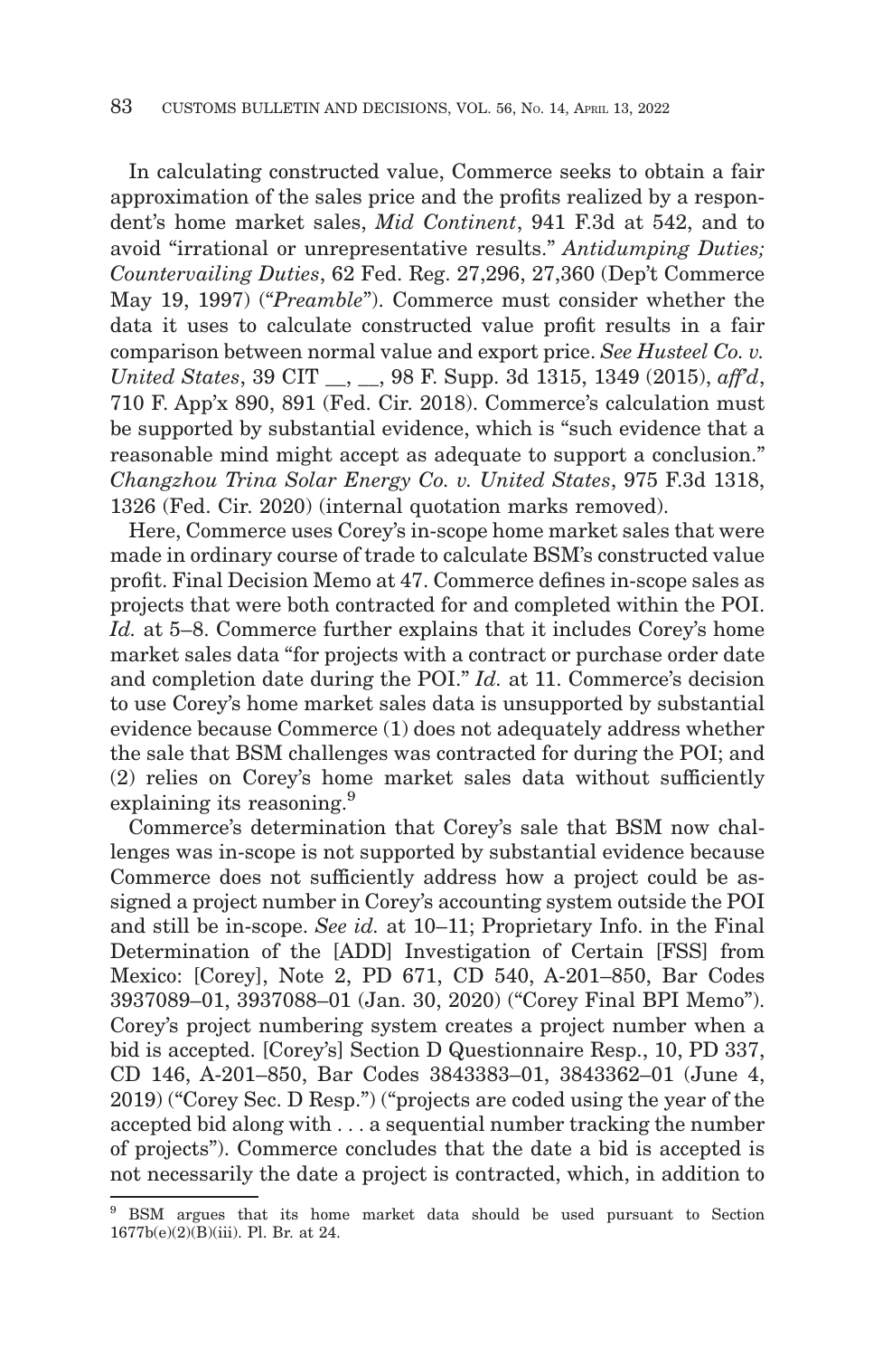In calculating constructed value, Commerce seeks to obtain a fair approximation of the sales price and the profits realized by a respondent's home market sales, *Mid Continent*, 941 F.3d at 542, and to avoid "irrational or unrepresentative results." *Antidumping Duties; Countervailing Duties*, 62 Fed. Reg. 27,296, 27,360 (Dep't Commerce May 19, 1997) ("*Preamble*"). Commerce must consider whether the data it uses to calculate constructed value profit results in a fair comparison between normal value and export price. *See Husteel Co. v. United States*, 39 CIT __, __, 98 F. Supp. 3d 1315, 1349 (2015), *aff'd*, 710 F. App'x 890, 891 (Fed. Cir. 2018). Commerce's calculation must be supported by substantial evidence, which is "such evidence that a reasonable mind might accept as adequate to support a conclusion." *Changzhou Trina Solar Energy Co. v. United States*, 975 F.3d 1318, 1326 (Fed. Cir. 2020) (internal quotation marks removed).

Here, Commerce uses Corey's in-scope home market sales that were made in ordinary course of trade to calculate BSM's constructed value profit. Final Decision Memo at 47. Commerce defines in-scope sales as projects that were both contracted for and completed within the POI. *Id.* at 5–8. Commerce further explains that it includes Corey's home market sales data "for projects with a contract or purchase order date and completion date during the POI." *Id.* at 11. Commerce's decision to use Corey's home market sales data is unsupported by substantial evidence because Commerce (1) does not adequately address whether the sale that BSM challenges was contracted for during the POI; and (2) relies on Corey's home market sales data without sufficiently explaining its reasoning.[9]

Commerce's determination that Corey's sale that BSM now challenges was in-scope is not supported by substantial evidence because Commerce does not sufficiently address how a project could be assigned a project number in Corey's accounting system outside the POI and still be in-scope. *See id.* at 10–11; Proprietary Info. in the Final Determination of the [ADD] Investigation of Certain [FSS] from Mexico: [Corey], Note 2, PD 671, CD 540, A-201–850, Bar Codes 3937089–01, 3937088–01 (Jan. 30, 2020) ("Corey Final BPI Memo"). Corey's project numbering system creates a project number when a bid is accepted. [Corey's] Section D Questionnaire Resp., 10, PD 337, CD 146, A-201–850, Bar Codes 3843383–01, 3843362–01 (June 4, 2019) ("Corey Sec. D Resp.") ("projects are coded using the year of the accepted bid along with . . . a sequential number tracking the number of projects"). Commerce concludes that the date a bid is accepted is not necessarily the date a project is contracted, which, in addition to

[9] BSM argues that its home market data should be used pursuant to Section 1677b(e)(2)(B)(iii). Pl. Br. at 24.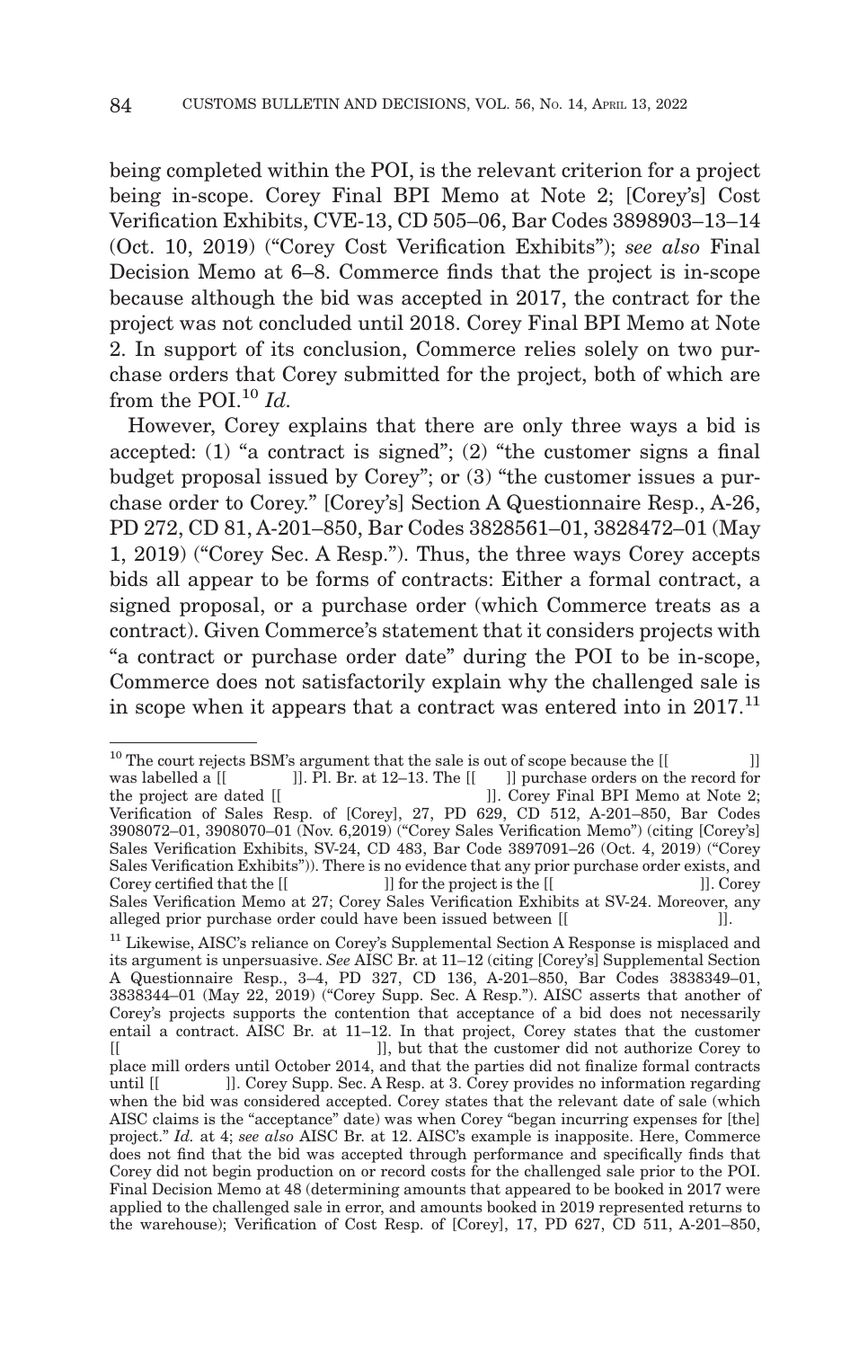being completed within the POI, is the relevant criterion for a project being in-scope. Corey Final BPI Memo at Note 2; [Corey's] Cost Verification Exhibits, CVE-13, CD 505–06, Bar Codes 3898903–13–14 (Oct. 10, 2019) ("Corey Cost Verification Exhibits"); *see also* Final Decision Memo at 6–8. Commerce finds that the project is in-scope because although the bid was accepted in 2017, the contract for the project was not concluded until 2018. Corey Final BPI Memo at Note 2. In support of its conclusion, Commerce relies solely on two purchase orders that Corey submitted for the project, both of which are from the POI.[10] *Id.*

However, Corey explains that there are only three ways a bid is accepted: (1) "a contract is signed"; (2) "the customer signs a final budget proposal issued by Corey"; or (3) "the customer issues a purchase order to Corey." [Corey's] Section A Questionnaire Resp., A-26, PD 272, CD 81, A-201–850, Bar Codes 3828561–01, 3828472–01 (May 1, 2019) ("Corey Sec. A Resp."). Thus, the three ways Corey accepts bids all appear to be forms of contracts: Either a formal contract, a signed proposal, or a purchase order (which Commerce treats as a contract). Given Commerce's statement that it considers projects with "a contract or purchase order date" during the POI to be in-scope, Commerce does not satisfactorily explain why the challenged sale is in scope when it appears that a contract was entered into in 2017.[11]

[10] The court rejects BSM's argument that the sale is out of scope because the [[ ]] was labelled a [[ ]]. Pl. Br. at 12–13. The [[ ]] purchase orders on the record for the project are dated [[ ]]. Corey Final BPI Memo at Note 2; Verification of Sales Resp. of [Corey], 27, PD 629, CD 512, A-201–850, Bar Codes 3908072–01, 3908070–01 (Nov. 6,2019) ("Corey Sales Verification Memo") (citing [Corey's] Sales Verification Exhibits, SV-24, CD 483, Bar Code 3897091–26 (Oct. 4, 2019) ("Corey Sales Verification Exhibits")). There is no evidence that any prior purchase order exists, and Corey certified that the [[ ]] for the project is the [[ ]]. Corey Sales Verification Memo at 27; Corey Sales Verification Exhibits at SV-24. Moreover, any alleged prior purchase order could have been issued between [[ ]].

[11] Likewise, AISC's reliance on Corey's Supplemental Section A Response is misplaced and its argument is unpersuasive. *See* AISC Br. at 11–12 (citing [Corey's] Supplemental Section A Questionnaire Resp., 3–4, PD 327, CD 136, A-201–850, Bar Codes 3838349–01, 3838344–01 (May 22, 2019) ("Corey Supp. Sec. A Resp."). AISC asserts that another of Corey's projects supports the contention that acceptance of a bid does not necessarily entail a contract. AISC Br. at 11–12. In that project, Corey states that the customer [[ ]], but that the customer did not authorize Corey to place mill orders until October 2014, and that the parties did not finalize formal contracts until [[ ]]. Corey Supp. Sec. A Resp. at 3. Corey provides no information regarding when the bid was considered accepted. Corey states that the relevant date of sale (which AISC claims is the "acceptance" date) was when Corey "began incurring expenses for [the] project." *Id.* at 4; *see also* AISC Br. at 12. AISC's example is inapposite. Here, Commerce does not find that the bid was accepted through performance and specifically finds that Corey did not begin production on or record costs for the challenged sale prior to the POI. Final Decision Memo at 48 (determining amounts that appeared to be booked in 2017 were applied to the challenged sale in error, and amounts booked in 2019 represented returns to the warehouse); Verification of Cost Resp. of [Corey], 17, PD 627, CD 511, A-201–850,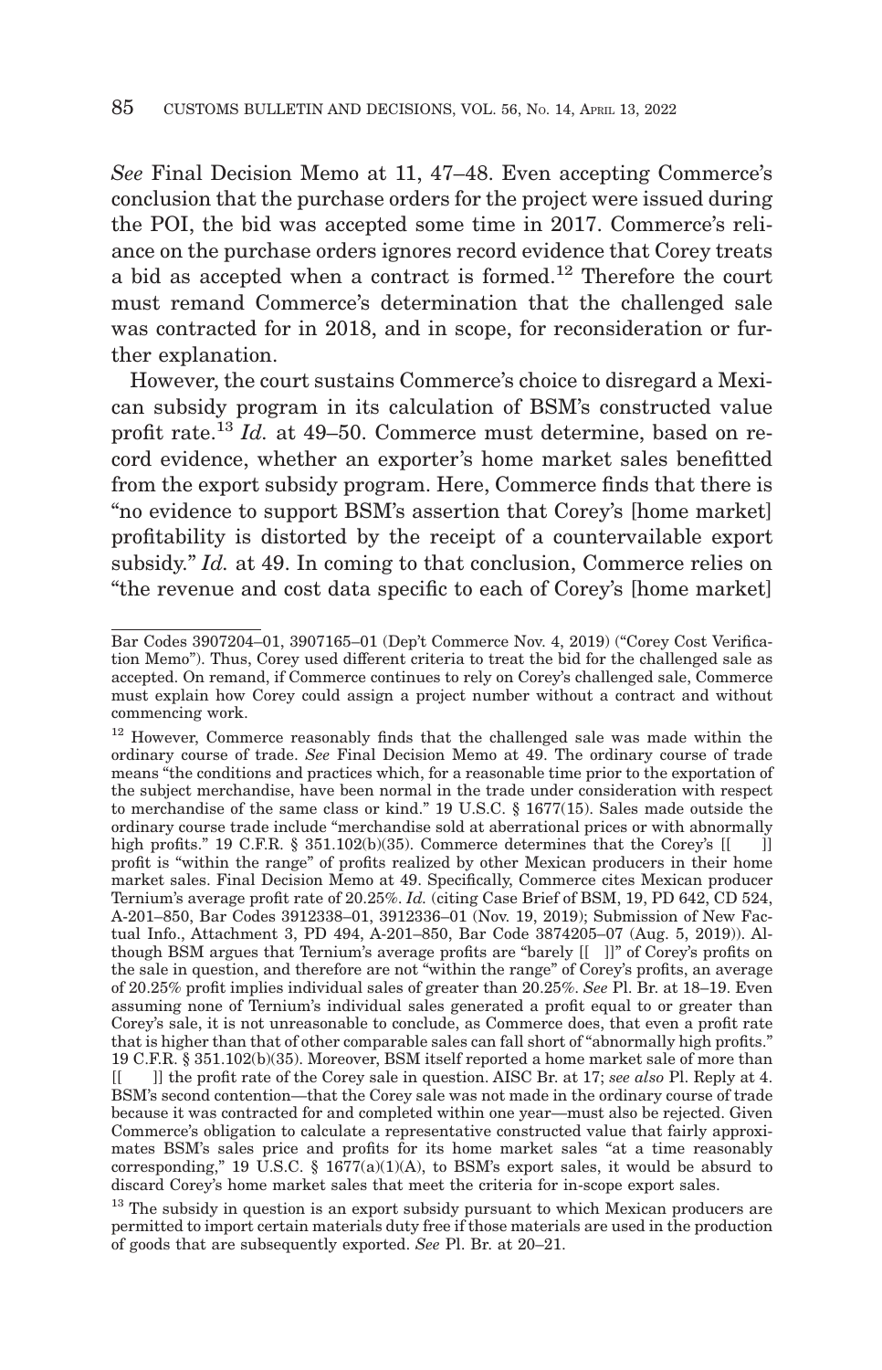*See* Final Decision Memo at 11, 47–48. Even accepting Commerce's conclusion that the purchase orders for the project were issued during the POI, the bid was accepted some time in 2017. Commerce's reliance on the purchase orders ignores record evidence that Corey treats a bid as accepted when a contract is formed.[12] Therefore the court must remand Commerce's determination that the challenged sale was contracted for in 2018, and in scope, for reconsideration or further explanation.

However, the court sustains Commerce's choice to disregard a Mexican subsidy program in its calculation of BSM's constructed value profit rate.[13] *Id.* at 49–50. Commerce must determine, based on record evidence, whether an exporter's home market sales benefitted from the export subsidy program. Here, Commerce finds that there is "no evidence to support BSM's assertion that Corey's [home market] profitability is distorted by the receipt of a countervailable export subsidy." *Id.* at 49. In coming to that conclusion, Commerce relies on "the revenue and cost data specific to each of Corey's [home market]

---

Bar Codes 3907204–01, 3907165–01 (Dep't Commerce Nov. 4, 2019) ("Corey Cost Verification Memo"). Thus, Corey used different criteria to treat the bid for the challenged sale as accepted. On remand, if Commerce continues to rely on Corey's challenged sale, Commerce must explain how Corey could assign a project number without a contract and without commencing work.

[12] However, Commerce reasonably finds that the challenged sale was made within the ordinary course of trade. *See* Final Decision Memo at 49. The ordinary course of trade means "the conditions and practices which, for a reasonable time prior to the exportation of the subject merchandise, have been normal in the trade under consideration with respect to merchandise of the same class or kind." 19 U.S.C. § 1677(15). Sales made outside the ordinary course trade include "merchandise sold at aberrational prices or with abnormally high profits." 19 C.F.R. § 351.102(b)(35). Commerce determines that the Corey's [[ ]] profit is "within the range" of profits realized by other Mexican producers in their home market sales. Final Decision Memo at 49. Specifically, Commerce cites Mexican producer Ternium's average profit rate of 20.25%. *Id.* (citing Case Brief of BSM, 19, PD 642, CD 524, A-201–850, Bar Codes 3912338–01, 3912336–01 (Nov. 19, 2019); Submission of New Factual Info., Attachment 3, PD 494, A-201–850, Bar Code 3874205–07 (Aug. 5, 2019)). Although BSM argues that Ternium's average profits are "barely [[ ]]" of Corey's profits on the sale in question, and therefore are not "within the range" of Corey's profits, an average of 20.25% profit implies individual sales of greater than 20.25%. *See* Pl. Br. at 18–19. Even assuming none of Ternium's individual sales generated a profit equal to or greater than Corey's sale, it is not unreasonable to conclude, as Commerce does, that even a profit rate that is higher than that of other comparable sales can fall short of "abnormally high profits." 19 C.F.R. § 351.102(b)(35). Moreover, BSM itself reported a home market sale of more than [[ ]] the profit rate of the Corey sale in question. AISC Br. at 17; *see also* Pl. Reply at 4. BSM's second contention—that the Corey sale was not made in the ordinary course of trade because it was contracted for and completed within one year—must also be rejected. Given Commerce's obligation to calculate a representative constructed value that fairly approximates BSM's sales price and profits for its home market sales "at a time reasonably corresponding," 19 U.S.C. § 1677(a)(1)(A), to BSM's export sales, it would be absurd to discard Corey's home market sales that meet the criteria for in-scope export sales.

[13] The subsidy in question is an export subsidy pursuant to which Mexican producers are permitted to import certain materials duty free if those materials are used in the production of goods that are subsequently exported. *See* Pl. Br. at 20–21.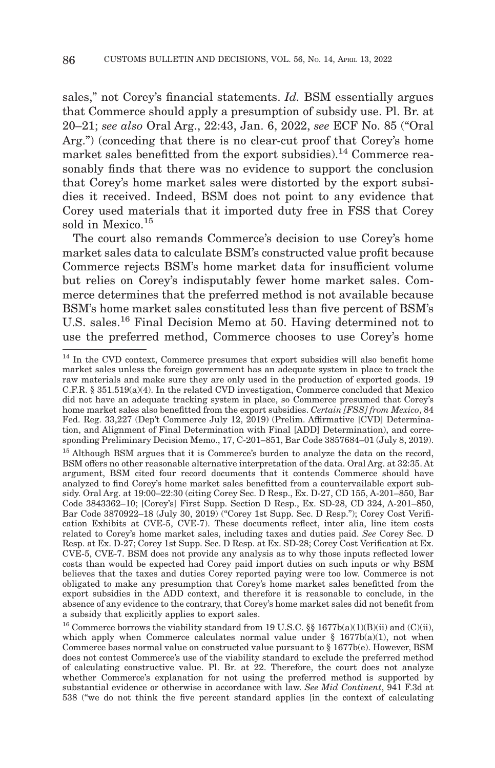sales," not Corey's financial statements. *Id.* BSM essentially argues that Commerce should apply a presumption of subsidy use. Pl. Br. at 20–21; *see also* Oral Arg., 22:43, Jan. 6, 2022, *see* ECF No. 85 ("Oral Arg.") (conceding that there is no clear-cut proof that Corey's home market sales benefitted from the export subsidies).[14] Commerce reasonably finds that there was no evidence to support the conclusion that Corey's home market sales were distorted by the export subsidies it received. Indeed, BSM does not point to any evidence that Corey used materials that it imported duty free in FSS that Corey sold in Mexico.[15]

The court also remands Commerce's decision to use Corey's home market sales data to calculate BSM's constructed value profit because Commerce rejects BSM's home market data for insufficient volume but relies on Corey's indisputably fewer home market sales. Commerce determines that the preferred method is not available because BSM's home market sales constituted less than five percent of BSM's U.S. sales.[16] Final Decision Memo at 50. Having determined not to use the preferred method, Commerce chooses to use Corey's home

---

[14] In the CVD context, Commerce presumes that export subsidies will also benefit home market sales unless the foreign government has an adequate system in place to track the raw materials and make sure they are only used in the production of exported goods. 19 C.F.R. § 351.519(a)(4). In the related CVD investigation, Commerce concluded that Mexico did not have an adequate tracking system in place, so Commerce presumed that Corey's home market sales also benefitted from the export subsidies. *Certain [FSS] from Mexico*, 84 Fed. Reg. 33,227 (Dep't Commerce July 12, 2019) (Prelim. Affirmative [CVD] Determination, and Alignment of Final Determination with Final [ADD] Determination), and corresponding Preliminary Decision Memo., 17, C-201–851, Bar Code 3857684–01 (July 8, 2019).

[15] Although BSM argues that it is Commerce's burden to analyze the data on the record, BSM offers no other reasonable alternative interpretation of the data. Oral Arg. at 32:35. At argument, BSM cited four record documents that it contends Commerce should have analyzed to find Corey's home market sales benefitted from a countervailable export subsidy. Oral Arg. at 19:00–22:30 (citing Corey Sec. D Resp., Ex. D-27, CD 155, A-201–850, Bar Code 3843362–10; [Corey's] First Supp. Section D Resp., Ex. SD-28, CD 324, A-201–850, Bar Code 3870922–18 (July 30, 2019) ("Corey 1st Supp. Sec. D Resp."); Corey Cost Verification Exhibits at CVE-5, CVE-7). These documents reflect, inter alia, line item costs related to Corey's home market sales, including taxes and duties paid. *See* Corey Sec. D Resp. at Ex. D-27; Corey 1st Supp. Sec. D Resp. at Ex. SD-28; Corey Cost Verification at Ex. CVE-5, CVE-7. BSM does not provide any analysis as to why those inputs reflected lower costs than would be expected had Corey paid import duties on such inputs or why BSM believes that the taxes and duties Corey reported paying were too low. Commerce is not obligated to make any presumption that Corey's home market sales benefitted from the export subsidies in the ADD context, and therefore it is reasonable to conclude, in the absence of any evidence to the contrary, that Corey's home market sales did not benefit from a subsidy that explicitly applies to export sales.

[16] Commerce borrows the viability standard from 19 U.S.C. §§ 1677b(a)(1)(B)(ii) and (C)(ii), which apply when Commerce calculates normal value under § 1677b(a)(1), not when Commerce bases normal value on constructed value pursuant to § 1677b(e). However, BSM does not contest Commerce's use of the viability standard to exclude the preferred method of calculating constructive value. Pl. Br. at 22. Therefore, the court does not analyze whether Commerce's explanation for not using the preferred method is supported by substantial evidence or otherwise in accordance with law. *See Mid Continent*, 941 F.3d at 538 ("we do not think the five percent standard applies [in the context of calculating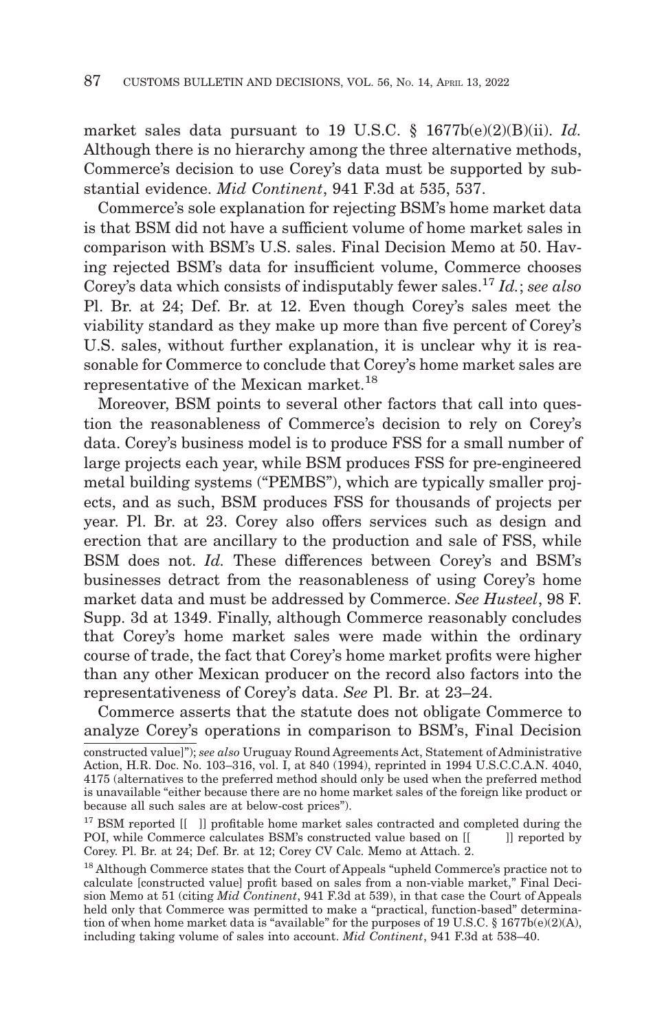market sales data pursuant to 19 U.S.C. § 1677b(e)(2)(B)(ii). *Id.* Although there is no hierarchy among the three alternative methods, Commerce's decision to use Corey's data must be supported by substantial evidence. *Mid Continent*, 941 F.3d at 535, 537.

Commerce's sole explanation for rejecting BSM's home market data is that BSM did not have a sufficient volume of home market sales in comparison with BSM's U.S. sales. Final Decision Memo at 50. Having rejected BSM's data for insufficient volume, Commerce chooses Corey's data which consists of indisputably fewer sales.[17] *Id.*; *see also* Pl. Br. at 24; Def. Br. at 12. Even though Corey's sales meet the viability standard as they make up more than five percent of Corey's U.S. sales, without further explanation, it is unclear why it is reasonable for Commerce to conclude that Corey's home market sales are representative of the Mexican market.[18]

Moreover, BSM points to several other factors that call into question the reasonableness of Commerce's decision to rely on Corey's data. Corey's business model is to produce FSS for a small number of large projects each year, while BSM produces FSS for pre-engineered metal building systems ("PEMBS"), which are typically smaller projects, and as such, BSM produces FSS for thousands of projects per year. Pl. Br. at 23. Corey also offers services such as design and erection that are ancillary to the production and sale of FSS, while BSM does not. *Id.* These differences between Corey's and BSM's businesses detract from the reasonableness of using Corey's home market data and must be addressed by Commerce. *See Husteel*, 98 F. Supp. 3d at 1349. Finally, although Commerce reasonably concludes that Corey's home market sales were made within the ordinary course of trade, the fact that Corey's home market profits were higher than any other Mexican producer on the record also factors into the representativeness of Corey's data. *See* Pl. Br. at 23–24.

Commerce asserts that the statute does not obligate Commerce to analyze Corey's operations in comparison to BSM's, Final Decision

---

constructed value]"); *see also* Uruguay Round Agreements Act, Statement of Administrative Action, H.R. Doc. No. 103–316, vol. I, at 840 (1994), reprinted in 1994 U.S.C.C.A.N. 4040, 4175 (alternatives to the preferred method should only be used when the preferred method is unavailable "either because there are no home market sales of the foreign like product or because all such sales are at below-cost prices").

[17] BSM reported [[ ]] profitable home market sales contracted and completed during the POI, while Commerce calculates BSM's constructed value based on [[ ]] reported by Corey. Pl. Br. at 24; Def. Br. at 12; Corey CV Calc. Memo at Attach. 2.

[18] Although Commerce states that the Court of Appeals "upheld Commerce's practice not to calculate [constructed value] profit based on sales from a non-viable market," Final Decision Memo at 51 (citing *Mid Continent*, 941 F.3d at 539), in that case the Court of Appeals held only that Commerce was permitted to make a "practical, function-based" determination of when home market data is "available" for the purposes of 19 U.S.C. § 1677b(e)(2)(A), including taking volume of sales into account. *Mid Continent*, 941 F.3d at 538–40.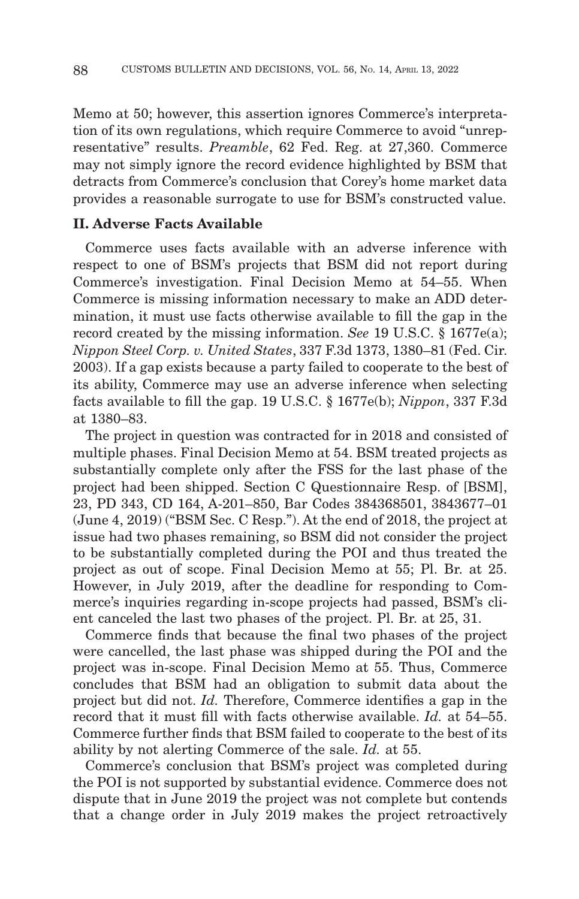Memo at 50; however, this assertion ignores Commerce's interpretation of its own regulations, which require Commerce to avoid "unrepresentative" results. *Preamble*, 62 Fed. Reg. at 27,360. Commerce may not simply ignore the record evidence highlighted by BSM that detracts from Commerce's conclusion that Corey's home market data provides a reasonable surrogate to use for BSM's constructed value.

## II. Adverse Facts Available

Commerce uses facts available with an adverse inference with respect to one of BSM's projects that BSM did not report during Commerce's investigation. Final Decision Memo at 54–55. When Commerce is missing information necessary to make an ADD determination, it must use facts otherwise available to fill the gap in the record created by the missing information. *See* 19 U.S.C. § 1677e(a); *Nippon Steel Corp. v. United States*, 337 F.3d 1373, 1380–81 (Fed. Cir. 2003). If a gap exists because a party failed to cooperate to the best of its ability, Commerce may use an adverse inference when selecting facts available to fill the gap. 19 U.S.C. § 1677e(b); *Nippon*, 337 F.3d at 1380–83.

The project in question was contracted for in 2018 and consisted of multiple phases. Final Decision Memo at 54. BSM treated projects as substantially complete only after the FSS for the last phase of the project had been shipped. Section C Questionnaire Resp. of [BSM], 23, PD 343, CD 164, A-201–850, Bar Codes 384368501, 3843677–01 (June 4, 2019) ("BSM Sec. C Resp."). At the end of 2018, the project at issue had two phases remaining, so BSM did not consider the project to be substantially completed during the POI and thus treated the project as out of scope. Final Decision Memo at 55; Pl. Br. at 25. However, in July 2019, after the deadline for responding to Commerce's inquiries regarding in-scope projects had passed, BSM's client canceled the last two phases of the project. Pl. Br. at 25, 31.

Commerce finds that because the final two phases of the project were cancelled, the last phase was shipped during the POI and the project was in-scope. Final Decision Memo at 55. Thus, Commerce concludes that BSM had an obligation to submit data about the project but did not. *Id.* Therefore, Commerce identifies a gap in the record that it must fill with facts otherwise available. *Id.* at 54–55. Commerce further finds that BSM failed to cooperate to the best of its ability by not alerting Commerce of the sale. *Id.* at 55.

Commerce's conclusion that BSM's project was completed during the POI is not supported by substantial evidence. Commerce does not dispute that in June 2019 the project was not complete but contends that a change order in July 2019 makes the project retroactively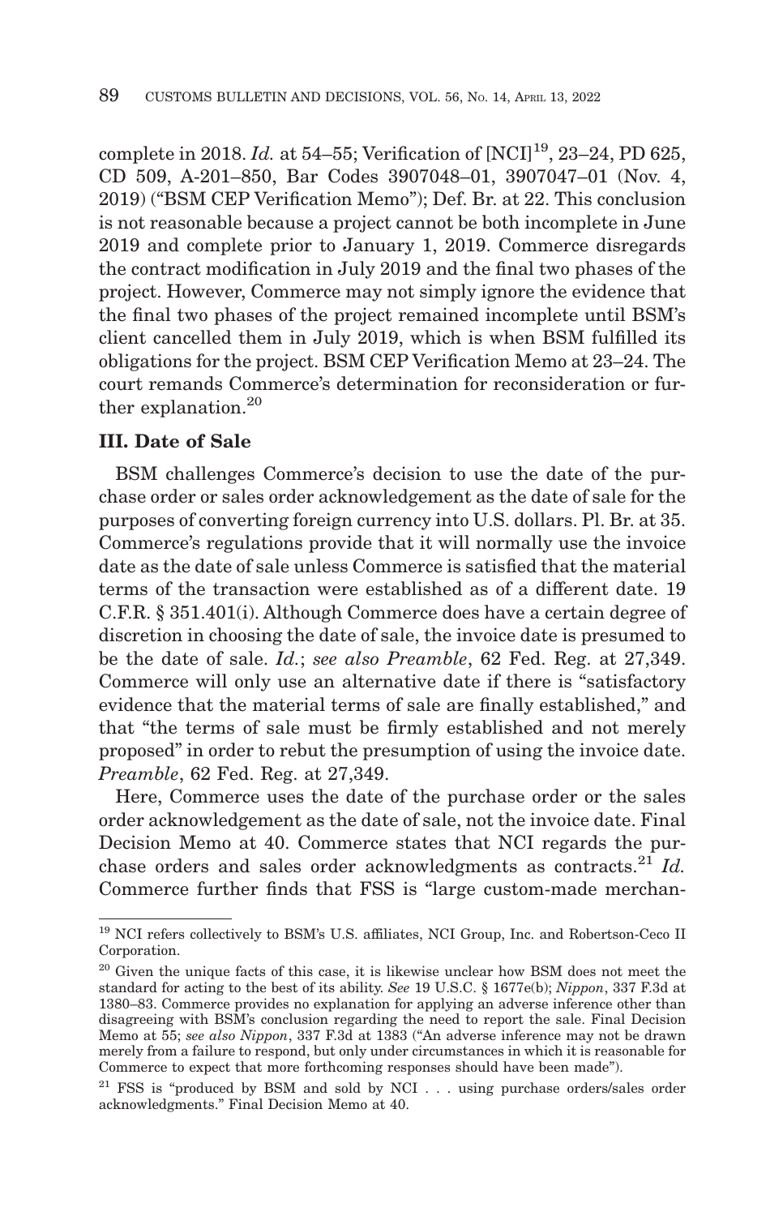complete in 2018. *Id.* at 54–55; Verification of [NCI][19], 23–24, PD 625, CD 509, A-201–850, Bar Codes 3907048–01, 3907047–01 (Nov. 4, 2019) ("BSM CEP Verification Memo"); Def. Br. at 22. This conclusion is not reasonable because a project cannot be both incomplete in June 2019 and complete prior to January 1, 2019. Commerce disregards the contract modification in July 2019 and the final two phases of the project. However, Commerce may not simply ignore the evidence that the final two phases of the project remained incomplete until BSM's client cancelled them in July 2019, which is when BSM fulfilled its obligations for the project. BSM CEP Verification Memo at 23–24. The court remands Commerce's determination for reconsideration or further explanation.[20]

### III. Date of Sale

BSM challenges Commerce's decision to use the date of the purchase order or sales order acknowledgement as the date of sale for the purposes of converting foreign currency into U.S. dollars. Pl. Br. at 35. Commerce's regulations provide that it will normally use the invoice date as the date of sale unless Commerce is satisfied that the material terms of the transaction were established as of a different date. 19 C.F.R. § 351.401(i). Although Commerce does have a certain degree of discretion in choosing the date of sale, the invoice date is presumed to be the date of sale. *Id.*; *see also Preamble*, 62 Fed. Reg. at 27,349. Commerce will only use an alternative date if there is "satisfactory evidence that the material terms of sale are finally established," and that "the terms of sale must be firmly established and not merely proposed" in order to rebut the presumption of using the invoice date. *Preamble*, 62 Fed. Reg. at 27,349.

Here, Commerce uses the date of the purchase order or the sales order acknowledgement as the date of sale, not the invoice date. Final Decision Memo at 40. Commerce states that NCI regards the purchase orders and sales order acknowledgments as contracts.[21] *Id.* Commerce further finds that FSS is "large custom-made merchan-

---

[19] NCI refers collectively to BSM's U.S. affiliates, NCI Group, Inc. and Robertson-Ceco II Corporation.

[20] Given the unique facts of this case, it is likewise unclear how BSM does not meet the standard for acting to the best of its ability. *See* 19 U.S.C. § 1677e(b); *Nippon*, 337 F.3d at 1380–83. Commerce provides no explanation for applying an adverse inference other than disagreeing with BSM's conclusion regarding the need to report the sale. Final Decision Memo at 55; *see also Nippon*, 337 F.3d at 1383 ("An adverse inference may not be drawn merely from a failure to respond, but only under circumstances in which it is reasonable for Commerce to expect that more forthcoming responses should have been made").

[21] FSS is "produced by BSM and sold by NCI . . . using purchase orders/sales order acknowledgments." Final Decision Memo at 40.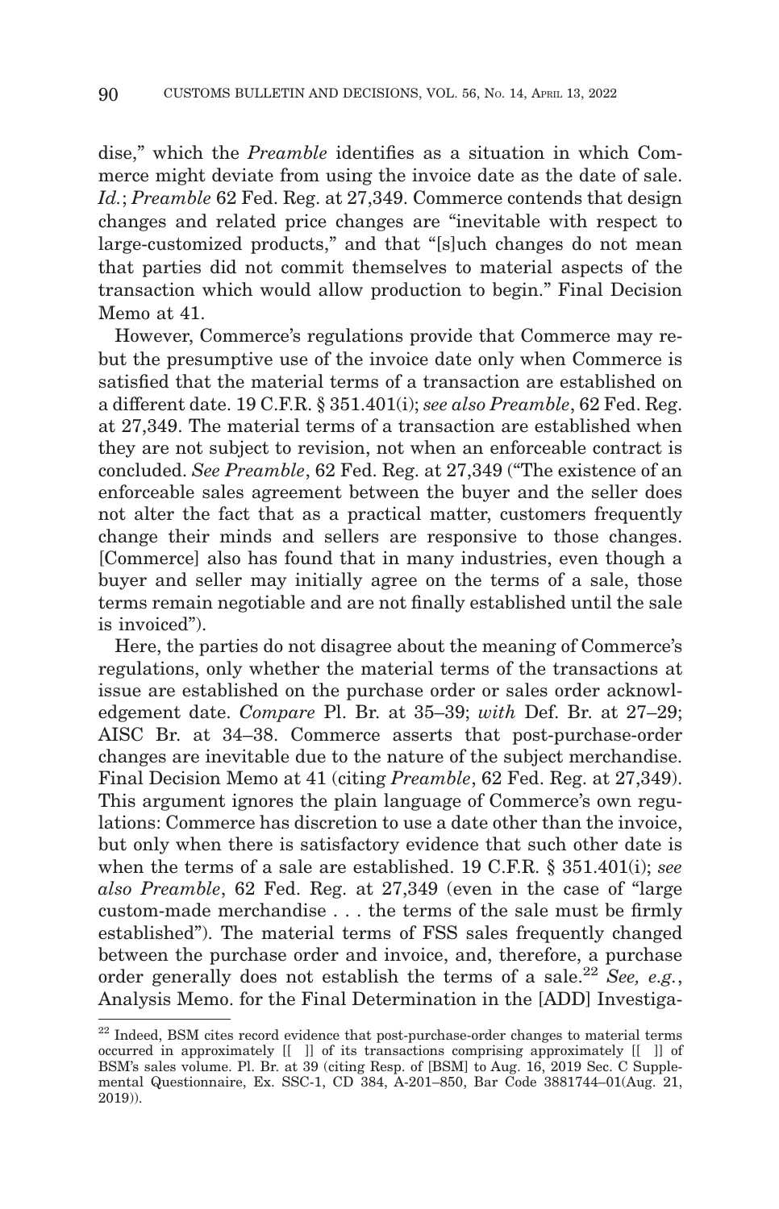dise," which the *Preamble* identifies as a situation in which Commerce might deviate from using the invoice date as the date of sale. *Id.*; *Preamble* 62 Fed. Reg. at 27,349. Commerce contends that design changes and related price changes are "inevitable with respect to large-customized products," and that "[s]uch changes do not mean that parties did not commit themselves to material aspects of the transaction which would allow production to begin." Final Decision Memo at 41.

However, Commerce's regulations provide that Commerce may rebut the presumptive use of the invoice date only when Commerce is satisfied that the material terms of a transaction are established on a different date. 19 C.F.R. § 351.401(i); *see also Preamble*, 62 Fed. Reg. at 27,349. The material terms of a transaction are established when they are not subject to revision, not when an enforceable contract is concluded. *See Preamble*, 62 Fed. Reg. at 27,349 ("The existence of an enforceable sales agreement between the buyer and the seller does not alter the fact that as a practical matter, customers frequently change their minds and sellers are responsive to those changes. [Commerce] also has found that in many industries, even though a buyer and seller may initially agree on the terms of a sale, those terms remain negotiable and are not finally established until the sale is invoiced").

Here, the parties do not disagree about the meaning of Commerce's regulations, only whether the material terms of the transactions at issue are established on the purchase order or sales order acknowledgement date. *Compare* Pl. Br. at 35–39; *with* Def. Br. at 27–29; AISC Br. at 34–38. Commerce asserts that post-purchase-order changes are inevitable due to the nature of the subject merchandise. Final Decision Memo at 41 (citing *Preamble*, 62 Fed. Reg. at 27,349). This argument ignores the plain language of Commerce's own regulations: Commerce has discretion to use a date other than the invoice, but only when there is satisfactory evidence that such other date is when the terms of a sale are established. 19 C.F.R. § 351.401(i); *see also Preamble*, 62 Fed. Reg. at 27,349 (even in the case of "large custom-made merchandise . . . the terms of the sale must be firmly established"). The material terms of FSS sales frequently changed between the purchase order and invoice, and, therefore, a purchase order generally does not establish the terms of a sale.[22] *See, e.g.*, Analysis Memo. for the Final Determination in the [ADD] Investiga-

[22] Indeed, BSM cites record evidence that post-purchase-order changes to material terms occurred in approximately [[ ]] of its transactions comprising approximately [[ ]] of BSM's sales volume. Pl. Br. at 39 (citing Resp. of [BSM] to Aug. 16, 2019 Sec. C Supplemental Questionnaire, Ex. SSC-1, CD 384, A-201–850, Bar Code 3881744–01(Aug. 21, 2019)).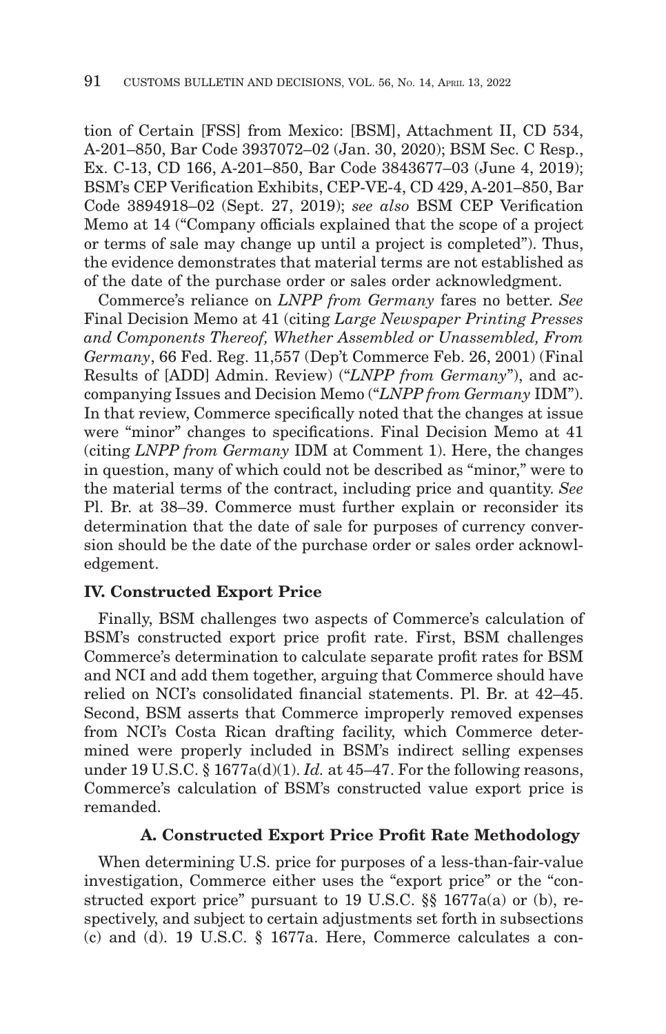tion of Certain [FSS] from Mexico: [BSM], Attachment II, CD 534, A-201–850, Bar Code 3937072–02 (Jan. 30, 2020); BSM Sec. C Resp., Ex. C-13, CD 166, A-201–850, Bar Code 3843677–03 (June 4, 2019); BSM's CEP Verification Exhibits, CEP-VE-4, CD 429, A-201–850, Bar Code 3894918–02 (Sept. 27, 2019); *see also* BSM CEP Verification Memo at 14 ("Company officials explained that the scope of a project or terms of sale may change up until a project is completed"). Thus, the evidence demonstrates that material terms are not established as of the date of the purchase order or sales order acknowledgment.

Commerce's reliance on *LNPP from Germany* fares no better. *See* Final Decision Memo at 41 (citing *Large Newspaper Printing Presses and Components Thereof, Whether Assembled or Unassembled, From Germany*, 66 Fed. Reg. 11,557 (Dep't Commerce Feb. 26, 2001) (Final Results of [ADD] Admin. Review) ("*LNPP from Germany*"), and accompanying Issues and Decision Memo ("*LNPP from Germany* IDM"). In that review, Commerce specifically noted that the changes at issue were "minor" changes to specifications. Final Decision Memo at 41 (citing *LNPP from Germany* IDM at Comment 1). Here, the changes in question, many of which could not be described as "minor," were to the material terms of the contract, including price and quantity. *See* Pl. Br. at 38–39. Commerce must further explain or reconsider its determination that the date of sale for purposes of currency conversion should be the date of the purchase order or sales order acknowledgement.

## IV. Constructed Export Price

Finally, BSM challenges two aspects of Commerce's calculation of BSM's constructed export price profit rate. First, BSM challenges Commerce's determination to calculate separate profit rates for BSM and NCI and add them together, arguing that Commerce should have relied on NCI's consolidated financial statements. Pl. Br. at 42–45. Second, BSM asserts that Commerce improperly removed expenses from NCI's Costa Rican drafting facility, which Commerce determined were properly included in BSM's indirect selling expenses under 19 U.S.C. § 1677a(d)(1). *Id.* at 45–47. For the following reasons, Commerce's calculation of BSM's constructed value export price is remanded.

### A. Constructed Export Price Profit Rate Methodology

When determining U.S. price for purposes of a less-than-fair-value investigation, Commerce either uses the "export price" or the "constructed export price" pursuant to 19 U.S.C. §§ 1677a(a) or (b), respectively, and subject to certain adjustments set forth in subsections (c) and (d). 19 U.S.C. § 1677a. Here, Commerce calculates a con-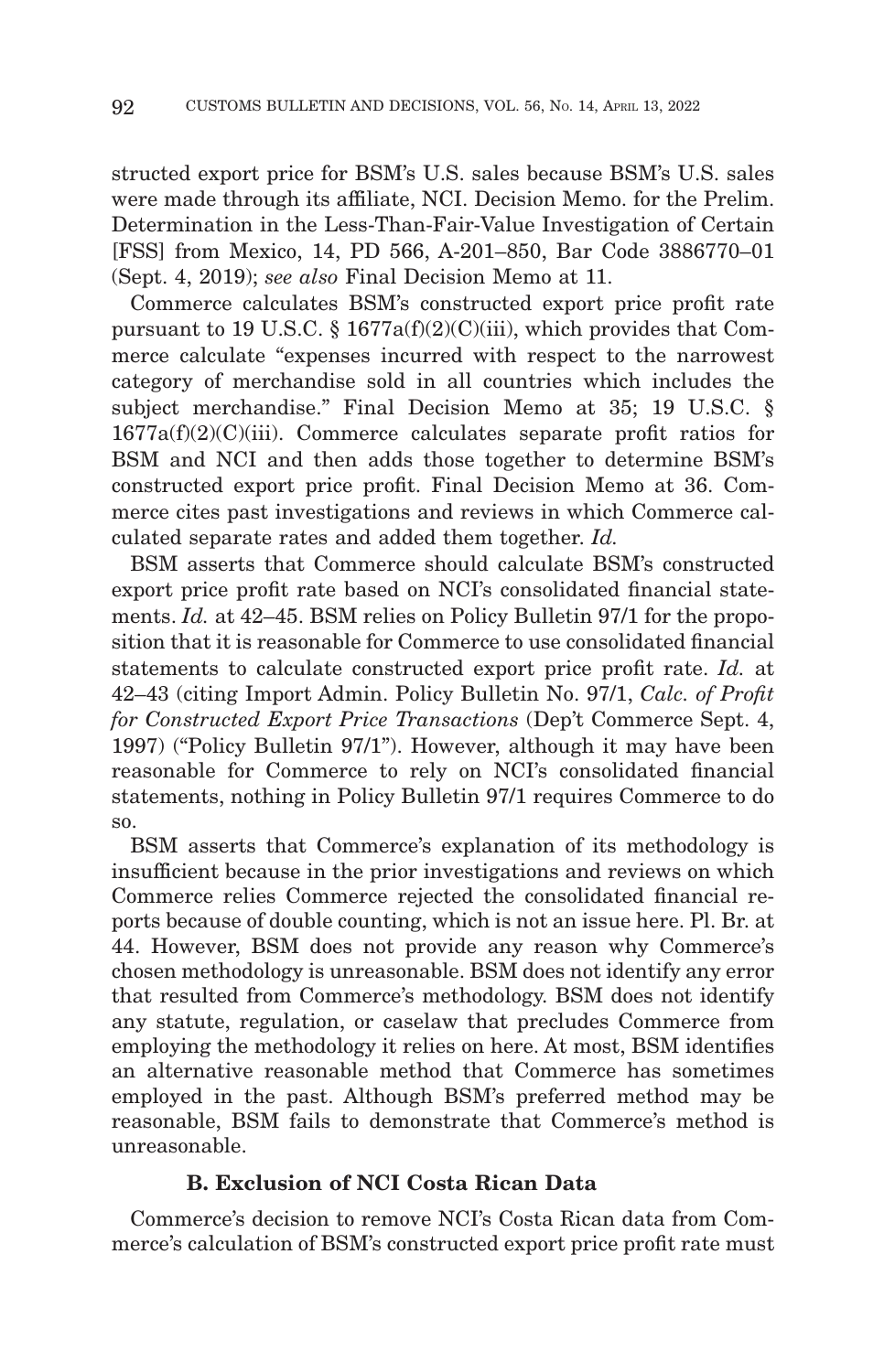structed export price for BSM's U.S. sales because BSM's U.S. sales were made through its affiliate, NCI. Decision Memo. for the Prelim. Determination in the Less-Than-Fair-Value Investigation of Certain [FSS] from Mexico, 14, PD 566, A-201–850, Bar Code 3886770–01 (Sept. 4, 2019); *see also* Final Decision Memo at 11.

Commerce calculates BSM's constructed export price profit rate pursuant to 19 U.S.C. § 1677a(f)(2)(C)(iii), which provides that Commerce calculate "expenses incurred with respect to the narrowest category of merchandise sold in all countries which includes the subject merchandise." Final Decision Memo at 35; 19 U.S.C. § 1677a(f)(2)(C)(iii). Commerce calculates separate profit ratios for BSM and NCI and then adds those together to determine BSM's constructed export price profit. Final Decision Memo at 36. Commerce cites past investigations and reviews in which Commerce calculated separate rates and added them together. *Id.*

BSM asserts that Commerce should calculate BSM's constructed export price profit rate based on NCI's consolidated financial statements. *Id.* at 42–45. BSM relies on Policy Bulletin 97/1 for the proposition that it is reasonable for Commerce to use consolidated financial statements to calculate constructed export price profit rate. *Id.* at 42–43 (citing Import Admin. Policy Bulletin No. 97/1, *Calc. of Profit for Constructed Export Price Transactions* (Dep't Commerce Sept. 4, 1997) ("Policy Bulletin 97/1"). However, although it may have been reasonable for Commerce to rely on NCI's consolidated financial statements, nothing in Policy Bulletin 97/1 requires Commerce to do so.

BSM asserts that Commerce's explanation of its methodology is insufficient because in the prior investigations and reviews on which Commerce relies Commerce rejected the consolidated financial reports because of double counting, which is not an issue here. Pl. Br. at 44. However, BSM does not provide any reason why Commerce's chosen methodology is unreasonable. BSM does not identify any error that resulted from Commerce's methodology. BSM does not identify any statute, regulation, or caselaw that precludes Commerce from employing the methodology it relies on here. At most, BSM identifies an alternative reasonable method that Commerce has sometimes employed in the past. Although BSM's preferred method may be reasonable, BSM fails to demonstrate that Commerce's method is unreasonable.

### B. Exclusion of NCI Costa Rican Data

Commerce's decision to remove NCI's Costa Rican data from Commerce's calculation of BSM's constructed export price profit rate must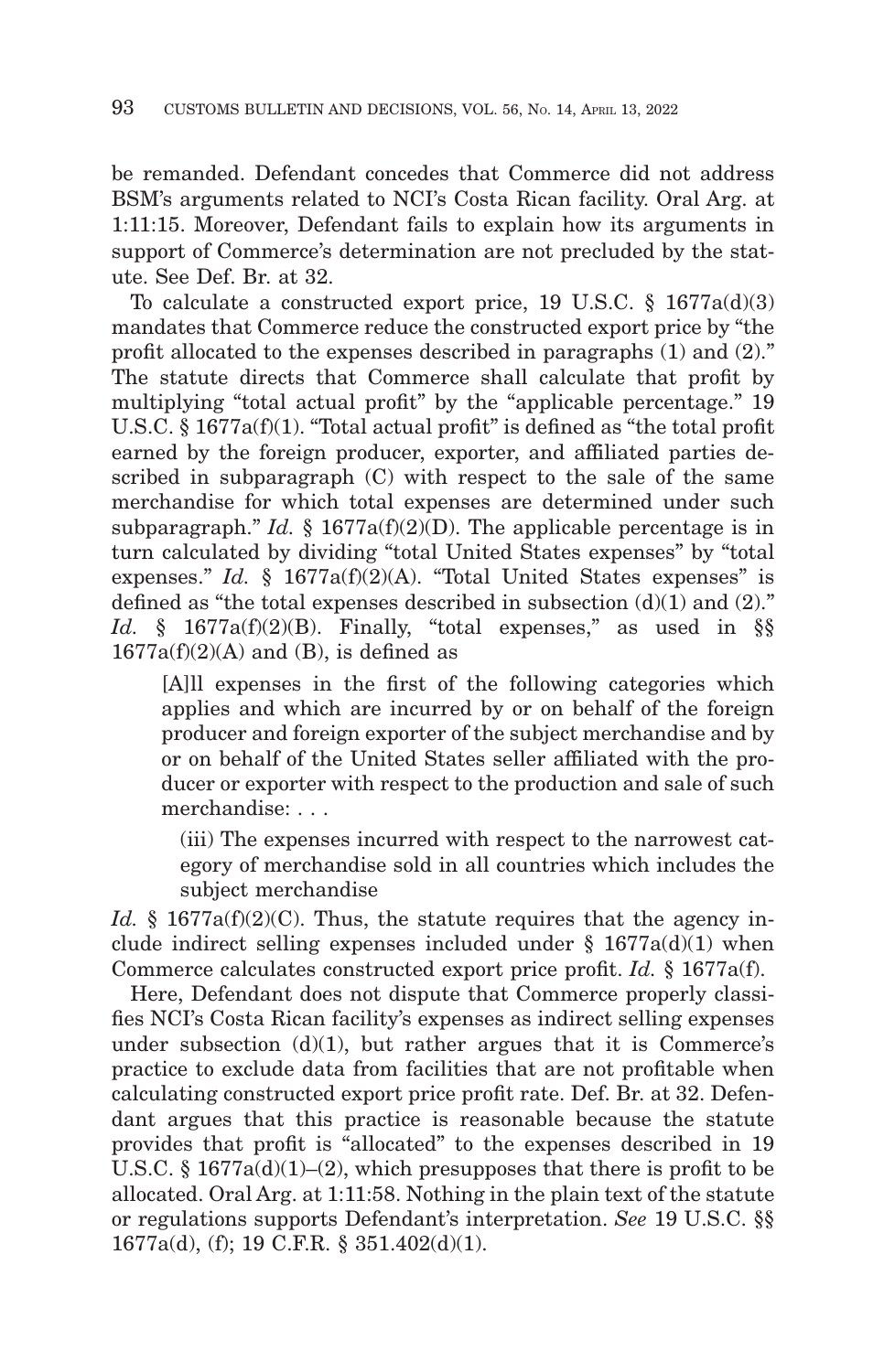be remanded. Defendant concedes that Commerce did not address BSM's arguments related to NCI's Costa Rican facility. Oral Arg. at 1:11:15. Moreover, Defendant fails to explain how its arguments in support of Commerce's determination are not precluded by the statute. See Def. Br. at 32.

To calculate a constructed export price, 19 U.S.C. § 1677a(d)(3) mandates that Commerce reduce the constructed export price by "the profit allocated to the expenses described in paragraphs (1) and (2)." The statute directs that Commerce shall calculate that profit by multiplying "total actual profit" by the "applicable percentage." 19 U.S.C. § 1677a(f)(1). "Total actual profit" is defined as "the total profit earned by the foreign producer, exporter, and affiliated parties described in subparagraph (C) with respect to the sale of the same merchandise for which total expenses are determined under such subparagraph." *Id.* § 1677a(f)(2)(D). The applicable percentage is in turn calculated by dividing "total United States expenses" by "total expenses." *Id.* § 1677a(f)(2)(A). "Total United States expenses" is defined as "the total expenses described in subsection (d)(1) and (2)." *Id.* § 1677a(f)(2)(B). Finally, "total expenses," as used in §§ 1677a(f)(2)(A) and (B), is defined as

> [A]ll expenses in the first of the following categories which applies and which are incurred by or on behalf of the foreign producer and foreign exporter of the subject merchandise and by or on behalf of the United States seller affiliated with the producer or exporter with respect to the production and sale of such merchandise: . . .
>
> (iii) The expenses incurred with respect to the narrowest category of merchandise sold in all countries which includes the subject merchandise

*Id.* § 1677a(f)(2)(C). Thus, the statute requires that the agency include indirect selling expenses included under § 1677a(d)(1) when Commerce calculates constructed export price profit. *Id.* § 1677a(f).

Here, Defendant does not dispute that Commerce properly classifies NCI's Costa Rican facility's expenses as indirect selling expenses under subsection (d)(1), but rather argues that it is Commerce's practice to exclude data from facilities that are not profitable when calculating constructed export price profit rate. Def. Br. at 32. Defendant argues that this practice is reasonable because the statute provides that profit is "allocated" to the expenses described in 19 U.S.C. § 1677a(d)(1)–(2), which presupposes that there is profit to be allocated. Oral Arg. at 1:11:58. Nothing in the plain text of the statute or regulations supports Defendant's interpretation. *See* 19 U.S.C. §§ 1677a(d), (f); 19 C.F.R. § 351.402(d)(1).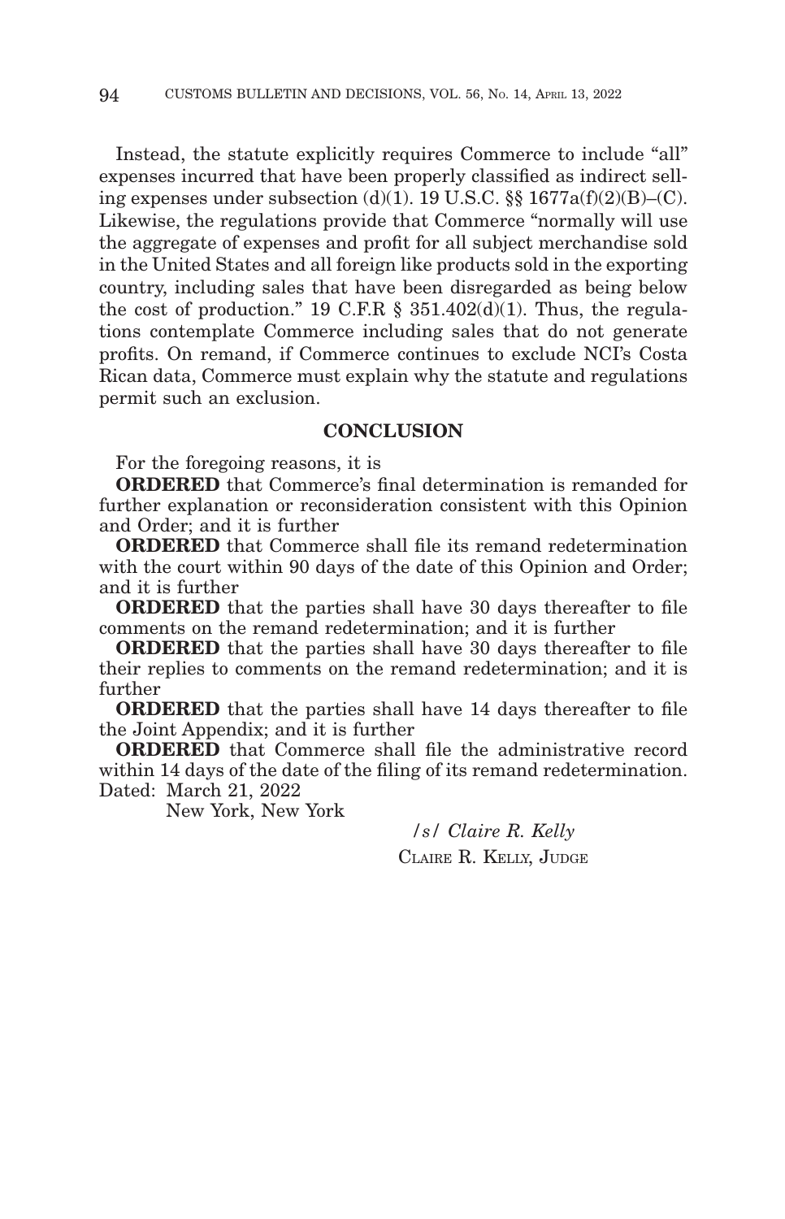Instead, the statute explicitly requires Commerce to include "all" expenses incurred that have been properly classified as indirect selling expenses under subsection (d)(1). 19 U.S.C. §§ 1677a(f)(2)(B)–(C). Likewise, the regulations provide that Commerce "normally will use the aggregate of expenses and profit for all subject merchandise sold in the United States and all foreign like products sold in the exporting country, including sales that have been disregarded as being below the cost of production." 19 C.F.R § 351.402(d)(1). Thus, the regulations contemplate Commerce including sales that do not generate profits. On remand, if Commerce continues to exclude NCI's Costa Rican data, Commerce must explain why the statute and regulations permit such an exclusion.

## CONCLUSION

For the foregoing reasons, it is

**ORDERED** that Commerce's final determination is remanded for further explanation or reconsideration consistent with this Opinion and Order; and it is further

**ORDERED** that Commerce shall file its remand redetermination with the court within 90 days of the date of this Opinion and Order; and it is further

**ORDERED** that the parties shall have 30 days thereafter to file comments on the remand redetermination; and it is further

**ORDERED** that the parties shall have 30 days thereafter to file their replies to comments on the remand redetermination; and it is further

**ORDERED** that the parties shall have 14 days thereafter to file the Joint Appendix; and it is further

**ORDERED** that Commerce shall file the administrative record within 14 days of the date of the filing of its remand redetermination.

Dated: March 21, 2022
New York, New York

/s/ *Claire R. Kelly*
CLAIRE R. KELLY, JUDGE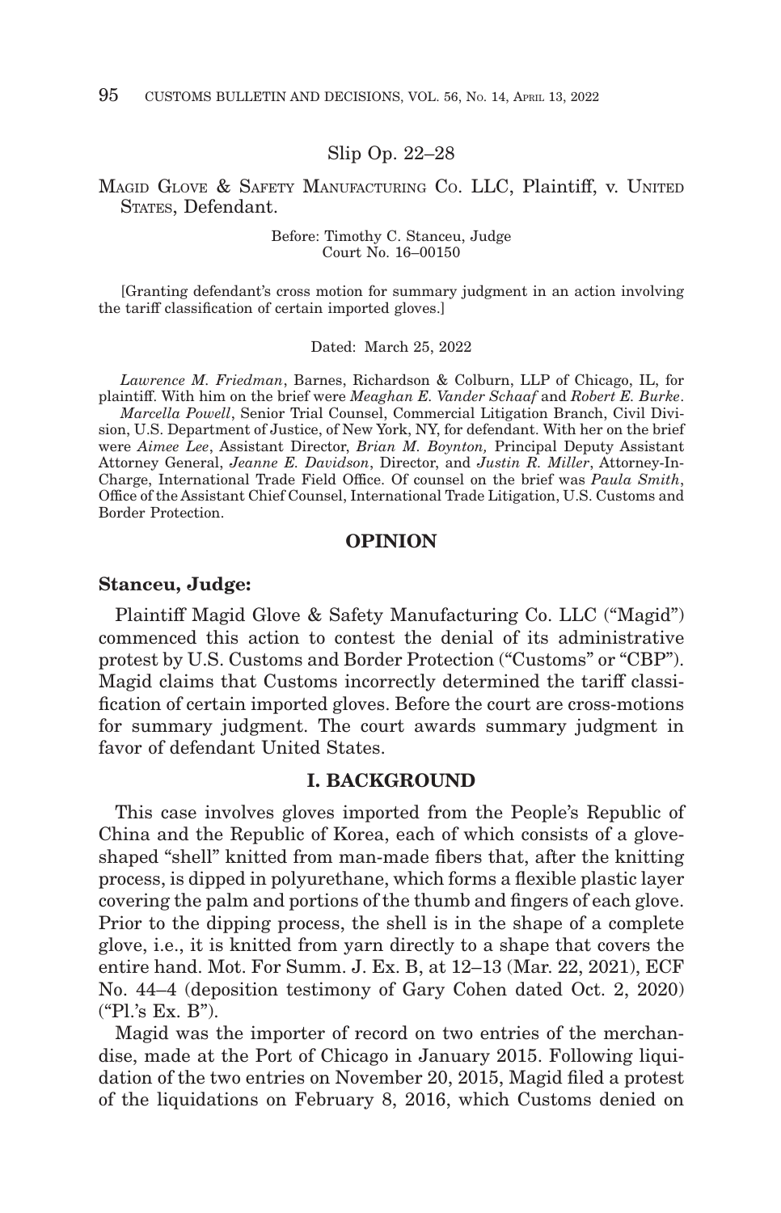Slip Op. 22–28

MAGID GLOVE & SAFETY MANUFACTURING CO. LLC, Plaintiff, v. UNITED STATES, Defendant.

Before: Timothy C. Stanceu, Judge
Court No. 16–00150

[Granting defendant's cross motion for summary judgment in an action involving the tariff classification of certain imported gloves.]

Dated: March 25, 2022

*Lawrence M. Friedman*, Barnes, Richardson & Colburn, LLP of Chicago, IL, for plaintiff. With him on the brief were *Meaghan E. Vander Schaaf* and *Robert E. Burke*.

*Marcella Powell*, Senior Trial Counsel, Commercial Litigation Branch, Civil Division, U.S. Department of Justice, of New York, NY, for defendant. With her on the brief were *Aimee Lee*, Assistant Director, *Brian M. Boynton,* Principal Deputy Assistant Attorney General, *Jeanne E. Davidson*, Director, and *Justin R. Miller*, Attorney-In-Charge, International Trade Field Office. Of counsel on the brief was *Paula Smith*, Office of the Assistant Chief Counsel, International Trade Litigation, U.S. Customs and Border Protection.

## OPINION

**Stanceu, Judge:**

Plaintiff Magid Glove & Safety Manufacturing Co. LLC ("Magid") commenced this action to contest the denial of its administrative protest by U.S. Customs and Border Protection ("Customs" or "CBP"). Magid claims that Customs incorrectly determined the tariff classification of certain imported gloves. Before the court are cross-motions for summary judgment. The court awards summary judgment in favor of defendant United States.

## I. BACKGROUND

This case involves gloves imported from the People's Republic of China and the Republic of Korea, each of which consists of a glove-shaped "shell" knitted from man-made fibers that, after the knitting process, is dipped in polyurethane, which forms a flexible plastic layer covering the palm and portions of the thumb and fingers of each glove. Prior to the dipping process, the shell is in the shape of a complete glove, i.e., it is knitted from yarn directly to a shape that covers the entire hand. Mot. For Summ. J. Ex. B, at 12–13 (Mar. 22, 2021), ECF No. 44–4 (deposition testimony of Gary Cohen dated Oct. 2, 2020) ("Pl.'s Ex. B").

Magid was the importer of record on two entries of the merchandise, made at the Port of Chicago in January 2015. Following liquidation of the two entries on November 20, 2015, Magid filed a protest of the liquidations on February 8, 2016, which Customs denied on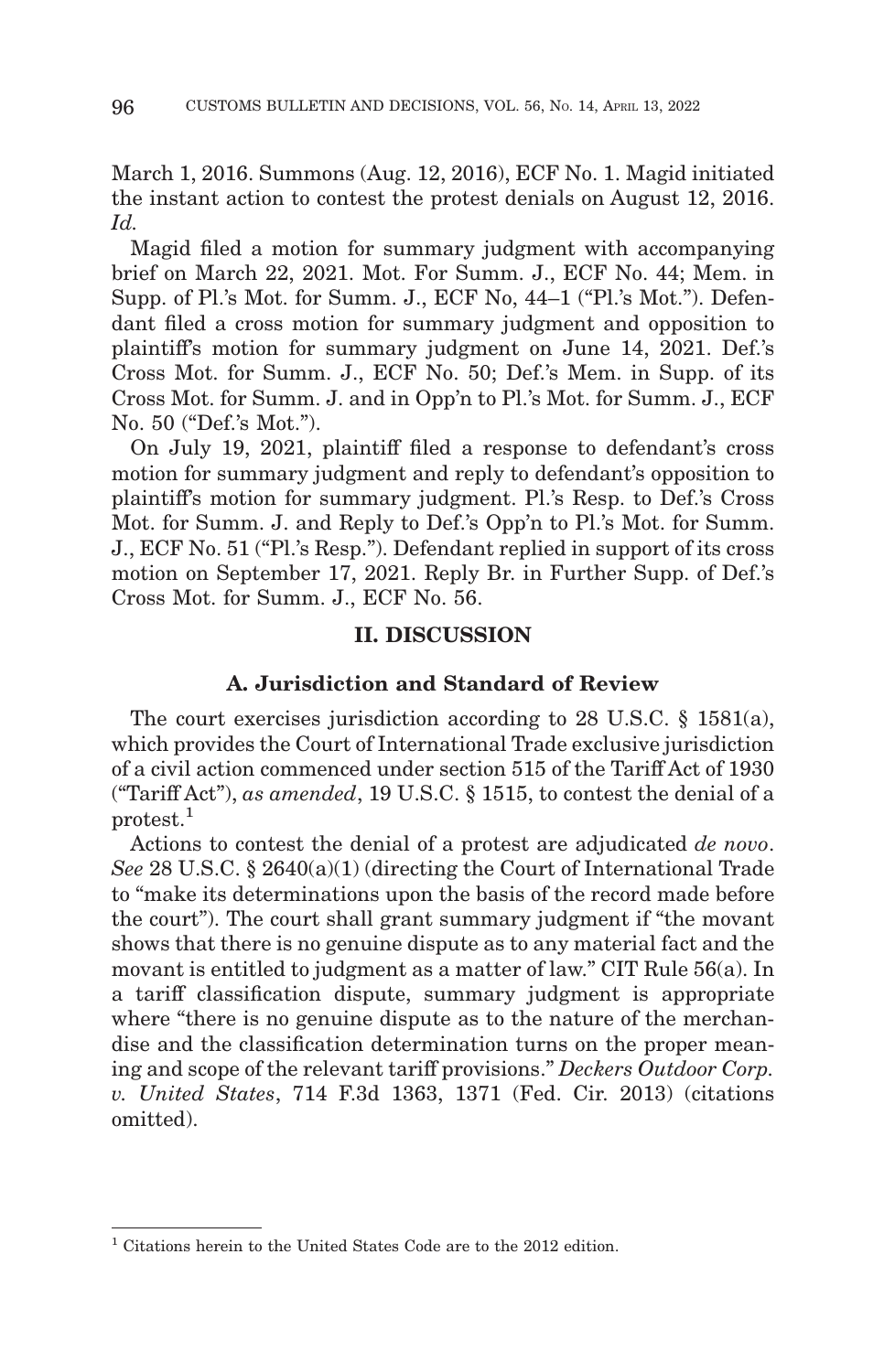March 1, 2016. Summons (Aug. 12, 2016), ECF No. 1. Magid initiated the instant action to contest the protest denials on August 12, 2016. *Id.*

Magid filed a motion for summary judgment with accompanying brief on March 22, 2021. Mot. For Summ. J., ECF No. 44; Mem. in Supp. of Pl.'s Mot. for Summ. J., ECF No, 44–1 ("Pl.'s Mot."). Defendant filed a cross motion for summary judgment and opposition to plaintiff's motion for summary judgment on June 14, 2021. Def.'s Cross Mot. for Summ. J., ECF No. 50; Def.'s Mem. in Supp. of its Cross Mot. for Summ. J. and in Opp'n to Pl.'s Mot. for Summ. J., ECF No. 50 ("Def.'s Mot.").

On July 19, 2021, plaintiff filed a response to defendant's cross motion for summary judgment and reply to defendant's opposition to plaintiff's motion for summary judgment. Pl.'s Resp. to Def.'s Cross Mot. for Summ. J. and Reply to Def.'s Opp'n to Pl.'s Mot. for Summ. J., ECF No. 51 ("Pl.'s Resp."). Defendant replied in support of its cross motion on September 17, 2021. Reply Br. in Further Supp. of Def.'s Cross Mot. for Summ. J., ECF No. 56.

## II. DISCUSSION

### A. Jurisdiction and Standard of Review

The court exercises jurisdiction according to 28 U.S.C. § 1581(a), which provides the Court of International Trade exclusive jurisdiction of a civil action commenced under section 515 of the Tariff Act of 1930 ("Tariff Act"), *as amended*, 19 U.S.C. § 1515, to contest the denial of a protest.[1]

Actions to contest the denial of a protest are adjudicated *de novo*. *See* 28 U.S.C. § 2640(a)(1) (directing the Court of International Trade to "make its determinations upon the basis of the record made before the court"). The court shall grant summary judgment if "the movant shows that there is no genuine dispute as to any material fact and the movant is entitled to judgment as a matter of law." CIT Rule 56(a). In a tariff classification dispute, summary judgment is appropriate where "there is no genuine dispute as to the nature of the merchandise and the classification determination turns on the proper meaning and scope of the relevant tariff provisions." *Deckers Outdoor Corp. v. United States*, 714 F.3d 1363, 1371 (Fed. Cir. 2013) (citations omitted).

[1] Citations herein to the United States Code are to the 2012 edition.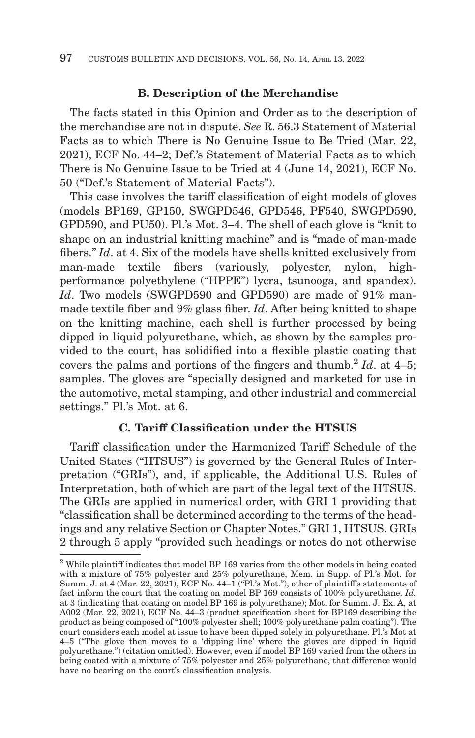### B. Description of the Merchandise

The facts stated in this Opinion and Order as to the description of the merchandise are not in dispute. *See* R. 56.3 Statement of Material Facts as to which There is No Genuine Issue to Be Tried (Mar. 22, 2021), ECF No. 44–2; Def.'s Statement of Material Facts as to which There is No Genuine Issue to be Tried at 4 (June 14, 2021), ECF No. 50 ("Def.'s Statement of Material Facts").

This case involves the tariff classification of eight models of gloves (models BP169, GP150, SWGPD546, GPD546, PF540, SWGPD590, GPD590, and PU50). Pl.'s Mot. 3–4. The shell of each glove is "knit to shape on an industrial knitting machine" and is "made of man-made fibers." *Id*. at 4. Six of the models have shells knitted exclusively from man-made textile fibers (variously, polyester, nylon, high-performance polyethylene ("HPPE") lycra, tsunooga, and spandex). *Id*. Two models (SWGPD590 and GPD590) are made of 91% man-made textile fiber and 9% glass fiber. *Id*. After being knitted to shape on the knitting machine, each shell is further processed by being dipped in liquid polyurethane, which, as shown by the samples provided to the court, has solidified into a flexible plastic coating that covers the palms and portions of the fingers and thumb.[2] *Id*. at 4–5; samples. The gloves are "specially designed and marketed for use in the automotive, metal stamping, and other industrial and commercial settings." Pl.'s Mot. at 6.

### C. Tariff Classification under the HTSUS

Tariff classification under the Harmonized Tariff Schedule of the United States ("HTSUS") is governed by the General Rules of Interpretation ("GRIs"), and, if applicable, the Additional U.S. Rules of Interpretation, both of which are part of the legal text of the HTSUS. The GRIs are applied in numerical order, with GRI 1 providing that "classification shall be determined according to the terms of the headings and any relative Section or Chapter Notes." GRI 1, HTSUS. GRIs 2 through 5 apply "provided such headings or notes do not otherwise

[2] While plaintiff indicates that model BP 169 varies from the other models in being coated with a mixture of 75% polyester and 25% polyurethane, Mem. in Supp. of Pl.'s Mot. for Summ. J. at 4 (Mar. 22, 2021), ECF No. 44–1 ("Pl.'s Mot."), other of plaintiff's statements of fact inform the court that the coating on model BP 169 consists of 100% polyurethane. *Id.* at 3 (indicating that coating on model BP 169 is polyurethane); Mot. for Summ. J. Ex. A, at A002 (Mar. 22, 2021), ECF No. 44–3 (product specification sheet for BP169 describing the product as being composed of "100% polyester shell; 100% polyurethane palm coating"). The court considers each model at issue to have been dipped solely in polyurethane. Pl.'s Mot at 4–5 ("The glove then moves to a 'dipping line' where the gloves are dipped in liquid polyurethane.") (citation omitted). However, even if model BP 169 varied from the others in being coated with a mixture of 75% polyester and 25% polyurethane, that difference would have no bearing on the court's classification analysis.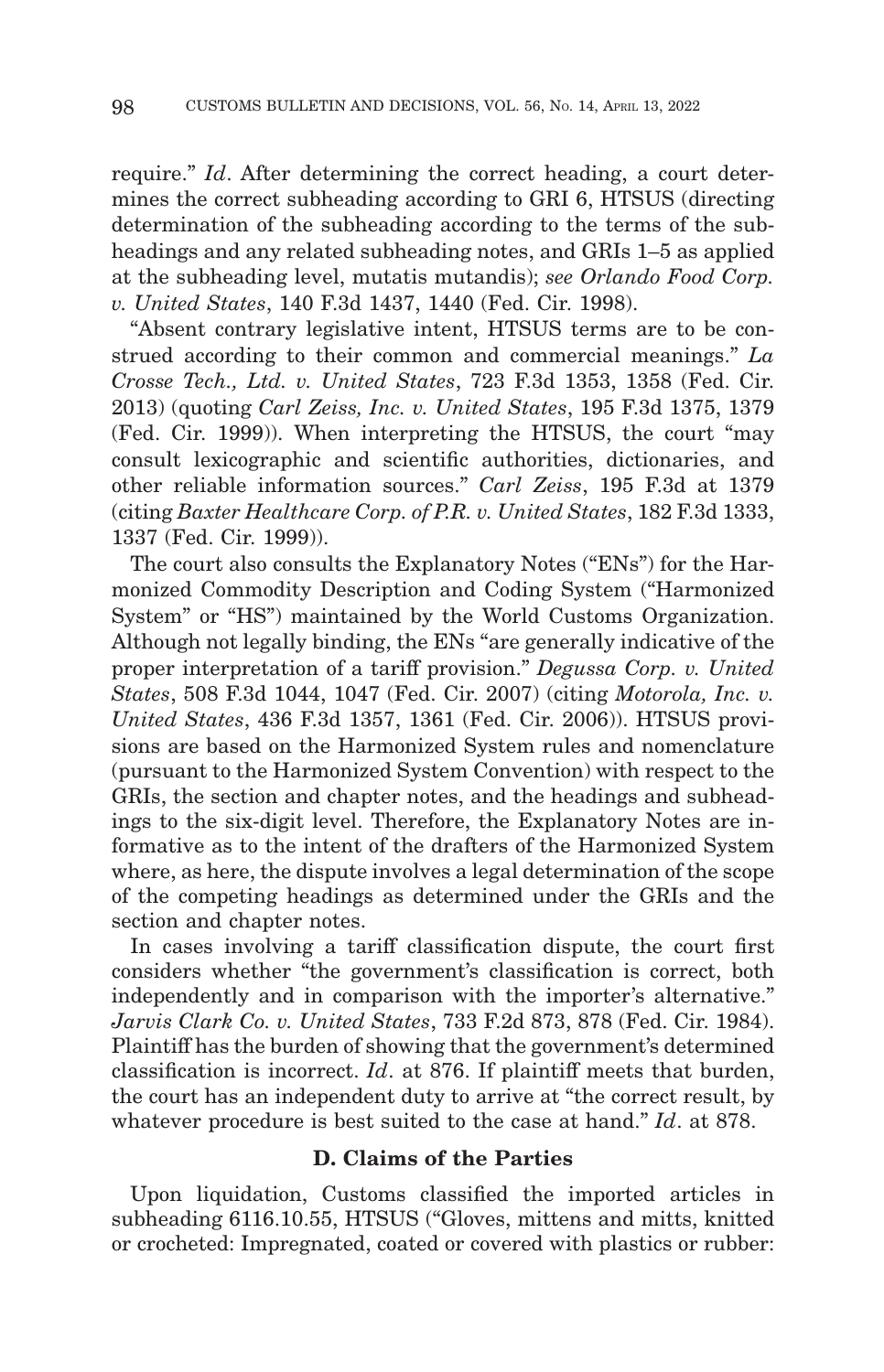require." *Id*. After determining the correct heading, a court determines the correct subheading according to GRI 6, HTSUS (directing determination of the subheading according to the terms of the subheadings and any related subheading notes, and GRIs 1–5 as applied at the subheading level, mutatis mutandis); *see Orlando Food Corp. v. United States*, 140 F.3d 1437, 1440 (Fed. Cir. 1998).

"Absent contrary legislative intent, HTSUS terms are to be construed according to their common and commercial meanings." *La Crosse Tech., Ltd. v. United States*, 723 F.3d 1353, 1358 (Fed. Cir. 2013) (quoting *Carl Zeiss, Inc. v. United States*, 195 F.3d 1375, 1379 (Fed. Cir. 1999)). When interpreting the HTSUS, the court "may consult lexicographic and scientific authorities, dictionaries, and other reliable information sources." *Carl Zeiss*, 195 F.3d at 1379 (citing *Baxter Healthcare Corp. of P.R. v. United States*, 182 F.3d 1333, 1337 (Fed. Cir. 1999)).

The court also consults the Explanatory Notes ("ENs") for the Harmonized Commodity Description and Coding System ("Harmonized System" or "HS") maintained by the World Customs Organization. Although not legally binding, the ENs "are generally indicative of the proper interpretation of a tariff provision." *Degussa Corp. v. United States*, 508 F.3d 1044, 1047 (Fed. Cir. 2007) (citing *Motorola, Inc. v. United States*, 436 F.3d 1357, 1361 (Fed. Cir. 2006)). HTSUS provisions are based on the Harmonized System rules and nomenclature (pursuant to the Harmonized System Convention) with respect to the GRIs, the section and chapter notes, and the headings and subheadings to the six-digit level. Therefore, the Explanatory Notes are informative as to the intent of the drafters of the Harmonized System where, as here, the dispute involves a legal determination of the scope of the competing headings as determined under the GRIs and the section and chapter notes.

In cases involving a tariff classification dispute, the court first considers whether "the government's classification is correct, both independently and in comparison with the importer's alternative." *Jarvis Clark Co. v. United States*, 733 F.2d 873, 878 (Fed. Cir. 1984). Plaintiff has the burden of showing that the government's determined classification is incorrect. *Id*. at 876. If plaintiff meets that burden, the court has an independent duty to arrive at "the correct result, by whatever procedure is best suited to the case at hand." *Id*. at 878.

### D. Claims of the Parties

Upon liquidation, Customs classified the imported articles in subheading 6116.10.55, HTSUS ("Gloves, mittens and mitts, knitted or crocheted: Impregnated, coated or covered with plastics or rubber: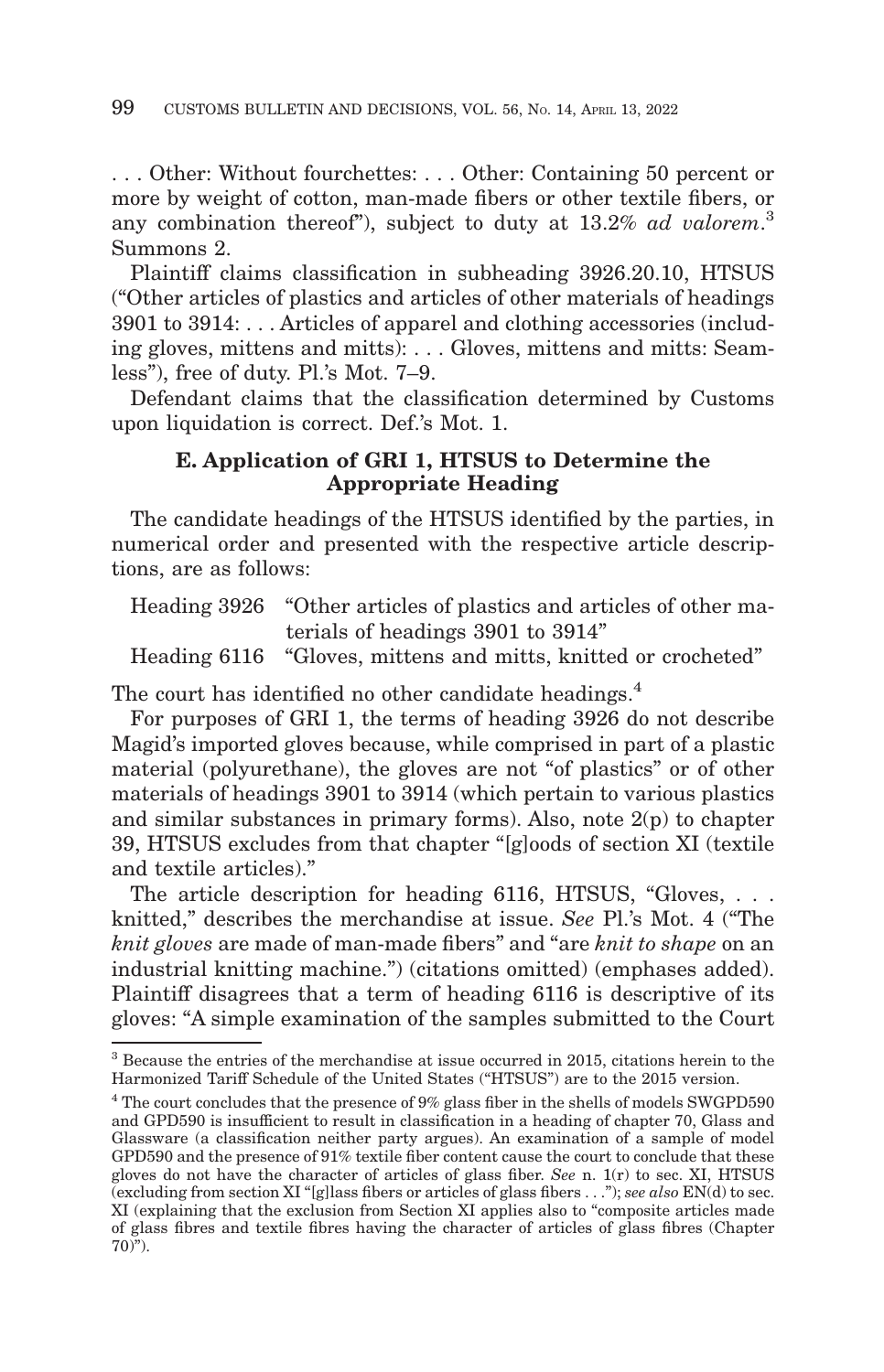. . . Other: Without fourchettes: . . . Other: Containing 50 percent or more by weight of cotton, man-made fibers or other textile fibers, or any combination thereof"), subject to duty at 13.2% *ad valorem*.[3] Summons 2.

Plaintiff claims classification in subheading 3926.20.10, HTSUS ("Other articles of plastics and articles of other materials of headings 3901 to 3914: . . . Articles of apparel and clothing accessories (including gloves, mittens and mitts): . . . Gloves, mittens and mitts: Seamless"), free of duty. Pl.'s Mot. 7–9.

Defendant claims that the classification determined by Customs upon liquidation is correct. Def.'s Mot. 1.

### E. Application of GRI 1, HTSUS to Determine the Appropriate Heading

The candidate headings of the HTSUS identified by the parties, in numerical order and presented with the respective article descriptions, are as follows:

Heading 3926 "Other articles of plastics and articles of other materials of headings 3901 to 3914"
Heading 6116 "Gloves, mittens and mitts, knitted or crocheted"

The court has identified no other candidate headings.[4]

For purposes of GRI 1, the terms of heading 3926 do not describe Magid's imported gloves because, while comprised in part of a plastic material (polyurethane), the gloves are not "of plastics" or of other materials of headings 3901 to 3914 (which pertain to various plastics and similar substances in primary forms). Also, note 2(p) to chapter 39, HTSUS excludes from that chapter "[g]oods of section XI (textile and textile articles)."

The article description for heading 6116, HTSUS, "Gloves, . . . knitted," describes the merchandise at issue. *See* Pl.'s Mot. 4 ("The *knit gloves* are made of man-made fibers" and "are *knit to shape* on an industrial knitting machine.") (citations omitted) (emphases added). Plaintiff disagrees that a term of heading 6116 is descriptive of its gloves: "A simple examination of the samples submitted to the Court

[3] Because the entries of the merchandise at issue occurred in 2015, citations herein to the Harmonized Tariff Schedule of the United States ("HTSUS") are to the 2015 version.

[4] The court concludes that the presence of 9% glass fiber in the shells of models SWGPD590 and GPD590 is insufficient to result in classification in a heading of chapter 70, Glass and Glassware (a classification neither party argues). An examination of a sample of model GPD590 and the presence of 91% textile fiber content cause the court to conclude that these gloves do not have the character of articles of glass fiber. *See* n. 1(r) to sec. XI, HTSUS (excluding from section XI "[g]lass fibers or articles of glass fibers . . ."); *see also* EN(d) to sec. XI (explaining that the exclusion from Section XI applies also to "composite articles made of glass fibres and textile fibres having the character of articles of glass fibres (Chapter 70)").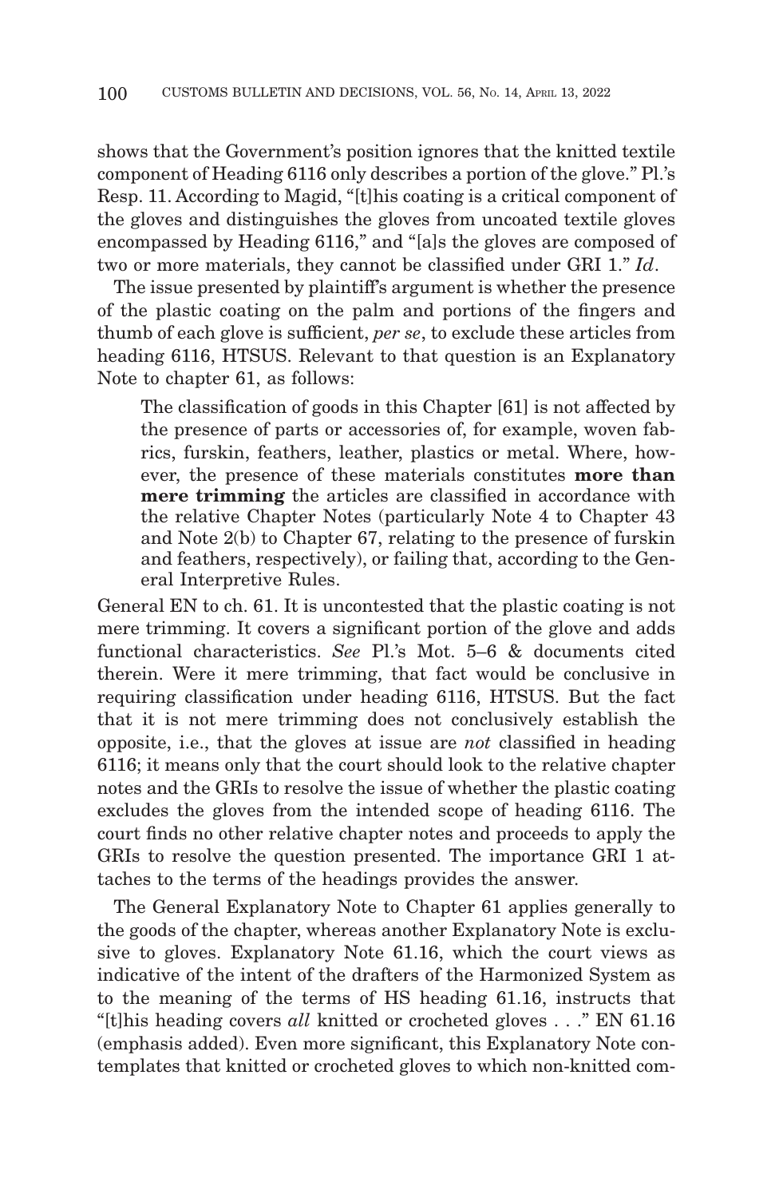shows that the Government's position ignores that the knitted textile component of Heading 6116 only describes a portion of the glove." Pl.'s Resp. 11. According to Magid, "[t]his coating is a critical component of the gloves and distinguishes the gloves from uncoated textile gloves encompassed by Heading 6116," and "[a]s the gloves are composed of two or more materials, they cannot be classified under GRI 1." *Id*.

The issue presented by plaintiff's argument is whether the presence of the plastic coating on the palm and portions of the fingers and thumb of each glove is sufficient, *per se*, to exclude these articles from heading 6116, HTSUS. Relevant to that question is an Explanatory Note to chapter 61, as follows:

> The classification of goods in this Chapter [61] is not affected by the presence of parts or accessories of, for example, woven fabrics, furskin, feathers, leather, plastics or metal. Where, however, the presence of these materials constitutes **more than mere trimming** the articles are classified in accordance with the relative Chapter Notes (particularly Note 4 to Chapter 43 and Note 2(b) to Chapter 67, relating to the presence of furskin and feathers, respectively), or failing that, according to the General Interpretive Rules.

General EN to ch. 61. It is uncontested that the plastic coating is not mere trimming. It covers a significant portion of the glove and adds functional characteristics. *See* Pl.'s Mot. 5–6 & documents cited therein. Were it mere trimming, that fact would be conclusive in requiring classification under heading 6116, HTSUS. But the fact that it is not mere trimming does not conclusively establish the opposite, i.e., that the gloves at issue are *not* classified in heading 6116; it means only that the court should look to the relative chapter notes and the GRIs to resolve the issue of whether the plastic coating excludes the gloves from the intended scope of heading 6116. The court finds no other relative chapter notes and proceeds to apply the GRIs to resolve the question presented. The importance GRI 1 attaches to the terms of the headings provides the answer.

The General Explanatory Note to Chapter 61 applies generally to the goods of the chapter, whereas another Explanatory Note is exclusive to gloves. Explanatory Note 61.16, which the court views as indicative of the intent of the drafters of the Harmonized System as to the meaning of the terms of HS heading 61.16, instructs that "[t]his heading covers *all* knitted or crocheted gloves . . ." EN 61.16 (emphasis added). Even more significant, this Explanatory Note contemplates that knitted or crocheted gloves to which non-knitted com-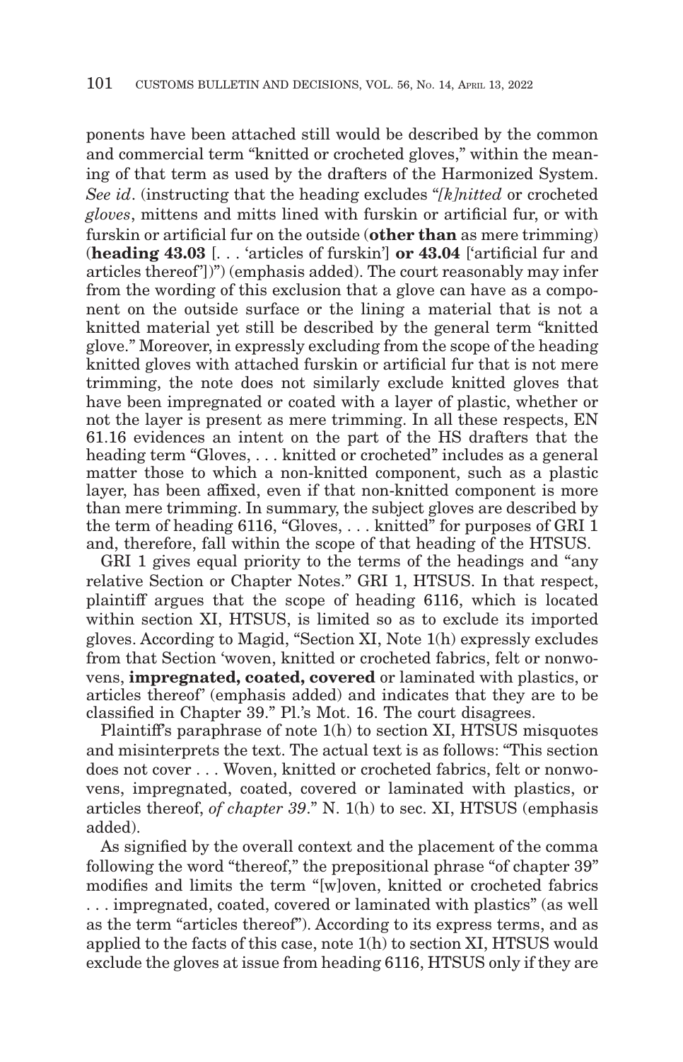ponents have been attached still would be described by the common and commercial term "knitted or crocheted gloves," within the meaning of that term as used by the drafters of the Harmonized System. *See id*. (instructing that the heading excludes "*[k]nitted* or crocheted *gloves*, mittens and mitts lined with furskin or artificial fur, or with furskin or artificial fur on the outside (**other than** as mere trimming) (**heading 43.03** [. . . 'articles of furskin'] **or 43.04** ['artificial fur and articles thereof'])") (emphasis added). The court reasonably may infer from the wording of this exclusion that a glove can have as a component on the outside surface or the lining a material that is not a knitted material yet still be described by the general term "knitted glove." Moreover, in expressly excluding from the scope of the heading knitted gloves with attached furskin or artificial fur that is not mere trimming, the note does not similarly exclude knitted gloves that have been impregnated or coated with a layer of plastic, whether or not the layer is present as mere trimming. In all these respects, EN 61.16 evidences an intent on the part of the HS drafters that the heading term "Gloves, . . . knitted or crocheted" includes as a general matter those to which a non-knitted component, such as a plastic layer, has been affixed, even if that non-knitted component is more than mere trimming. In summary, the subject gloves are described by the term of heading 6116, "Gloves, . . . knitted" for purposes of GRI 1 and, therefore, fall within the scope of that heading of the HTSUS.

GRI 1 gives equal priority to the terms of the headings and "any relative Section or Chapter Notes." GRI 1, HTSUS. In that respect, plaintiff argues that the scope of heading 6116, which is located within section XI, HTSUS, is limited so as to exclude its imported gloves. According to Magid, "Section XI, Note 1(h) expressly excludes from that Section 'woven, knitted or crocheted fabrics, felt or nonwovens, **impregnated, coated, covered** or laminated with plastics, or articles thereof' (emphasis added) and indicates that they are to be classified in Chapter 39." Pl.'s Mot. 16. The court disagrees.

Plaintiff's paraphrase of note 1(h) to section XI, HTSUS misquotes and misinterprets the text. The actual text is as follows: "This section does not cover . . . Woven, knitted or crocheted fabrics, felt or nonwovens, impregnated, coated, covered or laminated with plastics, or articles thereof, *of chapter 39*." N. 1(h) to sec. XI, HTSUS (emphasis added).

As signified by the overall context and the placement of the comma following the word "thereof," the prepositional phrase "of chapter 39" modifies and limits the term "[w]oven, knitted or crocheted fabrics . . . impregnated, coated, covered or laminated with plastics" (as well as the term "articles thereof"). According to its express terms, and as applied to the facts of this case, note 1(h) to section XI, HTSUS would exclude the gloves at issue from heading 6116, HTSUS only if they are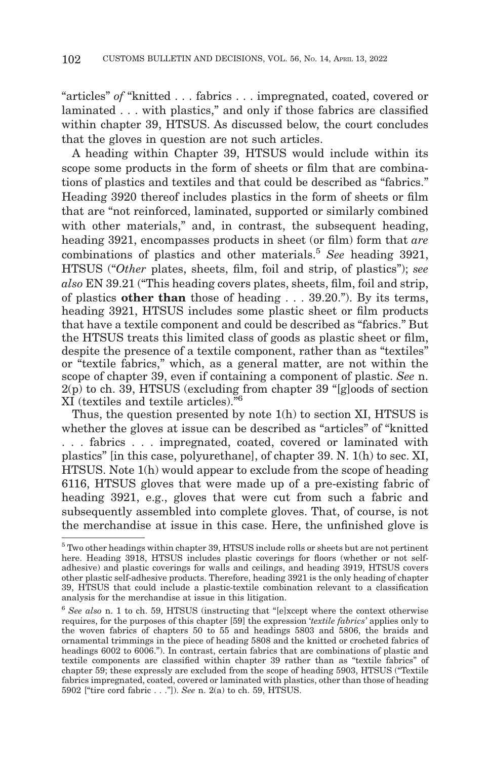"articles" *of* "knitted . . . fabrics . . . impregnated, coated, covered or laminated . . . with plastics," and only if those fabrics are classified within chapter 39, HTSUS. As discussed below, the court concludes that the gloves in question are not such articles.

A heading within Chapter 39, HTSUS would include within its scope some products in the form of sheets or film that are combinations of plastics and textiles and that could be described as "fabrics." Heading 3920 thereof includes plastics in the form of sheets or film that are "not reinforced, laminated, supported or similarly combined with other materials," and, in contrast, the subsequent heading, heading 3921, encompasses products in sheet (or film) form that *are* combinations of plastics and other materials.[5] *See* heading 3921, HTSUS ("*Other* plates, sheets, film, foil and strip, of plastics"); *see also* EN 39.21 ("This heading covers plates, sheets, film, foil and strip, of plastics **other than** those of heading . . . 39.20."). By its terms, heading 3921, HTSUS includes some plastic sheet or film products that have a textile component and could be described as "fabrics." But the HTSUS treats this limited class of goods as plastic sheet or film, despite the presence of a textile component, rather than as "textiles" or "textile fabrics," which, as a general matter, are not within the scope of chapter 39, even if containing a component of plastic. *See* n. 2(p) to ch. 39, HTSUS (excluding from chapter 39 "[g]oods of section XI (textiles and textile articles)."[6]

Thus, the question presented by note 1(h) to section XI, HTSUS is whether the gloves at issue can be described as "articles" of "knitted . . . fabrics . . . impregnated, coated, covered or laminated with plastics" [in this case, polyurethane], of chapter 39. N. 1(h) to sec. XI, HTSUS. Note 1(h) would appear to exclude from the scope of heading 6116, HTSUS gloves that were made up of a pre-existing fabric of heading 3921, e.g., gloves that were cut from such a fabric and subsequently assembled into complete gloves. That, of course, is not the merchandise at issue in this case. Here, the unfinished glove is

---

[5] Two other headings within chapter 39, HTSUS include rolls or sheets but are not pertinent here. Heading 3918, HTSUS includes plastic coverings for floors (whether or not self-adhesive) and plastic coverings for walls and ceilings, and heading 3919, HTSUS covers other plastic self-adhesive products. Therefore, heading 3921 is the only heading of chapter 39, HTSUS that could include a plastic-textile combination relevant to a classification analysis for the merchandise at issue in this litigation.

[6] *See also* n. 1 to ch. 59, HTSUS (instructing that "[e]xcept where the context otherwise requires, for the purposes of this chapter [59] the expression '*textile fabrics'* applies only to the woven fabrics of chapters 50 to 55 and headings 5803 and 5806, the braids and ornamental trimmings in the piece of heading 5808 and the knitted or crocheted fabrics of headings 6002 to 6006."). In contrast, certain fabrics that are combinations of plastic and textile components are classified within chapter 39 rather than as "textile fabrics" of chapter 59; these expressly are excluded from the scope of heading 5903, HTSUS ("Textile fabrics impregnated, coated, covered or laminated with plastics, other than those of heading 5902 ["tire cord fabric . . ."]). *See* n. 2(a) to ch. 59, HTSUS.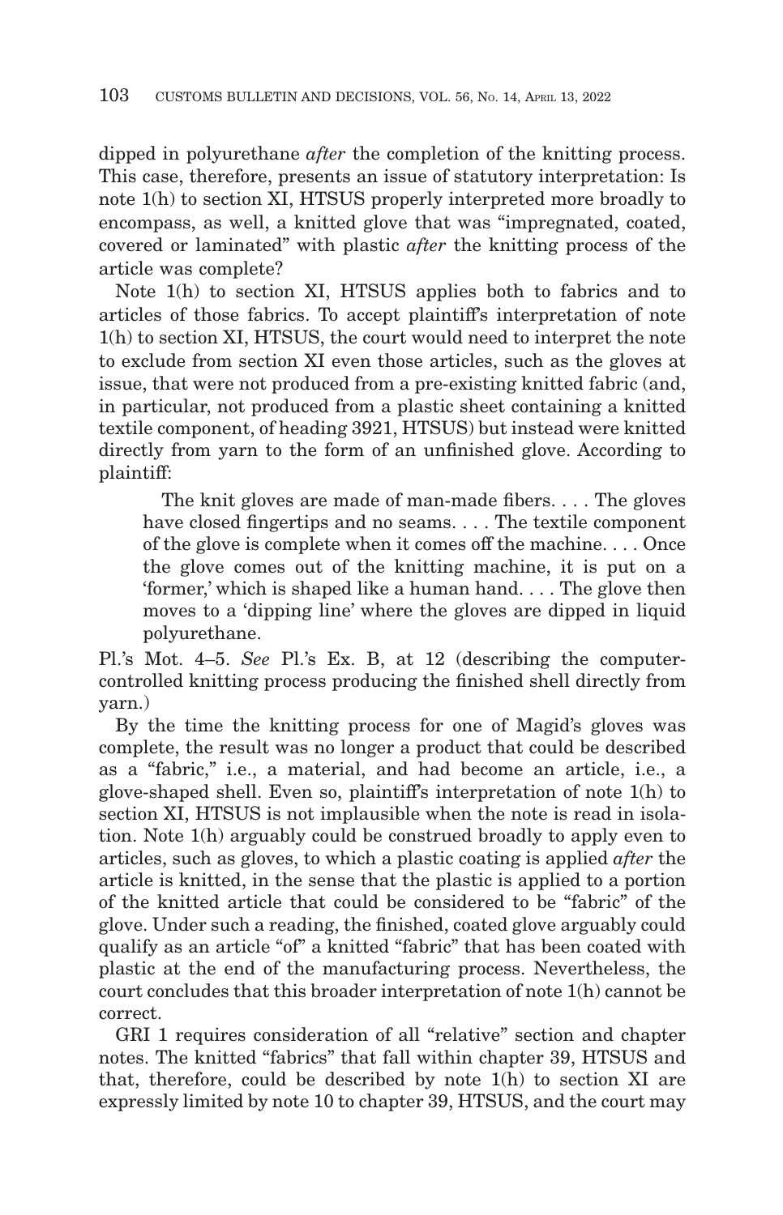dipped in polyurethane *after* the completion of the knitting process. This case, therefore, presents an issue of statutory interpretation: Is note 1(h) to section XI, HTSUS properly interpreted more broadly to encompass, as well, a knitted glove that was "impregnated, coated, covered or laminated" with plastic *after* the knitting process of the article was complete?

Note 1(h) to section XI, HTSUS applies both to fabrics and to articles of those fabrics. To accept plaintiff's interpretation of note 1(h) to section XI, HTSUS, the court would need to interpret the note to exclude from section XI even those articles, such as the gloves at issue, that were not produced from a pre-existing knitted fabric (and, in particular, not produced from a plastic sheet containing a knitted textile component, of heading 3921, HTSUS) but instead were knitted directly from yarn to the form of an unfinished glove. According to plaintiff:

> The knit gloves are made of man-made fibers. . . . The gloves have closed fingertips and no seams. . . . The textile component of the glove is complete when it comes off the machine. . . . Once the glove comes out of the knitting machine, it is put on a 'former,' which is shaped like a human hand. . . . The glove then moves to a 'dipping line' where the gloves are dipped in liquid polyurethane.

Pl.'s Mot. 4–5. *See* Pl.'s Ex. B, at 12 (describing the computer-controlled knitting process producing the finished shell directly from yarn.)

By the time the knitting process for one of Magid's gloves was complete, the result was no longer a product that could be described as a "fabric," i.e., a material, and had become an article, i.e., a glove-shaped shell. Even so, plaintiff's interpretation of note 1(h) to section XI, HTSUS is not implausible when the note is read in isolation. Note 1(h) arguably could be construed broadly to apply even to articles, such as gloves, to which a plastic coating is applied *after* the article is knitted, in the sense that the plastic is applied to a portion of the knitted article that could be considered to be "fabric" of the glove. Under such a reading, the finished, coated glove arguably could qualify as an article "of" a knitted "fabric" that has been coated with plastic at the end of the manufacturing process. Nevertheless, the court concludes that this broader interpretation of note 1(h) cannot be correct.

GRI 1 requires consideration of all "relative" section and chapter notes. The knitted "fabrics" that fall within chapter 39, HTSUS and that, therefore, could be described by note 1(h) to section XI are expressly limited by note 10 to chapter 39, HTSUS, and the court may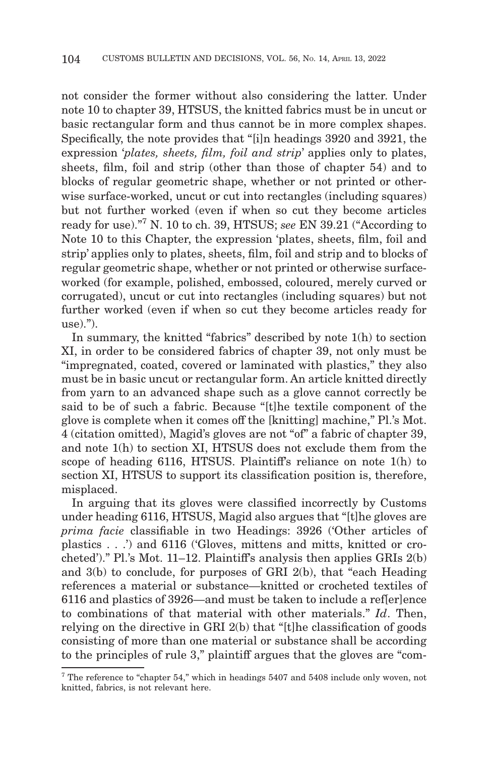not consider the former without also considering the latter. Under note 10 to chapter 39, HTSUS, the knitted fabrics must be in uncut or basic rectangular form and thus cannot be in more complex shapes. Specifically, the note provides that "[i]n headings 3920 and 3921, the expression '*plates, sheets, film, foil and strip*' applies only to plates, sheets, film, foil and strip (other than those of chapter 54) and to blocks of regular geometric shape, whether or not printed or otherwise surface-worked, uncut or cut into rectangles (including squares) but not further worked (even if when so cut they become articles ready for use)."[7] N. 10 to ch. 39, HTSUS; *see* EN 39.21 ("According to Note 10 to this Chapter, the expression 'plates, sheets, film, foil and strip' applies only to plates, sheets, film, foil and strip and to blocks of regular geometric shape, whether or not printed or otherwise surface-worked (for example, polished, embossed, coloured, merely curved or corrugated), uncut or cut into rectangles (including squares) but not further worked (even if when so cut they become articles ready for use).").

In summary, the knitted "fabrics" described by note 1(h) to section XI, in order to be considered fabrics of chapter 39, not only must be "impregnated, coated, covered or laminated with plastics," they also must be in basic uncut or rectangular form. An article knitted directly from yarn to an advanced shape such as a glove cannot correctly be said to be of such a fabric. Because "[t]he textile component of the glove is complete when it comes off the [knitting] machine," Pl.'s Mot. 4 (citation omitted), Magid's gloves are not "of" a fabric of chapter 39, and note 1(h) to section XI, HTSUS does not exclude them from the scope of heading 6116, HTSUS. Plaintiff's reliance on note 1(h) to section XI, HTSUS to support its classification position is, therefore, misplaced.

In arguing that its gloves were classified incorrectly by Customs under heading 6116, HTSUS, Magid also argues that "[t]he gloves are *prima facie* classifiable in two Headings: 3926 ('Other articles of plastics . . .') and 6116 ('Gloves, mittens and mitts, knitted or crocheted')." Pl.'s Mot. 11–12. Plaintiff's analysis then applies GRIs 2(b) and 3(b) to conclude, for purposes of GRI 2(b), that "each Heading references a material or substance—knitted or crocheted textiles of 6116 and plastics of 3926—and must be taken to include a ref[er]ence to combinations of that material with other materials." *Id*. Then, relying on the directive in GRI 2(b) that "[t]he classification of goods consisting of more than one material or substance shall be according to the principles of rule 3," plaintiff argues that the gloves are "com-

[7] The reference to "chapter 54," which in headings 5407 and 5408 include only woven, not knitted, fabrics, is not relevant here.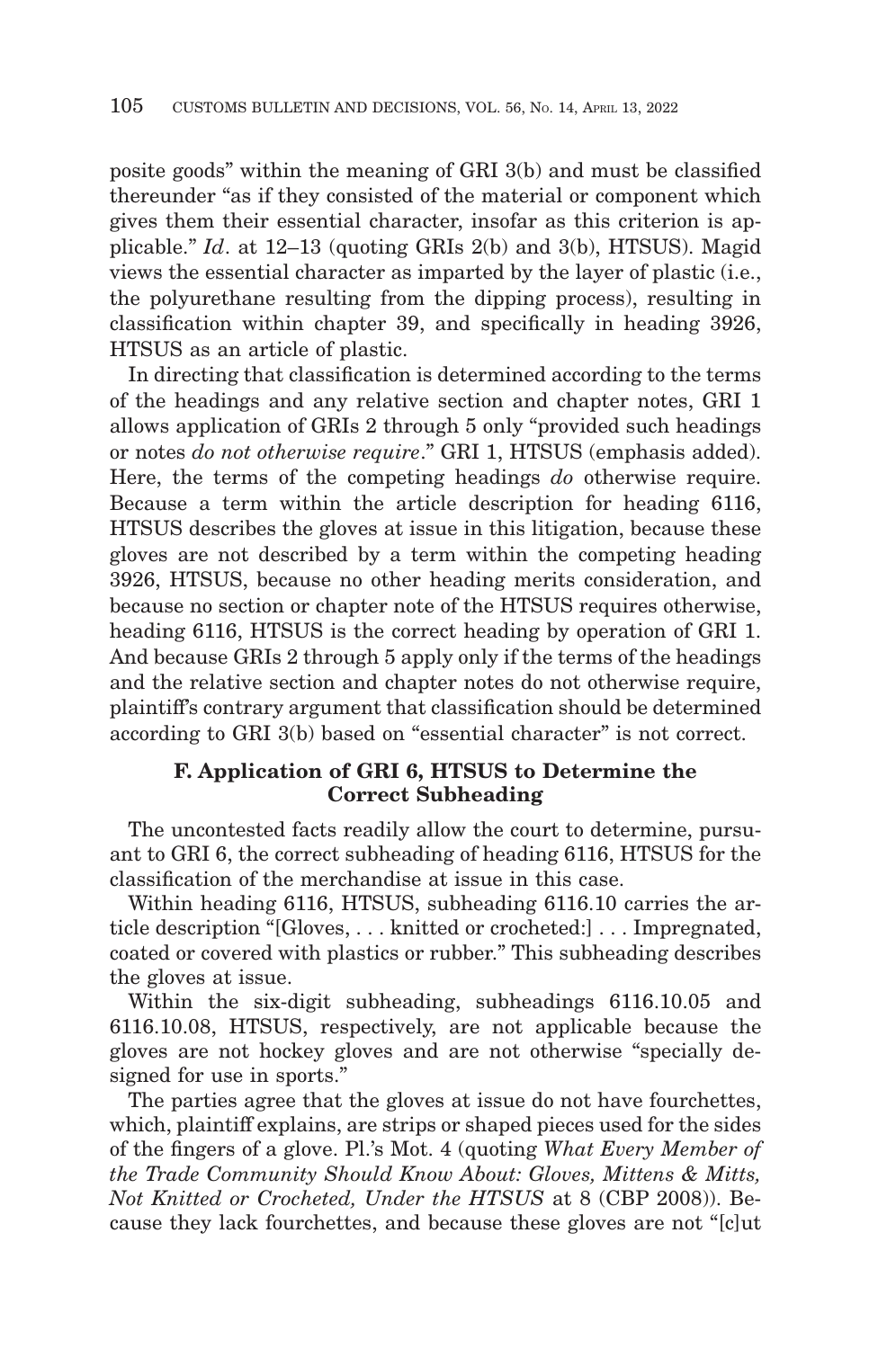posite goods" within the meaning of GRI 3(b) and must be classified thereunder "as if they consisted of the material or component which gives them their essential character, insofar as this criterion is applicable." *Id*. at 12–13 (quoting GRIs 2(b) and 3(b), HTSUS). Magid views the essential character as imparted by the layer of plastic (i.e., the polyurethane resulting from the dipping process), resulting in classification within chapter 39, and specifically in heading 3926, HTSUS as an article of plastic.

In directing that classification is determined according to the terms of the headings and any relative section and chapter notes, GRI 1 allows application of GRIs 2 through 5 only "provided such headings or notes *do not otherwise require*." GRI 1, HTSUS (emphasis added). Here, the terms of the competing headings *do* otherwise require. Because a term within the article description for heading 6116, HTSUS describes the gloves at issue in this litigation, because these gloves are not described by a term within the competing heading 3926, HTSUS, because no other heading merits consideration, and because no section or chapter note of the HTSUS requires otherwise, heading 6116, HTSUS is the correct heading by operation of GRI 1. And because GRIs 2 through 5 apply only if the terms of the headings and the relative section and chapter notes do not otherwise require, plaintiff's contrary argument that classification should be determined according to GRI 3(b) based on "essential character" is not correct.

### F. Application of GRI 6, HTSUS to Determine the Correct Subheading

The uncontested facts readily allow the court to determine, pursuant to GRI 6, the correct subheading of heading 6116, HTSUS for the classification of the merchandise at issue in this case.

Within heading 6116, HTSUS, subheading 6116.10 carries the article description "[Gloves, . . . knitted or crocheted:] . . . Impregnated, coated or covered with plastics or rubber." This subheading describes the gloves at issue.

Within the six-digit subheading, subheadings 6116.10.05 and 6116.10.08, HTSUS, respectively, are not applicable because the gloves are not hockey gloves and are not otherwise "specially designed for use in sports."

The parties agree that the gloves at issue do not have fourchettes, which, plaintiff explains, are strips or shaped pieces used for the sides of the fingers of a glove. Pl.'s Mot. 4 (quoting *What Every Member of the Trade Community Should Know About: Gloves, Mittens & Mitts, Not Knitted or Crocheted, Under the HTSUS* at 8 (CBP 2008)). Because they lack fourchettes, and because these gloves are not "[c]ut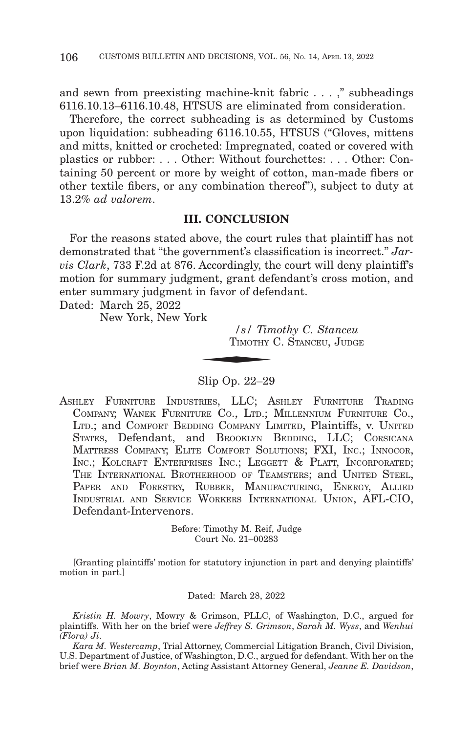and sewn from preexisting machine-knit fabric . . . ," subheadings 6116.10.13–6116.10.48, HTSUS are eliminated from consideration.

Therefore, the correct subheading is as determined by Customs upon liquidation: subheading 6116.10.55, HTSUS ("Gloves, mittens and mitts, knitted or crocheted: Impregnated, coated or covered with plastics or rubber: . . . Other: Without fourchettes: . . . Other: Containing 50 percent or more by weight of cotton, man-made fibers or other textile fibers, or any combination thereof"), subject to duty at 13.2% *ad valorem*.

## III. CONCLUSION

For the reasons stated above, the court rules that plaintiff has not demonstrated that "the government's classification is incorrect." *Jarvis Clark*, 733 F.2d at 876. Accordingly, the court will deny plaintiff's motion for summary judgment, grant defendant's cross motion, and enter summary judgment in favor of defendant.

Dated: March 25, 2022
New York, New York

/s/ *Timothy C. Stanceu*
TIMOTHY C. STANCEU, JUDGE

---

Slip Op. 22–29

ASHLEY FURNITURE INDUSTRIES, LLC; ASHLEY FURNITURE TRADING COMPANY; WANEK FURNITURE CO., LTD.; MILLENNIUM FURNITURE CO., LTD.; and COMFORT BEDDING COMPANY LIMITED, Plaintiffs, v. UNITED STATES, Defendant, and BROOKLYN BEDDING, LLC; CORSICANA MATTRESS COMPANY; ELITE COMFORT SOLUTIONS; FXI, INC.; INNOCOR, INC.; KOLCRAFT ENTERPRISES INC.; LEGGETT & PLATT, INCORPORATED; THE INTERNATIONAL BROTHERHOOD OF TEAMSTERS; and UNITED STEEL, PAPER AND FORESTRY, RUBBER, MANUFACTURING, ENERGY, ALLIED INDUSTRIAL AND SERVICE WORKERS INTERNATIONAL UNION, AFL-CIO, Defendant-Intervenors.

Before: Timothy M. Reif, Judge
Court No. 21–00283

[Granting plaintiffs' motion for statutory injunction in part and denying plaintiffs' motion in part.]

Dated: March 28, 2022

*Kristin H. Mowry*, Mowry & Grimson, PLLC, of Washington, D.C., argued for plaintiffs. With her on the brief were *Jeffrey S. Grimson*, *Sarah M. Wyss*, and *Wenhui (Flora) Ji*.

*Kara M. Westercamp*, Trial Attorney, Commercial Litigation Branch, Civil Division, U.S. Department of Justice, of Washington, D.C., argued for defendant. With her on the brief were *Brian M. Boynton*, Acting Assistant Attorney General, *Jeanne E. Davidson*,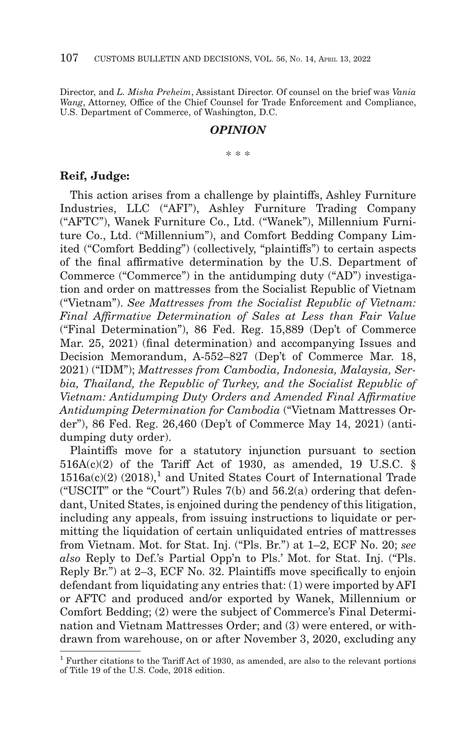Director, and *L. Misha Preheim*, Assistant Director. Of counsel on the brief was *Vania Wang*, Attorney, Office of the Chief Counsel for Trade Enforcement and Compliance, U.S. Department of Commerce, of Washington, D.C.

## *OPINION*

\* \* \*

**Reif, Judge:**

This action arises from a challenge by plaintiffs, Ashley Furniture Industries, LLC ("AFI"), Ashley Furniture Trading Company ("AFTC"), Wanek Furniture Co., Ltd. ("Wanek"), Millennium Furniture Co., Ltd. ("Millennium"), and Comfort Bedding Company Limited ("Comfort Bedding") (collectively, "plaintiffs") to certain aspects of the final affirmative determination by the U.S. Department of Commerce ("Commerce") in the antidumping duty ("AD") investigation and order on mattresses from the Socialist Republic of Vietnam ("Vietnam"). *See Mattresses from the Socialist Republic of Vietnam: Final Affirmative Determination of Sales at Less than Fair Value* ("Final Determination"), 86 Fed. Reg. 15,889 (Dep't of Commerce Mar. 25, 2021) (final determination) and accompanying Issues and Decision Memorandum, A-552–827 (Dep't of Commerce Mar. 18, 2021) ("IDM"); *Mattresses from Cambodia, Indonesia, Malaysia, Serbia, Thailand, the Republic of Turkey, and the Socialist Republic of Vietnam: Antidumping Duty Orders and Amended Final Affirmative Antidumping Determination for Cambodia* ("Vietnam Mattresses Order"), 86 Fed. Reg. 26,460 (Dep't of Commerce May 14, 2021) (antidumping duty order).

Plaintiffs move for a statutory injunction pursuant to section 516A(c)(2) of the Tariff Act of 1930, as amended, 19 U.S.C. § 1516a(c)(2) (2018),[1] and United States Court of International Trade ("USCIT" or the "Court") Rules 7(b) and 56.2(a) ordering that defendant, United States, is enjoined during the pendency of this litigation, including any appeals, from issuing instructions to liquidate or permitting the liquidation of certain unliquidated entries of mattresses from Vietnam. Mot. for Stat. Inj. ("Pls. Br.") at 1–2, ECF No. 20; *see also* Reply to Def.'s Partial Opp'n to Pls.' Mot. for Stat. Inj. ("Pls. Reply Br.") at 2–3, ECF No. 32. Plaintiffs move specifically to enjoin defendant from liquidating any entries that: (1) were imported by AFI or AFTC and produced and/or exported by Wanek, Millennium or Comfort Bedding; (2) were the subject of Commerce's Final Determination and Vietnam Mattresses Order; and (3) were entered, or withdrawn from warehouse, on or after November 3, 2020, excluding any

[1] Further citations to the Tariff Act of 1930, as amended, are also to the relevant portions of Title 19 of the U.S. Code, 2018 edition.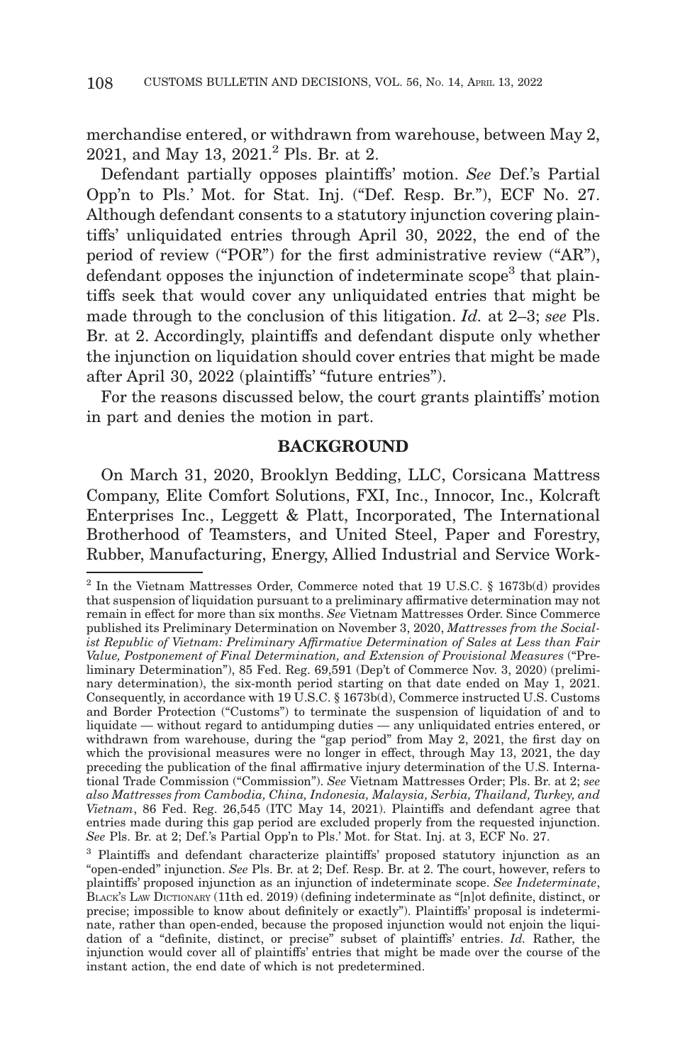merchandise entered, or withdrawn from warehouse, between May 2, 2021, and May 13, 2021.[2] Pls. Br. at 2.

Defendant partially opposes plaintiffs' motion. *See* Def.'s Partial Opp'n to Pls.' Mot. for Stat. Inj. ("Def. Resp. Br."), ECF No. 27. Although defendant consents to a statutory injunction covering plaintiffs' unliquidated entries through April 30, 2022, the end of the period of review ("POR") for the first administrative review ("AR"), defendant opposes the injunction of indeterminate scope[3] that plaintiffs seek that would cover any unliquidated entries that might be made through to the conclusion of this litigation. *Id.* at 2–3; *see* Pls. Br. at 2. Accordingly, plaintiffs and defendant dispute only whether the injunction on liquidation should cover entries that might be made after April 30, 2022 (plaintiffs' "future entries").

For the reasons discussed below, the court grants plaintiffs' motion in part and denies the motion in part.

## BACKGROUND

On March 31, 2020, Brooklyn Bedding, LLC, Corsicana Mattress Company, Elite Comfort Solutions, FXI, Inc., Innocor, Inc., Kolcraft Enterprises Inc., Leggett & Platt, Incorporated, The International Brotherhood of Teamsters, and United Steel, Paper and Forestry, Rubber, Manufacturing, Energy, Allied Industrial and Service Work-

---

[2] In the Vietnam Mattresses Order, Commerce noted that 19 U.S.C. § 1673b(d) provides that suspension of liquidation pursuant to a preliminary affirmative determination may not remain in effect for more than six months. *See* Vietnam Mattresses Order. Since Commerce published its Preliminary Determination on November 3, 2020, *Mattresses from the Socialist Republic of Vietnam: Preliminary Affirmative Determination of Sales at Less than Fair Value, Postponement of Final Determination, and Extension of Provisional Measures* ("Preliminary Determination"), 85 Fed. Reg. 69,591 (Dep't of Commerce Nov. 3, 2020) (preliminary determination), the six-month period starting on that date ended on May 1, 2021. Consequently, in accordance with 19 U.S.C. § 1673b(d), Commerce instructed U.S. Customs and Border Protection ("Customs") to terminate the suspension of liquidation of and to liquidate — without regard to antidumping duties — any unliquidated entries entered, or withdrawn from warehouse, during the "gap period" from May 2, 2021, the first day on which the provisional measures were no longer in effect, through May 13, 2021, the day preceding the publication of the final affirmative injury determination of the U.S. International Trade Commission ("Commission"). *See* Vietnam Mattresses Order; Pls. Br. at 2; *see also Mattresses from Cambodia, China, Indonesia, Malaysia, Serbia, Thailand, Turkey, and Vietnam*, 86 Fed. Reg. 26,545 (ITC May 14, 2021). Plaintiffs and defendant agree that entries made during this gap period are excluded properly from the requested injunction. *See* Pls. Br. at 2; Def.'s Partial Opp'n to Pls.' Mot. for Stat. Inj. at 3, ECF No. 27.

[3] Plaintiffs and defendant characterize plaintiffs' proposed statutory injunction as an "open-ended" injunction. *See* Pls. Br. at 2; Def. Resp. Br. at 2. The court, however, refers to plaintiffs' proposed injunction as an injunction of indeterminate scope. *See Indeterminate*, BLACK'S LAW DICTIONARY (11th ed. 2019) (defining indeterminate as "[n]ot definite, distinct, or precise; impossible to know about definitely or exactly"). Plaintiffs' proposal is indeterminate, rather than open-ended, because the proposed injunction would not enjoin the liquidation of a "definite, distinct, or precise" subset of plaintiffs' entries. *Id.* Rather, the injunction would cover all of plaintiffs' entries that might be made over the course of the instant action, the end date of which is not predetermined.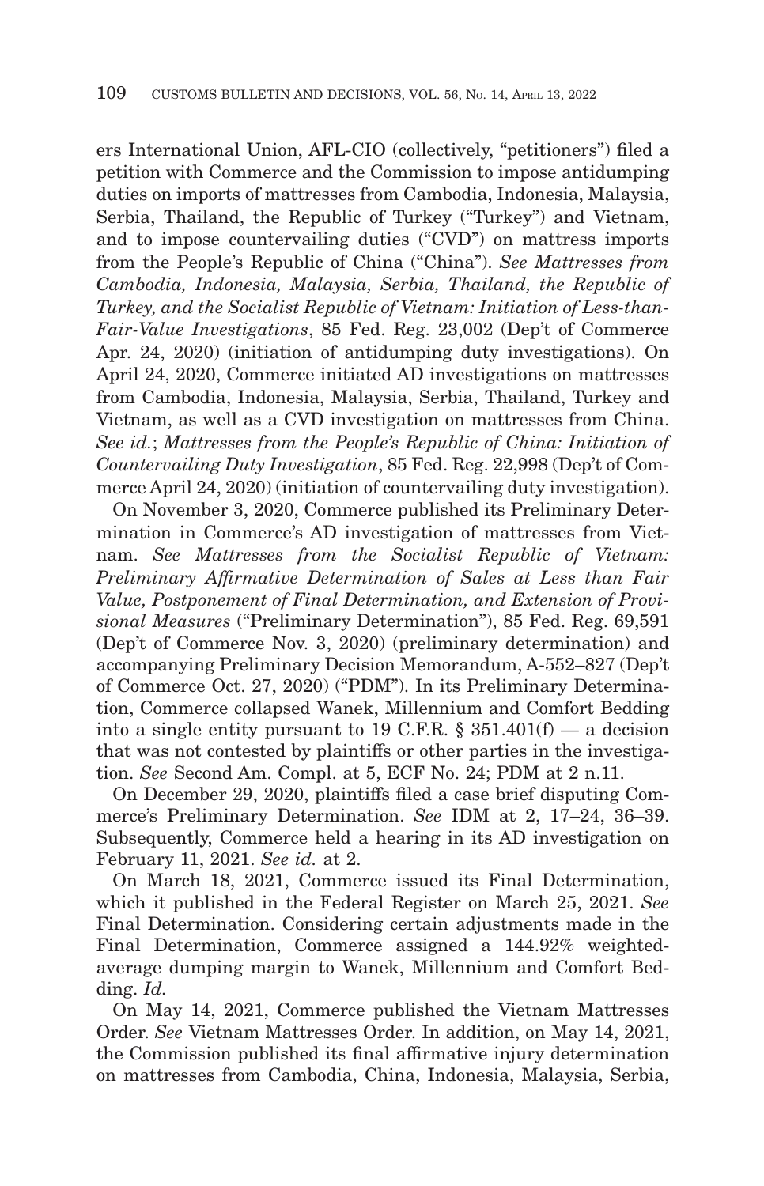ers International Union, AFL-CIO (collectively, "petitioners") filed a petition with Commerce and the Commission to impose antidumping duties on imports of mattresses from Cambodia, Indonesia, Malaysia, Serbia, Thailand, the Republic of Turkey ("Turkey") and Vietnam, and to impose countervailing duties ("CVD") on mattress imports from the People's Republic of China ("China"). *See Mattresses from Cambodia, Indonesia, Malaysia, Serbia, Thailand, the Republic of Turkey, and the Socialist Republic of Vietnam: Initiation of Less-than-Fair-Value Investigations*, 85 Fed. Reg. 23,002 (Dep't of Commerce Apr. 24, 2020) (initiation of antidumping duty investigations). On April 24, 2020, Commerce initiated AD investigations on mattresses from Cambodia, Indonesia, Malaysia, Serbia, Thailand, Turkey and Vietnam, as well as a CVD investigation on mattresses from China. *See id.*; *Mattresses from the People's Republic of China: Initiation of Countervailing Duty Investigation*, 85 Fed. Reg. 22,998 (Dep't of Commerce April 24, 2020) (initiation of countervailing duty investigation).

On November 3, 2020, Commerce published its Preliminary Determination in Commerce's AD investigation of mattresses from Vietnam. *See Mattresses from the Socialist Republic of Vietnam: Preliminary Affirmative Determination of Sales at Less than Fair Value, Postponement of Final Determination, and Extension of Provisional Measures* ("Preliminary Determination"), 85 Fed. Reg. 69,591 (Dep't of Commerce Nov. 3, 2020) (preliminary determination) and accompanying Preliminary Decision Memorandum, A-552–827 (Dep't of Commerce Oct. 27, 2020) ("PDM"). In its Preliminary Determination, Commerce collapsed Wanek, Millennium and Comfort Bedding into a single entity pursuant to 19 C.F.R. § 351.401(f) — a decision that was not contested by plaintiffs or other parties in the investigation. *See* Second Am. Compl. at 5, ECF No. 24; PDM at 2 n.11.

On December 29, 2020, plaintiffs filed a case brief disputing Commerce's Preliminary Determination. *See* IDM at 2, 17–24, 36–39. Subsequently, Commerce held a hearing in its AD investigation on February 11, 2021. *See id.* at 2.

On March 18, 2021, Commerce issued its Final Determination, which it published in the Federal Register on March 25, 2021. *See* Final Determination. Considering certain adjustments made in the Final Determination, Commerce assigned a 144.92% weighted-average dumping margin to Wanek, Millennium and Comfort Bedding. *Id.*

On May 14, 2021, Commerce published the Vietnam Mattresses Order. *See* Vietnam Mattresses Order. In addition, on May 14, 2021, the Commission published its final affirmative injury determination on mattresses from Cambodia, China, Indonesia, Malaysia, Serbia,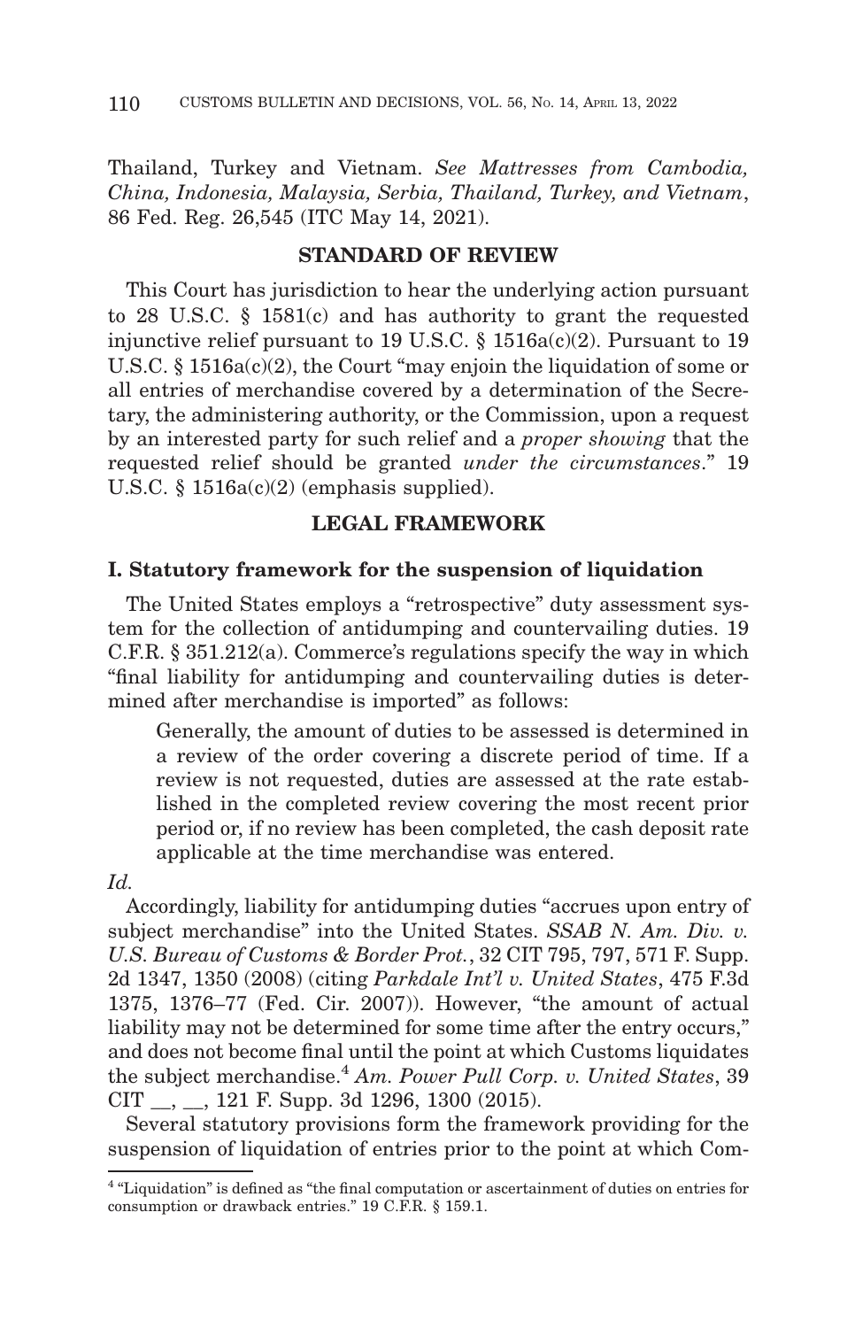Thailand, Turkey and Vietnam. *See Mattresses from Cambodia, China, Indonesia, Malaysia, Serbia, Thailand, Turkey, and Vietnam*, 86 Fed. Reg. 26,545 (ITC May 14, 2021).

## STANDARD OF REVIEW

This Court has jurisdiction to hear the underlying action pursuant to 28 U.S.C. § 1581(c) and has authority to grant the requested injunctive relief pursuant to 19 U.S.C. § 1516a(c)(2). Pursuant to 19 U.S.C. § 1516a(c)(2), the Court "may enjoin the liquidation of some or all entries of merchandise covered by a determination of the Secretary, the administering authority, or the Commission, upon a request by an interested party for such relief and a *proper showing* that the requested relief should be granted *under the circumstances*." 19 U.S.C. § 1516a(c)(2) (emphasis supplied).

## LEGAL FRAMEWORK

### I. Statutory framework for the suspension of liquidation

The United States employs a "retrospective" duty assessment system for the collection of antidumping and countervailing duties. 19 C.F.R. § 351.212(a). Commerce's regulations specify the way in which "final liability for antidumping and countervailing duties is determined after merchandise is imported" as follows:

> Generally, the amount of duties to be assessed is determined in a review of the order covering a discrete period of time. If a review is not requested, duties are assessed at the rate established in the completed review covering the most recent prior period or, if no review has been completed, the cash deposit rate applicable at the time merchandise was entered.

*Id.*

Accordingly, liability for antidumping duties "accrues upon entry of subject merchandise" into the United States. *SSAB N. Am. Div. v. U.S. Bureau of Customs & Border Prot.*, 32 CIT 795, 797, 571 F. Supp. 2d 1347, 1350 (2008) (citing *Parkdale Int'l v. United States*, 475 F.3d 1375, 1376–77 (Fed. Cir. 2007)). However, "the amount of actual liability may not be determined for some time after the entry occurs," and does not become final until the point at which Customs liquidates the subject merchandise.[4] *Am. Power Pull Corp. v. United States*, 39 CIT \_\_, \_\_, 121 F. Supp. 3d 1296, 1300 (2015).

Several statutory provisions form the framework providing for the suspension of liquidation of entries prior to the point at which Com-

[4] "Liquidation" is defined as "the final computation or ascertainment of duties on entries for consumption or drawback entries." 19 C.F.R. § 159.1.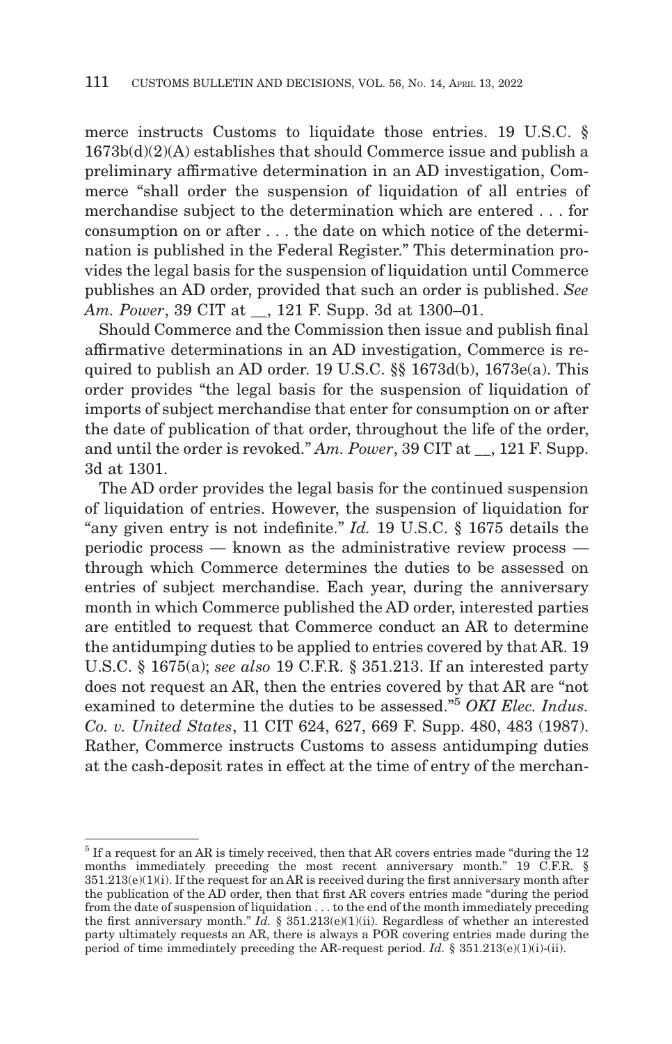merce instructs Customs to liquidate those entries. 19 U.S.C. § 1673b(d)(2)(A) establishes that should Commerce issue and publish a preliminary affirmative determination in an AD investigation, Commerce "shall order the suspension of liquidation of all entries of merchandise subject to the determination which are entered . . . for consumption on or after . . . the date on which notice of the determination is published in the Federal Register." This determination provides the legal basis for the suspension of liquidation until Commerce publishes an AD order, provided that such an order is published. *See Am. Power*, 39 CIT at __, 121 F. Supp. 3d at 1300–01.

Should Commerce and the Commission then issue and publish final affirmative determinations in an AD investigation, Commerce is required to publish an AD order. 19 U.S.C. §§ 1673d(b), 1673e(a). This order provides "the legal basis for the suspension of liquidation of imports of subject merchandise that enter for consumption on or after the date of publication of that order, throughout the life of the order, and until the order is revoked." *Am. Power*, 39 CIT at __, 121 F. Supp. 3d at 1301.

The AD order provides the legal basis for the continued suspension of liquidation of entries. However, the suspension of liquidation for "any given entry is not indefinite." *Id.* 19 U.S.C. § 1675 details the periodic process — known as the administrative review process — through which Commerce determines the duties to be assessed on entries of subject merchandise. Each year, during the anniversary month in which Commerce published the AD order, interested parties are entitled to request that Commerce conduct an AR to determine the antidumping duties to be applied to entries covered by that AR. 19 U.S.C. § 1675(a); *see also* 19 C.F.R. § 351.213. If an interested party does not request an AR, then the entries covered by that AR are "not examined to determine the duties to be assessed."[5] *OKI Elec. Indus. Co. v. United States*, 11 CIT 624, 627, 669 F. Supp. 480, 483 (1987). Rather, Commerce instructs Customs to assess antidumping duties at the cash-deposit rates in effect at the time of entry of the merchan-

---

[5] If a request for an AR is timely received, then that AR covers entries made "during the 12 months immediately preceding the most recent anniversary month." 19 C.F.R. § 351.213(e)(1)(i). If the request for an AR is received during the first anniversary month after the publication of the AD order, then that first AR covers entries made "during the period from the date of suspension of liquidation . . . to the end of the month immediately preceding the first anniversary month." *Id.* § 351.213(e)(1)(ii). Regardless of whether an interested party ultimately requests an AR, there is always a POR covering entries made during the period of time immediately preceding the AR-request period. *Id.* § 351.213(e)(1)(i)-(ii).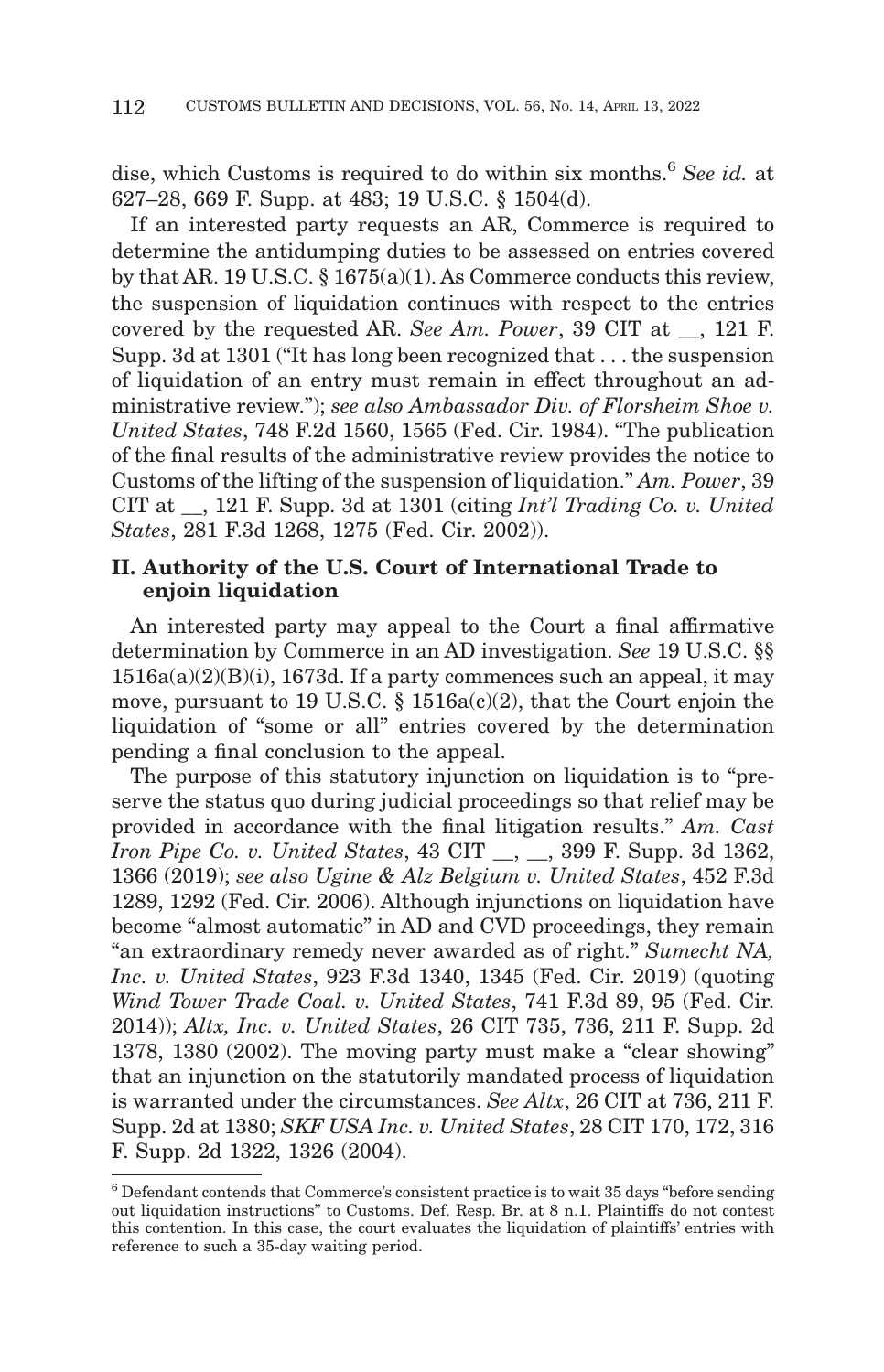dise, which Customs is required to do within six months.[6] *See id.* at 627–28, 669 F. Supp. at 483; 19 U.S.C. § 1504(d).

If an interested party requests an AR, Commerce is required to determine the antidumping duties to be assessed on entries covered by that AR. 19 U.S.C. § 1675(a)(1). As Commerce conducts this review, the suspension of liquidation continues with respect to the entries covered by the requested AR. *See Am. Power*, 39 CIT at __, 121 F. Supp. 3d at 1301 ("It has long been recognized that . . . the suspension of liquidation of an entry must remain in effect throughout an administrative review."); *see also Ambassador Div. of Florsheim Shoe v. United States*, 748 F.2d 1560, 1565 (Fed. Cir. 1984). "The publication of the final results of the administrative review provides the notice to Customs of the lifting of the suspension of liquidation." *Am. Power*, 39 CIT at __, 121 F. Supp. 3d at 1301 (citing *Int'l Trading Co. v. United States*, 281 F.3d 1268, 1275 (Fed. Cir. 2002)).

## II. Authority of the U.S. Court of International Trade to enjoin liquidation

An interested party may appeal to the Court a final affirmative determination by Commerce in an AD investigation. *See* 19 U.S.C. §§ 1516a(a)(2)(B)(i), 1673d. If a party commences such an appeal, it may move, pursuant to 19 U.S.C. § 1516a(c)(2), that the Court enjoin the liquidation of "some or all" entries covered by the determination pending a final conclusion to the appeal.

The purpose of this statutory injunction on liquidation is to "preserve the status quo during judicial proceedings so that relief may be provided in accordance with the final litigation results." *Am. Cast Iron Pipe Co. v. United States*, 43 CIT __, __, 399 F. Supp. 3d 1362, 1366 (2019); *see also Ugine & Alz Belgium v. United States*, 452 F.3d 1289, 1292 (Fed. Cir. 2006). Although injunctions on liquidation have become "almost automatic" in AD and CVD proceedings, they remain "an extraordinary remedy never awarded as of right." *Sumecht NA, Inc. v. United States*, 923 F.3d 1340, 1345 (Fed. Cir. 2019) (quoting *Wind Tower Trade Coal. v. United States*, 741 F.3d 89, 95 (Fed. Cir. 2014)); *Altx, Inc. v. United States*, 26 CIT 735, 736, 211 F. Supp. 2d 1378, 1380 (2002). The moving party must make a "clear showing" that an injunction on the statutorily mandated process of liquidation is warranted under the circumstances. *See Altx*, 26 CIT at 736, 211 F. Supp. 2d at 1380; *SKF USA Inc. v. United States*, 28 CIT 170, 172, 316 F. Supp. 2d 1322, 1326 (2004).

---

[6] Defendant contends that Commerce's consistent practice is to wait 35 days "before sending out liquidation instructions" to Customs. Def. Resp. Br. at 8 n.1. Plaintiffs do not contest this contention. In this case, the court evaluates the liquidation of plaintiffs' entries with reference to such a 35-day waiting period.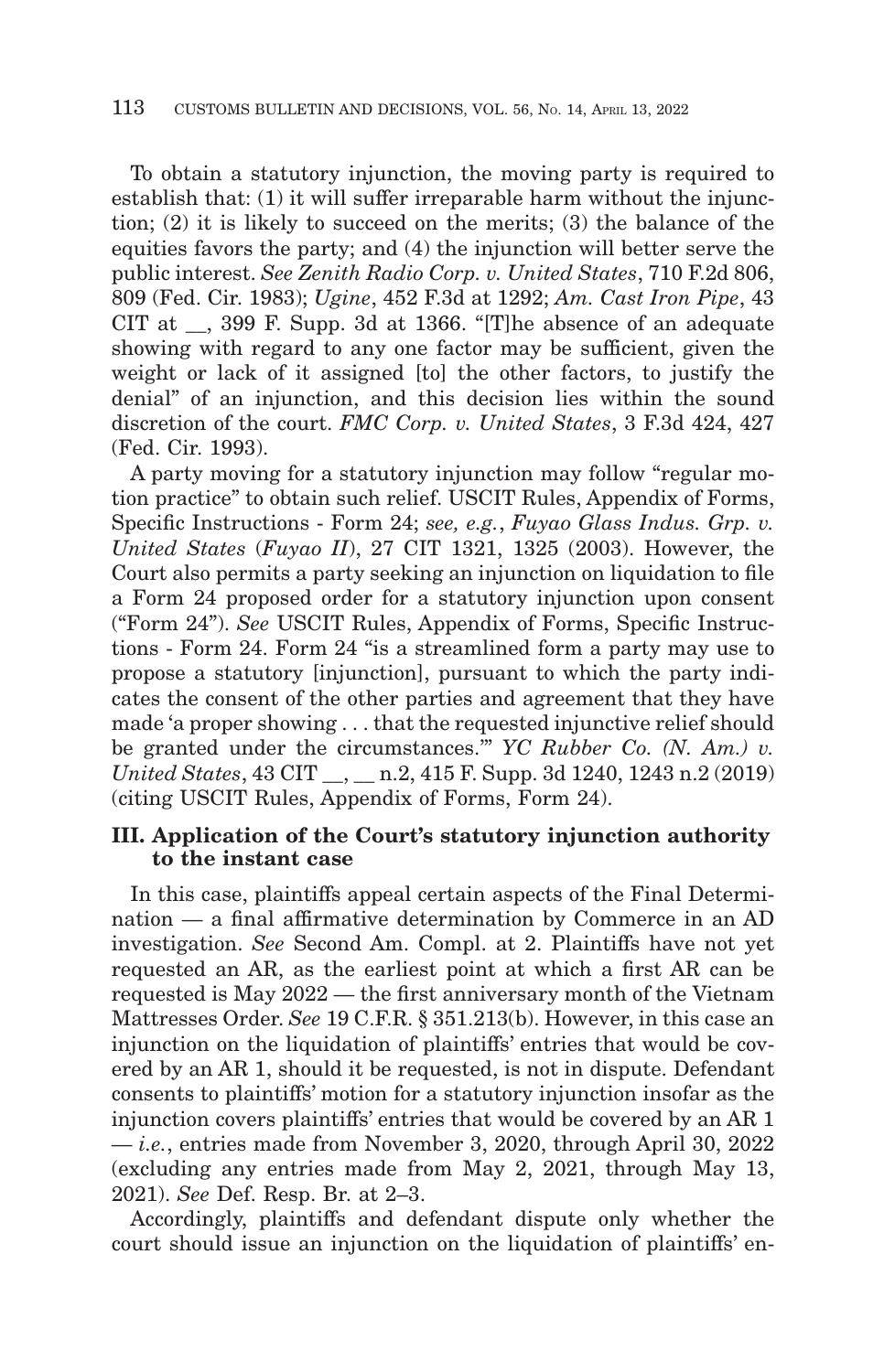To obtain a statutory injunction, the moving party is required to establish that: (1) it will suffer irreparable harm without the injunction; (2) it is likely to succeed on the merits; (3) the balance of the equities favors the party; and (4) the injunction will better serve the public interest. *See Zenith Radio Corp. v. United States*, 710 F.2d 806, 809 (Fed. Cir. 1983); *Ugine*, 452 F.3d at 1292; *Am. Cast Iron Pipe*, 43 CIT at __, 399 F. Supp. 3d at 1366. "[T]he absence of an adequate showing with regard to any one factor may be sufficient, given the weight or lack of it assigned [to] the other factors, to justify the denial" of an injunction, and this decision lies within the sound discretion of the court. *FMC Corp. v. United States*, 3 F.3d 424, 427 (Fed. Cir. 1993).

A party moving for a statutory injunction may follow "regular motion practice" to obtain such relief. USCIT Rules, Appendix of Forms, Specific Instructions - Form 24; *see, e.g.*, *Fuyao Glass Indus. Grp. v. United States* (*Fuyao II*), 27 CIT 1321, 1325 (2003). However, the Court also permits a party seeking an injunction on liquidation to file a Form 24 proposed order for a statutory injunction upon consent ("Form 24"). *See* USCIT Rules, Appendix of Forms, Specific Instructions - Form 24. Form 24 "is a streamlined form a party may use to propose a statutory [injunction], pursuant to which the party indicates the consent of the other parties and agreement that they have made 'a proper showing . . . that the requested injunctive relief should be granted under the circumstances.'" *YC Rubber Co. (N. Am.) v. United States*, 43 CIT __, __ n.2, 415 F. Supp. 3d 1240, 1243 n.2 (2019) (citing USCIT Rules, Appendix of Forms, Form 24).

### III. Application of the Court's statutory injunction authority to the instant case

In this case, plaintiffs appeal certain aspects of the Final Determination — a final affirmative determination by Commerce in an AD investigation. *See* Second Am. Compl. at 2. Plaintiffs have not yet requested an AR, as the earliest point at which a first AR can be requested is May 2022 — the first anniversary month of the Vietnam Mattresses Order. *See* 19 C.F.R. § 351.213(b). However, in this case an injunction on the liquidation of plaintiffs' entries that would be covered by an AR 1, should it be requested, is not in dispute. Defendant consents to plaintiffs' motion for a statutory injunction insofar as the injunction covers plaintiffs' entries that would be covered by an AR 1 — *i.e.*, entries made from November 3, 2020, through April 30, 2022 (excluding any entries made from May 2, 2021, through May 13, 2021). *See* Def. Resp. Br. at 2–3.

Accordingly, plaintiffs and defendant dispute only whether the court should issue an injunction on the liquidation of plaintiffs' en-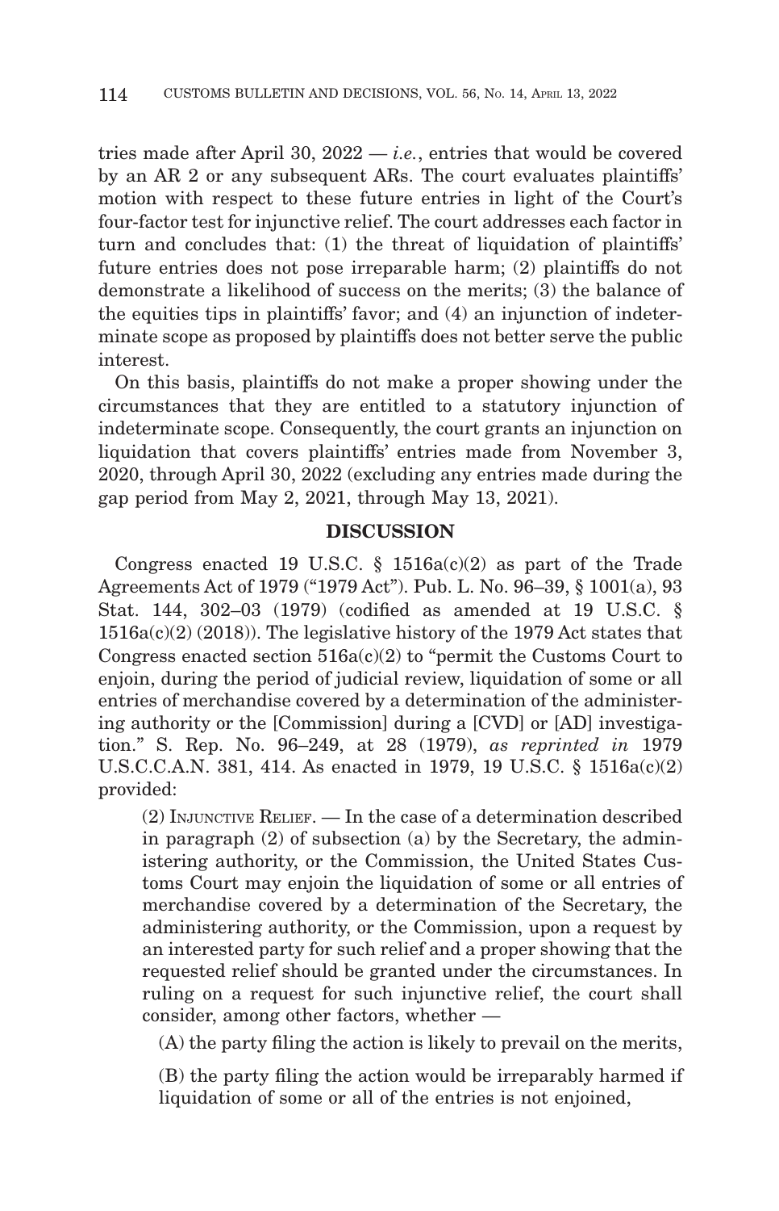tries made after April 30, 2022 — *i.e.*, entries that would be covered by an AR 2 or any subsequent ARs. The court evaluates plaintiffs' motion with respect to these future entries in light of the Court's four-factor test for injunctive relief. The court addresses each factor in turn and concludes that: (1) the threat of liquidation of plaintiffs' future entries does not pose irreparable harm; (2) plaintiffs do not demonstrate a likelihood of success on the merits; (3) the balance of the equities tips in plaintiffs' favor; and (4) an injunction of indeterminate scope as proposed by plaintiffs does not better serve the public interest.

On this basis, plaintiffs do not make a proper showing under the circumstances that they are entitled to a statutory injunction of indeterminate scope. Consequently, the court grants an injunction on liquidation that covers plaintiffs' entries made from November 3, 2020, through April 30, 2022 (excluding any entries made during the gap period from May 2, 2021, through May 13, 2021).

## DISCUSSION

Congress enacted 19 U.S.C. § 1516a(c)(2) as part of the Trade Agreements Act of 1979 ("1979 Act"). Pub. L. No. 96–39, § 1001(a), 93 Stat. 144, 302–03 (1979) (codified as amended at 19 U.S.C. § 1516a(c)(2) (2018)). The legislative history of the 1979 Act states that Congress enacted section 516a(c)(2) to "permit the Customs Court to enjoin, during the period of judicial review, liquidation of some or all entries of merchandise covered by a determination of the administering authority or the [Commission] during a [CVD] or [AD] investigation." S. Rep. No. 96–249, at 28 (1979), *as reprinted in* 1979 U.S.C.C.A.N. 381, 414. As enacted in 1979, 19 U.S.C. § 1516a(c)(2) provided:

> (2) INJUNCTIVE RELIEF. — In the case of a determination described in paragraph (2) of subsection (a) by the Secretary, the administering authority, or the Commission, the United States Customs Court may enjoin the liquidation of some or all entries of merchandise covered by a determination of the Secretary, the administering authority, or the Commission, upon a request by an interested party for such relief and a proper showing that the requested relief should be granted under the circumstances. In ruling on a request for such injunctive relief, the court shall consider, among other factors, whether —
>
> (A) the party filing the action is likely to prevail on the merits,
>
> (B) the party filing the action would be irreparably harmed if liquidation of some or all of the entries is not enjoined,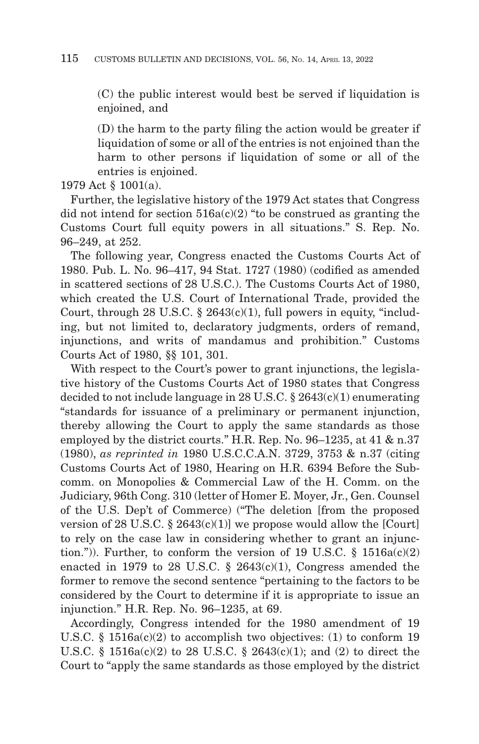(C) the public interest would best be served if liquidation is enjoined, and

(D) the harm to the party filing the action would be greater if liquidation of some or all of the entries is not enjoined than the harm to other persons if liquidation of some or all of the entries is enjoined.

1979 Act § 1001(a).

Further, the legislative history of the 1979 Act states that Congress did not intend for section 516a(c)(2) "to be construed as granting the Customs Court full equity powers in all situations." S. Rep. No. 96–249, at 252.

The following year, Congress enacted the Customs Courts Act of 1980. Pub. L. No. 96–417, 94 Stat. 1727 (1980) (codified as amended in scattered sections of 28 U.S.C.). The Customs Courts Act of 1980, which created the U.S. Court of International Trade, provided the Court, through 28 U.S.C. § 2643(c)(1), full powers in equity, "including, but not limited to, declaratory judgments, orders of remand, injunctions, and writs of mandamus and prohibition." Customs Courts Act of 1980, §§ 101, 301.

With respect to the Court's power to grant injunctions, the legislative history of the Customs Courts Act of 1980 states that Congress decided to not include language in 28 U.S.C. § 2643(c)(1) enumerating "standards for issuance of a preliminary or permanent injunction, thereby allowing the Court to apply the same standards as those employed by the district courts." H.R. Rep. No. 96–1235, at 41 & n.37 (1980), *as reprinted in* 1980 U.S.C.C.A.N. 3729, 3753 & n.37 (citing Customs Courts Act of 1980, Hearing on H.R. 6394 Before the Subcomm. on Monopolies & Commercial Law of the H. Comm. on the Judiciary, 96th Cong. 310 (letter of Homer E. Moyer, Jr., Gen. Counsel of the U.S. Dep't of Commerce) ("The deletion [from the proposed version of 28 U.S.C. § 2643(c)(1)] we propose would allow the [Court] to rely on the case law in considering whether to grant an injunction.")). Further, to conform the version of 19 U.S.C. § 1516a(c)(2) enacted in 1979 to 28 U.S.C. § 2643(c)(1), Congress amended the former to remove the second sentence "pertaining to the factors to be considered by the Court to determine if it is appropriate to issue an injunction." H.R. Rep. No. 96–1235, at 69.

Accordingly, Congress intended for the 1980 amendment of 19 U.S.C. § 1516a(c)(2) to accomplish two objectives: (1) to conform 19 U.S.C. § 1516a(c)(2) to 28 U.S.C. § 2643(c)(1); and (2) to direct the Court to "apply the same standards as those employed by the district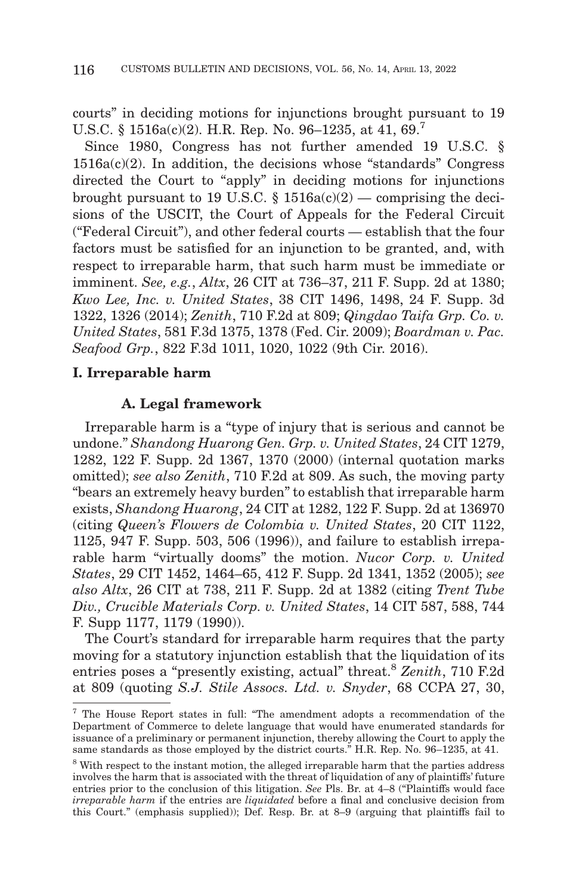courts" in deciding motions for injunctions brought pursuant to 19 U.S.C. § 1516a(c)(2). H.R. Rep. No. 96–1235, at 41, 69.[7]

Since 1980, Congress has not further amended 19 U.S.C. § 1516a(c)(2). In addition, the decisions whose "standards" Congress directed the Court to "apply" in deciding motions for injunctions brought pursuant to 19 U.S.C. § 1516a(c)(2) — comprising the decisions of the USCIT, the Court of Appeals for the Federal Circuit ("Federal Circuit"), and other federal courts — establish that the four factors must be satisfied for an injunction to be granted, and, with respect to irreparable harm, that such harm must be immediate or imminent. *See, e.g.*, *Altx*, 26 CIT at 736–37, 211 F. Supp. 2d at 1380; *Kwo Lee, Inc. v. United States*, 38 CIT 1496, 1498, 24 F. Supp. 3d 1322, 1326 (2014); *Zenith*, 710 F.2d at 809; *Qingdao Taifa Grp. Co. v. United States*, 581 F.3d 1375, 1378 (Fed. Cir. 2009); *Boardman v. Pac. Seafood Grp.*, 822 F.3d 1011, 1020, 1022 (9th Cir. 2016).

## I. Irreparable harm

### A. Legal framework

Irreparable harm is a "type of injury that is serious and cannot be undone." *Shandong Huarong Gen. Grp. v. United States*, 24 CIT 1279, 1282, 122 F. Supp. 2d 1367, 1370 (2000) (internal quotation marks omitted); *see also Zenith*, 710 F.2d at 809. As such, the moving party "bears an extremely heavy burden" to establish that irreparable harm exists, *Shandong Huarong*, 24 CIT at 1282, 122 F. Supp. 2d at 136970 (citing *Queen's Flowers de Colombia v. United States*, 20 CIT 1122, 1125, 947 F. Supp. 503, 506 (1996)), and failure to establish irreparable harm "virtually dooms" the motion. *Nucor Corp. v. United States*, 29 CIT 1452, 1464–65, 412 F. Supp. 2d 1341, 1352 (2005); *see also Altx*, 26 CIT at 738, 211 F. Supp. 2d at 1382 (citing *Trent Tube Div., Crucible Materials Corp. v. United States*, 14 CIT 587, 588, 744 F. Supp 1177, 1179 (1990)).

The Court's standard for irreparable harm requires that the party moving for a statutory injunction establish that the liquidation of its entries poses a "presently existing, actual" threat.[8] *Zenith*, 710 F.2d at 809 (quoting *S.J. Stile Assocs. Ltd. v. Snyder*, 68 CCPA 27, 30,

---

[7] The House Report states in full: "The amendment adopts a recommendation of the Department of Commerce to delete language that would have enumerated standards for issuance of a preliminary or permanent injunction, thereby allowing the Court to apply the same standards as those employed by the district courts." H.R. Rep. No. 96–1235, at 41.

[8] With respect to the instant motion, the alleged irreparable harm that the parties address involves the harm that is associated with the threat of liquidation of any of plaintiffs' future entries prior to the conclusion of this litigation. *See* Pls. Br. at 4–8 ("Plaintiffs would face *irreparable harm* if the entries are *liquidated* before a final and conclusive decision from this Court." (emphasis supplied)); Def. Resp. Br. at 8–9 (arguing that plaintiffs fail to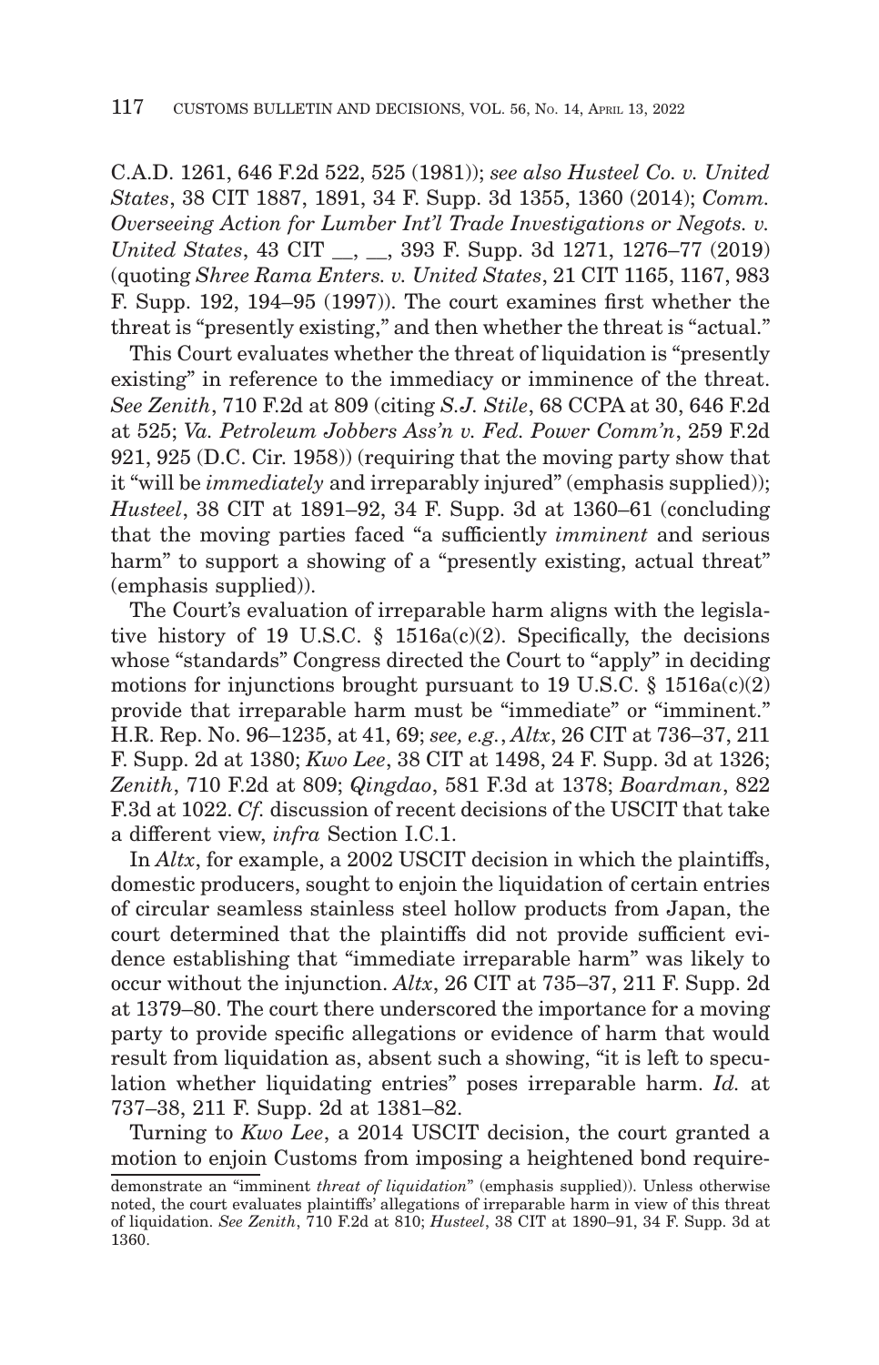C.A.D. 1261, 646 F.2d 522, 525 (1981)); *see also Husteel Co. v. United States*, 38 CIT 1887, 1891, 34 F. Supp. 3d 1355, 1360 (2014); *Comm. Overseeing Action for Lumber Int'l Trade Investigations or Negots. v. United States*, 43 CIT __, __, 393 F. Supp. 3d 1271, 1276–77 (2019) (quoting *Shree Rama Enters. v. United States*, 21 CIT 1165, 1167, 983 F. Supp. 192, 194–95 (1997)). The court examines first whether the threat is "presently existing," and then whether the threat is "actual."

This Court evaluates whether the threat of liquidation is "presently existing" in reference to the immediacy or imminence of the threat. *See Zenith*, 710 F.2d at 809 (citing *S.J. Stile*, 68 CCPA at 30, 646 F.2d at 525; *Va. Petroleum Jobbers Ass'n v. Fed. Power Comm'n*, 259 F.2d 921, 925 (D.C. Cir. 1958)) (requiring that the moving party show that it "will be *immediately* and irreparably injured" (emphasis supplied)); *Husteel*, 38 CIT at 1891–92, 34 F. Supp. 3d at 1360–61 (concluding that the moving parties faced "a sufficiently *imminent* and serious harm" to support a showing of a "presently existing, actual threat" (emphasis supplied)).

The Court's evaluation of irreparable harm aligns with the legislative history of 19 U.S.C. § 1516a(c)(2). Specifically, the decisions whose "standards" Congress directed the Court to "apply" in deciding motions for injunctions brought pursuant to 19 U.S.C. § 1516a(c)(2) provide that irreparable harm must be "immediate" or "imminent." H.R. Rep. No. 96–1235, at 41, 69; *see, e.g.*, *Altx*, 26 CIT at 736–37, 211 F. Supp. 2d at 1380; *Kwo Lee*, 38 CIT at 1498, 24 F. Supp. 3d at 1326; *Zenith*, 710 F.2d at 809; *Qingdao*, 581 F.3d at 1378; *Boardman*, 822 F.3d at 1022. *Cf.* discussion of recent decisions of the USCIT that take a different view, *infra* Section I.C.1.

In *Altx*, for example, a 2002 USCIT decision in which the plaintiffs, domestic producers, sought to enjoin the liquidation of certain entries of circular seamless stainless steel hollow products from Japan, the court determined that the plaintiffs did not provide sufficient evidence establishing that "immediate irreparable harm" was likely to occur without the injunction. *Altx*, 26 CIT at 735–37, 211 F. Supp. 2d at 1379–80. The court there underscored the importance for a moving party to provide specific allegations or evidence of harm that would result from liquidation as, absent such a showing, "it is left to speculation whether liquidating entries" poses irreparable harm. *Id.* at 737–38, 211 F. Supp. 2d at 1381–82.

Turning to *Kwo Lee*, a 2014 USCIT decision, the court granted a motion to enjoin Customs from imposing a heightened bond require-

---

demonstrate an "imminent *threat of liquidation*" (emphasis supplied)). Unless otherwise noted, the court evaluates plaintiffs' allegations of irreparable harm in view of this threat of liquidation. *See Zenith*, 710 F.2d at 810; *Husteel*, 38 CIT at 1890–91, 34 F. Supp. 3d at 1360.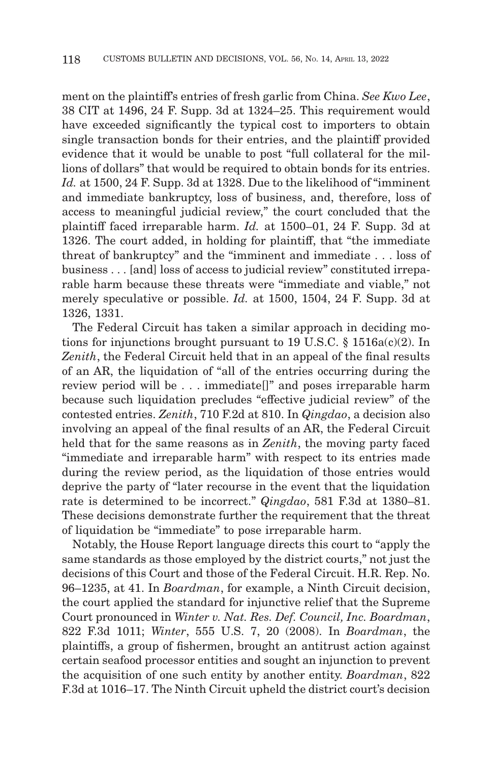ment on the plaintiff's entries of fresh garlic from China. *See Kwo Lee*, 38 CIT at 1496, 24 F. Supp. 3d at 1324–25. This requirement would have exceeded significantly the typical cost to importers to obtain single transaction bonds for their entries, and the plaintiff provided evidence that it would be unable to post "full collateral for the millions of dollars" that would be required to obtain bonds for its entries. *Id.* at 1500, 24 F. Supp. 3d at 1328. Due to the likelihood of "imminent and immediate bankruptcy, loss of business, and, therefore, loss of access to meaningful judicial review," the court concluded that the plaintiff faced irreparable harm. *Id.* at 1500–01, 24 F. Supp. 3d at 1326. The court added, in holding for plaintiff, that "the immediate threat of bankruptcy" and the "imminent and immediate . . . loss of business . . . [and] loss of access to judicial review" constituted irreparable harm because these threats were "immediate and viable," not merely speculative or possible. *Id.* at 1500, 1504, 24 F. Supp. 3d at 1326, 1331.

The Federal Circuit has taken a similar approach in deciding motions for injunctions brought pursuant to 19 U.S.C. § 1516a(c)(2). In *Zenith*, the Federal Circuit held that in an appeal of the final results of an AR, the liquidation of "all of the entries occurring during the review period will be . . . immediate[]" and poses irreparable harm because such liquidation precludes "effective judicial review" of the contested entries. *Zenith*, 710 F.2d at 810. In *Qingdao*, a decision also involving an appeal of the final results of an AR, the Federal Circuit held that for the same reasons as in *Zenith*, the moving party faced "immediate and irreparable harm" with respect to its entries made during the review period, as the liquidation of those entries would deprive the party of "later recourse in the event that the liquidation rate is determined to be incorrect." *Qingdao*, 581 F.3d at 1380–81. These decisions demonstrate further the requirement that the threat of liquidation be "immediate" to pose irreparable harm.

Notably, the House Report language directs this court to "apply the same standards as those employed by the district courts," not just the decisions of this Court and those of the Federal Circuit. H.R. Rep. No. 96–1235, at 41. In *Boardman*, for example, a Ninth Circuit decision, the court applied the standard for injunctive relief that the Supreme Court pronounced in *Winter v. Nat. Res. Def. Council, Inc. Boardman*, 822 F.3d 1011; *Winter*, 555 U.S. 7, 20 (2008). In *Boardman*, the plaintiffs, a group of fishermen, brought an antitrust action against certain seafood processor entities and sought an injunction to prevent the acquisition of one such entity by another entity. *Boardman*, 822 F.3d at 1016–17. The Ninth Circuit upheld the district court's decision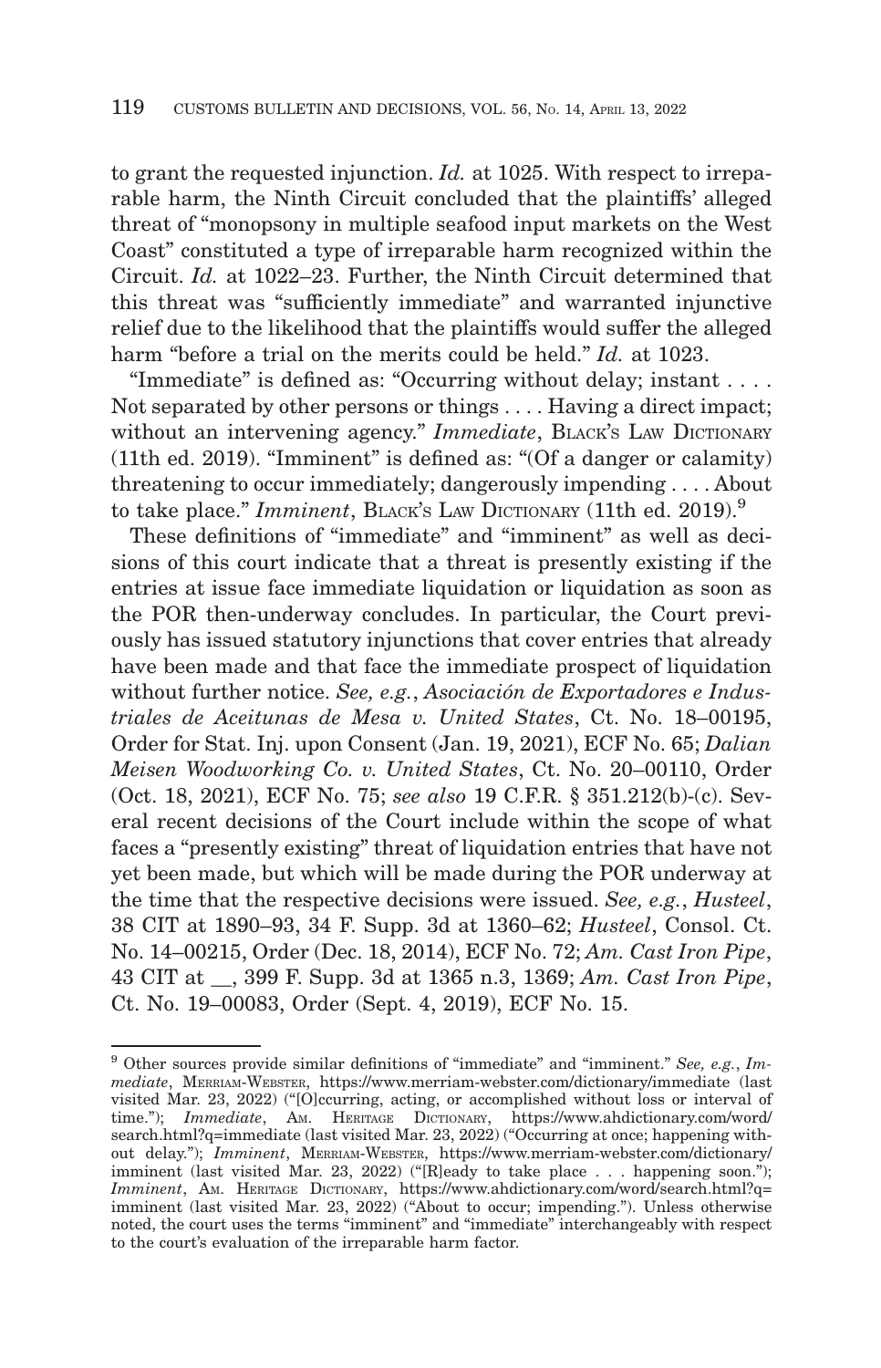to grant the requested injunction. *Id.* at 1025. With respect to irreparable harm, the Ninth Circuit concluded that the plaintiffs' alleged threat of "monopsony in multiple seafood input markets on the West Coast" constituted a type of irreparable harm recognized within the Circuit. *Id.* at 1022–23. Further, the Ninth Circuit determined that this threat was "sufficiently immediate" and warranted injunctive relief due to the likelihood that the plaintiffs would suffer the alleged harm "before a trial on the merits could be held." *Id.* at 1023.

"Immediate" is defined as: "Occurring without delay; instant . . . . Not separated by other persons or things . . . . Having a direct impact; without an intervening agency." *Immediate*, BLACK'S LAW DICTIONARY (11th ed. 2019). "Imminent" is defined as: "(Of a danger or calamity) threatening to occur immediately; dangerously impending . . . . About to take place." *Imminent*, BLACK'S LAW DICTIONARY (11th ed. 2019).[9]

These definitions of "immediate" and "imminent" as well as decisions of this court indicate that a threat is presently existing if the entries at issue face immediate liquidation or liquidation as soon as the POR then-underway concludes. In particular, the Court previously has issued statutory injunctions that cover entries that already have been made and that face the immediate prospect of liquidation without further notice. *See, e.g.*, *Asociación de Exportadores e Industriales de Aceitunas de Mesa v. United States*, Ct. No. 18–00195, Order for Stat. Inj. upon Consent (Jan. 19, 2021), ECF No. 65; *Dalian Meisen Woodworking Co. v. United States*, Ct. No. 20–00110, Order (Oct. 18, 2021), ECF No. 75; *see also* 19 C.F.R. § 351.212(b)-(c). Several recent decisions of the Court include within the scope of what faces a "presently existing" threat of liquidation entries that have not yet been made, but which will be made during the POR underway at the time that the respective decisions were issued. *See, e.g.*, *Husteel*, 38 CIT at 1890–93, 34 F. Supp. 3d at 1360–62; *Husteel*, Consol. Ct. No. 14–00215, Order (Dec. 18, 2014), ECF No. 72; *Am. Cast Iron Pipe*, 43 CIT at \_\_, 399 F. Supp. 3d at 1365 n.3, 1369; *Am. Cast Iron Pipe*, Ct. No. 19–00083, Order (Sept. 4, 2019), ECF No. 15.

---

[9] Other sources provide similar definitions of "immediate" and "imminent." *See, e.g.*, *Immediate*, MERRIAM-WEBSTER, https://www.merriam-webster.com/dictionary/immediate (last visited Mar. 23, 2022) ("[O]ccurring, acting, or accomplished without loss or interval of time."); *Immediate*, AM. HERITAGE DICTIONARY, https://www.ahdictionary.com/word/search.html?q=immediate (last visited Mar. 23, 2022) ("Occurring at once; happening without delay."); *Imminent*, MERRIAM-WEBSTER, https://www.merriam-webster.com/dictionary/imminent (last visited Mar. 23, 2022) ("[R]eady to take place . . . happening soon."); *Imminent*, AM. HERITAGE DICTIONARY, https://www.ahdictionary.com/word/search.html?q=imminent (last visited Mar. 23, 2022) ("About to occur; impending."). Unless otherwise noted, the court uses the terms "imminent" and "immediate" interchangeably with respect to the court's evaluation of the irreparable harm factor.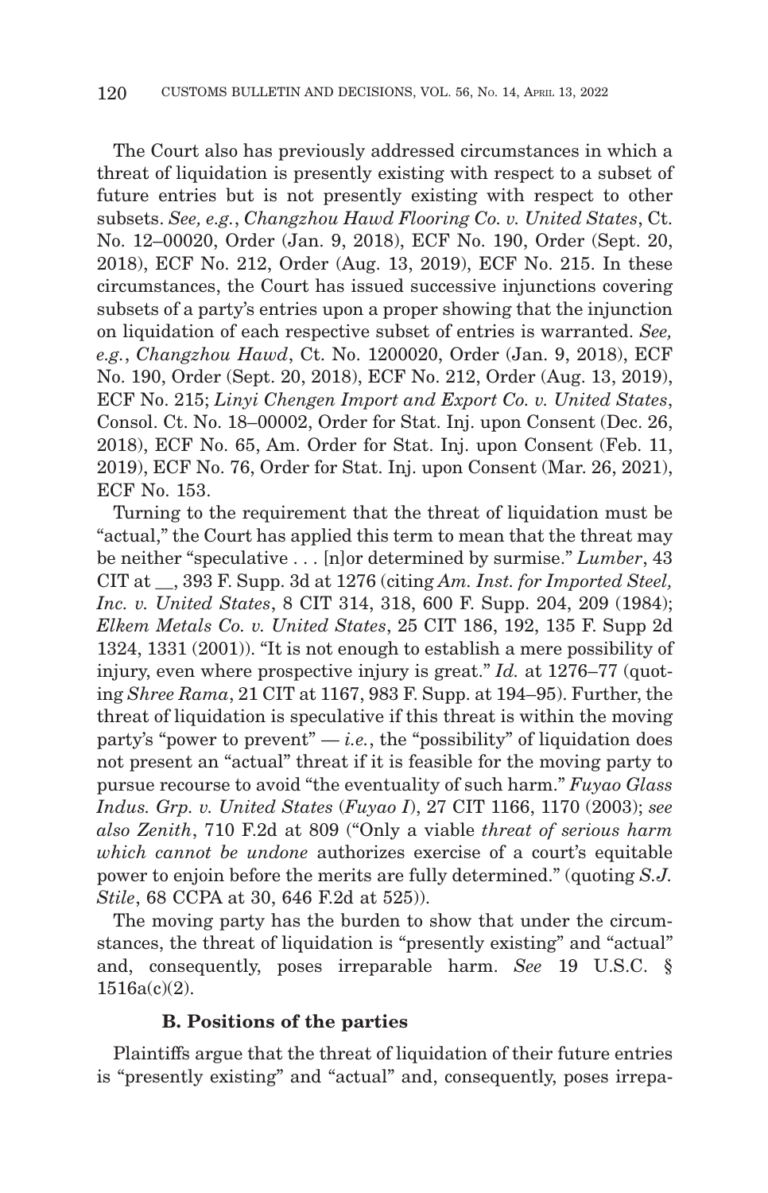The Court also has previously addressed circumstances in which a threat of liquidation is presently existing with respect to a subset of future entries but is not presently existing with respect to other subsets. *See, e.g.*, *Changzhou Hawd Flooring Co. v. United States*, Ct. No. 12–00020, Order (Jan. 9, 2018), ECF No. 190, Order (Sept. 20, 2018), ECF No. 212, Order (Aug. 13, 2019), ECF No. 215. In these circumstances, the Court has issued successive injunctions covering subsets of a party's entries upon a proper showing that the injunction on liquidation of each respective subset of entries is warranted. *See, e.g.*, *Changzhou Hawd*, Ct. No. 1200020, Order (Jan. 9, 2018), ECF No. 190, Order (Sept. 20, 2018), ECF No. 212, Order (Aug. 13, 2019), ECF No. 215; *Linyi Chengen Import and Export Co. v. United States*, Consol. Ct. No. 18–00002, Order for Stat. Inj. upon Consent (Dec. 26, 2018), ECF No. 65, Am. Order for Stat. Inj. upon Consent (Feb. 11, 2019), ECF No. 76, Order for Stat. Inj. upon Consent (Mar. 26, 2021), ECF No. 153.

Turning to the requirement that the threat of liquidation must be "actual," the Court has applied this term to mean that the threat may be neither "speculative . . . [n]or determined by surmise." *Lumber*, 43 CIT at __, 393 F. Supp. 3d at 1276 (citing *Am. Inst. for Imported Steel, Inc. v. United States*, 8 CIT 314, 318, 600 F. Supp. 204, 209 (1984); *Elkem Metals Co. v. United States*, 25 CIT 186, 192, 135 F. Supp 2d 1324, 1331 (2001)). "It is not enough to establish a mere possibility of injury, even where prospective injury is great." *Id.* at 1276–77 (quoting *Shree Rama*, 21 CIT at 1167, 983 F. Supp. at 194–95). Further, the threat of liquidation is speculative if this threat is within the moving party's "power to prevent" — *i.e.*, the "possibility" of liquidation does not present an "actual" threat if it is feasible for the moving party to pursue recourse to avoid "the eventuality of such harm." *Fuyao Glass Indus. Grp. v. United States* (*Fuyao I*), 27 CIT 1166, 1170 (2003); *see also Zenith*, 710 F.2d at 809 ("Only a viable *threat of serious harm which cannot be undone* authorizes exercise of a court's equitable power to enjoin before the merits are fully determined." (quoting *S.J. Stile*, 68 CCPA at 30, 646 F.2d at 525)).

The moving party has the burden to show that under the circumstances, the threat of liquidation is "presently existing" and "actual" and, consequently, poses irreparable harm. *See* 19 U.S.C. § 1516a(c)(2).

### B. Positions of the parties

Plaintiffs argue that the threat of liquidation of their future entries is "presently existing" and "actual" and, consequently, poses irrepa-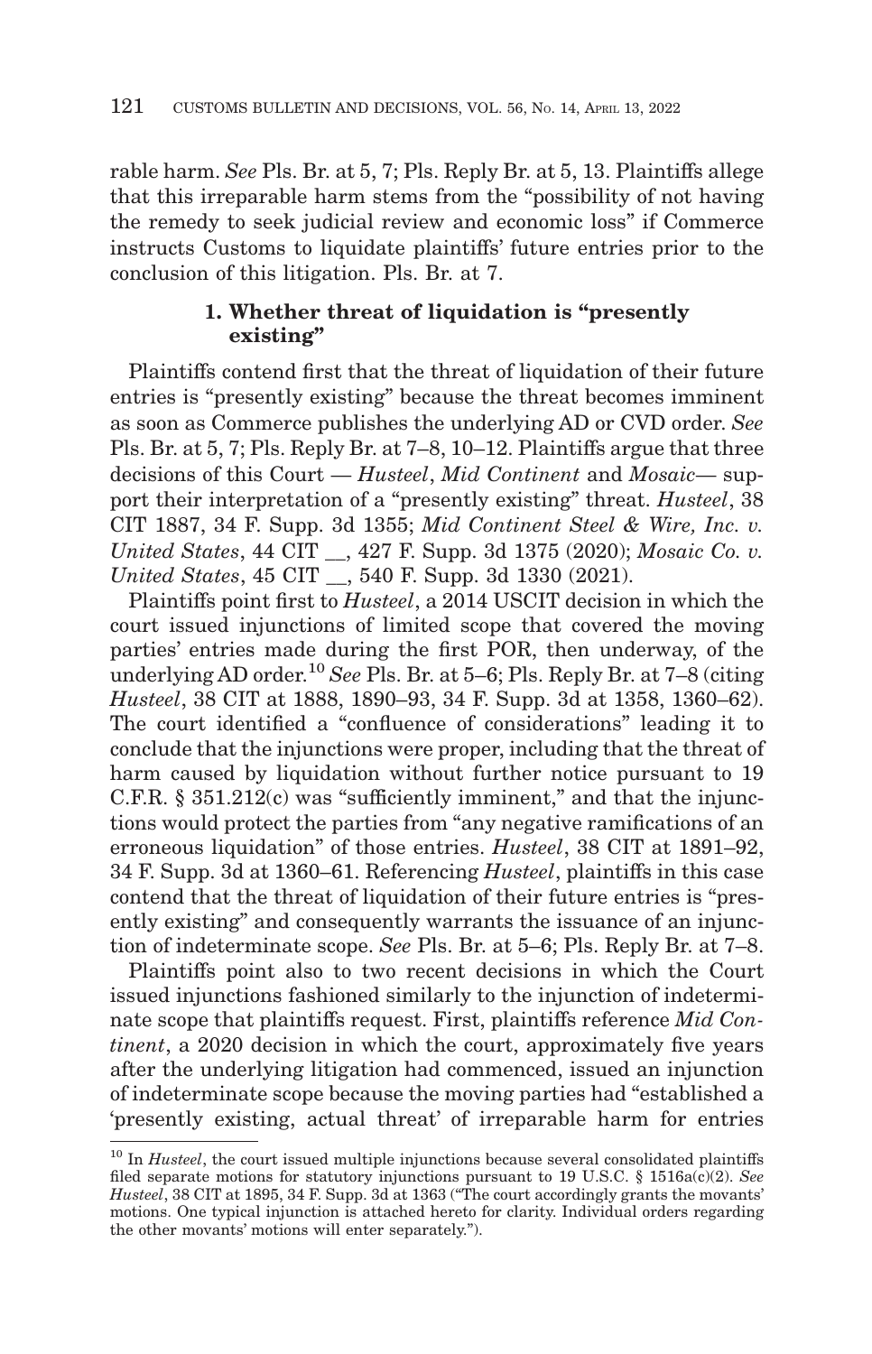rable harm. *See* Pls. Br. at 5, 7; Pls. Reply Br. at 5, 13. Plaintiffs allege that this irreparable harm stems from the "possibility of not having the remedy to seek judicial review and economic loss" if Commerce instructs Customs to liquidate plaintiffs' future entries prior to the conclusion of this litigation. Pls. Br. at 7.

### 1. Whether threat of liquidation is "presently existing"

Plaintiffs contend first that the threat of liquidation of their future entries is "presently existing" because the threat becomes imminent as soon as Commerce publishes the underlying AD or CVD order. *See* Pls. Br. at 5, 7; Pls. Reply Br. at 7–8, 10–12. Plaintiffs argue that three decisions of this Court — *Husteel*, *Mid Continent* and *Mosaic*— support their interpretation of a "presently existing" threat. *Husteel*, 38 CIT 1887, 34 F. Supp. 3d 1355; *Mid Continent Steel & Wire, Inc. v. United States*, 44 CIT __, 427 F. Supp. 3d 1375 (2020); *Mosaic Co. v. United States*, 45 CIT __, 540 F. Supp. 3d 1330 (2021).

Plaintiffs point first to *Husteel*, a 2014 USCIT decision in which the court issued injunctions of limited scope that covered the moving parties' entries made during the first POR, then underway, of the underlying AD order.[10] *See* Pls. Br. at 5–6; Pls. Reply Br. at 7–8 (citing *Husteel*, 38 CIT at 1888, 1890–93, 34 F. Supp. 3d at 1358, 1360–62). The court identified a "confluence of considerations" leading it to conclude that the injunctions were proper, including that the threat of harm caused by liquidation without further notice pursuant to 19 C.F.R. § 351.212(c) was "sufficiently imminent," and that the injunctions would protect the parties from "any negative ramifications of an erroneous liquidation" of those entries. *Husteel*, 38 CIT at 1891–92, 34 F. Supp. 3d at 1360–61. Referencing *Husteel*, plaintiffs in this case contend that the threat of liquidation of their future entries is "presently existing" and consequently warrants the issuance of an injunction of indeterminate scope. *See* Pls. Br. at 5–6; Pls. Reply Br. at 7–8.

Plaintiffs point also to two recent decisions in which the Court issued injunctions fashioned similarly to the injunction of indeterminate scope that plaintiffs request. First, plaintiffs reference *Mid Continent*, a 2020 decision in which the court, approximately five years after the underlying litigation had commenced, issued an injunction of indeterminate scope because the moving parties had "established a 'presently existing, actual threat' of irreparable harm for entries

[10] In *Husteel*, the court issued multiple injunctions because several consolidated plaintiffs filed separate motions for statutory injunctions pursuant to 19 U.S.C. § 1516a(c)(2). *See Husteel*, 38 CIT at 1895, 34 F. Supp. 3d at 1363 ("The court accordingly grants the movants' motions. One typical injunction is attached hereto for clarity. Individual orders regarding the other movants' motions will enter separately.").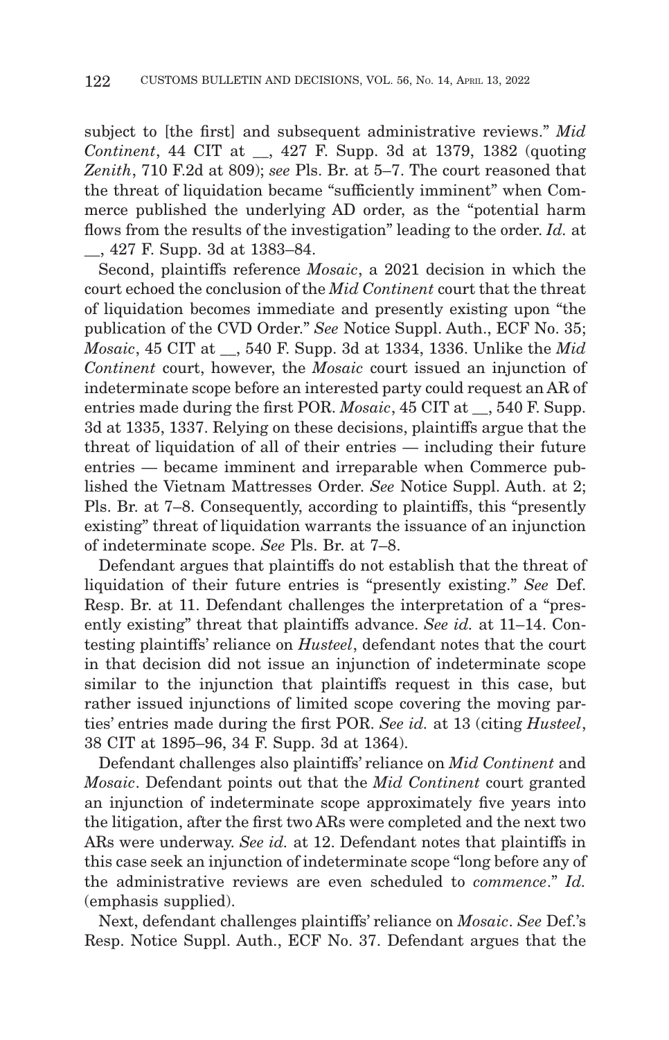subject to [the first] and subsequent administrative reviews." *Mid Continent*, 44 CIT at __, 427 F. Supp. 3d at 1379, 1382 (quoting *Zenith*, 710 F.2d at 809); *see* Pls. Br. at 5–7. The court reasoned that the threat of liquidation became "sufficiently imminent" when Commerce published the underlying AD order, as the "potential harm flows from the results of the investigation" leading to the order. *Id.* at __, 427 F. Supp. 3d at 1383–84.

Second, plaintiffs reference *Mosaic*, a 2021 decision in which the court echoed the conclusion of the *Mid Continent* court that the threat of liquidation becomes immediate and presently existing upon "the publication of the CVD Order." *See* Notice Suppl. Auth., ECF No. 35; *Mosaic*, 45 CIT at __, 540 F. Supp. 3d at 1334, 1336. Unlike the *Mid Continent* court, however, the *Mosaic* court issued an injunction of indeterminate scope before an interested party could request an AR of entries made during the first POR. *Mosaic*, 45 CIT at __, 540 F. Supp. 3d at 1335, 1337. Relying on these decisions, plaintiffs argue that the threat of liquidation of all of their entries — including their future entries — became imminent and irreparable when Commerce published the Vietnam Mattresses Order. *See* Notice Suppl. Auth. at 2; Pls. Br. at 7–8. Consequently, according to plaintiffs, this "presently existing" threat of liquidation warrants the issuance of an injunction of indeterminate scope. *See* Pls. Br. at 7–8.

Defendant argues that plaintiffs do not establish that the threat of liquidation of their future entries is "presently existing." *See* Def. Resp. Br. at 11. Defendant challenges the interpretation of a "presently existing" threat that plaintiffs advance. *See id.* at 11–14. Contesting plaintiffs' reliance on *Husteel*, defendant notes that the court in that decision did not issue an injunction of indeterminate scope similar to the injunction that plaintiffs request in this case, but rather issued injunctions of limited scope covering the moving parties' entries made during the first POR. *See id.* at 13 (citing *Husteel*, 38 CIT at 1895–96, 34 F. Supp. 3d at 1364).

Defendant challenges also plaintiffs' reliance on *Mid Continent* and *Mosaic*. Defendant points out that the *Mid Continent* court granted an injunction of indeterminate scope approximately five years into the litigation, after the first two ARs were completed and the next two ARs were underway. *See id.* at 12. Defendant notes that plaintiffs in this case seek an injunction of indeterminate scope "long before any of the administrative reviews are even scheduled to *commence*." *Id.* (emphasis supplied).

Next, defendant challenges plaintiffs' reliance on *Mosaic*. *See* Def.'s Resp. Notice Suppl. Auth., ECF No. 37. Defendant argues that the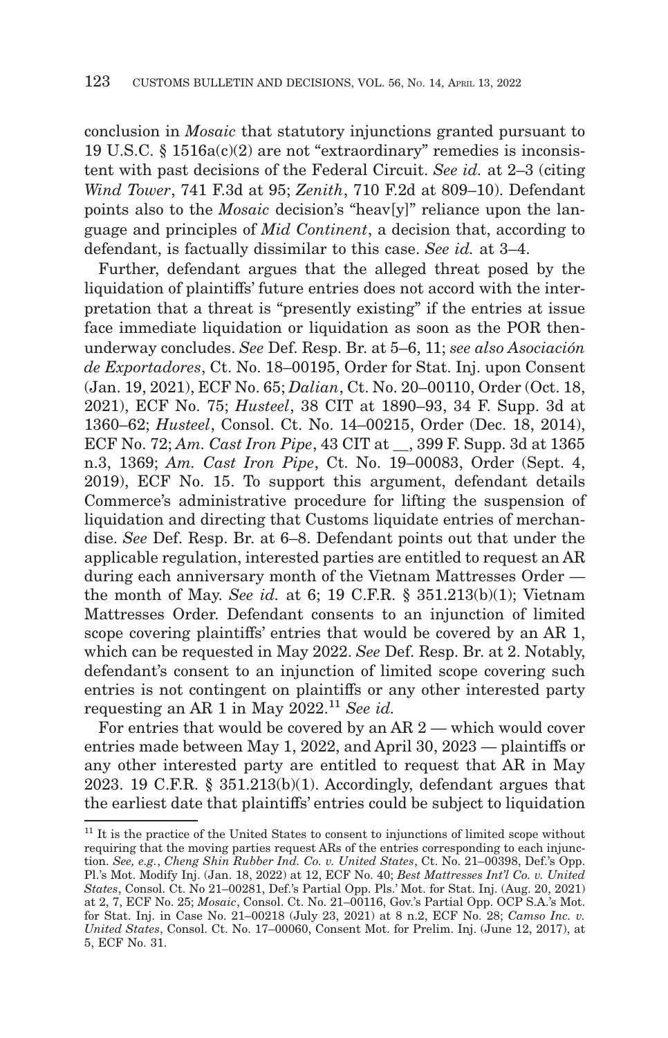conclusion in *Mosaic* that statutory injunctions granted pursuant to 19 U.S.C. § 1516a(c)(2) are not "extraordinary" remedies is inconsistent with past decisions of the Federal Circuit. *See id.* at 2–3 (citing *Wind Tower*, 741 F.3d at 95; *Zenith*, 710 F.2d at 809–10). Defendant points also to the *Mosaic* decision's "heav[y]" reliance upon the language and principles of *Mid Continent*, a decision that, according to defendant, is factually dissimilar to this case. *See id.* at 3–4.

Further, defendant argues that the alleged threat posed by the liquidation of plaintiffs' future entries does not accord with the interpretation that a threat is "presently existing" if the entries at issue face immediate liquidation or liquidation as soon as the POR then-underway concludes. *See* Def. Resp. Br. at 5–6, 11; *see also Asociación de Exportadores*, Ct. No. 18–00195, Order for Stat. Inj. upon Consent (Jan. 19, 2021), ECF No. 65; *Dalian*, Ct. No. 20–00110, Order (Oct. 18, 2021), ECF No. 75; *Husteel*, 38 CIT at 1890–93, 34 F. Supp. 3d at 1360–62; *Husteel*, Consol. Ct. No. 14–00215, Order (Dec. 18, 2014), ECF No. 72; *Am. Cast Iron Pipe*, 43 CIT at __, 399 F. Supp. 3d at 1365 n.3, 1369; *Am. Cast Iron Pipe*, Ct. No. 19–00083, Order (Sept. 4, 2019), ECF No. 15. To support this argument, defendant details Commerce's administrative procedure for lifting the suspension of liquidation and directing that Customs liquidate entries of merchandise. *See* Def. Resp. Br. at 6–8. Defendant points out that under the applicable regulation, interested parties are entitled to request an AR during each anniversary month of the Vietnam Mattresses Order — the month of May. *See id.* at 6; 19 C.F.R. § 351.213(b)(1); Vietnam Mattresses Order. Defendant consents to an injunction of limited scope covering plaintiffs' entries that would be covered by an AR 1, which can be requested in May 2022. *See* Def. Resp. Br. at 2. Notably, defendant's consent to an injunction of limited scope covering such entries is not contingent on plaintiffs or any other interested party requesting an AR 1 in May 2022.[11] *See id.*

For entries that would be covered by an AR 2 — which would cover entries made between May 1, 2022, and April 30, 2023 — plaintiffs or any other interested party are entitled to request that AR in May 2023. 19 C.F.R. § 351.213(b)(1). Accordingly, defendant argues that the earliest date that plaintiffs' entries could be subject to liquidation

[11] It is the practice of the United States to consent to injunctions of limited scope without requiring that the moving parties request ARs of the entries corresponding to each injunction. *See, e.g.*, *Cheng Shin Rubber Ind. Co. v. United States*, Ct. No. 21–00398, Def.'s Opp. Pl.'s Mot. Modify Inj. (Jan. 18, 2022) at 12, ECF No. 40; *Best Mattresses Int'l Co. v. United States*, Consol. Ct. No 21–00281, Def.'s Partial Opp. Pls.' Mot. for Stat. Inj. (Aug. 20, 2021) at 2, 7, ECF No. 25; *Mosaic*, Consol. Ct. No. 21–00116, Gov.'s Partial Opp. OCP S.A.'s Mot. for Stat. Inj. in Case No. 21–00218 (July 23, 2021) at 8 n.2, ECF No. 28; *Camso Inc. v. United States*, Consol. Ct. No. 17–00060, Consent Mot. for Prelim. Inj. (June 12, 2017), at 5, ECF No. 31.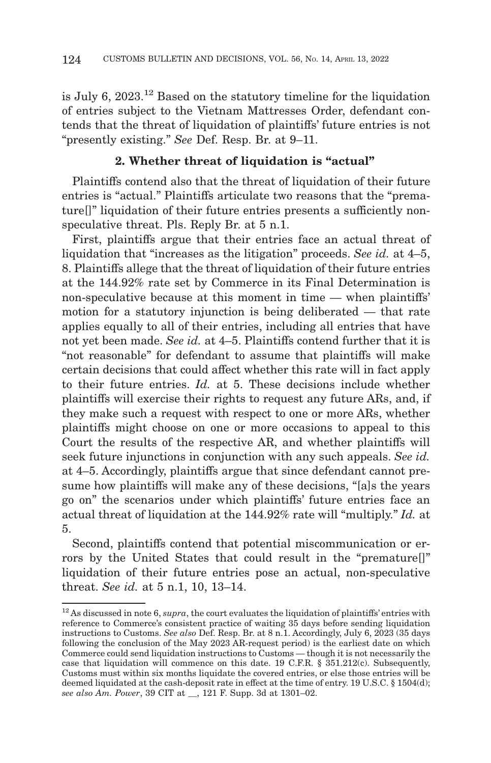is July 6, 2023.[12] Based on the statutory timeline for the liquidation of entries subject to the Vietnam Mattresses Order, defendant contends that the threat of liquidation of plaintiffs' future entries is not "presently existing." *See* Def. Resp. Br. at 9–11.

### 2. Whether threat of liquidation is "actual"

Plaintiffs contend also that the threat of liquidation of their future entries is "actual." Plaintiffs articulate two reasons that the "premature[]" liquidation of their future entries presents a sufficiently non-speculative threat. Pls. Reply Br. at 5 n.1.

First, plaintiffs argue that their entries face an actual threat of liquidation that "increases as the litigation" proceeds. *See id.* at 4–5, 8. Plaintiffs allege that the threat of liquidation of their future entries at the 144.92% rate set by Commerce in its Final Determination is non-speculative because at this moment in time — when plaintiffs' motion for a statutory injunction is being deliberated — that rate applies equally to all of their entries, including all entries that have not yet been made. *See id.* at 4–5. Plaintiffs contend further that it is "not reasonable" for defendant to assume that plaintiffs will make certain decisions that could affect whether this rate will in fact apply to their future entries. *Id.* at 5. These decisions include whether plaintiffs will exercise their rights to request any future ARs, and, if they make such a request with respect to one or more ARs, whether plaintiffs might choose on one or more occasions to appeal to this Court the results of the respective AR, and whether plaintiffs will seek future injunctions in conjunction with any such appeals. *See id.* at 4–5. Accordingly, plaintiffs argue that since defendant cannot presume how plaintiffs will make any of these decisions, "[a]s the years go on" the scenarios under which plaintiffs' future entries face an actual threat of liquidation at the 144.92% rate will "multiply." *Id.* at 5.

Second, plaintiffs contend that potential miscommunication or errors by the United States that could result in the "premature[]" liquidation of their future entries pose an actual, non-speculative threat. *See id.* at 5 n.1, 10, 13–14.

---

[12] As discussed in note 6, *supra*, the court evaluates the liquidation of plaintiffs' entries with reference to Commerce's consistent practice of waiting 35 days before sending liquidation instructions to Customs. *See also* Def. Resp. Br. at 8 n.1. Accordingly, July 6, 2023 (35 days following the conclusion of the May 2023 AR-request period) is the earliest date on which Commerce could send liquidation instructions to Customs — though it is not necessarily the case that liquidation will commence on this date. 19 C.F.R. § 351.212(c). Subsequently, Customs must within six months liquidate the covered entries, or else those entries will be deemed liquidated at the cash-deposit rate in effect at the time of entry. 19 U.S.C. § 1504(d); *see also Am. Power*, 39 CIT at __, 121 F. Supp. 3d at 1301–02.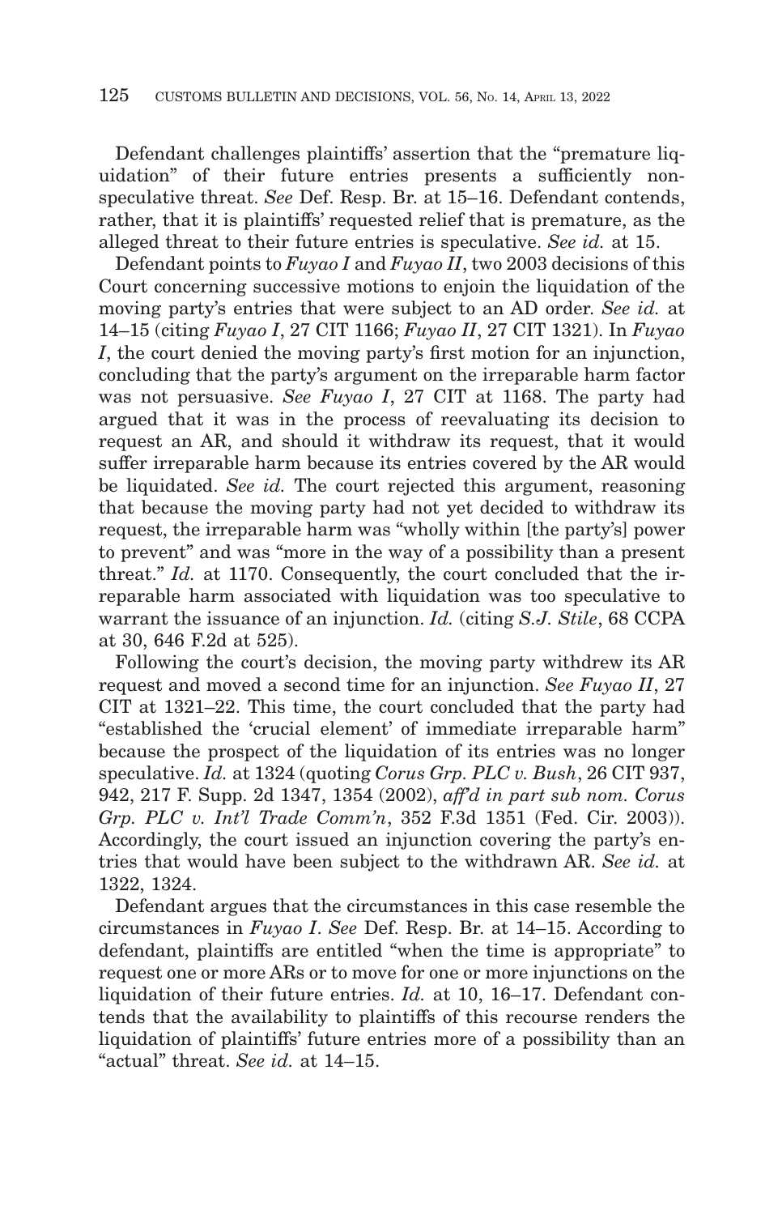Defendant challenges plaintiffs' assertion that the "premature liquidation" of their future entries presents a sufficiently non-speculative threat. *See* Def. Resp. Br. at 15–16. Defendant contends, rather, that it is plaintiffs' requested relief that is premature, as the alleged threat to their future entries is speculative. *See id.* at 15.

Defendant points to *Fuyao I* and *Fuyao II*, two 2003 decisions of this Court concerning successive motions to enjoin the liquidation of the moving party's entries that were subject to an AD order. *See id.* at 14–15 (citing *Fuyao I*, 27 CIT 1166; *Fuyao II*, 27 CIT 1321). In *Fuyao I*, the court denied the moving party's first motion for an injunction, concluding that the party's argument on the irreparable harm factor was not persuasive. *See Fuyao I*, 27 CIT at 1168. The party had argued that it was in the process of reevaluating its decision to request an AR, and should it withdraw its request, that it would suffer irreparable harm because its entries covered by the AR would be liquidated. *See id.* The court rejected this argument, reasoning that because the moving party had not yet decided to withdraw its request, the irreparable harm was "wholly within [the party's] power to prevent" and was "more in the way of a possibility than a present threat." *Id.* at 1170. Consequently, the court concluded that the irreparable harm associated with liquidation was too speculative to warrant the issuance of an injunction. *Id.* (citing *S.J. Stile*, 68 CCPA at 30, 646 F.2d at 525).

Following the court's decision, the moving party withdrew its AR request and moved a second time for an injunction. *See Fuyao II*, 27 CIT at 1321–22. This time, the court concluded that the party had "established the 'crucial element' of immediate irreparable harm" because the prospect of the liquidation of its entries was no longer speculative. *Id.* at 1324 (quoting *Corus Grp. PLC v. Bush*, 26 CIT 937, 942, 217 F. Supp. 2d 1347, 1354 (2002), *aff'd in part sub nom. Corus Grp. PLC v. Int'l Trade Comm'n*, 352 F.3d 1351 (Fed. Cir. 2003)). Accordingly, the court issued an injunction covering the party's entries that would have been subject to the withdrawn AR. *See id.* at 1322, 1324.

Defendant argues that the circumstances in this case resemble the circumstances in *Fuyao I*. *See* Def. Resp. Br. at 14–15. According to defendant, plaintiffs are entitled "when the time is appropriate" to request one or more ARs or to move for one or more injunctions on the liquidation of their future entries. *Id.* at 10, 16–17. Defendant contends that the availability to plaintiffs of this recourse renders the liquidation of plaintiffs' future entries more of a possibility than an "actual" threat. *See id.* at 14–15.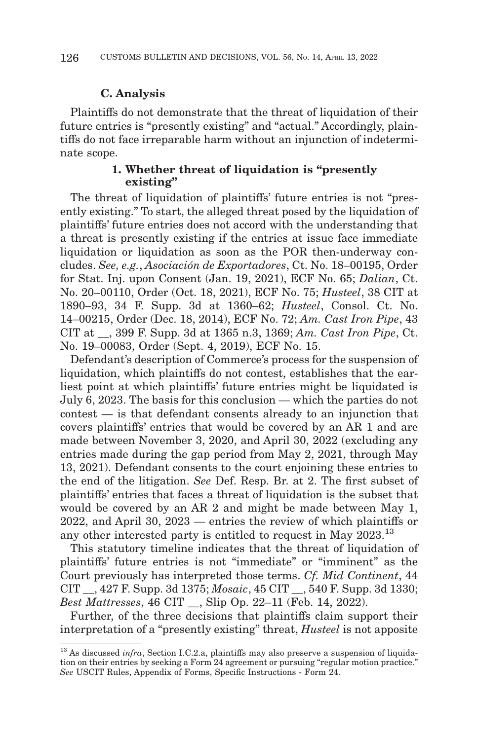### C. Analysis

Plaintiffs do not demonstrate that the threat of liquidation of their future entries is "presently existing" and "actual." Accordingly, plaintiffs do not face irreparable harm without an injunction of indeterminate scope.

#### 1. Whether threat of liquidation is "presently existing"

The threat of liquidation of plaintiffs' future entries is not "presently existing." To start, the alleged threat posed by the liquidation of plaintiffs' future entries does not accord with the understanding that a threat is presently existing if the entries at issue face immediate liquidation or liquidation as soon as the POR then-underway concludes. *See, e.g.*, *Asociación de Exportadores*, Ct. No. 18–00195, Order for Stat. Inj. upon Consent (Jan. 19, 2021), ECF No. 65; *Dalian*, Ct. No. 20–00110, Order (Oct. 18, 2021), ECF No. 75; *Husteel*, 38 CIT at 1890–93, 34 F. Supp. 3d at 1360–62; *Husteel*, Consol. Ct. No. 14–00215, Order (Dec. 18, 2014), ECF No. 72; *Am. Cast Iron Pipe*, 43 CIT at __, 399 F. Supp. 3d at 1365 n.3, 1369; *Am. Cast Iron Pipe*, Ct. No. 19–00083, Order (Sept. 4, 2019), ECF No. 15.

Defendant's description of Commerce's process for the suspension of liquidation, which plaintiffs do not contest, establishes that the earliest point at which plaintiffs' future entries might be liquidated is July 6, 2023. The basis for this conclusion — which the parties do not contest — is that defendant consents already to an injunction that covers plaintiffs' entries that would be covered by an AR 1 and are made between November 3, 2020, and April 30, 2022 (excluding any entries made during the gap period from May 2, 2021, through May 13, 2021). Defendant consents to the court enjoining these entries to the end of the litigation. *See* Def. Resp. Br. at 2. The first subset of plaintiffs' entries that faces a threat of liquidation is the subset that would be covered by an AR 2 and might be made between May 1, 2022, and April 30, 2023 — entries the review of which plaintiffs or any other interested party is entitled to request in May 2023.[13]

This statutory timeline indicates that the threat of liquidation of plaintiffs' future entries is not "immediate" or "imminent" as the Court previously has interpreted those terms. *Cf. Mid Continent*, 44 CIT __, 427 F. Supp. 3d 1375; *Mosaic*, 45 CIT __, 540 F. Supp. 3d 1330; *Best Mattresses*, 46 CIT __, Slip Op. 22–11 (Feb. 14, 2022).

Further, of the three decisions that plaintiffs claim support their interpretation of a "presently existing" threat, *Husteel* is not apposite

[13] As discussed *infra*, Section I.C.2.a, plaintiffs may also preserve a suspension of liquidation on their entries by seeking a Form 24 agreement or pursuing "regular motion practice." *See* USCIT Rules, Appendix of Forms, Specific Instructions - Form 24.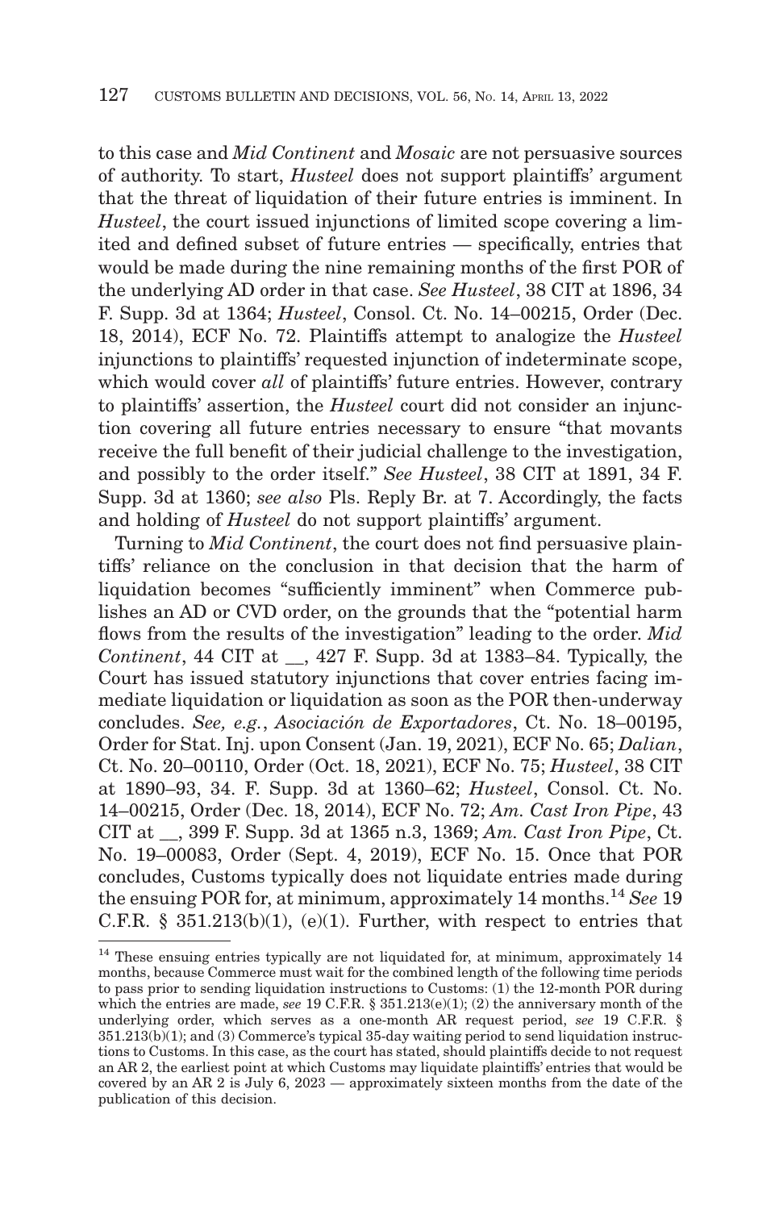to this case and *Mid Continent* and *Mosaic* are not persuasive sources of authority. To start, *Husteel* does not support plaintiffs' argument that the threat of liquidation of their future entries is imminent. In *Husteel*, the court issued injunctions of limited scope covering a limited and defined subset of future entries — specifically, entries that would be made during the nine remaining months of the first POR of the underlying AD order in that case. *See Husteel*, 38 CIT at 1896, 34 F. Supp. 3d at 1364; *Husteel*, Consol. Ct. No. 14–00215, Order (Dec. 18, 2014), ECF No. 72. Plaintiffs attempt to analogize the *Husteel* injunctions to plaintiffs' requested injunction of indeterminate scope, which would cover *all* of plaintiffs' future entries. However, contrary to plaintiffs' assertion, the *Husteel* court did not consider an injunction covering all future entries necessary to ensure "that movants receive the full benefit of their judicial challenge to the investigation, and possibly to the order itself." *See Husteel*, 38 CIT at 1891, 34 F. Supp. 3d at 1360; *see also* Pls. Reply Br. at 7. Accordingly, the facts and holding of *Husteel* do not support plaintiffs' argument.

Turning to *Mid Continent*, the court does not find persuasive plaintiffs' reliance on the conclusion in that decision that the harm of liquidation becomes "sufficiently imminent" when Commerce publishes an AD or CVD order, on the grounds that the "potential harm flows from the results of the investigation" leading to the order. *Mid Continent*, 44 CIT at __, 427 F. Supp. 3d at 1383–84. Typically, the Court has issued statutory injunctions that cover entries facing immediate liquidation or liquidation as soon as the POR then-underway concludes. *See, e.g.*, *Asociación de Exportadores*, Ct. No. 18–00195, Order for Stat. Inj. upon Consent (Jan. 19, 2021), ECF No. 65; *Dalian*, Ct. No. 20–00110, Order (Oct. 18, 2021), ECF No. 75; *Husteel*, 38 CIT at 1890–93, 34. F. Supp. 3d at 1360–62; *Husteel*, Consol. Ct. No. 14–00215, Order (Dec. 18, 2014), ECF No. 72; *Am. Cast Iron Pipe*, 43 CIT at __, 399 F. Supp. 3d at 1365 n.3, 1369; *Am. Cast Iron Pipe*, Ct. No. 19–00083, Order (Sept. 4, 2019), ECF No. 15. Once that POR concludes, Customs typically does not liquidate entries made during the ensuing POR for, at minimum, approximately 14 months.[14] *See* 19 C.F.R. § 351.213(b)(1), (e)(1). Further, with respect to entries that

[14] These ensuing entries typically are not liquidated for, at minimum, approximately 14 months, because Commerce must wait for the combined length of the following time periods to pass prior to sending liquidation instructions to Customs: (1) the 12-month POR during which the entries are made, *see* 19 C.F.R. § 351.213(e)(1); (2) the anniversary month of the underlying order, which serves as a one-month AR request period, *see* 19 C.F.R. § 351.213(b)(1); and (3) Commerce's typical 35-day waiting period to send liquidation instructions to Customs. In this case, as the court has stated, should plaintiffs decide to not request an AR 2, the earliest point at which Customs may liquidate plaintiffs' entries that would be covered by an AR 2 is July 6, 2023 — approximately sixteen months from the date of the publication of this decision.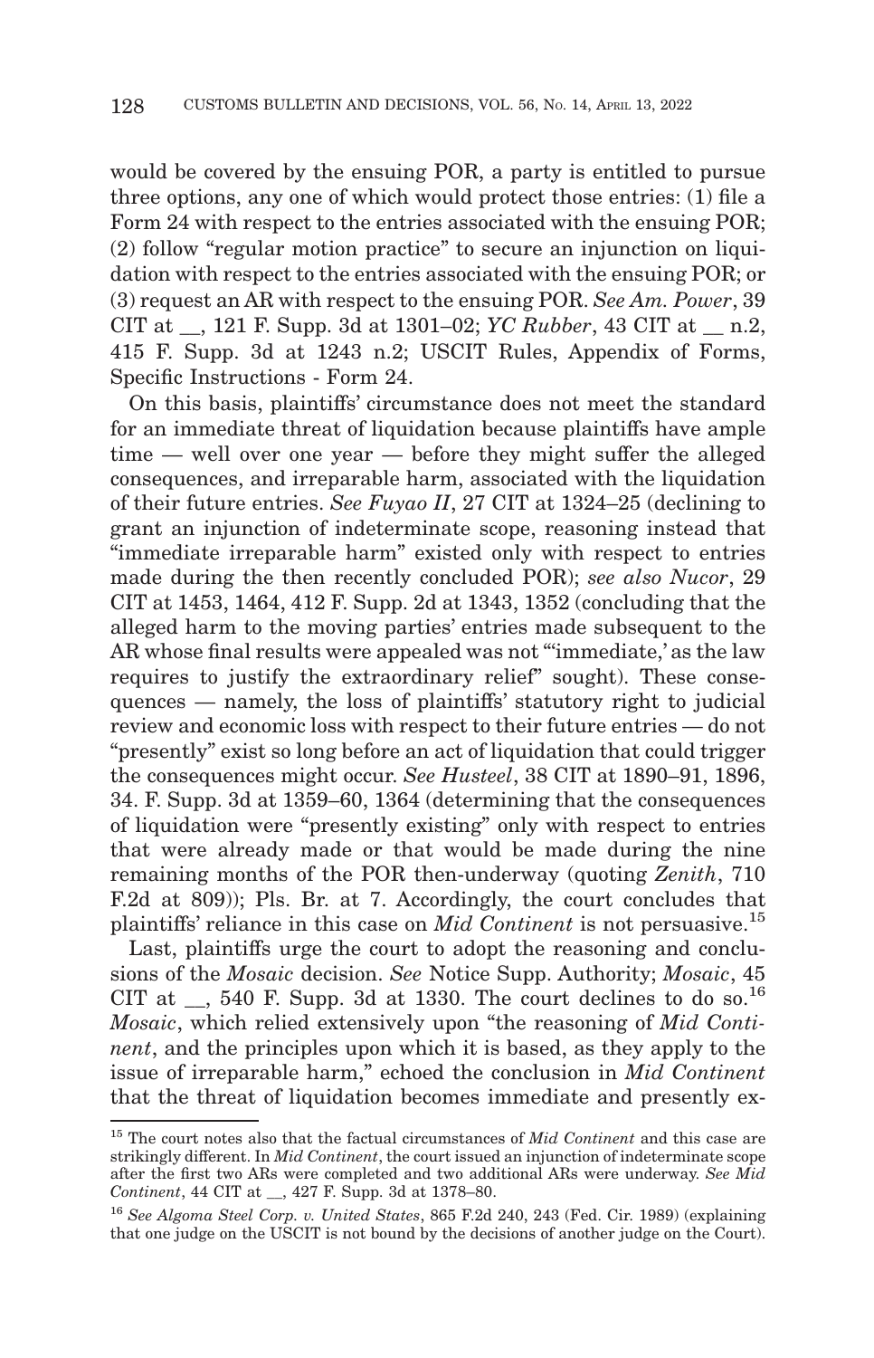would be covered by the ensuing POR, a party is entitled to pursue three options, any one of which would protect those entries: (1) file a Form 24 with respect to the entries associated with the ensuing POR; (2) follow "regular motion practice" to secure an injunction on liquidation with respect to the entries associated with the ensuing POR; or (3) request an AR with respect to the ensuing POR. *See Am. Power*, 39 CIT at __, 121 F. Supp. 3d at 1301–02; *YC Rubber*, 43 CIT at __ n.2, 415 F. Supp. 3d at 1243 n.2; USCIT Rules, Appendix of Forms, Specific Instructions - Form 24.

On this basis, plaintiffs' circumstance does not meet the standard for an immediate threat of liquidation because plaintiffs have ample time — well over one year — before they might suffer the alleged consequences, and irreparable harm, associated with the liquidation of their future entries. *See Fuyao II*, 27 CIT at 1324–25 (declining to grant an injunction of indeterminate scope, reasoning instead that "immediate irreparable harm" existed only with respect to entries made during the then recently concluded POR); *see also Nucor*, 29 CIT at 1453, 1464, 412 F. Supp. 2d at 1343, 1352 (concluding that the alleged harm to the moving parties' entries made subsequent to the AR whose final results were appealed was not "'immediate,' as the law requires to justify the extraordinary relief" sought). These consequences — namely, the loss of plaintiffs' statutory right to judicial review and economic loss with respect to their future entries — do not "presently" exist so long before an act of liquidation that could trigger the consequences might occur. *See Husteel*, 38 CIT at 1890–91, 1896, 34. F. Supp. 3d at 1359–60, 1364 (determining that the consequences of liquidation were "presently existing" only with respect to entries that were already made or that would be made during the nine remaining months of the POR then-underway (quoting *Zenith*, 710 F.2d at 809)); Pls. Br. at 7. Accordingly, the court concludes that plaintiffs' reliance in this case on *Mid Continent* is not persuasive.[15]

Last, plaintiffs urge the court to adopt the reasoning and conclusions of the *Mosaic* decision. *See* Notice Supp. Authority; *Mosaic*, 45 CIT at __, 540 F. Supp. 3d at 1330. The court declines to do so.[16] *Mosaic*, which relied extensively upon "the reasoning of *Mid Continent*, and the principles upon which it is based, as they apply to the issue of irreparable harm," echoed the conclusion in *Mid Continent* that the threat of liquidation becomes immediate and presently ex-

---

[15] The court notes also that the factual circumstances of *Mid Continent* and this case are strikingly different. In *Mid Continent*, the court issued an injunction of indeterminate scope after the first two ARs were completed and two additional ARs were underway. *See Mid Continent*, 44 CIT at __, 427 F. Supp. 3d at 1378–80.

[16] *See Algoma Steel Corp. v. United States*, 865 F.2d 240, 243 (Fed. Cir. 1989) (explaining that one judge on the USCIT is not bound by the decisions of another judge on the Court).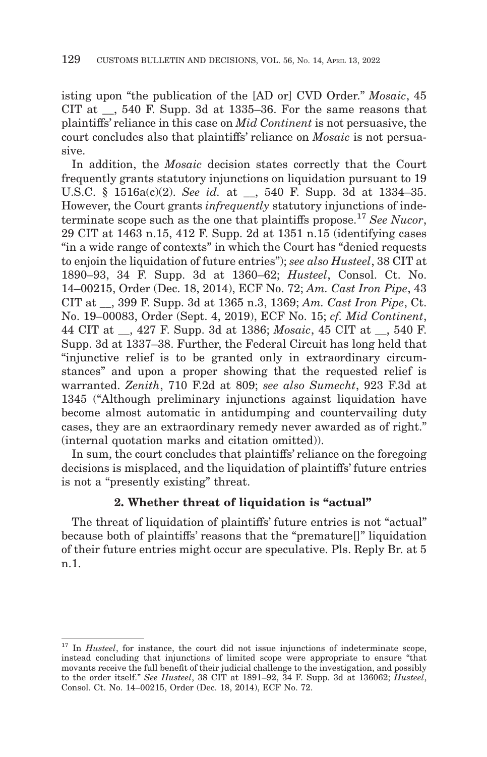isting upon "the publication of the [AD or] CVD Order." *Mosaic*, 45 CIT at __, 540 F. Supp. 3d at 1335–36. For the same reasons that plaintiffs' reliance in this case on *Mid Continent* is not persuasive, the court concludes also that plaintiffs' reliance on *Mosaic* is not persuasive.

In addition, the *Mosaic* decision states correctly that the Court frequently grants statutory injunctions on liquidation pursuant to 19 U.S.C. § 1516a(c)(2). *See id.* at __, 540 F. Supp. 3d at 1334–35. However, the Court grants *infrequently* statutory injunctions of indeterminate scope such as the one that plaintiffs propose.[17] *See Nucor*, 29 CIT at 1463 n.15, 412 F. Supp. 2d at 1351 n.15 (identifying cases "in a wide range of contexts" in which the Court has "denied requests to enjoin the liquidation of future entries"); *see also Husteel*, 38 CIT at 1890–93, 34 F. Supp. 3d at 1360–62; *Husteel*, Consol. Ct. No. 14–00215, Order (Dec. 18, 2014), ECF No. 72; *Am. Cast Iron Pipe*, 43 CIT at __, 399 F. Supp. 3d at 1365 n.3, 1369; *Am. Cast Iron Pipe*, Ct. No. 19–00083, Order (Sept. 4, 2019), ECF No. 15; *cf. Mid Continent*, 44 CIT at __, 427 F. Supp. 3d at 1386; *Mosaic*, 45 CIT at __, 540 F. Supp. 3d at 1337–38. Further, the Federal Circuit has long held that "injunctive relief is to be granted only in extraordinary circumstances" and upon a proper showing that the requested relief is warranted. *Zenith*, 710 F.2d at 809; *see also Sumecht*, 923 F.3d at 1345 ("Although preliminary injunctions against liquidation have become almost automatic in antidumping and countervailing duty cases, they are an extraordinary remedy never awarded as of right." (internal quotation marks and citation omitted)).

In sum, the court concludes that plaintiffs' reliance on the foregoing decisions is misplaced, and the liquidation of plaintiffs' future entries is not a "presently existing" threat.

### 2. Whether threat of liquidation is "actual"

The threat of liquidation of plaintiffs' future entries is not "actual" because both of plaintiffs' reasons that the "premature[]" liquidation of their future entries might occur are speculative. Pls. Reply Br. at 5 n.1.

---

[17] In *Husteel*, for instance, the court did not issue injunctions of indeterminate scope, instead concluding that injunctions of limited scope were appropriate to ensure "that movants receive the full benefit of their judicial challenge to the investigation, and possibly to the order itself." *See Husteel*, 38 CIT at 1891–92, 34 F. Supp. 3d at 136062; *Husteel*, Consol. Ct. No. 14–00215, Order (Dec. 18, 2014), ECF No. 72.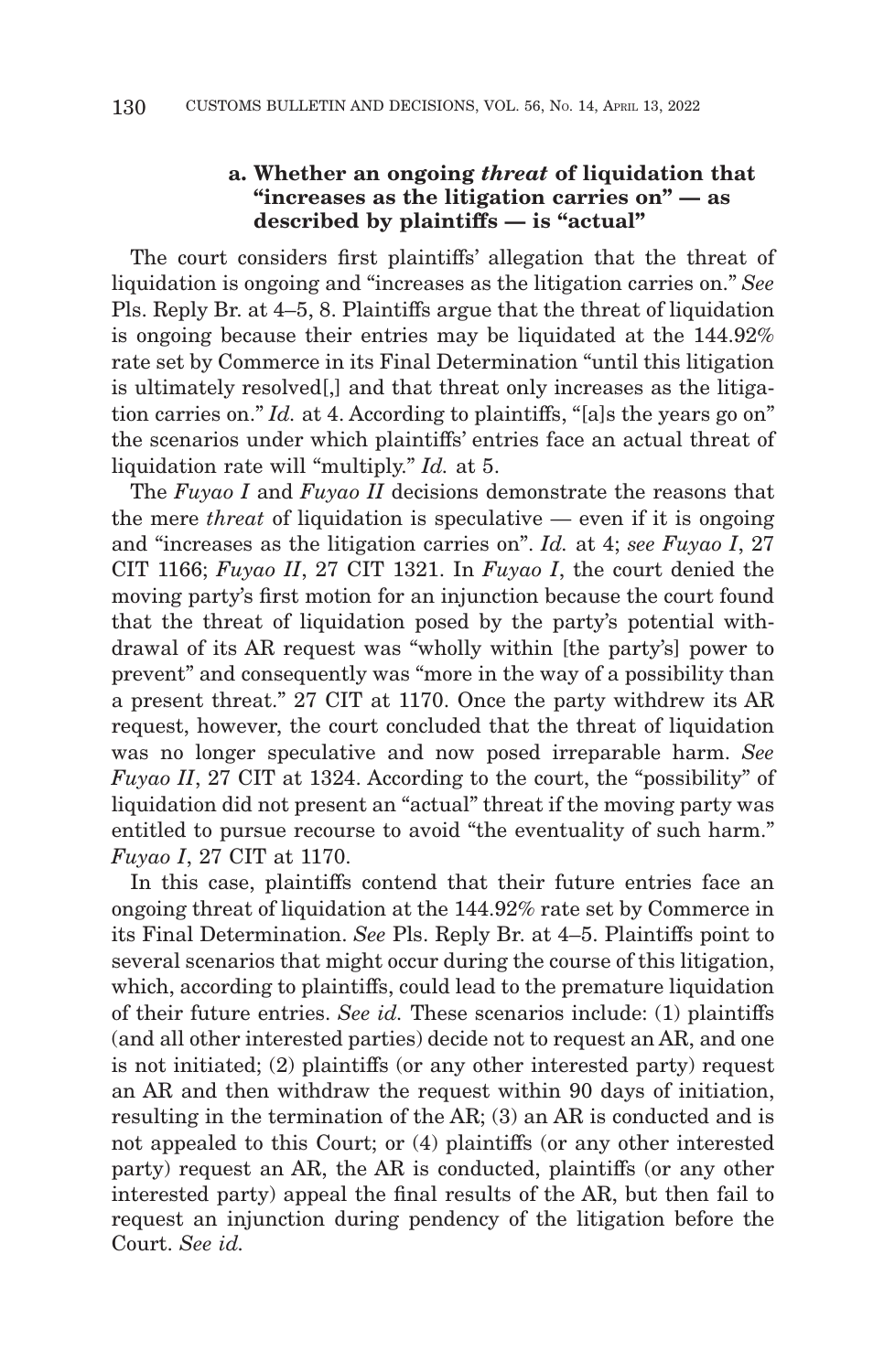### a. Whether an ongoing *threat* of liquidation that "increases as the litigation carries on" — as described by plaintiffs — is "actual"

The court considers first plaintiffs' allegation that the threat of liquidation is ongoing and "increases as the litigation carries on." *See* Pls. Reply Br. at 4–5, 8. Plaintiffs argue that the threat of liquidation is ongoing because their entries may be liquidated at the 144.92% rate set by Commerce in its Final Determination "until this litigation is ultimately resolved[,] and that threat only increases as the litigation carries on." *Id.* at 4. According to plaintiffs, "[a]s the years go on" the scenarios under which plaintiffs' entries face an actual threat of liquidation rate will "multiply." *Id.* at 5.

The *Fuyao I* and *Fuyao II* decisions demonstrate the reasons that the mere *threat* of liquidation is speculative — even if it is ongoing and "increases as the litigation carries on". *Id.* at 4; *see Fuyao I*, 27 CIT 1166; *Fuyao II*, 27 CIT 1321. In *Fuyao I*, the court denied the moving party's first motion for an injunction because the court found that the threat of liquidation posed by the party's potential withdrawal of its AR request was "wholly within [the party's] power to prevent" and consequently was "more in the way of a possibility than a present threat." 27 CIT at 1170. Once the party withdrew its AR request, however, the court concluded that the threat of liquidation was no longer speculative and now posed irreparable harm. *See Fuyao II*, 27 CIT at 1324. According to the court, the "possibility" of liquidation did not present an "actual" threat if the moving party was entitled to pursue recourse to avoid "the eventuality of such harm." *Fuyao I*, 27 CIT at 1170.

In this case, plaintiffs contend that their future entries face an ongoing threat of liquidation at the 144.92% rate set by Commerce in its Final Determination. *See* Pls. Reply Br. at 4–5. Plaintiffs point to several scenarios that might occur during the course of this litigation, which, according to plaintiffs, could lead to the premature liquidation of their future entries. *See id.* These scenarios include: (1) plaintiffs (and all other interested parties) decide not to request an AR, and one is not initiated; (2) plaintiffs (or any other interested party) request an AR and then withdraw the request within 90 days of initiation, resulting in the termination of the AR; (3) an AR is conducted and is not appealed to this Court; or (4) plaintiffs (or any other interested party) request an AR, the AR is conducted, plaintiffs (or any other interested party) appeal the final results of the AR, but then fail to request an injunction during pendency of the litigation before the Court. *See id.*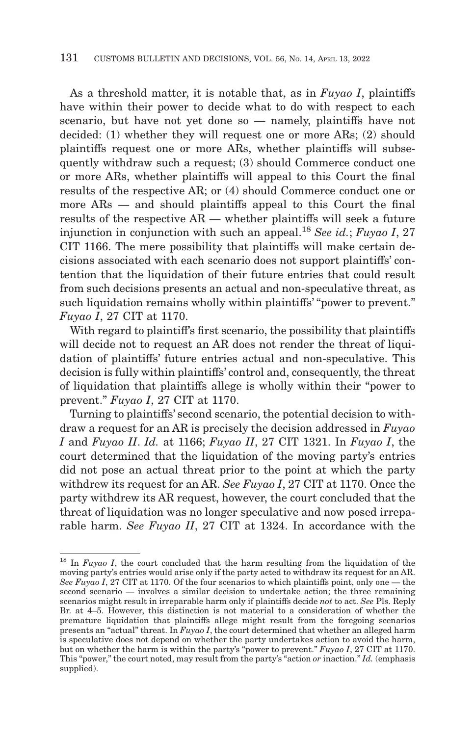As a threshold matter, it is notable that, as in *Fuyao I*, plaintiffs have within their power to decide what to do with respect to each scenario, but have not yet done so — namely, plaintiffs have not decided: (1) whether they will request one or more ARs; (2) should plaintiffs request one or more ARs, whether plaintiffs will subsequently withdraw such a request; (3) should Commerce conduct one or more ARs, whether plaintiffs will appeal to this Court the final results of the respective AR; or (4) should Commerce conduct one or more ARs — and should plaintiffs appeal to this Court the final results of the respective AR — whether plaintiffs will seek a future injunction in conjunction with such an appeal.[18] *See id.*; *Fuyao I*, 27 CIT 1166. The mere possibility that plaintiffs will make certain decisions associated with each scenario does not support plaintiffs' contention that the liquidation of their future entries that could result from such decisions presents an actual and non-speculative threat, as such liquidation remains wholly within plaintiffs' "power to prevent." *Fuyao I*, 27 CIT at 1170.

With regard to plaintiff's first scenario, the possibility that plaintiffs will decide not to request an AR does not render the threat of liquidation of plaintiffs' future entries actual and non-speculative. This decision is fully within plaintiffs' control and, consequently, the threat of liquidation that plaintiffs allege is wholly within their "power to prevent." *Fuyao I*, 27 CIT at 1170.

Turning to plaintiffs' second scenario, the potential decision to withdraw a request for an AR is precisely the decision addressed in *Fuyao I* and *Fuyao II*. *Id.* at 1166; *Fuyao II*, 27 CIT 1321. In *Fuyao I*, the court determined that the liquidation of the moving party's entries did not pose an actual threat prior to the point at which the party withdrew its request for an AR. *See Fuyao I*, 27 CIT at 1170. Once the party withdrew its AR request, however, the court concluded that the threat of liquidation was no longer speculative and now posed irreparable harm. *See Fuyao II*, 27 CIT at 1324. In accordance with the

[18] In *Fuyao I*, the court concluded that the harm resulting from the liquidation of the moving party's entries would arise only if the party acted to withdraw its request for an AR. *See Fuyao I*, 27 CIT at 1170. Of the four scenarios to which plaintiffs point, only one — the second scenario — involves a similar decision to undertake action; the three remaining scenarios might result in irreparable harm only if plaintiffs decide *not* to act. *See* Pls. Reply Br. at 4–5. However, this distinction is not material to a consideration of whether the premature liquidation that plaintiffs allege might result from the foregoing scenarios presents an "actual" threat. In *Fuyao I*, the court determined that whether an alleged harm is speculative does not depend on whether the party undertakes action to avoid the harm, but on whether the harm is within the party's "power to prevent." *Fuyao I*, 27 CIT at 1170. This "power," the court noted, may result from the party's "action *or* inaction." *Id.* (emphasis supplied).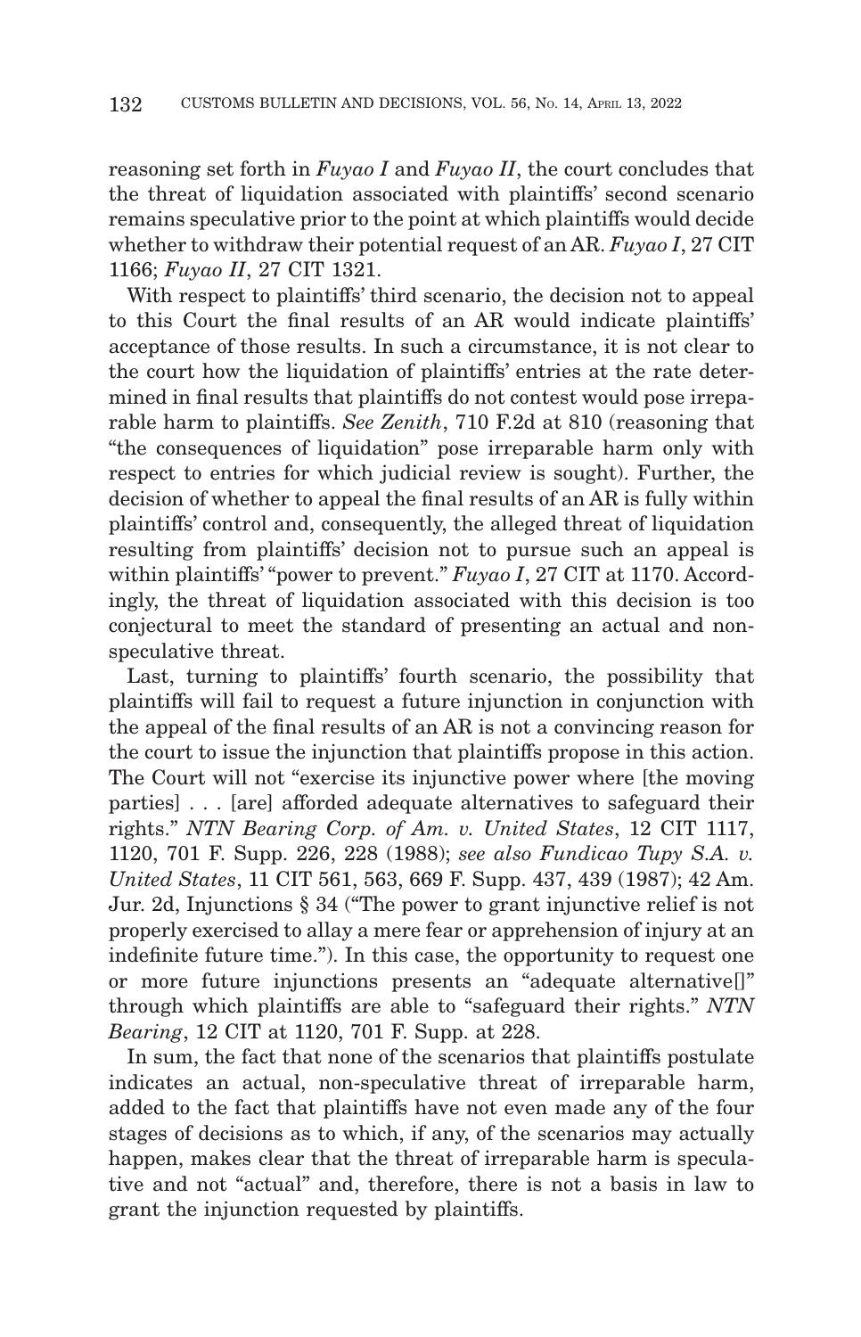reasoning set forth in *Fuyao I* and *Fuyao II*, the court concludes that the threat of liquidation associated with plaintiffs' second scenario remains speculative prior to the point at which plaintiffs would decide whether to withdraw their potential request of an AR. *Fuyao I*, 27 CIT 1166; *Fuyao II*, 27 CIT 1321.

With respect to plaintiffs' third scenario, the decision not to appeal to this Court the final results of an AR would indicate plaintiffs' acceptance of those results. In such a circumstance, it is not clear to the court how the liquidation of plaintiffs' entries at the rate determined in final results that plaintiffs do not contest would pose irreparable harm to plaintiffs. *See Zenith*, 710 F.2d at 810 (reasoning that "the consequences of liquidation" pose irreparable harm only with respect to entries for which judicial review is sought). Further, the decision of whether to appeal the final results of an AR is fully within plaintiffs' control and, consequently, the alleged threat of liquidation resulting from plaintiffs' decision not to pursue such an appeal is within plaintiffs' "power to prevent." *Fuyao I*, 27 CIT at 1170. Accordingly, the threat of liquidation associated with this decision is too conjectural to meet the standard of presenting an actual and non-speculative threat.

Last, turning to plaintiffs' fourth scenario, the possibility that plaintiffs will fail to request a future injunction in conjunction with the appeal of the final results of an AR is not a convincing reason for the court to issue the injunction that plaintiffs propose in this action. The Court will not "exercise its injunctive power where [the moving parties] . . . [are] afforded adequate alternatives to safeguard their rights." *NTN Bearing Corp. of Am. v. United States*, 12 CIT 1117, 1120, 701 F. Supp. 226, 228 (1988); *see also Fundicao Tupy S.A. v. United States*, 11 CIT 561, 563, 669 F. Supp. 437, 439 (1987); 42 Am. Jur. 2d, Injunctions § 34 ("The power to grant injunctive relief is not properly exercised to allay a mere fear or apprehension of injury at an indefinite future time."). In this case, the opportunity to request one or more future injunctions presents an "adequate alternative[]" through which plaintiffs are able to "safeguard their rights." *NTN Bearing*, 12 CIT at 1120, 701 F. Supp. at 228.

In sum, the fact that none of the scenarios that plaintiffs postulate indicates an actual, non-speculative threat of irreparable harm, added to the fact that plaintiffs have not even made any of the four stages of decisions as to which, if any, of the scenarios may actually happen, makes clear that the threat of irreparable harm is speculative and not "actual" and, therefore, there is not a basis in law to grant the injunction requested by plaintiffs.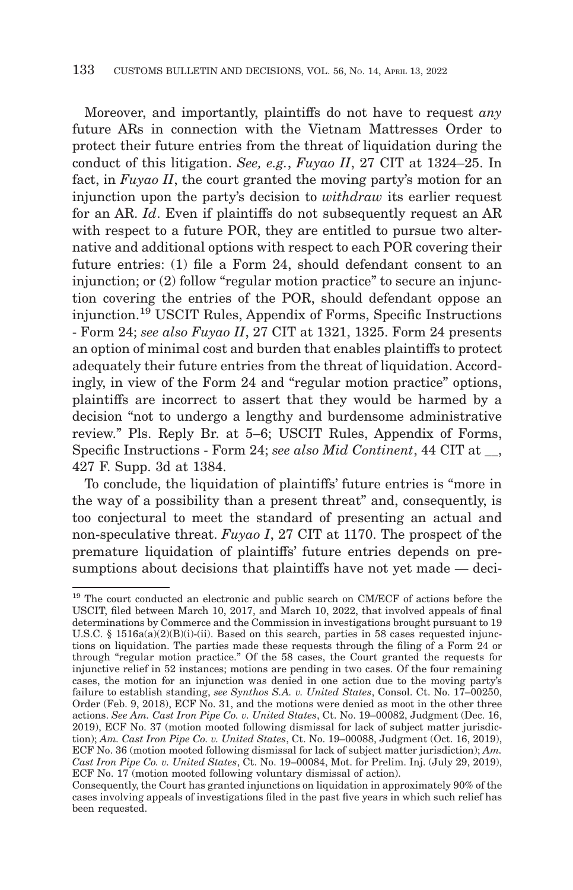Moreover, and importantly, plaintiffs do not have to request *any* future ARs in connection with the Vietnam Mattresses Order to protect their future entries from the threat of liquidation during the conduct of this litigation. *See, e.g.*, *Fuyao II*, 27 CIT at 1324–25. In fact, in *Fuyao II*, the court granted the moving party's motion for an injunction upon the party's decision to *withdraw* its earlier request for an AR. *Id*. Even if plaintiffs do not subsequently request an AR with respect to a future POR, they are entitled to pursue two alternative and additional options with respect to each POR covering their future entries: (1) file a Form 24, should defendant consent to an injunction; or (2) follow "regular motion practice" to secure an injunction covering the entries of the POR, should defendant oppose an injunction.[19] USCIT Rules, Appendix of Forms, Specific Instructions - Form 24; *see also Fuyao II*, 27 CIT at 1321, 1325. Form 24 presents an option of minimal cost and burden that enables plaintiffs to protect adequately their future entries from the threat of liquidation. Accordingly, in view of the Form 24 and "regular motion practice" options, plaintiffs are incorrect to assert that they would be harmed by a decision "not to undergo a lengthy and burdensome administrative review." Pls. Reply Br. at 5–6; USCIT Rules, Appendix of Forms, Specific Instructions - Form 24; *see also Mid Continent*, 44 CIT at __, 427 F. Supp. 3d at 1384.

To conclude, the liquidation of plaintiffs' future entries is "more in the way of a possibility than a present threat" and, consequently, is too conjectural to meet the standard of presenting an actual and non-speculative threat. *Fuyao I*, 27 CIT at 1170. The prospect of the premature liquidation of plaintiffs' future entries depends on presumptions about decisions that plaintiffs have not yet made — deci-

---

[19] The court conducted an electronic and public search on CM/ECF of actions before the USCIT, filed between March 10, 2017, and March 10, 2022, that involved appeals of final determinations by Commerce and the Commission in investigations brought pursuant to 19 U.S.C. § 1516a(a)(2)(B)(i)-(ii). Based on this search, parties in 58 cases requested injunctions on liquidation. The parties made these requests through the filing of a Form 24 or through "regular motion practice." Of the 58 cases, the Court granted the requests for injunctive relief in 52 instances; motions are pending in two cases. Of the four remaining cases, the motion for an injunction was denied in one action due to the moving party's failure to establish standing, *see Synthos S.A. v. United States*, Consol. Ct. No. 17–00250, Order (Feb. 9, 2018), ECF No. 31, and the motions were denied as moot in the other three actions. *See Am. Cast Iron Pipe Co. v. United States*, Ct. No. 19–00082, Judgment (Dec. 16, 2019), ECF No. 37 (motion mooted following dismissal for lack of subject matter jurisdiction); *Am. Cast Iron Pipe Co. v. United States*, Ct. No. 19–00088, Judgment (Oct. 16, 2019), ECF No. 36 (motion mooted following dismissal for lack of subject matter jurisdiction); *Am. Cast Iron Pipe Co. v. United States*, Ct. No. 19–00084, Mot. for Prelim. Inj. (July 29, 2019), ECF No. 17 (motion mooted following voluntary dismissal of action).

Consequently, the Court has granted injunctions on liquidation in approximately 90% of the cases involving appeals of investigations filed in the past five years in which such relief has been requested.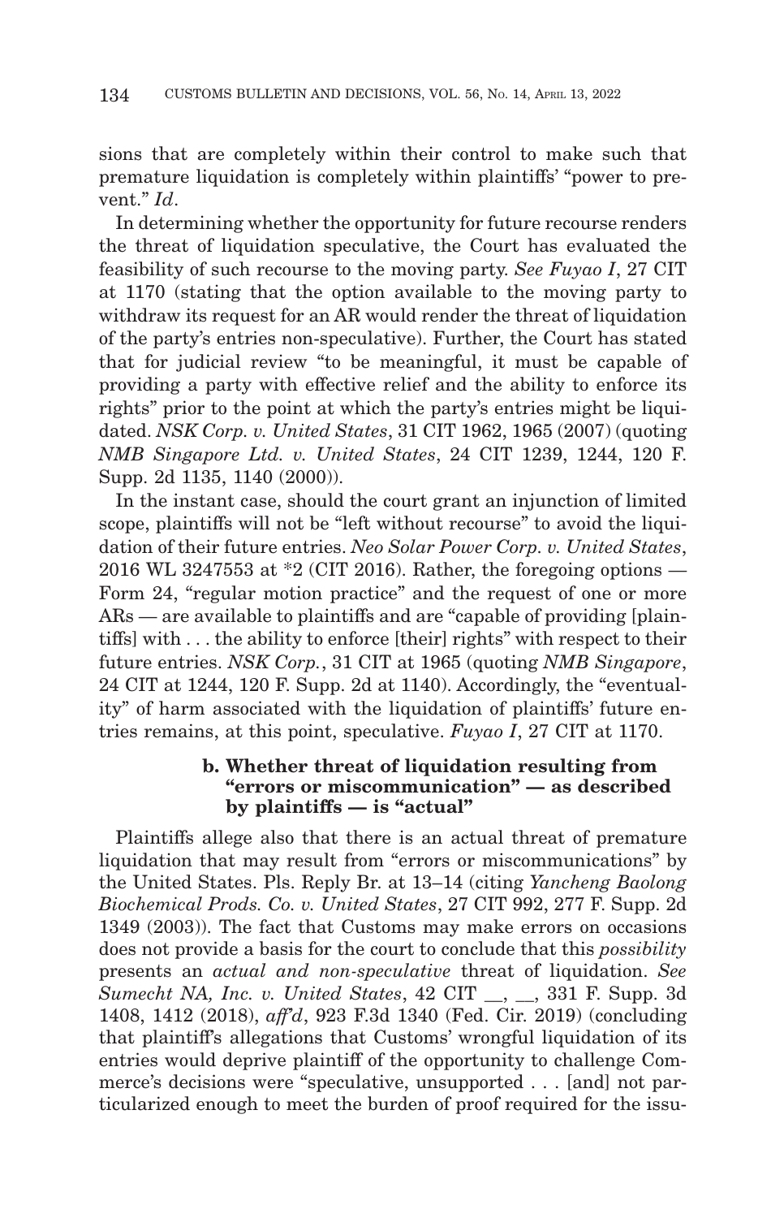sions that are completely within their control to make such that premature liquidation is completely within plaintiffs' "power to prevent." *Id*.

In determining whether the opportunity for future recourse renders the threat of liquidation speculative, the Court has evaluated the feasibility of such recourse to the moving party. *See Fuyao I*, 27 CIT at 1170 (stating that the option available to the moving party to withdraw its request for an AR would render the threat of liquidation of the party's entries non-speculative). Further, the Court has stated that for judicial review "to be meaningful, it must be capable of providing a party with effective relief and the ability to enforce its rights" prior to the point at which the party's entries might be liquidated. *NSK Corp. v. United States*, 31 CIT 1962, 1965 (2007) (quoting *NMB Singapore Ltd. v. United States*, 24 CIT 1239, 1244, 120 F. Supp. 2d 1135, 1140 (2000)).

In the instant case, should the court grant an injunction of limited scope, plaintiffs will not be "left without recourse" to avoid the liquidation of their future entries. *Neo Solar Power Corp. v. United States*, 2016 WL 3247553 at *2 (CIT 2016). Rather, the foregoing options — Form 24, "regular motion practice" and the request of one or more ARs — are available to plaintiffs and are "capable of providing [plaintiffs] with . . . the ability to enforce [their] rights" with respect to their future entries. *NSK Corp.*, 31 CIT at 1965 (quoting *NMB Singapore*, 24 CIT at 1244, 120 F. Supp. 2d at 1140). Accordingly, the "eventuality" of harm associated with the liquidation of plaintiffs' future entries remains, at this point, speculative. *Fuyao I*, 27 CIT at 1170.

#### b. Whether threat of liquidation resulting from "errors or miscommunication" — as described by plaintiffs — is "actual"

Plaintiffs allege also that there is an actual threat of premature liquidation that may result from "errors or miscommunications" by the United States. Pls. Reply Br. at 13–14 (citing *Yancheng Baolong Biochemical Prods. Co. v. United States*, 27 CIT 992, 277 F. Supp. 2d 1349 (2003)). The fact that Customs may make errors on occasions does not provide a basis for the court to conclude that this *possibility* presents an *actual and non-speculative* threat of liquidation. *See Sumecht NA, Inc. v. United States*, 42 CIT __, __, 331 F. Supp. 3d 1408, 1412 (2018), *aff'd*, 923 F.3d 1340 (Fed. Cir. 2019) (concluding that plaintiff's allegations that Customs' wrongful liquidation of its entries would deprive plaintiff of the opportunity to challenge Commerce's decisions were "speculative, unsupported . . . [and] not particularized enough to meet the burden of proof required for the issu-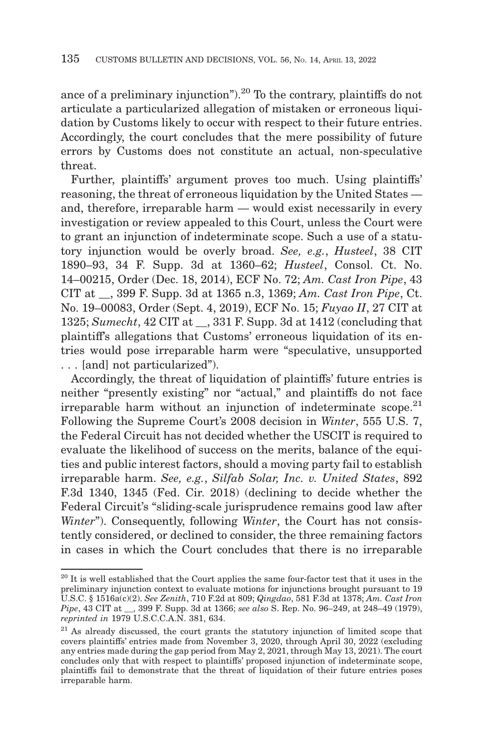ance of a preliminary injunction").[20] To the contrary, plaintiffs do not articulate a particularized allegation of mistaken or erroneous liquidation by Customs likely to occur with respect to their future entries. Accordingly, the court concludes that the mere possibility of future errors by Customs does not constitute an actual, non-speculative threat.

Further, plaintiffs' argument proves too much. Using plaintiffs' reasoning, the threat of erroneous liquidation by the United States — and, therefore, irreparable harm — would exist necessarily in every investigation or review appealed to this Court, unless the Court were to grant an injunction of indeterminate scope. Such a use of a statutory injunction would be overly broad. *See, e.g.*, *Husteel*, 38 CIT 1890–93, 34 F. Supp. 3d at 1360–62; *Husteel*, Consol. Ct. No. 14–00215, Order (Dec. 18, 2014), ECF No. 72; *Am. Cast Iron Pipe*, 43 CIT at __, 399 F. Supp. 3d at 1365 n.3, 1369; *Am. Cast Iron Pipe*, Ct. No. 19–00083, Order (Sept. 4, 2019), ECF No. 15; *Fuyao II*, 27 CIT at 1325; *Sumecht*, 42 CIT at __, 331 F. Supp. 3d at 1412 (concluding that plaintiff's allegations that Customs' erroneous liquidation of its entries would pose irreparable harm were "speculative, unsupported . . . [and] not particularized").

Accordingly, the threat of liquidation of plaintiffs' future entries is neither "presently existing" nor "actual," and plaintiffs do not face irreparable harm without an injunction of indeterminate scope.[21] Following the Supreme Court's 2008 decision in *Winter*, 555 U.S. 7, the Federal Circuit has not decided whether the USCIT is required to evaluate the likelihood of success on the merits, balance of the equities and public interest factors, should a moving party fail to establish irreparable harm. *See, e.g.*, *Silfab Solar, Inc. v. United States*, 892 F.3d 1340, 1345 (Fed. Cir. 2018) (declining to decide whether the Federal Circuit's "sliding-scale jurisprudence remains good law after *Winter*"). Consequently, following *Winter*, the Court has not consistently considered, or declined to consider, the three remaining factors in cases in which the Court concludes that there is no irreparable

---

[20] It is well established that the Court applies the same four-factor test that it uses in the preliminary injunction context to evaluate motions for injunctions brought pursuant to 19 U.S.C. § 1516a(c)(2). *See Zenith*, 710 F.2d at 809; *Qingdao*, 581 F.3d at 1378; *Am. Cast Iron Pipe*, 43 CIT at __, 399 F. Supp. 3d at 1366; *see also* S. Rep. No. 96–249, at 248–49 (1979), *reprinted in* 1979 U.S.C.C.A.N. 381, 634.

[21] As already discussed, the court grants the statutory injunction of limited scope that covers plaintiffs' entries made from November 3, 2020, through April 30, 2022 (excluding any entries made during the gap period from May 2, 2021, through May 13, 2021). The court concludes only that with respect to plaintiffs' proposed injunction of indeterminate scope, plaintiffs fail to demonstrate that the threat of liquidation of their future entries poses irreparable harm.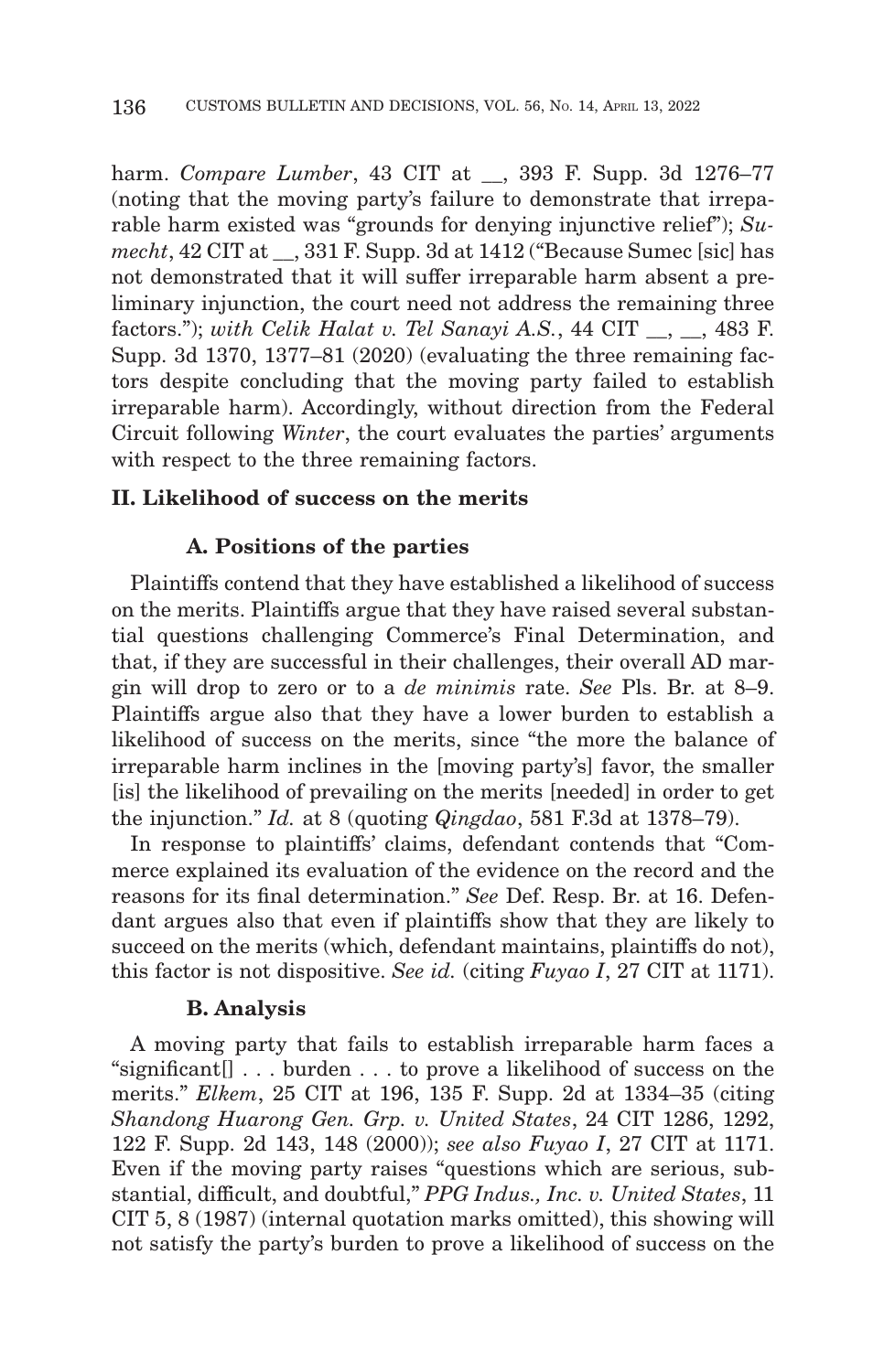harm. *Compare Lumber*, 43 CIT at __, 393 F. Supp. 3d 1276–77 (noting that the moving party's failure to demonstrate that irreparable harm existed was "grounds for denying injunctive relief"); *Sumecht*, 42 CIT at __, 331 F. Supp. 3d at 1412 ("Because Sumec [sic] has not demonstrated that it will suffer irreparable harm absent a preliminary injunction, the court need not address the remaining three factors."); *with Celik Halat v. Tel Sanayi A.S.*, 44 CIT __, __, 483 F. Supp. 3d 1370, 1377–81 (2020) (evaluating the three remaining factors despite concluding that the moving party failed to establish irreparable harm). Accordingly, without direction from the Federal Circuit following *Winter*, the court evaluates the parties' arguments with respect to the three remaining factors.

## II. Likelihood of success on the merits

### A. Positions of the parties

Plaintiffs contend that they have established a likelihood of success on the merits. Plaintiffs argue that they have raised several substantial questions challenging Commerce's Final Determination, and that, if they are successful in their challenges, their overall AD margin will drop to zero or to a *de minimis* rate. *See* Pls. Br. at 8–9. Plaintiffs argue also that they have a lower burden to establish a likelihood of success on the merits, since "the more the balance of irreparable harm inclines in the [moving party's] favor, the smaller [is] the likelihood of prevailing on the merits [needed] in order to get the injunction." *Id.* at 8 (quoting *Qingdao*, 581 F.3d at 1378–79).

In response to plaintiffs' claims, defendant contends that "Commerce explained its evaluation of the evidence on the record and the reasons for its final determination." *See* Def. Resp. Br. at 16. Defendant argues also that even if plaintiffs show that they are likely to succeed on the merits (which, defendant maintains, plaintiffs do not), this factor is not dispositive. *See id.* (citing *Fuyao I*, 27 CIT at 1171).

### B. Analysis

A moving party that fails to establish irreparable harm faces a "significant[] . . . burden . . . to prove a likelihood of success on the merits." *Elkem*, 25 CIT at 196, 135 F. Supp. 2d at 1334–35 (citing *Shandong Huarong Gen. Grp. v. United States*, 24 CIT 1286, 1292, 122 F. Supp. 2d 143, 148 (2000)); *see also Fuyao I*, 27 CIT at 1171. Even if the moving party raises "questions which are serious, substantial, difficult, and doubtful," *PPG Indus., Inc. v. United States*, 11 CIT 5, 8 (1987) (internal quotation marks omitted), this showing will not satisfy the party's burden to prove a likelihood of success on the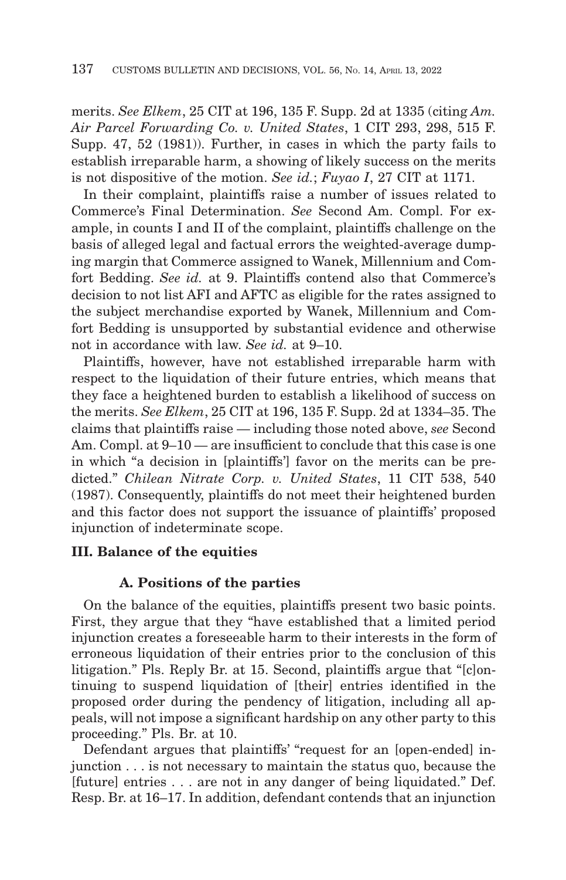merits. *See Elkem*, 25 CIT at 196, 135 F. Supp. 2d at 1335 (citing *Am. Air Parcel Forwarding Co. v. United States*, 1 CIT 293, 298, 515 F. Supp. 47, 52 (1981)). Further, in cases in which the party fails to establish irreparable harm, a showing of likely success on the merits is not dispositive of the motion. *See id.*; *Fuyao I*, 27 CIT at 1171.

In their complaint, plaintiffs raise a number of issues related to Commerce's Final Determination. *See* Second Am. Compl. For example, in counts I and II of the complaint, plaintiffs challenge on the basis of alleged legal and factual errors the weighted-average dumping margin that Commerce assigned to Wanek, Millennium and Comfort Bedding. *See id.* at 9. Plaintiffs contend also that Commerce's decision to not list AFI and AFTC as eligible for the rates assigned to the subject merchandise exported by Wanek, Millennium and Comfort Bedding is unsupported by substantial evidence and otherwise not in accordance with law. *See id.* at 9–10.

Plaintiffs, however, have not established irreparable harm with respect to the liquidation of their future entries, which means that they face a heightened burden to establish a likelihood of success on the merits. *See Elkem*, 25 CIT at 196, 135 F. Supp. 2d at 1334–35. The claims that plaintiffs raise — including those noted above, *see* Second Am. Compl. at 9–10 — are insufficient to conclude that this case is one in which "a decision in [plaintiffs'] favor on the merits can be predicted." *Chilean Nitrate Corp. v. United States*, 11 CIT 538, 540 (1987). Consequently, plaintiffs do not meet their heightened burden and this factor does not support the issuance of plaintiffs' proposed injunction of indeterminate scope.

## III. Balance of the equities

### A. Positions of the parties

On the balance of the equities, plaintiffs present two basic points. First, they argue that they "have established that a limited period injunction creates a foreseeable harm to their interests in the form of erroneous liquidation of their entries prior to the conclusion of this litigation." Pls. Reply Br. at 15. Second, plaintiffs argue that "[c]ontinuing to suspend liquidation of [their] entries identified in the proposed order during the pendency of litigation, including all appeals, will not impose a significant hardship on any other party to this proceeding." Pls. Br. at 10.

Defendant argues that plaintiffs' "request for an [open-ended] injunction . . . is not necessary to maintain the status quo, because the [future] entries . . . are not in any danger of being liquidated." Def. Resp. Br. at 16–17. In addition, defendant contends that an injunction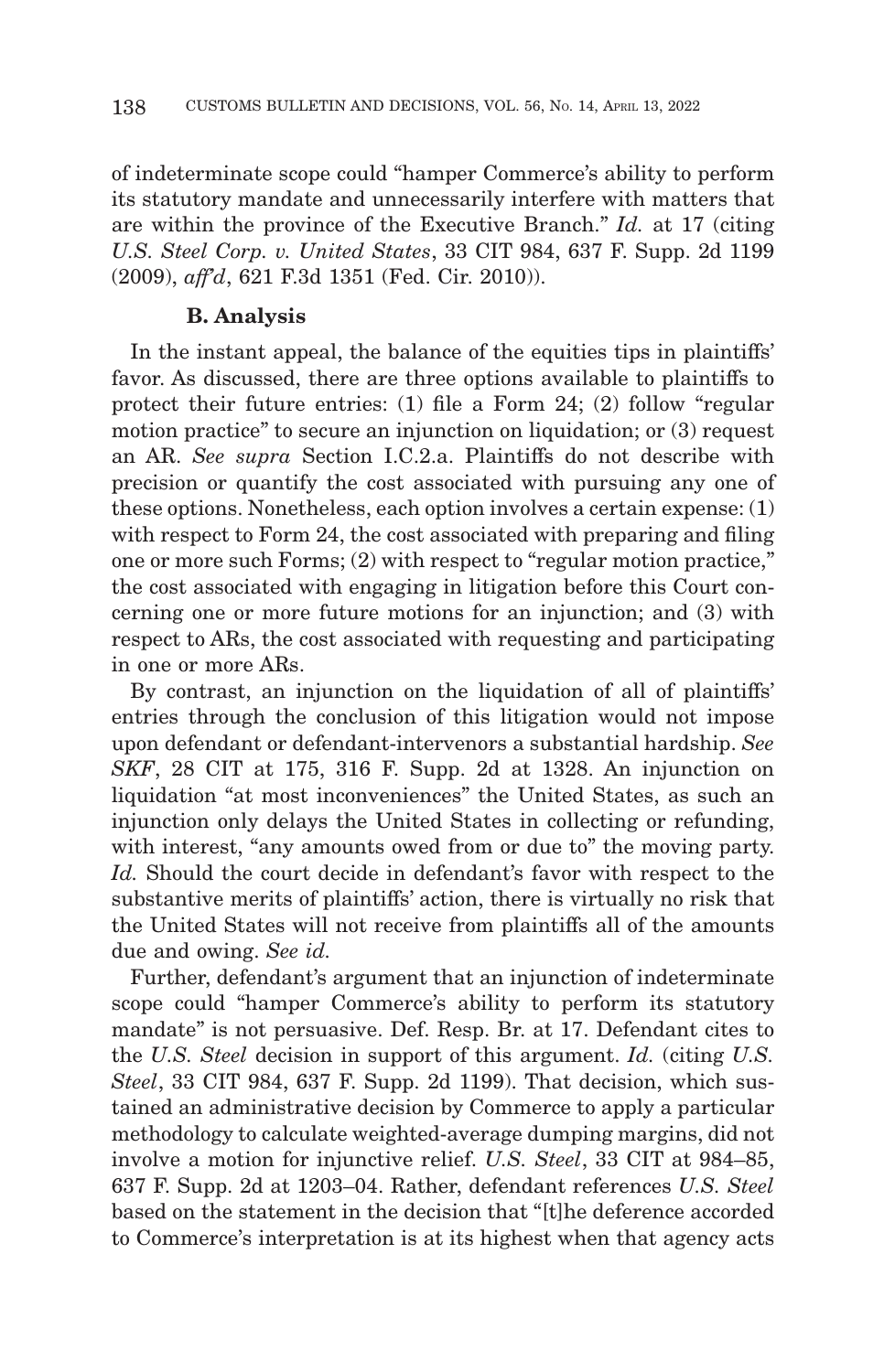of indeterminate scope could "hamper Commerce's ability to perform its statutory mandate and unnecessarily interfere with matters that are within the province of the Executive Branch." *Id.* at 17 (citing *U.S. Steel Corp. v. United States*, 33 CIT 984, 637 F. Supp. 2d 1199 (2009), *aff'd*, 621 F.3d 1351 (Fed. Cir. 2010)).

### B. Analysis

In the instant appeal, the balance of the equities tips in plaintiffs' favor. As discussed, there are three options available to plaintiffs to protect their future entries: (1) file a Form 24; (2) follow "regular motion practice" to secure an injunction on liquidation; or (3) request an AR. *See supra* Section I.C.2.a. Plaintiffs do not describe with precision or quantify the cost associated with pursuing any one of these options. Nonetheless, each option involves a certain expense: (1) with respect to Form 24, the cost associated with preparing and filing one or more such Forms; (2) with respect to "regular motion practice," the cost associated with engaging in litigation before this Court concerning one or more future motions for an injunction; and (3) with respect to ARs, the cost associated with requesting and participating in one or more ARs.

By contrast, an injunction on the liquidation of all of plaintiffs' entries through the conclusion of this litigation would not impose upon defendant or defendant-intervenors a substantial hardship. *See SKF*, 28 CIT at 175, 316 F. Supp. 2d at 1328. An injunction on liquidation "at most inconveniences" the United States, as such an injunction only delays the United States in collecting or refunding, with interest, "any amounts owed from or due to" the moving party. *Id.* Should the court decide in defendant's favor with respect to the substantive merits of plaintiffs' action, there is virtually no risk that the United States will not receive from plaintiffs all of the amounts due and owing. *See id.*

Further, defendant's argument that an injunction of indeterminate scope could "hamper Commerce's ability to perform its statutory mandate" is not persuasive. Def. Resp. Br. at 17. Defendant cites to the *U.S. Steel* decision in support of this argument. *Id.* (citing *U.S. Steel*, 33 CIT 984, 637 F. Supp. 2d 1199). That decision, which sustained an administrative decision by Commerce to apply a particular methodology to calculate weighted-average dumping margins, did not involve a motion for injunctive relief. *U.S. Steel*, 33 CIT at 984–85, 637 F. Supp. 2d at 1203–04. Rather, defendant references *U.S. Steel* based on the statement in the decision that "[t]he deference accorded to Commerce's interpretation is at its highest when that agency acts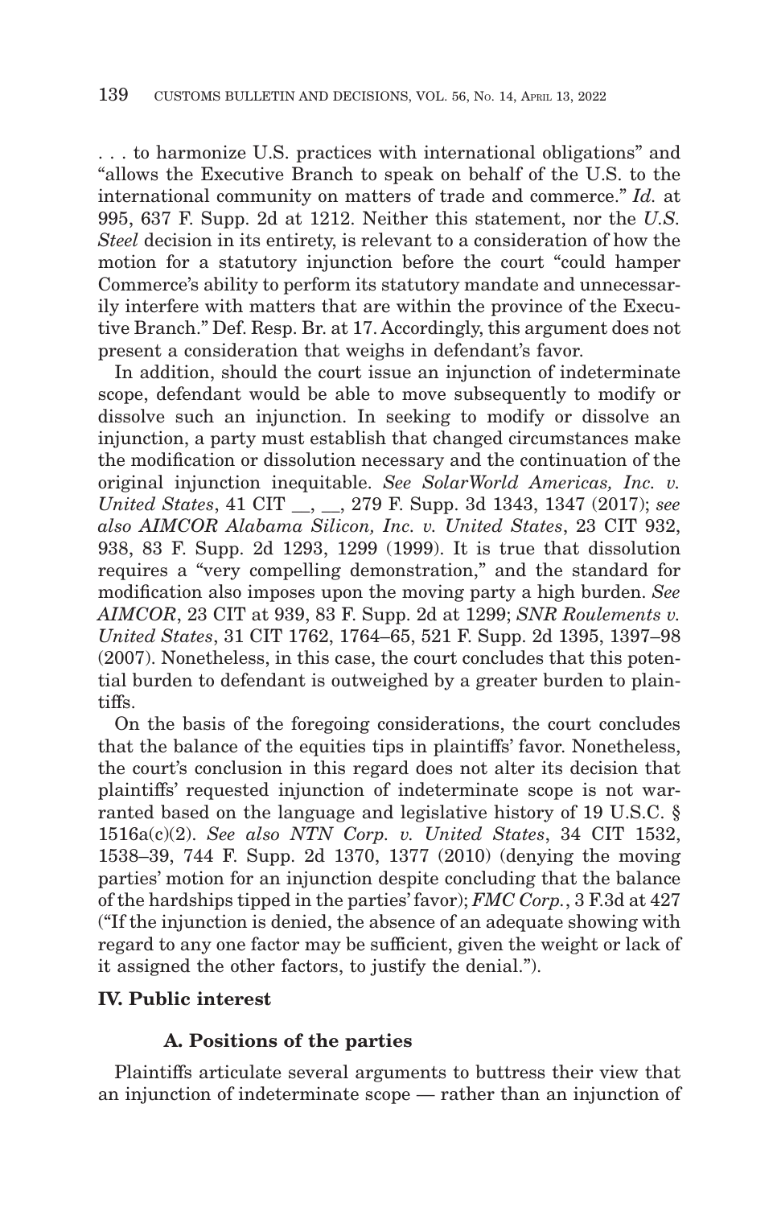. . . to harmonize U.S. practices with international obligations" and "allows the Executive Branch to speak on behalf of the U.S. to the international community on matters of trade and commerce." *Id.* at 995, 637 F. Supp. 2d at 1212. Neither this statement, nor the *U.S. Steel* decision in its entirety, is relevant to a consideration of how the motion for a statutory injunction before the court "could hamper Commerce's ability to perform its statutory mandate and unnecessarily interfere with matters that are within the province of the Executive Branch." Def. Resp. Br. at 17. Accordingly, this argument does not present a consideration that weighs in defendant's favor.

In addition, should the court issue an injunction of indeterminate scope, defendant would be able to move subsequently to modify or dissolve such an injunction. In seeking to modify or dissolve an injunction, a party must establish that changed circumstances make the modification or dissolution necessary and the continuation of the original injunction inequitable. *See SolarWorld Americas, Inc. v. United States*, 41 CIT __, __, 279 F. Supp. 3d 1343, 1347 (2017); *see also AIMCOR Alabama Silicon, Inc. v. United States*, 23 CIT 932, 938, 83 F. Supp. 2d 1293, 1299 (1999). It is true that dissolution requires a "very compelling demonstration," and the standard for modification also imposes upon the moving party a high burden. *See AIMCOR*, 23 CIT at 939, 83 F. Supp. 2d at 1299; *SNR Roulements v. United States*, 31 CIT 1762, 1764–65, 521 F. Supp. 2d 1395, 1397–98 (2007). Nonetheless, in this case, the court concludes that this potential burden to defendant is outweighed by a greater burden to plaintiffs.

On the basis of the foregoing considerations, the court concludes that the balance of the equities tips in plaintiffs' favor. Nonetheless, the court's conclusion in this regard does not alter its decision that plaintiffs' requested injunction of indeterminate scope is not warranted based on the language and legislative history of 19 U.S.C. § 1516a(c)(2). *See also NTN Corp. v. United States*, 34 CIT 1532, 1538–39, 744 F. Supp. 2d 1370, 1377 (2010) (denying the moving parties' motion for an injunction despite concluding that the balance of the hardships tipped in the parties' favor); *FMC Corp.*, 3 F.3d at 427 ("If the injunction is denied, the absence of an adequate showing with regard to any one factor may be sufficient, given the weight or lack of it assigned the other factors, to justify the denial.").

## IV. Public interest

### A. Positions of the parties

Plaintiffs articulate several arguments to buttress their view that an injunction of indeterminate scope — rather than an injunction of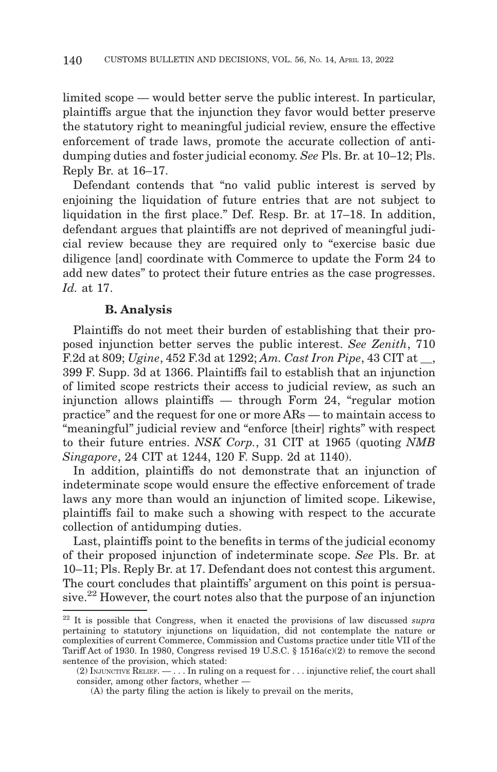limited scope — would better serve the public interest. In particular, plaintiffs argue that the injunction they favor would better preserve the statutory right to meaningful judicial review, ensure the effective enforcement of trade laws, promote the accurate collection of antidumping duties and foster judicial economy. *See* Pls. Br. at 10–12; Pls. Reply Br. at 16–17.

Defendant contends that "no valid public interest is served by enjoining the liquidation of future entries that are not subject to liquidation in the first place." Def. Resp. Br. at 17–18. In addition, defendant argues that plaintiffs are not deprived of meaningful judicial review because they are required only to "exercise basic due diligence [and] coordinate with Commerce to update the Form 24 to add new dates" to protect their future entries as the case progresses. *Id.* at 17.

### B. Analysis

Plaintiffs do not meet their burden of establishing that their proposed injunction better serves the public interest. *See Zenith*, 710 F.2d at 809; *Ugine*, 452 F.3d at 1292; *Am. Cast Iron Pipe*, 43 CIT at __, 399 F. Supp. 3d at 1366. Plaintiffs fail to establish that an injunction of limited scope restricts their access to judicial review, as such an injunction allows plaintiffs — through Form 24, "regular motion practice" and the request for one or more ARs — to maintain access to "meaningful" judicial review and "enforce [their] rights" with respect to their future entries. *NSK Corp.*, 31 CIT at 1965 (quoting *NMB Singapore*, 24 CIT at 1244, 120 F. Supp. 2d at 1140).

In addition, plaintiffs do not demonstrate that an injunction of indeterminate scope would ensure the effective enforcement of trade laws any more than would an injunction of limited scope. Likewise, plaintiffs fail to make such a showing with respect to the accurate collection of antidumping duties.

Last, plaintiffs point to the benefits in terms of the judicial economy of their proposed injunction of indeterminate scope. *See* Pls. Br. at 10–11; Pls. Reply Br. at 17. Defendant does not contest this argument. The court concludes that plaintiffs' argument on this point is persuasive.[22] However, the court notes also that the purpose of an injunction

---

[22] It is possible that Congress, when it enacted the provisions of law discussed *supra* pertaining to statutory injunctions on liquidation, did not contemplate the nature or complexities of current Commerce, Commission and Customs practice under title VII of the Tariff Act of 1930. In 1980, Congress revised 19 U.S.C. § 1516a(c)(2) to remove the second sentence of the provision, which stated:

(2) INJUNCTIVE RELIEF. — . . . In ruling on a request for . . . injunctive relief, the court shall consider, among other factors, whether —

(A) the party filing the action is likely to prevail on the merits,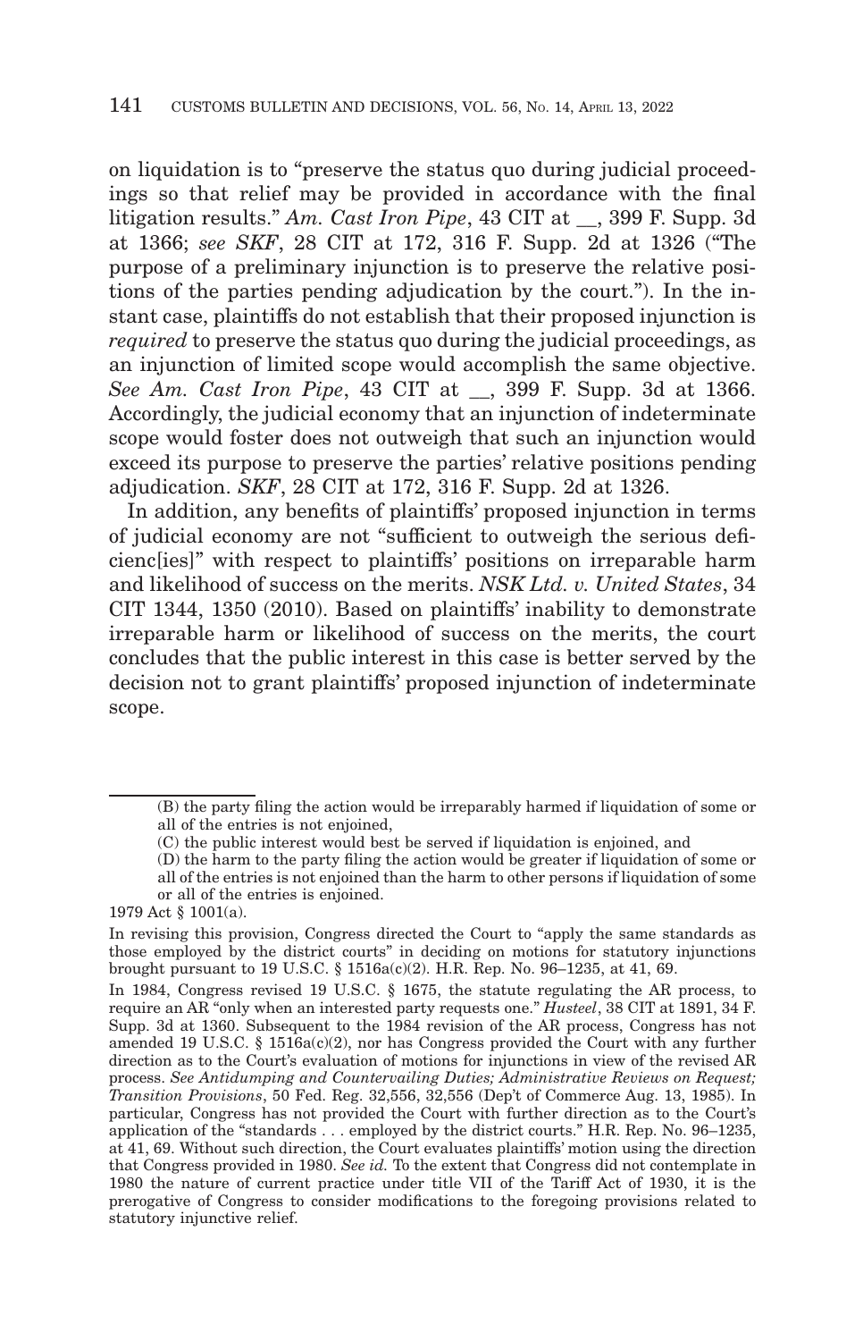on liquidation is to "preserve the status quo during judicial proceedings so that relief may be provided in accordance with the final litigation results." *Am. Cast Iron Pipe*, 43 CIT at __, 399 F. Supp. 3d at 1366; *see SKF*, 28 CIT at 172, 316 F. Supp. 2d at 1326 ("The purpose of a preliminary injunction is to preserve the relative positions of the parties pending adjudication by the court."). In the instant case, plaintiffs do not establish that their proposed injunction is *required* to preserve the status quo during the judicial proceedings, as an injunction of limited scope would accomplish the same objective. *See Am. Cast Iron Pipe*, 43 CIT at __, 399 F. Supp. 3d at 1366. Accordingly, the judicial economy that an injunction of indeterminate scope would foster does not outweigh that such an injunction would exceed its purpose to preserve the parties' relative positions pending adjudication. *SKF*, 28 CIT at 172, 316 F. Supp. 2d at 1326.

In addition, any benefits of plaintiffs' proposed injunction in terms of judicial economy are not "sufficient to outweigh the serious deficienc[ies]" with respect to plaintiffs' positions on irreparable harm and likelihood of success on the merits. *NSK Ltd. v. United States*, 34 CIT 1344, 1350 (2010). Based on plaintiffs' inability to demonstrate irreparable harm or likelihood of success on the merits, the court concludes that the public interest in this case is better served by the decision not to grant plaintiffs' proposed injunction of indeterminate scope.

---

(B) the party filing the action would be irreparably harmed if liquidation of some or all of the entries is not enjoined,

(C) the public interest would best be served if liquidation is enjoined, and

(D) the harm to the party filing the action would be greater if liquidation of some or all of the entries is not enjoined than the harm to other persons if liquidation of some or all of the entries is enjoined.

1979 Act § 1001(a).

In revising this provision, Congress directed the Court to "apply the same standards as those employed by the district courts" in deciding on motions for statutory injunctions brought pursuant to 19 U.S.C. § 1516a(c)(2). H.R. Rep. No. 96–1235, at 41, 69.

In 1984, Congress revised 19 U.S.C. § 1675, the statute regulating the AR process, to require an AR "only when an interested party requests one." *Husteel*, 38 CIT at 1891, 34 F. Supp. 3d at 1360. Subsequent to the 1984 revision of the AR process, Congress has not amended 19 U.S.C. § 1516a(c)(2), nor has Congress provided the Court with any further direction as to the Court's evaluation of motions for injunctions in view of the revised AR process. *See Antidumping and Countervailing Duties; Administrative Reviews on Request; Transition Provisions*, 50 Fed. Reg. 32,556, 32,556 (Dep't of Commerce Aug. 13, 1985). In particular, Congress has not provided the Court with further direction as to the Court's application of the "standards . . . employed by the district courts." H.R. Rep. No. 96–1235, at 41, 69. Without such direction, the Court evaluates plaintiffs' motion using the direction that Congress provided in 1980. *See id.* To the extent that Congress did not contemplate in 1980 the nature of current practice under title VII of the Tariff Act of 1930, it is the prerogative of Congress to consider modifications to the foregoing provisions related to statutory injunctive relief.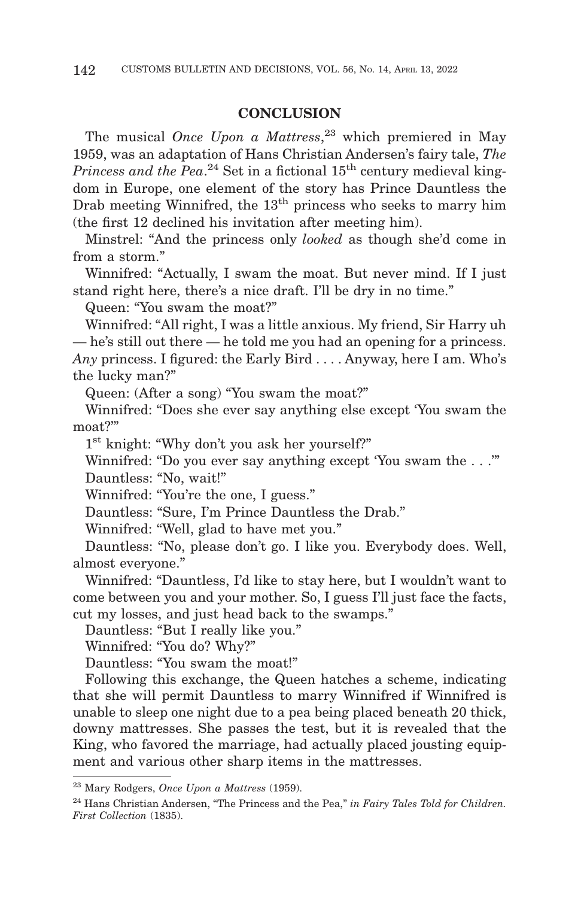## CONCLUSION

The musical *Once Upon a Mattress*,[23] which premiered in May 1959, was an adaptation of Hans Christian Andersen's fairy tale, *The Princess and the Pea*.[24] Set in a fictional 15th century medieval kingdom in Europe, one element of the story has Prince Dauntless the Drab meeting Winnifred, the 13th princess who seeks to marry him (the first 12 declined his invitation after meeting him).

Minstrel: "And the princess only *looked* as though she'd come in from a storm."

Winnifred: "Actually, I swam the moat. But never mind. If I just stand right here, there's a nice draft. I'll be dry in no time."

Queen: "You swam the moat?"

Winnifred: "All right, I was a little anxious. My friend, Sir Harry uh — he's still out there — he told me you had an opening for a princess. *Any* princess. I figured: the Early Bird . . . . Anyway, here I am. Who's the lucky man?"

Queen: (After a song) "You swam the moat?"

Winnifred: "Does she ever say anything else except 'You swam the moat?'"

1st knight: "Why don't you ask her yourself?"

Winnifred: "Do you ever say anything except 'You swam the . . .'"

Dauntless: "No, wait!"

Winnifred: "You're the one, I guess."

Dauntless: "Sure, I'm Prince Dauntless the Drab."

Winnifred: "Well, glad to have met you."

Dauntless: "No, please don't go. I like you. Everybody does. Well, almost everyone."

Winnifred: "Dauntless, I'd like to stay here, but I wouldn't want to come between you and your mother. So, I guess I'll just face the facts, cut my losses, and just head back to the swamps."

Dauntless: "But I really like you."

Winnifred: "You do? Why?"

Dauntless: "You swam the moat!"

Following this exchange, the Queen hatches a scheme, indicating that she will permit Dauntless to marry Winnifred if Winnifred is unable to sleep one night due to a pea being placed beneath 20 thick, downy mattresses. She passes the test, but it is revealed that the King, who favored the marriage, had actually placed jousting equipment and various other sharp items in the mattresses.

---

[23] Mary Rodgers, *Once Upon a Mattress* (1959).

[24] Hans Christian Andersen, "The Princess and the Pea," *in Fairy Tales Told for Children. First Collection* (1835).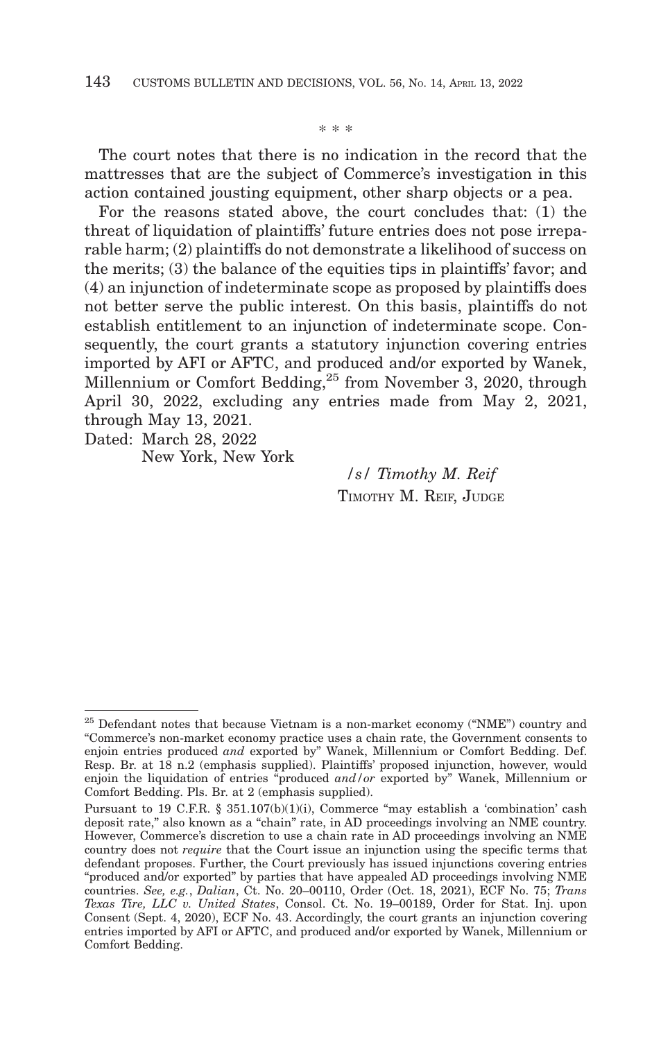\* \* \*

The court notes that there is no indication in the record that the mattresses that are the subject of Commerce's investigation in this action contained jousting equipment, other sharp objects or a pea.

For the reasons stated above, the court concludes that: (1) the threat of liquidation of plaintiffs' future entries does not pose irreparable harm; (2) plaintiffs do not demonstrate a likelihood of success on the merits; (3) the balance of the equities tips in plaintiffs' favor; and (4) an injunction of indeterminate scope as proposed by plaintiffs does not better serve the public interest. On this basis, plaintiffs do not establish entitlement to an injunction of indeterminate scope. Consequently, the court grants a statutory injunction covering entries imported by AFI or AFTC, and produced and/or exported by Wanek, Millennium or Comfort Bedding,[25] from November 3, 2020, through April 30, 2022, excluding any entries made from May 2, 2021, through May 13, 2021.

Dated: March 28, 2022
New York, New York

*/s/ Timothy M. Reif*
TIMOTHY M. REIF, JUDGE

---

[25] Defendant notes that because Vietnam is a non-market economy ("NME") country and "Commerce's non-market economy practice uses a chain rate, the Government consents to enjoin entries produced *and* exported by" Wanek, Millennium or Comfort Bedding. Def. Resp. Br. at 18 n.2 (emphasis supplied). Plaintiffs' proposed injunction, however, would enjoin the liquidation of entries "produced *and/or* exported by" Wanek, Millennium or Comfort Bedding. Pls. Br. at 2 (emphasis supplied).

Pursuant to 19 C.F.R. § 351.107(b)(1)(i), Commerce "may establish a 'combination' cash deposit rate," also known as a "chain" rate, in AD proceedings involving an NME country. However, Commerce's discretion to use a chain rate in AD proceedings involving an NME country does not *require* that the Court issue an injunction using the specific terms that defendant proposes. Further, the Court previously has issued injunctions covering entries "produced and/or exported" by parties that have appealed AD proceedings involving NME countries. *See, e.g.*, *Dalian*, Ct. No. 20–00110, Order (Oct. 18, 2021), ECF No. 75; *Trans Texas Tire, LLC v. United States*, Consol. Ct. No. 19–00189, Order for Stat. Inj. upon Consent (Sept. 4, 2020), ECF No. 43. Accordingly, the court grants an injunction covering entries imported by AFI or AFTC, and produced and/or exported by Wanek, Millennium or Comfort Bedding.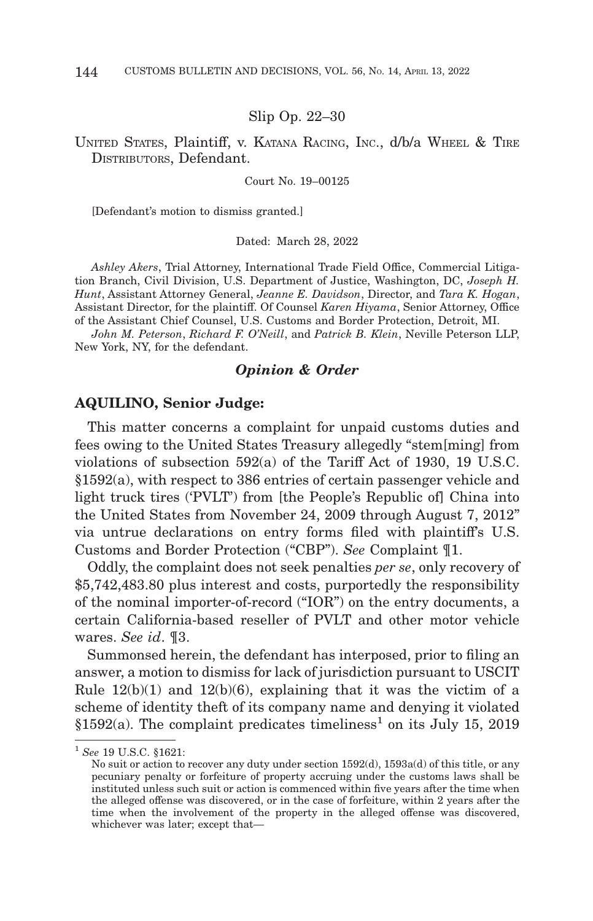Slip Op. 22–30

UNITED STATES, Plaintiff, v. KATANA RACING, INC., d/b/a WHEEL & TIRE DISTRIBUTORS, Defendant.

Court No. 19–00125

[Defendant's motion to dismiss granted.]

Dated: March 28, 2022

*Ashley Akers*, Trial Attorney, International Trade Field Office, Commercial Litigation Branch, Civil Division, U.S. Department of Justice, Washington, DC, *Joseph H. Hunt*, Assistant Attorney General, *Jeanne E. Davidson*, Director, and *Tara K. Hogan*, Assistant Director, for the plaintiff. Of Counsel *Karen Hiyama*, Senior Attorney, Office of the Assistant Chief Counsel, U.S. Customs and Border Protection, Detroit, MI.

*John M. Peterson*, *Richard F. O'Neill*, and *Patrick B. Klein*, Neville Peterson LLP, New York, NY, for the defendant.

## *Opinion & Order*

**AQUILINO, Senior Judge:**

This matter concerns a complaint for unpaid customs duties and fees owing to the United States Treasury allegedly "stem[ming] from violations of subsection 592(a) of the Tariff Act of 1930, 19 U.S.C. §1592(a), with respect to 386 entries of certain passenger vehicle and light truck tires ('PVLT') from [the People's Republic of] China into the United States from November 24, 2009 through August 7, 2012" via untrue declarations on entry forms filed with plaintiff's U.S. Customs and Border Protection ("CBP"). *See* Complaint ¶1.

Oddly, the complaint does not seek penalties *per se*, only recovery of $5,742,483.80 plus interest and costs, purportedly the responsibility of the nominal importer-of-record ("IOR") on the entry documents, a certain California-based reseller of PVLT and other motor vehicle wares. *See id*. ¶3.

Summonsed herein, the defendant has interposed, prior to filing an answer, a motion to dismiss for lack of jurisdiction pursuant to USCIT Rule 12(b)(1) and 12(b)(6), explaining that it was the victim of a scheme of identity theft of its company name and denying it violated §1592(a). The complaint predicates timeliness[1] on its July 15, 2019

---

[1] *See* 19 U.S.C. §1621:

No suit or action to recover any duty under section 1592(d), 1593a(d) of this title, or any pecuniary penalty or forfeiture of property accruing under the customs laws shall be instituted unless such suit or action is commenced within five years after the time when the alleged offense was discovered, or in the case of forfeiture, within 2 years after the time when the involvement of the property in the alleged offense was discovered, whichever was later; except that—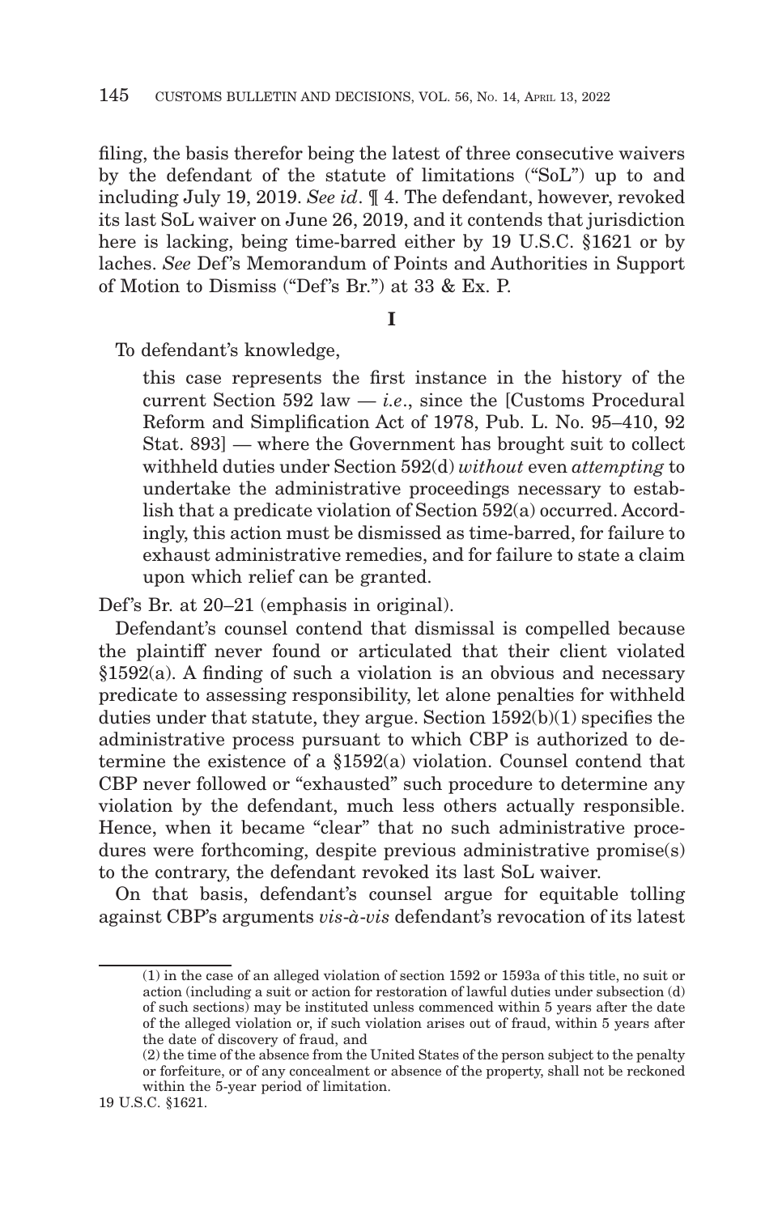filing, the basis therefor being the latest of three consecutive waivers by the defendant of the statute of limitations ("SoL") up to and including July 19, 2019. *See id*. ¶ 4. The defendant, however, revoked its last SoL waiver on June 26, 2019, and it contends that jurisdiction here is lacking, being time-barred either by 19 U.S.C. §1621 or by laches. *See* Def's Memorandum of Points and Authorities in Support of Motion to Dismiss ("Def's Br.") at 33 & Ex. P.

**I**

To defendant's knowledge,

> this case represents the first instance in the history of the current Section 592 law — *i.e*., since the [Customs Procedural Reform and Simplification Act of 1978, Pub. L. No. 95–410, 92 Stat. 893] — where the Government has brought suit to collect withheld duties under Section 592(d) *without* even *attempting* to undertake the administrative proceedings necessary to establish that a predicate violation of Section 592(a) occurred. Accordingly, this action must be dismissed as time-barred, for failure to exhaust administrative remedies, and for failure to state a claim upon which relief can be granted.

Def's Br. at 20–21 (emphasis in original).

Defendant's counsel contend that dismissal is compelled because the plaintiff never found or articulated that their client violated §1592(a). A finding of such a violation is an obvious and necessary predicate to assessing responsibility, let alone penalties for withheld duties under that statute, they argue. Section 1592(b)(1) specifies the administrative process pursuant to which CBP is authorized to determine the existence of a §1592(a) violation. Counsel contend that CBP never followed or "exhausted" such procedure to determine any violation by the defendant, much less others actually responsible. Hence, when it became "clear" that no such administrative procedures were forthcoming, despite previous administrative promise(s) to the contrary, the defendant revoked its last SoL waiver.

On that basis, defendant's counsel argue for equitable tolling against CBP's arguments *vis-à-vis* defendant's revocation of its latest

---

(1) in the case of an alleged violation of section 1592 or 1593a of this title, no suit or action (including a suit or action for restoration of lawful duties under subsection (d) of such sections) may be instituted unless commenced within 5 years after the date of the alleged violation or, if such violation arises out of fraud, within 5 years after the date of discovery of fraud, and

(2) the time of the absence from the United States of the person subject to the penalty or forfeiture, or of any concealment or absence of the property, shall not be reckoned within the 5-year period of limitation.

19 U.S.C. §1621.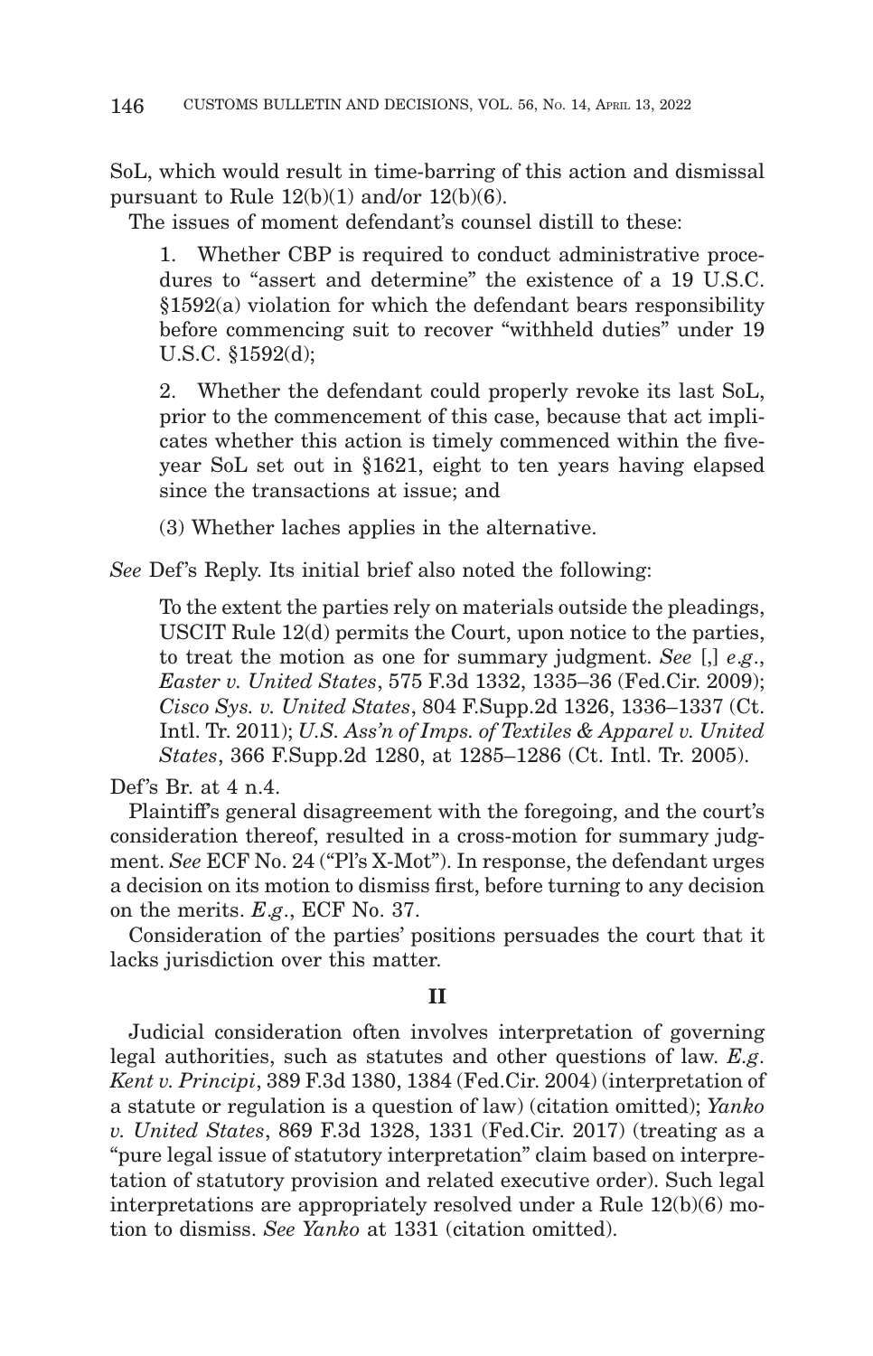SoL, which would result in time-barring of this action and dismissal pursuant to Rule 12(b)(1) and/or 12(b)(6).

The issues of moment defendant's counsel distill to these:

> 1. Whether CBP is required to conduct administrative procedures to "assert and determine" the existence of a 19 U.S.C. §1592(a) violation for which the defendant bears responsibility before commencing suit to recover "withheld duties" under 19 U.S.C. §1592(d);
>
> 2. Whether the defendant could properly revoke its last SoL, prior to the commencement of this case, because that act implicates whether this action is timely commenced within the five-year SoL set out in §1621, eight to ten years having elapsed since the transactions at issue; and
>
> (3) Whether laches applies in the alternative.

*See* Def's Reply. Its initial brief also noted the following:

> To the extent the parties rely on materials outside the pleadings, USCIT Rule 12(d) permits the Court, upon notice to the parties, to treat the motion as one for summary judgment. *See* [,] *e.g*., *Easter v. United States*, 575 F.3d 1332, 1335–36 (Fed.Cir. 2009); *Cisco Sys. v. United States*, 804 F.Supp.2d 1326, 1336–1337 (Ct. Intl. Tr. 2011); *U.S. Ass'n of Imps. of Textiles & Apparel v. United States*, 366 F.Supp.2d 1280, at 1285–1286 (Ct. Intl. Tr. 2005).

Def's Br. at 4 n.4.

Plaintiff's general disagreement with the foregoing, and the court's consideration thereof, resulted in a cross-motion for summary judgment. *See* ECF No. 24 ("Pl's X-Mot"). In response, the defendant urges a decision on its motion to dismiss first, before turning to any decision on the merits. *E.g*., ECF No. 37.

Consideration of the parties' positions persuades the court that it lacks jurisdiction over this matter.

## II

Judicial consideration often involves interpretation of governing legal authorities, such as statutes and other questions of law. *E.g*. *Kent v. Principi*, 389 F.3d 1380, 1384 (Fed.Cir. 2004) (interpretation of a statute or regulation is a question of law) (citation omitted); *Yanko v. United States*, 869 F.3d 1328, 1331 (Fed.Cir. 2017) (treating as a "pure legal issue of statutory interpretation" claim based on interpretation of statutory provision and related executive order). Such legal interpretations are appropriately resolved under a Rule 12(b)(6) motion to dismiss. *See Yanko* at 1331 (citation omitted).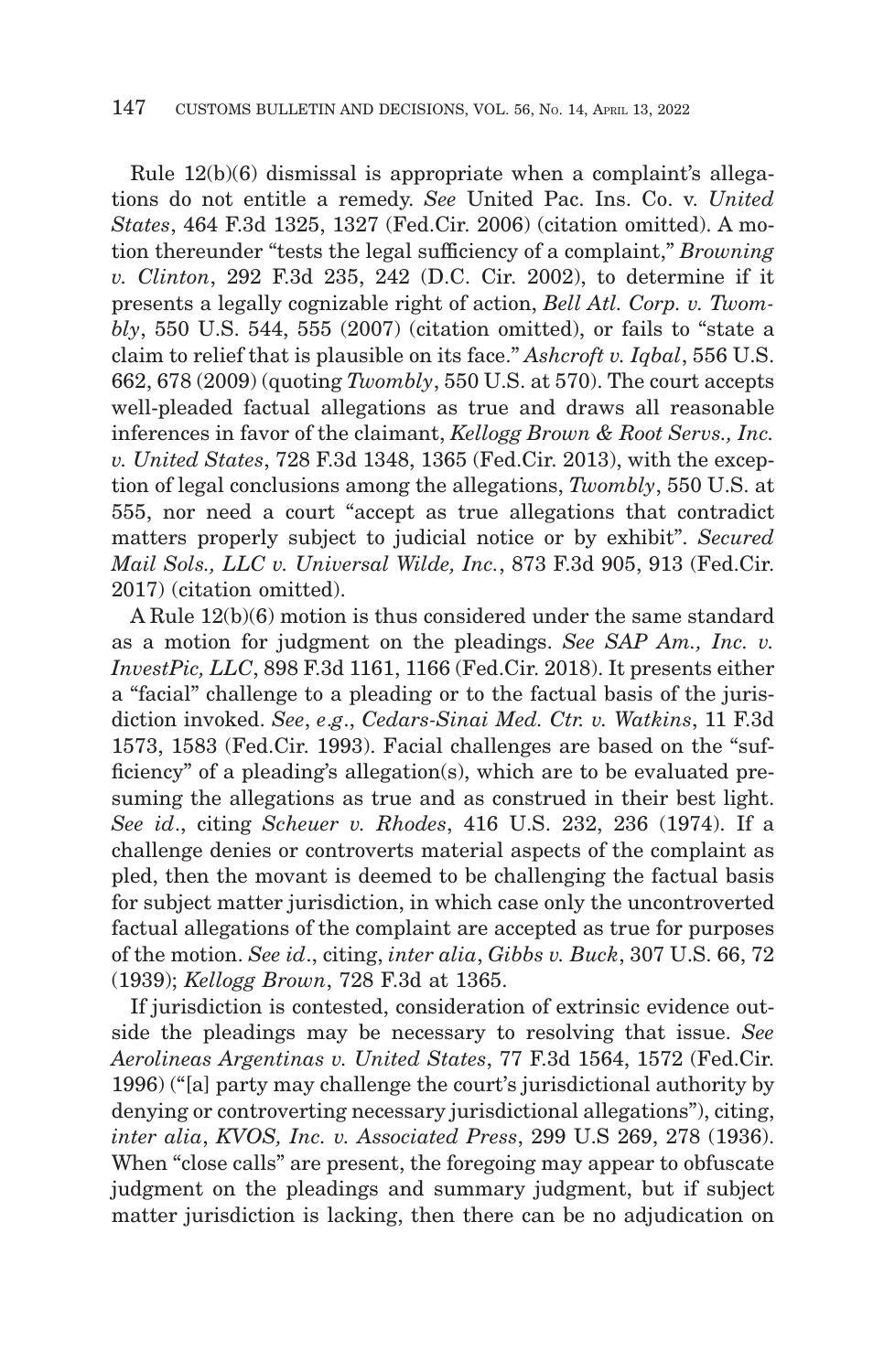Rule 12(b)(6) dismissal is appropriate when a complaint's allegations do not entitle a remedy. *See* United Pac. Ins. Co. v. *United States*, 464 F.3d 1325, 1327 (Fed.Cir. 2006) (citation omitted). A motion thereunder "tests the legal sufficiency of a complaint," *Browning v. Clinton*, 292 F.3d 235, 242 (D.C. Cir. 2002), to determine if it presents a legally cognizable right of action, *Bell Atl. Corp. v. Twombly*, 550 U.S. 544, 555 (2007) (citation omitted), or fails to "state a claim to relief that is plausible on its face." *Ashcroft v. Iqbal*, 556 U.S. 662, 678 (2009) (quoting *Twombly*, 550 U.S. at 570). The court accepts well-pleaded factual allegations as true and draws all reasonable inferences in favor of the claimant, *Kellogg Brown & Root Servs., Inc. v. United States*, 728 F.3d 1348, 1365 (Fed.Cir. 2013), with the exception of legal conclusions among the allegations, *Twombly*, 550 U.S. at 555, nor need a court "accept as true allegations that contradict matters properly subject to judicial notice or by exhibit". *Secured Mail Sols., LLC v. Universal Wilde, Inc.*, 873 F.3d 905, 913 (Fed.Cir. 2017) (citation omitted).

A Rule 12(b)(6) motion is thus considered under the same standard as a motion for judgment on the pleadings. *See SAP Am., Inc. v. InvestPic, LLC*, 898 F.3d 1161, 1166 (Fed.Cir. 2018). It presents either a "facial" challenge to a pleading or to the factual basis of the jurisdiction invoked. *See*, *e.g*., *Cedars-Sinai Med. Ctr. v. Watkins*, 11 F.3d 1573, 1583 (Fed.Cir. 1993). Facial challenges are based on the "sufficiency" of a pleading's allegation(s), which are to be evaluated presuming the allegations as true and as construed in their best light. *See id*., citing *Scheuer v. Rhodes*, 416 U.S. 232, 236 (1974). If a challenge denies or controverts material aspects of the complaint as pled, then the movant is deemed to be challenging the factual basis for subject matter jurisdiction, in which case only the uncontroverted factual allegations of the complaint are accepted as true for purposes of the motion. *See id*., citing, *inter alia*, *Gibbs v. Buck*, 307 U.S. 66, 72 (1939); *Kellogg Brown*, 728 F.3d at 1365.

If jurisdiction is contested, consideration of extrinsic evidence outside the pleadings may be necessary to resolving that issue. *See Aerolineas Argentinas v. United States*, 77 F.3d 1564, 1572 (Fed.Cir. 1996) ("[a] party may challenge the court's jurisdictional authority by denying or controverting necessary jurisdictional allegations"), citing, *inter alia*, *KVOS, Inc. v. Associated Press*, 299 U.S 269, 278 (1936). When "close calls" are present, the foregoing may appear to obfuscate judgment on the pleadings and summary judgment, but if subject matter jurisdiction is lacking, then there can be no adjudication on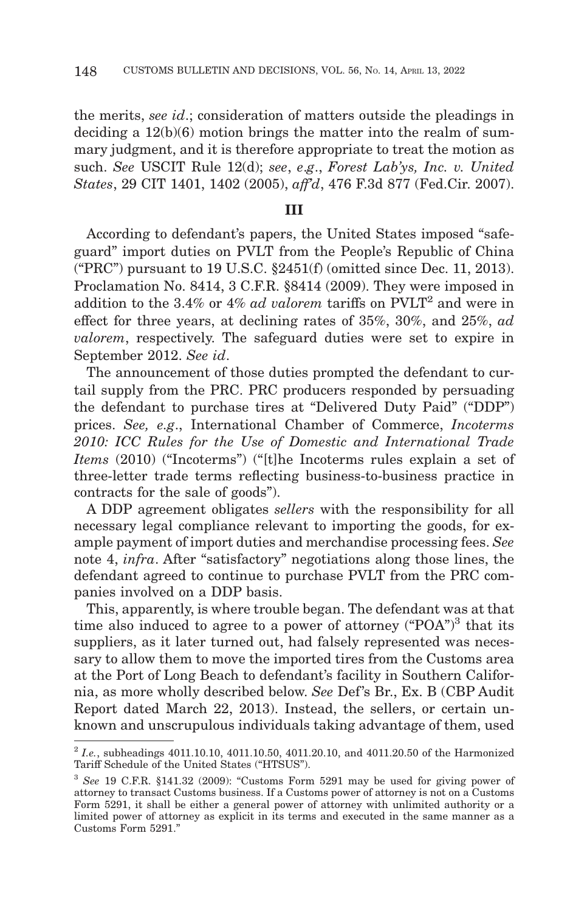the merits, *see id*.; consideration of matters outside the pleadings in deciding a 12(b)(6) motion brings the matter into the realm of summary judgment, and it is therefore appropriate to treat the motion as such. *See* USCIT Rule 12(d); *see*, *e.g*., *Forest Lab'ys, Inc. v. United States*, 29 CIT 1401, 1402 (2005), *aff'd*, 476 F.3d 877 (Fed.Cir. 2007).

## III

According to defendant's papers, the United States imposed "safeguard" import duties on PVLT from the People's Republic of China ("PRC") pursuant to 19 U.S.C. §2451(f) (omitted since Dec. 11, 2013). Proclamation No. 8414, 3 C.F.R. §8414 (2009). They were imposed in addition to the 3.4% or 4% *ad valorem* tariffs on PVLT[2] and were in effect for three years, at declining rates of 35%, 30%, and 25%, *ad valorem*, respectively. The safeguard duties were set to expire in September 2012. *See id*.

The announcement of those duties prompted the defendant to curtail supply from the PRC. PRC producers responded by persuading the defendant to purchase tires at "Delivered Duty Paid" ("DDP") prices. *See, e.g*., International Chamber of Commerce, *Incoterms 2010: ICC Rules for the Use of Domestic and International Trade Items* (2010) ("Incoterms") ("[t]he Incoterms rules explain a set of three-letter trade terms reflecting business-to-business practice in contracts for the sale of goods").

A DDP agreement obligates *sellers* with the responsibility for all necessary legal compliance relevant to importing the goods, for example payment of import duties and merchandise processing fees. *See* note 4, *infra*. After "satisfactory" negotiations along those lines, the defendant agreed to continue to purchase PVLT from the PRC companies involved on a DDP basis.

This, apparently, is where trouble began. The defendant was at that time also induced to agree to a power of attorney ("POA")[3] that its suppliers, as it later turned out, had falsely represented was necessary to allow them to move the imported tires from the Customs area at the Port of Long Beach to defendant's facility in Southern California, as more wholly described below. *See* Def's Br., Ex. B (CBP Audit Report dated March 22, 2013). Instead, the sellers, or certain unknown and unscrupulous individuals taking advantage of them, used

---

[2] *I.e.*, subheadings 4011.10.10, 4011.10.50, 4011.20.10, and 4011.20.50 of the Harmonized Tariff Schedule of the United States ("HTSUS").

[3] *See* 19 C.F.R. §141.32 (2009): "Customs Form 5291 may be used for giving power of attorney to transact Customs business. If a Customs power of attorney is not on a Customs Form 5291, it shall be either a general power of attorney with unlimited authority or a limited power of attorney as explicit in its terms and executed in the same manner as a Customs Form 5291."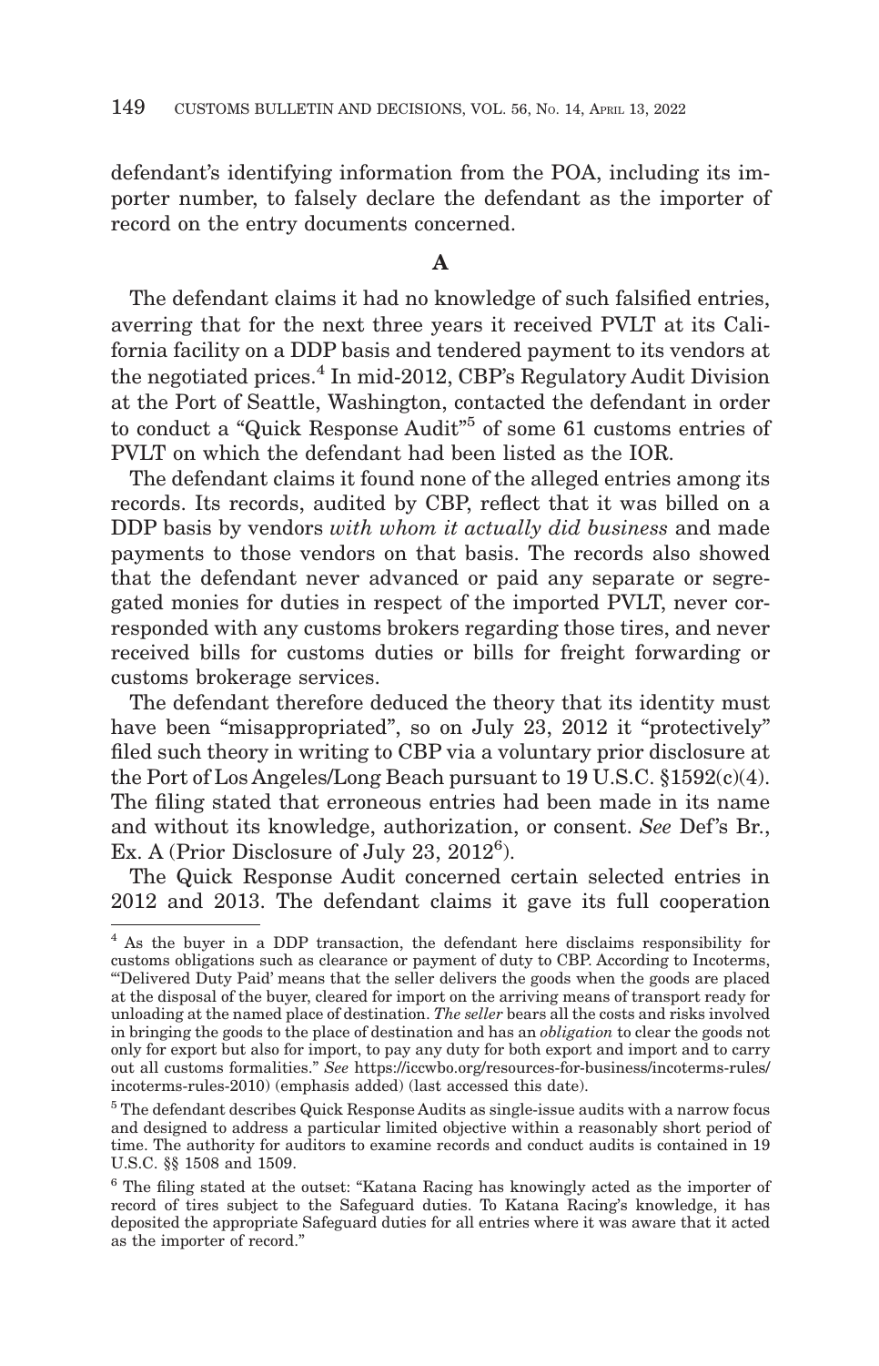defendant's identifying information from the POA, including its importer number, to falsely declare the defendant as the importer of record on the entry documents concerned.

**A**

The defendant claims it had no knowledge of such falsified entries, averring that for the next three years it received PVLT at its California facility on a DDP basis and tendered payment to its vendors at the negotiated prices.[4] In mid-2012, CBP's Regulatory Audit Division at the Port of Seattle, Washington, contacted the defendant in order to conduct a "Quick Response Audit"[5] of some 61 customs entries of PVLT on which the defendant had been listed as the IOR.

The defendant claims it found none of the alleged entries among its records. Its records, audited by CBP, reflect that it was billed on a DDP basis by vendors *with whom it actually did business* and made payments to those vendors on that basis. The records also showed that the defendant never advanced or paid any separate or segregated monies for duties in respect of the imported PVLT, never corresponded with any customs brokers regarding those tires, and never received bills for customs duties or bills for freight forwarding or customs brokerage services.

The defendant therefore deduced the theory that its identity must have been "misappropriated", so on July 23, 2012 it "protectively" filed such theory in writing to CBP via a voluntary prior disclosure at the Port of Los Angeles/Long Beach pursuant to 19 U.S.C. §1592(c)(4). The filing stated that erroneous entries had been made in its name and without its knowledge, authorization, or consent. *See* Def's Br., Ex. A (Prior Disclosure of July 23, 2012[6]).

The Quick Response Audit concerned certain selected entries in 2012 and 2013. The defendant claims it gave its full cooperation

---

[4] As the buyer in a DDP transaction, the defendant here disclaims responsibility for customs obligations such as clearance or payment of duty to CBP. According to Incoterms, "'Delivered Duty Paid' means that the seller delivers the goods when the goods are placed at the disposal of the buyer, cleared for import on the arriving means of transport ready for unloading at the named place of destination. *The seller* bears all the costs and risks involved in bringing the goods to the place of destination and has an *obligation* to clear the goods not only for export but also for import, to pay any duty for both export and import and to carry out all customs formalities." *See* https://iccwbo.org/resources-for-business/incoterms-rules/incoterms-rules-2010) (emphasis added) (last accessed this date).

[5] The defendant describes Quick Response Audits as single-issue audits with a narrow focus and designed to address a particular limited objective within a reasonably short period of time. The authority for auditors to examine records and conduct audits is contained in 19 U.S.C. §§ 1508 and 1509.

[6] The filing stated at the outset: "Katana Racing has knowingly acted as the importer of record of tires subject to the Safeguard duties. To Katana Racing's knowledge, it has deposited the appropriate Safeguard duties for all entries where it was aware that it acted as the importer of record."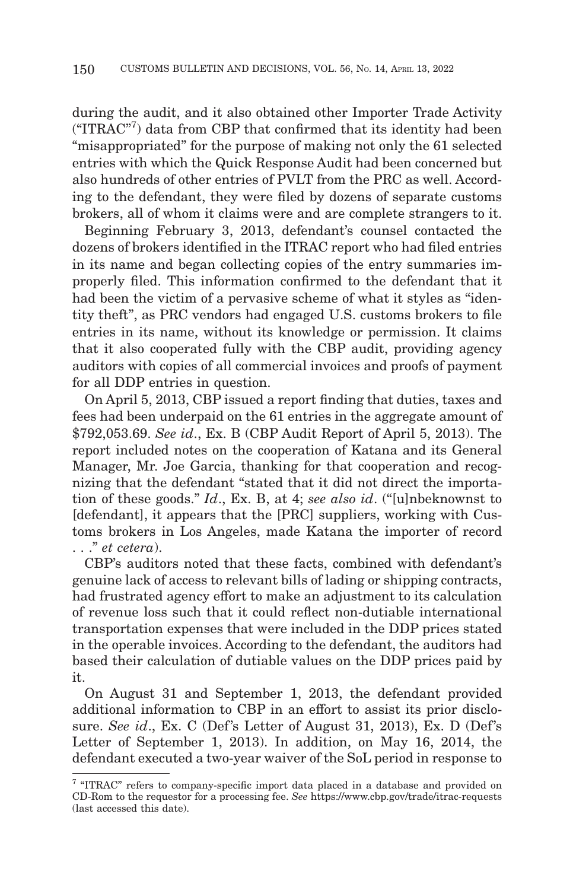during the audit, and it also obtained other Importer Trade Activity ("ITRAC"[7]) data from CBP that confirmed that its identity had been "misappropriated" for the purpose of making not only the 61 selected entries with which the Quick Response Audit had been concerned but also hundreds of other entries of PVLT from the PRC as well. According to the defendant, they were filed by dozens of separate customs brokers, all of whom it claims were and are complete strangers to it.

Beginning February 3, 2013, defendant's counsel contacted the dozens of brokers identified in the ITRAC report who had filed entries in its name and began collecting copies of the entry summaries improperly filed. This information confirmed to the defendant that it had been the victim of a pervasive scheme of what it styles as "identity theft", as PRC vendors had engaged U.S. customs brokers to file entries in its name, without its knowledge or permission. It claims that it also cooperated fully with the CBP audit, providing agency auditors with copies of all commercial invoices and proofs of payment for all DDP entries in question.

On April 5, 2013, CBP issued a report finding that duties, taxes and fees had been underpaid on the 61 entries in the aggregate amount of $792,053.69. *See id*., Ex. B (CBP Audit Report of April 5, 2013). The report included notes on the cooperation of Katana and its General Manager, Mr. Joe Garcia, thanking for that cooperation and recognizing that the defendant "stated that it did not direct the importation of these goods." *Id*., Ex. B, at 4; *see also id*. ("[u]nbeknownst to [defendant], it appears that the [PRC] suppliers, working with Customs brokers in Los Angeles, made Katana the importer of record . . ." *et cetera*).

CBP's auditors noted that these facts, combined with defendant's genuine lack of access to relevant bills of lading or shipping contracts, had frustrated agency effort to make an adjustment to its calculation of revenue loss such that it could reflect non-dutiable international transportation expenses that were included in the DDP prices stated in the operable invoices. According to the defendant, the auditors had based their calculation of dutiable values on the DDP prices paid by it.

On August 31 and September 1, 2013, the defendant provided additional information to CBP in an effort to assist its prior disclosure. *See id*., Ex. C (Def's Letter of August 31, 2013), Ex. D (Def's Letter of September 1, 2013). In addition, on May 16, 2014, the defendant executed a two-year waiver of the SoL period in response to

[7] "ITRAC" refers to company-specific import data placed in a database and provided on CD-Rom to the requestor for a processing fee. *See* https://www.cbp.gov/trade/itrac-requests (last accessed this date).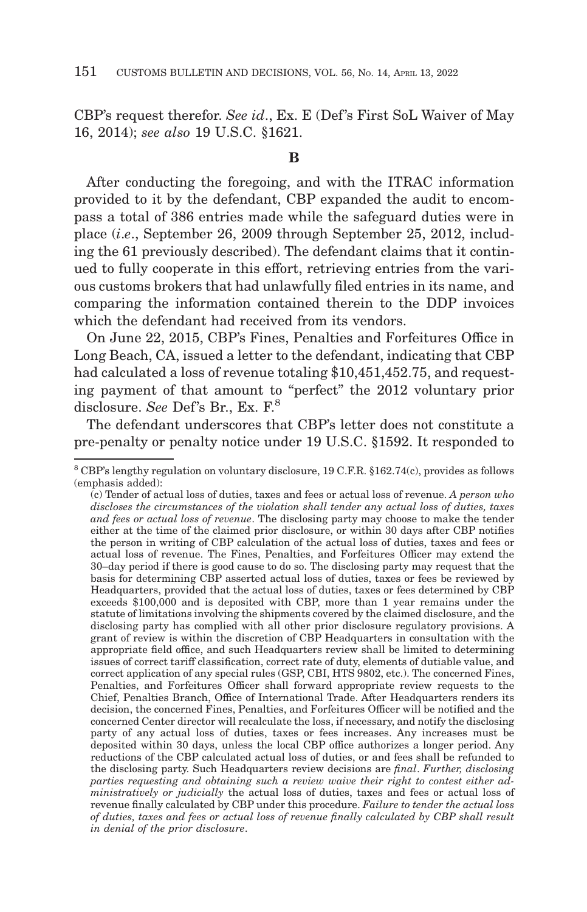CBP's request therefor. *See id*., Ex. E (Def's First SoL Waiver of May 16, 2014); *see also* 19 U.S.C. §1621.

**B**

After conducting the foregoing, and with the ITRAC information provided to it by the defendant, CBP expanded the audit to encompass a total of 386 entries made while the safeguard duties were in place (*i.e*., September 26, 2009 through September 25, 2012, including the 61 previously described). The defendant claims that it continued to fully cooperate in this effort, retrieving entries from the various customs brokers that had unlawfully filed entries in its name, and comparing the information contained therein to the DDP invoices which the defendant had received from its vendors.

On June 22, 2015, CBP's Fines, Penalties and Forfeitures Office in Long Beach, CA, issued a letter to the defendant, indicating that CBP had calculated a loss of revenue totaling $10,451,452.75, and requesting payment of that amount to "perfect" the 2012 voluntary prior disclosure. *See* Def's Br., Ex. F.[8]

The defendant underscores that CBP's letter does not constitute a pre-penalty or penalty notice under 19 U.S.C. §1592. It responded to

---

[8] CBP's lengthy regulation on voluntary disclosure, 19 C.F.R. §162.74(c), provides as follows (emphasis added):

(c) Tender of actual loss of duties, taxes and fees or actual loss of revenue. *A person who discloses the circumstances of the violation shall tender any actual loss of duties, taxes and fees or actual loss of revenue*. The disclosing party may choose to make the tender either at the time of the claimed prior disclosure, or within 30 days after CBP notifies the person in writing of CBP calculation of the actual loss of duties, taxes and fees or actual loss of revenue. The Fines, Penalties, and Forfeitures Officer may extend the 30–day period if there is good cause to do so. The disclosing party may request that the basis for determining CBP asserted actual loss of duties, taxes or fees be reviewed by Headquarters, provided that the actual loss of duties, taxes or fees determined by CBP exceeds $100,000 and is deposited with CBP, more than 1 year remains under the statute of limitations involving the shipments covered by the claimed disclosure, and the disclosing party has complied with all other prior disclosure regulatory provisions. A grant of review is within the discretion of CBP Headquarters in consultation with the appropriate field office, and such Headquarters review shall be limited to determining issues of correct tariff classification, correct rate of duty, elements of dutiable value, and correct application of any special rules (GSP, CBI, HTS 9802, etc.). The concerned Fines, Penalties, and Forfeitures Officer shall forward appropriate review requests to the Chief, Penalties Branch, Office of International Trade. After Headquarters renders its decision, the concerned Fines, Penalties, and Forfeitures Officer will be notified and the concerned Center director will recalculate the loss, if necessary, and notify the disclosing party of any actual loss of duties, taxes or fees increases. Any increases must be deposited within 30 days, unless the local CBP office authorizes a longer period. Any reductions of the CBP calculated actual loss of duties, or and fees shall be refunded to the disclosing party. Such Headquarters review decisions are *final*. *Further, disclosing parties requesting and obtaining such a review waive their right to contest either administratively or judicially* the actual loss of duties, taxes and fees or actual loss of revenue finally calculated by CBP under this procedure. *Failure to tender the actual loss of duties, taxes and fees or actual loss of revenue finally calculated by CBP shall result in denial of the prior disclosure*.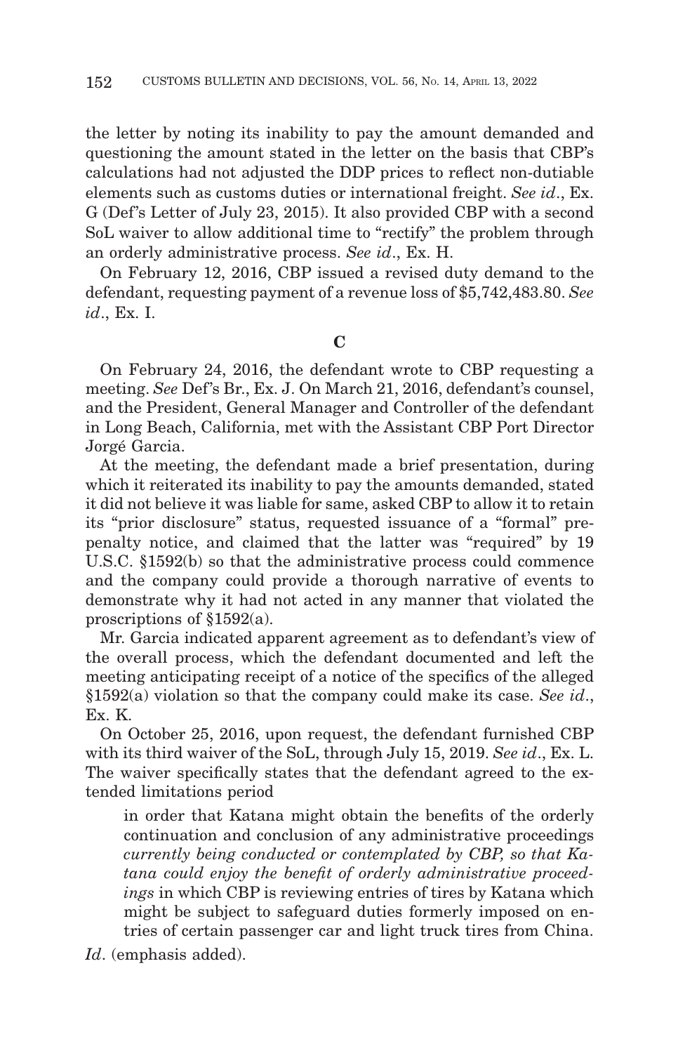the letter by noting its inability to pay the amount demanded and questioning the amount stated in the letter on the basis that CBP's calculations had not adjusted the DDP prices to reflect non-dutiable elements such as customs duties or international freight. *See id*., Ex. G (Def's Letter of July 23, 2015). It also provided CBP with a second SoL waiver to allow additional time to "rectify" the problem through an orderly administrative process. *See id*., Ex. H.

On February 12, 2016, CBP issued a revised duty demand to the defendant, requesting payment of a revenue loss of $5,742,483.80. *See id*., Ex. I.

**C**

On February 24, 2016, the defendant wrote to CBP requesting a meeting. *See* Def's Br., Ex. J. On March 21, 2016, defendant's counsel, and the President, General Manager and Controller of the defendant in Long Beach, California, met with the Assistant CBP Port Director Jorgé Garcia.

At the meeting, the defendant made a brief presentation, during which it reiterated its inability to pay the amounts demanded, stated it did not believe it was liable for same, asked CBP to allow it to retain its "prior disclosure" status, requested issuance of a "formal" pre-penalty notice, and claimed that the latter was "required" by 19 U.S.C. §1592(b) so that the administrative process could commence and the company could provide a thorough narrative of events to demonstrate why it had not acted in any manner that violated the proscriptions of §1592(a).

Mr. Garcia indicated apparent agreement as to defendant's view of the overall process, which the defendant documented and left the meeting anticipating receipt of a notice of the specifics of the alleged §1592(a) violation so that the company could make its case. *See id*., Ex. K.

On October 25, 2016, upon request, the defendant furnished CBP with its third waiver of the SoL, through July 15, 2019. *See id*., Ex. L. The waiver specifically states that the defendant agreed to the extended limitations period

> in order that Katana might obtain the benefits of the orderly continuation and conclusion of any administrative proceedings *currently being conducted or contemplated by CBP, so that Katana could enjoy the benefit of orderly administrative proceedings* in which CBP is reviewing entries of tires by Katana which might be subject to safeguard duties formerly imposed on entries of certain passenger car and light truck tires from China.

*Id*. (emphasis added).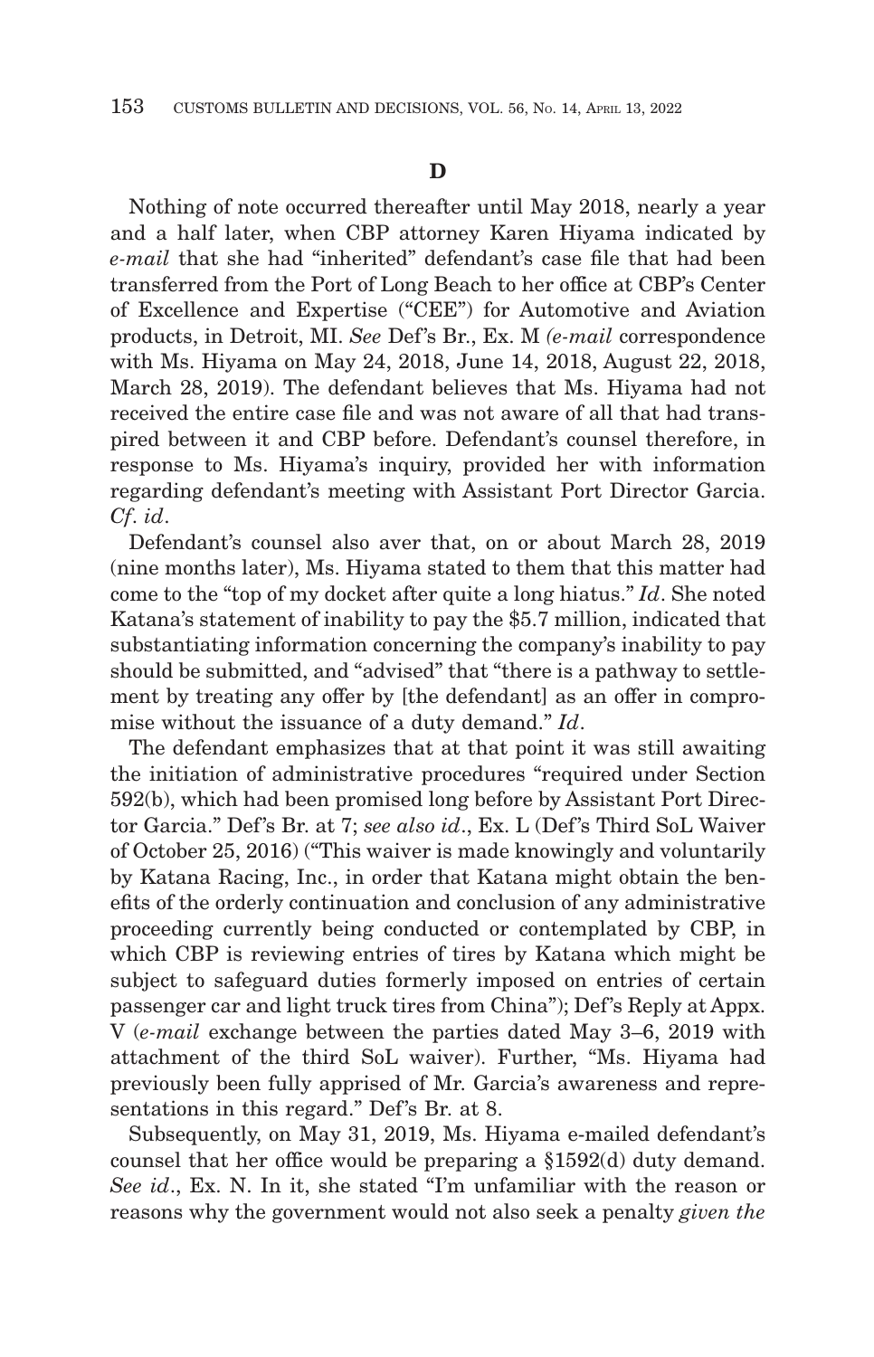**D**

Nothing of note occurred thereafter until May 2018, nearly a year and a half later, when CBP attorney Karen Hiyama indicated by *e-mail* that she had "inherited" defendant's case file that had been transferred from the Port of Long Beach to her office at CBP's Center of Excellence and Expertise ("CEE") for Automotive and Aviation products, in Detroit, MI. *See* Def's Br., Ex. M *(e-mail* correspondence with Ms. Hiyama on May 24, 2018, June 14, 2018, August 22, 2018, March 28, 2019). The defendant believes that Ms. Hiyama had not received the entire case file and was not aware of all that had transpired between it and CBP before. Defendant's counsel therefore, in response to Ms. Hiyama's inquiry, provided her with information regarding defendant's meeting with Assistant Port Director Garcia. *Cf. id*.

Defendant's counsel also aver that, on or about March 28, 2019 (nine months later), Ms. Hiyama stated to them that this matter had come to the "top of my docket after quite a long hiatus." *Id*. She noted Katana's statement of inability to pay the $5.7 million, indicated that substantiating information concerning the company's inability to pay should be submitted, and "advised" that "there is a pathway to settlement by treating any offer by [the defendant] as an offer in compromise without the issuance of a duty demand." *Id*.

The defendant emphasizes that at that point it was still awaiting the initiation of administrative procedures "required under Section 592(b), which had been promised long before by Assistant Port Director Garcia." Def's Br. at 7; *see also id*., Ex. L (Def's Third SoL Waiver of October 25, 2016) ("This waiver is made knowingly and voluntarily by Katana Racing, Inc., in order that Katana might obtain the benefits of the orderly continuation and conclusion of any administrative proceeding currently being conducted or contemplated by CBP, in which CBP is reviewing entries of tires by Katana which might be subject to safeguard duties formerly imposed on entries of certain passenger car and light truck tires from China"); Def's Reply at Appx. V (*e-mail* exchange between the parties dated May 3–6, 2019 with attachment of the third SoL waiver). Further, "Ms. Hiyama had previously been fully apprised of Mr. Garcia's awareness and representations in this regard." Def's Br. at 8.

Subsequently, on May 31, 2019, Ms. Hiyama e-mailed defendant's counsel that her office would be preparing a §1592(d) duty demand. *See id*., Ex. N. In it, she stated "I'm unfamiliar with the reason or reasons why the government would not also seek a penalty *given the*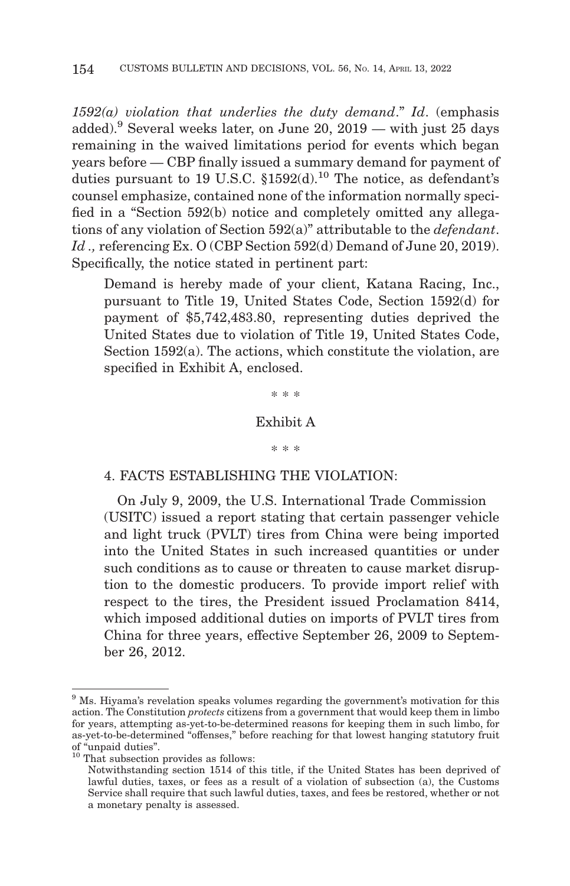*1592(a) violation that underlies the duty demand*." *Id*. (emphasis added).[9] Several weeks later, on June 20, 2019 — with just 25 days remaining in the waived limitations period for events which began years before — CBP finally issued a summary demand for payment of duties pursuant to 19 U.S.C. §1592(d).[10] The notice, as defendant's counsel emphasize, contained none of the information normally specified in a "Section 592(b) notice and completely omitted any allegations of any violation of Section 592(a)" attributable to the *defendant*. *Id* ., referencing Ex. O (CBP Section 592(d) Demand of June 20, 2019). Specifically, the notice stated in pertinent part:

> Demand is hereby made of your client, Katana Racing, Inc., pursuant to Title 19, United States Code, Section 1592(d) for payment of $5,742,483.80, representing duties deprived the United States due to violation of Title 19, United States Code, Section 1592(a). The actions, which constitute the violation, are specified in Exhibit A, enclosed.
>
> \* \* \*
>
> Exhibit A
>
> \* \* \*
>
> 4. FACTS ESTABLISHING THE VIOLATION:
>
> On July 9, 2009, the U.S. International Trade Commission (USITC) issued a report stating that certain passenger vehicle and light truck (PVLT) tires from China were being imported into the United States in such increased quantities or under such conditions as to cause or threaten to cause market disruption to the domestic producers. To provide import relief with respect to the tires, the President issued Proclamation 8414, which imposed additional duties on imports of PVLT tires from China for three years, effective September 26, 2009 to September 26, 2012.

---

[9] Ms. Hiyama's revelation speaks volumes regarding the government's motivation for this action. The Constitution *protects* citizens from a government that would keep them in limbo for years, attempting as-yet-to-be-determined reasons for keeping them in such limbo, for as-yet-to-be-determined "offenses," before reaching for that lowest hanging statutory fruit of "unpaid duties".

[10] That subsection provides as follows:

Notwithstanding section 1514 of this title, if the United States has been deprived of lawful duties, taxes, or fees as a result of a violation of subsection (a), the Customs Service shall require that such lawful duties, taxes, and fees be restored, whether or not a monetary penalty is assessed.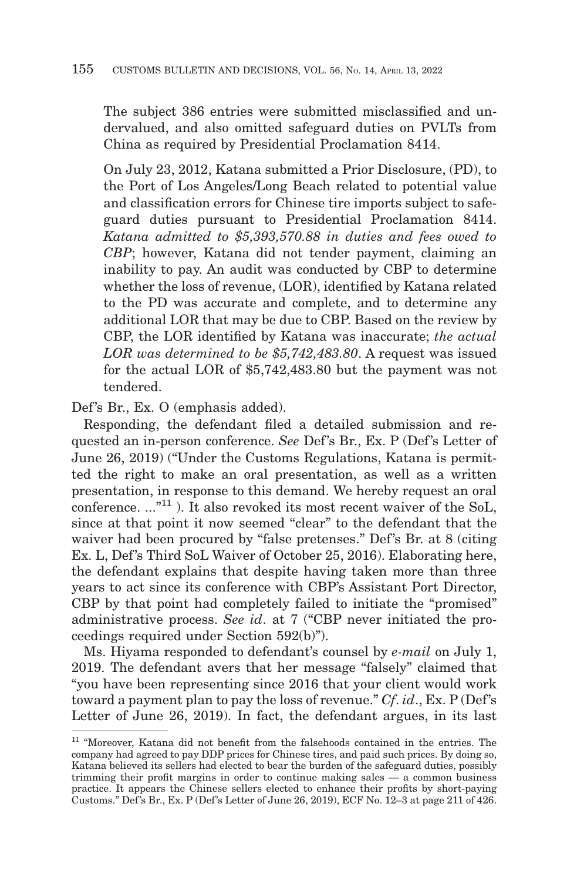> The subject 386 entries were submitted misclassified and undervalued, and also omitted safeguard duties on PVLTs from China as required by Presidential Proclamation 8414.
>
> On July 23, 2012, Katana submitted a Prior Disclosure, (PD), to the Port of Los Angeles/Long Beach related to potential value and classification errors for Chinese tire imports subject to safeguard duties pursuant to Presidential Proclamation 8414. *Katana admitted to $5,393,570.88 in duties and fees owed to CBP*; however, Katana did not tender payment, claiming an inability to pay. An audit was conducted by CBP to determine whether the loss of revenue, (LOR), identified by Katana related to the PD was accurate and complete, and to determine any additional LOR that may be due to CBP. Based on the review by CBP, the LOR identified by Katana was inaccurate; *the actual LOR was determined to be $5,742,483.80*. A request was issued for the actual LOR of $5,742,483.80 but the payment was not tendered.

Def's Br., Ex. O (emphasis added).

Responding, the defendant filed a detailed submission and requested an in-person conference. *See* Def's Br., Ex. P (Def's Letter of June 26, 2019) ("Under the Customs Regulations, Katana is permitted the right to make an oral presentation, as well as a written presentation, in response to this demand. We hereby request an oral conference. ..."[11] ). It also revoked its most recent waiver of the SoL, since at that point it now seemed "clear" to the defendant that the waiver had been procured by "false pretenses." Def's Br. at 8 (citing Ex. L, Def's Third SoL Waiver of October 25, 2016). Elaborating here, the defendant explains that despite having taken more than three years to act since its conference with CBP's Assistant Port Director, CBP by that point had completely failed to initiate the "promised" administrative process. *See id*. at 7 ("CBP never initiated the proceedings required under Section 592(b)").

Ms. Hiyama responded to defendant's counsel by *e-mail* on July 1, 2019. The defendant avers that her message "falsely" claimed that "you have been representing since 2016 that your client would work toward a payment plan to pay the loss of revenue." *Cf*. *id*., Ex. P (Def's Letter of June 26, 2019). In fact, the defendant argues, in its last

---

[11] "Moreover, Katana did not benefit from the falsehoods contained in the entries. The company had agreed to pay DDP prices for Chinese tires, and paid such prices. By doing so, Katana believed its sellers had elected to bear the burden of the safeguard duties, possibly trimming their profit margins in order to continue making sales — a common business practice. It appears the Chinese sellers elected to enhance their profits by short-paying Customs." Def's Br., Ex. P (Def's Letter of June 26, 2019), ECF No. 12–3 at page 211 of 426.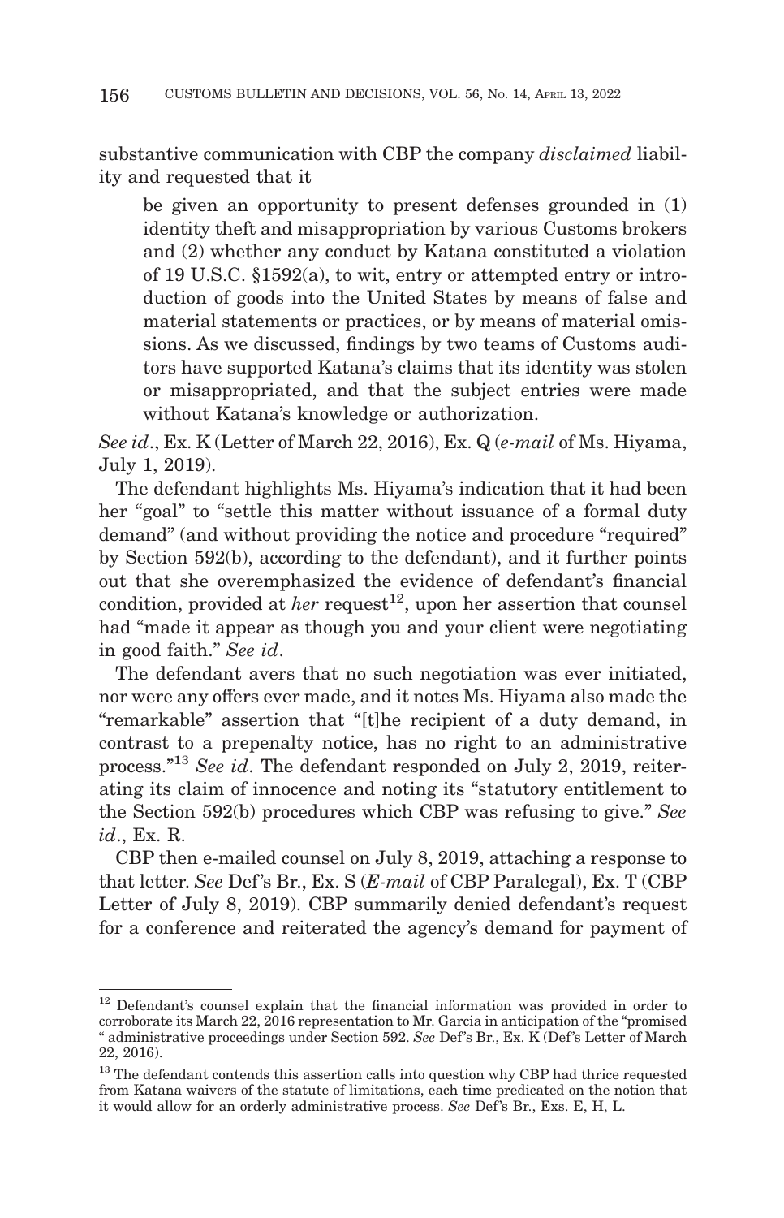substantive communication with CBP the company *disclaimed* liability and requested that it

> be given an opportunity to present defenses grounded in (1) identity theft and misappropriation by various Customs brokers and (2) whether any conduct by Katana constituted a violation of 19 U.S.C. §1592(a), to wit, entry or attempted entry or introduction of goods into the United States by means of false and material statements or practices, or by means of material omissions. As we discussed, findings by two teams of Customs auditors have supported Katana's claims that its identity was stolen or misappropriated, and that the subject entries were made without Katana's knowledge or authorization.

*See id*., Ex. K (Letter of March 22, 2016), Ex. Q (*e-mail* of Ms. Hiyama, July 1, 2019).

The defendant highlights Ms. Hiyama's indication that it had been her "goal" to "settle this matter without issuance of a formal duty demand" (and without providing the notice and procedure "required" by Section 592(b), according to the defendant), and it further points out that she overemphasized the evidence of defendant's financial condition, provided at *her* request[12], upon her assertion that counsel had "made it appear as though you and your client were negotiating in good faith." *See id*.

The defendant avers that no such negotiation was ever initiated, nor were any offers ever made, and it notes Ms. Hiyama also made the "remarkable" assertion that "[t]he recipient of a duty demand, in contrast to a prepenalty notice, has no right to an administrative process."[13] *See id*. The defendant responded on July 2, 2019, reiterating its claim of innocence and noting its "statutory entitlement to the Section 592(b) procedures which CBP was refusing to give." *See id*., Ex. R.

CBP then e-mailed counsel on July 8, 2019, attaching a response to that letter. *See* Def's Br., Ex. S (*E-mail* of CBP Paralegal), Ex. T (CBP Letter of July 8, 2019). CBP summarily denied defendant's request for a conference and reiterated the agency's demand for payment of

---

[12] Defendant's counsel explain that the financial information was provided in order to corroborate its March 22, 2016 representation to Mr. Garcia in anticipation of the "promised " administrative proceedings under Section 592. *See* Def's Br., Ex. K (Def's Letter of March 22, 2016).

[13] The defendant contends this assertion calls into question why CBP had thrice requested from Katana waivers of the statute of limitations, each time predicated on the notion that it would allow for an orderly administrative process. *See* Def's Br., Exs. E, H, L.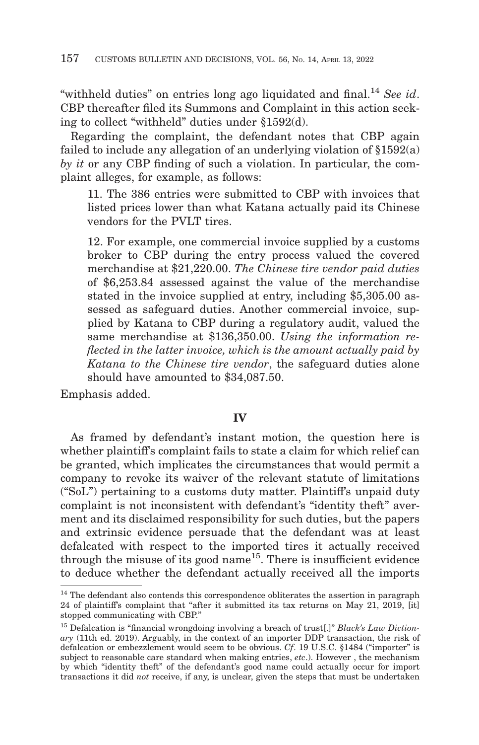"withheld duties" on entries long ago liquidated and final.[14] *See id*. CBP thereafter filed its Summons and Complaint in this action seeking to collect "withheld" duties under §1592(d).

Regarding the complaint, the defendant notes that CBP again failed to include any allegation of an underlying violation of §1592(a) *by it* or any CBP finding of such a violation. In particular, the complaint alleges, for example, as follows:

> 11. The 386 entries were submitted to CBP with invoices that listed prices lower than what Katana actually paid its Chinese vendors for the PVLT tires.
>
> 12. For example, one commercial invoice supplied by a customs broker to CBP during the entry process valued the covered merchandise at $21,220.00. *The Chinese tire vendor paid duties* of $6,253.84 assessed against the value of the merchandise stated in the invoice supplied at entry, including $5,305.00 assessed as safeguard duties. Another commercial invoice, supplied by Katana to CBP during a regulatory audit, valued the same merchandise at $136,350.00. *Using the information reflected in the latter invoice, which is the amount actually paid by Katana to the Chinese tire vendor*, the safeguard duties alone should have amounted to $34,087.50.

Emphasis added.

## IV

As framed by defendant's instant motion, the question here is whether plaintiff's complaint fails to state a claim for which relief can be granted, which implicates the circumstances that would permit a company to revoke its waiver of the relevant statute of limitations ("SoL") pertaining to a customs duty matter. Plaintiff's unpaid duty complaint is not inconsistent with defendant's "identity theft" averment and its disclaimed responsibility for such duties, but the papers and extrinsic evidence persuade that the defendant was at least defalcated with respect to the imported tires it actually received through the misuse of its good name[15]. There is insufficient evidence to deduce whether the defendant actually received all the imports

---

[14] The defendant also contends this correspondence obliterates the assertion in paragraph 24 of plaintiff's complaint that "after it submitted its tax returns on May 21, 2019, [it] stopped communicating with CBP."

[15] Defalcation is "financial wrongdoing involving a breach of trust[.]" *Black's Law Dictionary* (11th ed. 2019). Arguably, in the context of an importer DDP transaction, the risk of defalcation or embezzlement would seem to be obvious. *Cf*. 19 U.S.C. §1484 ("importer" is subject to reasonable care standard when making entries, *etc*.). However , the mechanism by which "identity theft" of the defendant's good name could actually occur for import transactions it did *not* receive, if any, is unclear, given the steps that must be undertaken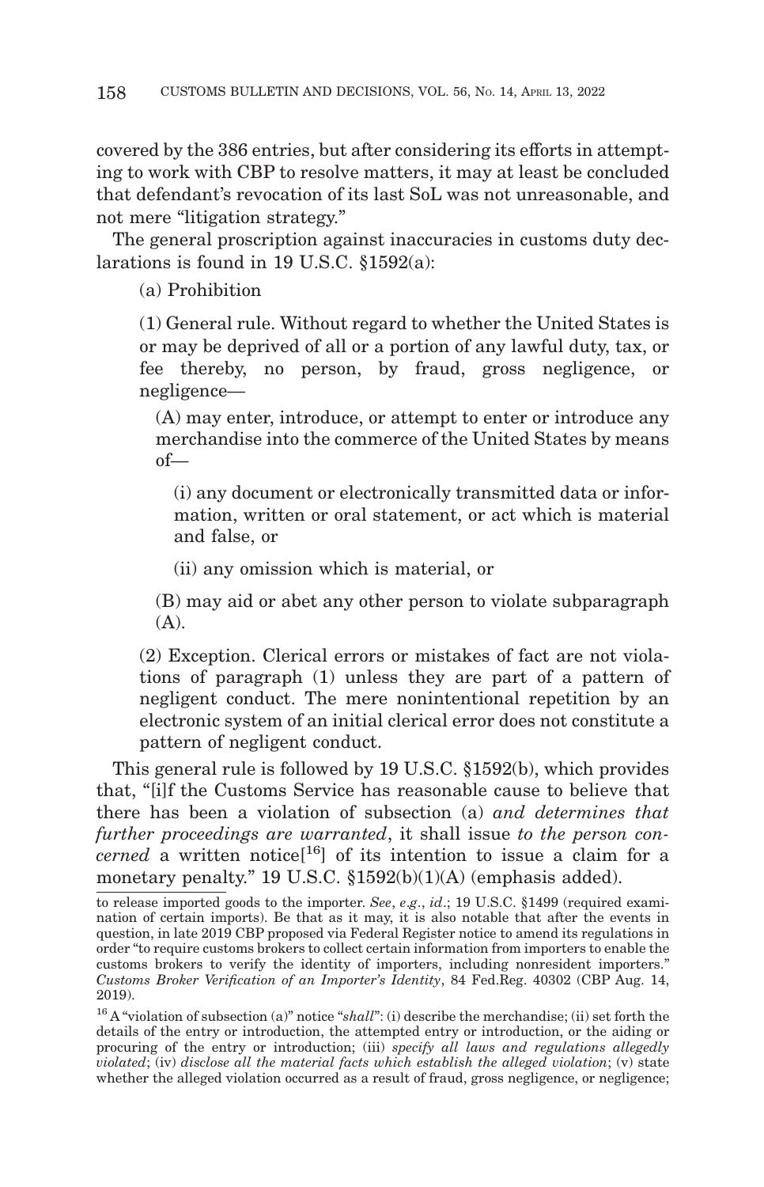covered by the 386 entries, but after considering its efforts in attempting to work with CBP to resolve matters, it may at least be concluded that defendant's revocation of its last SoL was not unreasonable, and not mere "litigation strategy."

The general proscription against inaccuracies in customs duty declarations is found in 19 U.S.C. §1592(a):

> (a) Prohibition
>
> (1) General rule. Without regard to whether the United States is or may be deprived of all or a portion of any lawful duty, tax, or fee thereby, no person, by fraud, gross negligence, or negligence—
>
> > (A) may enter, introduce, or attempt to enter or introduce any merchandise into the commerce of the United States by means of—
> >
> > > (i) any document or electronically transmitted data or information, written or oral statement, or act which is material and false, or
> > >
> > > (ii) any omission which is material, or
> >
> > (B) may aid or abet any other person to violate subparagraph (A).
>
> (2) Exception. Clerical errors or mistakes of fact are not violations of paragraph (1) unless they are part of a pattern of negligent conduct. The mere nonintentional repetition by an electronic system of an initial clerical error does not constitute a pattern of negligent conduct.

This general rule is followed by 19 U.S.C. §1592(b), which provides that, "[i]f the Customs Service has reasonable cause to believe that there has been a violation of subsection (a) *and determines that further proceedings are warranted*, it shall issue *to the person concerned* a written notice[16] of its intention to issue a claim for a monetary penalty." 19 U.S.C. §1592(b)(1)(A) (emphasis added).

---

to release imported goods to the importer. *See*, *e.g*., *id*.; 19 U.S.C. §1499 (required examination of certain imports). Be that as it may, it is also notable that after the events in question, in late 2019 CBP proposed via Federal Register notice to amend its regulations in order "to require customs brokers to collect certain information from importers to enable the customs brokers to verify the identity of importers, including nonresident importers." *Customs Broker Verification of an Importer's Identity*, 84 Fed.Reg. 40302 (CBP Aug. 14, 2019).

[16] A "violation of subsection (a)" notice "*shall*": (i) describe the merchandise; (ii) set forth the details of the entry or introduction, the attempted entry or introduction, or the aiding or procuring of the entry or introduction; (iii) *specify all laws and regulations allegedly violated*; (iv) *disclose all the material facts which establish the alleged violation*; (v) state whether the alleged violation occurred as a result of fraud, gross negligence, or negligence;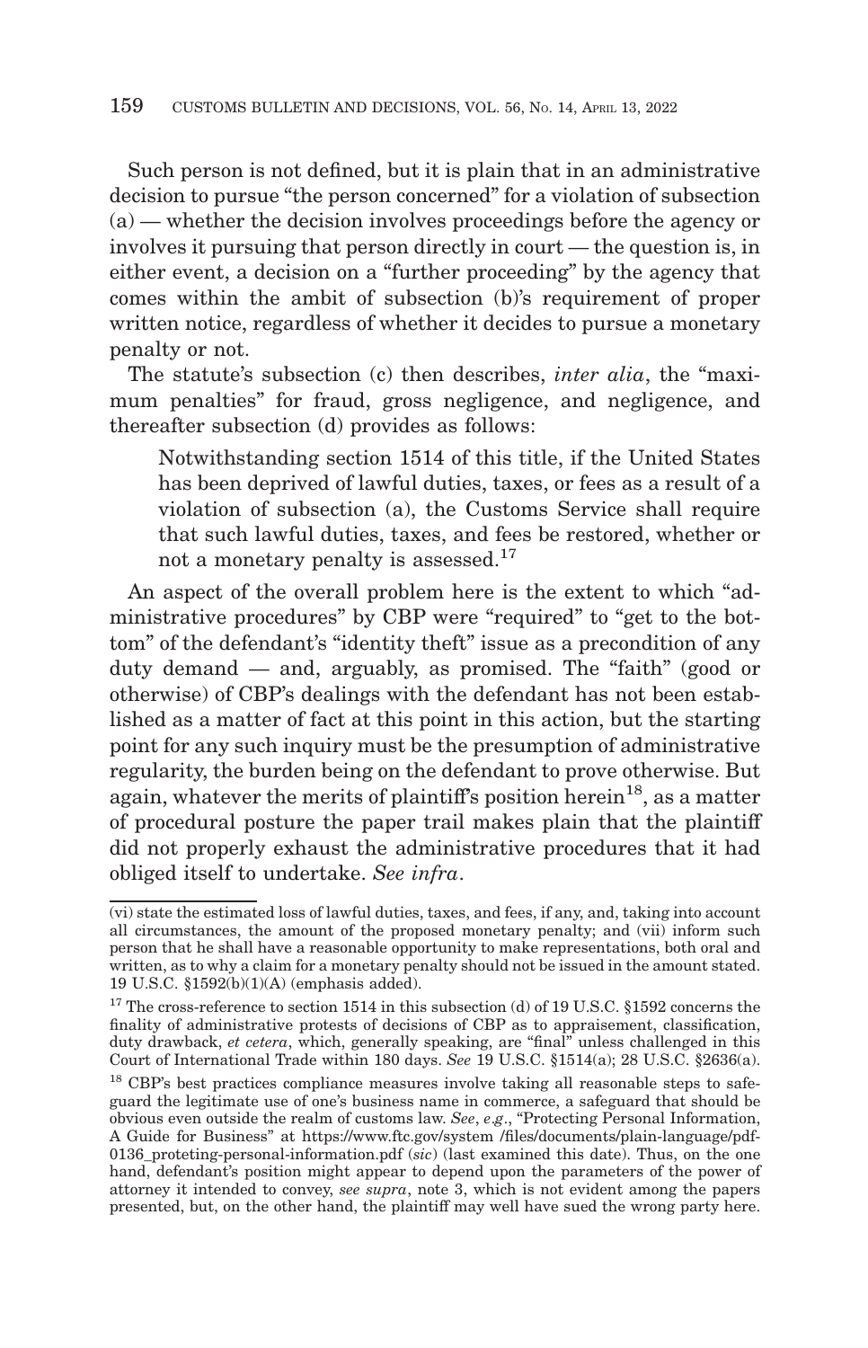Such person is not defined, but it is plain that in an administrative decision to pursue "the person concerned" for a violation of subsection (a) — whether the decision involves proceedings before the agency or involves it pursuing that person directly in court — the question is, in either event, a decision on a "further proceeding" by the agency that comes within the ambit of subsection (b)'s requirement of proper written notice, regardless of whether it decides to pursue a monetary penalty or not.

The statute's subsection (c) then describes, *inter alia*, the "maximum penalties" for fraud, gross negligence, and negligence, and thereafter subsection (d) provides as follows:

> Notwithstanding section 1514 of this title, if the United States has been deprived of lawful duties, taxes, or fees as a result of a violation of subsection (a), the Customs Service shall require that such lawful duties, taxes, and fees be restored, whether or not a monetary penalty is assessed.[17]

An aspect of the overall problem here is the extent to which "administrative procedures" by CBP were "required" to "get to the bottom" of the defendant's "identity theft" issue as a precondition of any duty demand — and, arguably, as promised. The "faith" (good or otherwise) of CBP's dealings with the defendant has not been established as a matter of fact at this point in this action, but the starting point for any such inquiry must be the presumption of administrative regularity, the burden being on the defendant to prove otherwise. But again, whatever the merits of plaintiff's position herein[18], as a matter of procedural posture the paper trail makes plain that the plaintiff did not properly exhaust the administrative procedures that it had obliged itself to undertake. *See infra*.

---

(vi) state the estimated loss of lawful duties, taxes, and fees, if any, and, taking into account all circumstances, the amount of the proposed monetary penalty; and (vii) inform such person that he shall have a reasonable opportunity to make representations, both oral and written, as to why a claim for a monetary penalty should not be issued in the amount stated. 19 U.S.C. §1592(b)(1)(A) (emphasis added).

[17] The cross-reference to section 1514 in this subsection (d) of 19 U.S.C. §1592 concerns the finality of administrative protests of decisions of CBP as to appraisement, classification, duty drawback, *et cetera*, which, generally speaking, are "final" unless challenged in this Court of International Trade within 180 days. *See* 19 U.S.C. §1514(a); 28 U.S.C. §2636(a).

[18] CBP's best practices compliance measures involve taking all reasonable steps to safeguard the legitimate use of one's business name in commerce, a safeguard that should be obvious even outside the realm of customs law. *See*, *e.g*., "Protecting Personal Information, A Guide for Business" at https://www.ftc.gov/system /files/documents/plain-language/pdf-0136_proteting-personal-information.pdf (*sic*) (last examined this date). Thus, on the one hand, defendant's position might appear to depend upon the parameters of the power of attorney it intended to convey, *see supra*, note 3, which is not evident among the papers presented, but, on the other hand, the plaintiff may well have sued the wrong party here.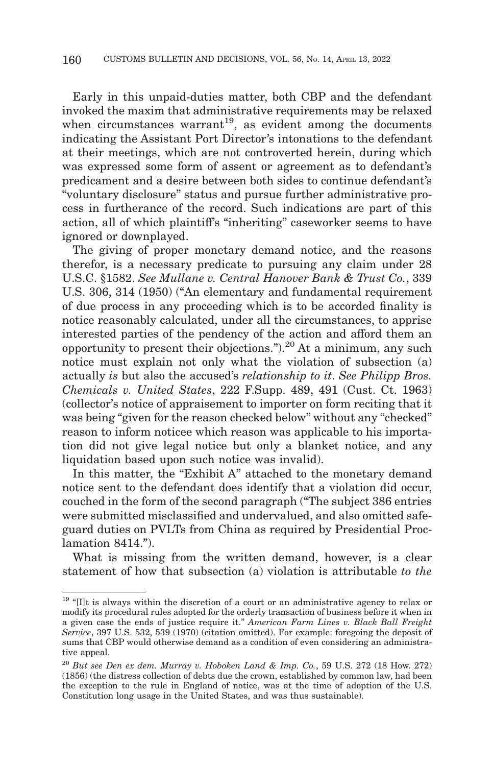Early in this unpaid-duties matter, both CBP and the defendant invoked the maxim that administrative requirements may be relaxed when circumstances warrant[19], as evident among the documents indicating the Assistant Port Director's intonations to the defendant at their meetings, which are not controverted herein, during which was expressed some form of assent or agreement as to defendant's predicament and a desire between both sides to continue defendant's "voluntary disclosure" status and pursue further administrative process in furtherance of the record. Such indications are part of this action, all of which plaintiff's "inheriting" caseworker seems to have ignored or downplayed.

The giving of proper monetary demand notice, and the reasons therefor, is a necessary predicate to pursuing any claim under 28 U.S.C. §1582. *See Mullane v. Central Hanover Bank & Trust Co.*, 339 U.S. 306, 314 (1950) ("An elementary and fundamental requirement of due process in any proceeding which is to be accorded finality is notice reasonably calculated, under all the circumstances, to apprise interested parties of the pendency of the action and afford them an opportunity to present their objections.").[20] At a minimum, any such notice must explain not only what the violation of subsection (a) actually *is* but also the accused's *relationship to it*. *See Philipp Bros. Chemicals v. United States*, 222 F.Supp. 489, 491 (Cust. Ct. 1963) (collector's notice of appraisement to importer on form reciting that it was being "given for the reason checked below" without any "checked" reason to inform noticee which reason was applicable to his importation did not give legal notice but only a blanket notice, and any liquidation based upon such notice was invalid).

In this matter, the "Exhibit A" attached to the monetary demand notice sent to the defendant does identify that a violation did occur, couched in the form of the second paragraph ("The subject 386 entries were submitted misclassified and undervalued, and also omitted safeguard duties on PVLTs from China as required by Presidential Proclamation 8414.").

What is missing from the written demand, however, is a clear statement of how that subsection (a) violation is attributable *to the*

---

[19] "[I]t is always within the discretion of a court or an administrative agency to relax or modify its procedural rules adopted for the orderly transaction of business before it when in a given case the ends of justice require it." *American Farm Lines v. Black Ball Freight Service*, 397 U.S. 532, 539 (1970) (citation omitted). For example: foregoing the deposit of sums that CBP would otherwise demand as a condition of even considering an administrative appeal.

[20] *But see Den ex dem. Murray v. Hoboken Land & Imp. Co.*, 59 U.S. 272 (18 How. 272) (1856) (the distress collection of debts due the crown, established by common law, had been the exception to the rule in England of notice, was at the time of adoption of the U.S. Constitution long usage in the United States, and was thus sustainable).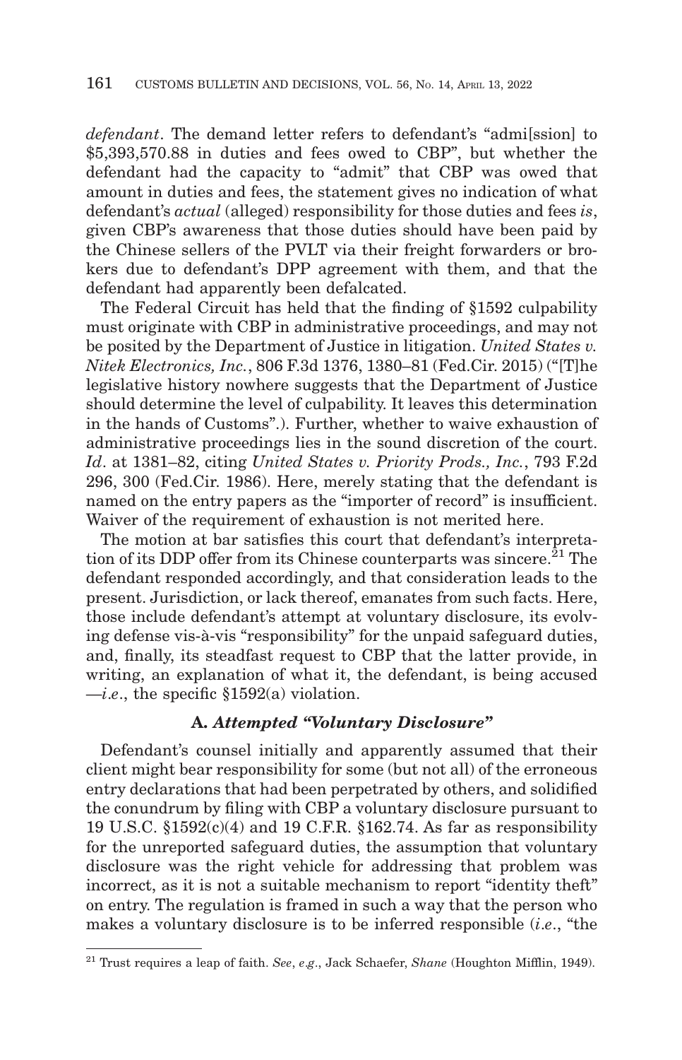*defendant*. The demand letter refers to defendant's "admi[ssion] to $5,393,570.88 in duties and fees owed to CBP", but whether the defendant had the capacity to "admit" that CBP was owed that amount in duties and fees, the statement gives no indication of what defendant's *actual* (alleged) responsibility for those duties and fees *is*, given CBP's awareness that those duties should have been paid by the Chinese sellers of the PVLT via their freight forwarders or brokers due to defendant's DPP agreement with them, and that the defendant had apparently been defalcated.

The Federal Circuit has held that the finding of §1592 culpability must originate with CBP in administrative proceedings, and may not be posited by the Department of Justice in litigation. *United States v. Nitek Electronics, Inc.*, 806 F.3d 1376, 1380–81 (Fed.Cir. 2015) ("[T]he legislative history nowhere suggests that the Department of Justice should determine the level of culpability. It leaves this determination in the hands of Customs".). Further, whether to waive exhaustion of administrative proceedings lies in the sound discretion of the court. *Id*. at 1381–82, citing *United States v. Priority Prods., Inc.*, 793 F.2d 296, 300 (Fed.Cir. 1986). Here, merely stating that the defendant is named on the entry papers as the "importer of record" is insufficient. Waiver of the requirement of exhaustion is not merited here.

The motion at bar satisfies this court that defendant's interpretation of its DDP offer from its Chinese counterparts was sincere.[21] The defendant responded accordingly, and that consideration leads to the present. Jurisdiction, or lack thereof, emanates from such facts. Here, those include defendant's attempt at voluntary disclosure, its evolving defense vis-à-vis "responsibility" for the unpaid safeguard duties, and, finally, its steadfast request to CBP that the latter provide, in writing, an explanation of what it, the defendant, is being accused —*i.e*., the specific §1592(a) violation.

### A. *Attempted "Voluntary Disclosure"*

Defendant's counsel initially and apparently assumed that their client might bear responsibility for some (but not all) of the erroneous entry declarations that had been perpetrated by others, and solidified the conundrum by filing with CBP a voluntary disclosure pursuant to 19 U.S.C. §1592(c)(4) and 19 C.F.R. §162.74. As far as responsibility for the unreported safeguard duties, the assumption that voluntary disclosure was the right vehicle for addressing that problem was incorrect, as it is not a suitable mechanism to report "identity theft" on entry. The regulation is framed in such a way that the person who makes a voluntary disclosure is to be inferred responsible (*i.e*., "the

---

[21] Trust requires a leap of faith. *See*, *e.g*., Jack Schaefer, *Shane* (Houghton Mifflin, 1949).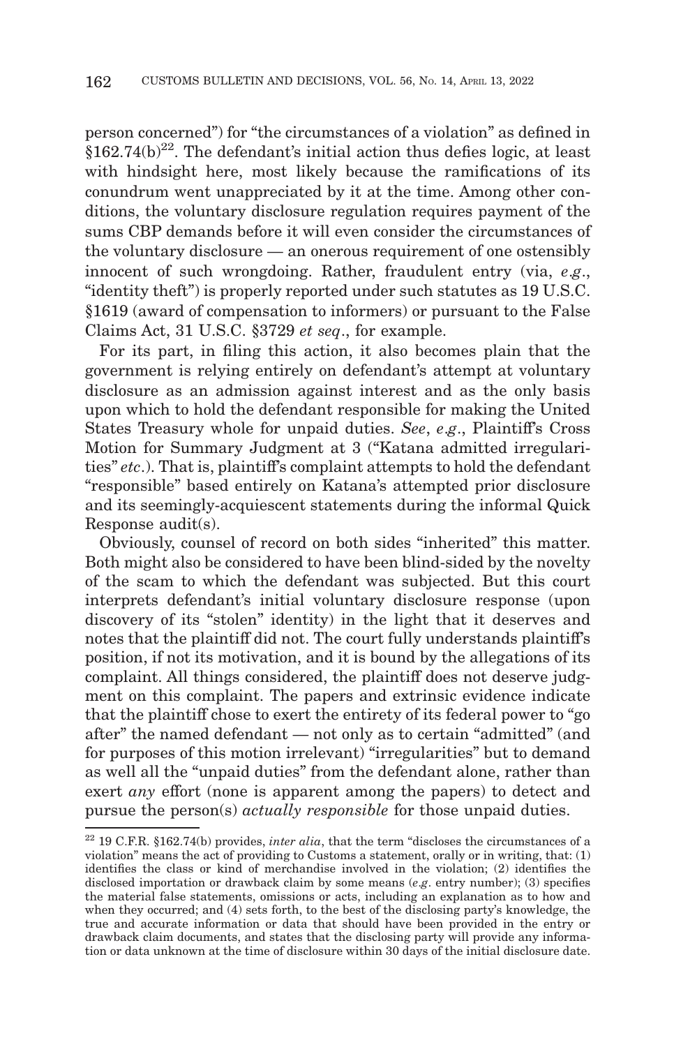person concerned") for "the circumstances of a violation" as defined in §162.74(b)[22]. The defendant's initial action thus defies logic, at least with hindsight here, most likely because the ramifications of its conundrum went unappreciated by it at the time. Among other conditions, the voluntary disclosure regulation requires payment of the sums CBP demands before it will even consider the circumstances of the voluntary disclosure — an onerous requirement of one ostensibly innocent of such wrongdoing. Rather, fraudulent entry (via, *e.g*., "identity theft") is properly reported under such statutes as 19 U.S.C. §1619 (award of compensation to informers) or pursuant to the False Claims Act, 31 U.S.C. §3729 *et seq*., for example.

For its part, in filing this action, it also becomes plain that the government is relying entirely on defendant's attempt at voluntary disclosure as an admission against interest and as the only basis upon which to hold the defendant responsible for making the United States Treasury whole for unpaid duties. *See*, *e.g*., Plaintiff's Cross Motion for Summary Judgment at 3 ("Katana admitted irregularities" *etc*.). That is, plaintiff's complaint attempts to hold the defendant "responsible" based entirely on Katana's attempted prior disclosure and its seemingly-acquiescent statements during the informal Quick Response audit(s).

Obviously, counsel of record on both sides "inherited" this matter. Both might also be considered to have been blind-sided by the novelty of the scam to which the defendant was subjected. But this court interprets defendant's initial voluntary disclosure response (upon discovery of its "stolen" identity) in the light that it deserves and notes that the plaintiff did not. The court fully understands plaintiff's position, if not its motivation, and it is bound by the allegations of its complaint. All things considered, the plaintiff does not deserve judgment on this complaint. The papers and extrinsic evidence indicate that the plaintiff chose to exert the entirety of its federal power to "go after" the named defendant — not only as to certain "admitted" (and for purposes of this motion irrelevant) "irregularities" but to demand as well all the "unpaid duties" from the defendant alone, rather than exert *any* effort (none is apparent among the papers) to detect and pursue the person(s) *actually responsible* for those unpaid duties.

---

[22] 19 C.F.R. §162.74(b) provides, *inter alia*, that the term "discloses the circumstances of a violation" means the act of providing to Customs a statement, orally or in writing, that: (1) identifies the class or kind of merchandise involved in the violation; (2) identifies the disclosed importation or drawback claim by some means (*e.g*. entry number); (3) specifies the material false statements, omissions or acts, including an explanation as to how and when they occurred; and (4) sets forth, to the best of the disclosing party's knowledge, the true and accurate information or data that should have been provided in the entry or drawback claim documents, and states that the disclosing party will provide any information or data unknown at the time of disclosure within 30 days of the initial disclosure date.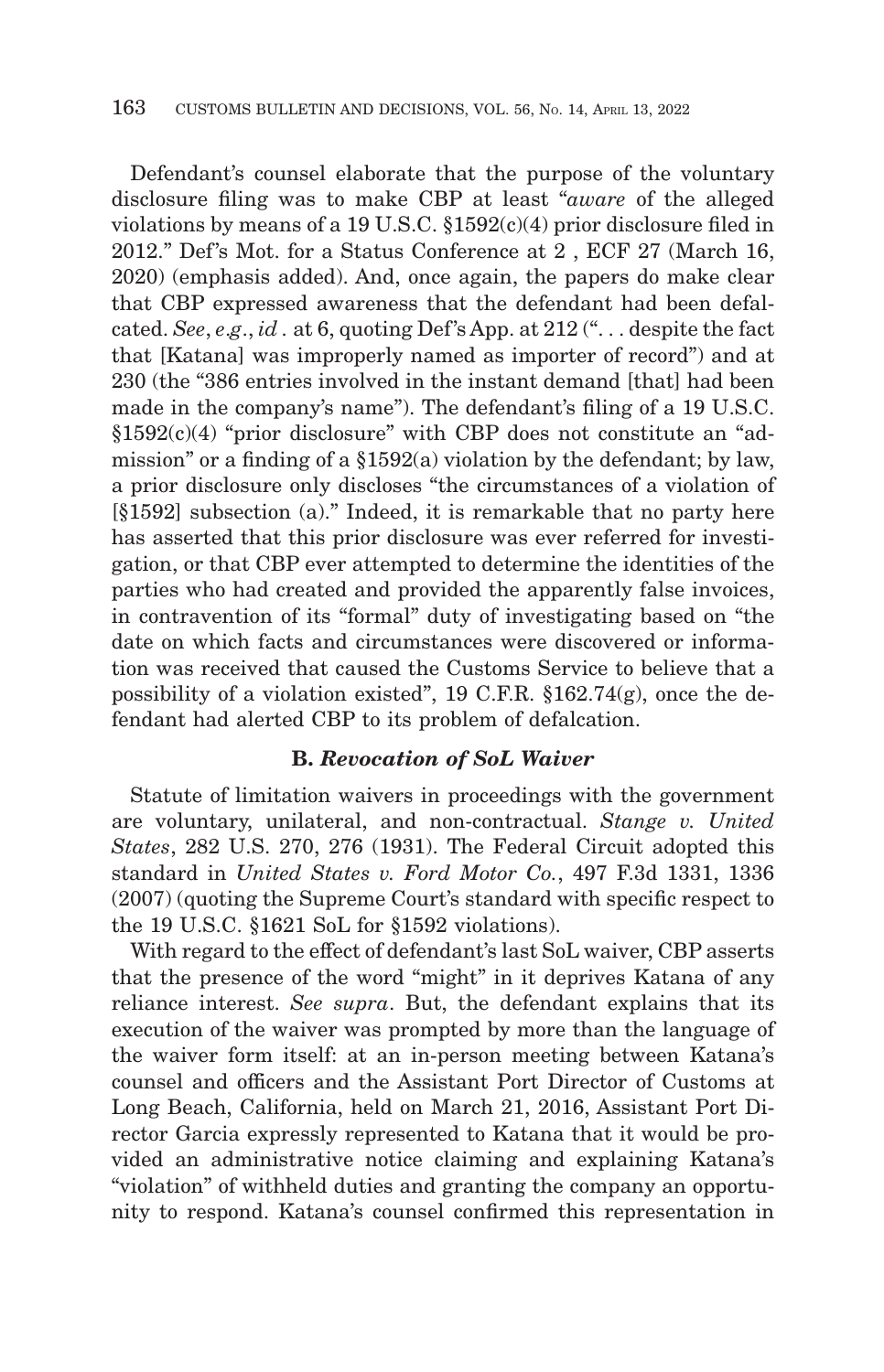Defendant's counsel elaborate that the purpose of the voluntary disclosure filing was to make CBP at least "*aware* of the alleged violations by means of a 19 U.S.C. §1592(c)(4) prior disclosure filed in 2012." Def's Mot. for a Status Conference at 2 , ECF 27 (March 16, 2020) (emphasis added). And, once again, the papers do make clear that CBP expressed awareness that the defendant had been defalcated. *See*, *e.g*., *id* . at 6, quoting Def's App. at 212 (". . . despite the fact that [Katana] was improperly named as importer of record") and at 230 (the "386 entries involved in the instant demand [that] had been made in the company's name"). The defendant's filing of a 19 U.S.C. §1592(c)(4) "prior disclosure" with CBP does not constitute an "admission" or a finding of a §1592(a) violation by the defendant; by law, a prior disclosure only discloses "the circumstances of a violation of [§1592] subsection (a)." Indeed, it is remarkable that no party here has asserted that this prior disclosure was ever referred for investigation, or that CBP ever attempted to determine the identities of the parties who had created and provided the apparently false invoices, in contravention of its "formal" duty of investigating based on "the date on which facts and circumstances were discovered or information was received that caused the Customs Service to believe that a possibility of a violation existed", 19 C.F.R. §162.74(g), once the defendant had alerted CBP to its problem of defalcation.

### B. *Revocation of SoL Waiver*

Statute of limitation waivers in proceedings with the government are voluntary, unilateral, and non-contractual. *Stange v. United States*, 282 U.S. 270, 276 (1931). The Federal Circuit adopted this standard in *United States v. Ford Motor Co.*, 497 F.3d 1331, 1336 (2007) (quoting the Supreme Court's standard with specific respect to the 19 U.S.C. §1621 SoL for §1592 violations).

With regard to the effect of defendant's last SoL waiver, CBP asserts that the presence of the word "might" in it deprives Katana of any reliance interest. *See supra*. But, the defendant explains that its execution of the waiver was prompted by more than the language of the waiver form itself: at an in-person meeting between Katana's counsel and officers and the Assistant Port Director of Customs at Long Beach, California, held on March 21, 2016, Assistant Port Director Garcia expressly represented to Katana that it would be provided an administrative notice claiming and explaining Katana's "violation" of withheld duties and granting the company an opportunity to respond. Katana's counsel confirmed this representation in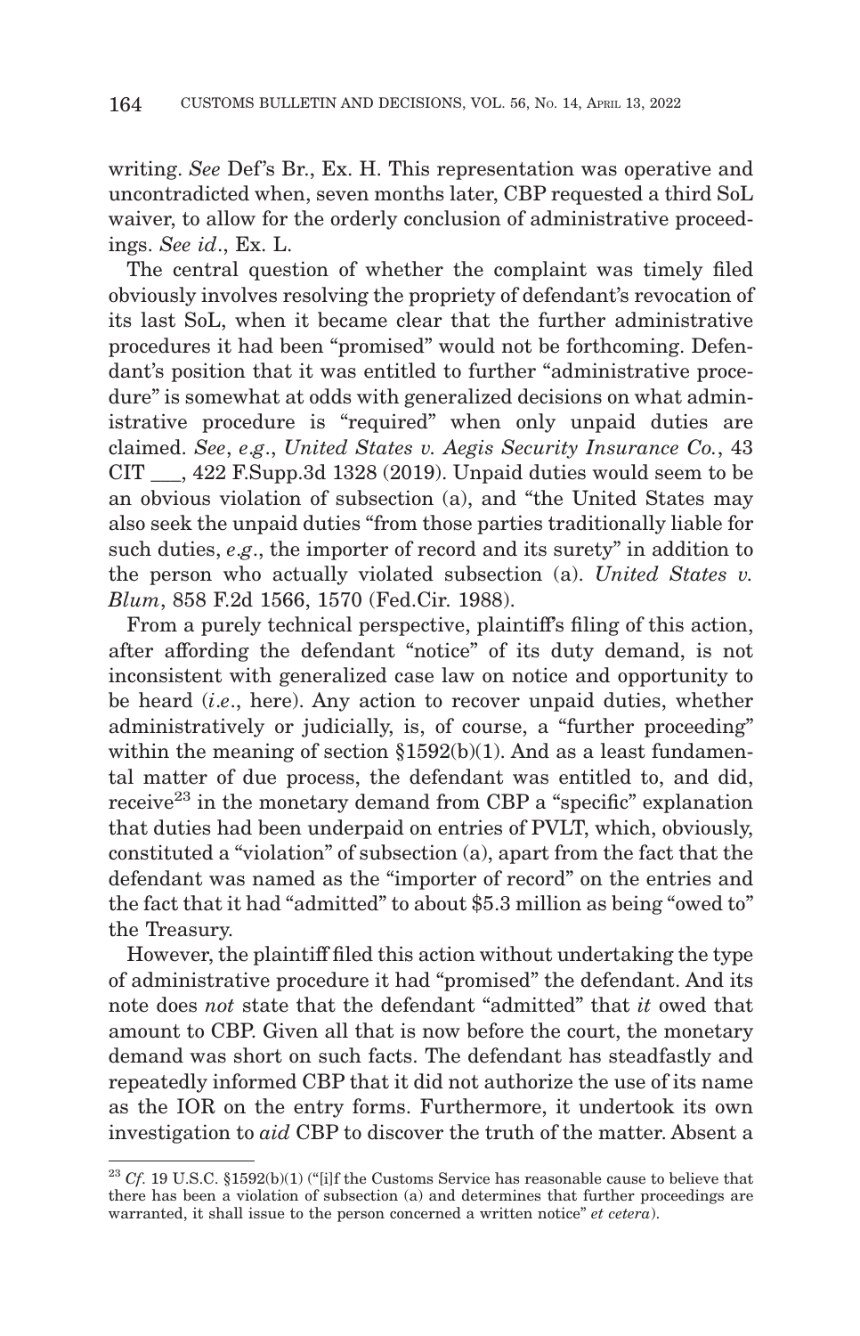writing. *See* Def's Br., Ex. H. This representation was operative and uncontradicted when, seven months later, CBP requested a third SoL waiver, to allow for the orderly conclusion of administrative proceedings. *See id*., Ex. L.

The central question of whether the complaint was timely filed obviously involves resolving the propriety of defendant's revocation of its last SoL, when it became clear that the further administrative procedures it had been "promised" would not be forthcoming. Defendant's position that it was entitled to further "administrative procedure" is somewhat at odds with generalized decisions on what administrative procedure is "required" when only unpaid duties are claimed. *See*, *e.g*., *United States v. Aegis Security Insurance Co.*, 43 CIT ___, 422 F.Supp.3d 1328 (2019). Unpaid duties would seem to be an obvious violation of subsection (a), and "the United States may also seek the unpaid duties "from those parties traditionally liable for such duties, *e.g*., the importer of record and its surety" in addition to the person who actually violated subsection (a). *United States v. Blum*, 858 F.2d 1566, 1570 (Fed.Cir. 1988).

From a purely technical perspective, plaintiff's filing of this action, after affording the defendant "notice" of its duty demand, is not inconsistent with generalized case law on notice and opportunity to be heard (*i.e*., here). Any action to recover unpaid duties, whether administratively or judicially, is, of course, a "further proceeding" within the meaning of section §1592(b)(1). And as a least fundamental matter of due process, the defendant was entitled to, and did, receive[23] in the monetary demand from CBP a "specific" explanation that duties had been underpaid on entries of PVLT, which, obviously, constituted a "violation" of subsection (a), apart from the fact that the defendant was named as the "importer of record" on the entries and the fact that it had "admitted" to about $5.3 million as being "owed to" the Treasury.

However, the plaintiff filed this action without undertaking the type of administrative procedure it had "promised" the defendant. And its note does *not* state that the defendant "admitted" that *it* owed that amount to CBP. Given all that is now before the court, the monetary demand was short on such facts. The defendant has steadfastly and repeatedly informed CBP that it did not authorize the use of its name as the IOR on the entry forms. Furthermore, it undertook its own investigation to *aid* CBP to discover the truth of the matter. Absent a

[23] *Cf*. 19 U.S.C. §1592(b)(1) ("[i]f the Customs Service has reasonable cause to believe that there has been a violation of subsection (a) and determines that further proceedings are warranted, it shall issue to the person concerned a written notice" *et cetera*).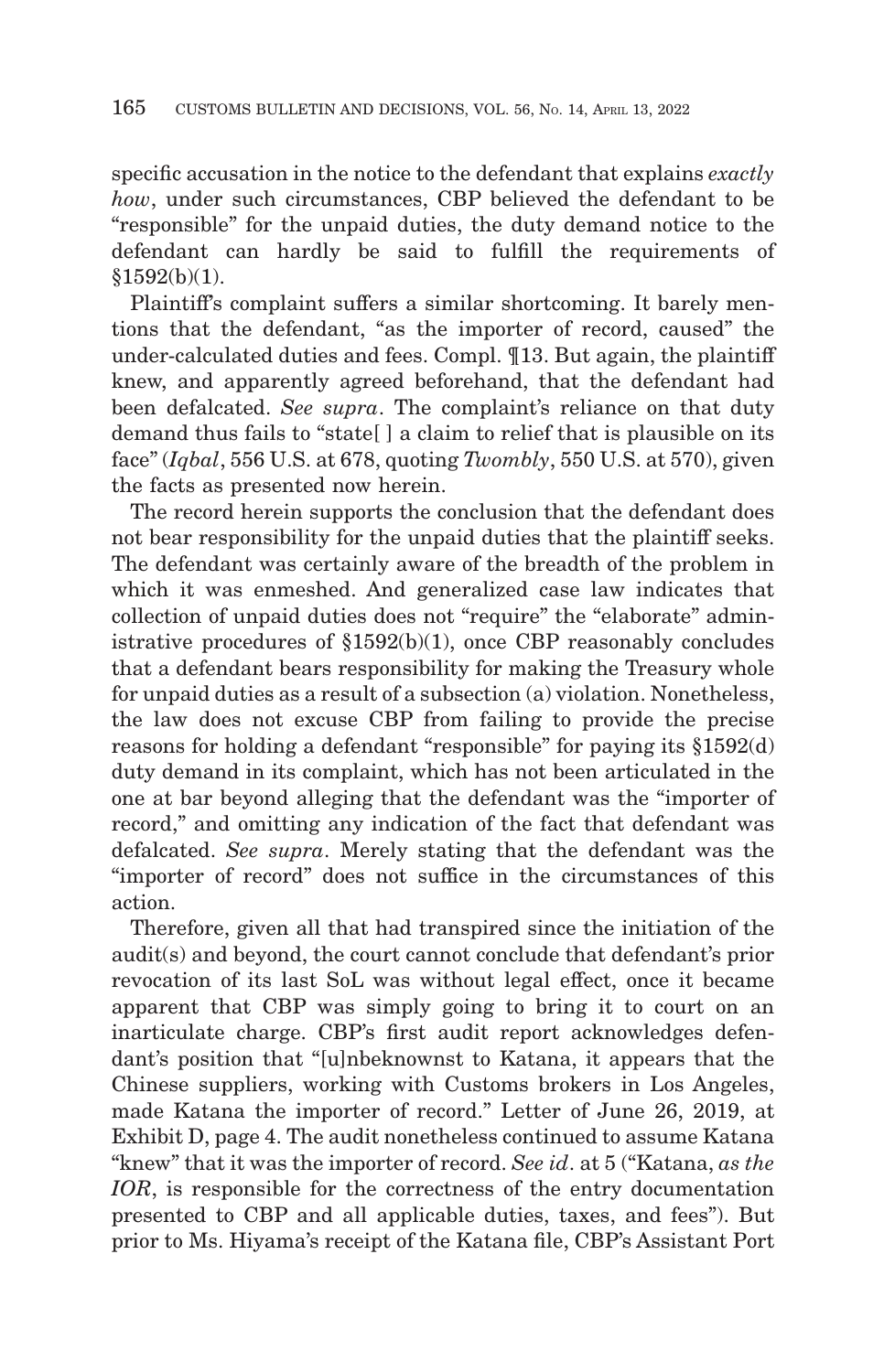specific accusation in the notice to the defendant that explains *exactly how*, under such circumstances, CBP believed the defendant to be "responsible" for the unpaid duties, the duty demand notice to the defendant can hardly be said to fulfill the requirements of §1592(b)(1).

Plaintiff's complaint suffers a similar shortcoming. It barely mentions that the defendant, "as the importer of record, caused" the under-calculated duties and fees. Compl. ¶13. But again, the plaintiff knew, and apparently agreed beforehand, that the defendant had been defalcated. *See supra*. The complaint's reliance on that duty demand thus fails to "state[ ] a claim to relief that is plausible on its face" (*Iqbal*, 556 U.S. at 678, quoting *Twombly*, 550 U.S. at 570), given the facts as presented now herein.

The record herein supports the conclusion that the defendant does not bear responsibility for the unpaid duties that the plaintiff seeks. The defendant was certainly aware of the breadth of the problem in which it was enmeshed. And generalized case law indicates that collection of unpaid duties does not "require" the "elaborate" administrative procedures of §1592(b)(1), once CBP reasonably concludes that a defendant bears responsibility for making the Treasury whole for unpaid duties as a result of a subsection (a) violation. Nonetheless, the law does not excuse CBP from failing to provide the precise reasons for holding a defendant "responsible" for paying its §1592(d) duty demand in its complaint, which has not been articulated in the one at bar beyond alleging that the defendant was the "importer of record," and omitting any indication of the fact that defendant was defalcated. *See supra*. Merely stating that the defendant was the "importer of record" does not suffice in the circumstances of this action.

Therefore, given all that had transpired since the initiation of the audit(s) and beyond, the court cannot conclude that defendant's prior revocation of its last SoL was without legal effect, once it became apparent that CBP was simply going to bring it to court on an inarticulate charge. CBP's first audit report acknowledges defendant's position that "[u]nbeknownst to Katana, it appears that the Chinese suppliers, working with Customs brokers in Los Angeles, made Katana the importer of record." Letter of June 26, 2019, at Exhibit D, page 4. The audit nonetheless continued to assume Katana "knew" that it was the importer of record. *See id*. at 5 ("Katana, *as the IOR*, is responsible for the correctness of the entry documentation presented to CBP and all applicable duties, taxes, and fees"). But prior to Ms. Hiyama's receipt of the Katana file, CBP's Assistant Port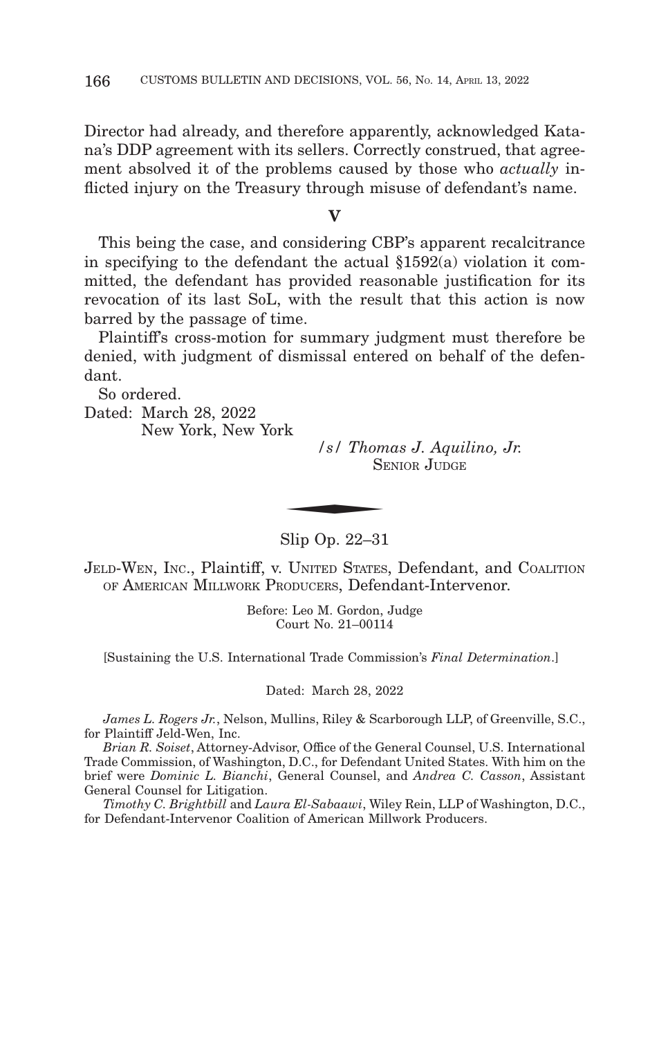Director had already, and therefore apparently, acknowledged Katana's DDP agreement with its sellers. Correctly construed, that agreement absolved it of the problems caused by those who *actually* inflicted injury on the Treasury through misuse of defendant's name.

## V

This being the case, and considering CBP's apparent recalcitrance in specifying to the defendant the actual §1592(a) violation it committed, the defendant has provided reasonable justification for its revocation of its last SoL, with the result that this action is now barred by the passage of time.

Plaintiff's cross-motion for summary judgment must therefore be denied, with judgment of dismissal entered on behalf of the defendant.

So ordered.

Dated: March 28, 2022
New York, New York

*/s/ Thomas J. Aquilino, Jr.*
SENIOR JUDGE

---

Slip Op. 22–31

JELD-WEN, INC., Plaintiff, v. UNITED STATES, Defendant, and COALITION OF AMERICAN MILLWORK PRODUCERS, Defendant-Intervenor.

Before: Leo M. Gordon, Judge
Court No. 21–00114

[Sustaining the U.S. International Trade Commission's *Final Determination*.]

Dated: March 28, 2022

*James L. Rogers Jr.*, Nelson, Mullins, Riley & Scarborough LLP, of Greenville, S.C., for Plaintiff Jeld-Wen, Inc.

*Brian R. Soiset*, Attorney-Advisor, Office of the General Counsel, U.S. International Trade Commission, of Washington, D.C., for Defendant United States. With him on the brief were *Dominic L. Bianchi*, General Counsel, and *Andrea C. Casson*, Assistant General Counsel for Litigation.

*Timothy C. Brightbill* and *Laura El-Sabaawi*, Wiley Rein, LLP of Washington, D.C., for Defendant-Intervenor Coalition of American Millwork Producers.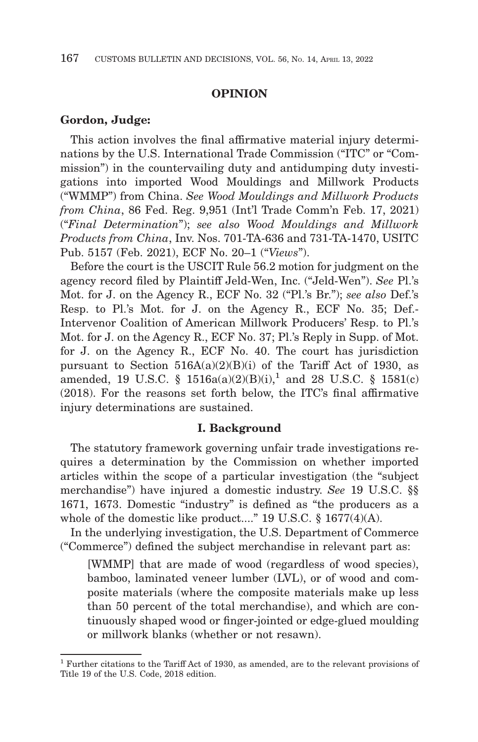## OPINION

**Gordon, Judge:**

This action involves the final affirmative material injury determinations by the U.S. International Trade Commission ("ITC" or "Commission") in the countervailing duty and antidumping duty investigations into imported Wood Mouldings and Millwork Products ("WMMP") from China. *See Wood Mouldings and Millwork Products from China*, 86 Fed. Reg. 9,951 (Int'l Trade Comm'n Feb. 17, 2021) ("*Final Determination*"); *see also Wood Mouldings and Millwork Products from China*, Inv. Nos. 701-TA-636 and 731-TA-1470, USITC Pub. 5157 (Feb. 2021), ECF No. 20–1 ("*Views*").

Before the court is the USCIT Rule 56.2 motion for judgment on the agency record filed by Plaintiff Jeld-Wen, Inc. ("Jeld-Wen"). *See* Pl.'s Mot. for J. on the Agency R., ECF No. 32 ("Pl.'s Br."); *see also* Def.'s Resp. to Pl.'s Mot. for J. on the Agency R., ECF No. 35; Def.-Intervenor Coalition of American Millwork Producers' Resp. to Pl.'s Mot. for J. on the Agency R., ECF No. 37; Pl.'s Reply in Supp. of Mot. for J. on the Agency R., ECF No. 40. The court has jurisdiction pursuant to Section 516A(a)(2)(B)(i) of the Tariff Act of 1930, as amended, 19 U.S.C. § 1516a(a)(2)(B)(i),[1] and 28 U.S.C. § 1581(c) (2018). For the reasons set forth below, the ITC's final affirmative injury determinations are sustained.

## I. Background

The statutory framework governing unfair trade investigations requires a determination by the Commission on whether imported articles within the scope of a particular investigation (the "subject merchandise") have injured a domestic industry. *See* 19 U.S.C. §§ 1671, 1673. Domestic "industry" is defined as "the producers as a whole of the domestic like product...." 19 U.S.C. § 1677(4)(A).

In the underlying investigation, the U.S. Department of Commerce ("Commerce") defined the subject merchandise in relevant part as:

> [WMMP] that are made of wood (regardless of wood species), bamboo, laminated veneer lumber (LVL), or of wood and composite materials (where the composite materials make up less than 50 percent of the total merchandise), and which are continuously shaped wood or finger-jointed or edge-glued moulding or millwork blanks (whether or not resawn).

[1] Further citations to the Tariff Act of 1930, as amended, are to the relevant provisions of Title 19 of the U.S. Code, 2018 edition.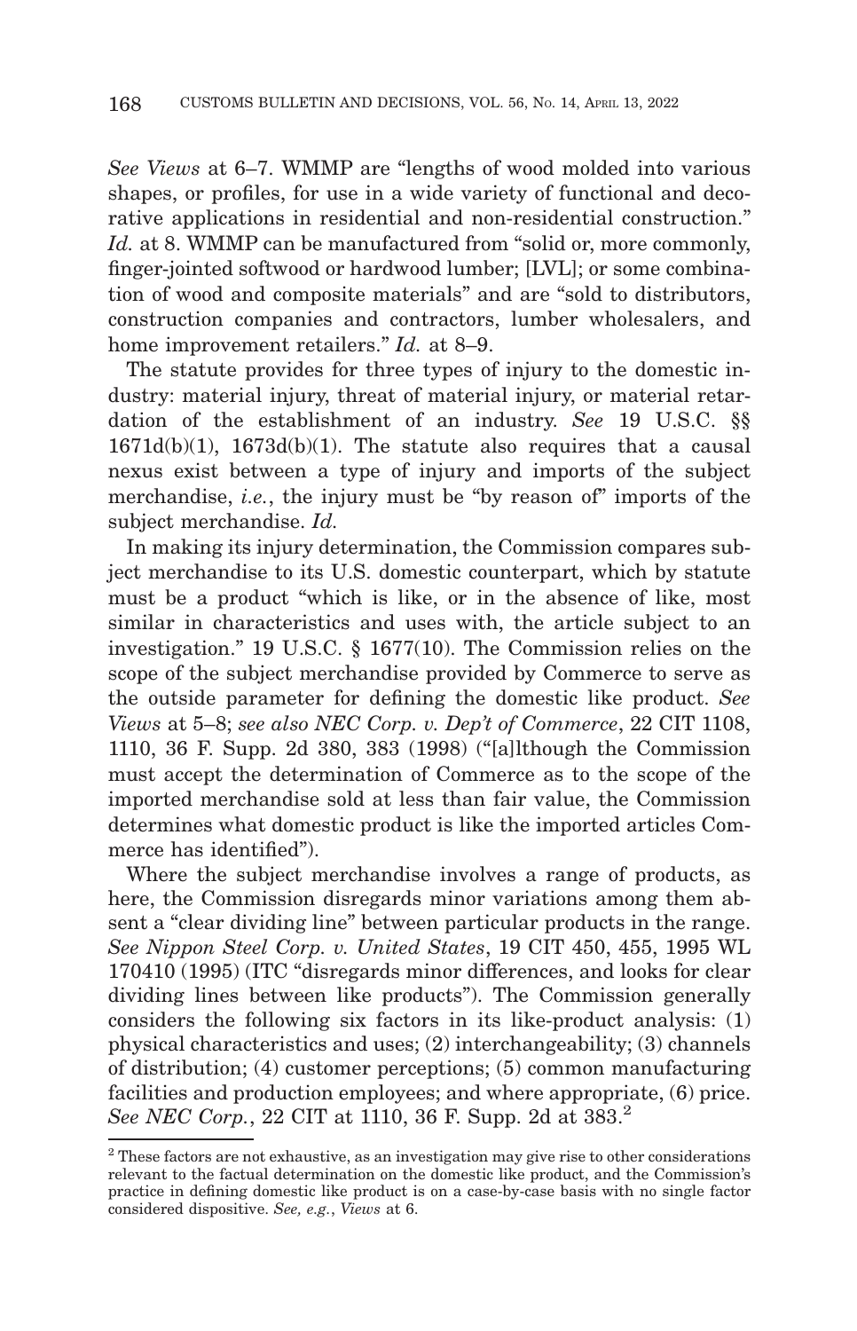*See Views* at 6–7. WMMP are "lengths of wood molded into various shapes, or profiles, for use in a wide variety of functional and decorative applications in residential and non-residential construction." *Id.* at 8. WMMP can be manufactured from "solid or, more commonly, finger-jointed softwood or hardwood lumber; [LVL]; or some combination of wood and composite materials" and are "sold to distributors, construction companies and contractors, lumber wholesalers, and home improvement retailers." *Id.* at 8–9.

The statute provides for three types of injury to the domestic industry: material injury, threat of material injury, or material retardation of the establishment of an industry. *See* 19 U.S.C. §§ 1671d(b)(1), 1673d(b)(1). The statute also requires that a causal nexus exist between a type of injury and imports of the subject merchandise, *i.e.*, the injury must be "by reason of" imports of the subject merchandise. *Id.*

In making its injury determination, the Commission compares subject merchandise to its U.S. domestic counterpart, which by statute must be a product "which is like, or in the absence of like, most similar in characteristics and uses with, the article subject to an investigation." 19 U.S.C. § 1677(10). The Commission relies on the scope of the subject merchandise provided by Commerce to serve as the outside parameter for defining the domestic like product. *See Views* at 5–8; *see also NEC Corp. v. Dep't of Commerce*, 22 CIT 1108, 1110, 36 F. Supp. 2d 380, 383 (1998) ("[a]lthough the Commission must accept the determination of Commerce as to the scope of the imported merchandise sold at less than fair value, the Commission determines what domestic product is like the imported articles Commerce has identified").

Where the subject merchandise involves a range of products, as here, the Commission disregards minor variations among them absent a "clear dividing line" between particular products in the range. *See Nippon Steel Corp. v. United States*, 19 CIT 450, 455, 1995 WL 170410 (1995) (ITC "disregards minor differences, and looks for clear dividing lines between like products"). The Commission generally considers the following six factors in its like-product analysis: (1) physical characteristics and uses; (2) interchangeability; (3) channels of distribution; (4) customer perceptions; (5) common manufacturing facilities and production employees; and where appropriate, (6) price. *See NEC Corp.*, 22 CIT at 1110, 36 F. Supp. 2d at 383.[2]

[2] These factors are not exhaustive, as an investigation may give rise to other considerations relevant to the factual determination on the domestic like product, and the Commission's practice in defining domestic like product is on a case-by-case basis with no single factor considered dispositive. *See, e.g.*, *Views* at 6.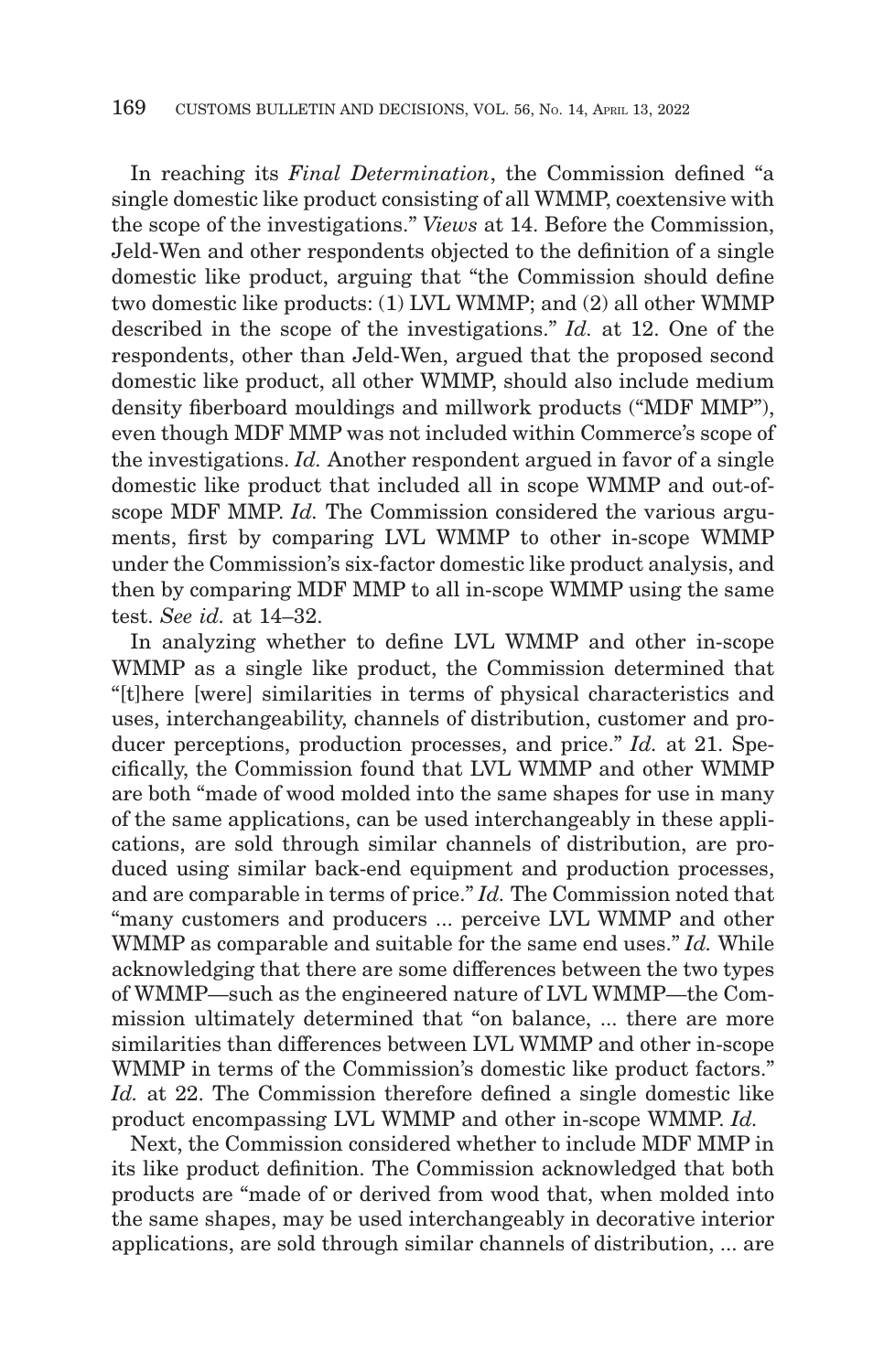In reaching its *Final Determination*, the Commission defined "a single domestic like product consisting of all WMMP, coextensive with the scope of the investigations." *Views* at 14. Before the Commission, Jeld-Wen and other respondents objected to the definition of a single domestic like product, arguing that "the Commission should define two domestic like products: (1) LVL WMMP; and (2) all other WMMP described in the scope of the investigations." *Id.* at 12. One of the respondents, other than Jeld-Wen, argued that the proposed second domestic like product, all other WMMP, should also include medium density fiberboard mouldings and millwork products ("MDF MMP"), even though MDF MMP was not included within Commerce's scope of the investigations. *Id.* Another respondent argued in favor of a single domestic like product that included all in scope WMMP and out-of-scope MDF MMP. *Id.* The Commission considered the various arguments, first by comparing LVL WMMP to other in-scope WMMP under the Commission's six-factor domestic like product analysis, and then by comparing MDF MMP to all in-scope WMMP using the same test. *See id.* at 14–32.

In analyzing whether to define LVL WMMP and other in-scope WMMP as a single like product, the Commission determined that "[t]here [were] similarities in terms of physical characteristics and uses, interchangeability, channels of distribution, customer and producer perceptions, production processes, and price." *Id.* at 21. Specifically, the Commission found that LVL WMMP and other WMMP are both "made of wood molded into the same shapes for use in many of the same applications, can be used interchangeably in these applications, are sold through similar channels of distribution, are produced using similar back-end equipment and production processes, and are comparable in terms of price." *Id.* The Commission noted that "many customers and producers ... perceive LVL WMMP and other WMMP as comparable and suitable for the same end uses." *Id.* While acknowledging that there are some differences between the two types of WMMP—such as the engineered nature of LVL WMMP—the Commission ultimately determined that "on balance, ... there are more similarities than differences between LVL WMMP and other in-scope WMMP in terms of the Commission's domestic like product factors." *Id.* at 22. The Commission therefore defined a single domestic like product encompassing LVL WMMP and other in-scope WMMP. *Id.*

Next, the Commission considered whether to include MDF MMP in its like product definition. The Commission acknowledged that both products are "made of or derived from wood that, when molded into the same shapes, may be used interchangeably in decorative interior applications, are sold through similar channels of distribution, ... are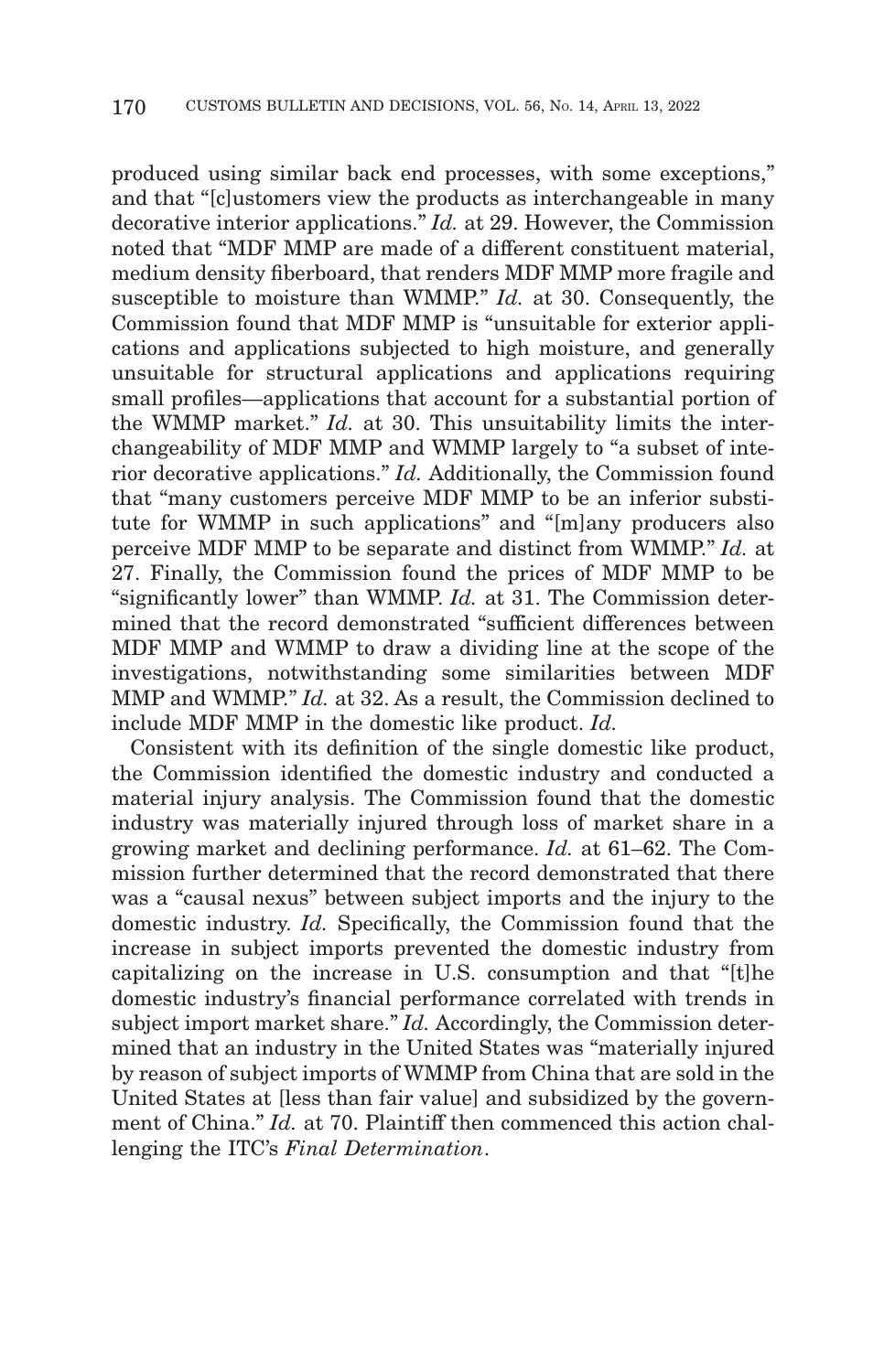produced using similar back end processes, with some exceptions," and that "[c]ustomers view the products as interchangeable in many decorative interior applications." *Id.* at 29. However, the Commission noted that "MDF MMP are made of a different constituent material, medium density fiberboard, that renders MDF MMP more fragile and susceptible to moisture than WMMP." *Id.* at 30. Consequently, the Commission found that MDF MMP is "unsuitable for exterior applications and applications subjected to high moisture, and generally unsuitable for structural applications and applications requiring small profiles—applications that account for a substantial portion of the WMMP market." *Id.* at 30. This unsuitability limits the interchangeability of MDF MMP and WMMP largely to "a subset of interior decorative applications." *Id.* Additionally, the Commission found that "many customers perceive MDF MMP to be an inferior substitute for WMMP in such applications" and "[m]any producers also perceive MDF MMP to be separate and distinct from WMMP." *Id.* at 27. Finally, the Commission found the prices of MDF MMP to be "significantly lower" than WMMP. *Id.* at 31. The Commission determined that the record demonstrated "sufficient differences between MDF MMP and WMMP to draw a dividing line at the scope of the investigations, notwithstanding some similarities between MDF MMP and WMMP." *Id.* at 32. As a result, the Commission declined to include MDF MMP in the domestic like product. *Id.*

Consistent with its definition of the single domestic like product, the Commission identified the domestic industry and conducted a material injury analysis. The Commission found that the domestic industry was materially injured through loss of market share in a growing market and declining performance. *Id.* at 61–62. The Commission further determined that the record demonstrated that there was a "causal nexus" between subject imports and the injury to the domestic industry. *Id.* Specifically, the Commission found that the increase in subject imports prevented the domestic industry from capitalizing on the increase in U.S. consumption and that "[t]he domestic industry's financial performance correlated with trends in subject import market share." *Id.* Accordingly, the Commission determined that an industry in the United States was "materially injured by reason of subject imports of WMMP from China that are sold in the United States at [less than fair value] and subsidized by the government of China." *Id.* at 70. Plaintiff then commenced this action challenging the ITC's *Final Determination*.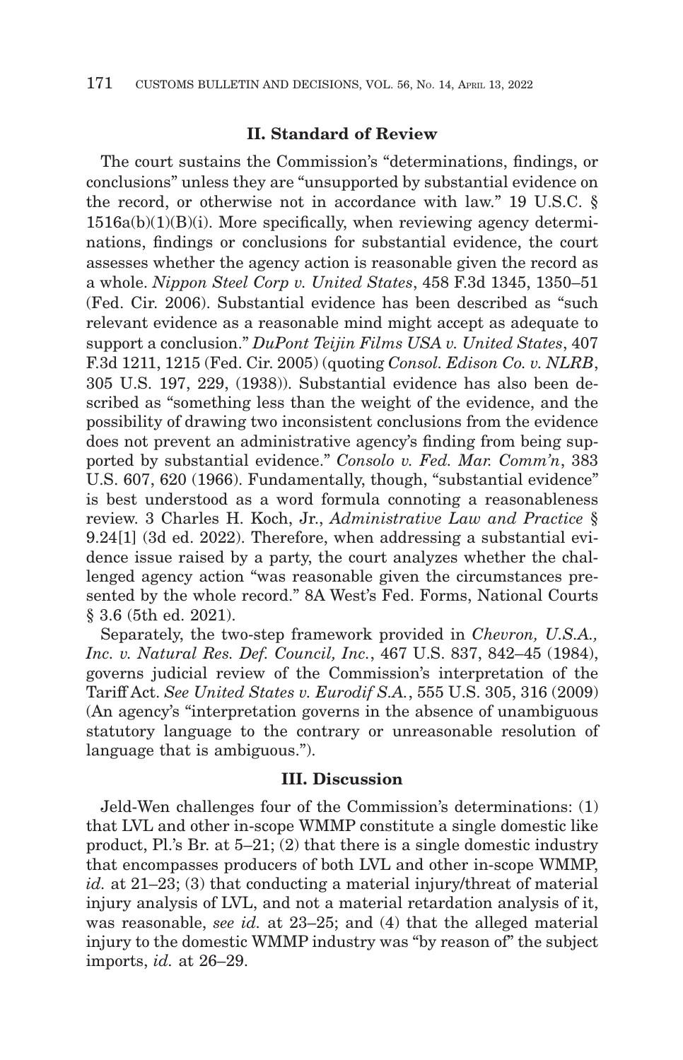## II. Standard of Review

The court sustains the Commission's "determinations, findings, or conclusions" unless they are "unsupported by substantial evidence on the record, or otherwise not in accordance with law." 19 U.S.C. § 1516a(b)(1)(B)(i). More specifically, when reviewing agency determinations, findings or conclusions for substantial evidence, the court assesses whether the agency action is reasonable given the record as a whole. *Nippon Steel Corp v. United States*, 458 F.3d 1345, 1350–51 (Fed. Cir. 2006). Substantial evidence has been described as "such relevant evidence as a reasonable mind might accept as adequate to support a conclusion." *DuPont Teijin Films USA v. United States*, 407 F.3d 1211, 1215 (Fed. Cir. 2005) (quoting *Consol. Edison Co. v. NLRB*, 305 U.S. 197, 229, (1938)). Substantial evidence has also been described as "something less than the weight of the evidence, and the possibility of drawing two inconsistent conclusions from the evidence does not prevent an administrative agency's finding from being supported by substantial evidence." *Consolo v. Fed. Mar. Comm'n*, 383 U.S. 607, 620 (1966). Fundamentally, though, "substantial evidence" is best understood as a word formula connoting a reasonableness review. 3 Charles H. Koch, Jr., *Administrative Law and Practice* § 9.24[1] (3d ed. 2022). Therefore, when addressing a substantial evidence issue raised by a party, the court analyzes whether the challenged agency action "was reasonable given the circumstances presented by the whole record." 8A West's Fed. Forms, National Courts § 3.6 (5th ed. 2021).

Separately, the two-step framework provided in *Chevron, U.S.A., Inc. v. Natural Res. Def. Council, Inc.*, 467 U.S. 837, 842–45 (1984), governs judicial review of the Commission's interpretation of the Tariff Act. *See United States v. Eurodif S.A.*, 555 U.S. 305, 316 (2009) (An agency's "interpretation governs in the absence of unambiguous statutory language to the contrary or unreasonable resolution of language that is ambiguous.").

## III. Discussion

Jeld-Wen challenges four of the Commission's determinations: (1) that LVL and other in-scope WMMP constitute a single domestic like product, Pl.'s Br. at 5–21; (2) that there is a single domestic industry that encompasses producers of both LVL and other in-scope WMMP, *id.* at 21–23; (3) that conducting a material injury/threat of material injury analysis of LVL, and not a material retardation analysis of it, was reasonable, *see id.* at 23–25; and (4) that the alleged material injury to the domestic WMMP industry was "by reason of" the subject imports, *id.* at 26–29.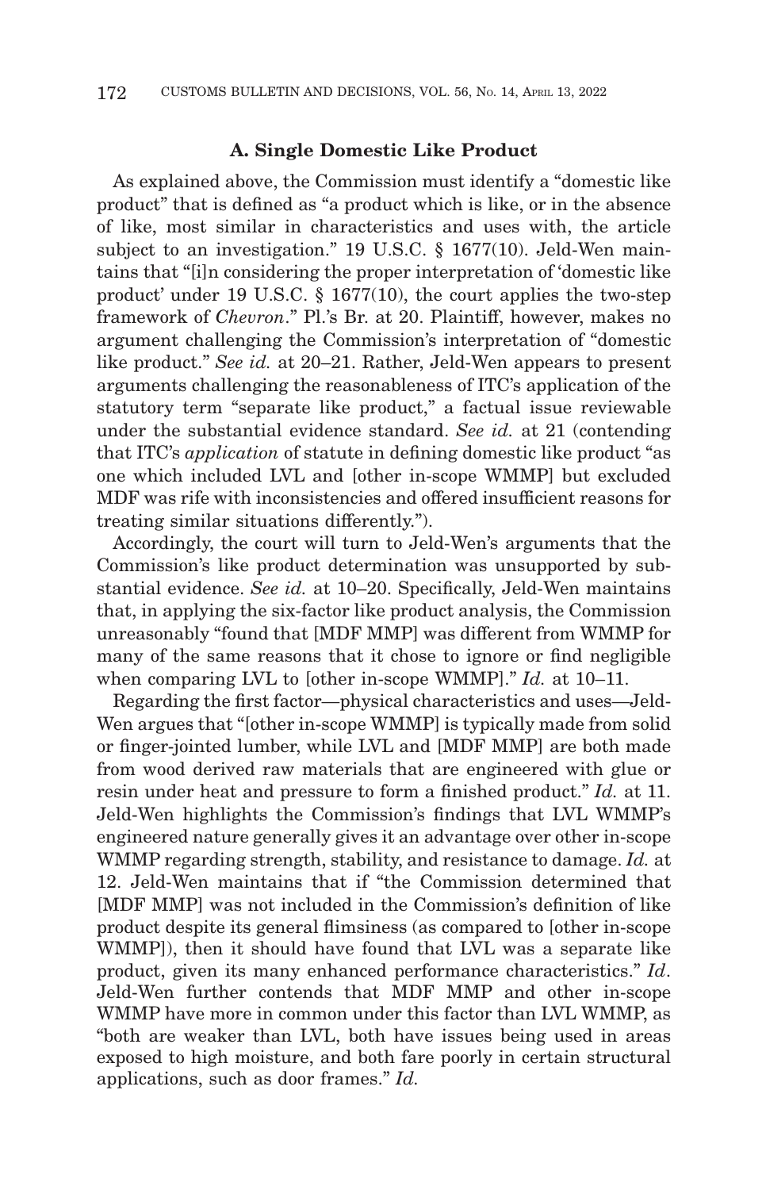### A. Single Domestic Like Product

As explained above, the Commission must identify a "domestic like product" that is defined as "a product which is like, or in the absence of like, most similar in characteristics and uses with, the article subject to an investigation." 19 U.S.C. § 1677(10). Jeld-Wen maintains that "[i]n considering the proper interpretation of 'domestic like product' under 19 U.S.C. § 1677(10), the court applies the two-step framework of *Chevron*." Pl.'s Br. at 20. Plaintiff, however, makes no argument challenging the Commission's interpretation of "domestic like product." *See id.* at 20–21. Rather, Jeld-Wen appears to present arguments challenging the reasonableness of ITC's application of the statutory term "separate like product," a factual issue reviewable under the substantial evidence standard. *See id.* at 21 (contending that ITC's *application* of statute in defining domestic like product "as one which included LVL and [other in-scope WMMP] but excluded MDF was rife with inconsistencies and offered insufficient reasons for treating similar situations differently.").

Accordingly, the court will turn to Jeld-Wen's arguments that the Commission's like product determination was unsupported by substantial evidence. *See id.* at 10–20. Specifically, Jeld-Wen maintains that, in applying the six-factor like product analysis, the Commission unreasonably "found that [MDF MMP] was different from WMMP for many of the same reasons that it chose to ignore or find negligible when comparing LVL to [other in-scope WMMP]." *Id.* at 10–11.

Regarding the first factor—physical characteristics and uses—Jeld-Wen argues that "[other in-scope WMMP] is typically made from solid or finger-jointed lumber, while LVL and [MDF MMP] are both made from wood derived raw materials that are engineered with glue or resin under heat and pressure to form a finished product." *Id.* at 11. Jeld-Wen highlights the Commission's findings that LVL WMMP's engineered nature generally gives it an advantage over other in-scope WMMP regarding strength, stability, and resistance to damage. *Id.* at 12. Jeld-Wen maintains that if "the Commission determined that [MDF MMP] was not included in the Commission's definition of like product despite its general flimsiness (as compared to [other in-scope WMMP]), then it should have found that LVL was a separate like product, given its many enhanced performance characteristics." *Id*. Jeld-Wen further contends that MDF MMP and other in-scope WMMP have more in common under this factor than LVL WMMP, as "both are weaker than LVL, both have issues being used in areas exposed to high moisture, and both fare poorly in certain structural applications, such as door frames." *Id.*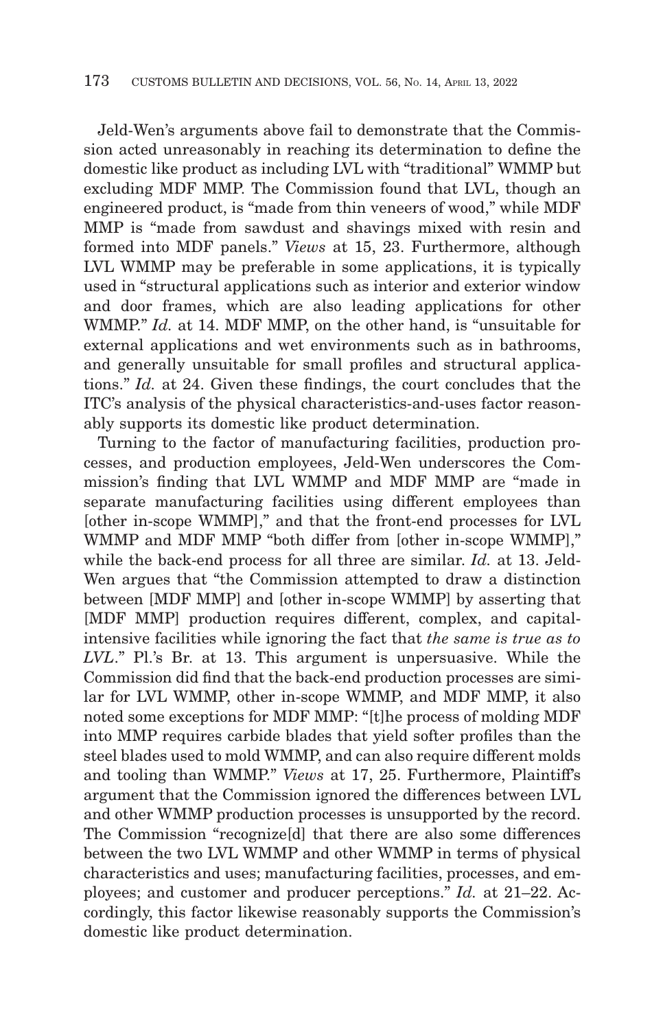Jeld-Wen's arguments above fail to demonstrate that the Commission acted unreasonably in reaching its determination to define the domestic like product as including LVL with "traditional" WMMP but excluding MDF MMP. The Commission found that LVL, though an engineered product, is "made from thin veneers of wood," while MDF MMP is "made from sawdust and shavings mixed with resin and formed into MDF panels." *Views* at 15, 23. Furthermore, although LVL WMMP may be preferable in some applications, it is typically used in "structural applications such as interior and exterior window and door frames, which are also leading applications for other WMMP." *Id.* at 14. MDF MMP, on the other hand, is "unsuitable for external applications and wet environments such as in bathrooms, and generally unsuitable for small profiles and structural applications." *Id.* at 24. Given these findings, the court concludes that the ITC's analysis of the physical characteristics-and-uses factor reasonably supports its domestic like product determination.

Turning to the factor of manufacturing facilities, production processes, and production employees, Jeld-Wen underscores the Commission's finding that LVL WMMP and MDF MMP are "made in separate manufacturing facilities using different employees than [other in-scope WMMP]," and that the front-end processes for LVL WMMP and MDF MMP "both differ from [other in-scope WMMP]," while the back-end process for all three are similar. *Id.* at 13. Jeld-Wen argues that "the Commission attempted to draw a distinction between [MDF MMP] and [other in-scope WMMP] by asserting that [MDF MMP] production requires different, complex, and capital-intensive facilities while ignoring the fact that *the same is true as to LVL*." Pl.'s Br. at 13. This argument is unpersuasive. While the Commission did find that the back-end production processes are similar for LVL WMMP, other in-scope WMMP, and MDF MMP, it also noted some exceptions for MDF MMP: "[t]he process of molding MDF into MMP requires carbide blades that yield softer profiles than the steel blades used to mold WMMP, and can also require different molds and tooling than WMMP." *Views* at 17, 25. Furthermore, Plaintiff's argument that the Commission ignored the differences between LVL and other WMMP production processes is unsupported by the record. The Commission "recognize[d] that there are also some differences between the two LVL WMMP and other WMMP in terms of physical characteristics and uses; manufacturing facilities, processes, and employees; and customer and producer perceptions." *Id.* at 21–22. Accordingly, this factor likewise reasonably supports the Commission's domestic like product determination.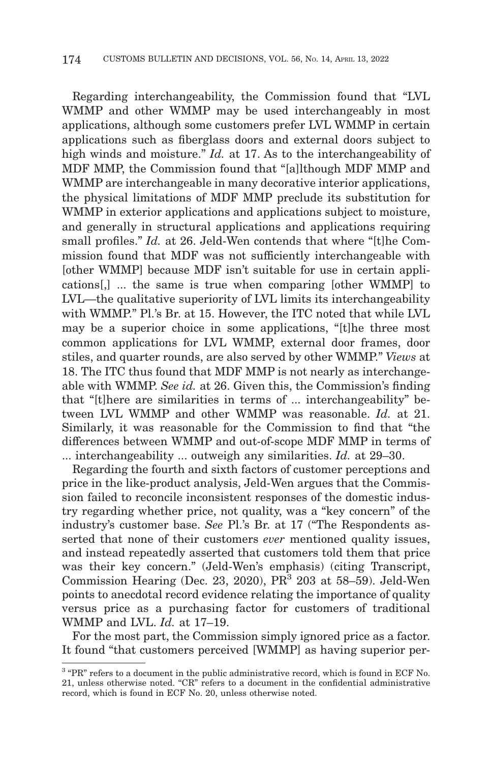Regarding interchangeability, the Commission found that "LVL WMMP and other WMMP may be used interchangeably in most applications, although some customers prefer LVL WMMP in certain applications such as fiberglass doors and external doors subject to high winds and moisture." *Id.* at 17. As to the interchangeability of MDF MMP, the Commission found that "[a]lthough MDF MMP and WMMP are interchangeable in many decorative interior applications, the physical limitations of MDF MMP preclude its substitution for WMMP in exterior applications and applications subject to moisture, and generally in structural applications and applications requiring small profiles." *Id.* at 26. Jeld-Wen contends that where "[t]he Commission found that MDF was not sufficiently interchangeable with [other WMMP] because MDF isn't suitable for use in certain applications[,] ... the same is true when comparing [other WMMP] to LVL—the qualitative superiority of LVL limits its interchangeability with WMMP." Pl.'s Br. at 15. However, the ITC noted that while LVL may be a superior choice in some applications, "[t]he three most common applications for LVL WMMP, external door frames, door stiles, and quarter rounds, are also served by other WMMP." *Views* at 18. The ITC thus found that MDF MMP is not nearly as interchangeable with WMMP. *See id.* at 26. Given this, the Commission's finding that "[t]here are similarities in terms of ... interchangeability" between LVL WMMP and other WMMP was reasonable. *Id.* at 21. Similarly, it was reasonable for the Commission to find that "the differences between WMMP and out-of-scope MDF MMP in terms of ... interchangeability ... outweigh any similarities. *Id.* at 29–30.

Regarding the fourth and sixth factors of customer perceptions and price in the like-product analysis, Jeld-Wen argues that the Commission failed to reconcile inconsistent responses of the domestic industry regarding whether price, not quality, was a "key concern" of the industry's customer base. *See* Pl.'s Br. at 17 ("The Respondents asserted that none of their customers *ever* mentioned quality issues, and instead repeatedly asserted that customers told them that price was their key concern." (Jeld-Wen's emphasis) (citing Transcript, Commission Hearing (Dec. 23, 2020), PR[3] 203 at 58–59). Jeld-Wen points to anecdotal record evidence relating the importance of quality versus price as a purchasing factor for customers of traditional WMMP and LVL. *Id.* at 17–19.

For the most part, the Commission simply ignored price as a factor. It found "that customers perceived [WMMP] as having superior per-

[3] "PR" refers to a document in the public administrative record, which is found in ECF No. 21, unless otherwise noted. "CR" refers to a document in the confidential administrative record, which is found in ECF No. 20, unless otherwise noted.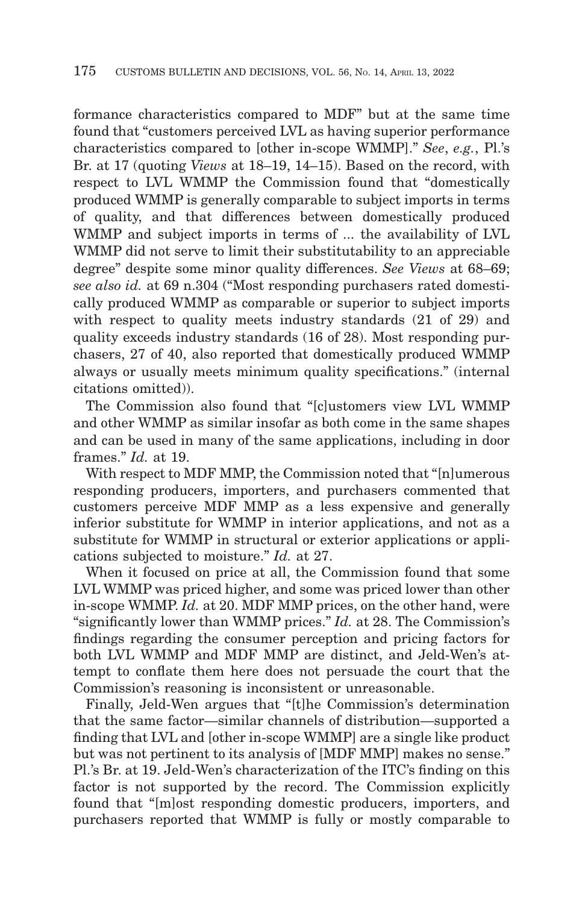formance characteristics compared to MDF" but at the same time found that "customers perceived LVL as having superior performance characteristics compared to [other in-scope WMMP]." *See*, *e.g.*, Pl.'s Br. at 17 (quoting *Views* at 18–19, 14–15). Based on the record, with respect to LVL WMMP the Commission found that "domestically produced WMMP is generally comparable to subject imports in terms of quality, and that differences between domestically produced WMMP and subject imports in terms of ... the availability of LVL WMMP did not serve to limit their substitutability to an appreciable degree" despite some minor quality differences. *See Views* at 68–69; *see also id.* at 69 n.304 ("Most responding purchasers rated domestically produced WMMP as comparable or superior to subject imports with respect to quality meets industry standards (21 of 29) and quality exceeds industry standards (16 of 28). Most responding purchasers, 27 of 40, also reported that domestically produced WMMP always or usually meets minimum quality specifications." (internal citations omitted)).

The Commission also found that "[c]ustomers view LVL WMMP and other WMMP as similar insofar as both come in the same shapes and can be used in many of the same applications, including in door frames." *Id.* at 19.

With respect to MDF MMP, the Commission noted that "[n]umerous responding producers, importers, and purchasers commented that customers perceive MDF MMP as a less expensive and generally inferior substitute for WMMP in interior applications, and not as a substitute for WMMP in structural or exterior applications or applications subjected to moisture." *Id.* at 27.

When it focused on price at all, the Commission found that some LVL WMMP was priced higher, and some was priced lower than other in-scope WMMP. *Id.* at 20. MDF MMP prices, on the other hand, were "significantly lower than WMMP prices." *Id.* at 28. The Commission's findings regarding the consumer perception and pricing factors for both LVL WMMP and MDF MMP are distinct, and Jeld-Wen's attempt to conflate them here does not persuade the court that the Commission's reasoning is inconsistent or unreasonable.

Finally, Jeld-Wen argues that "[t]he Commission's determination that the same factor—similar channels of distribution—supported a finding that LVL and [other in-scope WMMP] are a single like product but was not pertinent to its analysis of [MDF MMP] makes no sense." Pl.'s Br. at 19. Jeld-Wen's characterization of the ITC's finding on this factor is not supported by the record. The Commission explicitly found that "[m]ost responding domestic producers, importers, and purchasers reported that WMMP is fully or mostly comparable to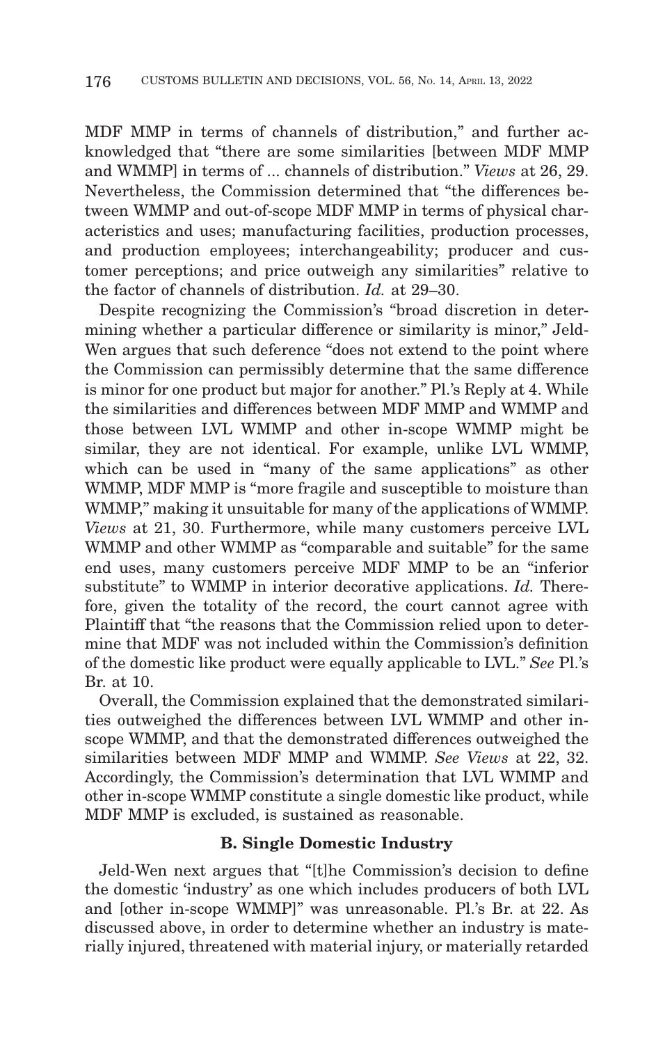MDF MMP in terms of channels of distribution," and further acknowledged that "there are some similarities [between MDF MMP and WMMP] in terms of ... channels of distribution." *Views* at 26, 29. Nevertheless, the Commission determined that "the differences between WMMP and out-of-scope MDF MMP in terms of physical characteristics and uses; manufacturing facilities, production processes, and production employees; interchangeability; producer and customer perceptions; and price outweigh any similarities" relative to the factor of channels of distribution. *Id.* at 29–30.

Despite recognizing the Commission's "broad discretion in determining whether a particular difference or similarity is minor," Jeld-Wen argues that such deference "does not extend to the point where the Commission can permissibly determine that the same difference is minor for one product but major for another." Pl.'s Reply at 4. While the similarities and differences between MDF MMP and WMMP and those between LVL WMMP and other in-scope WMMP might be similar, they are not identical. For example, unlike LVL WMMP, which can be used in "many of the same applications" as other WMMP, MDF MMP is "more fragile and susceptible to moisture than WMMP," making it unsuitable for many of the applications of WMMP. *Views* at 21, 30. Furthermore, while many customers perceive LVL WMMP and other WMMP as "comparable and suitable" for the same end uses, many customers perceive MDF MMP to be an "inferior substitute" to WMMP in interior decorative applications. *Id.* Therefore, given the totality of the record, the court cannot agree with Plaintiff that "the reasons that the Commission relied upon to determine that MDF was not included within the Commission's definition of the domestic like product were equally applicable to LVL." *See* Pl.'s Br. at 10.

Overall, the Commission explained that the demonstrated similarities outweighed the differences between LVL WMMP and other in-scope WMMP, and that the demonstrated differences outweighed the similarities between MDF MMP and WMMP. *See Views* at 22, 32. Accordingly, the Commission's determination that LVL WMMP and other in-scope WMMP constitute a single domestic like product, while MDF MMP is excluded, is sustained as reasonable.

### B. Single Domestic Industry

Jeld-Wen next argues that "[t]he Commission's decision to define the domestic 'industry' as one which includes producers of both LVL and [other in-scope WMMP]" was unreasonable. Pl.'s Br. at 22. As discussed above, in order to determine whether an industry is materially injured, threatened with material injury, or materially retarded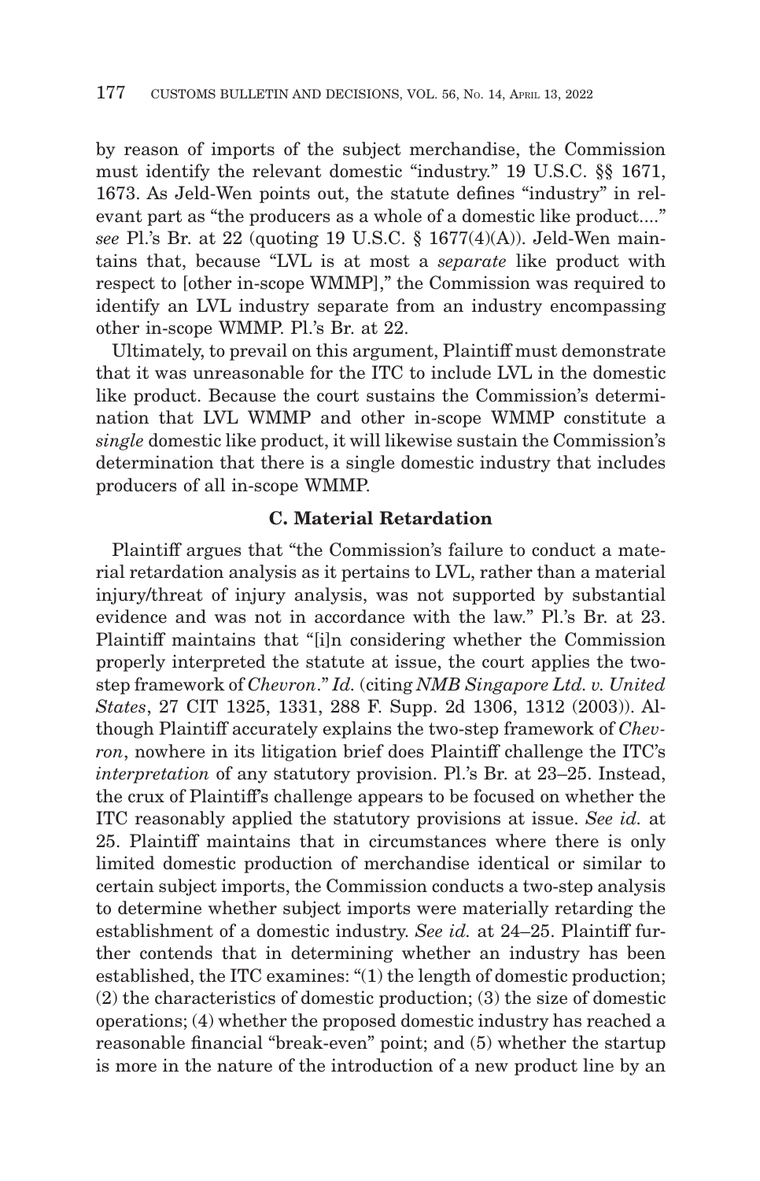by reason of imports of the subject merchandise, the Commission must identify the relevant domestic "industry." 19 U.S.C. §§ 1671, 1673. As Jeld-Wen points out, the statute defines "industry" in relevant part as "the producers as a whole of a domestic like product...." *see* Pl.'s Br. at 22 (quoting 19 U.S.C. § 1677(4)(A)). Jeld-Wen maintains that, because "LVL is at most a *separate* like product with respect to [other in-scope WMMP]," the Commission was required to identify an LVL industry separate from an industry encompassing other in-scope WMMP. Pl.'s Br. at 22.

Ultimately, to prevail on this argument, Plaintiff must demonstrate that it was unreasonable for the ITC to include LVL in the domestic like product. Because the court sustains the Commission's determination that LVL WMMP and other in-scope WMMP constitute a *single* domestic like product, it will likewise sustain the Commission's determination that there is a single domestic industry that includes producers of all in-scope WMMP.

### C. Material Retardation

Plaintiff argues that "the Commission's failure to conduct a material retardation analysis as it pertains to LVL, rather than a material injury/threat of injury analysis, was not supported by substantial evidence and was not in accordance with the law." Pl.'s Br. at 23. Plaintiff maintains that "[i]n considering whether the Commission properly interpreted the statute at issue, the court applies the two-step framework of *Chevron*." *Id.* (citing *NMB Singapore Ltd. v. United States*, 27 CIT 1325, 1331, 288 F. Supp. 2d 1306, 1312 (2003)). Although Plaintiff accurately explains the two-step framework of *Chevron*, nowhere in its litigation brief does Plaintiff challenge the ITC's *interpretation* of any statutory provision. Pl.'s Br. at 23–25. Instead, the crux of Plaintiff's challenge appears to be focused on whether the ITC reasonably applied the statutory provisions at issue. *See id.* at 25. Plaintiff maintains that in circumstances where there is only limited domestic production of merchandise identical or similar to certain subject imports, the Commission conducts a two-step analysis to determine whether subject imports were materially retarding the establishment of a domestic industry. *See id.* at 24–25. Plaintiff further contends that in determining whether an industry has been established, the ITC examines: "(1) the length of domestic production; (2) the characteristics of domestic production; (3) the size of domestic operations; (4) whether the proposed domestic industry has reached a reasonable financial "break-even" point; and (5) whether the startup is more in the nature of the introduction of a new product line by an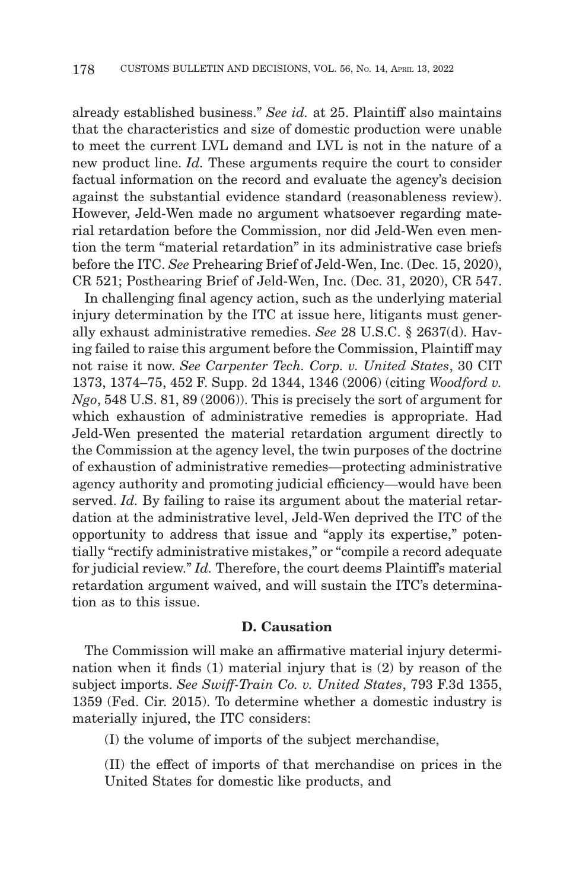already established business." *See id.* at 25. Plaintiff also maintains that the characteristics and size of domestic production were unable to meet the current LVL demand and LVL is not in the nature of a new product line. *Id.* These arguments require the court to consider factual information on the record and evaluate the agency's decision against the substantial evidence standard (reasonableness review). However, Jeld-Wen made no argument whatsoever regarding material retardation before the Commission, nor did Jeld-Wen even mention the term "material retardation" in its administrative case briefs before the ITC. *See* Prehearing Brief of Jeld-Wen, Inc. (Dec. 15, 2020), CR 521; Posthearing Brief of Jeld-Wen, Inc. (Dec. 31, 2020), CR 547.

In challenging final agency action, such as the underlying material injury determination by the ITC at issue here, litigants must generally exhaust administrative remedies. *See* 28 U.S.C. § 2637(d). Having failed to raise this argument before the Commission, Plaintiff may not raise it now. *See Carpenter Tech. Corp. v. United States*, 30 CIT 1373, 1374–75, 452 F. Supp. 2d 1344, 1346 (2006) (citing *Woodford v. Ngo*, 548 U.S. 81, 89 (2006)). This is precisely the sort of argument for which exhaustion of administrative remedies is appropriate. Had Jeld-Wen presented the material retardation argument directly to the Commission at the agency level, the twin purposes of the doctrine of exhaustion of administrative remedies—protecting administrative agency authority and promoting judicial efficiency—would have been served. *Id.* By failing to raise its argument about the material retardation at the administrative level, Jeld-Wen deprived the ITC of the opportunity to address that issue and "apply its expertise," potentially "rectify administrative mistakes," or "compile a record adequate for judicial review." *Id.* Therefore, the court deems Plaintiff's material retardation argument waived, and will sustain the ITC's determination as to this issue.

### D. Causation

The Commission will make an affirmative material injury determination when it finds (1) material injury that is (2) by reason of the subject imports. *See Swiff-Train Co. v. United States*, 793 F.3d 1355, 1359 (Fed. Cir. 2015). To determine whether a domestic industry is materially injured, the ITC considers:

(I) the volume of imports of the subject merchandise,

(II) the effect of imports of that merchandise on prices in the United States for domestic like products, and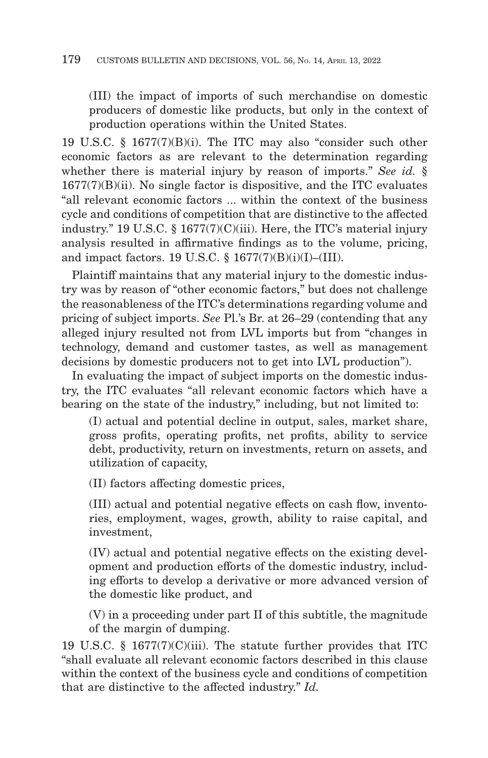(III) the impact of imports of such merchandise on domestic producers of domestic like products, but only in the context of production operations within the United States.

19 U.S.C. § 1677(7)(B)(i). The ITC may also "consider such other economic factors as are relevant to the determination regarding whether there is material injury by reason of imports." *See id.* § 1677(7)(B)(ii). No single factor is dispositive, and the ITC evaluates "all relevant economic factors ... within the context of the business cycle and conditions of competition that are distinctive to the affected industry." 19 U.S.C. § 1677(7)(C)(iii). Here, the ITC's material injury analysis resulted in affirmative findings as to the volume, pricing, and impact factors. 19 U.S.C. § 1677(7)(B)(i)(I)–(III).

Plaintiff maintains that any material injury to the domestic industry was by reason of "other economic factors," but does not challenge the reasonableness of the ITC's determinations regarding volume and pricing of subject imports. *See* Pl.'s Br. at 26–29 (contending that any alleged injury resulted not from LVL imports but from "changes in technology, demand and customer tastes, as well as management decisions by domestic producers not to get into LVL production").

In evaluating the impact of subject imports on the domestic industry, the ITC evaluates "all relevant economic factors which have a bearing on the state of the industry," including, but not limited to:

(I) actual and potential decline in output, sales, market share, gross profits, operating profits, net profits, ability to service debt, productivity, return on investments, return on assets, and utilization of capacity,

(II) factors affecting domestic prices,

(III) actual and potential negative effects on cash flow, inventories, employment, wages, growth, ability to raise capital, and investment,

(IV) actual and potential negative effects on the existing development and production efforts of the domestic industry, including efforts to develop a derivative or more advanced version of the domestic like product, and

(V) in a proceeding under part II of this subtitle, the magnitude of the margin of dumping.

19 U.S.C. § 1677(7)(C)(iii). The statute further provides that ITC "shall evaluate all relevant economic factors described in this clause within the context of the business cycle and conditions of competition that are distinctive to the affected industry." *Id.*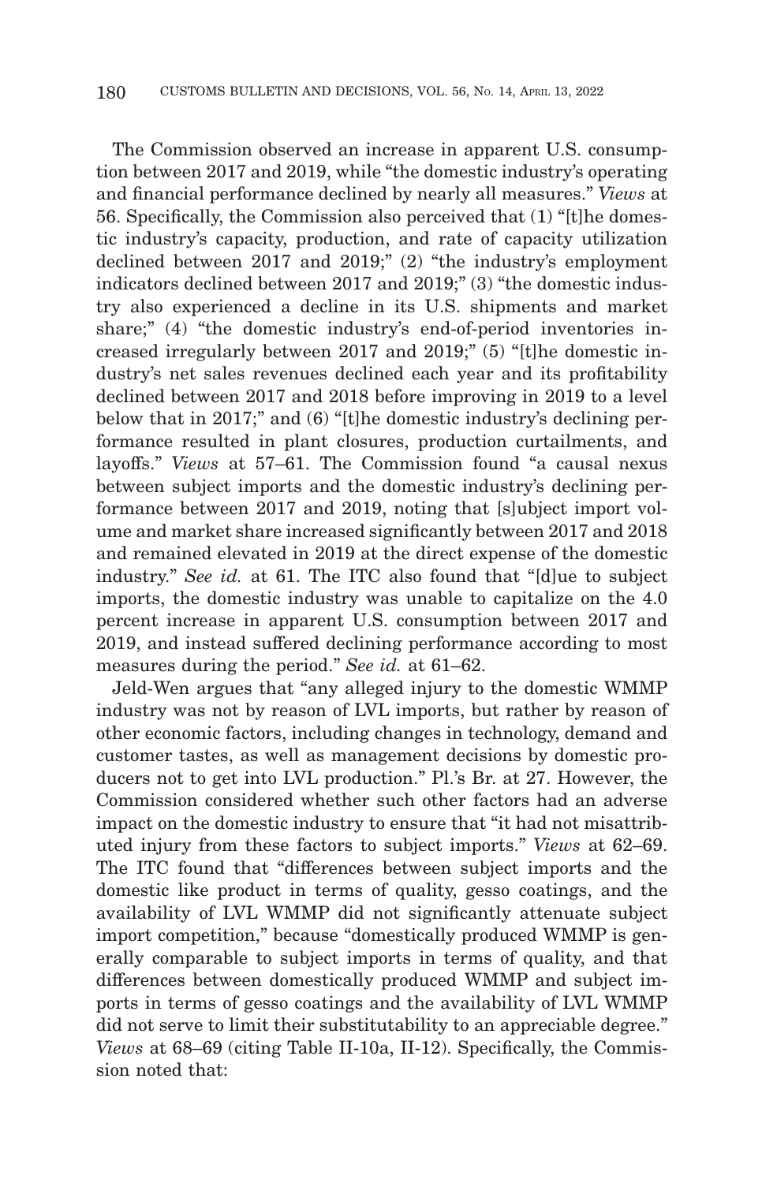The Commission observed an increase in apparent U.S. consumption between 2017 and 2019, while "the domestic industry's operating and financial performance declined by nearly all measures." *Views* at 56. Specifically, the Commission also perceived that (1) "[t]he domestic industry's capacity, production, and rate of capacity utilization declined between 2017 and 2019;" (2) "the industry's employment indicators declined between 2017 and 2019;" (3) "the domestic industry also experienced a decline in its U.S. shipments and market share;" (4) "the domestic industry's end-of-period inventories increased irregularly between 2017 and 2019;" (5) "[t]he domestic industry's net sales revenues declined each year and its profitability declined between 2017 and 2018 before improving in 2019 to a level below that in 2017;" and (6) "[t]he domestic industry's declining performance resulted in plant closures, production curtailments, and layoffs." *Views* at 57–61. The Commission found "a causal nexus between subject imports and the domestic industry's declining performance between 2017 and 2019, noting that [s]ubject import volume and market share increased significantly between 2017 and 2018 and remained elevated in 2019 at the direct expense of the domestic industry." *See id.* at 61. The ITC also found that "[d]ue to subject imports, the domestic industry was unable to capitalize on the 4.0 percent increase in apparent U.S. consumption between 2017 and 2019, and instead suffered declining performance according to most measures during the period." *See id.* at 61–62.

Jeld-Wen argues that "any alleged injury to the domestic WMMP industry was not by reason of LVL imports, but rather by reason of other economic factors, including changes in technology, demand and customer tastes, as well as management decisions by domestic producers not to get into LVL production." Pl.'s Br. at 27. However, the Commission considered whether such other factors had an adverse impact on the domestic industry to ensure that "it had not misattributed injury from these factors to subject imports." *Views* at 62–69. The ITC found that "differences between subject imports and the domestic like product in terms of quality, gesso coatings, and the availability of LVL WMMP did not significantly attenuate subject import competition," because "domestically produced WMMP is generally comparable to subject imports in terms of quality, and that differences between domestically produced WMMP and subject imports in terms of gesso coatings and the availability of LVL WMMP did not serve to limit their substitutability to an appreciable degree." *Views* at 68–69 (citing Table II-10a, II-12). Specifically, the Commission noted that: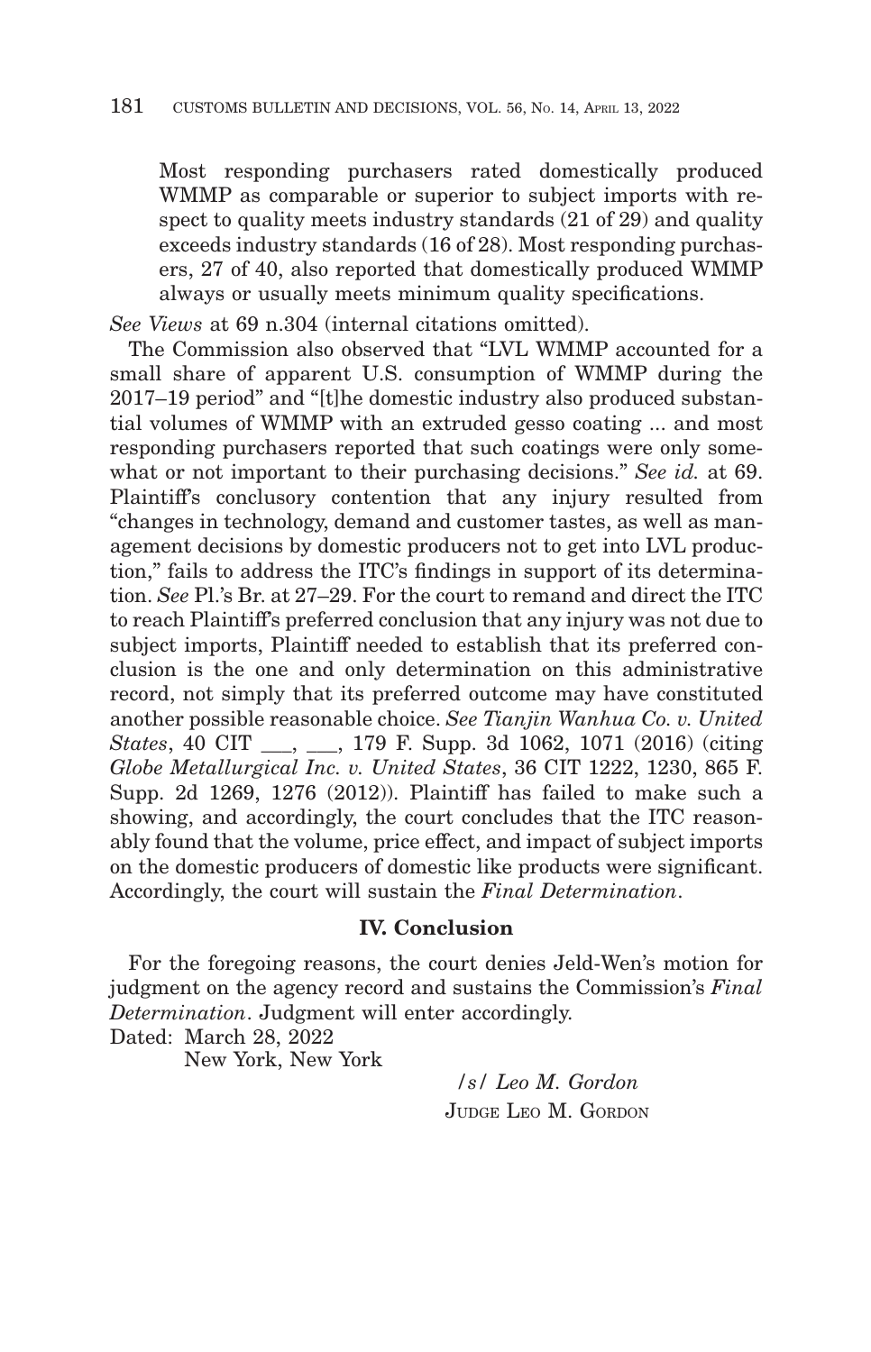> Most responding purchasers rated domestically produced WMMP as comparable or superior to subject imports with respect to quality meets industry standards (21 of 29) and quality exceeds industry standards (16 of 28). Most responding purchasers, 27 of 40, also reported that domestically produced WMMP always or usually meets minimum quality specifications.

*See Views* at 69 n.304 (internal citations omitted).

The Commission also observed that "LVL WMMP accounted for a small share of apparent U.S. consumption of WMMP during the 2017–19 period" and "[t]he domestic industry also produced substantial volumes of WMMP with an extruded gesso coating ... and most responding purchasers reported that such coatings were only somewhat or not important to their purchasing decisions." *See id.* at 69. Plaintiff's conclusory contention that any injury resulted from "changes in technology, demand and customer tastes, as well as management decisions by domestic producers not to get into LVL production," fails to address the ITC's findings in support of its determination. *See* Pl.'s Br. at 27–29. For the court to remand and direct the ITC to reach Plaintiff's preferred conclusion that any injury was not due to subject imports, Plaintiff needed to establish that its preferred conclusion is the one and only determination on this administrative record, not simply that its preferred outcome may have constituted another possible reasonable choice. *See Tianjin Wanhua Co. v. United States*, 40 CIT ___, ___, 179 F. Supp. 3d 1062, 1071 (2016) (citing *Globe Metallurgical Inc. v. United States*, 36 CIT 1222, 1230, 865 F. Supp. 2d 1269, 1276 (2012)). Plaintiff has failed to make such a showing, and accordingly, the court concludes that the ITC reasonably found that the volume, price effect, and impact of subject imports on the domestic producers of domestic like products were significant. Accordingly, the court will sustain the *Final Determination*.

## IV. Conclusion

For the foregoing reasons, the court denies Jeld-Wen's motion for judgment on the agency record and sustains the Commission's *Final Determination*. Judgment will enter accordingly.

Dated: March 28, 2022
New York, New York

*/s/ Leo M. Gordon*
JUDGE LEO M. GORDON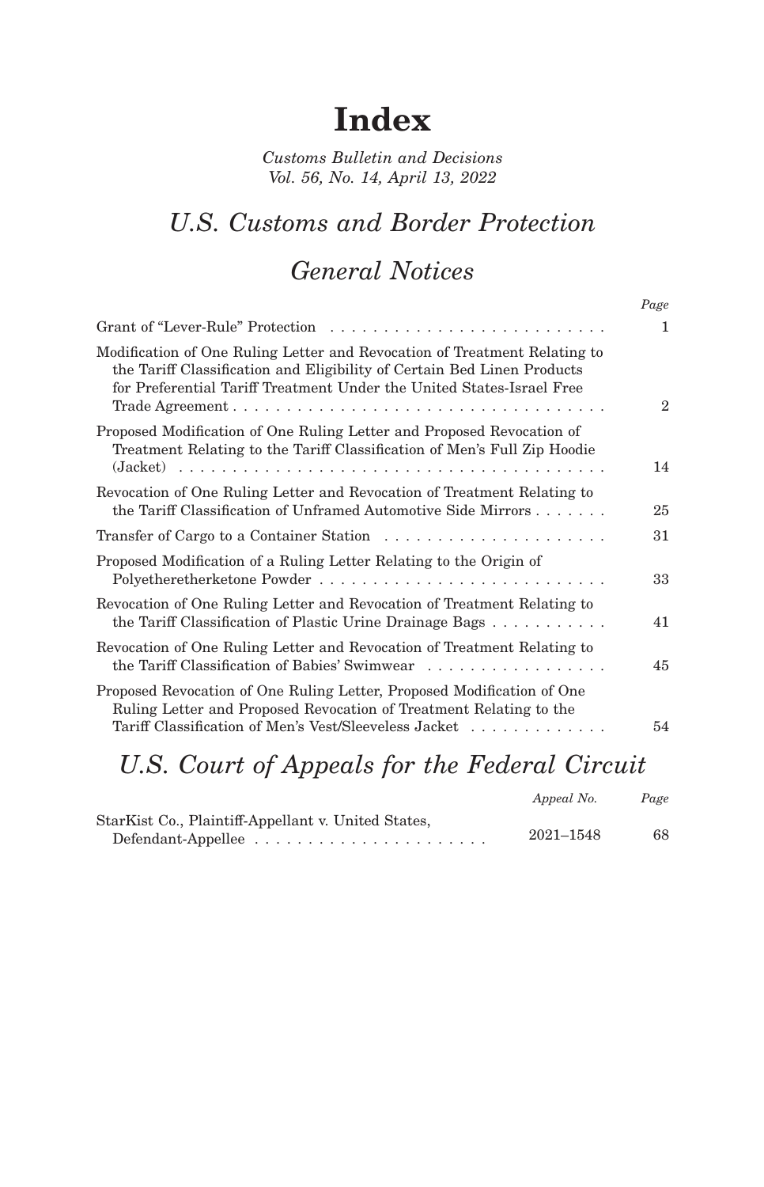# Index

*Customs Bulletin and Decisions*
*Vol. 56, No. 14, April 13, 2022*

## *U.S. Customs and Border Protection*

## *General Notices*

| | *Page* |
|---|---|
| Grant of "Lever-Rule" Protection | 1 |
| Modification of One Ruling Letter and Revocation of Treatment Relating to the Tariff Classification and Eligibility of Certain Bed Linen Products for Preferential Tariff Treatment Under the United States-Israel Free Trade Agreement | 2 |
| Proposed Modification of One Ruling Letter and Proposed Revocation of Treatment Relating to the Tariff Classification of Men's Full Zip Hoodie (Jacket) | 14 |
| Revocation of One Ruling Letter and Revocation of Treatment Relating to the Tariff Classification of Unframed Automotive Side Mirrors | 25 |
| Transfer of Cargo to a Container Station | 31 |
| Proposed Modification of a Ruling Letter Relating to the Origin of Polyetheretherketone Powder | 33 |
| Revocation of One Ruling Letter and Revocation of Treatment Relating to the Tariff Classification of Plastic Urine Drainage Bags | 41 |
| Revocation of One Ruling Letter and Revocation of Treatment Relating to the Tariff Classification of Babies' Swimwear | 45 |
| Proposed Revocation of One Ruling Letter, Proposed Modification of One Ruling Letter and Proposed Revocation of Treatment Relating to the Tariff Classification of Men's Vest/Sleeveless Jacket | 54 |

## *U.S. Court of Appeals for the Federal Circuit*

| | *Appeal No.* | *Page* |
|---|---|---|
| StarKist Co., Plaintiff-Appellant v. United States, Defendant-Appellee | 2021–1548 | 68 |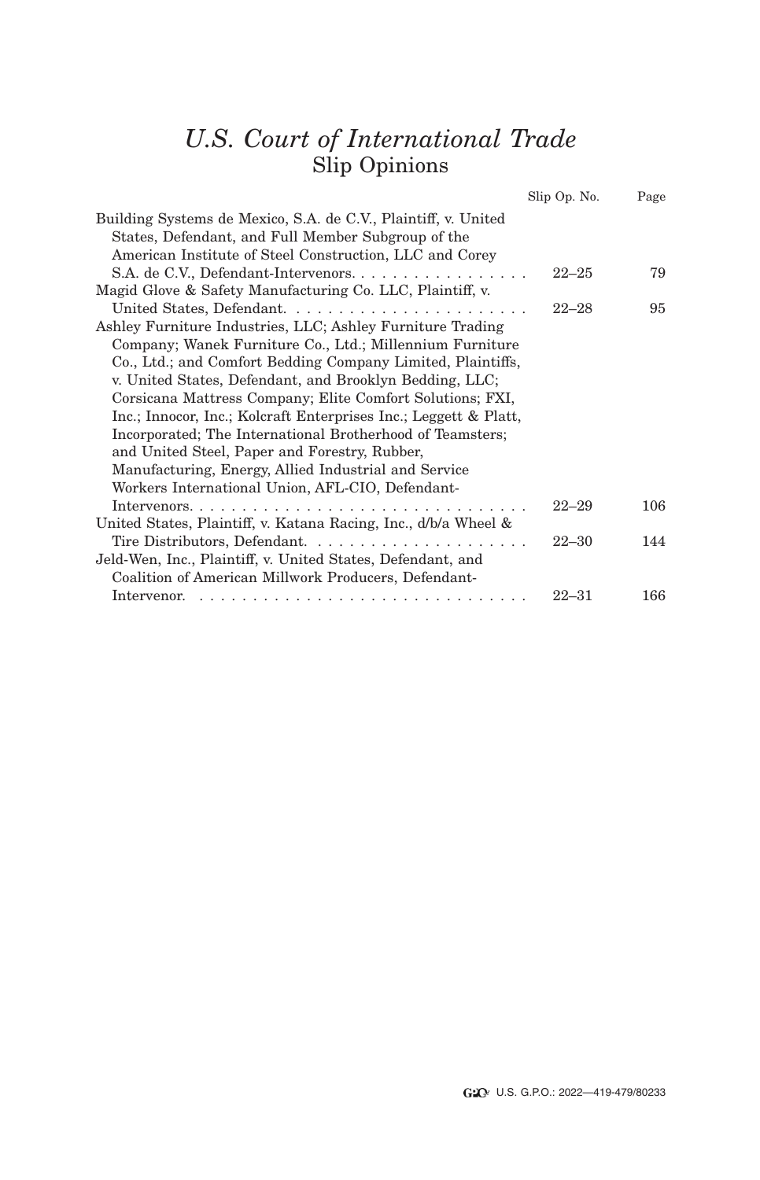# *U.S. Court of International Trade*
## Slip Opinions

| | Slip Op. No. | Page |
|---|---|---|
| Building Systems de Mexico, S.A. de C.V., Plaintiff, v. United States, Defendant, and Full Member Subgroup of the American Institute of Steel Construction, LLC and Corey S.A. de C.V., Defendant-Intervenors. | 22–25 | 79 |
| Magid Glove & Safety Manufacturing Co. LLC, Plaintiff, v. United States, Defendant. | 22–28 | 95 |
| Ashley Furniture Industries, LLC; Ashley Furniture Trading Company; Wanek Furniture Co., Ltd.; Millennium Furniture Co., Ltd.; and Comfort Bedding Company Limited, Plaintiffs, v. United States, Defendant, and Brooklyn Bedding, LLC; Corsicana Mattress Company; Elite Comfort Solutions; FXI, Inc.; Innocor, Inc.; Kolcraft Enterprises Inc.; Leggett & Platt, Incorporated; The International Brotherhood of Teamsters; and United Steel, Paper and Forestry, Rubber, Manufacturing, Energy, Allied Industrial and Service Workers International Union, AFL-CIO, Defendant-Intervenors. | 22–29 | 106 |
| United States, Plaintiff, v. Katana Racing, Inc., d/b/a Wheel & Tire Distributors, Defendant. | 22–30 | 144 |
| Jeld-Wen, Inc., Plaintiff, v. United States, Defendant, and Coalition of American Millwork Producers, Defendant-Intervenor. | 22–31 | 166 |

U.S. G.P.O.: 2022—419-479/80233